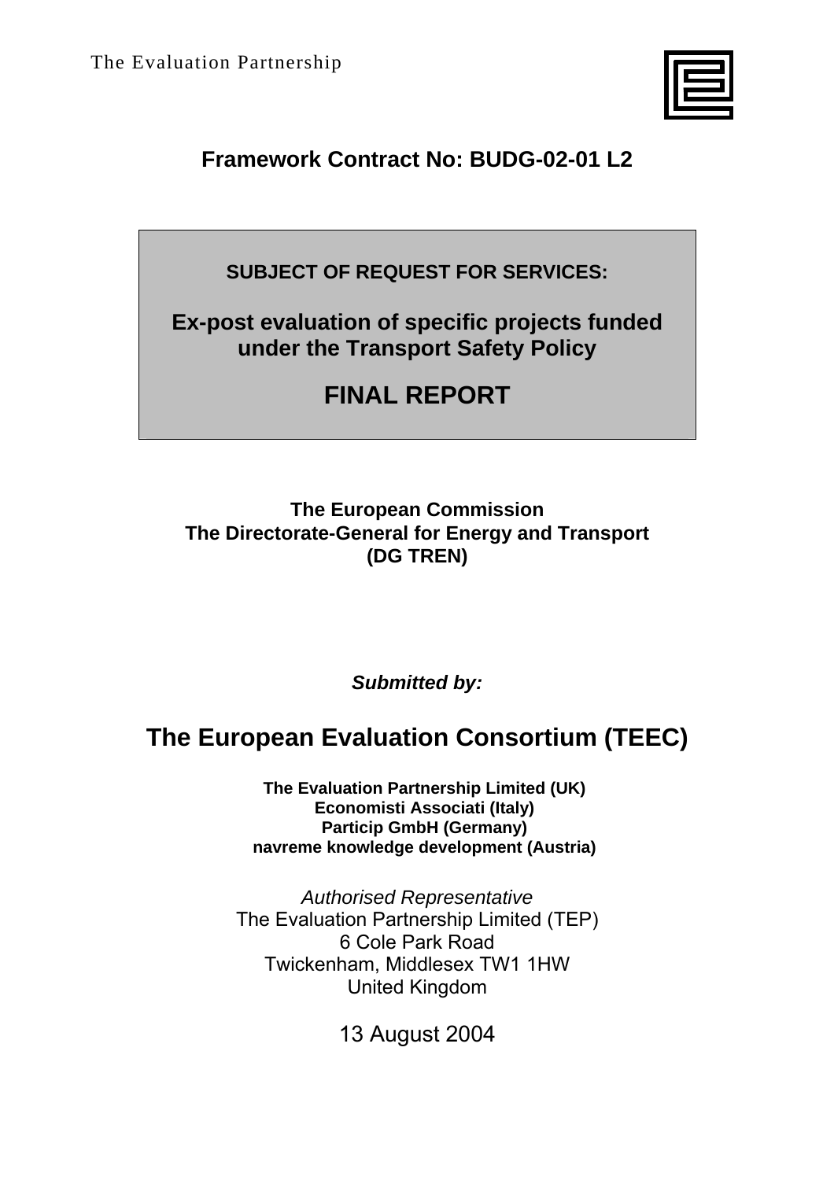The Evaluation Partnership

**Framework Contract No: BUDG-02-01 L2**

**SUBJECT OF REQUEST FOR SERVICES:**

**Ex-post evaluation of specific projects funded under the Transport Safety Policy**

# FINAL REPORT

**The European Commission**
**The Directorate-General for Energy and Transport**
**(DG TREN)**

***Submitted by:***

## The European Evaluation Consortium (TEEC)

**The Evaluation Partnership Limited (UK)**
**Economisti Associati (Italy)**
**Particip GmbH (Germany)**
**navreme knowledge development (Austria)**

*Authorised Representative*
The Evaluation Partnership Limited (TEP)
6 Cole Park Road
Twickenham, Middlesex TW1 1HW
United Kingdom

13 August 2004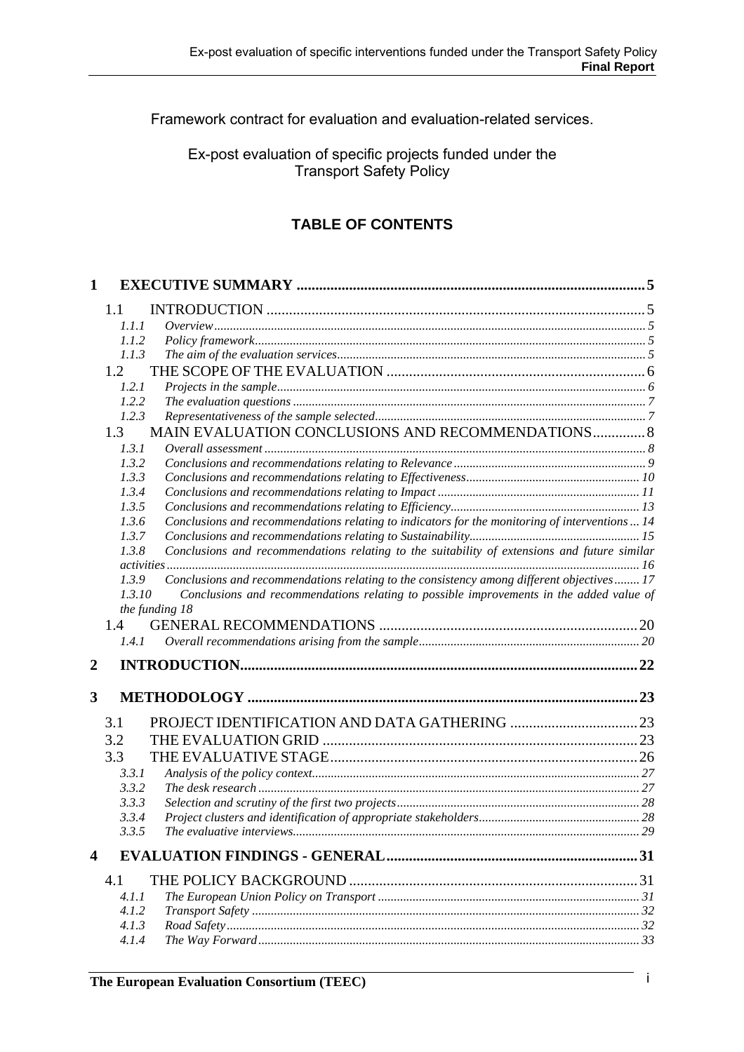Framework contract for evaluation and evaluation-related services.

Ex-post evaluation of specific projects funded under the Transport Safety Policy

## TABLE OF CONTENTS

**1 EXECUTIVE SUMMARY** ..... 5

- 1.1 INTRODUCTION ..... 5
  - *1.1.1 Overview* ..... 5
  - *1.1.2 Policy framework* ..... 5
  - *1.1.3 The aim of the evaluation services* ..... 5
- 1.2 THE SCOPE OF THE EVALUATION ..... 6
  - *1.2.1 Projects in the sample* ..... 6
  - *1.2.2 The evaluation questions* ..... 7
  - *1.2.3 Representativeness of the sample selected* ..... 7
- 1.3 MAIN EVALUATION CONCLUSIONS AND RECOMMENDATIONS ..... 8
  - *1.3.1 Overall assessment* ..... 8
  - *1.3.2 Conclusions and recommendations relating to Relevance* ..... 9
  - *1.3.3 Conclusions and recommendations relating to Effectiveness* ..... 10
  - *1.3.4 Conclusions and recommendations relating to Impact* ..... 11
  - *1.3.5 Conclusions and recommendations relating to Efficiency* ..... 13
  - *1.3.6 Conclusions and recommendations relating to indicators for the monitoring of interventions* ..... 14
  - *1.3.7 Conclusions and recommendations relating to Sustainability* ..... 15
  - *1.3.8 Conclusions and recommendations relating to the suitability of extensions and future similar activities* ..... 16
  - *1.3.9 Conclusions and recommendations relating to the consistency among different objectives* ..... 17
  - *1.3.10 Conclusions and recommendations relating to possible improvements in the added value of the funding* 18
- 1.4 GENERAL RECOMMENDATIONS ..... 20
  - *1.4.1 Overall recommendations arising from the sample* ..... 20

**2 INTRODUCTION** ..... 22

**3 METHODOLOGY** ..... 23

- 3.1 PROJECT IDENTIFICATION AND DATA GATHERING ..... 23
- 3.2 THE EVALUATION GRID ..... 23
- 3.3 THE EVALUATIVE STAGE ..... 26
  - *3.3.1 Analysis of the policy context* ..... 27
  - *3.3.2 The desk research* ..... 27
  - *3.3.3 Selection and scrutiny of the first two projects* ..... 28
  - *3.3.4 Project clusters and identification of appropriate stakeholders* ..... 28
  - *3.3.5 The evaluative interviews* ..... 29

**4 EVALUATION FINDINGS - GENERAL** ..... 31

- 4.1 THE POLICY BACKGROUND ..... 31
  - *4.1.1 The European Union Policy on Transport* ..... 31
  - *4.1.2 Transport Safety* ..... 32
  - *4.1.3 Road Safety* ..... 32
  - *4.1.4 The Way Forward* ..... 33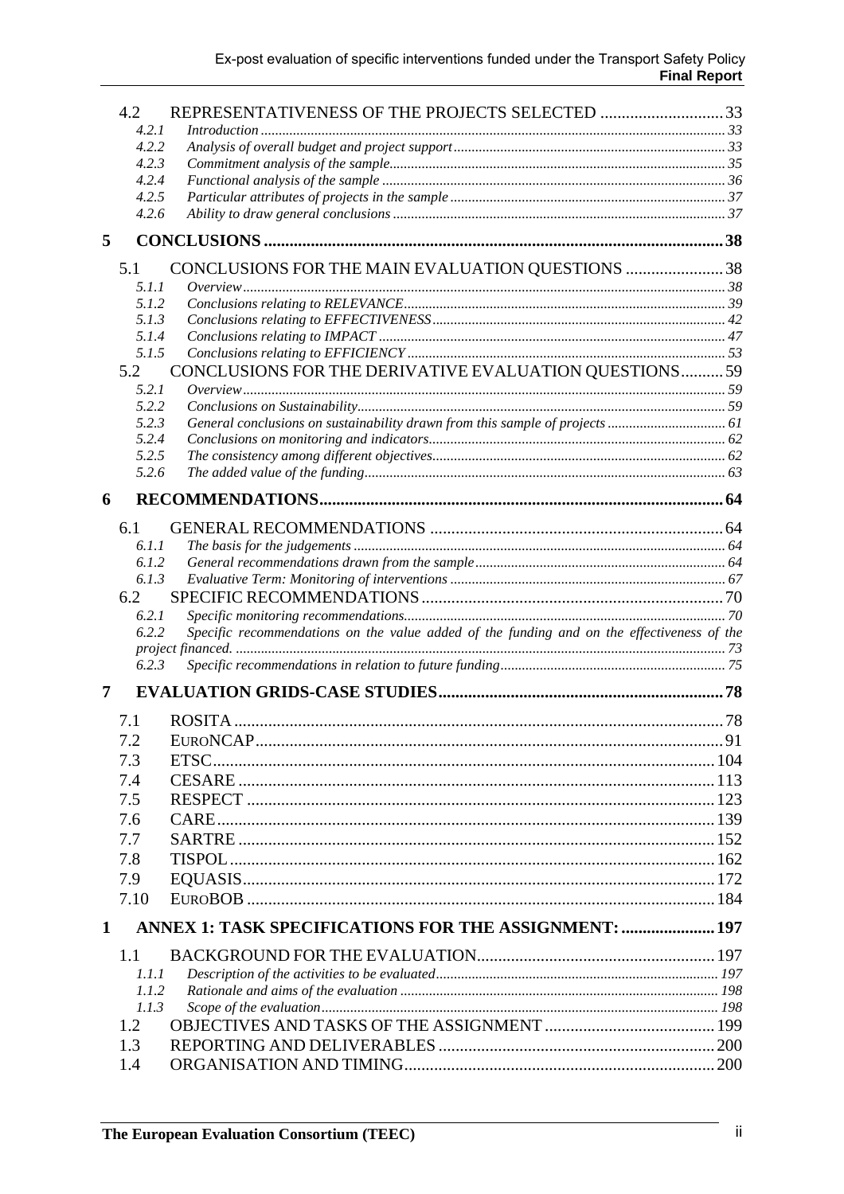4.2 REPRESENTATIVENESS OF THE PROJECTS SELECTED .......... 33
- 4.2.1 *Introduction* .......... 33
- 4.2.2 *Analysis of overall budget and project support* .......... 33
- 4.2.3 *Commitment analysis of the sample* .......... 35
- 4.2.4 *Functional analysis of the sample* .......... 36
- 4.2.5 *Particular attributes of projects in the sample* .......... 37
- 4.2.6 *Ability to draw general conclusions* .......... 37

**5 CONCLUSIONS .......... 38**

5.1 CONCLUSIONS FOR THE MAIN EVALUATION QUESTIONS .......... 38
- 5.1.1 *Overview* .......... 38
- 5.1.2 *Conclusions relating to RELEVANCE* .......... 39
- 5.1.3 *Conclusions relating to EFFECTIVENESS* .......... 42
- 5.1.4 *Conclusions relating to IMPACT* .......... 47
- 5.1.5 *Conclusions relating to EFFICIENCY* .......... 53

5.2 CONCLUSIONS FOR THE DERIVATIVE EVALUATION QUESTIONS .......... 59
- 5.2.1 *Overview* .......... 59
- 5.2.2 *Conclusions on Sustainability* .......... 59
- 5.2.3 *General conclusions on sustainability drawn from this sample of projects* .......... 61
- 5.2.4 *Conclusions on monitoring and indicators* .......... 62
- 5.2.5 *The consistency among different objectives* .......... 62
- 5.2.6 *The added value of the funding* .......... 63

**6 RECOMMENDATIONS .......... 64**

6.1 GENERAL RECOMMENDATIONS .......... 64
- 6.1.1 *The basis for the judgements* .......... 64
- 6.1.2 *General recommendations drawn from the sample* .......... 64
- 6.1.3 *Evaluative Term: Monitoring of interventions* .......... 67

6.2 SPECIFIC RECOMMENDATIONS .......... 70
- 6.2.1 *Specific monitoring recommendations* .......... 70
- 6.2.2 *Specific recommendations on the value added of the funding and on the effectiveness of the project financed.* .......... 73
- 6.2.3 *Specific recommendations in relation to future funding* .......... 75

**7 EVALUATION GRIDS-CASE STUDIES .......... 78**

- 7.1 ROSITA .......... 78
- 7.2 EURONCAP .......... 91
- 7.3 ETSC .......... 104
- 7.4 CESARE .......... 113
- 7.5 RESPECT .......... 123
- 7.6 CARE .......... 139
- 7.7 SARTRE .......... 152
- 7.8 TISPOL .......... 162
- 7.9 EQUASIS .......... 172
- 7.10 EUROBOB .......... 184

**1 ANNEX 1: TASK SPECIFICATIONS FOR THE ASSIGNMENT: .......... 197**

1.1 BACKGROUND FOR THE EVALUATION .......... 197
- 1.1.1 *Description of the activities to be evaluated* .......... 197
- 1.1.2 *Rationale and aims of the evaluation* .......... 198
- 1.1.3 *Scope of the evaluation* .......... 198

1.2 OBJECTIVES AND TASKS OF THE ASSIGNMENT .......... 199

1.3 REPORTING AND DELIVERABLES .......... 200

1.4 ORGANISATION AND TIMING .......... 200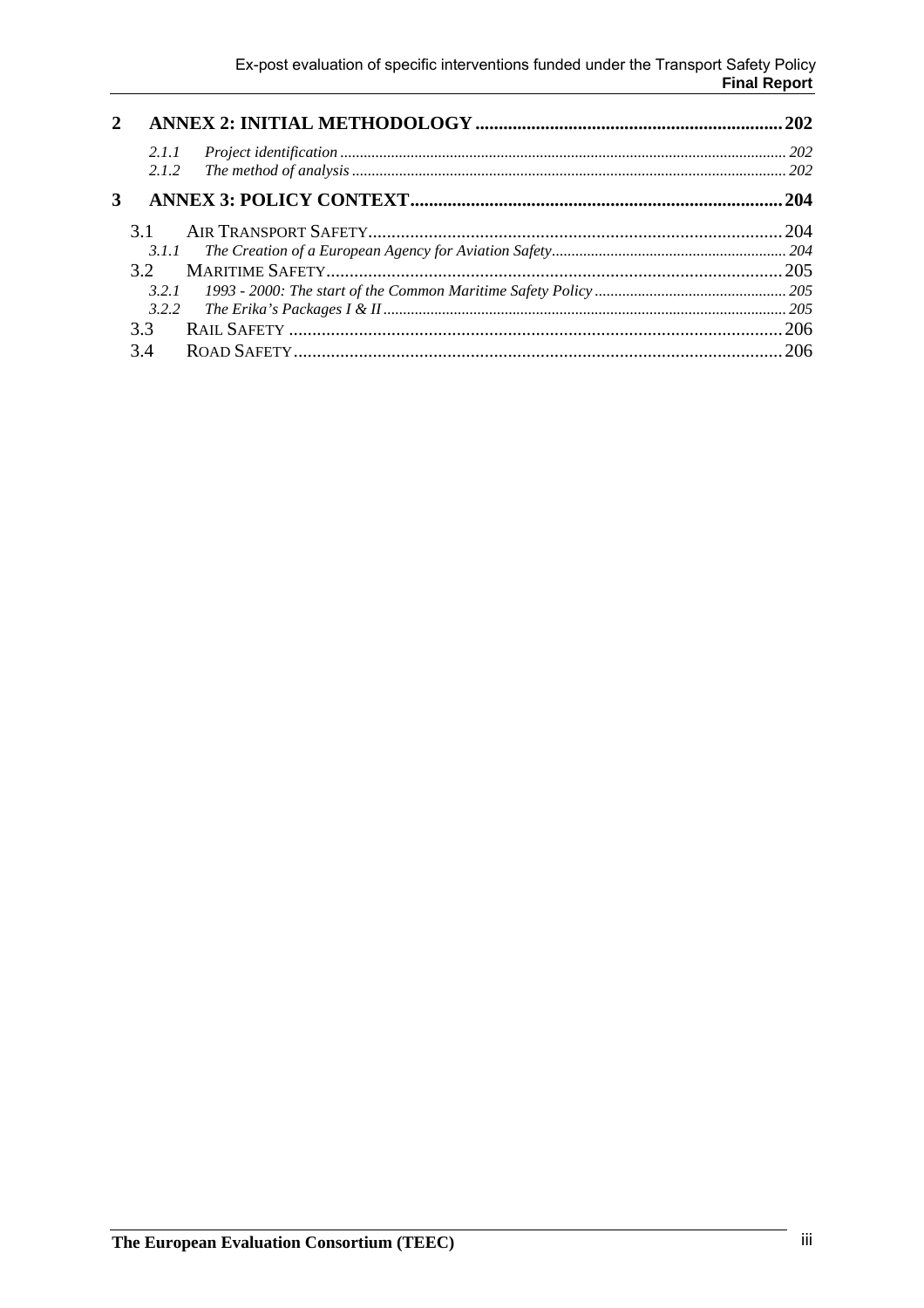**2 ANNEX 2: INITIAL METHODOLOGY .......... 202**

*2.1.1 Project identification .......... 202*

*2.1.2 The method of analysis .......... 202*

**3 ANNEX 3: POLICY CONTEXT .......... 204**

3.1 AIR TRANSPORT SAFETY .......... 204

*3.1.1 The Creation of a European Agency for Aviation Safety .......... 204*

3.2 MARITIME SAFETY .......... 205

*3.2.1 1993 - 2000: The start of the Common Maritime Safety Policy .......... 205*

*3.2.2 The Erika's Packages I & II .......... 205*

3.3 RAIL SAFETY .......... 206

3.4 ROAD SAFETY .......... 206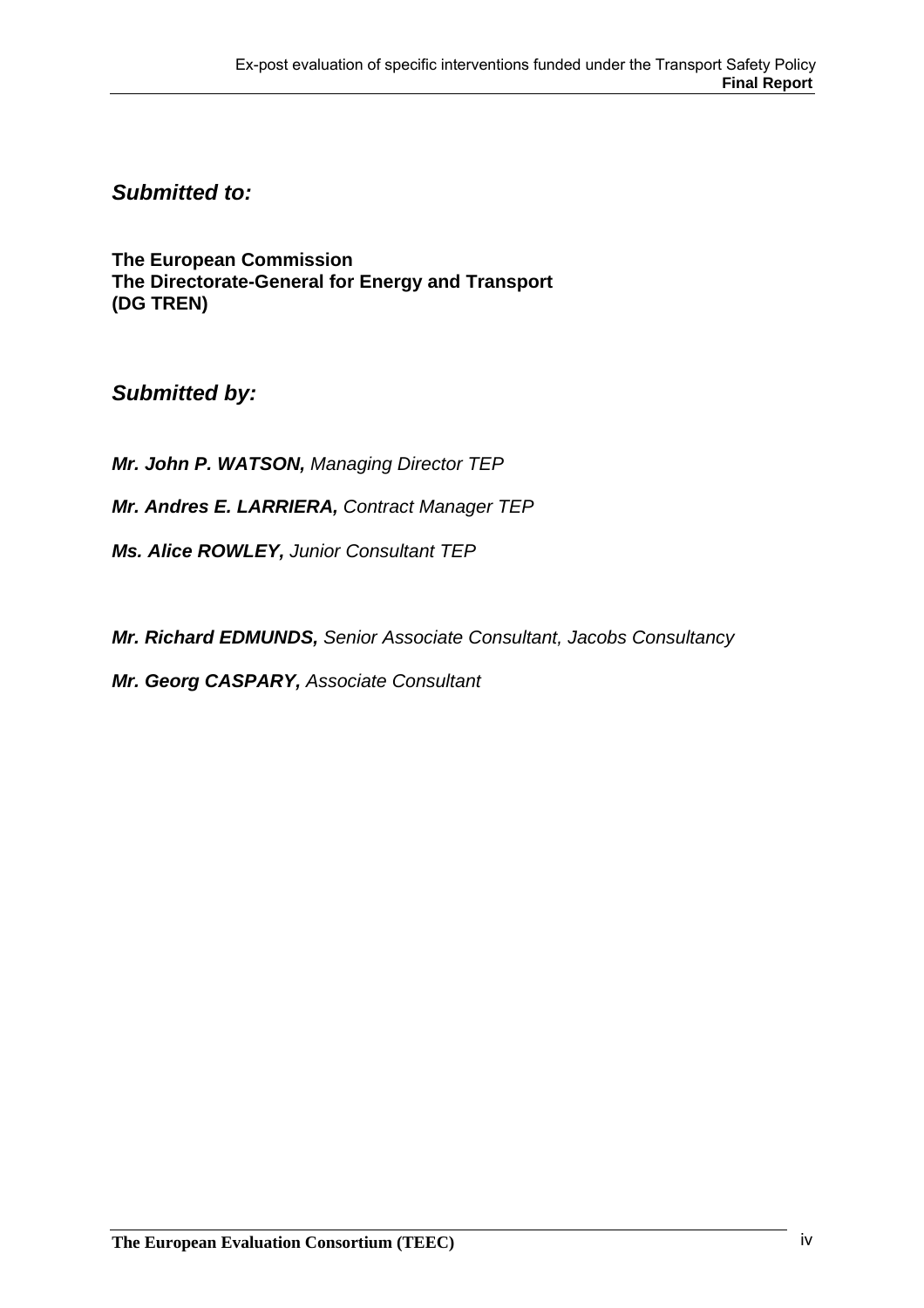## *Submitted to:*

**The European Commission**
**The Directorate-General for Energy and Transport**
**(DG TREN)**

## *Submitted by:*

***Mr. John P. WATSON,*** *Managing Director TEP*

***Mr. Andres E. LARRIERA,*** *Contract Manager TEP*

***Ms. Alice ROWLEY,*** *Junior Consultant TEP*

***Mr. Richard EDMUNDS,*** *Senior Associate Consultant, Jacobs Consultancy*

***Mr. Georg CASPARY,*** *Associate Consultant*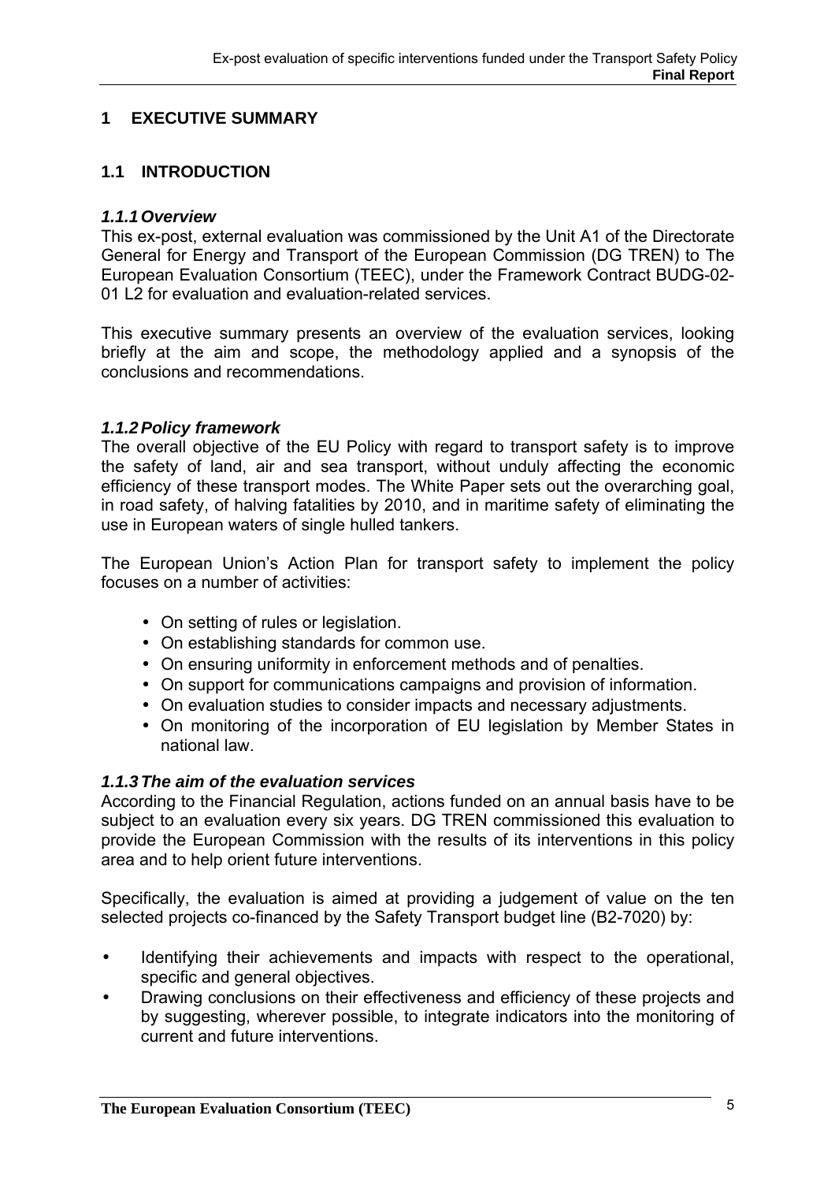# 1 EXECUTIVE SUMMARY

## 1.1 INTRODUCTION

### *1.1.1 Overview*

This ex-post, external evaluation was commissioned by the Unit A1 of the Directorate General for Energy and Transport of the European Commission (DG TREN) to The European Evaluation Consortium (TEEC), under the Framework Contract BUDG-02-01 L2 for evaluation and evaluation-related services.

This executive summary presents an overview of the evaluation services, looking briefly at the aim and scope, the methodology applied and a synopsis of the conclusions and recommendations.

### *1.1.2 Policy framework*

The overall objective of the EU Policy with regard to transport safety is to improve the safety of land, air and sea transport, without unduly affecting the economic efficiency of these transport modes. The White Paper sets out the overarching goal, in road safety, of halving fatalities by 2010, and in maritime safety of eliminating the use in European waters of single hulled tankers.

The European Union's Action Plan for transport safety to implement the policy focuses on a number of activities:

- On setting of rules or legislation.
- On establishing standards for common use.
- On ensuring uniformity in enforcement methods and of penalties.
- On support for communications campaigns and provision of information.
- On evaluation studies to consider impacts and necessary adjustments.
- On monitoring of the incorporation of EU legislation by Member States in national law.

### *1.1.3 The aim of the evaluation services*

According to the Financial Regulation, actions funded on an annual basis have to be subject to an evaluation every six years. DG TREN commissioned this evaluation to provide the European Commission with the results of its interventions in this policy area and to help orient future interventions.

Specifically, the evaluation is aimed at providing a judgement of value on the ten selected projects co-financed by the Safety Transport budget line (B2-7020) by:

- Identifying their achievements and impacts with respect to the operational, specific and general objectives.
- Drawing conclusions on their effectiveness and efficiency of these projects and by suggesting, wherever possible, to integrate indicators into the monitoring of current and future interventions.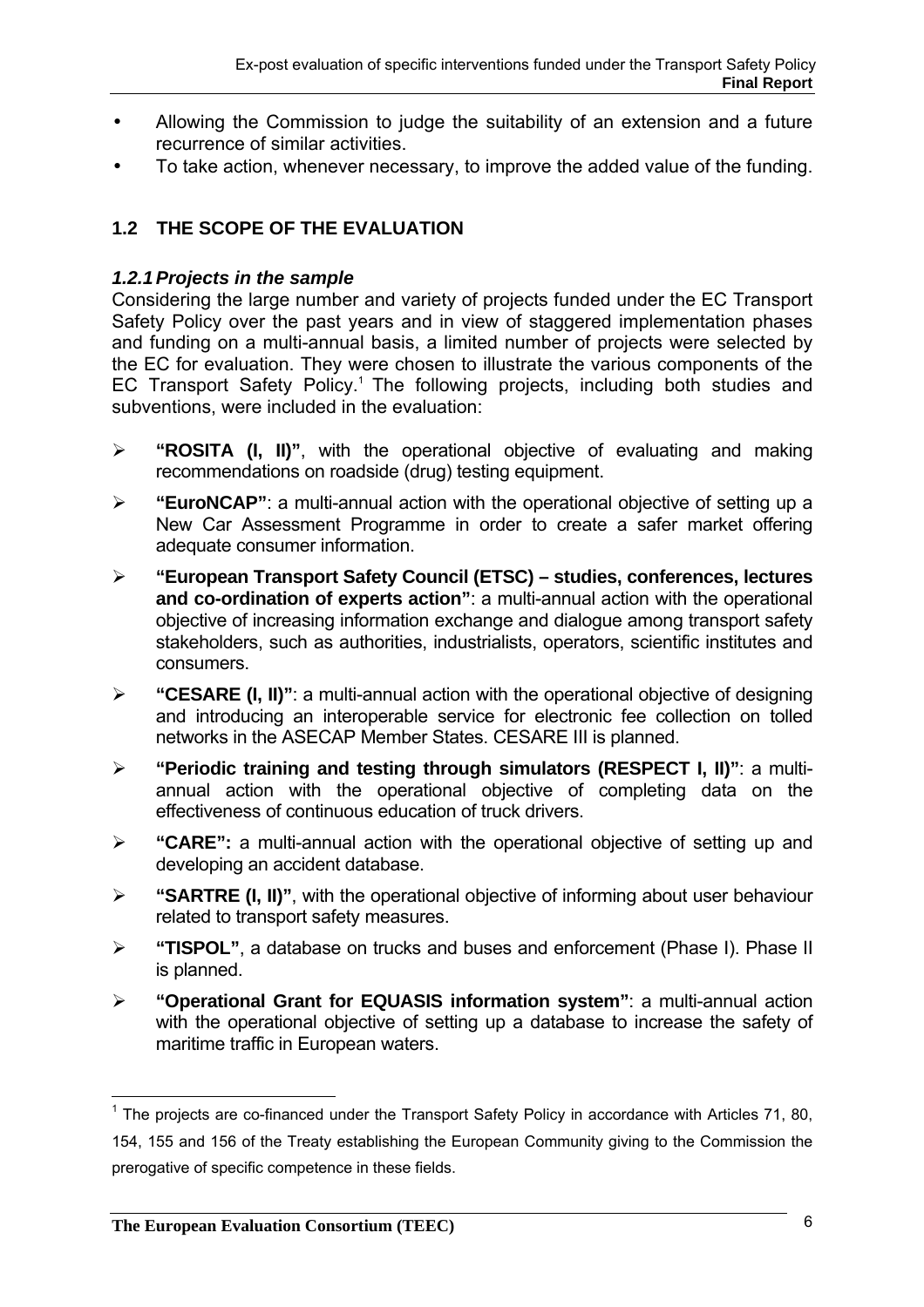- Allowing the Commission to judge the suitability of an extension and a future recurrence of similar activities.
- To take action, whenever necessary, to improve the added value of the funding.

## 1.2 THE SCOPE OF THE EVALUATION

### *1.2.1 Projects in the sample*

Considering the large number and variety of projects funded under the EC Transport Safety Policy over the past years and in view of staggered implementation phases and funding on a multi-annual basis, a limited number of projects were selected by the EC for evaluation. They were chosen to illustrate the various components of the EC Transport Safety Policy.[1] The following projects, including both studies and subventions, were included in the evaluation:

- **"ROSITA (I, II)"**, with the operational objective of evaluating and making recommendations on roadside (drug) testing equipment.
- **"EuroNCAP"**: a multi-annual action with the operational objective of setting up a New Car Assessment Programme in order to create a safer market offering adequate consumer information.
- **"European Transport Safety Council (ETSC) – studies, conferences, lectures and co-ordination of experts action"**: a multi-annual action with the operational objective of increasing information exchange and dialogue among transport safety stakeholders, such as authorities, industrialists, operators, scientific institutes and consumers.
- **"CESARE (I, II)"**: a multi-annual action with the operational objective of designing and introducing an interoperable service for electronic fee collection on tolled networks in the ASECAP Member States. CESARE III is planned.
- **"Periodic training and testing through simulators (RESPECT I, II)"**: a multi-annual action with the operational objective of completing data on the effectiveness of continuous education of truck drivers.
- **"CARE":** a multi-annual action with the operational objective of setting up and developing an accident database.
- **"SARTRE (I, II)"**, with the operational objective of informing about user behaviour related to transport safety measures.
- **"TISPOL"**, a database on trucks and buses and enforcement (Phase I). Phase II is planned.
- **"Operational Grant for EQUASIS information system"**: a multi-annual action with the operational objective of setting up a database to increase the safety of maritime traffic in European waters.

---

[1] The projects are co-financed under the Transport Safety Policy in accordance with Articles 71, 80, 154, 155 and 156 of the Treaty establishing the European Community giving to the Commission the prerogative of specific competence in these fields.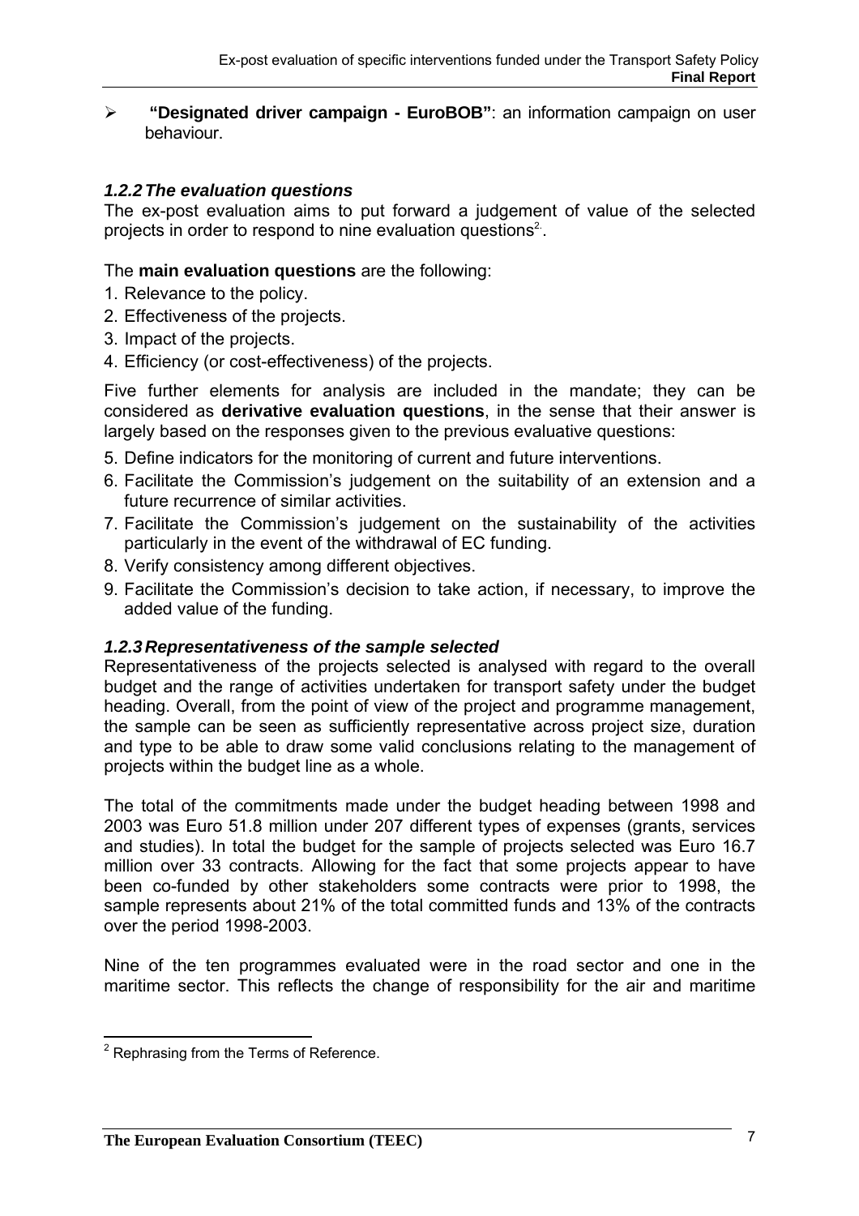- **"Designated driver campaign - EuroBOB"**: an information campaign on user behaviour.

### *1.2.2 The evaluation questions*

The ex-post evaluation aims to put forward a judgement of value of the selected projects in order to respond to nine evaluation questions[2].

The **main evaluation questions** are the following:

1. Relevance to the policy.
2. Effectiveness of the projects.
3. Impact of the projects.
4. Efficiency (or cost-effectiveness) of the projects.

Five further elements for analysis are included in the mandate; they can be considered as **derivative evaluation questions**, in the sense that their answer is largely based on the responses given to the previous evaluative questions:

5. Define indicators for the monitoring of current and future interventions.
6. Facilitate the Commission's judgement on the suitability of an extension and a future recurrence of similar activities.
7. Facilitate the Commission's judgement on the sustainability of the activities particularly in the event of the withdrawal of EC funding.
8. Verify consistency among different objectives.
9. Facilitate the Commission's decision to take action, if necessary, to improve the added value of the funding.

### *1.2.3 Representativeness of the sample selected*

Representativeness of the projects selected is analysed with regard to the overall budget and the range of activities undertaken for transport safety under the budget heading. Overall, from the point of view of the project and programme management, the sample can be seen as sufficiently representative across project size, duration and type to be able to draw some valid conclusions relating to the management of projects within the budget line as a whole.

The total of the commitments made under the budget heading between 1998 and 2003 was Euro 51.8 million under 207 different types of expenses (grants, services and studies). In total the budget for the sample of projects selected was Euro 16.7 million over 33 contracts. Allowing for the fact that some projects appear to have been co-funded by other stakeholders some contracts were prior to 1998, the sample represents about 21% of the total committed funds and 13% of the contracts over the period 1998-2003.

Nine of the ten programmes evaluated were in the road sector and one in the maritime sector. This reflects the change of responsibility for the air and maritime

---

[2] Rephrasing from the Terms of Reference.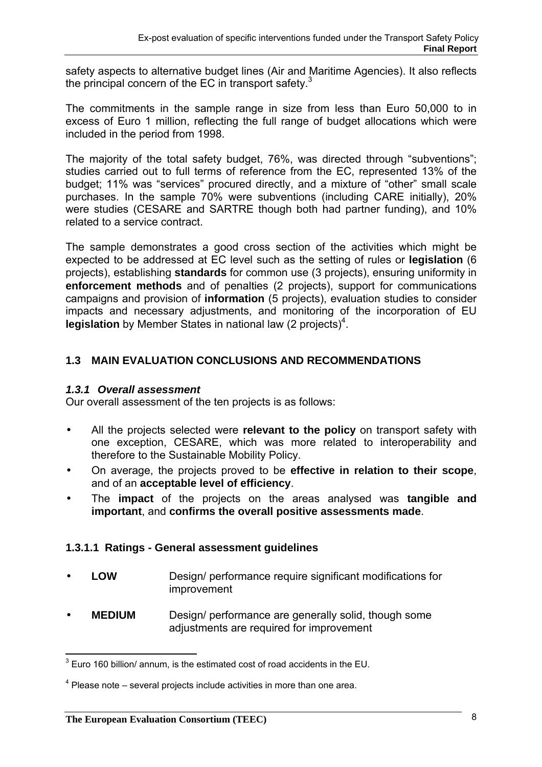safety aspects to alternative budget lines (Air and Maritime Agencies). It also reflects the principal concern of the EC in transport safety.[3]

The commitments in the sample range in size from less than Euro 50,000 to in excess of Euro 1 million, reflecting the full range of budget allocations which were included in the period from 1998.

The majority of the total safety budget, 76%, was directed through "subventions"; studies carried out to full terms of reference from the EC, represented 13% of the budget; 11% was "services" procured directly, and a mixture of "other" small scale purchases. In the sample 70% were subventions (including CARE initially), 20% were studies (CESARE and SARTRE though both had partner funding), and 10% related to a service contract.

The sample demonstrates a good cross section of the activities which might be expected to be addressed at EC level such as the setting of rules or **legislation** (6 projects), establishing **standards** for common use (3 projects), ensuring uniformity in **enforcement methods** and of penalties (2 projects), support for communications campaigns and provision of **information** (5 projects), evaluation studies to consider impacts and necessary adjustments, and monitoring of the incorporation of EU **legislation** by Member States in national law (2 projects)[4].

## 1.3 MAIN EVALUATION CONCLUSIONS AND RECOMMENDATIONS

### *1.3.1 Overall assessment*

Our overall assessment of the ten projects is as follows:

- All the projects selected were **relevant to the policy** on transport safety with one exception, CESARE, which was more related to interoperability and therefore to the Sustainable Mobility Policy.
- On average, the projects proved to be **effective in relation to their scope**, and of an **acceptable level of efficiency**.
- The **impact** of the projects on the areas analysed was **tangible and important**, and **confirms the overall positive assessments made**.

#### 1.3.1.1 Ratings - General assessment guidelines

- **LOW** Design/ performance require significant modifications for improvement
- **MEDIUM** Design/ performance are generally solid, though some adjustments are required for improvement

---

[3] Euro 160 billion/ annum, is the estimated cost of road accidents in the EU.

[4] Please note – several projects include activities in more than one area.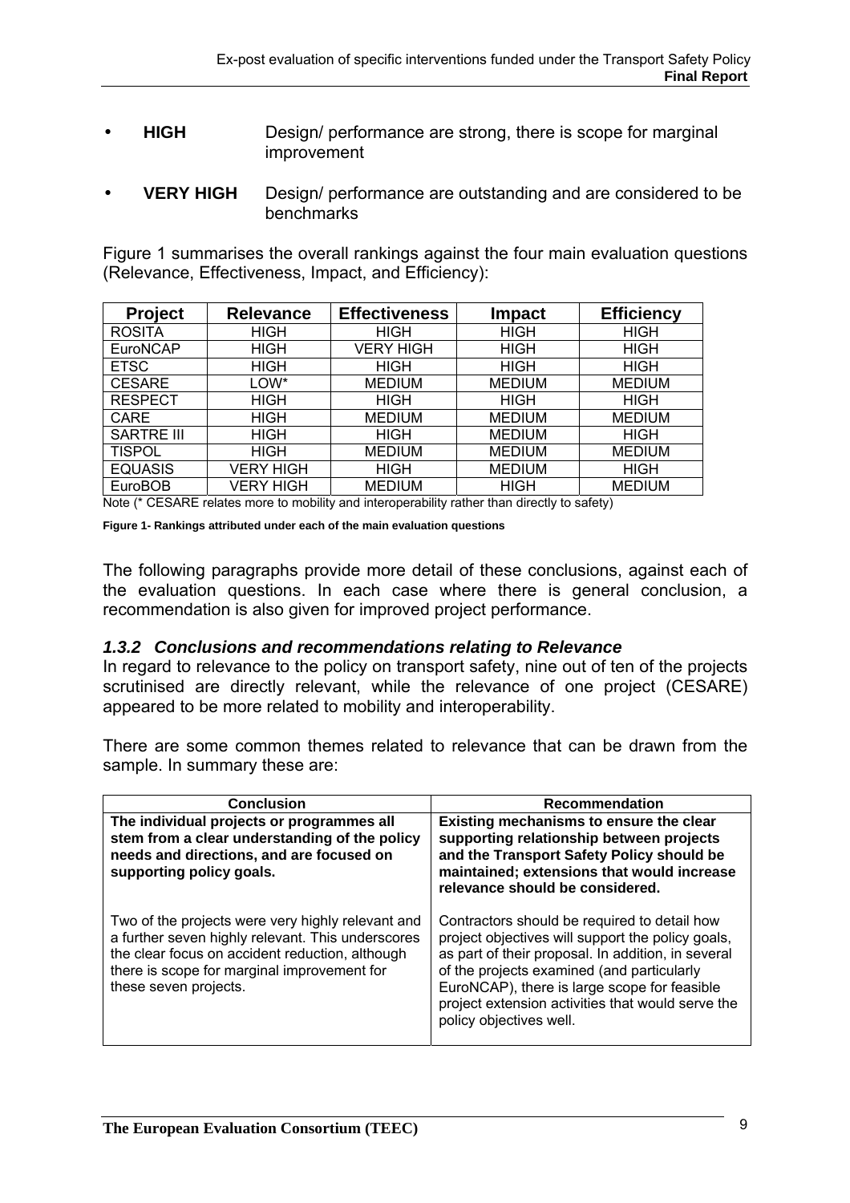- **HIGH** Design/ performance are strong, there is scope for marginal improvement

- **VERY HIGH** Design/ performance are outstanding and are considered to be benchmarks

Figure 1 summarises the overall rankings against the four main evaluation questions (Relevance, Effectiveness, Impact, and Efficiency):

| Project | Relevance | Effectiveness | Impact | Efficiency |
|---|---|---|---|---|
| ROSITA | HIGH | HIGH | HIGH | HIGH |
| EuroNCAP | HIGH | VERY HIGH | HIGH | HIGH |
| ETSC | HIGH | HIGH | HIGH | HIGH |
| CESARE | LOW* | MEDIUM | MEDIUM | MEDIUM |
| RESPECT | HIGH | HIGH | HIGH | HIGH |
| CARE | HIGH | MEDIUM | MEDIUM | MEDIUM |
| SARTRE III | HIGH | HIGH | MEDIUM | HIGH |
| TISPOL | HIGH | MEDIUM | MEDIUM | MEDIUM |
| EQUASIS | VERY HIGH | HIGH | MEDIUM | HIGH |
| EuroBOB | VERY HIGH | MEDIUM | HIGH | MEDIUM |

Note (* CESARE relates more to mobility and interoperability rather than directly to safety)

**Figure 1- Rankings attributed under each of the main evaluation questions**

The following paragraphs provide more detail of these conclusions, against each of the evaluation questions. In each case where there is general conclusion, a recommendation is also given for improved project performance.

### *1.3.2 Conclusions and recommendations relating to Relevance*

In regard to relevance to the policy on transport safety, nine out of ten of the projects scrutinised are directly relevant, while the relevance of one project (CESARE) appeared to be more related to mobility and interoperability.

There are some common themes related to relevance that can be drawn from the sample. In summary these are:

| Conclusion | Recommendation |
|---|---|
| **The individual projects or programmes all stem from a clear understanding of the policy needs and directions, and are focused on supporting policy goals.** | **Existing mechanisms to ensure the clear supporting relationship between projects and the Transport Safety Policy should be maintained; extensions that would increase relevance should be considered.** |
| Two of the projects were very highly relevant and a further seven highly relevant. This underscores the clear focus on accident reduction, although there is scope for marginal improvement for these seven projects. | Contractors should be required to detail how project objectives will support the policy goals, as part of their proposal. In addition, in several of the projects examined (and particularly EuroNCAP), there is large scope for feasible project extension activities that would serve the policy objectives well. |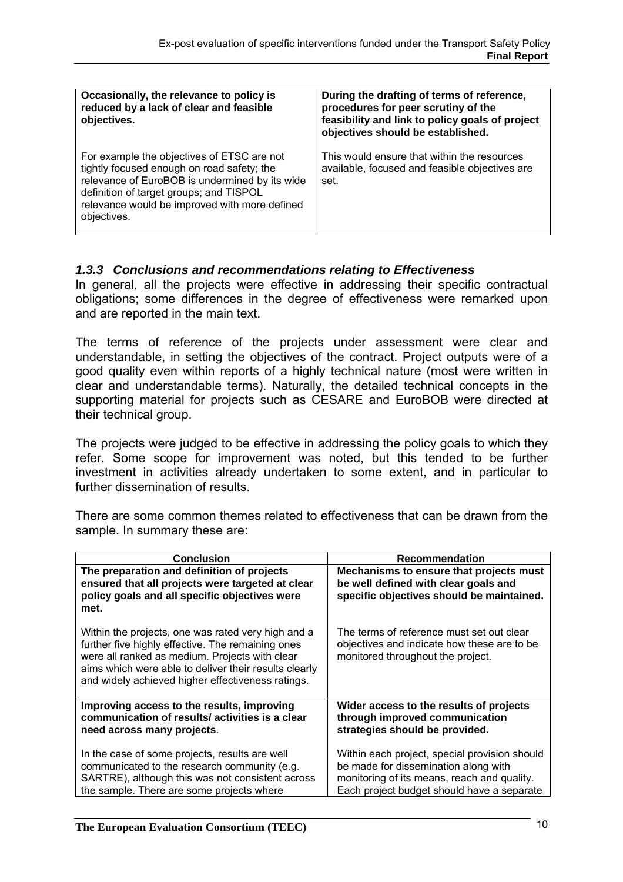| | |
|---|---|
| **Occasionally, the relevance to policy is reduced by a lack of clear and feasible objectives.**<br><br>For example the objectives of ETSC are not tightly focused enough on road safety; the relevance of EuroBOB is undermined by its wide definition of target groups; and TISPOL relevance would be improved with more defined objectives. | **During the drafting of terms of reference, procedures for peer scrutiny of the feasibility and link to policy goals of project objectives should be established.**<br><br>This would ensure that within the resources available, focused and feasible objectives are set. |

### *1.3.3 Conclusions and recommendations relating to Effectiveness*

In general, all the projects were effective in addressing their specific contractual obligations; some differences in the degree of effectiveness were remarked upon and are reported in the main text.

The terms of reference of the projects under assessment were clear and understandable, in setting the objectives of the contract. Project outputs were of a good quality even within reports of a highly technical nature (most were written in clear and understandable terms). Naturally, the detailed technical concepts in the supporting material for projects such as CESARE and EuroBOB were directed at their technical group.

The projects were judged to be effective in addressing the policy goals to which they refer. Some scope for improvement was noted, but this tended to be further investment in activities already undertaken to some extent, and in particular to further dissemination of results.

There are some common themes related to effectiveness that can be drawn from the sample. In summary these are:

| Conclusion | Recommendation |
|---|---|
| **The preparation and definition of projects ensured that all projects were targeted at clear policy goals and all specific objectives were met.**<br><br>Within the projects, one was rated very high and a further five highly effective. The remaining ones were all ranked as medium. Projects with clear aims which were able to deliver their results clearly and widely achieved higher effectiveness ratings. | **Mechanisms to ensure that projects must be well defined with clear goals and specific objectives should be maintained.**<br><br>The terms of reference must set out clear objectives and indicate how these are to be monitored throughout the project. |
| **Improving access to the results, improving communication of results/ activities is a clear need across many projects**.<br><br>In the case of some projects, results are well communicated to the research community (e.g. SARTRE), although this was not consistent across the sample. There are some projects where | **Wider access to the results of projects through improved communication strategies should be provided.**<br><br>Within each project, special provision should be made for dissemination along with monitoring of its means, reach and quality. Each project budget should have a separate |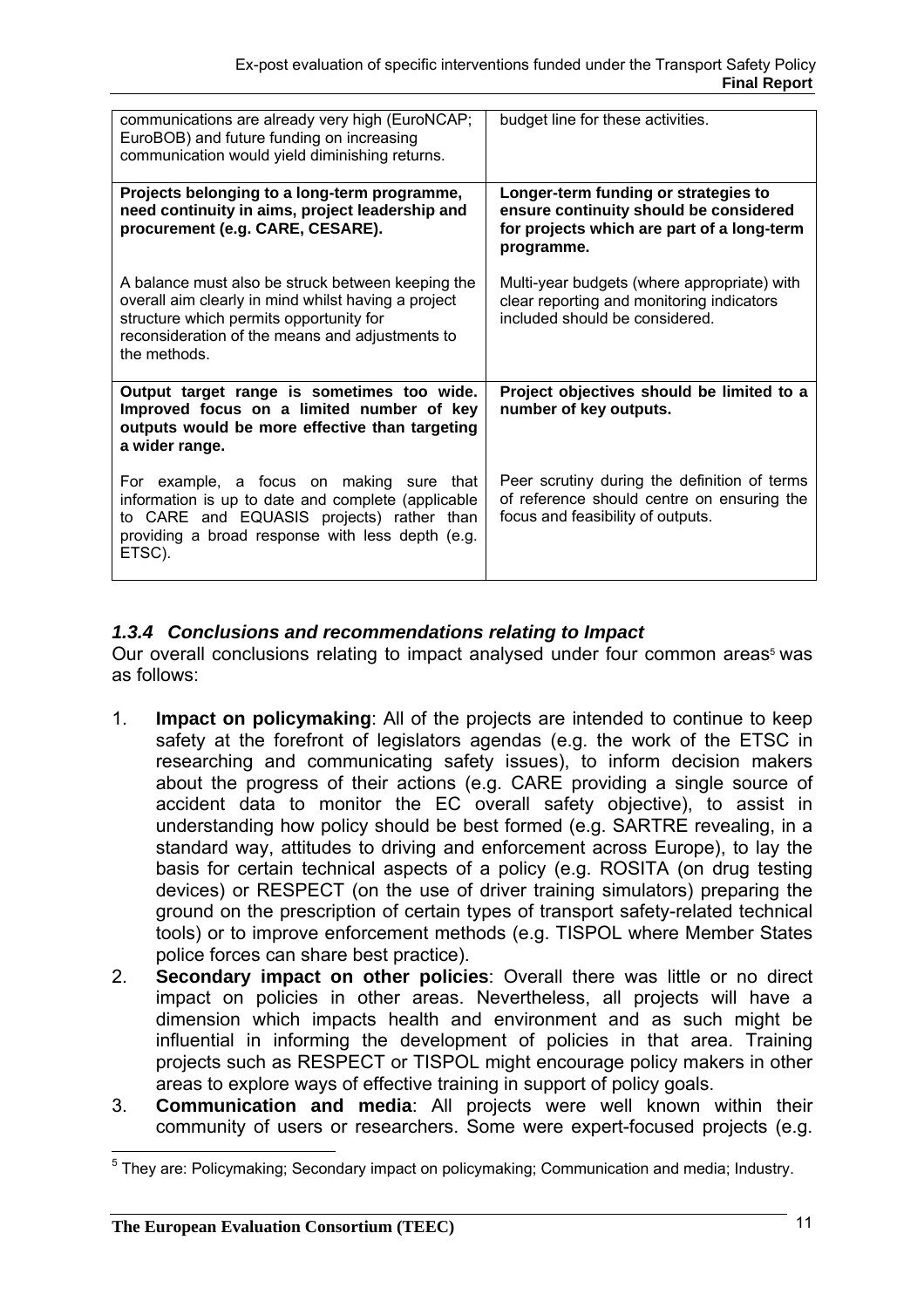| | |
|---|---|
| communications are already very high (EuroNCAP; EuroBOB) and future funding on increasing communication would yield diminishing returns. | budget line for these activities. |
| **Projects belonging to a long-term programme, need continuity in aims, project leadership and procurement (e.g. CARE, CESARE).**<br><br>A balance must also be struck between keeping the overall aim clearly in mind whilst having a project structure which permits opportunity for reconsideration of the means and adjustments to the methods. | **Longer-term funding or strategies to ensure continuity should be considered for projects which are part of a long-term programme.**<br><br>Multi-year budgets (where appropriate) with clear reporting and monitoring indicators included should be considered. |
| **Output target range is sometimes too wide. Improved focus on a limited number of key outputs would be more effective than targeting a wider range.**<br><br>For example, a focus on making sure that information is up to date and complete (applicable to CARE and EQUASIS projects) rather than providing a broad response with less depth (e.g. ETSC). | **Project objectives should be limited to a number of key outputs.**<br><br>Peer scrutiny during the definition of terms of reference should centre on ensuring the focus and feasibility of outputs. |

### *1.3.4 Conclusions and recommendations relating to Impact*

Our overall conclusions relating to impact analysed under four common areas[5] was as follows:

1. **Impact on policymaking**: All of the projects are intended to continue to keep safety at the forefront of legislators agendas (e.g. the work of the ETSC in researching and communicating safety issues), to inform decision makers about the progress of their actions (e.g. CARE providing a single source of accident data to monitor the EC overall safety objective), to assist in understanding how policy should be best formed (e.g. SARTRE revealing, in a standard way, attitudes to driving and enforcement across Europe), to lay the basis for certain technical aspects of a policy (e.g. ROSITA (on drug testing devices) or RESPECT (on the use of driver training simulators) preparing the ground on the prescription of certain types of transport safety-related technical tools) or to improve enforcement methods (e.g. TISPOL where Member States police forces can share best practice).
2. **Secondary impact on other policies**: Overall there was little or no direct impact on policies in other areas. Nevertheless, all projects will have a dimension which impacts health and environment and as such might be influential in informing the development of policies in that area. Training projects such as RESPECT or TISPOL might encourage policy makers in other areas to explore ways of effective training in support of policy goals.
3. **Communication and media**: All projects were well known within their community of users or researchers. Some were expert-focused projects (e.g.

[5] They are: Policymaking; Secondary impact on policymaking; Communication and media; Industry.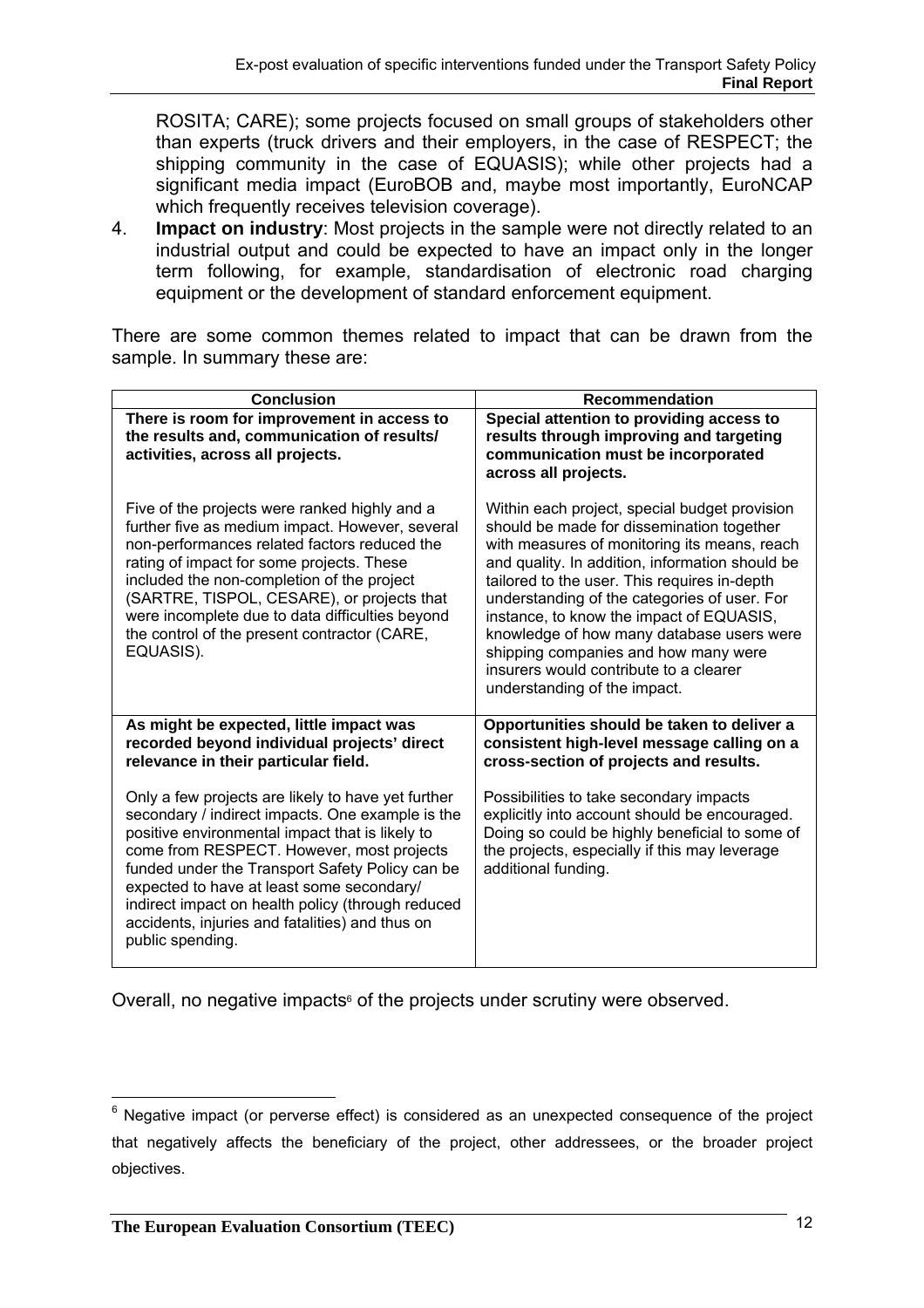ROSITA; CARE); some projects focused on small groups of stakeholders other than experts (truck drivers and their employers, in the case of RESPECT; the shipping community in the case of EQUASIS); while other projects had a significant media impact (EuroBOB and, maybe most importantly, EuroNCAP which frequently receives television coverage).

4. **Impact on industry**: Most projects in the sample were not directly related to an industrial output and could be expected to have an impact only in the longer term following, for example, standardisation of electronic road charging equipment or the development of standard enforcement equipment.

There are some common themes related to impact that can be drawn from the sample. In summary these are:

| Conclusion | Recommendation |
|---|---|
| **There is room for improvement in access to the results and, communication of results/ activities, across all projects.**<br><br>Five of the projects were ranked highly and a further five as medium impact. However, several non-performances related factors reduced the rating of impact for some projects. These included the non-completion of the project (SARTRE, TISPOL, CESARE), or projects that were incomplete due to data difficulties beyond the control of the present contractor (CARE, EQUASIS). | **Special attention to providing access to results through improving and targeting communication must be incorporated across all projects.**<br><br>Within each project, special budget provision should be made for dissemination together with measures of monitoring its means, reach and quality. In addition, information should be tailored to the user. This requires in-depth understanding of the categories of user. For instance, to know the impact of EQUASIS, knowledge of how many database users were shipping companies and how many were insurers would contribute to a clearer understanding of the impact. |
| **As might be expected, little impact was recorded beyond individual projects' direct relevance in their particular field.**<br><br>Only a few projects are likely to have yet further secondary / indirect impacts. One example is the positive environmental impact that is likely to come from RESPECT. However, most projects funded under the Transport Safety Policy can be expected to have at least some secondary/ indirect impact on health policy (through reduced accidents, injuries and fatalities) and thus on public spending. | **Opportunities should be taken to deliver a consistent high-level message calling on a cross-section of projects and results.**<br><br>Possibilities to take secondary impacts explicitly into account should be encouraged. Doing so could be highly beneficial to some of the projects, especially if this may leverage additional funding. |

Overall, no negative impacts[6] of the projects under scrutiny were observed.

[6] Negative impact (or perverse effect) is considered as an unexpected consequence of the project that negatively affects the beneficiary of the project, other addressees, or the broader project objectives.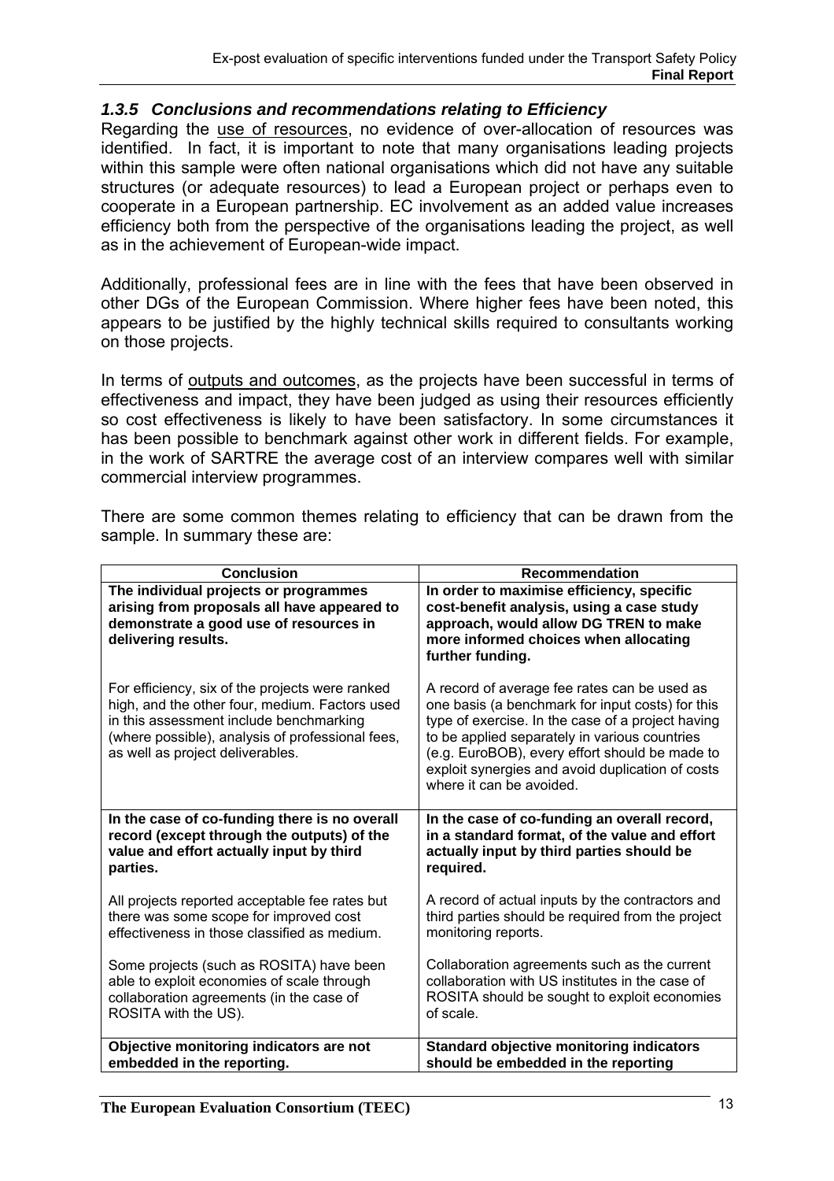### *1.3.5 Conclusions and recommendations relating to Efficiency*

Regarding the use of resources, no evidence of over-allocation of resources was identified. In fact, it is important to note that many organisations leading projects within this sample were often national organisations which did not have any suitable structures (or adequate resources) to lead a European project or perhaps even to cooperate in a European partnership. EC involvement as an added value increases efficiency both from the perspective of the organisations leading the project, as well as in the achievement of European-wide impact.

Additionally, professional fees are in line with the fees that have been observed in other DGs of the European Commission. Where higher fees have been noted, this appears to be justified by the highly technical skills required to consultants working on those projects.

In terms of outputs and outcomes, as the projects have been successful in terms of effectiveness and impact, they have been judged as using their resources efficiently so cost effectiveness is likely to have been satisfactory. In some circumstances it has been possible to benchmark against other work in different fields. For example, in the work of SARTRE the average cost of an interview compares well with similar commercial interview programmes.

There are some common themes relating to efficiency that can be drawn from the sample. In summary these are:

| Conclusion | Recommendation |
|---|---|
| **The individual projects or programmes arising from proposals all have appeared to demonstrate a good use of resources in delivering results.** | **In order to maximise efficiency, specific cost-benefit analysis, using a case study approach, would allow DG TREN to make more informed choices when allocating further funding.** |
| For efficiency, six of the projects were ranked high, and the other four, medium. Factors used in this assessment include benchmarking (where possible), analysis of professional fees, as well as project deliverables. | A record of average fee rates can be used as one basis (a benchmark for input costs) for this type of exercise. In the case of a project having to be applied separately in various countries (e.g. EuroBOB), every effort should be made to exploit synergies and avoid duplication of costs where it can be avoided. |
| **In the case of co-funding there is no overall record (except through the outputs) of the value and effort actually input by third parties.** | **In the case of co-funding an overall record, in a standard format, of the value and effort actually input by third parties should be required.** |
| All projects reported acceptable fee rates but there was some scope for improved cost effectiveness in those classified as medium. | A record of actual inputs by the contractors and third parties should be required from the project monitoring reports. |
| Some projects (such as ROSITA) have been able to exploit economies of scale through collaboration agreements (in the case of ROSITA with the US). | Collaboration agreements such as the current collaboration with US institutes in the case of ROSITA should be sought to exploit economies of scale. |
| **Objective monitoring indicators are not embedded in the reporting.** | **Standard objective monitoring indicators should be embedded in the reporting** |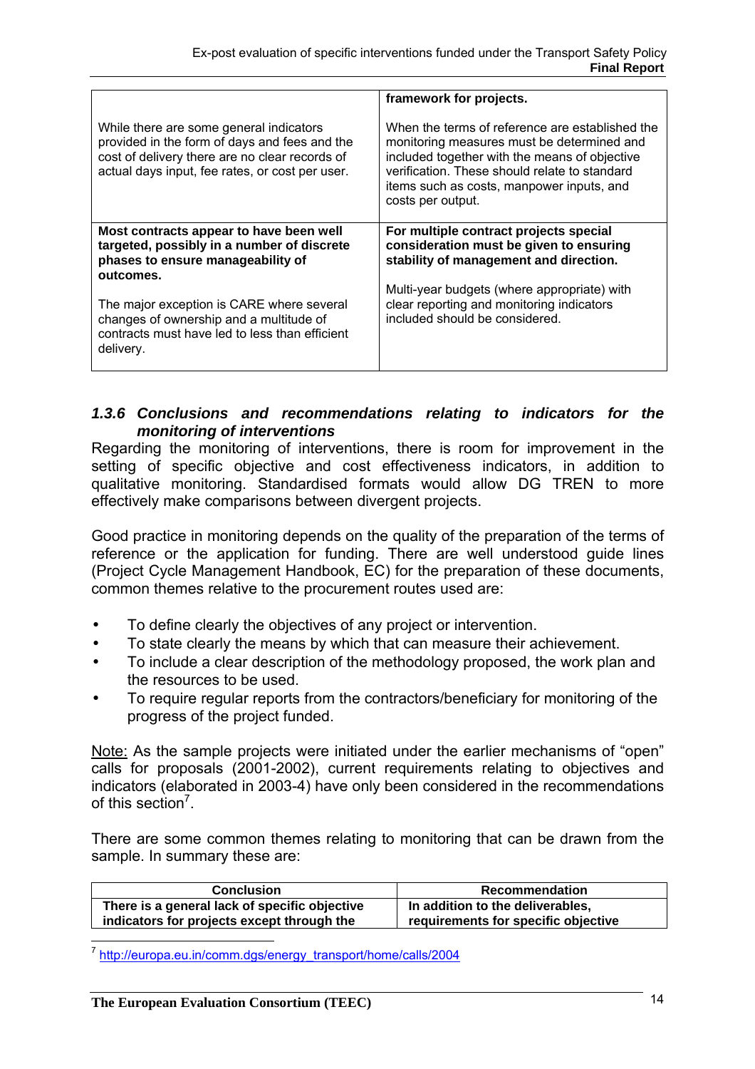| | |
|---|---|
| While there are some general indicators provided in the form of days and fees and the cost of delivery there are no clear records of actual days input, fee rates, or cost per user. | **framework for projects.**<br><br>When the terms of reference are established the monitoring measures must be determined and included together with the means of objective verification. These should relate to standard items such as costs, manpower inputs, and costs per output. |
| **Most contracts appear to have been well targeted, possibly in a number of discrete phases to ensure manageability of outcomes.**<br><br>The major exception is CARE where several changes of ownership and a multitude of contracts must have led to less than efficient delivery. | **For multiple contract projects special consideration must be given to ensuring stability of management and direction.**<br><br>Multi-year budgets (where appropriate) with clear reporting and monitoring indicators included should be considered. |

### *1.3.6 Conclusions and recommendations relating to indicators for the monitoring of interventions*

Regarding the monitoring of interventions, there is room for improvement in the setting of specific objective and cost effectiveness indicators, in addition to qualitative monitoring. Standardised formats would allow DG TREN to more effectively make comparisons between divergent projects.

Good practice in monitoring depends on the quality of the preparation of the terms of reference or the application for funding. There are well understood guide lines (Project Cycle Management Handbook, EC) for the preparation of these documents, common themes relative to the procurement routes used are:

- To define clearly the objectives of any project or intervention.
- To state clearly the means by which that can measure their achievement.
- To include a clear description of the methodology proposed, the work plan and the resources to be used.
- To require regular reports from the contractors/beneficiary for monitoring of the progress of the project funded.

Note: As the sample projects were initiated under the earlier mechanisms of "open" calls for proposals (2001-2002), current requirements relating to objectives and indicators (elaborated in 2003-4) have only been considered in the recommendations of this section[7].

There are some common themes relating to monitoring that can be drawn from the sample. In summary these are:

| Conclusion | Recommendation |
|---|---|
| **There is a general lack of specific objective indicators for projects except through the** | **In addition to the deliverables, requirements for specific objective** |

[7] http://europa.eu.in/comm.dgs/energy_transport/home/calls/2004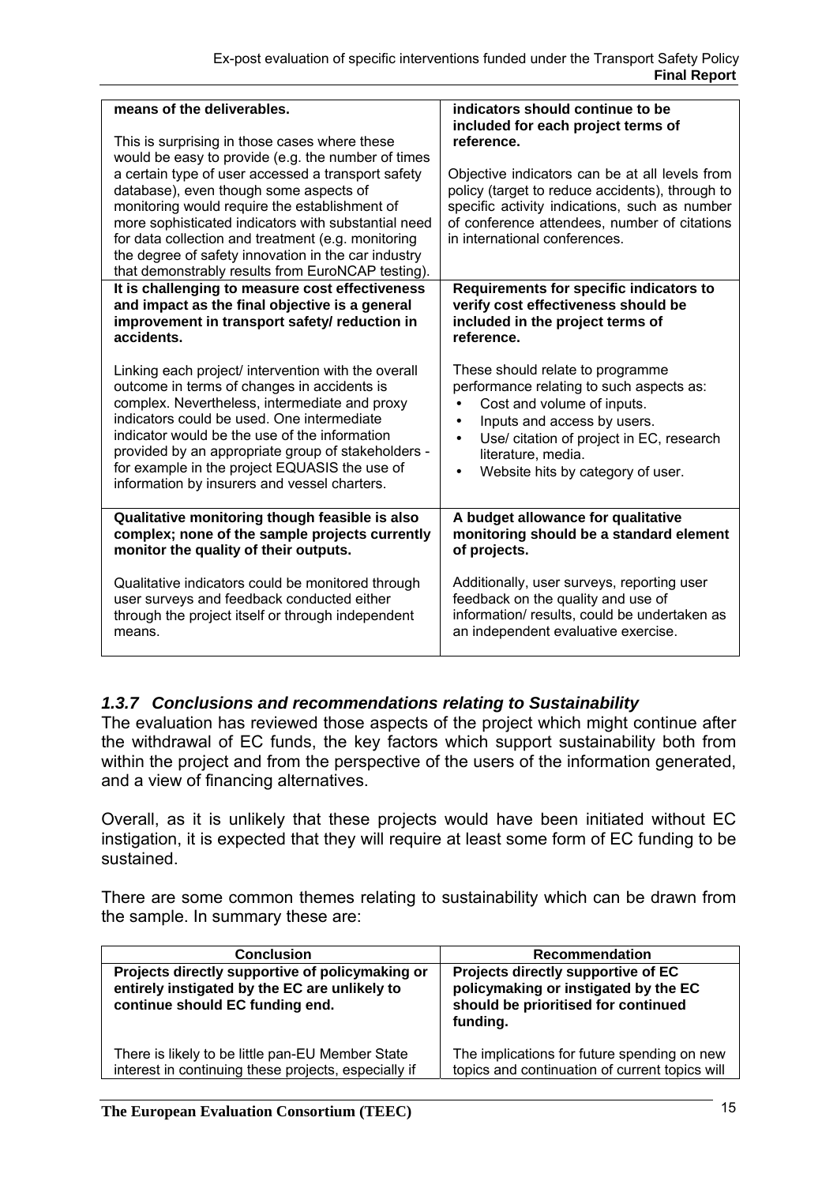| | |
|---|---|
| **means of the deliverables.**<br><br>This is surprising in those cases where these would be easy to provide (e.g. the number of times a certain type of user accessed a transport safety database), even though some aspects of monitoring would require the establishment of more sophisticated indicators with substantial need for data collection and treatment (e.g. monitoring the degree of safety innovation in the car industry that demonstrably results from EuroNCAP testing). | **indicators should continue to be included for each project terms of reference.**<br><br>Objective indicators can be at all levels from policy (target to reduce accidents), through to specific activity indications, such as number of conference attendees, number of citations in international conferences. |
| **It is challenging to measure cost effectiveness and impact as the final objective is a general improvement in transport safety/ reduction in accidents.**<br><br>Linking each project/ intervention with the overall outcome in terms of changes in accidents is complex. Nevertheless, intermediate and proxy indicators could be used. One intermediate indicator would be the use of the information provided by an appropriate group of stakeholders - for example in the project EQUASIS the use of information by insurers and vessel charters. | **Requirements for specific indicators to verify cost effectiveness should be included in the project terms of reference.**<br><br>These should relate to programme performance relating to such aspects as:<br>• Cost and volume of inputs.<br>• Inputs and access by users.<br>• Use/ citation of project in EC, research literature, media.<br>• Website hits by category of user. |
| **Qualitative monitoring though feasible is also complex; none of the sample projects currently monitor the quality of their outputs.**<br><br>Qualitative indicators could be monitored through user surveys and feedback conducted either through the project itself or through independent means. | **A budget allowance for qualitative monitoring should be a standard element of projects.**<br><br>Additionally, user surveys, reporting user feedback on the quality and use of information/ results, could be undertaken as an independent evaluative exercise. |

### *1.3.7 Conclusions and recommendations relating to Sustainability*

The evaluation has reviewed those aspects of the project which might continue after the withdrawal of EC funds, the key factors which support sustainability both from within the project and from the perspective of the users of the information generated, and a view of financing alternatives.

Overall, as it is unlikely that these projects would have been initiated without EC instigation, it is expected that they will require at least some form of EC funding to be sustained.

There are some common themes relating to sustainability which can be drawn from the sample. In summary these are:

| Conclusion | Recommendation |
|---|---|
| **Projects directly supportive of policymaking or entirely instigated by the EC are unlikely to continue should EC funding end.**<br><br>There is likely to be little pan-EU Member State interest in continuing these projects, especially if | **Projects directly supportive of EC policymaking or instigated by the EC should be prioritised for continued funding.**<br><br>The implications for future spending on new topics and continuation of current topics will |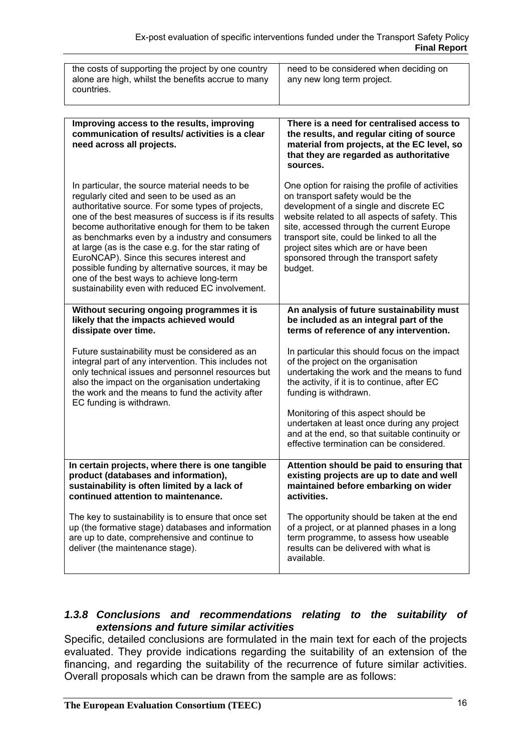| | |
|---|---|
| the costs of supporting the project by one country alone are high, whilst the benefits accrue to many countries. | need to be considered when deciding on any new long term project. |

| | |
|---|---|
| **Improving access to the results, improving communication of results/ activities is a clear need across all projects.**<br><br>In particular, the source material needs to be regularly cited and seen to be used as an authoritative source. For some types of projects, one of the best measures of success is if its results become authoritative enough for them to be taken as benchmarks even by a industry and consumers at large (as is the case e.g. for the star rating of EuroNCAP). Since this secures interest and possible funding by alternative sources, it may be one of the best ways to achieve long-term sustainability even with reduced EC involvement. | **There is a need for centralised access to the results, and regular citing of source material from projects, at the EC level, so that they are regarded as authoritative sources.**<br><br>One option for raising the profile of activities on transport safety would be the development of a single and discrete EC website related to all aspects of safety. This site, accessed through the current Europe transport site, could be linked to all the project sites which are or have been sponsored through the transport safety budget. |
| **Without securing ongoing programmes it is likely that the impacts achieved would dissipate over time.**<br><br>Future sustainability must be considered as an integral part of any intervention. This includes not only technical issues and personnel resources but also the impact on the organisation undertaking the work and the means to fund the activity after EC funding is withdrawn. | **An analysis of future sustainability must be included as an integral part of the terms of reference of any intervention.**<br><br>In particular this should focus on the impact of the project on the organisation undertaking the work and the means to fund the activity, if it is to continue, after EC funding is withdrawn.<br><br>Monitoring of this aspect should be undertaken at least once during any project and at the end, so that suitable continuity or effective termination can be considered. |
| **In certain projects, where there is one tangible product (databases and information), sustainability is often limited by a lack of continued attention to maintenance.**<br><br>The key to sustainability is to ensure that once set up (the formative stage) databases and information are up to date, comprehensive and continue to deliver (the maintenance stage). | **Attention should be paid to ensuring that existing projects are up to date and well maintained before embarking on wider activities.**<br><br>The opportunity should be taken at the end of a project, or at planned phases in a long term programme, to assess how useable results can be delivered with what is available. |

### *1.3.8 Conclusions and recommendations relating to the suitability of extensions and future similar activities*

Specific, detailed conclusions are formulated in the main text for each of the projects evaluated. They provide indications regarding the suitability of an extension of the financing, and regarding the suitability of the recurrence of future similar activities. Overall proposals which can be drawn from the sample are as follows: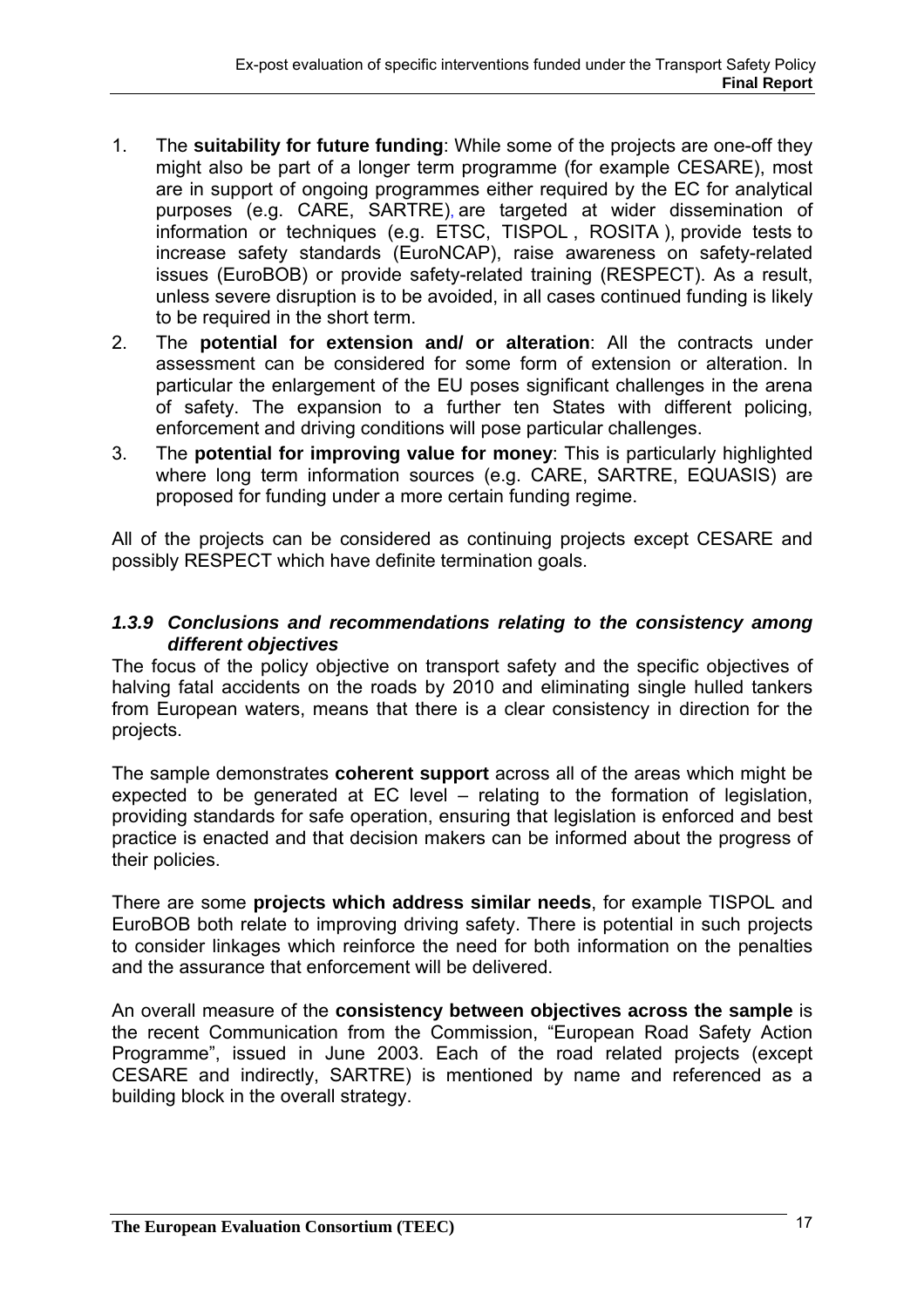1. The **suitability for future funding**: While some of the projects are one-off they might also be part of a longer term programme (for example CESARE), most are in support of ongoing programmes either required by the EC for analytical purposes (e.g. CARE, SARTRE), are targeted at wider dissemination of information or techniques (e.g. ETSC, TISPOL , ROSITA ), provide tests to increase safety standards (EuroNCAP), raise awareness on safety-related issues (EuroBOB) or provide safety-related training (RESPECT). As a result, unless severe disruption is to be avoided, in all cases continued funding is likely to be required in the short term.
2. The **potential for extension and/ or alteration**: All the contracts under assessment can be considered for some form of extension or alteration. In particular the enlargement of the EU poses significant challenges in the arena of safety. The expansion to a further ten States with different policing, enforcement and driving conditions will pose particular challenges.
3. The **potential for improving value for money**: This is particularly highlighted where long term information sources (e.g. CARE, SARTRE, EQUASIS) are proposed for funding under a more certain funding regime.

All of the projects can be considered as continuing projects except CESARE and possibly RESPECT which have definite termination goals.

### *1.3.9 Conclusions and recommendations relating to the consistency among different objectives*

The focus of the policy objective on transport safety and the specific objectives of halving fatal accidents on the roads by 2010 and eliminating single hulled tankers from European waters, means that there is a clear consistency in direction for the projects.

The sample demonstrates **coherent support** across all of the areas which might be expected to be generated at EC level – relating to the formation of legislation, providing standards for safe operation, ensuring that legislation is enforced and best practice is enacted and that decision makers can be informed about the progress of their policies.

There are some **projects which address similar needs**, for example TISPOL and EuroBOB both relate to improving driving safety. There is potential in such projects to consider linkages which reinforce the need for both information on the penalties and the assurance that enforcement will be delivered.

An overall measure of the **consistency between objectives across the sample** is the recent Communication from the Commission, "European Road Safety Action Programme", issued in June 2003. Each of the road related projects (except CESARE and indirectly, SARTRE) is mentioned by name and referenced as a building block in the overall strategy.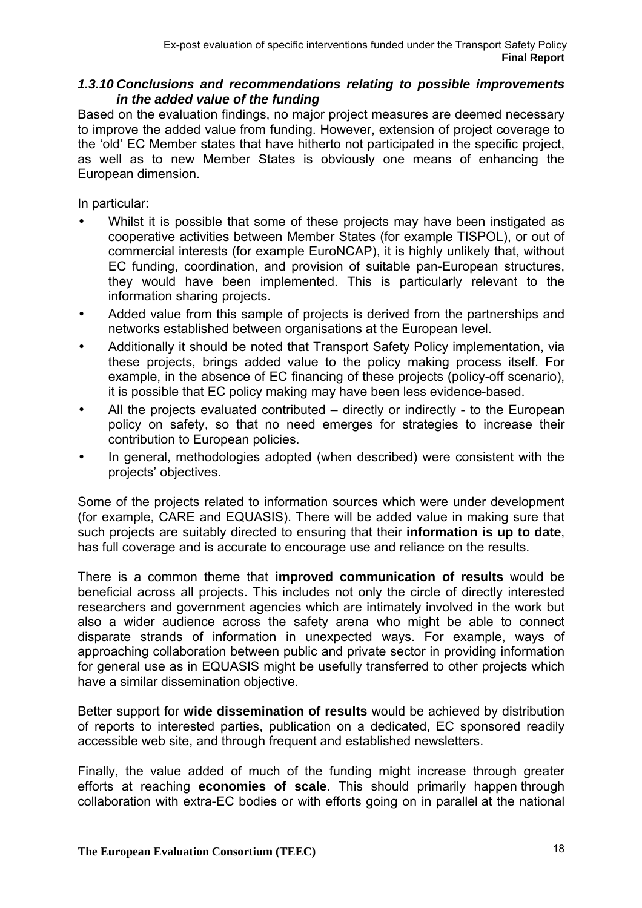### *1.3.10 Conclusions and recommendations relating to possible improvements in the added value of the funding*

Based on the evaluation findings, no major project measures are deemed necessary to improve the added value from funding. However, extension of project coverage to the 'old' EC Member states that have hitherto not participated in the specific project, as well as to new Member States is obviously one means of enhancing the European dimension.

In particular:

- Whilst it is possible that some of these projects may have been instigated as cooperative activities between Member States (for example TISPOL), or out of commercial interests (for example EuroNCAP), it is highly unlikely that, without EC funding, coordination, and provision of suitable pan-European structures, they would have been implemented. This is particularly relevant to the information sharing projects.
- Added value from this sample of projects is derived from the partnerships and networks established between organisations at the European level.
- Additionally it should be noted that Transport Safety Policy implementation, via these projects, brings added value to the policy making process itself. For example, in the absence of EC financing of these projects (policy-off scenario), it is possible that EC policy making may have been less evidence-based.
- All the projects evaluated contributed – directly or indirectly - to the European policy on safety, so that no need emerges for strategies to increase their contribution to European policies.
- In general, methodologies adopted (when described) were consistent with the projects' objectives.

Some of the projects related to information sources which were under development (for example, CARE and EQUASIS). There will be added value in making sure that such projects are suitably directed to ensuring that their **information is up to date**, has full coverage and is accurate to encourage use and reliance on the results.

There is a common theme that **improved communication of results** would be beneficial across all projects. This includes not only the circle of directly interested researchers and government agencies which are intimately involved in the work but also a wider audience across the safety arena who might be able to connect disparate strands of information in unexpected ways. For example, ways of approaching collaboration between public and private sector in providing information for general use as in EQUASIS might be usefully transferred to other projects which have a similar dissemination objective.

Better support for **wide dissemination of results** would be achieved by distribution of reports to interested parties, publication on a dedicated, EC sponsored readily accessible web site, and through frequent and established newsletters.

Finally, the value added of much of the funding might increase through greater efforts at reaching **economies of scale**. This should primarily happen through collaboration with extra-EC bodies or with efforts going on in parallel at the national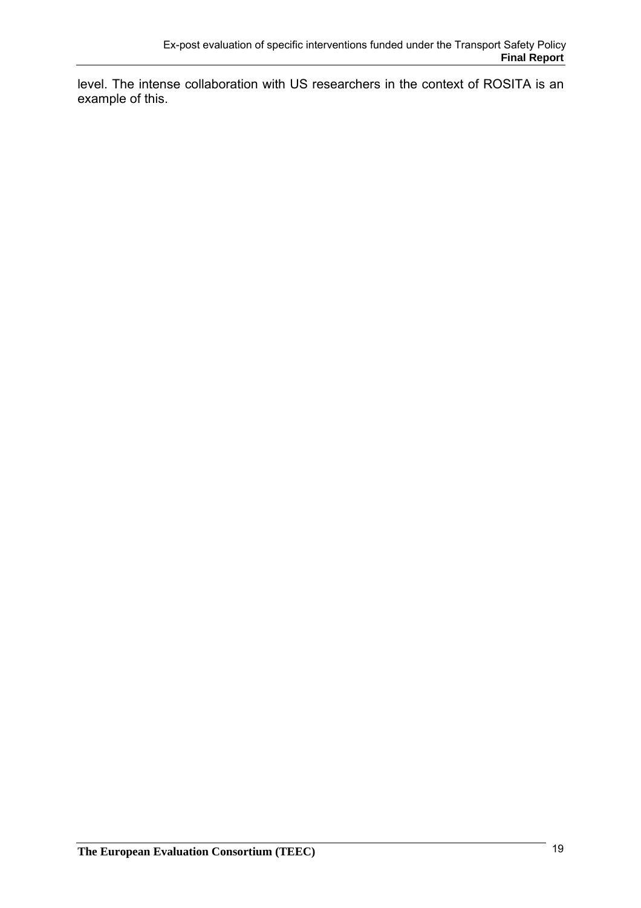level. The intense collaboration with US researchers in the context of ROSITA is an example of this.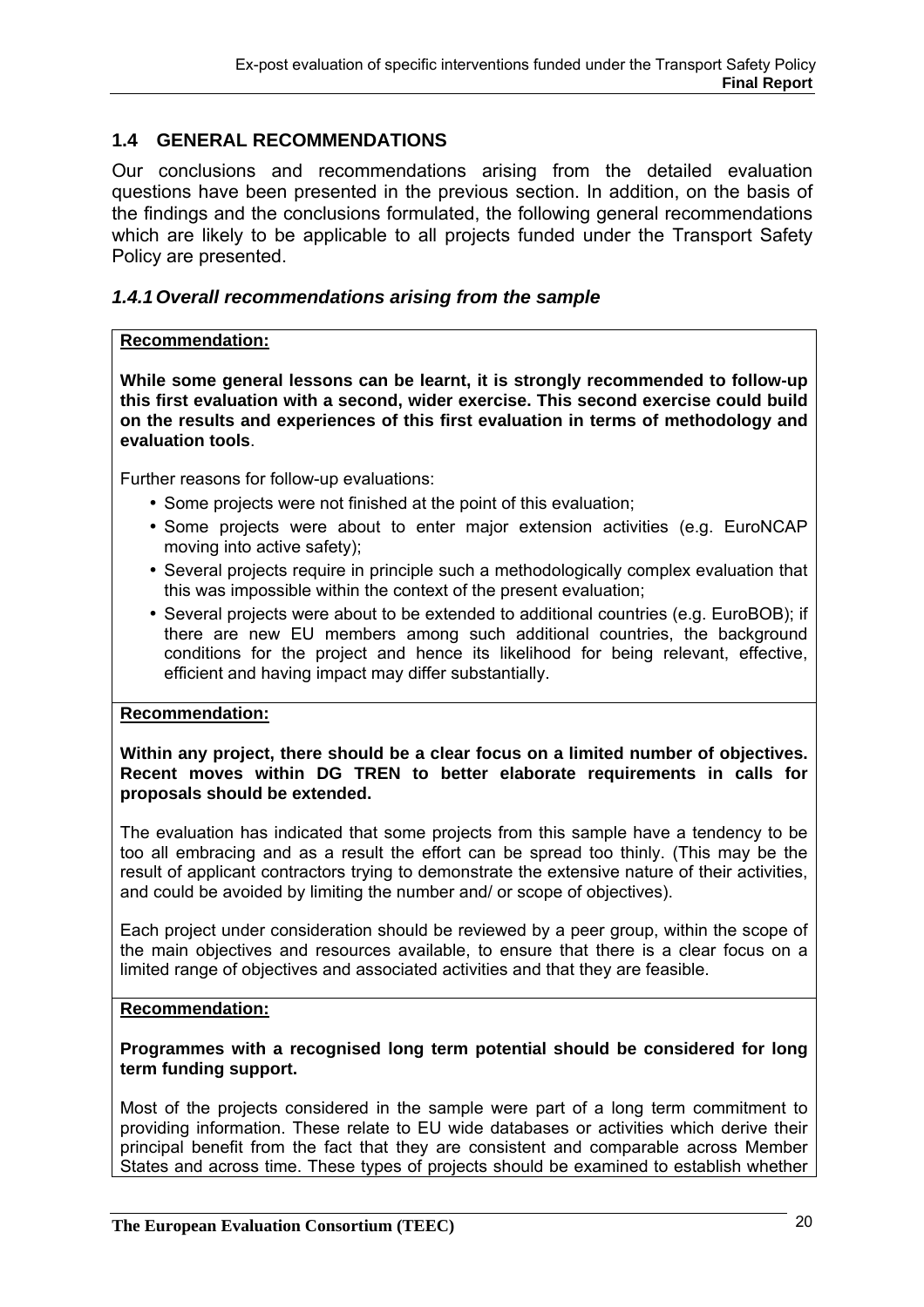## 1.4 GENERAL RECOMMENDATIONS

Our conclusions and recommendations arising from the detailed evaluation questions have been presented in the previous section. In addition, on the basis of the findings and the conclusions formulated, the following general recommendations which are likely to be applicable to all projects funded under the Transport Safety Policy are presented.

### *1.4.1 Overall recommendations arising from the sample*

**Recommendation:**

**While some general lessons can be learnt, it is strongly recommended to follow-up this first evaluation with a second, wider exercise. This second exercise could build on the results and experiences of this first evaluation in terms of methodology and evaluation tools**.

Further reasons for follow-up evaluations:

- Some projects were not finished at the point of this evaluation;
- Some projects were about to enter major extension activities (e.g. EuroNCAP moving into active safety);
- Several projects require in principle such a methodologically complex evaluation that this was impossible within the context of the present evaluation;
- Several projects were about to be extended to additional countries (e.g. EuroBOB); if there are new EU members among such additional countries, the background conditions for the project and hence its likelihood for being relevant, effective, efficient and having impact may differ substantially.

**Recommendation:**

**Within any project, there should be a clear focus on a limited number of objectives. Recent moves within DG TREN to better elaborate requirements in calls for proposals should be extended.**

The evaluation has indicated that some projects from this sample have a tendency to be too all embracing and as a result the effort can be spread too thinly. (This may be the result of applicant contractors trying to demonstrate the extensive nature of their activities, and could be avoided by limiting the number and/ or scope of objectives).

Each project under consideration should be reviewed by a peer group, within the scope of the main objectives and resources available, to ensure that there is a clear focus on a limited range of objectives and associated activities and that they are feasible.

**Recommendation:**

**Programmes with a recognised long term potential should be considered for long term funding support.**

Most of the projects considered in the sample were part of a long term commitment to providing information. These relate to EU wide databases or activities which derive their principal benefit from the fact that they are consistent and comparable across Member States and across time. These types of projects should be examined to establish whether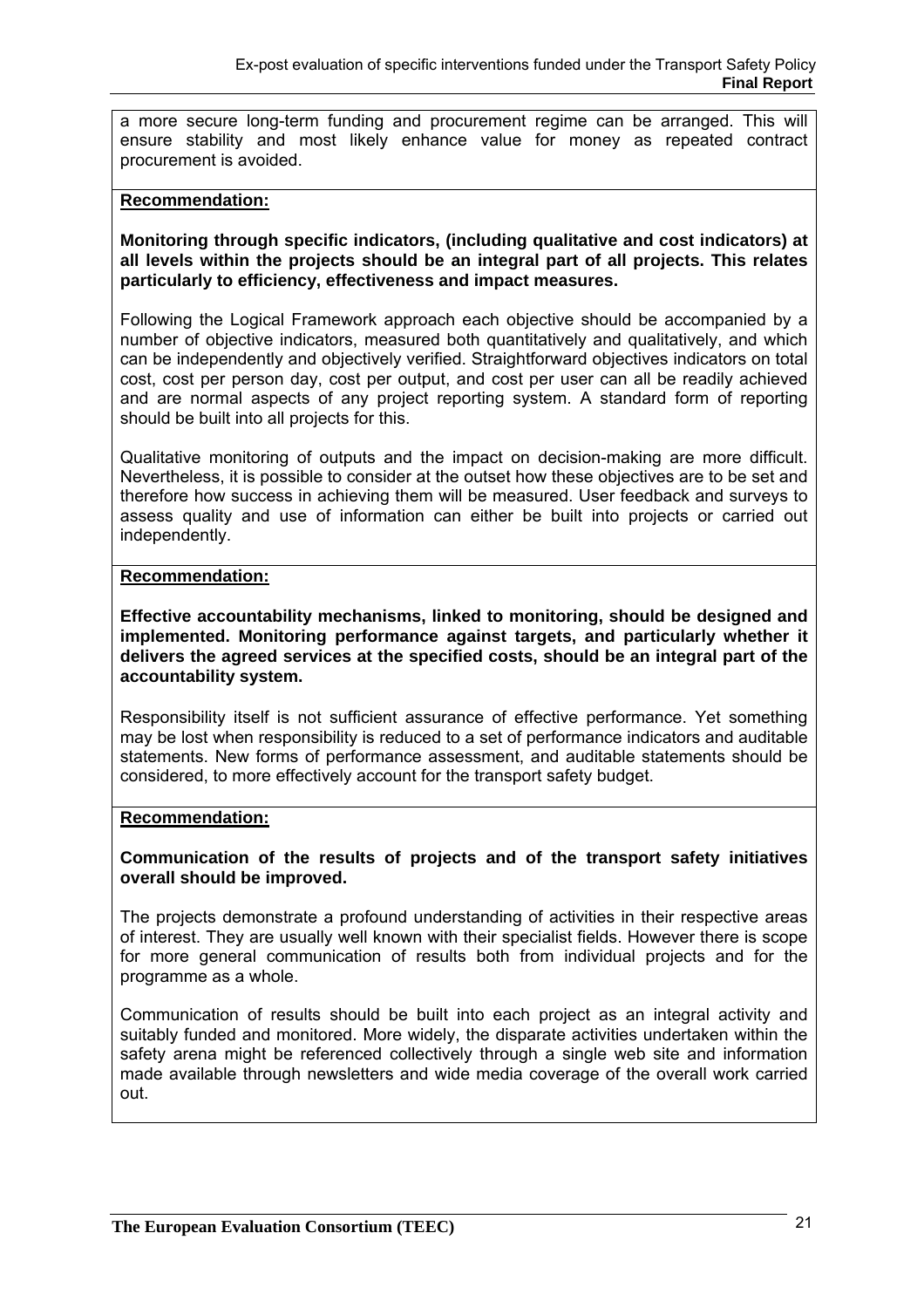a more secure long-term funding and procurement regime can be arranged. This will ensure stability and most likely enhance value for money as repeated contract procurement is avoided.

**Recommendation:**

**Monitoring through specific indicators, (including qualitative and cost indicators) at all levels within the projects should be an integral part of all projects. This relates particularly to efficiency, effectiveness and impact measures.**

Following the Logical Framework approach each objective should be accompanied by a number of objective indicators, measured both quantitatively and qualitatively, and which can be independently and objectively verified. Straightforward objectives indicators on total cost, cost per person day, cost per output, and cost per user can all be readily achieved and are normal aspects of any project reporting system. A standard form of reporting should be built into all projects for this.

Qualitative monitoring of outputs and the impact on decision-making are more difficult. Nevertheless, it is possible to consider at the outset how these objectives are to be set and therefore how success in achieving them will be measured. User feedback and surveys to assess quality and use of information can either be built into projects or carried out independently.

**Recommendation:**

**Effective accountability mechanisms, linked to monitoring, should be designed and implemented. Monitoring performance against targets, and particularly whether it delivers the agreed services at the specified costs, should be an integral part of the accountability system.**

Responsibility itself is not sufficient assurance of effective performance. Yet something may be lost when responsibility is reduced to a set of performance indicators and auditable statements. New forms of performance assessment, and auditable statements should be considered, to more effectively account for the transport safety budget.

**Recommendation:**

**Communication of the results of projects and of the transport safety initiatives overall should be improved.**

The projects demonstrate a profound understanding of activities in their respective areas of interest. They are usually well known with their specialist fields. However there is scope for more general communication of results both from individual projects and for the programme as a whole.

Communication of results should be built into each project as an integral activity and suitably funded and monitored. More widely, the disparate activities undertaken within the safety arena might be referenced collectively through a single web site and information made available through newsletters and wide media coverage of the overall work carried out.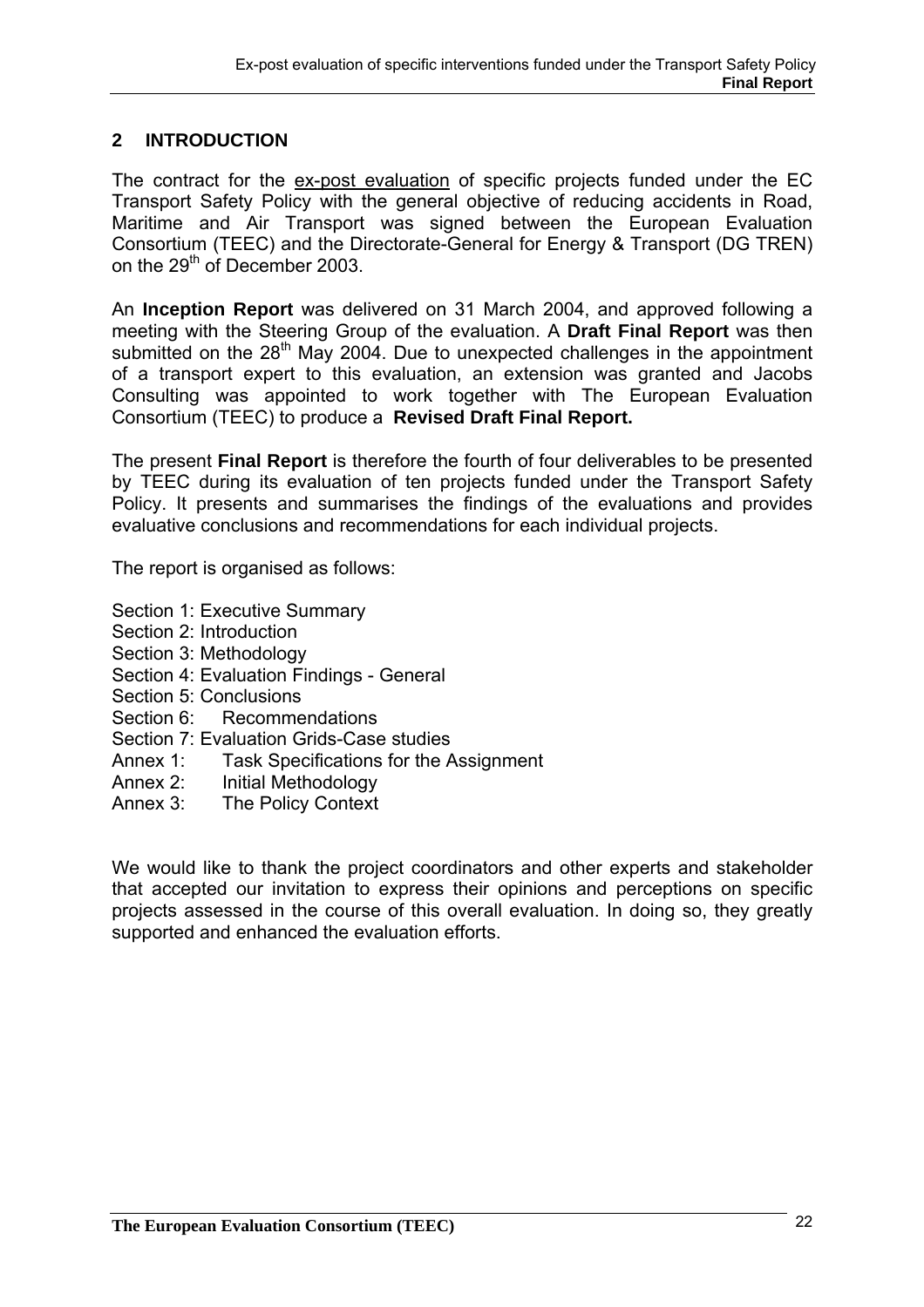## 2 INTRODUCTION

The contract for the ex-post evaluation of specific projects funded under the EC Transport Safety Policy with the general objective of reducing accidents in Road, Maritime and Air Transport was signed between the European Evaluation Consortium (TEEC) and the Directorate-General for Energy & Transport (DG TREN) on the 29th of December 2003.

An **Inception Report** was delivered on 31 March 2004, and approved following a meeting with the Steering Group of the evaluation. A **Draft Final Report** was then submitted on the 28th May 2004. Due to unexpected challenges in the appointment of a transport expert to this evaluation, an extension was granted and Jacobs Consulting was appointed to work together with The European Evaluation Consortium (TEEC) to produce a **Revised Draft Final Report.**

The present **Final Report** is therefore the fourth of four deliverables to be presented by TEEC during its evaluation of ten projects funded under the Transport Safety Policy. It presents and summarises the findings of the evaluations and provides evaluative conclusions and recommendations for each individual projects.

The report is organised as follows:

Section 1: Executive Summary
Section 2: Introduction
Section 3: Methodology
Section 4: Evaluation Findings - General
Section 5: Conclusions
Section 6: Recommendations
Section 7: Evaluation Grids-Case studies
Annex 1: Task Specifications for the Assignment
Annex 2: Initial Methodology
Annex 3: The Policy Context

We would like to thank the project coordinators and other experts and stakeholder that accepted our invitation to express their opinions and perceptions on specific projects assessed in the course of this overall evaluation. In doing so, they greatly supported and enhanced the evaluation efforts.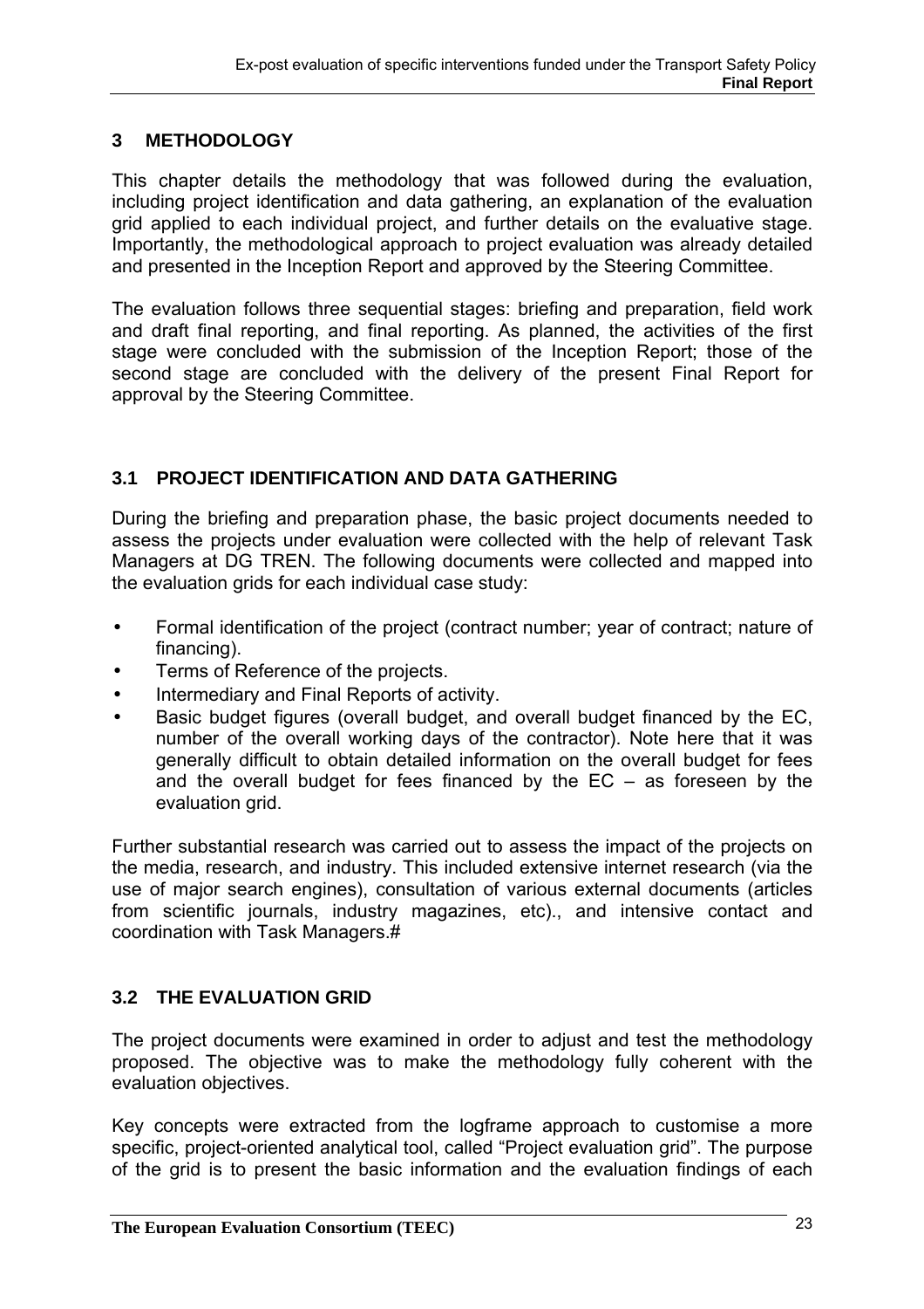# 3 METHODOLOGY

This chapter details the methodology that was followed during the evaluation, including project identification and data gathering, an explanation of the evaluation grid applied to each individual project, and further details on the evaluative stage. Importantly, the methodological approach to project evaluation was already detailed and presented in the Inception Report and approved by the Steering Committee.

The evaluation follows three sequential stages: briefing and preparation, field work and draft final reporting, and final reporting. As planned, the activities of the first stage were concluded with the submission of the Inception Report; those of the second stage are concluded with the delivery of the present Final Report for approval by the Steering Committee.

## 3.1 PROJECT IDENTIFICATION AND DATA GATHERING

During the briefing and preparation phase, the basic project documents needed to assess the projects under evaluation were collected with the help of relevant Task Managers at DG TREN. The following documents were collected and mapped into the evaluation grids for each individual case study:

- Formal identification of the project (contract number; year of contract; nature of financing).
- Terms of Reference of the projects.
- Intermediary and Final Reports of activity.
- Basic budget figures (overall budget, and overall budget financed by the EC, number of the overall working days of the contractor). Note here that it was generally difficult to obtain detailed information on the overall budget for fees and the overall budget for fees financed by the EC – as foreseen by the evaluation grid.

Further substantial research was carried out to assess the impact of the projects on the media, research, and industry. This included extensive internet research (via the use of major search engines), consultation of various external documents (articles from scientific journals, industry magazines, etc)., and intensive contact and coordination with Task Managers.#

## 3.2 THE EVALUATION GRID

The project documents were examined in order to adjust and test the methodology proposed. The objective was to make the methodology fully coherent with the evaluation objectives.

Key concepts were extracted from the logframe approach to customise a more specific, project-oriented analytical tool, called "Project evaluation grid". The purpose of the grid is to present the basic information and the evaluation findings of each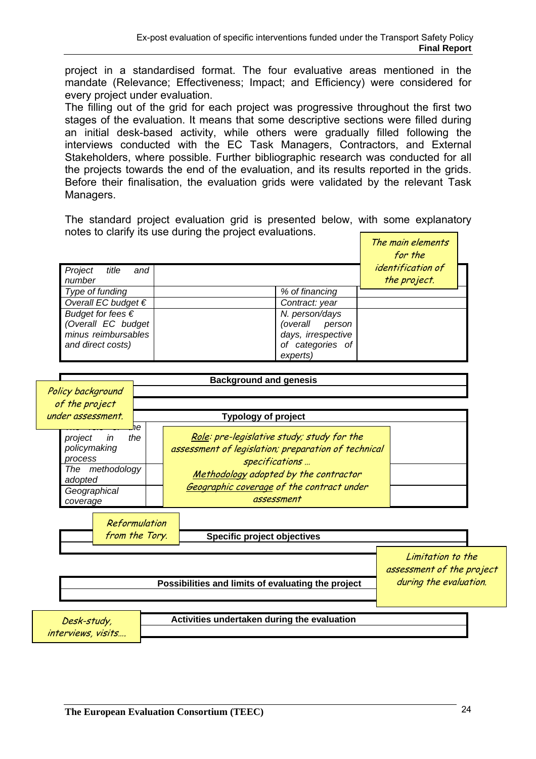project in a standardised format. The four evaluative areas mentioned in the mandate (Relevance; Effectiveness; Impact; and Efficiency) were considered for every project under evaluation.

The filling out of the grid for each project was progressive throughout the first two stages of the evaluation. It means that some descriptive sections were filled during an initial desk-based activity, while others were gradually filled following the interviews conducted with the EC Task Managers, Contractors, and External Stakeholders, where possible. Further bibliographic research was conducted for all the projects towards the end of the evaluation, and its results reported in the grids. Before their finalisation, the evaluation grids were validated by the relevant Task Managers.

The standard project evaluation grid is presented below, with some explanatory notes to clarify its use during the project evaluations.

*The main elements for the identification of the project.*

| *Project title and number* | | | |
|---|---|---|---|
| *Type of funding* | | *% of financing* | |
| *Overall EC budget €* | | *Contract: year* | |
| *Budget for fees € (Overall EC budget minus reimbursables and direct costs)* | | *N. person/days (overall person days, irrespective of categories of experts)* | |

| **Background and genesis** |
|---|
| |

*Policy background of the project under assessment.*

| **Typology of project** | |
|---|---|
| *The role of the project in the policymaking process* | |
| *The methodology adopted* | |
| *Geographical coverage* | |

*Role: pre-legislative study; study for the assessment of legislation; preparation of technical specifications …*
*Methodology adopted by the contractor*
*Geographic coverage of the contract under assessment*

| **Specific project objectives** |
|---|
| |

*Reformulation from the Tory.*

| **Possibilities and limits of evaluating the project** |
|---|
| |

*Limitation to the assessment of the project during the evaluation.*

| **Activities undertaken during the evaluation** |
|---|
| |

*Desk-study, interviews, visits….*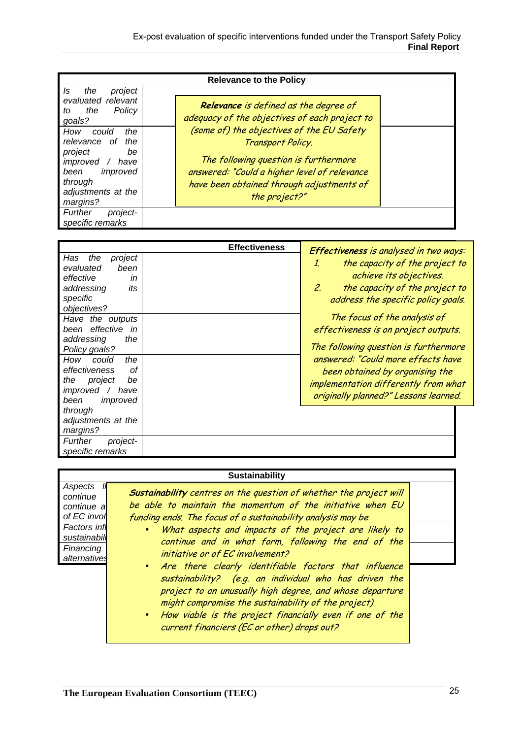| Relevance to the Policy | |
|---|---|
| *Is the project evaluated relevant to the Policy goals?* | |
| *How could the relevance of the project be improved / have been improved through adjustments at the margins?* | |
| *Further project-specific remarks* | |

*__Relevance__ is defined as the degree of adequacy of the objectives of each project to (some of) the objectives of the EU Safety Transport Policy.*

*The following question is furthermore answered: "Could a higher level of relevance have been obtained through adjustments of the project?"*

| Effectiveness | |
|---|---|
| *Has the project evaluated been effective in addressing its specific objectives?* | |
| *Have the outputs been effective in addressing the Policy goals?* | |
| *How could the effectiveness of the project be improved / have been improved through adjustments at the margins?* | |
| *Further project-specific remarks* | |

*__Effectiveness__ is analysed in two ways:*

1. *the capacity of the project to achieve its objectives.*
2. *the capacity of the project to address the specific policy goals.*

*The focus of the analysis of effectiveness is on project outputs.*

*The following question is furthermore answered: "Could more effects have been obtained by organising the implementation differently from what originally planned?" Lessons learned.*

| Sustainability | |
|---|---|
| *Aspects li[...] continue [...] continue a[...] of EC invol[...]* | |
| *Factors infl[...] sustainabil[...]* | |
| *Financing alternatives* | |

*__Sustainability__ centres on the question of whether the project will be able to maintain the momentum of the initiative when EU funding ends. The focus of a sustainability analysis may be*

- *What aspects and impacts of the project are likely to continue and in what form, following the end of the initiative or of EC involvement?*
- *Are there clearly identifiable factors that influence sustainability? (e.g. an individual who has driven the project to an unusually high degree, and whose departure might compromise the sustainability of the project)*
- *How viable is the project financially even if one of the current financiers (EC or other) drops out?*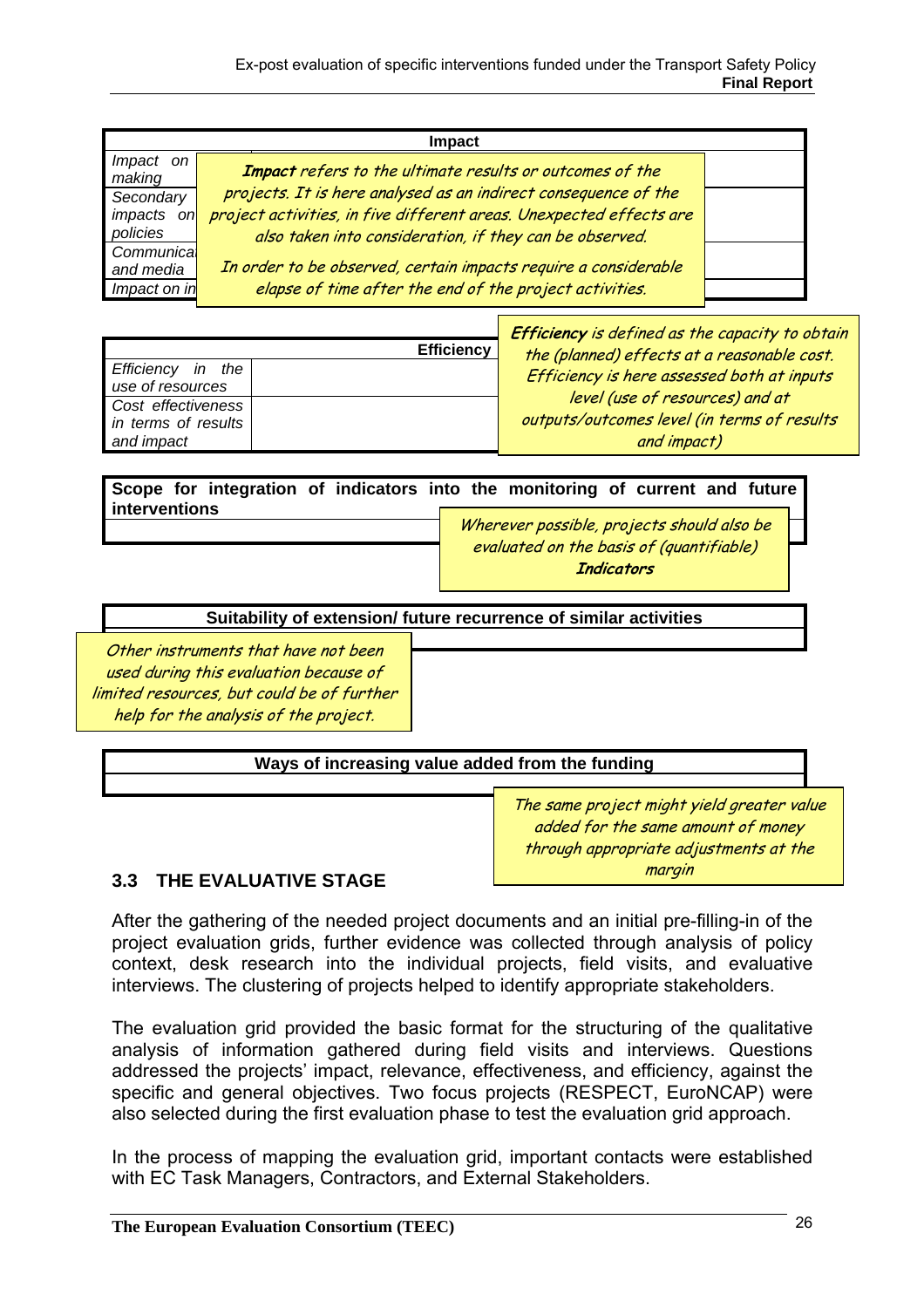| Impact | |
|---|---|
| Impact on making | |
| Secondary impacts on policies | |
| Communica... and media | |
| Impact on in... | |

*__Impact__ refers to the ultimate results or outcomes of the projects. It is here analysed as an indirect consequence of the project activities, in five different areas. Unexpected effects are also taken into consideration, if they can be observed.*

*In order to be observed, certain impacts require a considerable elapse of time after the end of the project activities.*

| Efficiency | |
|---|---|
| Efficiency in the use of resources | |
| Cost effectiveness in terms of results and impact | |

*__Efficiency__ is defined as the capacity to obtain the (planned) effects at a reasonable cost. Efficiency is here assessed both at inputs level (use of resources) and at outputs/outcomes level (in terms of results and impact)*

| Scope for integration of indicators into the monitoring of current and future interventions |
|---|
| |

*Wherever possible, projects should also be evaluated on the basis of (quantifiable) __Indicators__*

| Suitability of extension/ future recurrence of similar activities |
|---|
| |

*Other instruments that have not been used during this evaluation because of limited resources, but could be of further help for the analysis of the project.*

| Ways of increasing value added from the funding |
|---|
| |

*The same project might yield greater value added for the same amount of money through appropriate adjustments at the margin*

## 3.3 THE EVALUATIVE STAGE

After the gathering of the needed project documents and an initial pre-filling-in of the project evaluation grids, further evidence was collected through analysis of policy context, desk research into the individual projects, field visits, and evaluative interviews. The clustering of projects helped to identify appropriate stakeholders.

The evaluation grid provided the basic format for the structuring of the qualitative analysis of information gathered during field visits and interviews. Questions addressed the projects' impact, relevance, effectiveness, and efficiency, against the specific and general objectives. Two focus projects (RESPECT, EuroNCAP) were also selected during the first evaluation phase to test the evaluation grid approach.

In the process of mapping the evaluation grid, important contacts were established with EC Task Managers, Contractors, and External Stakeholders.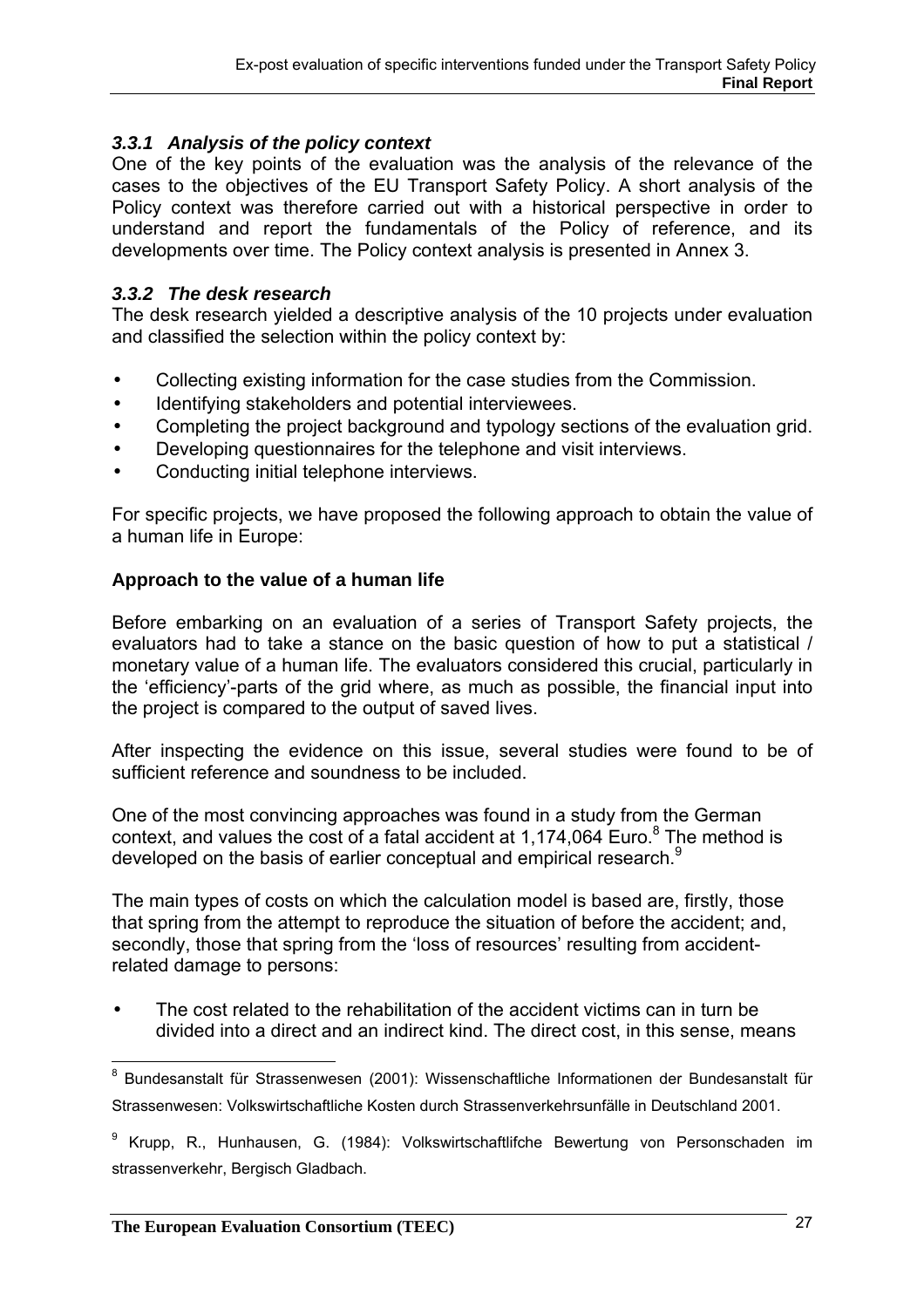### *3.3.1 Analysis of the policy context*

One of the key points of the evaluation was the analysis of the relevance of the cases to the objectives of the EU Transport Safety Policy. A short analysis of the Policy context was therefore carried out with a historical perspective in order to understand and report the fundamentals of the Policy of reference, and its developments over time. The Policy context analysis is presented in Annex 3.

### *3.3.2 The desk research*

The desk research yielded a descriptive analysis of the 10 projects under evaluation and classified the selection within the policy context by:

- Collecting existing information for the case studies from the Commission.
- Identifying stakeholders and potential interviewees.
- Completing the project background and typology sections of the evaluation grid.
- Developing questionnaires for the telephone and visit interviews.
- Conducting initial telephone interviews.

For specific projects, we have proposed the following approach to obtain the value of a human life in Europe:

**Approach to the value of a human life**

Before embarking on an evaluation of a series of Transport Safety projects, the evaluators had to take a stance on the basic question of how to put a statistical / monetary value of a human life. The evaluators considered this crucial, particularly in the 'efficiency'-parts of the grid where, as much as possible, the financial input into the project is compared to the output of saved lives.

After inspecting the evidence on this issue, several studies were found to be of sufficient reference and soundness to be included.

One of the most convincing approaches was found in a study from the German context, and values the cost of a fatal accident at 1,174,064 Euro.[8] The method is developed on the basis of earlier conceptual and empirical research.[9]

The main types of costs on which the calculation model is based are, firstly, those that spring from the attempt to reproduce the situation of before the accident; and, secondly, those that spring from the 'loss of resources' resulting from accident-related damage to persons:

- The cost related to the rehabilitation of the accident victims can in turn be divided into a direct and an indirect kind. The direct cost, in this sense, means

---

[8] Bundesanstalt für Strassenwesen (2001): Wissenschaftliche Informationen der Bundesanstalt für Strassenwesen: Volkswirtschaftliche Kosten durch Strassenverkehrsunfälle in Deutschland 2001.

[9] Krupp, R., Hunhausen, G. (1984): Volkswirtschaftlifche Bewertung von Personschaden im strassenverkehr, Bergisch Gladbach.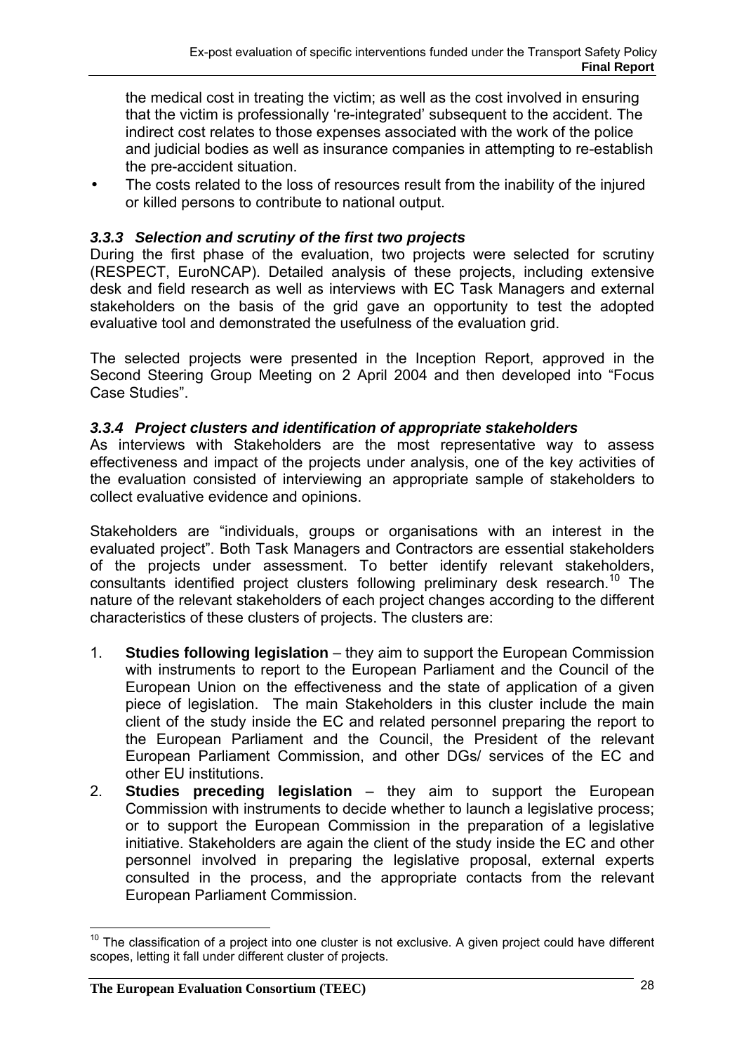the medical cost in treating the victim; as well as the cost involved in ensuring that the victim is professionally 're-integrated' subsequent to the accident. The indirect cost relates to those expenses associated with the work of the police and judicial bodies as well as insurance companies in attempting to re-establish the pre-accident situation.

- The costs related to the loss of resources result from the inability of the injured or killed persons to contribute to national output.

### *3.3.3 Selection and scrutiny of the first two projects*

During the first phase of the evaluation, two projects were selected for scrutiny (RESPECT, EuroNCAP). Detailed analysis of these projects, including extensive desk and field research as well as interviews with EC Task Managers and external stakeholders on the basis of the grid gave an opportunity to test the adopted evaluative tool and demonstrated the usefulness of the evaluation grid.

The selected projects were presented in the Inception Report, approved in the Second Steering Group Meeting on 2 April 2004 and then developed into "Focus Case Studies".

### *3.3.4 Project clusters and identification of appropriate stakeholders*

As interviews with Stakeholders are the most representative way to assess effectiveness and impact of the projects under analysis, one of the key activities of the evaluation consisted of interviewing an appropriate sample of stakeholders to collect evaluative evidence and opinions.

Stakeholders are "individuals, groups or organisations with an interest in the evaluated project". Both Task Managers and Contractors are essential stakeholders of the projects under assessment. To better identify relevant stakeholders, consultants identified project clusters following preliminary desk research.[10] The nature of the relevant stakeholders of each project changes according to the different characteristics of these clusters of projects. The clusters are:

1. **Studies following legislation** – they aim to support the European Commission with instruments to report to the European Parliament and the Council of the European Union on the effectiveness and the state of application of a given piece of legislation. The main Stakeholders in this cluster include the main client of the study inside the EC and related personnel preparing the report to the European Parliament and the Council, the President of the relevant European Parliament Commission, and other DGs/ services of the EC and other EU institutions.
2. **Studies preceding legislation** – they aim to support the European Commission with instruments to decide whether to launch a legislative process; or to support the European Commission in the preparation of a legislative initiative. Stakeholders are again the client of the study inside the EC and other personnel involved in preparing the legislative proposal, external experts consulted in the process, and the appropriate contacts from the relevant European Parliament Commission.

[10] The classification of a project into one cluster is not exclusive. A given project could have different scopes, letting it fall under different cluster of projects.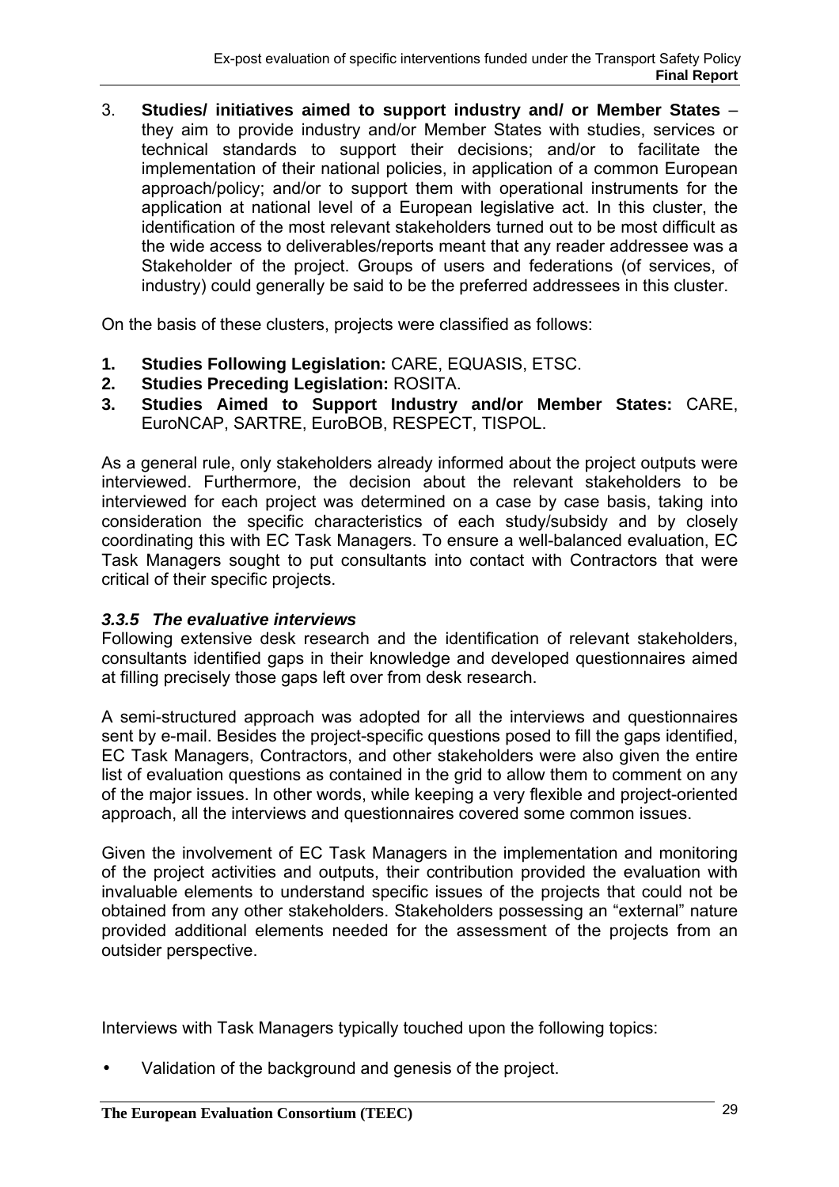3. **Studies/ initiatives aimed to support industry and/ or Member States** – they aim to provide industry and/or Member States with studies, services or technical standards to support their decisions; and/or to facilitate the implementation of their national policies, in application of a common European approach/policy; and/or to support them with operational instruments for the application at national level of a European legislative act. In this cluster, the identification of the most relevant stakeholders turned out to be most difficult as the wide access to deliverables/reports meant that any reader addressee was a Stakeholder of the project. Groups of users and federations (of services, of industry) could generally be said to be the preferred addressees in this cluster.

On the basis of these clusters, projects were classified as follows:

1. **Studies Following Legislation:** CARE, EQUASIS, ETSC.
2. **Studies Preceding Legislation:** ROSITA.
3. **Studies Aimed to Support Industry and/or Member States:** CARE, EuroNCAP, SARTRE, EuroBOB, RESPECT, TISPOL.

As a general rule, only stakeholders already informed about the project outputs were interviewed. Furthermore, the decision about the relevant stakeholders to be interviewed for each project was determined on a case by case basis, taking into consideration the specific characteristics of each study/subsidy and by closely coordinating this with EC Task Managers. To ensure a well-balanced evaluation, EC Task Managers sought to put consultants into contact with Contractors that were critical of their specific projects.

### *3.3.5 The evaluative interviews*

Following extensive desk research and the identification of relevant stakeholders, consultants identified gaps in their knowledge and developed questionnaires aimed at filling precisely those gaps left over from desk research.

A semi-structured approach was adopted for all the interviews and questionnaires sent by e-mail. Besides the project-specific questions posed to fill the gaps identified, EC Task Managers, Contractors, and other stakeholders were also given the entire list of evaluation questions as contained in the grid to allow them to comment on any of the major issues. In other words, while keeping a very flexible and project-oriented approach, all the interviews and questionnaires covered some common issues.

Given the involvement of EC Task Managers in the implementation and monitoring of the project activities and outputs, their contribution provided the evaluation with invaluable elements to understand specific issues of the projects that could not be obtained from any other stakeholders. Stakeholders possessing an “external” nature provided additional elements needed for the assessment of the projects from an outsider perspective.

Interviews with Task Managers typically touched upon the following topics:

- Validation of the background and genesis of the project.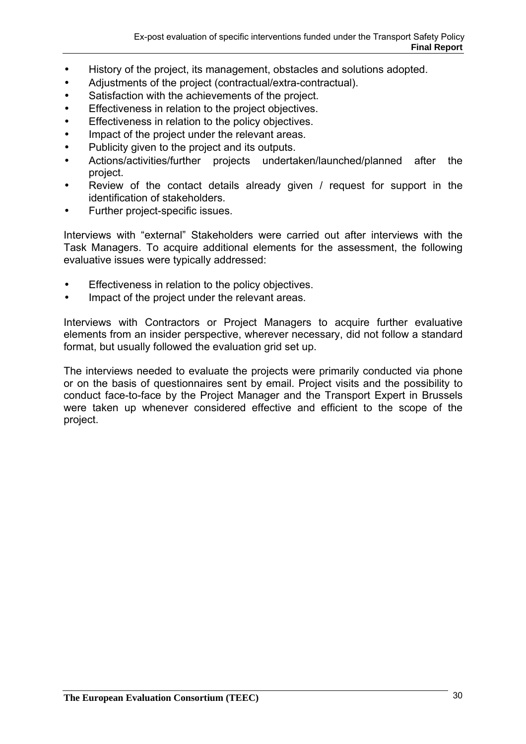- History of the project, its management, obstacles and solutions adopted.
- Adjustments of the project (contractual/extra-contractual).
- Satisfaction with the achievements of the project.
- Effectiveness in relation to the project objectives.
- Effectiveness in relation to the policy objectives.
- Impact of the project under the relevant areas.
- Publicity given to the project and its outputs.
- Actions/activities/further projects undertaken/launched/planned after the project.
- Review of the contact details already given / request for support in the identification of stakeholders.
- Further project-specific issues.

Interviews with "external" Stakeholders were carried out after interviews with the Task Managers. To acquire additional elements for the assessment, the following evaluative issues were typically addressed:

- Effectiveness in relation to the policy objectives.
- Impact of the project under the relevant areas.

Interviews with Contractors or Project Managers to acquire further evaluative elements from an insider perspective, wherever necessary, did not follow a standard format, but usually followed the evaluation grid set up.

The interviews needed to evaluate the projects were primarily conducted via phone or on the basis of questionnaires sent by email. Project visits and the possibility to conduct face-to-face by the Project Manager and the Transport Expert in Brussels were taken up whenever considered effective and efficient to the scope of the project.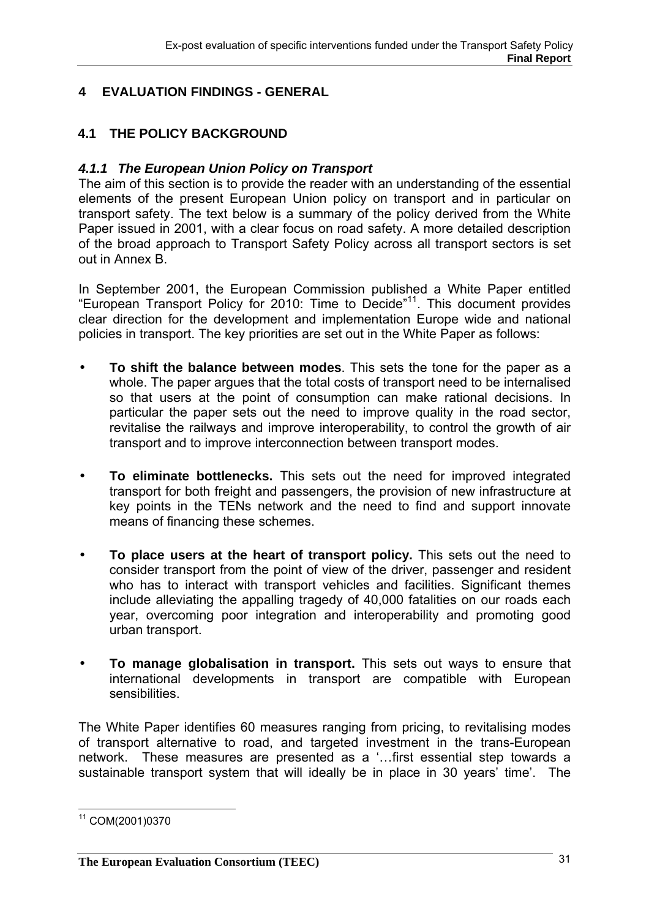# 4 EVALUATION FINDINGS - GENERAL

## 4.1 THE POLICY BACKGROUND

### *4.1.1 The European Union Policy on Transport*

The aim of this section is to provide the reader with an understanding of the essential elements of the present European Union policy on transport and in particular on transport safety. The text below is a summary of the policy derived from the White Paper issued in 2001, with a clear focus on road safety. A more detailed description of the broad approach to Transport Safety Policy across all transport sectors is set out in Annex B.

In September 2001, the European Commission published a White Paper entitled "European Transport Policy for 2010: Time to Decide"[11]. This document provides clear direction for the development and implementation Europe wide and national policies in transport. The key priorities are set out in the White Paper as follows:

- **To shift the balance between modes**. This sets the tone for the paper as a whole. The paper argues that the total costs of transport need to be internalised so that users at the point of consumption can make rational decisions. In particular the paper sets out the need to improve quality in the road sector, revitalise the railways and improve interoperability, to control the growth of air transport and to improve interconnection between transport modes.

- **To eliminate bottlenecks.** This sets out the need for improved integrated transport for both freight and passengers, the provision of new infrastructure at key points in the TENs network and the need to find and support innovate means of financing these schemes.

- **To place users at the heart of transport policy.** This sets out the need to consider transport from the point of view of the driver, passenger and resident who has to interact with transport vehicles and facilities. Significant themes include alleviating the appalling tragedy of 40,000 fatalities on our roads each year, overcoming poor integration and interoperability and promoting good urban transport.

- **To manage globalisation in transport.** This sets out ways to ensure that international developments in transport are compatible with European sensibilities.

The White Paper identifies 60 measures ranging from pricing, to revitalising modes of transport alternative to road, and targeted investment in the trans-European network. These measures are presented as a '…first essential step towards a sustainable transport system that will ideally be in place in 30 years' time'. The

[11] COM(2001)0370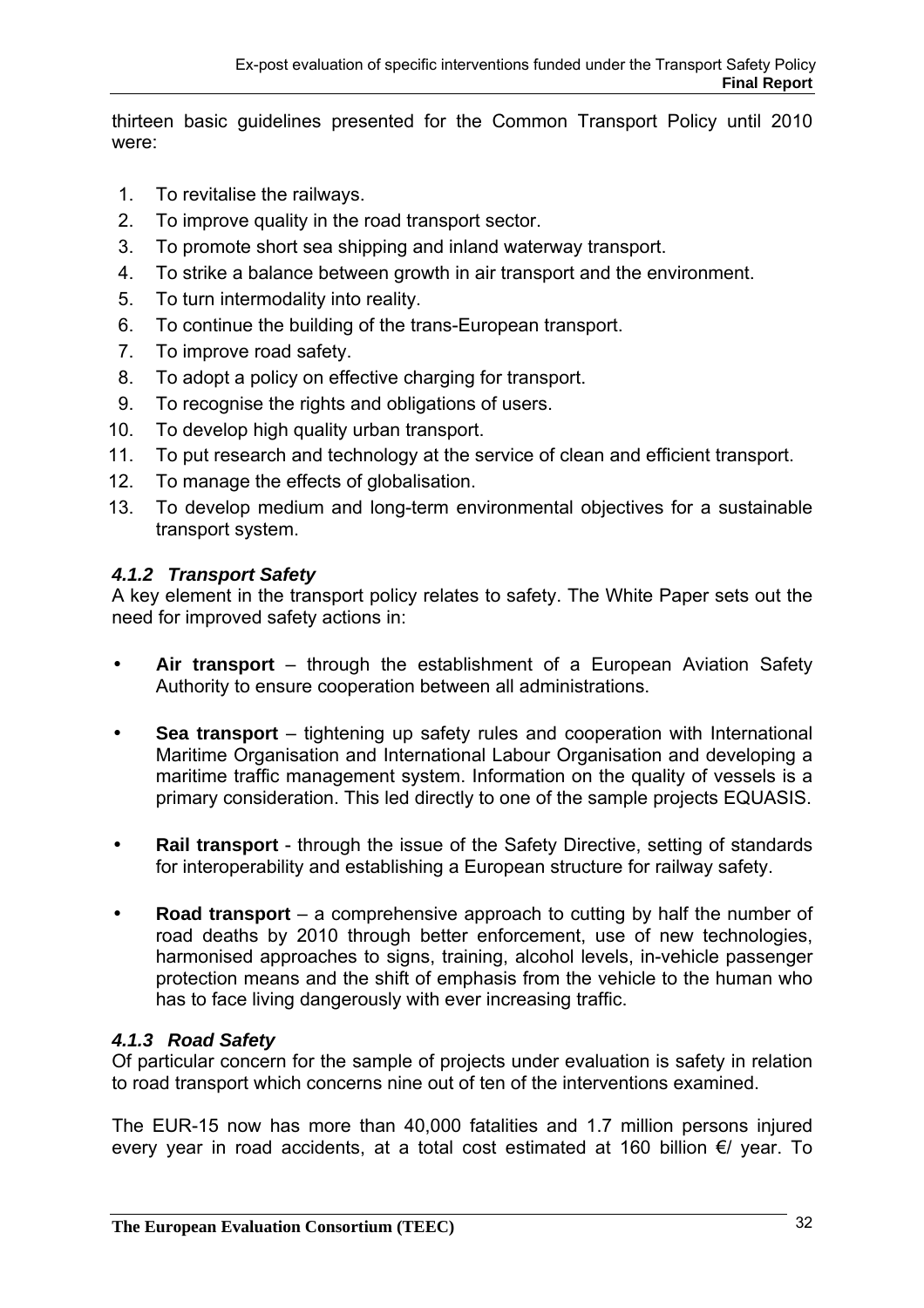thirteen basic guidelines presented for the Common Transport Policy until 2010 were:

1. To revitalise the railways.
2. To improve quality in the road transport sector.
3. To promote short sea shipping and inland waterway transport.
4. To strike a balance between growth in air transport and the environment.
5. To turn intermodality into reality.
6. To continue the building of the trans-European transport.
7. To improve road safety.
8. To adopt a policy on effective charging for transport.
9. To recognise the rights and obligations of users.
10. To develop high quality urban transport.
11. To put research and technology at the service of clean and efficient transport.
12. To manage the effects of globalisation.
13. To develop medium and long-term environmental objectives for a sustainable transport system.

### *4.1.2 Transport Safety*

A key element in the transport policy relates to safety. The White Paper sets out the need for improved safety actions in:

- **Air transport** – through the establishment of a European Aviation Safety Authority to ensure cooperation between all administrations.
- **Sea transport** – tightening up safety rules and cooperation with International Maritime Organisation and International Labour Organisation and developing a maritime traffic management system. Information on the quality of vessels is a primary consideration. This led directly to one of the sample projects EQUASIS.
- **Rail transport** - through the issue of the Safety Directive, setting of standards for interoperability and establishing a European structure for railway safety.
- **Road transport** – a comprehensive approach to cutting by half the number of road deaths by 2010 through better enforcement, use of new technologies, harmonised approaches to signs, training, alcohol levels, in-vehicle passenger protection means and the shift of emphasis from the vehicle to the human who has to face living dangerously with ever increasing traffic.

### *4.1.3 Road Safety*

Of particular concern for the sample of projects under evaluation is safety in relation to road transport which concerns nine out of ten of the interventions examined.

The EUR-15 now has more than 40,000 fatalities and 1.7 million persons injured every year in road accidents, at a total cost estimated at 160 billion €/ year. To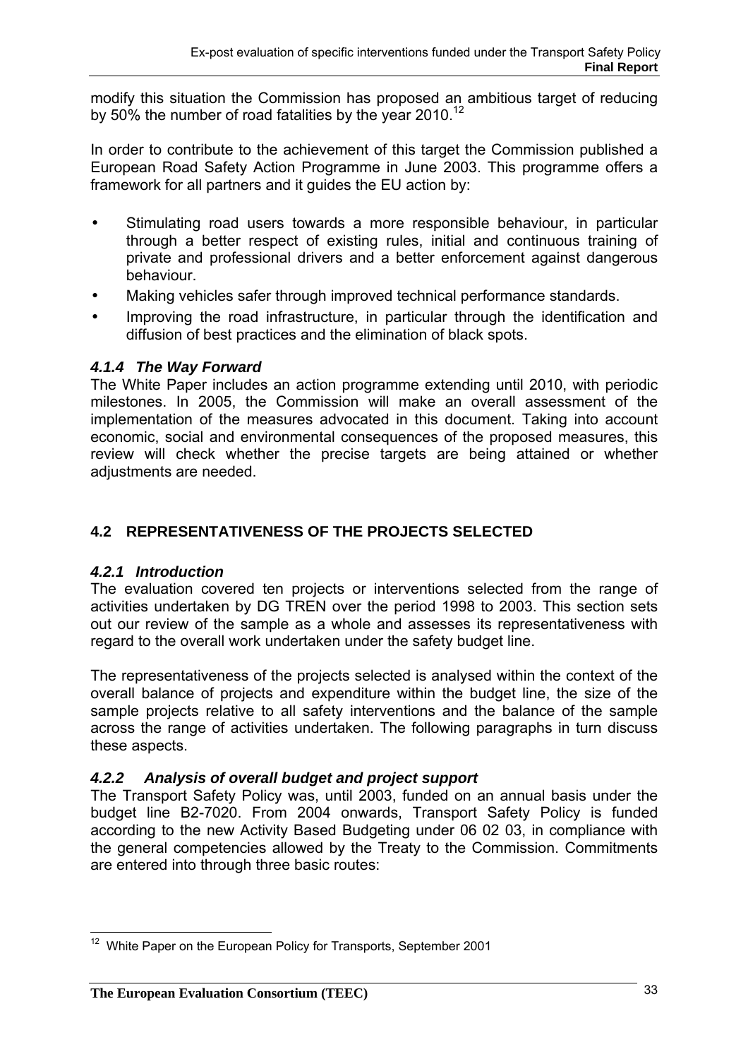modify this situation the Commission has proposed an ambitious target of reducing by 50% the number of road fatalities by the year 2010.[12]

In order to contribute to the achievement of this target the Commission published a European Road Safety Action Programme in June 2003. This programme offers a framework for all partners and it guides the EU action by:

- Stimulating road users towards a more responsible behaviour, in particular through a better respect of existing rules, initial and continuous training of private and professional drivers and a better enforcement against dangerous behaviour.
- Making vehicles safer through improved technical performance standards.
- Improving the road infrastructure, in particular through the identification and diffusion of best practices and the elimination of black spots.

#### *4.1.4 The Way Forward*

The White Paper includes an action programme extending until 2010, with periodic milestones. In 2005, the Commission will make an overall assessment of the implementation of the measures advocated in this document. Taking into account economic, social and environmental consequences of the proposed measures, this review will check whether the precise targets are being attained or whether adjustments are needed.

## 4.2 REPRESENTATIVENESS OF THE PROJECTS SELECTED

#### *4.2.1 Introduction*

The evaluation covered ten projects or interventions selected from the range of activities undertaken by DG TREN over the period 1998 to 2003. This section sets out our review of the sample as a whole and assesses its representativeness with regard to the overall work undertaken under the safety budget line.

The representativeness of the projects selected is analysed within the context of the overall balance of projects and expenditure within the budget line, the size of the sample projects relative to all safety interventions and the balance of the sample across the range of activities undertaken. The following paragraphs in turn discuss these aspects.

#### *4.2.2 Analysis of overall budget and project support*

The Transport Safety Policy was, until 2003, funded on an annual basis under the budget line B2-7020. From 2004 onwards, Transport Safety Policy is funded according to the new Activity Based Budgeting under 06 02 03, in compliance with the general competencies allowed by the Treaty to the Commission. Commitments are entered into through three basic routes:

---

[12] White Paper on the European Policy for Transports, September 2001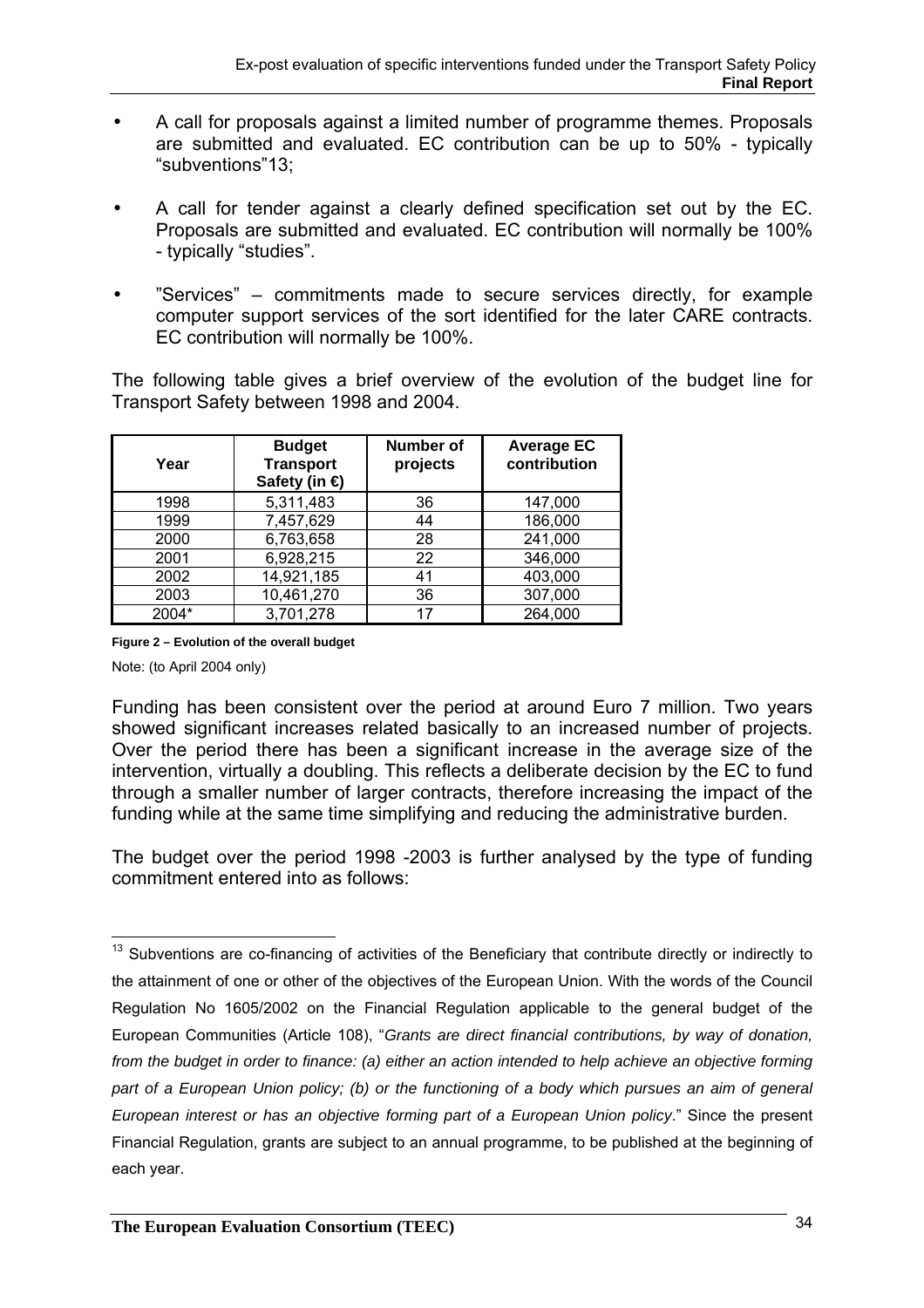- A call for proposals against a limited number of programme themes. Proposals are submitted and evaluated. EC contribution can be up to 50% - typically "subventions"[13];

- A call for tender against a clearly defined specification set out by the EC. Proposals are submitted and evaluated. EC contribution will normally be 100% - typically "studies".

- "Services" – commitments made to secure services directly, for example computer support services of the sort identified for the later CARE contracts. EC contribution will normally be 100%.

The following table gives a brief overview of the evolution of the budget line for Transport Safety between 1998 and 2004.

| Year | Budget Transport Safety (in €) | Number of projects | Average EC contribution |
|---|---|---|---|
| 1998 | 5,311,483 | 36 | 147,000 |
| 1999 | 7,457,629 | 44 | 186,000 |
| 2000 | 6,763,658 | 28 | 241,000 |
| 2001 | 6,928,215 | 22 | 346,000 |
| 2002 | 14,921,185 | 41 | 403,000 |
| 2003 | 10,461,270 | 36 | 307,000 |
| 2004* | 3,701,278 | 17 | 264,000 |

**Figure 2 – Evolution of the overall budget**

Note: (to April 2004 only)

Funding has been consistent over the period at around Euro 7 million. Two years showed significant increases related basically to an increased number of projects. Over the period there has been a significant increase in the average size of the intervention, virtually a doubling. This reflects a deliberate decision by the EC to fund through a smaller number of larger contracts, therefore increasing the impact of the funding while at the same time simplifying and reducing the administrative burden.

The budget over the period 1998 -2003 is further analysed by the type of funding commitment entered into as follows:

---

[13] Subventions are co-financing of activities of the Beneficiary that contribute directly or indirectly to the attainment of one or other of the objectives of the European Union. With the words of the Council Regulation No 1605/2002 on the Financial Regulation applicable to the general budget of the European Communities (Article 108), "*Grants are direct financial contributions, by way of donation, from the budget in order to finance: (a) either an action intended to help achieve an objective forming part of a European Union policy; (b) or the functioning of a body which pursues an aim of general European interest or has an objective forming part of a European Union policy*." Since the present Financial Regulation, grants are subject to an annual programme, to be published at the beginning of each year.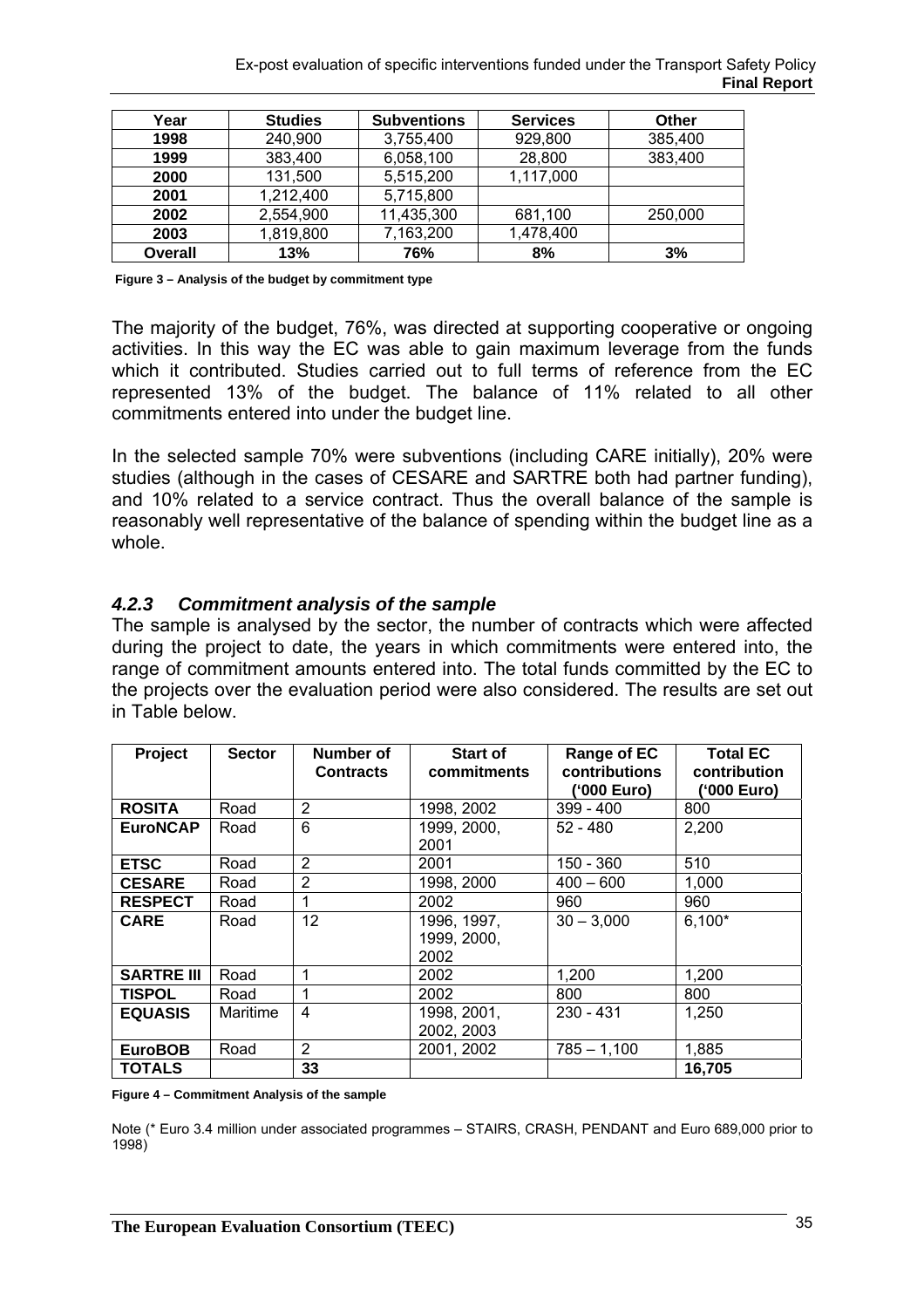| Year | Studies | Subventions | Services | Other |
|---|---|---|---|---|
| **1998** | 240,900 | 3,755,400 | 929,800 | 385,400 |
| **1999** | 383,400 | 6,058,100 | 28,800 | 383,400 |
| **2000** | 131,500 | 5,515,200 | 1,117,000 | |
| **2001** | 1,212,400 | 5,715,800 | | |
| **2002** | 2,554,900 | 11,435,300 | 681,100 | 250,000 |
| **2003** | 1,819,800 | 7,163,200 | 1,478,400 | |
| **Overall** | **13%** | **76%** | **8%** | **3%** |

**Figure 3 – Analysis of the budget by commitment type**

The majority of the budget, 76%, was directed at supporting cooperative or ongoing activities. In this way the EC was able to gain maximum leverage from the funds which it contributed. Studies carried out to full terms of reference from the EC represented 13% of the budget. The balance of 11% related to all other commitments entered into under the budget line.

In the selected sample 70% were subventions (including CARE initially), 20% were studies (although in the cases of CESARE and SARTRE both had partner funding), and 10% related to a service contract. Thus the overall balance of the sample is reasonably well representative of the balance of spending within the budget line as a whole.

### *4.2.3 Commitment analysis of the sample*

The sample is analysed by the sector, the number of contracts which were affected during the project to date, the years in which commitments were entered into, the range of commitment amounts entered into. The total funds committed by the EC to the projects over the evaluation period were also considered. The results are set out in Table below.

| Project | Sector | Number of Contracts | Start of commitments | Range of EC contributions ('000 Euro) | Total EC contribution ('000 Euro) |
|---|---|---|---|---|---|
| **ROSITA** | Road | 2 | 1998, 2002 | 399 - 400 | 800 |
| **EuroNCAP** | Road | 6 | 1999, 2000, 2001 | 52 - 480 | 2,200 |
| **ETSC** | Road | 2 | 2001 | 150 - 360 | 510 |
| **CESARE** | Road | 2 | 1998, 2000 | 400 – 600 | 1,000 |
| **RESPECT** | Road | 1 | 2002 | 960 | 960 |
| **CARE** | Road | 12 | 1996, 1997, 1999, 2000, 2002 | 30 – 3,000 | 6,100* |
| **SARTRE III** | Road | 1 | 2002 | 1,200 | 1,200 |
| **TISPOL** | Road | 1 | 2002 | 800 | 800 |
| **EQUASIS** | Maritime | 4 | 1998, 2001, 2002, 2003 | 230 - 431 | 1,250 |
| **EuroBOB** | Road | 2 | 2001, 2002 | 785 – 1,100 | 1,885 |
| **TOTALS** | | **33** | | | **16,705** |

**Figure 4 – Commitment Analysis of the sample**

Note (* Euro 3.4 million under associated programmes – STAIRS, CRASH, PENDANT and Euro 689,000 prior to 1998)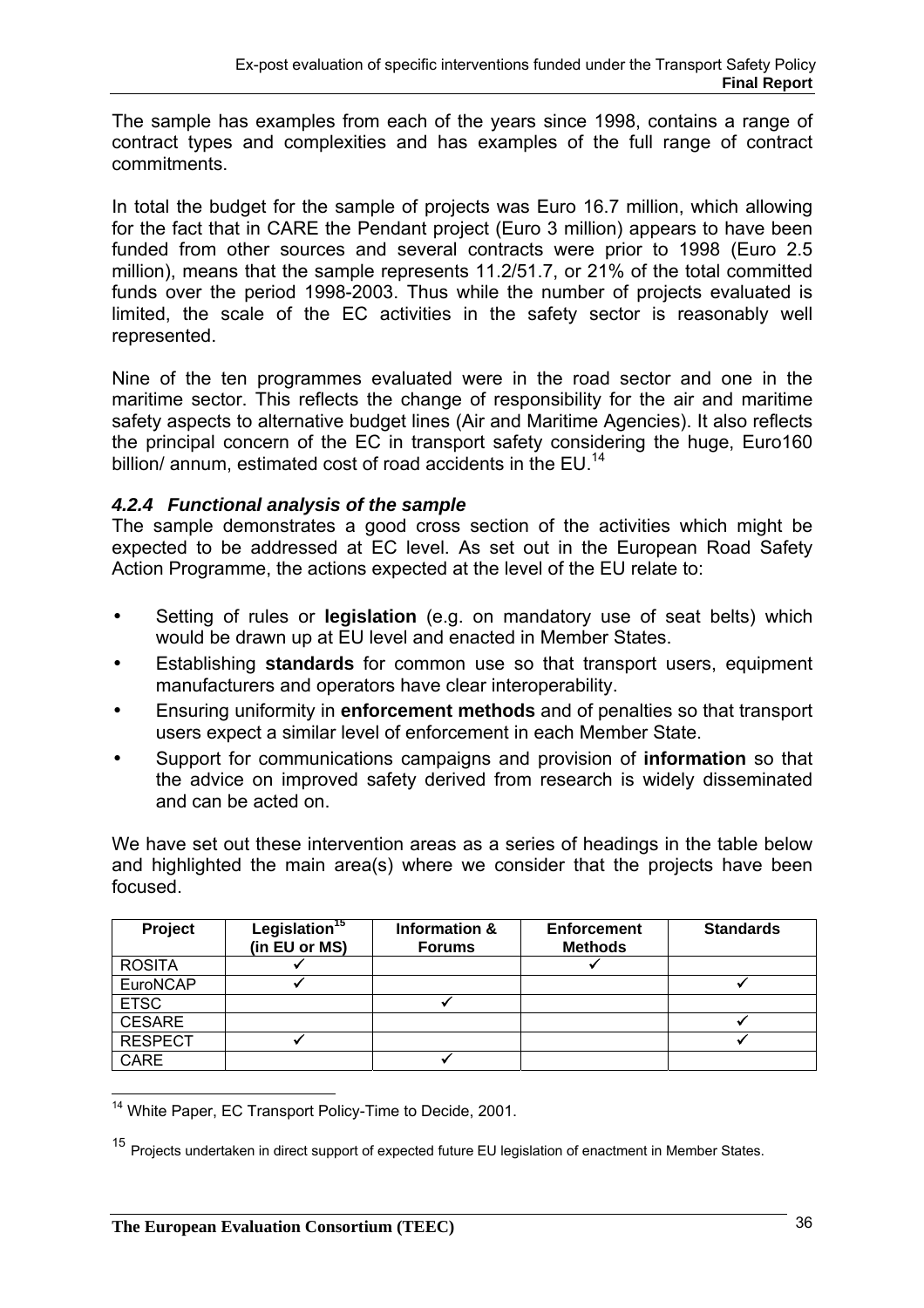The sample has examples from each of the years since 1998, contains a range of contract types and complexities and has examples of the full range of contract commitments.

In total the budget for the sample of projects was Euro 16.7 million, which allowing for the fact that in CARE the Pendant project (Euro 3 million) appears to have been funded from other sources and several contracts were prior to 1998 (Euro 2.5 million), means that the sample represents 11.2/51.7, or 21% of the total committed funds over the period 1998-2003. Thus while the number of projects evaluated is limited, the scale of the EC activities in the safety sector is reasonably well represented.

Nine of the ten programmes evaluated were in the road sector and one in the maritime sector. This reflects the change of responsibility for the air and maritime safety aspects to alternative budget lines (Air and Maritime Agencies). It also reflects the principal concern of the EC in transport safety considering the huge, Euro160 billion/ annum, estimated cost of road accidents in the EU.[14]

### *4.2.4 Functional analysis of the sample*

The sample demonstrates a good cross section of the activities which might be expected to be addressed at EC level. As set out in the European Road Safety Action Programme, the actions expected at the level of the EU relate to:

- Setting of rules or **legislation** (e.g. on mandatory use of seat belts) which would be drawn up at EU level and enacted in Member States.
- Establishing **standards** for common use so that transport users, equipment manufacturers and operators have clear interoperability.
- Ensuring uniformity in **enforcement methods** and of penalties so that transport users expect a similar level of enforcement in each Member State.
- Support for communications campaigns and provision of **information** so that the advice on improved safety derived from research is widely disseminated and can be acted on.

We have set out these intervention areas as a series of headings in the table below and highlighted the main area(s) where we consider that the projects have been focused.

| Project | Legislation[15] (in EU or MS) | Information & Forums | Enforcement Methods | Standards |
|---|---|---|---|---|
| ROSITA | ✓ | | ✓ | |
| EuroNCAP | ✓ | | | ✓ |
| ETSC | | ✓ | | |
| CESARE | | | | ✓ |
| RESPECT | ✓ | | | ✓ |
| CARE | | ✓ | | |

[14] White Paper, EC Transport Policy-Time to Decide, 2001.

[15] Projects undertaken in direct support of expected future EU legislation of enactment in Member States.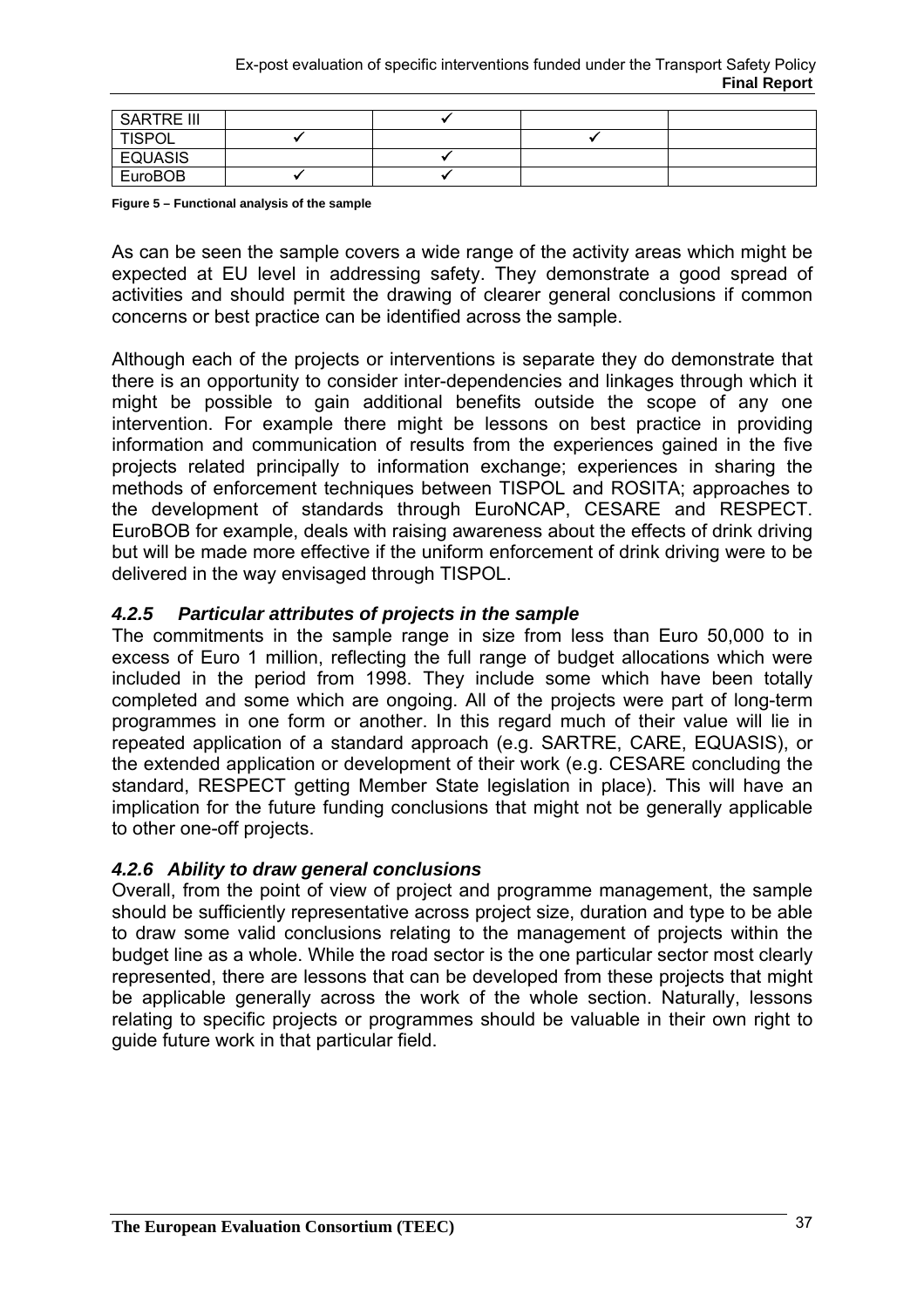| SARTRE III | | ✓ | | |
|---|---|---|---|---|
| TISPOL | ✓ | | ✓ | |
| EQUASIS | | ✓ | | |
| EuroBOB | ✓ | ✓ | | |

**Figure 5 – Functional analysis of the sample**

As can be seen the sample covers a wide range of the activity areas which might be expected at EU level in addressing safety. They demonstrate a good spread of activities and should permit the drawing of clearer general conclusions if common concerns or best practice can be identified across the sample.

Although each of the projects or interventions is separate they do demonstrate that there is an opportunity to consider inter-dependencies and linkages through which it might be possible to gain additional benefits outside the scope of any one intervention. For example there might be lessons on best practice in providing information and communication of results from the experiences gained in the five projects related principally to information exchange; experiences in sharing the methods of enforcement techniques between TISPOL and ROSITA; approaches to the development of standards through EuroNCAP, CESARE and RESPECT. EuroBOB for example, deals with raising awareness about the effects of drink driving but will be made more effective if the uniform enforcement of drink driving were to be delivered in the way envisaged through TISPOL.

### *4.2.5 Particular attributes of projects in the sample*

The commitments in the sample range in size from less than Euro 50,000 to in excess of Euro 1 million, reflecting the full range of budget allocations which were included in the period from 1998. They include some which have been totally completed and some which are ongoing. All of the projects were part of long-term programmes in one form or another. In this regard much of their value will lie in repeated application of a standard approach (e.g. SARTRE, CARE, EQUASIS), or the extended application or development of their work (e.g. CESARE concluding the standard, RESPECT getting Member State legislation in place). This will have an implication for the future funding conclusions that might not be generally applicable to other one-off projects.

### *4.2.6 Ability to draw general conclusions*

Overall, from the point of view of project and programme management, the sample should be sufficiently representative across project size, duration and type to be able to draw some valid conclusions relating to the management of projects within the budget line as a whole. While the road sector is the one particular sector most clearly represented, there are lessons that can be developed from these projects that might be applicable generally across the work of the whole section. Naturally, lessons relating to specific projects or programmes should be valuable in their own right to guide future work in that particular field.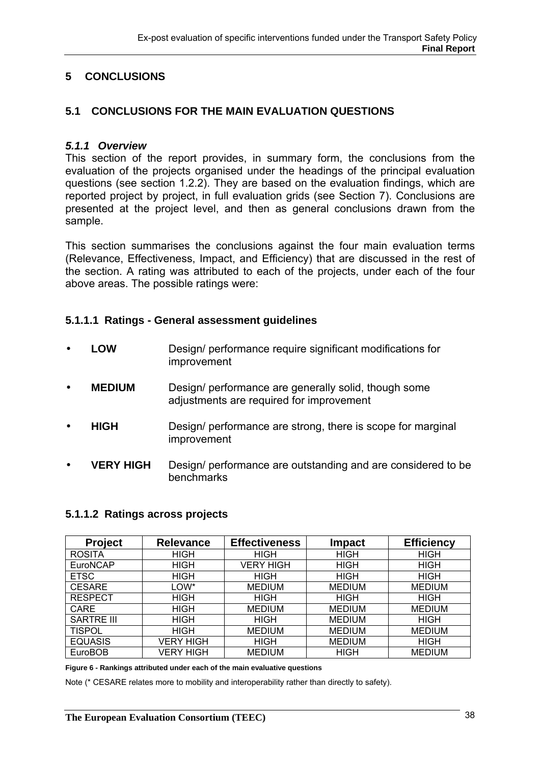# 5 CONCLUSIONS

## 5.1 CONCLUSIONS FOR THE MAIN EVALUATION QUESTIONS

### *5.1.1 Overview*

This section of the report provides, in summary form, the conclusions from the evaluation of the projects organised under the headings of the principal evaluation questions (see section 1.2.2). They are based on the evaluation findings, which are reported project by project, in full evaluation grids (see Section 7). Conclusions are presented at the project level, and then as general conclusions drawn from the sample.

This section summarises the conclusions against the four main evaluation terms (Relevance, Effectiveness, Impact, and Efficiency) that are discussed in the rest of the section. A rating was attributed to each of the projects, under each of the four above areas. The possible ratings were:

#### 5.1.1.1 Ratings - General assessment guidelines

- **LOW** Design/ performance require significant modifications for improvement
- **MEDIUM** Design/ performance are generally solid, though some adjustments are required for improvement
- **HIGH** Design/ performance are strong, there is scope for marginal improvement
- **VERY HIGH** Design/ performance are outstanding and are considered to be benchmarks

#### 5.1.1.2 Ratings across projects

| Project | Relevance | Effectiveness | Impact | Efficiency |
|---|---|---|---|---|
| ROSITA | HIGH | HIGH | HIGH | HIGH |
| EuroNCAP | HIGH | VERY HIGH | HIGH | HIGH |
| ETSC | HIGH | HIGH | HIGH | HIGH |
| CESARE | LOW* | MEDIUM | MEDIUM | MEDIUM |
| RESPECT | HIGH | HIGH | HIGH | HIGH |
| CARE | HIGH | MEDIUM | MEDIUM | MEDIUM |
| SARTRE III | HIGH | HIGH | MEDIUM | HIGH |
| TISPOL | HIGH | MEDIUM | MEDIUM | MEDIUM |
| EQUASIS | VERY HIGH | HIGH | MEDIUM | HIGH |
| EuroBOB | VERY HIGH | MEDIUM | HIGH | MEDIUM |

**Figure 6 - Rankings attributed under each of the main evaluative questions**

Note (* CESARE relates more to mobility and interoperability rather than directly to safety).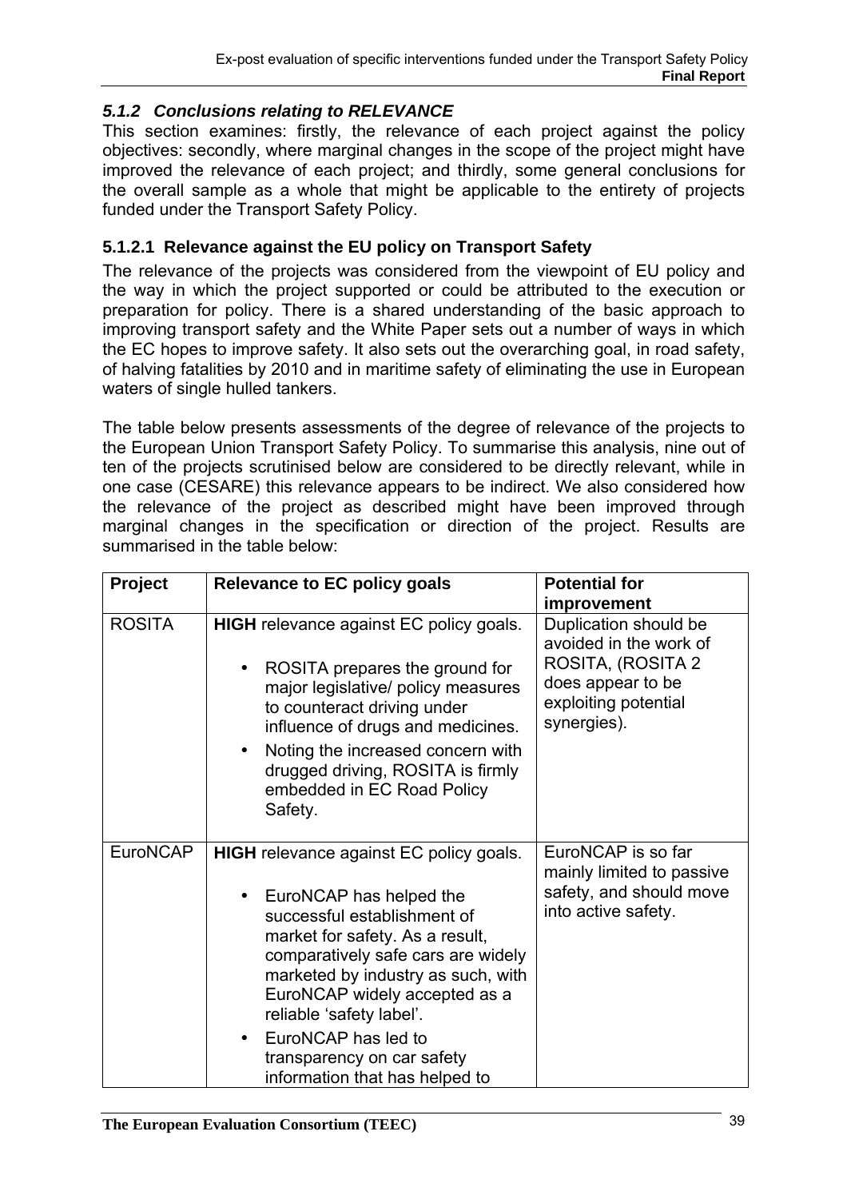### *5.1.2 Conclusions relating to RELEVANCE*

This section examines: firstly, the relevance of each project against the policy objectives: secondly, where marginal changes in the scope of the project might have improved the relevance of each project; and thirdly, some general conclusions for the overall sample as a whole that might be applicable to the entirety of projects funded under the Transport Safety Policy.

#### 5.1.2.1 Relevance against the EU policy on Transport Safety

The relevance of the projects was considered from the viewpoint of EU policy and the way in which the project supported or could be attributed to the execution or preparation for policy. There is a shared understanding of the basic approach to improving transport safety and the White Paper sets out a number of ways in which the EC hopes to improve safety. It also sets out the overarching goal, in road safety, of halving fatalities by 2010 and in maritime safety of eliminating the use in European waters of single hulled tankers.

The table below presents assessments of the degree of relevance of the projects to the European Union Transport Safety Policy. To summarise this analysis, nine out of ten of the projects scrutinised below are considered to be directly relevant, while in one case (CESARE) this relevance appears to be indirect. We also considered how the relevance of the project as described might have been improved through marginal changes in the specification or direction of the project. Results are summarised in the table below:

| Project | Relevance to EC policy goals | Potential for improvement |
|---|---|---|
| ROSITA | **HIGH** relevance against EC policy goals.<br>• ROSITA prepares the ground for major legislative/ policy measures to counteract driving under influence of drugs and medicines.<br>• Noting the increased concern with drugged driving, ROSITA is firmly embedded in EC Road Policy Safety. | Duplication should be avoided in the work of ROSITA, (ROSITA 2 does appear to be exploiting potential synergies). |
| EuroNCAP | **HIGH** relevance against EC policy goals.<br>• EuroNCAP has helped the successful establishment of market for safety. As a result, comparatively safe cars are widely marketed by industry as such, with EuroNCAP widely accepted as a reliable 'safety label'.<br>• EuroNCAP has led to transparency on car safety information that has helped to | EuroNCAP is so far mainly limited to passive safety, and should move into active safety. |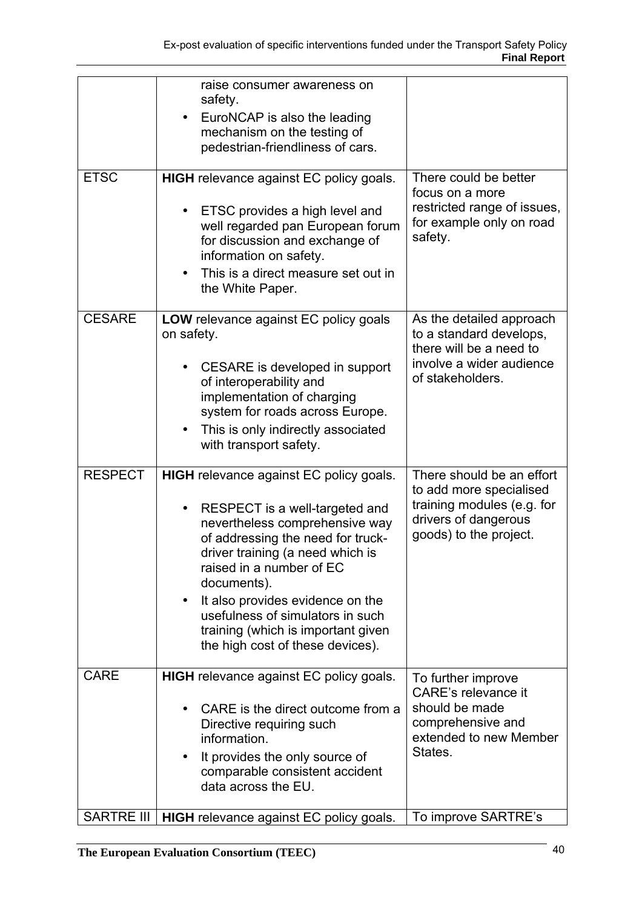|  |  |  |
|---|---|---|
|  | raise consumer awareness on safety.<br>• EuroNCAP is also the leading mechanism on the testing of pedestrian-friendliness of cars. |  |
| ETSC | **HIGH** relevance against EC policy goals.<br>• ETSC provides a high level and well regarded pan European forum for discussion and exchange of information on safety.<br>• This is a direct measure set out in the White Paper. | There could be better focus on a more restricted range of issues, for example only on road safety. |
| CESARE | **LOW** relevance against EC policy goals on safety.<br>• CESARE is developed in support of interoperability and implementation of charging system for roads across Europe.<br>• This is only indirectly associated with transport safety. | As the detailed approach to a standard develops, there will be a need to involve a wider audience of stakeholders. |
| RESPECT | **HIGH** relevance against EC policy goals.<br>• RESPECT is a well-targeted and nevertheless comprehensive way of addressing the need for truck-driver training (a need which is raised in a number of EC documents).<br>• It also provides evidence on the usefulness of simulators in such training (which is important given the high cost of these devices). | There should be an effort to add more specialised training modules (e.g. for drivers of dangerous goods) to the project. |
| CARE | **HIGH** relevance against EC policy goals.<br>• CARE is the direct outcome from a Directive requiring such information.<br>• It provides the only source of comparable consistent accident data across the EU. | To further improve CARE's relevance it should be made comprehensive and extended to new Member States. |
| SARTRE III | **HIGH** relevance against EC policy goals. | To improve SARTRE's |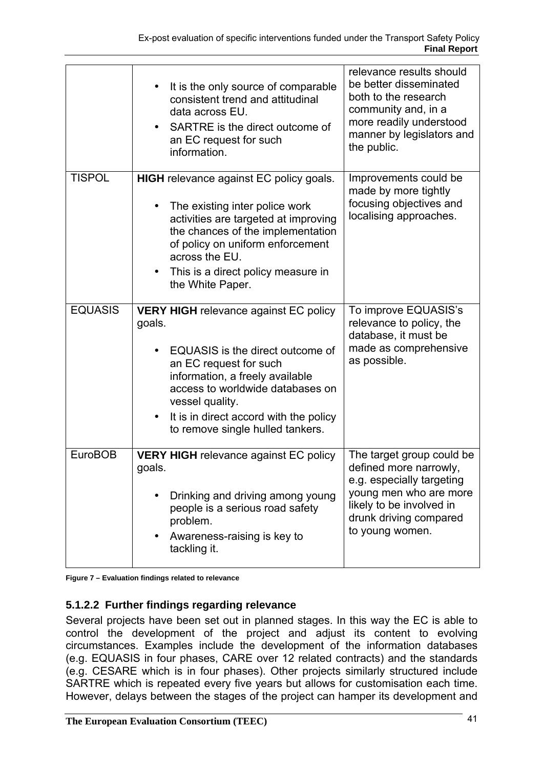| | | |
|---|---|---|
| | • It is the only source of comparable consistent trend and attitudinal data across EU.<br>• SARTRE is the direct outcome of an EC request for such information. | relevance results should be better disseminated both to the research community and, in a more readily understood manner by legislators and the public. |
| TISPOL | **HIGH** relevance against EC policy goals.<br>• The existing inter police work activities are targeted at improving the chances of the implementation of policy on uniform enforcement across the EU.<br>• This is a direct policy measure in the White Paper. | Improvements could be made by more tightly focusing objectives and localising approaches. |
| EQUASIS | **VERY HIGH** relevance against EC policy goals.<br>• EQUASIS is the direct outcome of an EC request for such information, a freely available access to worldwide databases on vessel quality.<br>• It is in direct accord with the policy to remove single hulled tankers. | To improve EQUASIS's relevance to policy, the database, it must be made as comprehensive as possible. |
| EuroBOB | **VERY HIGH** relevance against EC policy goals.<br>• Drinking and driving among young people is a serious road safety problem.<br>• Awareness-raising is key to tackling it. | The target group could be defined more narrowly, e.g. especially targeting young men who are more likely to be involved in drunk driving compared to young women. |

**Figure 7 – Evaluation findings related to relevance**

#### 5.1.2.2 Further findings regarding relevance

Several projects have been set out in planned stages. In this way the EC is able to control the development of the project and adjust its content to evolving circumstances. Examples include the development of the information databases (e.g. EQUASIS in four phases, CARE over 12 related contracts) and the standards (e.g. CESARE which is in four phases). Other projects similarly structured include SARTRE which is repeated every five years but allows for customisation each time. However, delays between the stages of the project can hamper its development and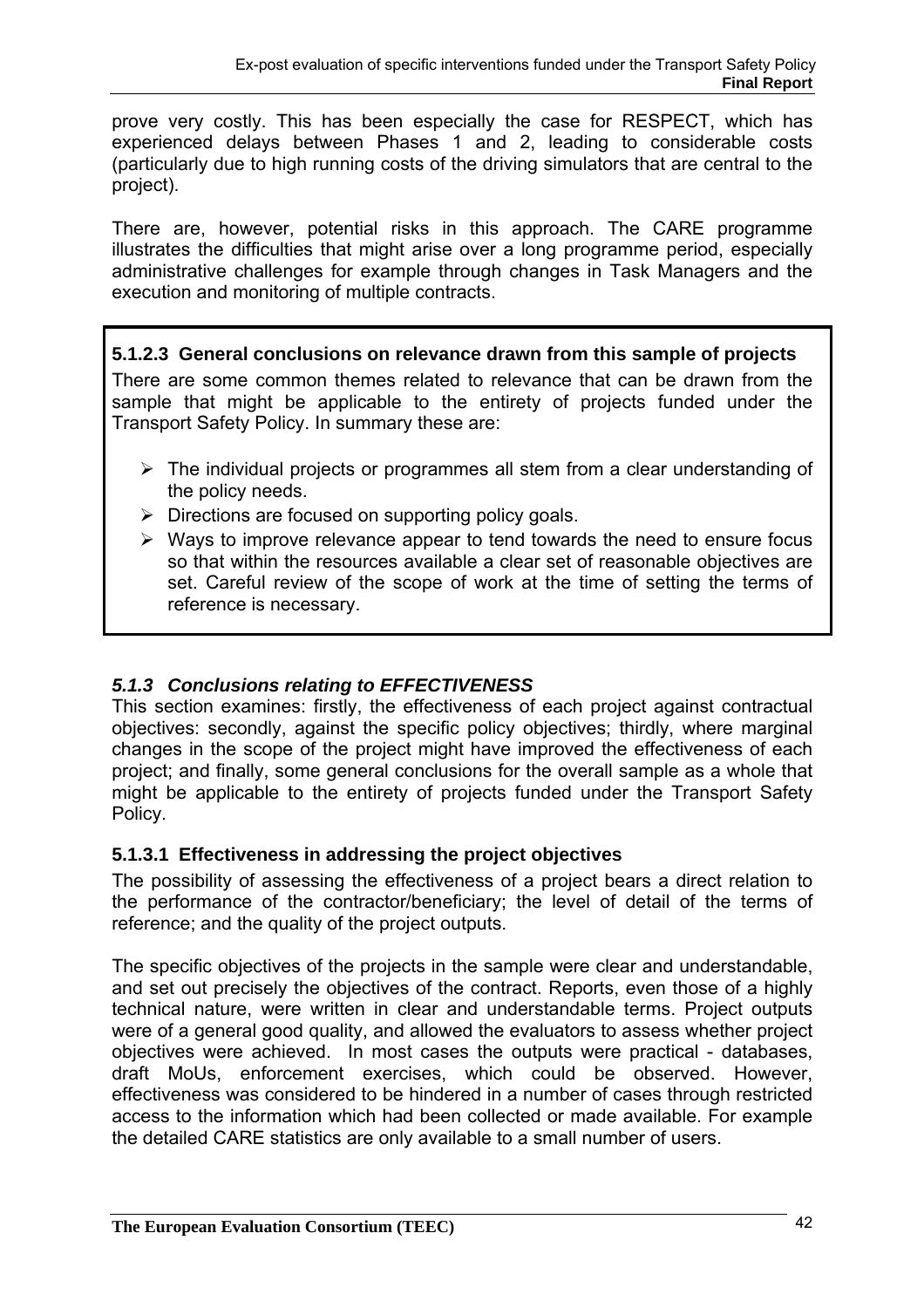prove very costly. This has been especially the case for RESPECT, which has experienced delays between Phases 1 and 2, leading to considerable costs (particularly due to high running costs of the driving simulators that are central to the project).

There are, however, potential risks in this approach. The CARE programme illustrates the difficulties that might arise over a long programme period, especially administrative challenges for example through changes in Task Managers and the execution and monitoring of multiple contracts.

#### 5.1.2.3 General conclusions on relevance drawn from this sample of projects

There are some common themes related to relevance that can be drawn from the sample that might be applicable to the entirety of projects funded under the Transport Safety Policy. In summary these are:

- The individual projects or programmes all stem from a clear understanding of the policy needs.
- Directions are focused on supporting policy goals.
- Ways to improve relevance appear to tend towards the need to ensure focus so that within the resources available a clear set of reasonable objectives are set. Careful review of the scope of work at the time of setting the terms of reference is necessary.

### *5.1.3 Conclusions relating to EFFECTIVENESS*

This section examines: firstly, the effectiveness of each project against contractual objectives: secondly, against the specific policy objectives; thirdly, where marginal changes in the scope of the project might have improved the effectiveness of each project; and finally, some general conclusions for the overall sample as a whole that might be applicable to the entirety of projects funded under the Transport Safety Policy.

#### 5.1.3.1 Effectiveness in addressing the project objectives

The possibility of assessing the effectiveness of a project bears a direct relation to the performance of the contractor/beneficiary; the level of detail of the terms of reference; and the quality of the project outputs.

The specific objectives of the projects in the sample were clear and understandable, and set out precisely the objectives of the contract. Reports, even those of a highly technical nature, were written in clear and understandable terms. Project outputs were of a general good quality, and allowed the evaluators to assess whether project objectives were achieved. In most cases the outputs were practical - databases, draft MoUs, enforcement exercises, which could be observed. However, effectiveness was considered to be hindered in a number of cases through restricted access to the information which had been collected or made available. For example the detailed CARE statistics are only available to a small number of users.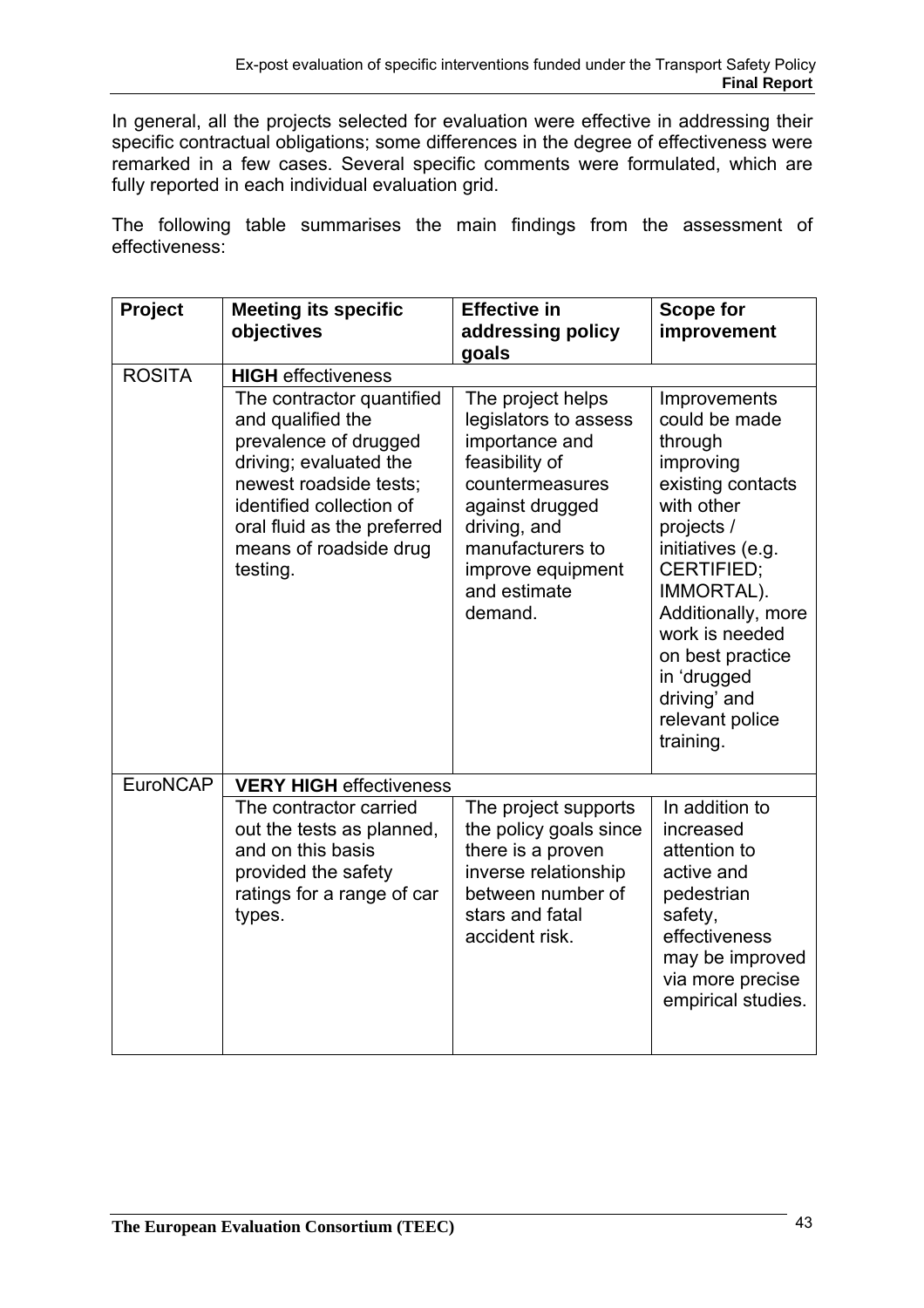In general, all the projects selected for evaluation were effective in addressing their specific contractual obligations; some differences in the degree of effectiveness were remarked in a few cases. Several specific comments were formulated, which are fully reported in each individual evaluation grid.

The following table summarises the main findings from the assessment of effectiveness:

| Project | Meeting its specific objectives | Effective in addressing policy goals | Scope for improvement |
|---|---|---|---|
| ROSITA | **HIGH** effectiveness | | |
| | The contractor quantified and qualified the prevalence of drugged driving; evaluated the newest roadside tests; identified collection of oral fluid as the preferred means of roadside drug testing. | The project helps legislators to assess importance and feasibility of countermeasures against drugged driving, and manufacturers to improve equipment and estimate demand. | Improvements could be made through improving existing contacts with other projects / initiatives (e.g. CERTIFIED; IMMORTAL). Additionally, more work is needed on best practice in 'drugged driving' and relevant police training. |
| EuroNCAP | **VERY HIGH** effectiveness | | |
| | The contractor carried out the tests as planned, and on this basis provided the safety ratings for a range of car types. | The project supports the policy goals since there is a proven inverse relationship between number of stars and fatal accident risk. | In addition to increased attention to active and pedestrian safety, effectiveness may be improved via more precise empirical studies. |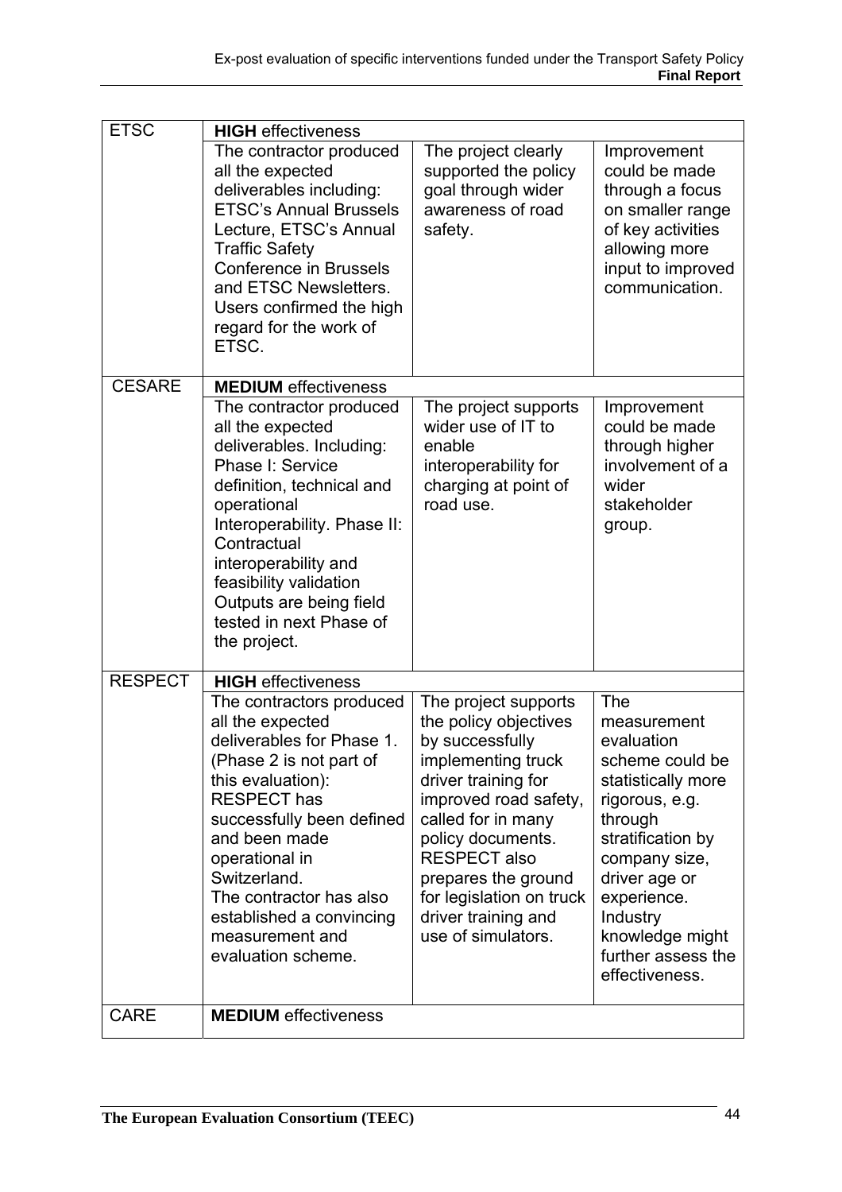| | | | |
|---|---|---|---|
| ETSC | **HIGH** effectiveness | | |
| | The contractor produced all the expected deliverables including: ETSC's Annual Brussels Lecture, ETSC's Annual Traffic Safety Conference in Brussels and ETSC Newsletters. Users confirmed the high regard for the work of ETSC. | The project clearly supported the policy goal through wider awareness of road safety. | Improvement could be made through a focus on smaller range of key activities allowing more input to improved communication. |
| CESARE | **MEDIUM** effectiveness | | |
| | The contractor produced all the expected deliverables. Including: Phase I: Service definition, technical and operational Interoperability. Phase II: Contractual interoperability and feasibility validation Outputs are being field tested in next Phase of the project. | The project supports wider use of IT to enable interoperability for charging at point of road use. | Improvement could be made through higher involvement of a wider stakeholder group. |
| RESPECT | **HIGH** effectiveness | | |
| | The contractors produced all the expected deliverables for Phase 1. (Phase 2 is not part of this evaluation): RESPECT has successfully been defined and been made operational in Switzerland. The contractor has also established a convincing measurement and evaluation scheme. | The project supports the policy objectives by successfully implementing truck driver training for improved road safety, called for in many policy documents. RESPECT also prepares the ground for legislation on truck driver training and use of simulators. | The measurement evaluation scheme could be statistically more rigorous, e.g. through stratification by company size, driver age or experience. Industry knowledge might further assess the effectiveness. |
| CARE | **MEDIUM** effectiveness | | |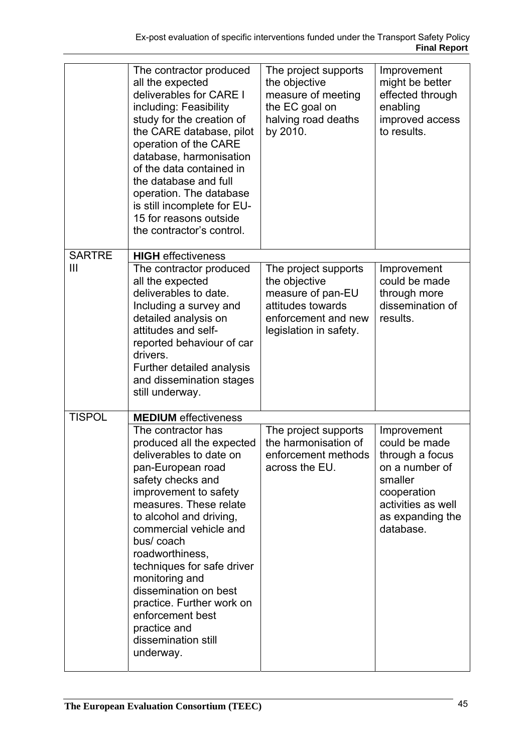| | | | |
|---|---|---|---|
| | The contractor produced all the expected deliverables for CARE I including: Feasibility study for the creation of the CARE database, pilot operation of the CARE database, harmonisation of the data contained in the database and full operation. The database is still incomplete for EU-15 for reasons outside the contractor's control. | The project supports the objective measure of meeting the EC goal on halving road deaths by 2010. | Improvement might be better effected through enabling improved access to results. |
| SARTRE III | **HIGH** effectiveness | | |
| | The contractor produced all the expected deliverables to date. Including a survey and detailed analysis on attitudes and self-reported behaviour of car drivers. Further detailed analysis and dissemination stages still underway. | The project supports the objective measure of pan-EU attitudes towards enforcement and new legislation in safety. | Improvement could be made through more dissemination of results. |
| TISPOL | **MEDIUM** effectiveness | | |
| | The contractor has produced all the expected deliverables to date on pan-European road safety checks and improvement to safety measures. These relate to alcohol and driving, commercial vehicle and bus/ coach roadworthiness, techniques for safe driver monitoring and dissemination on best practice. Further work on enforcement best practice and dissemination still underway. | The project supports the harmonisation of enforcement methods across the EU. | Improvement could be made through a focus on a number of smaller cooperation activities as well as expanding the database. |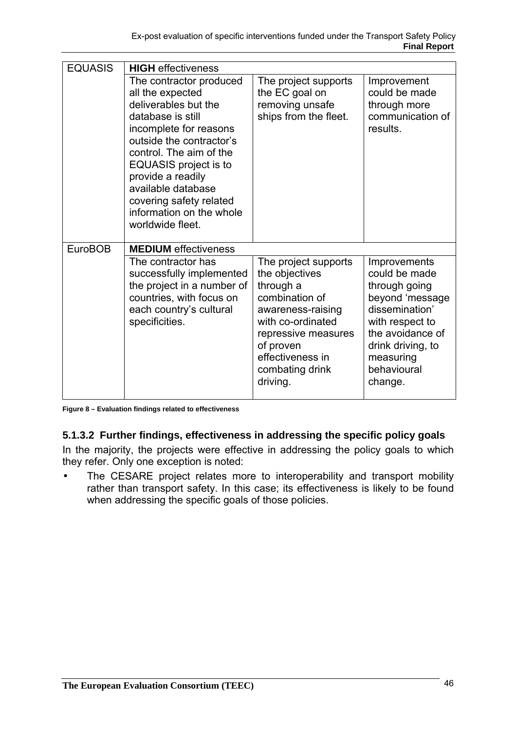| | | | |
|---|---|---|---|
| EQUASIS | **HIGH** effectiveness | | |
| | The contractor produced all the expected deliverables but the database is still incomplete for reasons outside the contractor's control. The aim of the EQUASIS project is to provide a readily available database covering safety related information on the whole worldwide fleet. | The project supports the EC goal on removing unsafe ships from the fleet. | Improvement could be made through more communication of results. |
| EuroBOB | **MEDIUM** effectiveness | | |
| | The contractor has successfully implemented the project in a number of countries, with focus on each country's cultural specificities. | The project supports the objectives through a combination of awareness-raising with co-ordinated repressive measures of proven effectiveness in combating drink driving. | Improvements could be made through going beyond 'message dissemination' with respect to the avoidance of drink driving, to measuring behavioural change. |

**Figure 8 – Evaluation findings related to effectiveness**

#### 5.1.3.2 Further findings, effectiveness in addressing the specific policy goals

In the majority, the projects were effective in addressing the policy goals to which they refer. Only one exception is noted:

- The CESARE project relates more to interoperability and transport mobility rather than transport safety. In this case; its effectiveness is likely to be found when addressing the specific goals of those policies.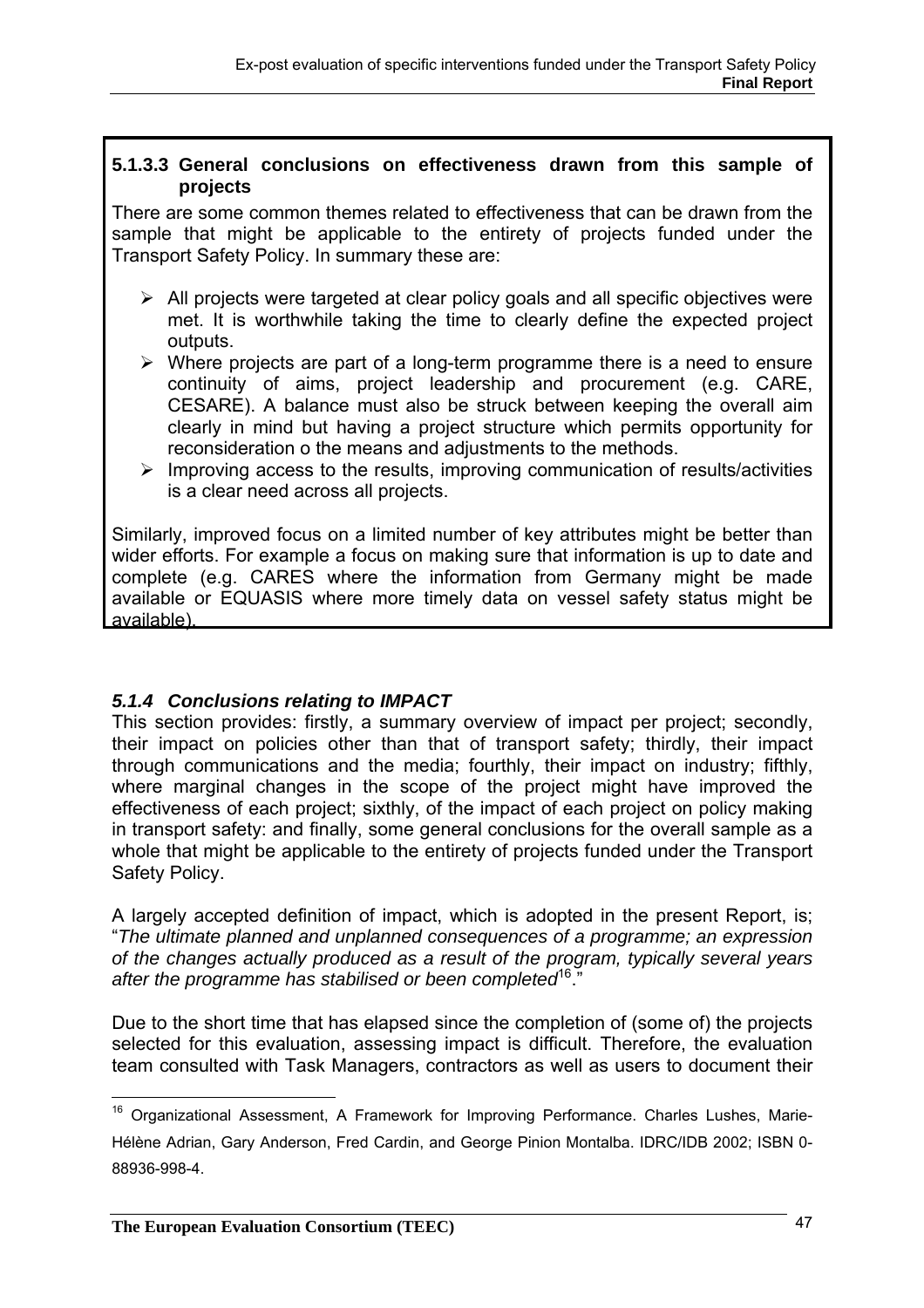#### 5.1.3.3 General conclusions on effectiveness drawn from this sample of projects

There are some common themes related to effectiveness that can be drawn from the sample that might be applicable to the entirety of projects funded under the Transport Safety Policy. In summary these are:

- All projects were targeted at clear policy goals and all specific objectives were met. It is worthwhile taking the time to clearly define the expected project outputs.
- Where projects are part of a long-term programme there is a need to ensure continuity of aims, project leadership and procurement (e.g. CARE, CESARE). A balance must also be struck between keeping the overall aim clearly in mind but having a project structure which permits opportunity for reconsideration o the means and adjustments to the methods.
- Improving access to the results, improving communication of results/activities is a clear need across all projects.

Similarly, improved focus on a limited number of key attributes might be better than wider efforts. For example a focus on making sure that information is up to date and complete (e.g. CARES where the information from Germany might be made available or EQUASIS where more timely data on vessel safety status might be available).

### *5.1.4 Conclusions relating to IMPACT*

This section provides: firstly, a summary overview of impact per project; secondly, their impact on policies other than that of transport safety; thirdly, their impact through communications and the media; fourthly, their impact on industry; fifthly, where marginal changes in the scope of the project might have improved the effectiveness of each project; sixthly, of the impact of each project on policy making in transport safety: and finally, some general conclusions for the overall sample as a whole that might be applicable to the entirety of projects funded under the Transport Safety Policy.

A largely accepted definition of impact, which is adopted in the present Report, is; "*The ultimate planned and unplanned consequences of a programme; an expression of the changes actually produced as a result of the program, typically several years after the programme has stabilised or been completed*[16]."

Due to the short time that has elapsed since the completion of (some of) the projects selected for this evaluation, assessing impact is difficult. Therefore, the evaluation team consulted with Task Managers, contractors as well as users to document their

[16] Organizational Assessment, A Framework for Improving Performance. Charles Lushes, Marie-Hélène Adrian, Gary Anderson, Fred Cardin, and George Pinion Montalba. IDRC/IDB 2002; ISBN 0-88936-998-4.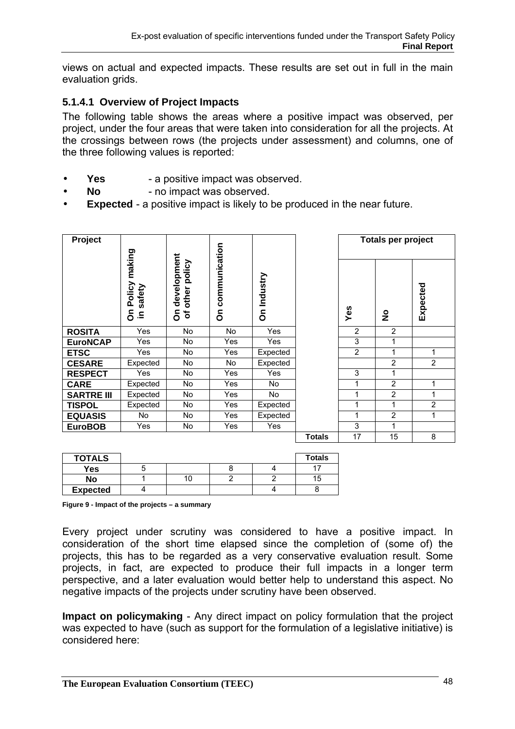views on actual and expected impacts. These results are set out in full in the main evaluation grids.

#### 5.1.4.1 Overview of Project Impacts

The following table shows the areas where a positive impact was observed, per project, under the four areas that were taken into consideration for all the projects. At the crossings between rows (the projects under assessment) and columns, one of the three following values is reported:

- **Yes** - a positive impact was observed.
- **No** - no impact was observed.
- **Expected** - a positive impact is likely to be produced in the near future.

| Project | On Policy making in safety | On development of other policy | On communication | On Industry | | Totals per project: Yes | Totals per project: No | Totals per project: Expected |
|---|---|---|---|---|---|---|---|---|
| **ROSITA** | Yes | No | No | Yes | | 2 | 2 | |
| **EuroNCAP** | Yes | No | Yes | Yes | | 3 | 1 | |
| **ETSC** | Yes | No | Yes | Expected | | 2 | 1 | 1 |
| **CESARE** | Expected | No | No | Expected | | | 2 | 2 |
| **RESPECT** | Yes | No | Yes | Yes | | 3 | 1 | |
| **CARE** | Expected | No | Yes | No | | 1 | 2 | 1 |
| **SARTRE III** | Expected | No | Yes | No | | 1 | 2 | 1 |
| **TISPOL** | Expected | No | Yes | Expected | | 1 | 1 | 2 |
| **EQUASIS** | No | No | Yes | Expected | | 1 | 2 | 1 |
| **EuroBOB** | Yes | No | Yes | Yes | | 3 | 1 | |
| | | | | | **Totals** | 17 | 15 | 8 |

| TOTALS | | | | | Totals |
|---|---|---|---|---|---|
| **Yes** | 5 | | 8 | 4 | 17 |
| **No** | 1 | 10 | 2 | 2 | 15 |
| **Expected** | 4 | | | 4 | 8 |

**Figure 9 - Impact of the projects – a summary**

Every project under scrutiny was considered to have a positive impact. In consideration of the short time elapsed since the completion of (some of) the projects, this has to be regarded as a very conservative evaluation result. Some projects, in fact, are expected to produce their full impacts in a longer term perspective, and a later evaluation would better help to understand this aspect. No negative impacts of the projects under scrutiny have been observed.

**Impact on policymaking** - Any direct impact on policy formulation that the project was expected to have (such as support for the formulation of a legislative initiative) is considered here: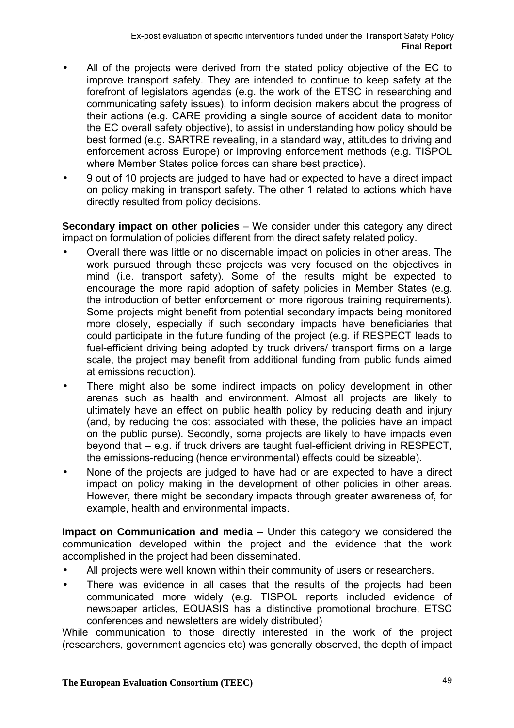- All of the projects were derived from the stated policy objective of the EC to improve transport safety. They are intended to continue to keep safety at the forefront of legislators agendas (e.g. the work of the ETSC in researching and communicating safety issues), to inform decision makers about the progress of their actions (e.g. CARE providing a single source of accident data to monitor the EC overall safety objective), to assist in understanding how policy should be best formed (e.g. SARTRE revealing, in a standard way, attitudes to driving and enforcement across Europe) or improving enforcement methods (e.g. TISPOL where Member States police forces can share best practice).
- 9 out of 10 projects are judged to have had or expected to have a direct impact on policy making in transport safety. The other 1 related to actions which have directly resulted from policy decisions.

**Secondary impact on other policies** – We consider under this category any direct impact on formulation of policies different from the direct safety related policy.

- Overall there was little or no discernable impact on policies in other areas. The work pursued through these projects was very focused on the objectives in mind (i.e. transport safety). Some of the results might be expected to encourage the more rapid adoption of safety policies in Member States (e.g. the introduction of better enforcement or more rigorous training requirements). Some projects might benefit from potential secondary impacts being monitored more closely, especially if such secondary impacts have beneficiaries that could participate in the future funding of the project (e.g. if RESPECT leads to fuel-efficient driving being adopted by truck drivers/ transport firms on a large scale, the project may benefit from additional funding from public funds aimed at emissions reduction).
- There might also be some indirect impacts on policy development in other arenas such as health and environment. Almost all projects are likely to ultimately have an effect on public health policy by reducing death and injury (and, by reducing the cost associated with these, the policies have an impact on the public purse). Secondly, some projects are likely to have impacts even beyond that – e.g. if truck drivers are taught fuel-efficient driving in RESPECT, the emissions-reducing (hence environmental) effects could be sizeable).
- None of the projects are judged to have had or are expected to have a direct impact on policy making in the development of other policies in other areas. However, there might be secondary impacts through greater awareness of, for example, health and environmental impacts.

**Impact on Communication and media** – Under this category we considered the communication developed within the project and the evidence that the work accomplished in the project had been disseminated.

- All projects were well known within their community of users or researchers.
- There was evidence in all cases that the results of the projects had been communicated more widely (e.g. TISPOL reports included evidence of newspaper articles, EQUASIS has a distinctive promotional brochure, ETSC conferences and newsletters are widely distributed)

While communication to those directly interested in the work of the project (researchers, government agencies etc) was generally observed, the depth of impact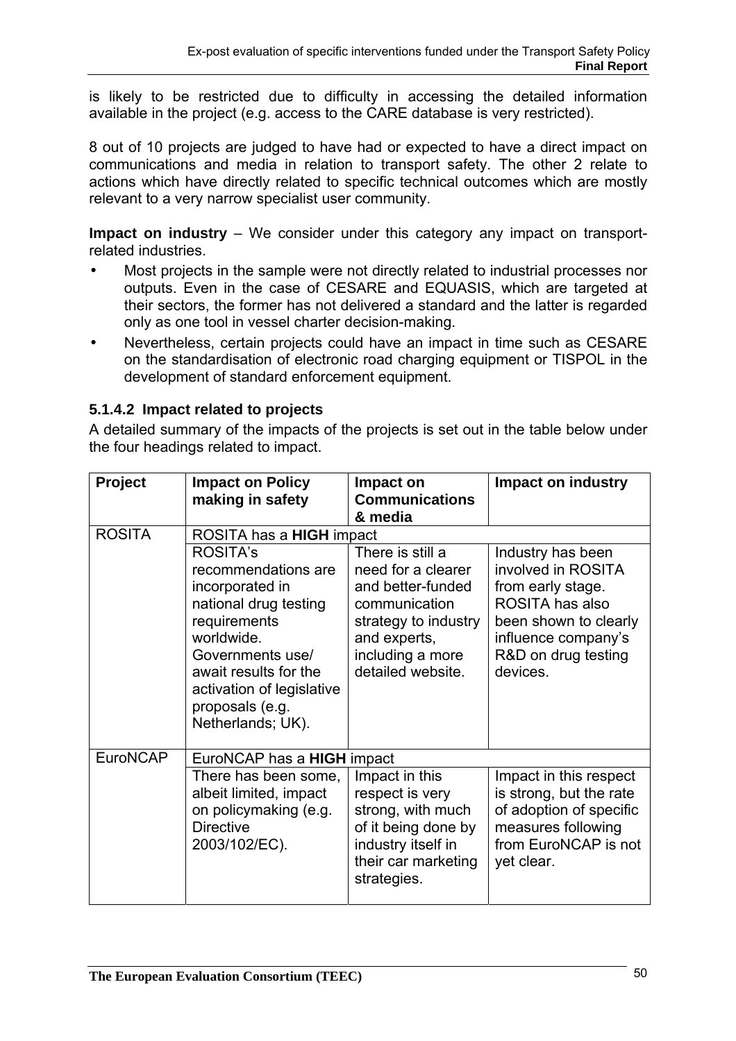is likely to be restricted due to difficulty in accessing the detailed information available in the project (e.g. access to the CARE database is very restricted).

8 out of 10 projects are judged to have had or expected to have a direct impact on communications and media in relation to transport safety. The other 2 relate to actions which have directly related to specific technical outcomes which are mostly relevant to a very narrow specialist user community.

**Impact on industry** – We consider under this category any impact on transport-related industries.

- Most projects in the sample were not directly related to industrial processes nor outputs. Even in the case of CESARE and EQUASIS, which are targeted at their sectors, the former has not delivered a standard and the latter is regarded only as one tool in vessel charter decision-making.
- Nevertheless, certain projects could have an impact in time such as CESARE on the standardisation of electronic road charging equipment or TISPOL in the development of standard enforcement equipment.

#### 5.1.4.2 Impact related to projects

A detailed summary of the impacts of the projects is set out in the table below under the four headings related to impact.

| Project | Impact on Policy making in safety | Impact on Communications & media | Impact on industry |
|---|---|---|---|
| ROSITA | ROSITA has a **HIGH** impact | | |
| | ROSITA's recommendations are incorporated in national drug testing requirements worldwide. Governments use/ await results for the activation of legislative proposals (e.g. Netherlands; UK). | There is still a need for a clearer and better-funded communication strategy to industry and experts, including a more detailed website. | Industry has been involved in ROSITA from early stage. ROSITA has also been shown to clearly influence company's R&D on drug testing devices. |
| EuroNCAP | EuroNCAP has a **HIGH** impact | | |
| | There has been some, albeit limited, impact on policymaking (e.g. Directive 2003/102/EC). | Impact in this respect is very strong, with much of it being done by industry itself in their car marketing strategies. | Impact in this respect is strong, but the rate of adoption of specific measures following from EuroNCAP is not yet clear. |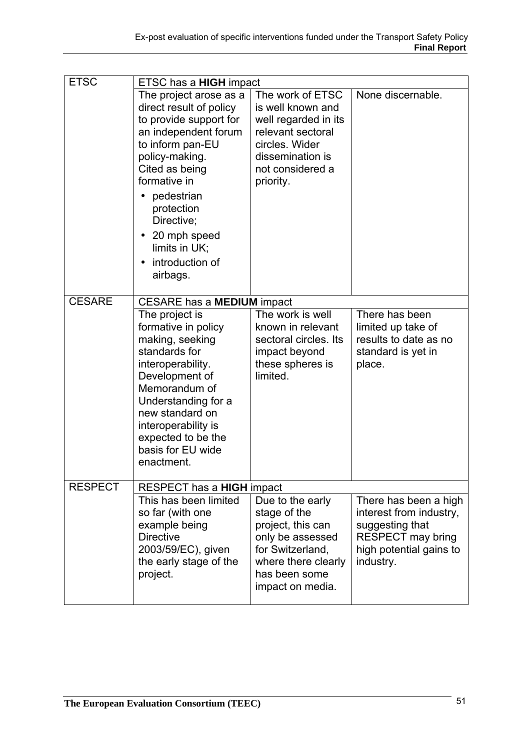| | | | |
|---|---|---|---|
| ETSC | ETSC has a **HIGH** impact | | |
| | The project arose as a direct result of policy to provide support for an independent forum to inform pan-EU policy-making. Cited as being formative in<br>• pedestrian protection Directive;<br>• 20 mph speed limits in UK;<br>• introduction of airbags. | The work of ETSC is well known and well regarded in its relevant sectoral circles. Wider dissemination is not considered a priority. | None discernable. |
| CESARE | CESARE has a **MEDIUM** impact | | |
| | The project is formative in policy making, seeking standards for interoperability. Development of Memorandum of Understanding for a new standard on interoperability is expected to be the basis for EU wide enactment. | The work is well known in relevant sectoral circles. Its impact beyond these spheres is limited. | There has been limited up take of results to date as no standard is yet in place. |
| RESPECT | RESPECT has a **HIGH** impact | | |
| | This has been limited so far (with one example being Directive 2003/59/EC), given the early stage of the project. | Due to the early stage of the project, this can only be assessed for Switzerland, where there clearly has been some impact on media. | There has been a high interest from industry, suggesting that RESPECT may bring high potential gains to industry. |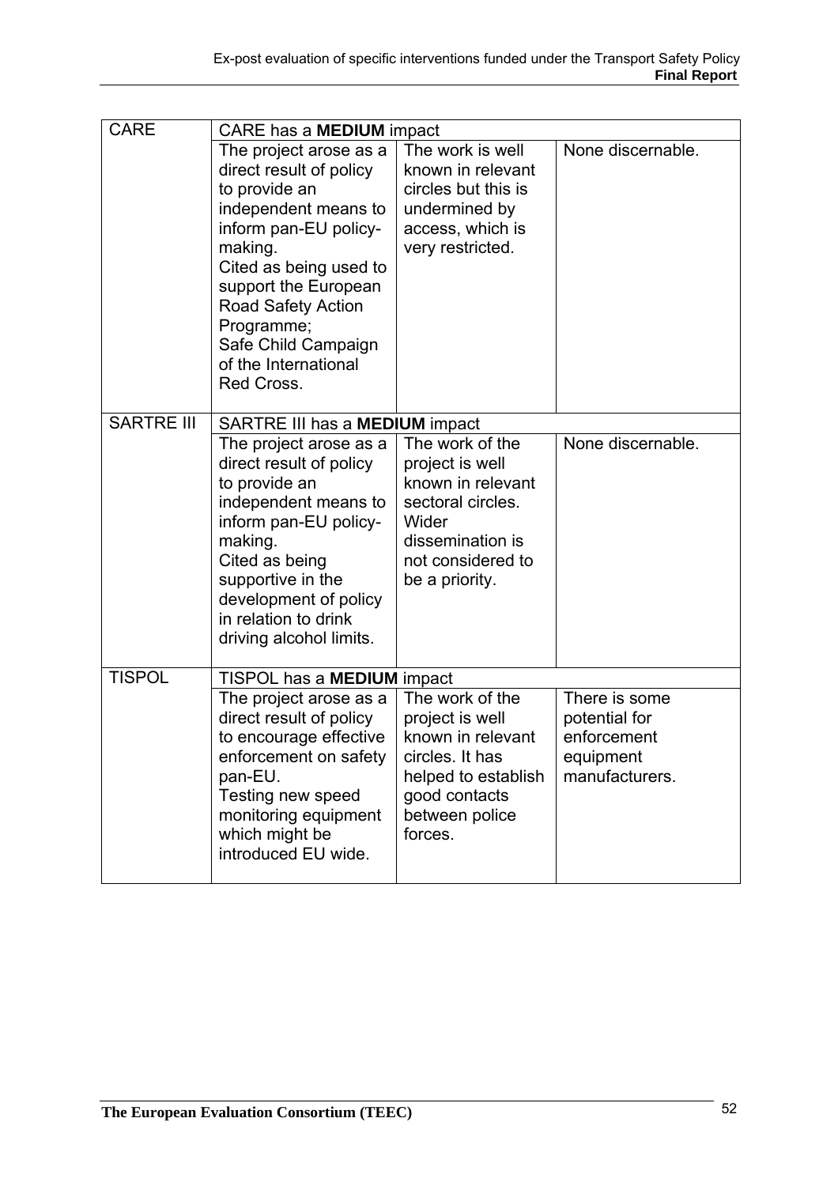| | | | |
|---|---|---|---|
| CARE | CARE has a **MEDIUM** impact | | |
| | The project arose as a direct result of policy to provide an independent means to inform pan-EU policy-making.<br>Cited as being used to support the European Road Safety Action Programme;<br>Safe Child Campaign of the International Red Cross. | The work is well known in relevant circles but this is undermined by access, which is very restricted. | None discernable. |
| SARTRE III | SARTRE III has a **MEDIUM** impact | | |
| | The project arose as a direct result of policy to provide an independent means to inform pan-EU policy-making.<br>Cited as being supportive in the development of policy in relation to drink driving alcohol limits. | The work of the project is well known in relevant sectoral circles. Wider dissemination is not considered to be a priority. | None discernable. |
| TISPOL | TISPOL has a **MEDIUM** impact | | |
| | The project arose as a direct result of policy to encourage effective enforcement on safety pan-EU.<br>Testing new speed monitoring equipment which might be introduced EU wide. | The work of the project is well known in relevant circles. It has helped to establish good contacts between police forces. | There is some potential for enforcement equipment manufacturers. |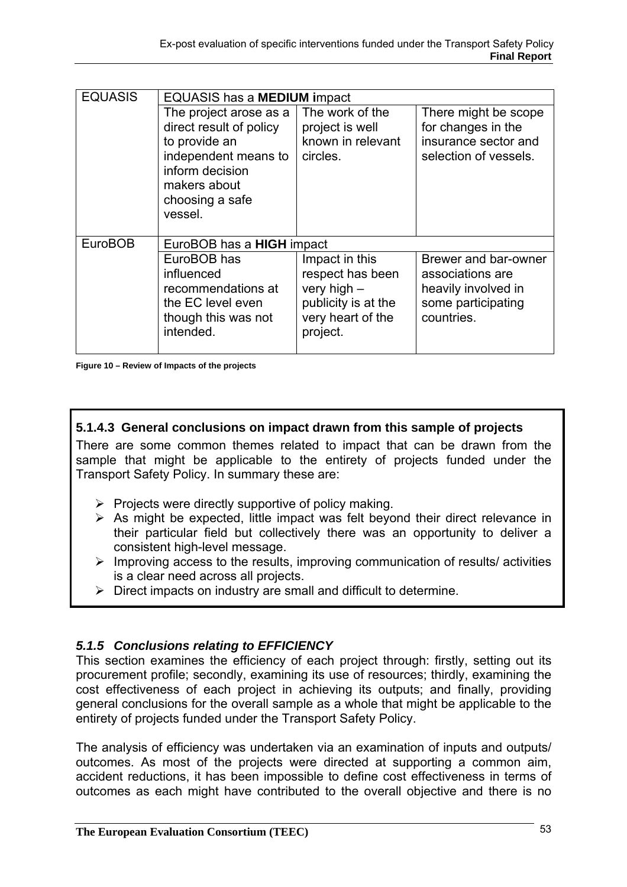| EQUASIS | EQUASIS has a **MEDIUM i**mpact | | |
|---|---|---|---|
| | The project arose as a direct result of policy to provide an independent means to inform decision makers about choosing a safe vessel. | The work of the project is well known in relevant circles. | There might be scope for changes in the insurance sector and selection of vessels. |
| EuroBOB | EuroBOB has a **HIGH** impact | | |
| | EuroBOB has influenced recommendations at the EC level even though this was not intended. | Impact in this respect has been very high – publicity is at the very heart of the project. | Brewer and bar-owner associations are heavily involved in some participating countries. |

**Figure 10 – Review of Impacts of the projects**

#### 5.1.4.3 General conclusions on impact drawn from this sample of projects

There are some common themes related to impact that can be drawn from the sample that might be applicable to the entirety of projects funded under the Transport Safety Policy. In summary these are:

- Projects were directly supportive of policy making.
- As might be expected, little impact was felt beyond their direct relevance in their particular field but collectively there was an opportunity to deliver a consistent high-level message.
- Improving access to the results, improving communication of results/ activities is a clear need across all projects.
- Direct impacts on industry are small and difficult to determine.

### *5.1.5 Conclusions relating to EFFICIENCY*

This section examines the efficiency of each project through: firstly, setting out its procurement profile; secondly, examining its use of resources; thirdly, examining the cost effectiveness of each project in achieving its outputs; and finally, providing general conclusions for the overall sample as a whole that might be applicable to the entirety of projects funded under the Transport Safety Policy.

The analysis of efficiency was undertaken via an examination of inputs and outputs/ outcomes. As most of the projects were directed at supporting a common aim, accident reductions, it has been impossible to define cost effectiveness in terms of outcomes as each might have contributed to the overall objective and there is no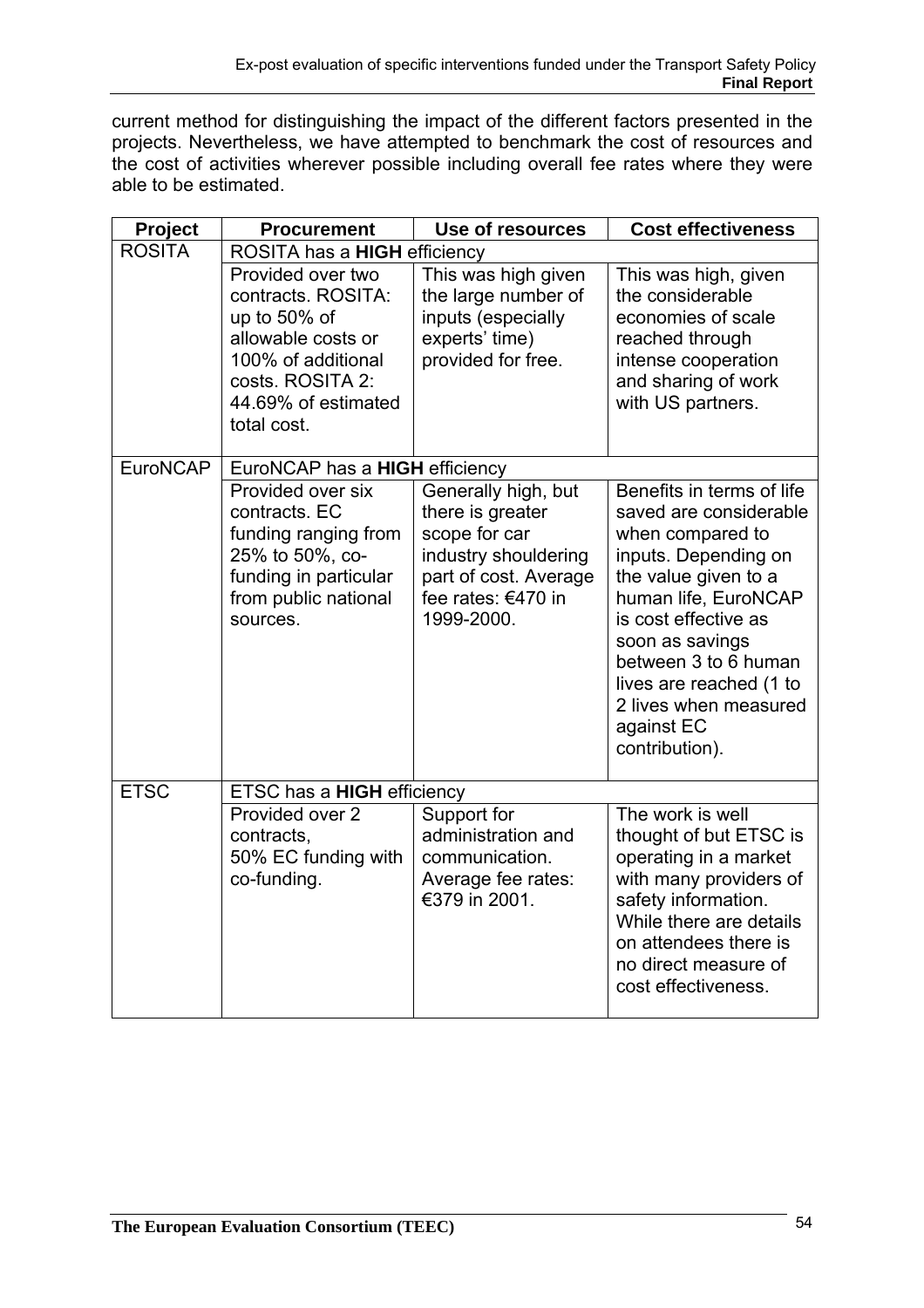current method for distinguishing the impact of the different factors presented in the projects. Nevertheless, we have attempted to benchmark the cost of resources and the cost of activities wherever possible including overall fee rates where they were able to be estimated.

| Project | Procurement | Use of resources | Cost effectiveness |
|---|---|---|---|
| ROSITA | ROSITA has a **HIGH** efficiency | | |
| | Provided over two contracts. ROSITA: up to 50% of allowable costs or 100% of additional costs. ROSITA 2: 44.69% of estimated total cost. | This was high given the large number of inputs (especially experts' time) provided for free. | This was high, given the considerable economies of scale reached through intense cooperation and sharing of work with US partners. |
| EuroNCAP | EuroNCAP has a **HIGH** efficiency | | |
| | Provided over six contracts. EC funding ranging from 25% to 50%, co-funding in particular from public national sources. | Generally high, but there is greater scope for car industry shouldering part of cost. Average fee rates: €470 in 1999-2000. | Benefits in terms of life saved are considerable when compared to inputs. Depending on the value given to a human life, EuroNCAP is cost effective as soon as savings between 3 to 6 human lives are reached (1 to 2 lives when measured against EC contribution). |
| ETSC | ETSC has a **HIGH** efficiency | | |
| | Provided over 2 contracts, 50% EC funding with co-funding. | Support for administration and communication. Average fee rates: €379 in 2001. | The work is well thought of but ETSC is operating in a market with many providers of safety information. While there are details on attendees there is no direct measure of cost effectiveness. |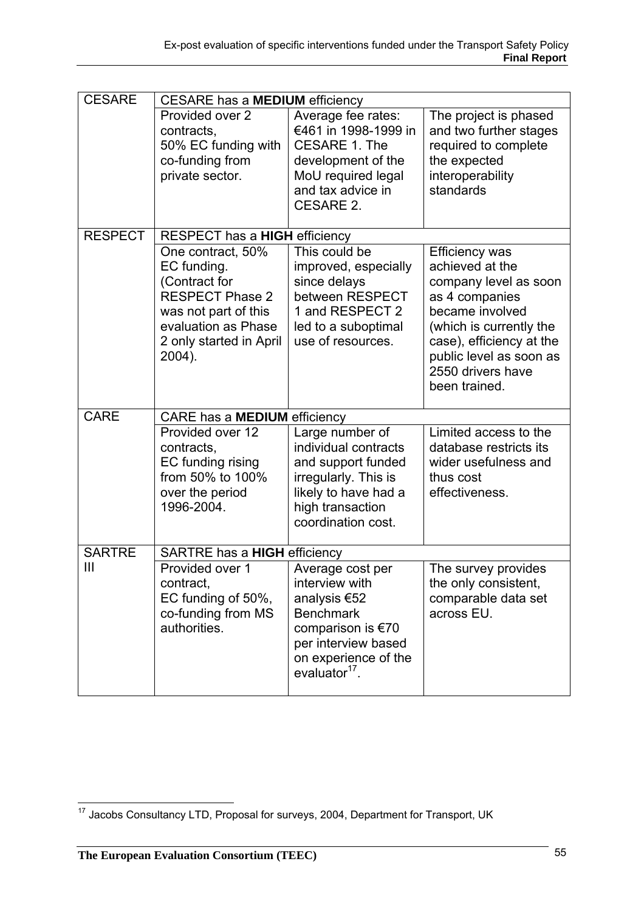| CESARE | CESARE has a **MEDIUM** efficiency | | |
|---|---|---|---|
| | Provided over 2 contracts, 50% EC funding with co-funding from private sector. | Average fee rates: €461 in 1998-1999 in CESARE 1. The development of the MoU required legal and tax advice in CESARE 2. | The project is phased and two further stages required to complete the expected interoperability standards |
| RESPECT | RESPECT has a **HIGH** efficiency | | |
| | One contract, 50% EC funding. (Contract for RESPECT Phase 2 was not part of this evaluation as Phase 2 only started in April 2004). | This could be improved, especially since delays between RESPECT 1 and RESPECT 2 led to a suboptimal use of resources. | Efficiency was achieved at the company level as soon as 4 companies became involved (which is currently the case), efficiency at the public level as soon as 2550 drivers have been trained. |
| CARE | CARE has a **MEDIUM** efficiency | | |
| | Provided over 12 contracts, EC funding rising from 50% to 100% over the period 1996-2004. | Large number of individual contracts and support funded irregularly. This is likely to have had a high transaction coordination cost. | Limited access to the database restricts its wider usefulness and thus cost effectiveness. |
| SARTRE III | SARTRE has a **HIGH** efficiency | | |
| | Provided over 1 contract, EC funding of 50%, co-funding from MS authorities. | Average cost per interview with analysis €52 Benchmark comparison is €70 per interview based on experience of the evaluator[17]. | The survey provides the only consistent, comparable data set across EU. |

[17] Jacobs Consultancy LTD, Proposal for surveys, 2004, Department for Transport, UK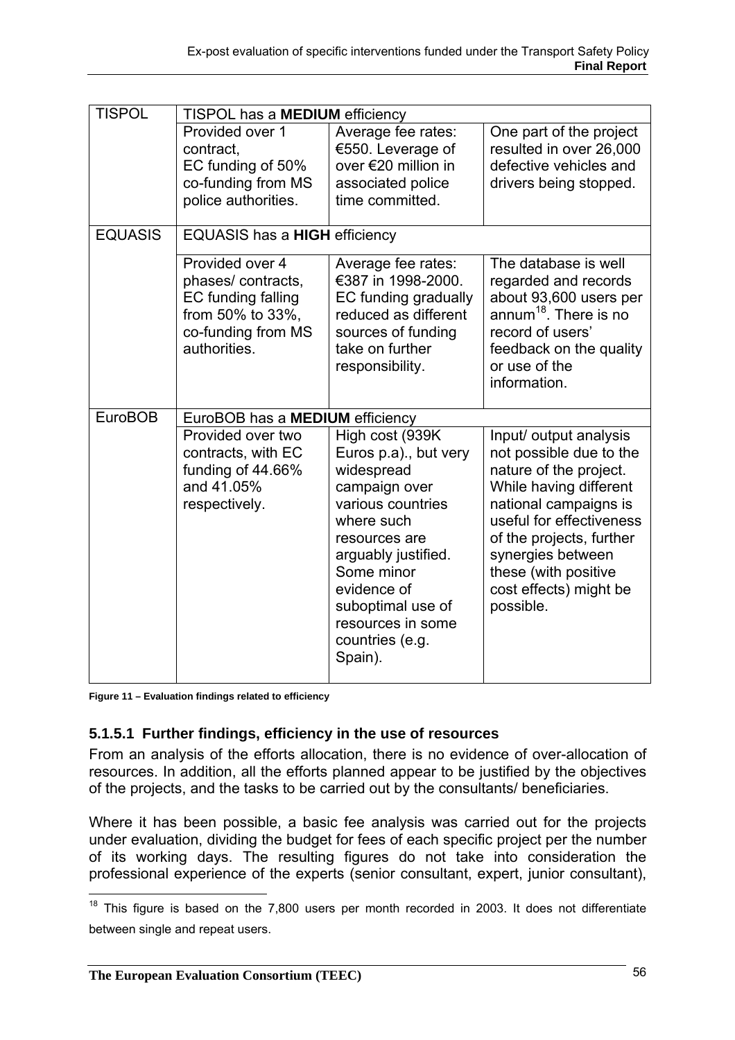| | | | |
|---|---|---|---|
| TISPOL | TISPOL has a **MEDIUM** efficiency | | |
| | Provided over 1 contract, EC funding of 50% co-funding from MS police authorities. | Average fee rates: €550. Leverage of over €20 million in associated police time committed. | One part of the project resulted in over 26,000 defective vehicles and drivers being stopped. |
| EQUASIS | EQUASIS has a **HIGH** efficiency | | |
| | Provided over 4 phases/ contracts, EC funding falling from 50% to 33%, co-funding from MS authorities. | Average fee rates: €387 in 1998-2000. EC funding gradually reduced as different sources of funding take on further responsibility. | The database is well regarded and records about 93,600 users per annum[18]. There is no record of users' feedback on the quality or use of the information. |
| EuroBOB | EuroBOB has a **MEDIUM** efficiency | | |
| | Provided over two contracts, with EC funding of 44.66% and 41.05% respectively. | High cost (939K Euros p.a)., but very widespread campaign over various countries where such resources are arguably justified. Some minor evidence of suboptimal use of resources in some countries (e.g. Spain). | Input/ output analysis not possible due to the nature of the project. While having different national campaigns is useful for effectiveness of the projects, further synergies between these (with positive cost effects) might be possible. |

**Figure 11 – Evaluation findings related to efficiency**

#### 5.1.5.1 Further findings, efficiency in the use of resources

From an analysis of the efforts allocation, there is no evidence of over-allocation of resources. In addition, all the efforts planned appear to be justified by the objectives of the projects, and the tasks to be carried out by the consultants/ beneficiaries.

Where it has been possible, a basic fee analysis was carried out for the projects under evaluation, dividing the budget for fees of each specific project per the number of its working days. The resulting figures do not take into consideration the professional experience of the experts (senior consultant, expert, junior consultant),

[18] This figure is based on the 7,800 users per month recorded in 2003. It does not differentiate between single and repeat users.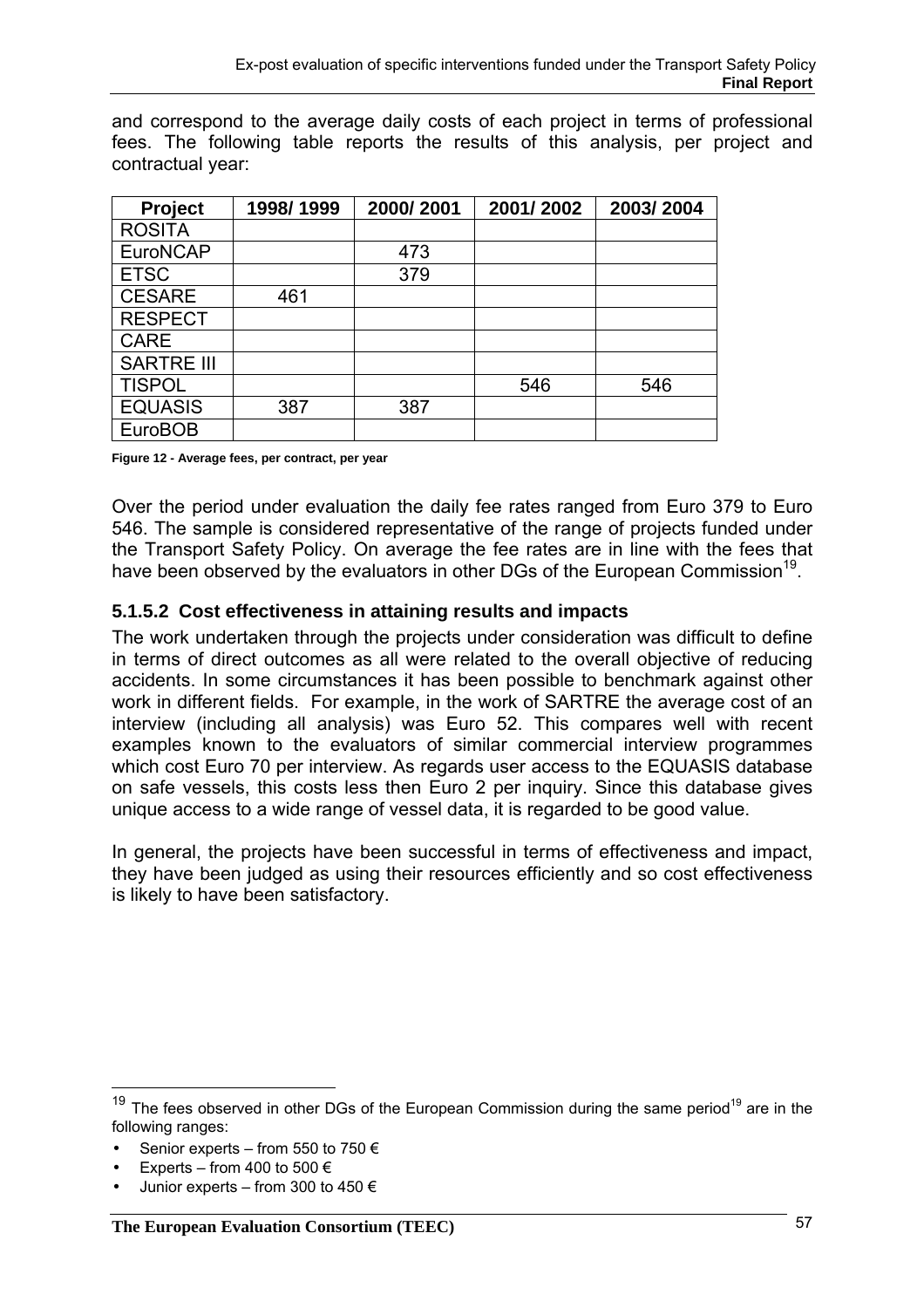and correspond to the average daily costs of each project in terms of professional fees. The following table reports the results of this analysis, per project and contractual year:

| Project | 1998/ 1999 | 2000/ 2001 | 2001/ 2002 | 2003/ 2004 |
|---|---|---|---|---|
| ROSITA | | | | |
| EuroNCAP | | 473 | | |
| ETSC | | 379 | | |
| CESARE | 461 | | | |
| RESPECT | | | | |
| CARE | | | | |
| SARTRE III | | | | |
| TISPOL | | | 546 | 546 |
| EQUASIS | 387 | 387 | | |
| EuroBOB | | | | |

**Figure 12 - Average fees, per contract, per year**

Over the period under evaluation the daily fee rates ranged from Euro 379 to Euro 546. The sample is considered representative of the range of projects funded under the Transport Safety Policy. On average the fee rates are in line with the fees that have been observed by the evaluators in other DGs of the European Commission[19].

### 5.1.5.2 Cost effectiveness in attaining results and impacts

The work undertaken through the projects under consideration was difficult to define in terms of direct outcomes as all were related to the overall objective of reducing accidents. In some circumstances it has been possible to benchmark against other work in different fields. For example, in the work of SARTRE the average cost of an interview (including all analysis) was Euro 52. This compares well with recent examples known to the evaluators of similar commercial interview programmes which cost Euro 70 per interview. As regards user access to the EQUASIS database on safe vessels, this costs less then Euro 2 per inquiry. Since this database gives unique access to a wide range of vessel data, it is regarded to be good value.

In general, the projects have been successful in terms of effectiveness and impact, they have been judged as using their resources efficiently and so cost effectiveness is likely to have been satisfactory.

---

[19] The fees observed in other DGs of the European Commission during the same period[19] are in the following ranges:

- Senior experts – from 550 to 750 €
- Experts – from 400 to 500 €
- Junior experts – from 300 to 450 €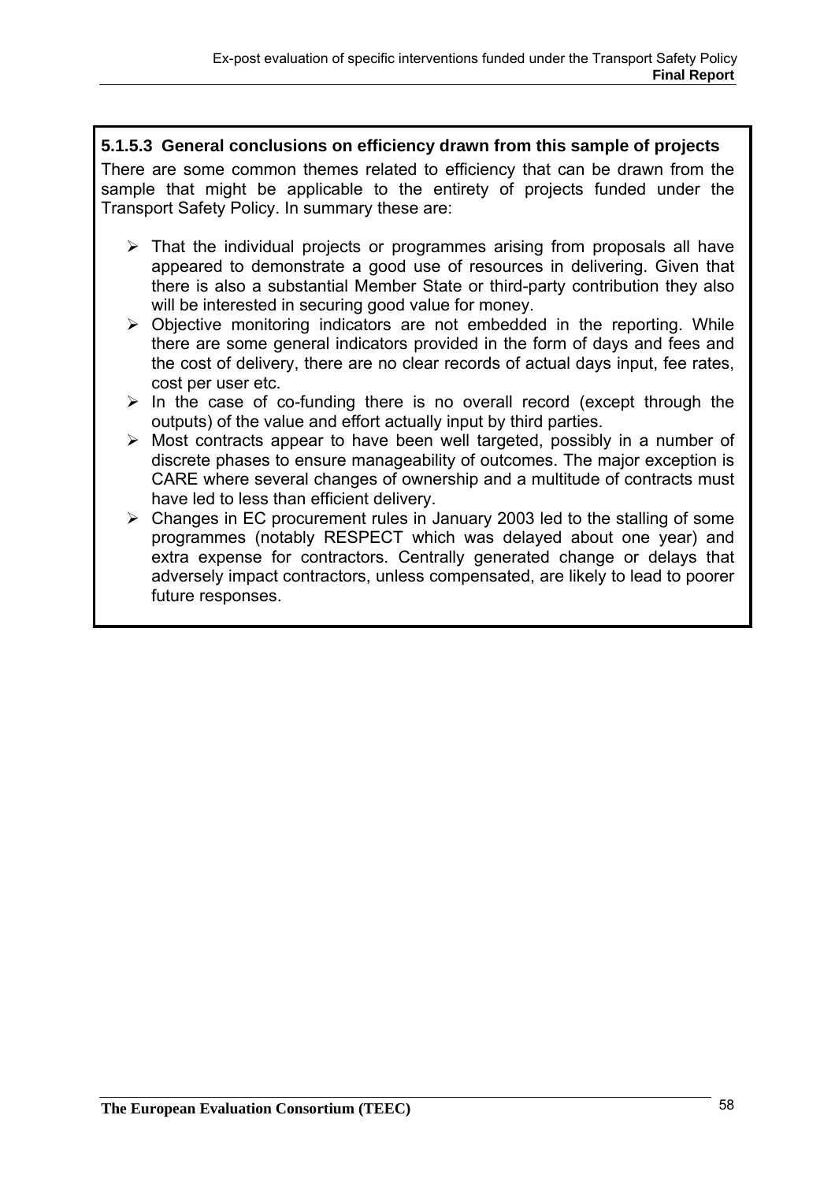#### 5.1.5.3 General conclusions on efficiency drawn from this sample of projects

There are some common themes related to efficiency that can be drawn from the sample that might be applicable to the entirety of projects funded under the Transport Safety Policy. In summary these are:

- That the individual projects or programmes arising from proposals all have appeared to demonstrate a good use of resources in delivering. Given that there is also a substantial Member State or third-party contribution they also will be interested in securing good value for money.
- Objective monitoring indicators are not embedded in the reporting. While there are some general indicators provided in the form of days and fees and the cost of delivery, there are no clear records of actual days input, fee rates, cost per user etc.
- In the case of co-funding there is no overall record (except through the outputs) of the value and effort actually input by third parties.
- Most contracts appear to have been well targeted, possibly in a number of discrete phases to ensure manageability of outcomes. The major exception is CARE where several changes of ownership and a multitude of contracts must have led to less than efficient delivery.
- Changes in EC procurement rules in January 2003 led to the stalling of some programmes (notably RESPECT which was delayed about one year) and extra expense for contractors. Centrally generated change or delays that adversely impact contractors, unless compensated, are likely to lead to poorer future responses.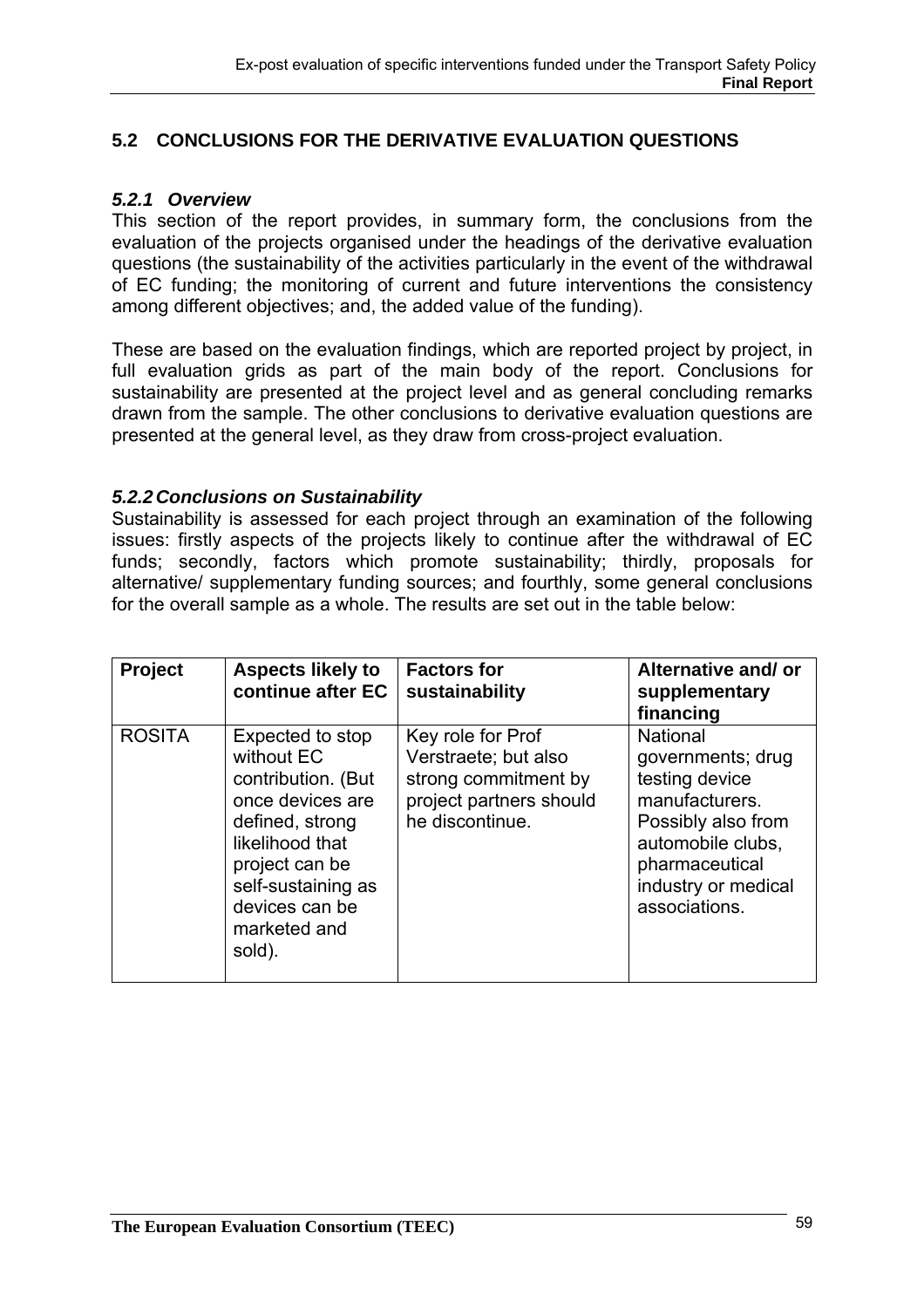## 5.2 CONCLUSIONS FOR THE DERIVATIVE EVALUATION QUESTIONS

### *5.2.1 Overview*

This section of the report provides, in summary form, the conclusions from the evaluation of the projects organised under the headings of the derivative evaluation questions (the sustainability of the activities particularly in the event of the withdrawal of EC funding; the monitoring of current and future interventions the consistency among different objectives; and, the added value of the funding).

These are based on the evaluation findings, which are reported project by project, in full evaluation grids as part of the main body of the report. Conclusions for sustainability are presented at the project level and as general concluding remarks drawn from the sample. The other conclusions to derivative evaluation questions are presented at the general level, as they draw from cross-project evaluation.

### *5.2.2 Conclusions on Sustainability*

Sustainability is assessed for each project through an examination of the following issues: firstly aspects of the projects likely to continue after the withdrawal of EC funds; secondly, factors which promote sustainability; thirdly, proposals for alternative/ supplementary funding sources; and fourthly, some general conclusions for the overall sample as a whole. The results are set out in the table below:

| Project | Aspects likely to continue after EC | Factors for sustainability | Alternative and/ or supplementary financing |
|---|---|---|---|
| ROSITA | Expected to stop without EC contribution. (But once devices are defined, strong likelihood that project can be self-sustaining as devices can be marketed and sold). | Key role for Prof Verstraete; but also strong commitment by project partners should he discontinue. | National governments; drug testing device manufacturers. Possibly also from automobile clubs, pharmaceutical industry or medical associations. |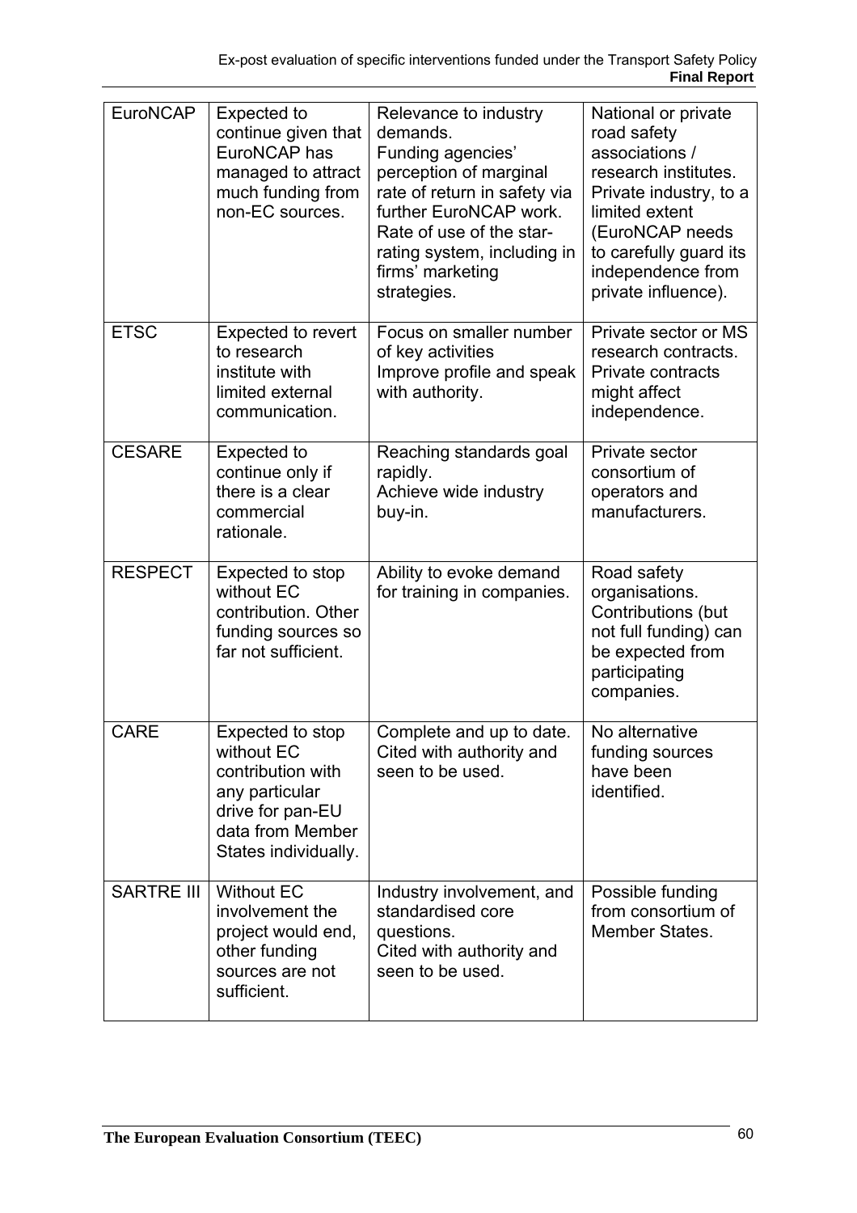| EuroNCAP | Expected to continue given that EuroNCAP has managed to attract much funding from non-EC sources. | Relevance to industry demands. Funding agencies' perception of marginal rate of return in safety via further EuroNCAP work. Rate of use of the star-rating system, including in firms' marketing strategies. | National or private road safety associations / research institutes. Private industry, to a limited extent (EuroNCAP needs to carefully guard its independence from private influence). |
|---|---|---|---|
| ETSC | Expected to revert to research institute with limited external communication. | Focus on smaller number of key activities Improve profile and speak with authority. | Private sector or MS research contracts. Private contracts might affect independence. |
| CESARE | Expected to continue only if there is a clear commercial rationale. | Reaching standards goal rapidly. Achieve wide industry buy-in. | Private sector consortium of operators and manufacturers. |
| RESPECT | Expected to stop without EC contribution. Other funding sources so far not sufficient. | Ability to evoke demand for training in companies. | Road safety organisations. Contributions (but not full funding) can be expected from participating companies. |
| CARE | Expected to stop without EC contribution with any particular drive for pan-EU data from Member States individually. | Complete and up to date. Cited with authority and seen to be used. | No alternative funding sources have been identified. |
| SARTRE III | Without EC involvement the project would end, other funding sources are not sufficient. | Industry involvement, and standardised core questions. Cited with authority and seen to be used. | Possible funding from consortium of Member States. |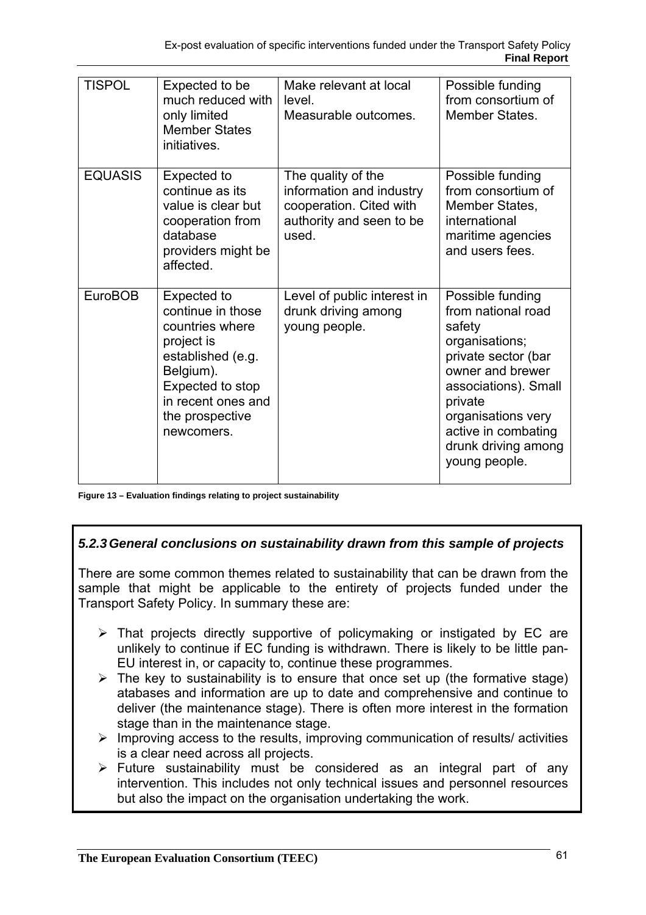| TISPOL | Expected to be much reduced with only limited Member States initiatives. | Make relevant at local level. Measurable outcomes. | Possible funding from consortium of Member States. |
|---|---|---|---|
| EQUASIS | Expected to continue as its value is clear but cooperation from database providers might be affected. | The quality of the information and industry cooperation. Cited with authority and seen to be used. | Possible funding from consortium of Member States, international maritime agencies and users fees. |
| EuroBOB | Expected to continue in those countries where project is established (e.g. Belgium). Expected to stop in recent ones and the prospective newcomers. | Level of public interest in drunk driving among young people. | Possible funding from national road safety organisations; private sector (bar owner and brewer associations). Small private organisations very active in combating drunk driving among young people. |

**Figure 13 – Evaluation findings relating to project sustainability**

### *5.2.3 General conclusions on sustainability drawn from this sample of projects*

There are some common themes related to sustainability that can be drawn from the sample that might be applicable to the entirety of projects funded under the Transport Safety Policy. In summary these are:

- That projects directly supportive of policymaking or instigated by EC are unlikely to continue if EC funding is withdrawn. There is likely to be little pan-EU interest in, or capacity to, continue these programmes.
- The key to sustainability is to ensure that once set up (the formative stage) atabases and information are up to date and comprehensive and continue to deliver (the maintenance stage). There is often more interest in the formation stage than in the maintenance stage.
- Improving access to the results, improving communication of results/ activities is a clear need across all projects.
- Future sustainability must be considered as an integral part of any intervention. This includes not only technical issues and personnel resources but also the impact on the organisation undertaking the work.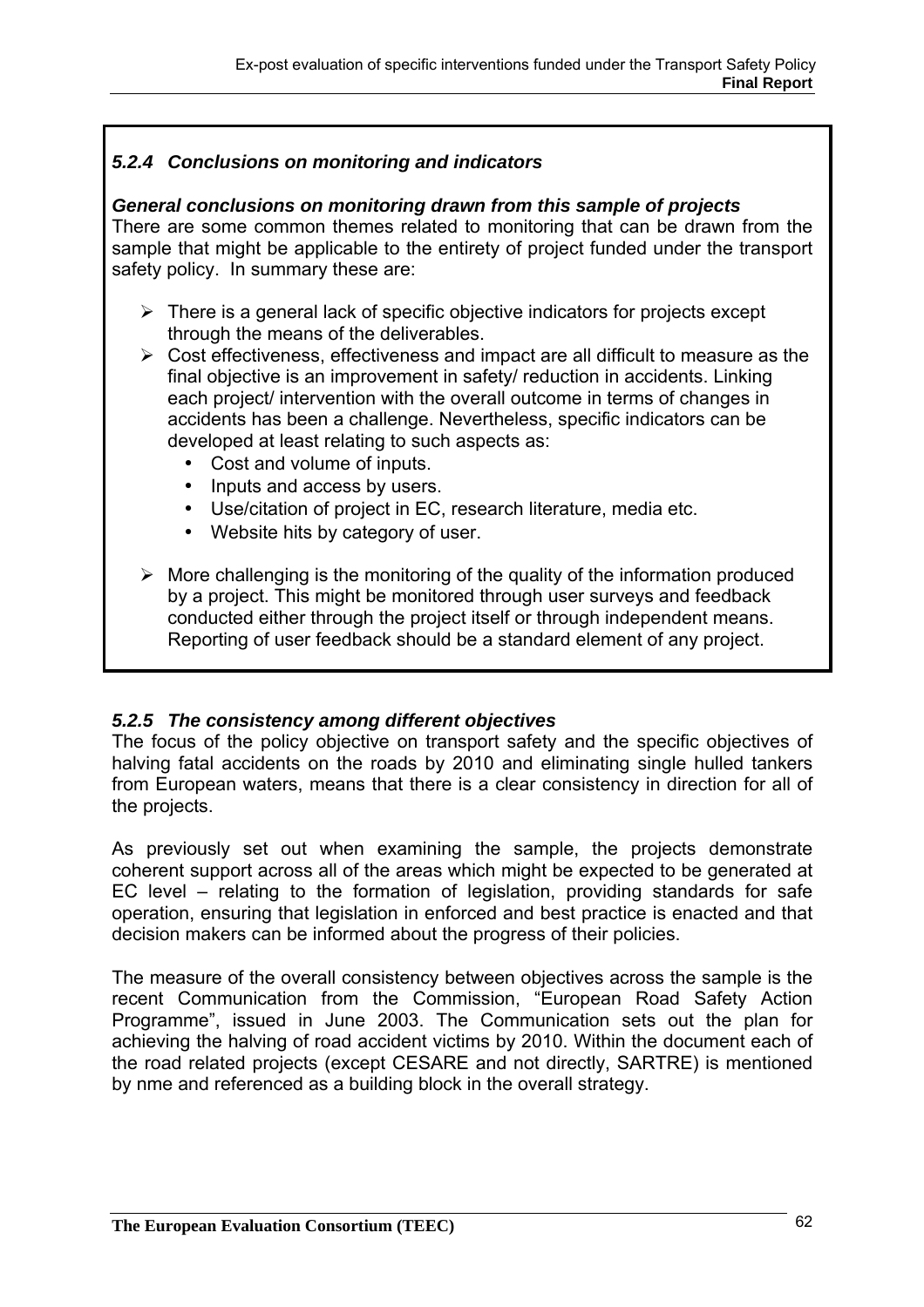### *5.2.4 Conclusions on monitoring and indicators*

***General conclusions on monitoring drawn from this sample of projects***

There are some common themes related to monitoring that can be drawn from the sample that might be applicable to the entirety of project funded under the transport safety policy. In summary these are:

- There is a general lack of specific objective indicators for projects except through the means of the deliverables.
- Cost effectiveness, effectiveness and impact are all difficult to measure as the final objective is an improvement in safety/ reduction in accidents. Linking each project/ intervention with the overall outcome in terms of changes in accidents has been a challenge. Nevertheless, specific indicators can be developed at least relating to such aspects as:
  - Cost and volume of inputs.
  - Inputs and access by users.
  - Use/citation of project in EC, research literature, media etc.
  - Website hits by category of user.
- More challenging is the monitoring of the quality of the information produced by a project. This might be monitored through user surveys and feedback conducted either through the project itself or through independent means. Reporting of user feedback should be a standard element of any project.

### *5.2.5 The consistency among different objectives*

The focus of the policy objective on transport safety and the specific objectives of halving fatal accidents on the roads by 2010 and eliminating single hulled tankers from European waters, means that there is a clear consistency in direction for all of the projects.

As previously set out when examining the sample, the projects demonstrate coherent support across all of the areas which might be expected to be generated at EC level – relating to the formation of legislation, providing standards for safe operation, ensuring that legislation in enforced and best practice is enacted and that decision makers can be informed about the progress of their policies.

The measure of the overall consistency between objectives across the sample is the recent Communication from the Commission, "European Road Safety Action Programme", issued in June 2003. The Communication sets out the plan for achieving the halving of road accident victims by 2010. Within the document each of the road related projects (except CESARE and not directly, SARTRE) is mentioned by nme and referenced as a building block in the overall strategy.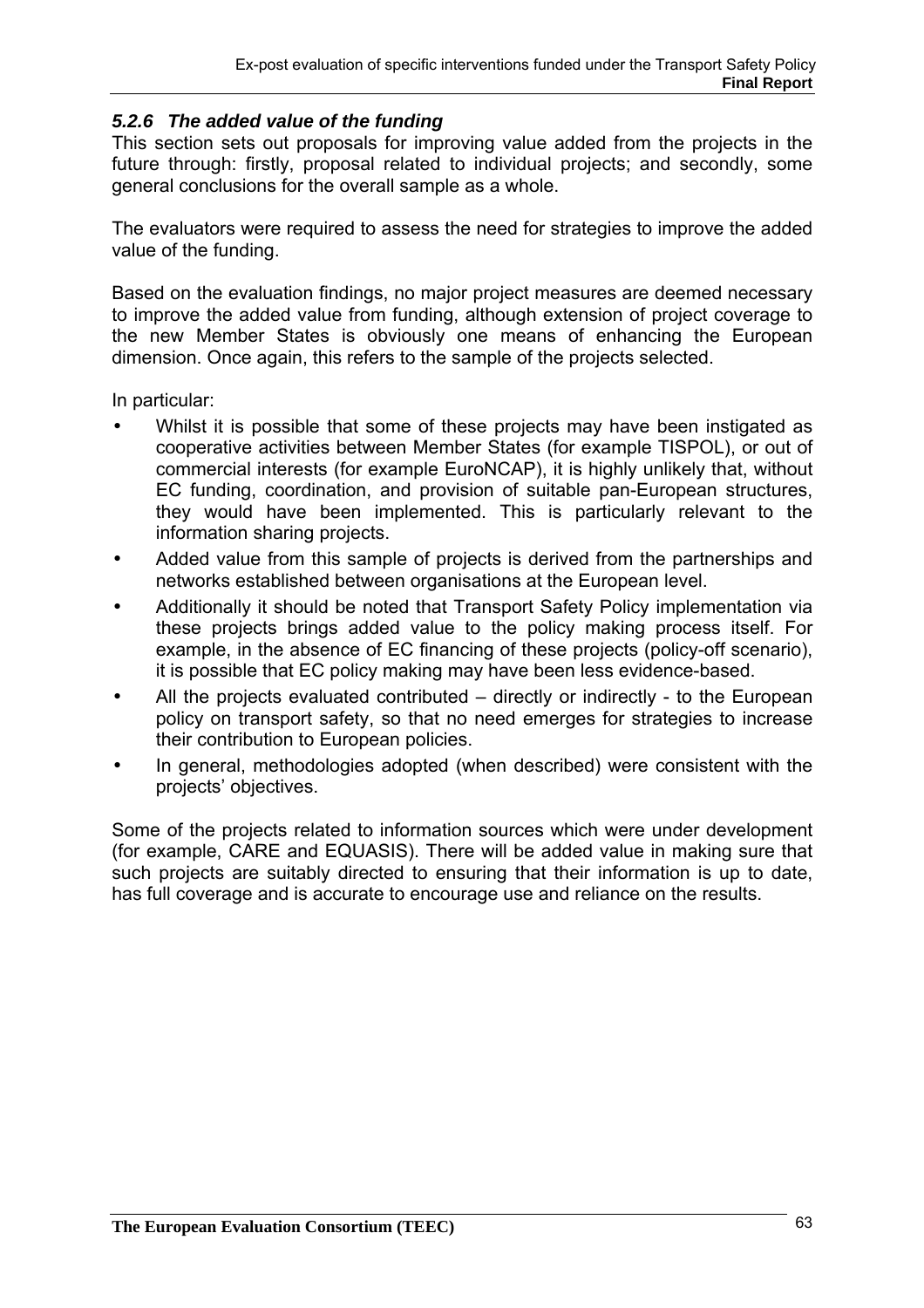### *5.2.6 The added value of the funding*

This section sets out proposals for improving value added from the projects in the future through: firstly, proposal related to individual projects; and secondly, some general conclusions for the overall sample as a whole.

The evaluators were required to assess the need for strategies to improve the added value of the funding.

Based on the evaluation findings, no major project measures are deemed necessary to improve the added value from funding, although extension of project coverage to the new Member States is obviously one means of enhancing the European dimension. Once again, this refers to the sample of the projects selected.

In particular:

- Whilst it is possible that some of these projects may have been instigated as cooperative activities between Member States (for example TISPOL), or out of commercial interests (for example EuroNCAP), it is highly unlikely that, without EC funding, coordination, and provision of suitable pan-European structures, they would have been implemented. This is particularly relevant to the information sharing projects.
- Added value from this sample of projects is derived from the partnerships and networks established between organisations at the European level.
- Additionally it should be noted that Transport Safety Policy implementation via these projects brings added value to the policy making process itself. For example, in the absence of EC financing of these projects (policy-off scenario), it is possible that EC policy making may have been less evidence-based.
- All the projects evaluated contributed – directly or indirectly - to the European policy on transport safety, so that no need emerges for strategies to increase their contribution to European policies.
- In general, methodologies adopted (when described) were consistent with the projects' objectives.

Some of the projects related to information sources which were under development (for example, CARE and EQUASIS). There will be added value in making sure that such projects are suitably directed to ensuring that their information is up to date, has full coverage and is accurate to encourage use and reliance on the results.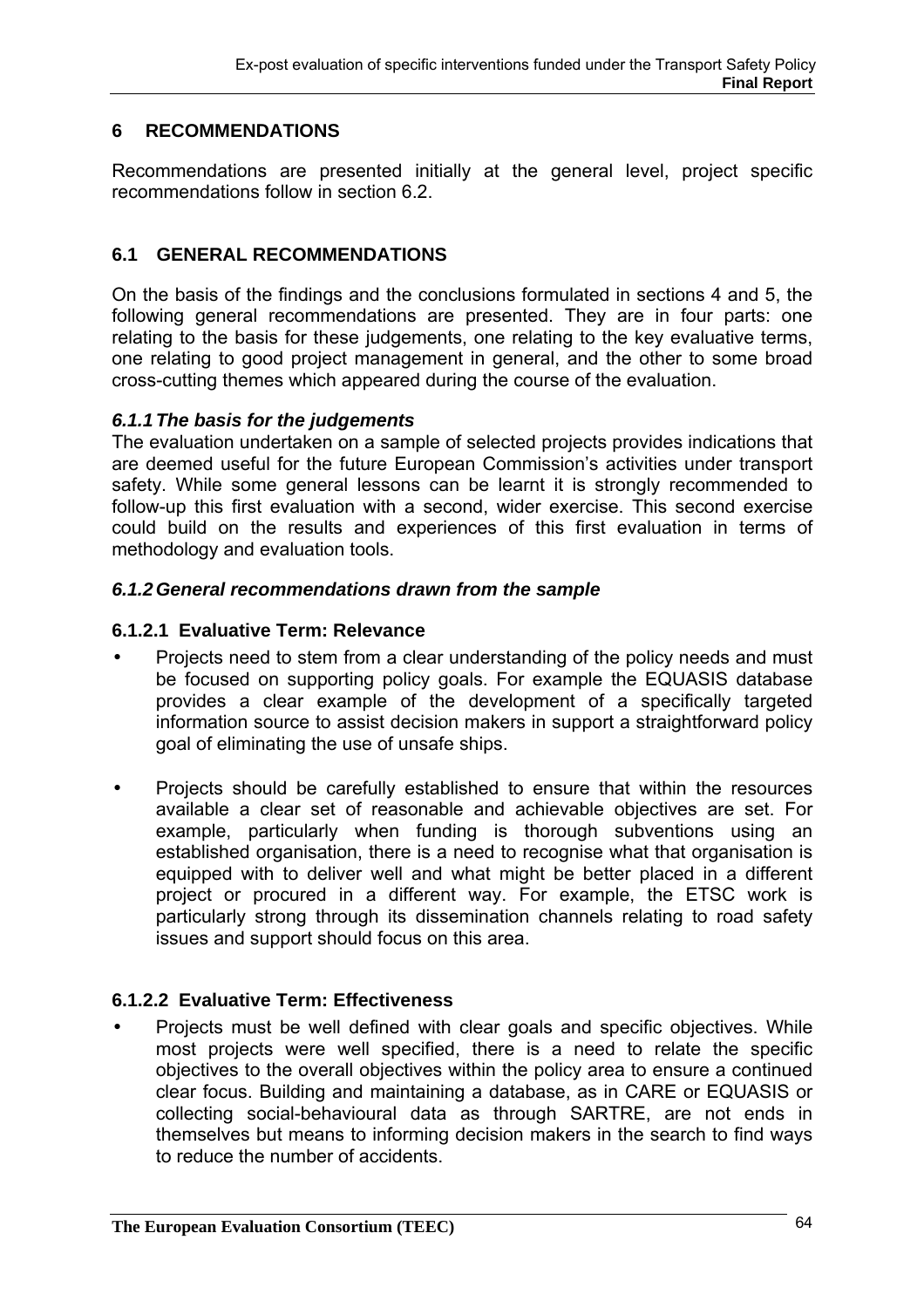# 6 RECOMMENDATIONS

Recommendations are presented initially at the general level, project specific recommendations follow in section 6.2.

## 6.1 GENERAL RECOMMENDATIONS

On the basis of the findings and the conclusions formulated in sections 4 and 5, the following general recommendations are presented. They are in four parts: one relating to the basis for these judgements, one relating to the key evaluative terms, one relating to good project management in general, and the other to some broad cross-cutting themes which appeared during the course of the evaluation.

### *6.1.1 The basis for the judgements*

The evaluation undertaken on a sample of selected projects provides indications that are deemed useful for the future European Commission's activities under transport safety. While some general lessons can be learnt it is strongly recommended to follow-up this first evaluation with a second, wider exercise. This second exercise could build on the results and experiences of this first evaluation in terms of methodology and evaluation tools.

### *6.1.2 General recommendations drawn from the sample*

#### 6.1.2.1 Evaluative Term: Relevance

- Projects need to stem from a clear understanding of the policy needs and must be focused on supporting policy goals. For example the EQUASIS database provides a clear example of the development of a specifically targeted information source to assist decision makers in support a straightforward policy goal of eliminating the use of unsafe ships.

- Projects should be carefully established to ensure that within the resources available a clear set of reasonable and achievable objectives are set. For example, particularly when funding is thorough subventions using an established organisation, there is a need to recognise what that organisation is equipped with to deliver well and what might be better placed in a different project or procured in a different way. For example, the ETSC work is particularly strong through its dissemination channels relating to road safety issues and support should focus on this area.

#### 6.1.2.2 Evaluative Term: Effectiveness

- Projects must be well defined with clear goals and specific objectives. While most projects were well specified, there is a need to relate the specific objectives to the overall objectives within the policy area to ensure a continued clear focus. Building and maintaining a database, as in CARE or EQUASIS or collecting social-behavioural data as through SARTRE, are not ends in themselves but means to informing decision makers in the search to find ways to reduce the number of accidents.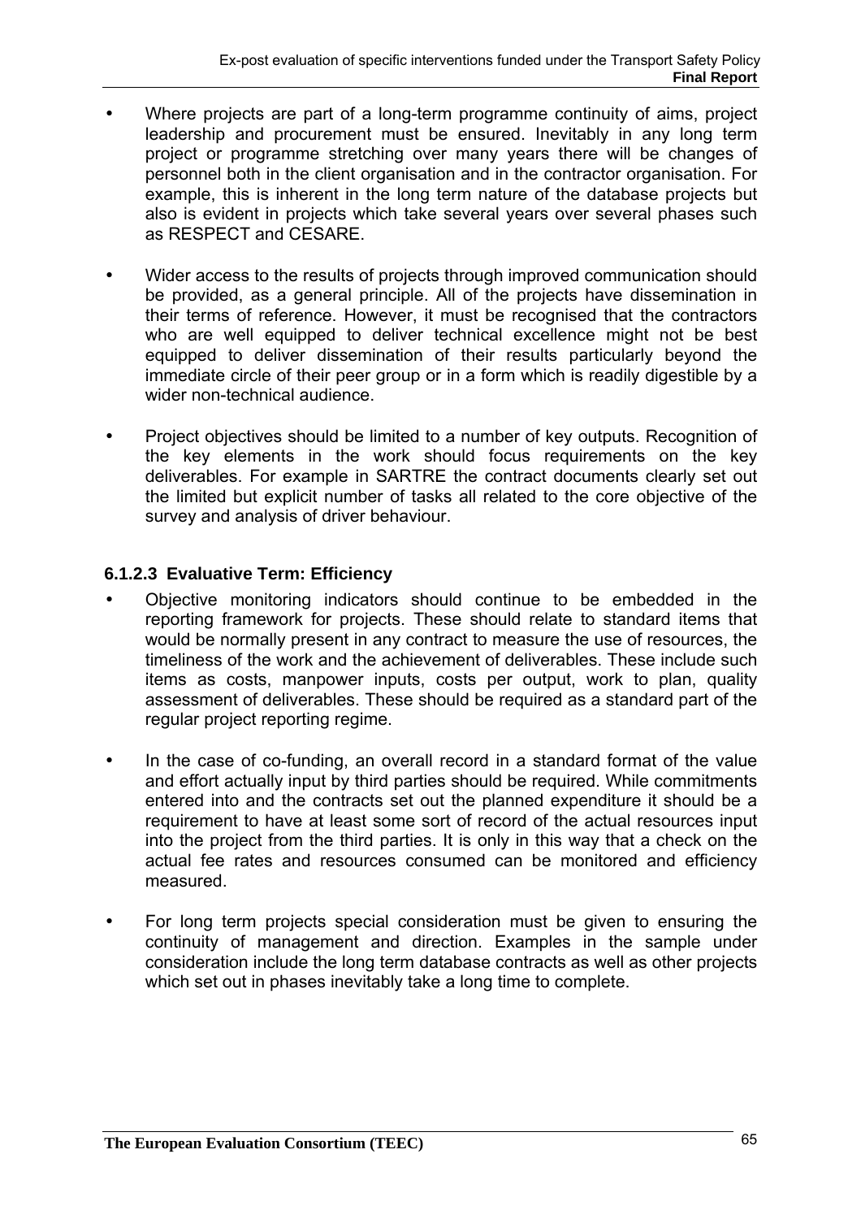- Where projects are part of a long-term programme continuity of aims, project leadership and procurement must be ensured. Inevitably in any long term project or programme stretching over many years there will be changes of personnel both in the client organisation and in the contractor organisation. For example, this is inherent in the long term nature of the database projects but also is evident in projects which take several years over several phases such as RESPECT and CESARE.

- Wider access to the results of projects through improved communication should be provided, as a general principle. All of the projects have dissemination in their terms of reference. However, it must be recognised that the contractors who are well equipped to deliver technical excellence might not be best equipped to deliver dissemination of their results particularly beyond the immediate circle of their peer group or in a form which is readily digestible by a wider non-technical audience.

- Project objectives should be limited to a number of key outputs. Recognition of the key elements in the work should focus requirements on the key deliverables. For example in SARTRE the contract documents clearly set out the limited but explicit number of tasks all related to the core objective of the survey and analysis of driver behaviour.

#### 6.1.2.3 Evaluative Term: Efficiency

- Objective monitoring indicators should continue to be embedded in the reporting framework for projects. These should relate to standard items that would be normally present in any contract to measure the use of resources, the timeliness of the work and the achievement of deliverables. These include such items as costs, manpower inputs, costs per output, work to plan, quality assessment of deliverables. These should be required as a standard part of the regular project reporting regime.

- In the case of co-funding, an overall record in a standard format of the value and effort actually input by third parties should be required. While commitments entered into and the contracts set out the planned expenditure it should be a requirement to have at least some sort of record of the actual resources input into the project from the third parties. It is only in this way that a check on the actual fee rates and resources consumed can be monitored and efficiency measured.

- For long term projects special consideration must be given to ensuring the continuity of management and direction. Examples in the sample under consideration include the long term database contracts as well as other projects which set out in phases inevitably take a long time to complete.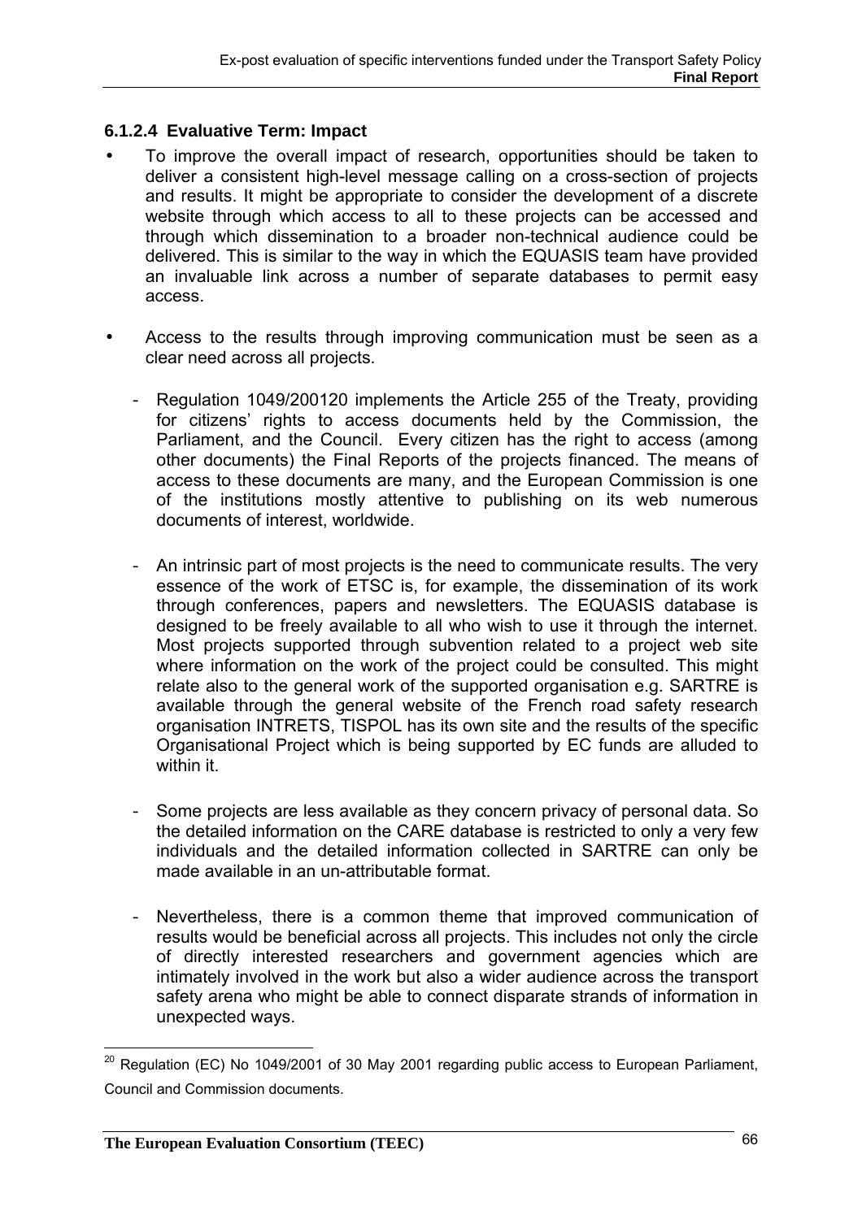#### 6.1.2.4 Evaluative Term: Impact

- To improve the overall impact of research, opportunities should be taken to deliver a consistent high-level message calling on a cross-section of projects and results. It might be appropriate to consider the development of a discrete website through which access to all to these projects can be accessed and through which dissemination to a broader non-technical audience could be delivered. This is similar to the way in which the EQUASIS team have provided an invaluable link across a number of separate databases to permit easy access.

- Access to the results through improving communication must be seen as a clear need across all projects.

  - Regulation 1049/2001[20] implements the Article 255 of the Treaty, providing for citizens' rights to access documents held by the Commission, the Parliament, and the Council. Every citizen has the right to access (among other documents) the Final Reports of the projects financed. The means of access to these documents are many, and the European Commission is one of the institutions mostly attentive to publishing on its web numerous documents of interest, worldwide.

  - An intrinsic part of most projects is the need to communicate results. The very essence of the work of ETSC is, for example, the dissemination of its work through conferences, papers and newsletters. The EQUASIS database is designed to be freely available to all who wish to use it through the internet. Most projects supported through subvention related to a project web site where information on the work of the project could be consulted. This might relate also to the general work of the supported organisation e.g. SARTRE is available through the general website of the French road safety research organisation INTRETS, TISPOL has its own site and the results of the specific Organisational Project which is being supported by EC funds are alluded to within it.

  - Some projects are less available as they concern privacy of personal data. So the detailed information on the CARE database is restricted to only a very few individuals and the detailed information collected in SARTRE can only be made available in an un-attributable format.

  - Nevertheless, there is a common theme that improved communication of results would be beneficial across all projects. This includes not only the circle of directly interested researchers and government agencies which are intimately involved in the work but also a wider audience across the transport safety arena who might be able to connect disparate strands of information in unexpected ways.

[20] Regulation (EC) No 1049/2001 of 30 May 2001 regarding public access to European Parliament, Council and Commission documents.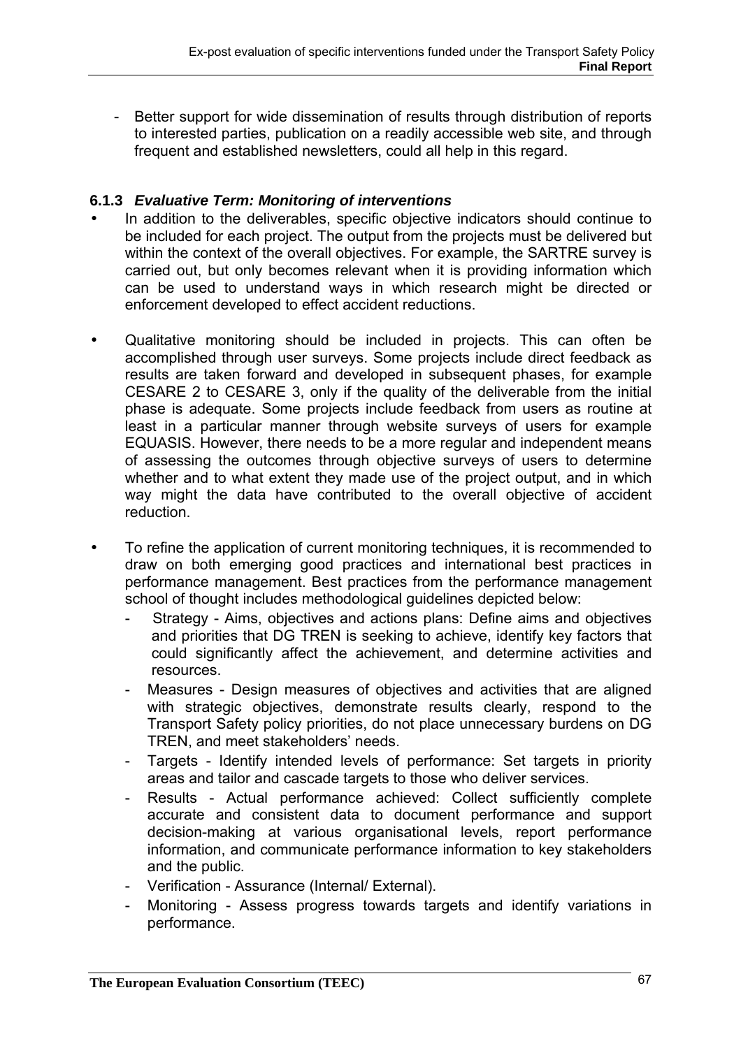- Better support for wide dissemination of results through distribution of reports to interested parties, publication on a readily accessible web site, and through frequent and established newsletters, could all help in this regard.

### 6.1.3 *Evaluative Term: Monitoring of interventions*

- In addition to the deliverables, specific objective indicators should continue to be included for each project. The output from the projects must be delivered but within the context of the overall objectives. For example, the SARTRE survey is carried out, but only becomes relevant when it is providing information which can be used to understand ways in which research might be directed or enforcement developed to effect accident reductions.

- Qualitative monitoring should be included in projects. This can often be accomplished through user surveys. Some projects include direct feedback as results are taken forward and developed in subsequent phases, for example CESARE 2 to CESARE 3, only if the quality of the deliverable from the initial phase is adequate. Some projects include feedback from users as routine at least in a particular manner through website surveys of users for example EQUASIS. However, there needs to be a more regular and independent means of assessing the outcomes through objective surveys of users to determine whether and to what extent they made use of the project output, and in which way might the data have contributed to the overall objective of accident reduction.

- To refine the application of current monitoring techniques, it is recommended to draw on both emerging good practices and international best practices in performance management. Best practices from the performance management school of thought includes methodological guidelines depicted below:
  - Strategy - Aims, objectives and actions plans: Define aims and objectives and priorities that DG TREN is seeking to achieve, identify key factors that could significantly affect the achievement, and determine activities and resources.
  - Measures - Design measures of objectives and activities that are aligned with strategic objectives, demonstrate results clearly, respond to the Transport Safety policy priorities, do not place unnecessary burdens on DG TREN, and meet stakeholders' needs.
  - Targets - Identify intended levels of performance: Set targets in priority areas and tailor and cascade targets to those who deliver services.
  - Results - Actual performance achieved: Collect sufficiently complete accurate and consistent data to document performance and support decision-making at various organisational levels, report performance information, and communicate performance information to key stakeholders and the public.
  - Verification - Assurance (Internal/ External).
  - Monitoring - Assess progress towards targets and identify variations in performance.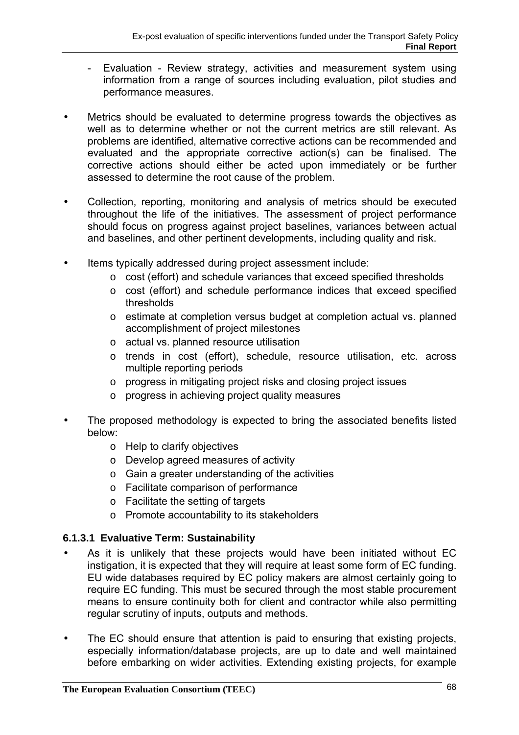- Evaluation - Review strategy, activities and measurement system using information from a range of sources including evaluation, pilot studies and performance measures.

- Metrics should be evaluated to determine progress towards the objectives as well as to determine whether or not the current metrics are still relevant. As problems are identified, alternative corrective actions can be recommended and evaluated and the appropriate corrective action(s) can be finalised. The corrective actions should either be acted upon immediately or be further assessed to determine the root cause of the problem.

- Collection, reporting, monitoring and analysis of metrics should be executed throughout the life of the initiatives. The assessment of project performance should focus on progress against project baselines, variances between actual and baselines, and other pertinent developments, including quality and risk.

- Items typically addressed during project assessment include:
  - cost (effort) and schedule variances that exceed specified thresholds
  - cost (effort) and schedule performance indices that exceed specified thresholds
  - estimate at completion versus budget at completion actual vs. planned accomplishment of project milestones
  - actual vs. planned resource utilisation
  - trends in cost (effort), schedule, resource utilisation, etc. across multiple reporting periods
  - progress in mitigating project risks and closing project issues
  - progress in achieving project quality measures

- The proposed methodology is expected to bring the associated benefits listed below:
  - Help to clarify objectives
  - Develop agreed measures of activity
  - Gain a greater understanding of the activities
  - Facilitate comparison of performance
  - Facilitate the setting of targets
  - Promote accountability to its stakeholders

#### 6.1.3.1 Evaluative Term: Sustainability

- As it is unlikely that these projects would have been initiated without EC instigation, it is expected that they will require at least some form of EC funding. EU wide databases required by EC policy makers are almost certainly going to require EC funding. This must be secured through the most stable procurement means to ensure continuity both for client and contractor while also permitting regular scrutiny of inputs, outputs and methods.

- The EC should ensure that attention is paid to ensuring that existing projects, especially information/database projects, are up to date and well maintained before embarking on wider activities. Extending existing projects, for example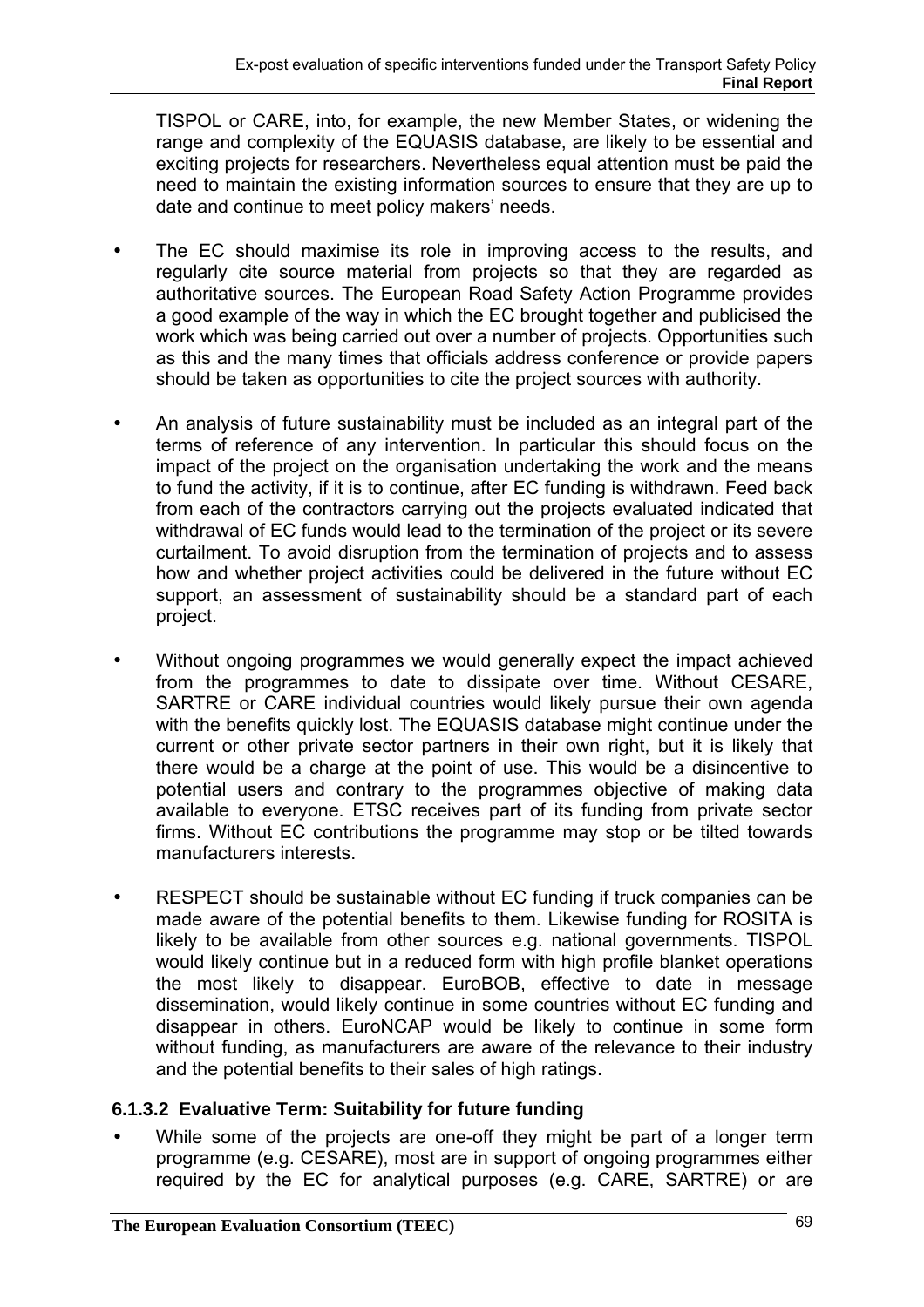TISPOL or CARE, into, for example, the new Member States, or widening the range and complexity of the EQUASIS database, are likely to be essential and exciting projects for researchers. Nevertheless equal attention must be paid the need to maintain the existing information sources to ensure that they are up to date and continue to meet policy makers' needs.

- The EC should maximise its role in improving access to the results, and regularly cite source material from projects so that they are regarded as authoritative sources. The European Road Safety Action Programme provides a good example of the way in which the EC brought together and publicised the work which was being carried out over a number of projects. Opportunities such as this and the many times that officials address conference or provide papers should be taken as opportunities to cite the project sources with authority.

- An analysis of future sustainability must be included as an integral part of the terms of reference of any intervention. In particular this should focus on the impact of the project on the organisation undertaking the work and the means to fund the activity, if it is to continue, after EC funding is withdrawn. Feed back from each of the contractors carrying out the projects evaluated indicated that withdrawal of EC funds would lead to the termination of the project or its severe curtailment. To avoid disruption from the termination of projects and to assess how and whether project activities could be delivered in the future without EC support, an assessment of sustainability should be a standard part of each project.

- Without ongoing programmes we would generally expect the impact achieved from the programmes to date to dissipate over time. Without CESARE, SARTRE or CARE individual countries would likely pursue their own agenda with the benefits quickly lost. The EQUASIS database might continue under the current or other private sector partners in their own right, but it is likely that there would be a charge at the point of use. This would be a disincentive to potential users and contrary to the programmes objective of making data available to everyone. ETSC receives part of its funding from private sector firms. Without EC contributions the programme may stop or be tilted towards manufacturers interests.

- RESPECT should be sustainable without EC funding if truck companies can be made aware of the potential benefits to them. Likewise funding for ROSITA is likely to be available from other sources e.g. national governments. TISPOL would likely continue but in a reduced form with high profile blanket operations the most likely to disappear. EuroBOB, effective to date in message dissemination, would likely continue in some countries without EC funding and disappear in others. EuroNCAP would be likely to continue in some form without funding, as manufacturers are aware of the relevance to their industry and the potential benefits to their sales of high ratings.

#### 6.1.3.2 Evaluative Term: Suitability for future funding

- While some of the projects are one-off they might be part of a longer term programme (e.g. CESARE), most are in support of ongoing programmes either required by the EC for analytical purposes (e.g. CARE, SARTRE) or are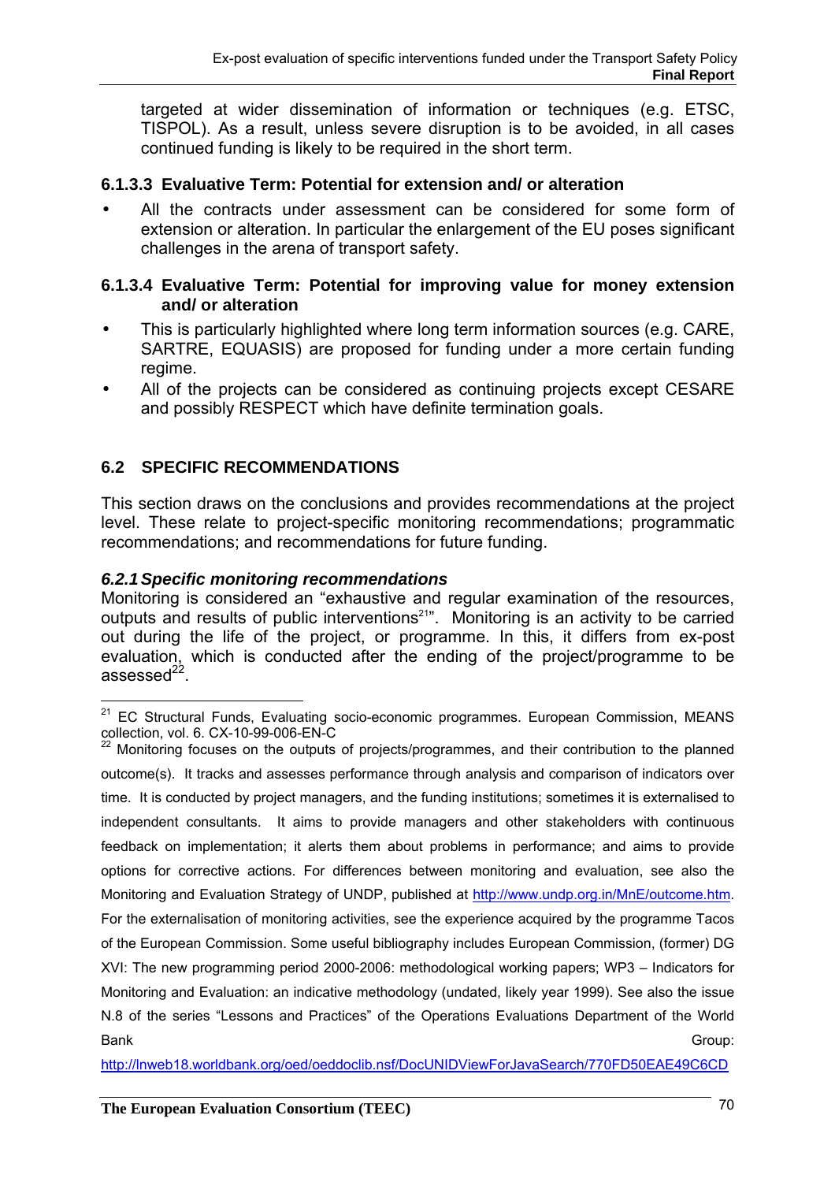targeted at wider dissemination of information or techniques (e.g. ETSC, TISPOL). As a result, unless severe disruption is to be avoided, in all cases continued funding is likely to be required in the short term.

#### 6.1.3.3 Evaluative Term: Potential for extension and/ or alteration

- All the contracts under assessment can be considered for some form of extension or alteration. In particular the enlargement of the EU poses significant challenges in the arena of transport safety.

#### 6.1.3.4 Evaluative Term: Potential for improving value for money extension and/ or alteration

- This is particularly highlighted where long term information sources (e.g. CARE, SARTRE, EQUASIS) are proposed for funding under a more certain funding regime.
- All of the projects can be considered as continuing projects except CESARE and possibly RESPECT which have definite termination goals.

## 6.2 SPECIFIC RECOMMENDATIONS

This section draws on the conclusions and provides recommendations at the project level. These relate to project-specific monitoring recommendations; programmatic recommendations; and recommendations for future funding.

### *6.2.1 Specific monitoring recommendations*

Monitoring is considered an "exhaustive and regular examination of the resources, outputs and results of public interventions[21]". Monitoring is an activity to be carried out during the life of the project, or programme. In this, it differs from ex-post evaluation, which is conducted after the ending of the project/programme to be assessed[22].

[21] EC Structural Funds, Evaluating socio-economic programmes. European Commission, MEANS collection, vol. 6. CX-10-99-006-EN-C

[22] Monitoring focuses on the outputs of projects/programmes, and their contribution to the planned outcome(s). It tracks and assesses performance through analysis and comparison of indicators over time. It is conducted by project managers, and the funding institutions; sometimes it is externalised to independent consultants. It aims to provide managers and other stakeholders with continuous feedback on implementation; it alerts them about problems in performance; and aims to provide options for corrective actions. For differences between monitoring and evaluation, see also the Monitoring and Evaluation Strategy of UNDP, published at http://www.undp.org.in/MnE/outcome.htm. For the externalisation of monitoring activities, see the experience acquired by the programme Tacos of the European Commission. Some useful bibliography includes European Commission, (former) DG XVI: The new programming period 2000-2006: methodological working papers; WP3 – Indicators for Monitoring and Evaluation: an indicative methodology (undated, likely year 1999). See also the issue N.8 of the series "Lessons and Practices" of the Operations Evaluations Department of the World Bank Group: http://lnweb18.worldbank.org/oed/oeddoclib.nsf/DocUNIDViewForJavaSearch/770FD50EAE49C6CD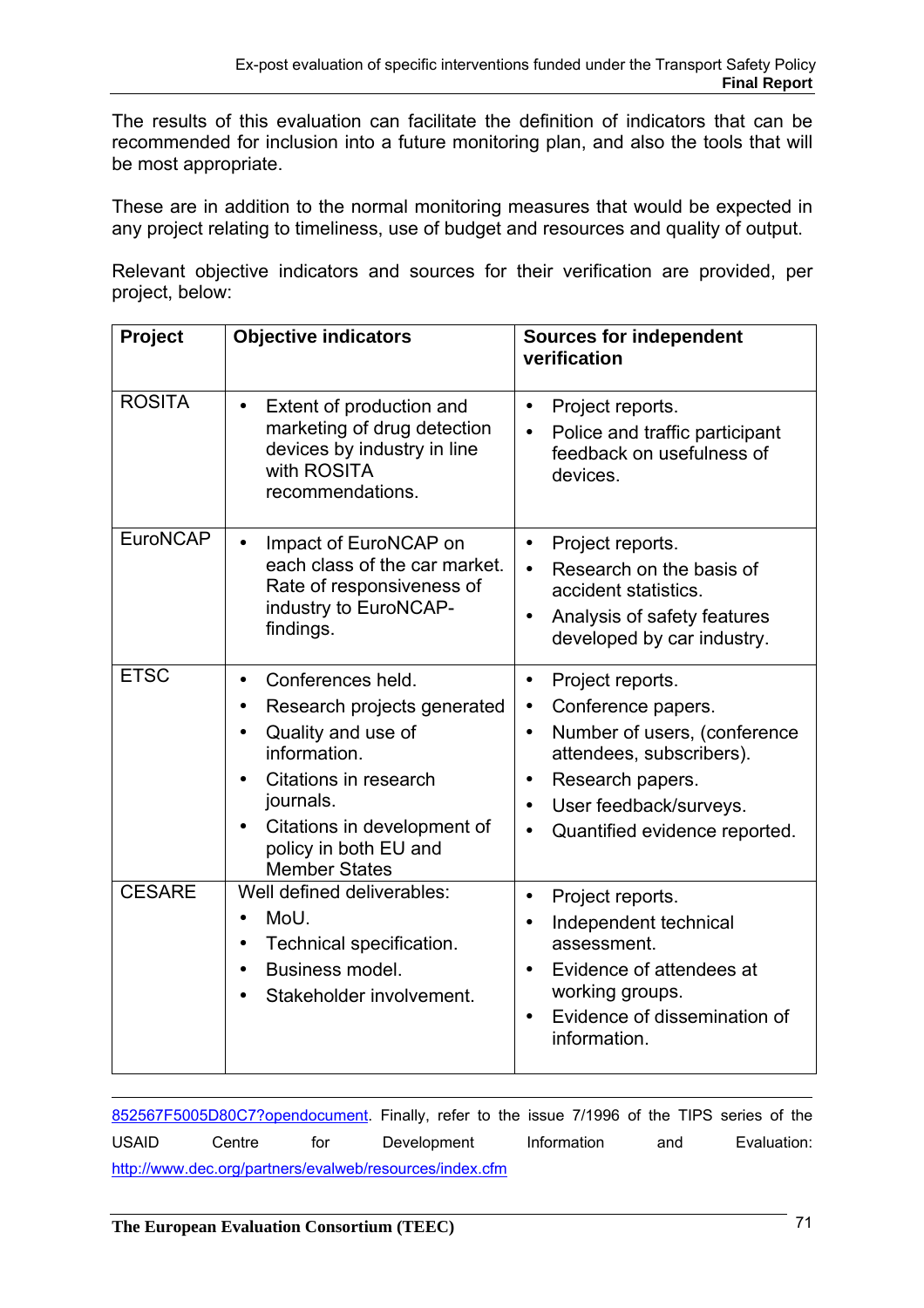The results of this evaluation can facilitate the definition of indicators that can be recommended for inclusion into a future monitoring plan, and also the tools that will be most appropriate.

These are in addition to the normal monitoring measures that would be expected in any project relating to timeliness, use of budget and resources and quality of output.

Relevant objective indicators and sources for their verification are provided, per project, below:

| Project | Objective indicators | Sources for independent verification |
|---|---|---|
| ROSITA | • Extent of production and marketing of drug detection devices by industry in line with ROSITA recommendations. | • Project reports.<br>• Police and traffic participant feedback on usefulness of devices. |
| EuroNCAP | • Impact of EuroNCAP on each class of the car market. Rate of responsiveness of industry to EuroNCAP-findings. | • Project reports.<br>• Research on the basis of accident statistics.<br>• Analysis of safety features developed by car industry. |
| ETSC | • Conferences held.<br>• Research projects generated<br>• Quality and use of information.<br>• Citations in research journals.<br>• Citations in development of policy in both EU and Member States | • Project reports.<br>• Conference papers.<br>• Number of users, (conference attendees, subscribers).<br>• Research papers.<br>• User feedback/surveys.<br>• Quantified evidence reported. |
| CESARE | Well defined deliverables:<br>• MoU.<br>• Technical specification.<br>• Business model.<br>• Stakeholder involvement. | • Project reports.<br>• Independent technical assessment.<br>• Evidence of attendees at working groups.<br>• Evidence of dissemination of information. |

852567F5005D80C7?opendocument. Finally, refer to the issue 7/1996 of the TIPS series of the USAID Centre for Development Information and Evaluation: http://www.dec.org/partners/evalweb/resources/index.cfm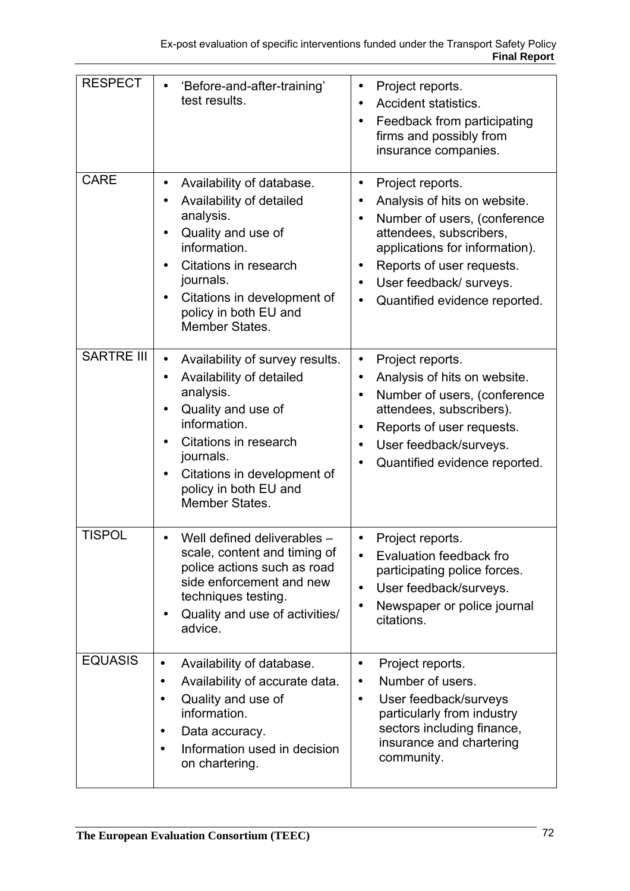| | | |
|---|---|---|
| RESPECT | • 'Before-and-after-training' test results. | • Project reports.<br>• Accident statistics.<br>• Feedback from participating firms and possibly from insurance companies. |
| CARE | • Availability of database.<br>• Availability of detailed analysis.<br>• Quality and use of information.<br>• Citations in research journals.<br>• Citations in development of policy in both EU and Member States. | • Project reports.<br>• Analysis of hits on website.<br>• Number of users, (conference attendees, subscribers, applications for information).<br>• Reports of user requests.<br>• User feedback/ surveys.<br>• Quantified evidence reported. |
| SARTRE III | • Availability of survey results.<br>• Availability of detailed analysis.<br>• Quality and use of information.<br>• Citations in research journals.<br>• Citations in development of policy in both EU and Member States. | • Project reports.<br>• Analysis of hits on website.<br>• Number of users, (conference attendees, subscribers).<br>• Reports of user requests.<br>• User feedback/surveys.<br>• Quantified evidence reported. |
| TISPOL | • Well defined deliverables – scale, content and timing of police actions such as road side enforcement and new techniques testing.<br>• Quality and use of activities/ advice. | • Project reports.<br>• Evaluation feedback fro participating police forces.<br>• User feedback/surveys.<br>• Newspaper or police journal citations. |
| EQUASIS | • Availability of database.<br>• Availability of accurate data.<br>• Quality and use of information.<br>• Data accuracy.<br>• Information used in decision on chartering. | • Project reports.<br>• Number of users.<br>• User feedback/surveys particularly from industry sectors including finance, insurance and chartering community. |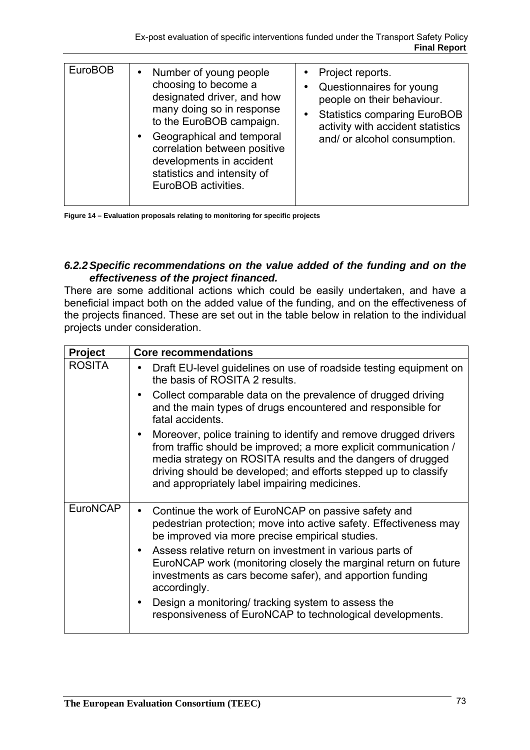| EuroBOB | • Number of young people choosing to become a designated driver, and how many doing so in response to the EuroBOB campaign.<br>• Geographical and temporal correlation between positive developments in accident statistics and intensity of EuroBOB activities. | • Project reports.<br>• Questionnaires for young people on their behaviour.<br>• Statistics comparing EuroBOB activity with accident statistics and/ or alcohol consumption. |
|---|---|---|

**Figure 14 – Evaluation proposals relating to monitoring for specific projects**

### *6.2.2 Specific recommendations on the value added of the funding and on the effectiveness of the project financed.*

There are some additional actions which could be easily undertaken, and have a beneficial impact both on the added value of the funding, and on the effectiveness of the projects financed. These are set out in the table below in relation to the individual projects under consideration.

| Project | Core recommendations |
|---|---|
| ROSITA | • Draft EU-level guidelines on use of roadside testing equipment on the basis of ROSITA 2 results.<br>• Collect comparable data on the prevalence of drugged driving and the main types of drugs encountered and responsible for fatal accidents.<br>• Moreover, police training to identify and remove drugged drivers from traffic should be improved; a more explicit communication / media strategy on ROSITA results and the dangers of drugged driving should be developed; and efforts stepped up to classify and appropriately label impairing medicines. |
| EuroNCAP | • Continue the work of EuroNCAP on passive safety and pedestrian protection; move into active safety. Effectiveness may be improved via more precise empirical studies.<br>• Assess relative return on investment in various parts of EuroNCAP work (monitoring closely the marginal return on future investments as cars become safer), and apportion funding accordingly.<br>• Design a monitoring/ tracking system to assess the responsiveness of EuroNCAP to technological developments. |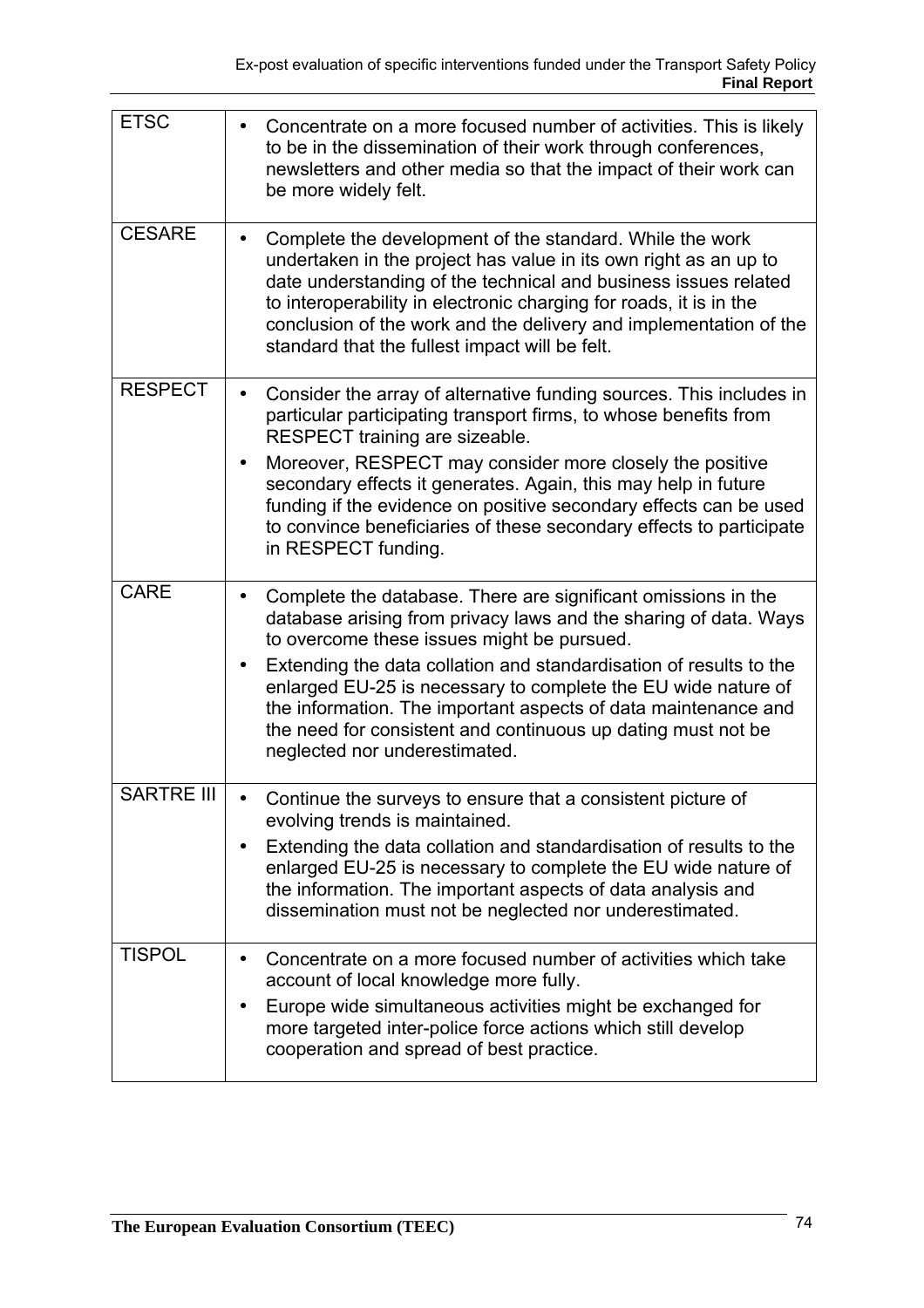| | |
|---|---|
| ETSC | • Concentrate on a more focused number of activities. This is likely to be in the dissemination of their work through conferences, newsletters and other media so that the impact of their work can be more widely felt. |
| CESARE | • Complete the development of the standard. While the work undertaken in the project has value in its own right as an up to date understanding of the technical and business issues related to interoperability in electronic charging for roads, it is in the conclusion of the work and the delivery and implementation of the standard that the fullest impact will be felt. |
| RESPECT | • Consider the array of alternative funding sources. This includes in particular participating transport firms, to whose benefits from RESPECT training are sizeable.<br>• Moreover, RESPECT may consider more closely the positive secondary effects it generates. Again, this may help in future funding if the evidence on positive secondary effects can be used to convince beneficiaries of these secondary effects to participate in RESPECT funding. |
| CARE | • Complete the database. There are significant omissions in the database arising from privacy laws and the sharing of data. Ways to overcome these issues might be pursued.<br>• Extending the data collation and standardisation of results to the enlarged EU-25 is necessary to complete the EU wide nature of the information. The important aspects of data maintenance and the need for consistent and continuous up dating must not be neglected nor underestimated. |
| SARTRE III | • Continue the surveys to ensure that a consistent picture of evolving trends is maintained.<br>• Extending the data collation and standardisation of results to the enlarged EU-25 is necessary to complete the EU wide nature of the information. The important aspects of data analysis and dissemination must not be neglected nor underestimated. |
| TISPOL | • Concentrate on a more focused number of activities which take account of local knowledge more fully.<br>• Europe wide simultaneous activities might be exchanged for more targeted inter-police force actions which still develop cooperation and spread of best practice. |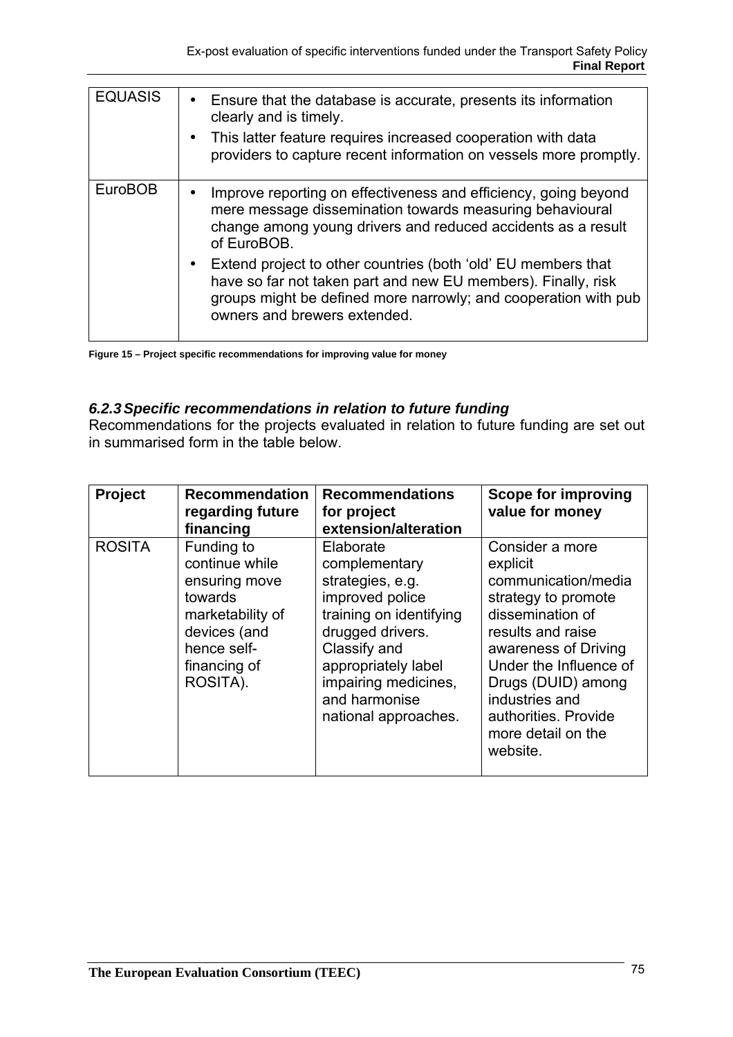| | |
|---|---|
| EQUASIS | • Ensure that the database is accurate, presents its information clearly and is timely.<br>• This latter feature requires increased cooperation with data providers to capture recent information on vessels more promptly. |
| EuroBOB | • Improve reporting on effectiveness and efficiency, going beyond mere message dissemination towards measuring behavioural change among young drivers and reduced accidents as a result of EuroBOB.<br>• Extend project to other countries (both 'old' EU members that have so far not taken part and new EU members). Finally, risk groups might be defined more narrowly; and cooperation with pub owners and brewers extended. |

**Figure 15 – Project specific recommendations for improving value for money**

### *6.2.3 Specific recommendations in relation to future funding*

Recommendations for the projects evaluated in relation to future funding are set out in summarised form in the table below.

| Project | Recommendation regarding future financing | Recommendations for project extension/alteration | Scope for improving value for money |
|---|---|---|---|
| ROSITA | Funding to continue while ensuring move towards marketability of devices (and hence self-financing of ROSITA). | Elaborate complementary strategies, e.g. improved police training on identifying drugged drivers. Classify and appropriately label impairing medicines, and harmonise national approaches. | Consider a more explicit communication/media strategy to promote dissemination of results and raise awareness of Driving Under the Influence of Drugs (DUID) among industries and authorities. Provide more detail on the website. |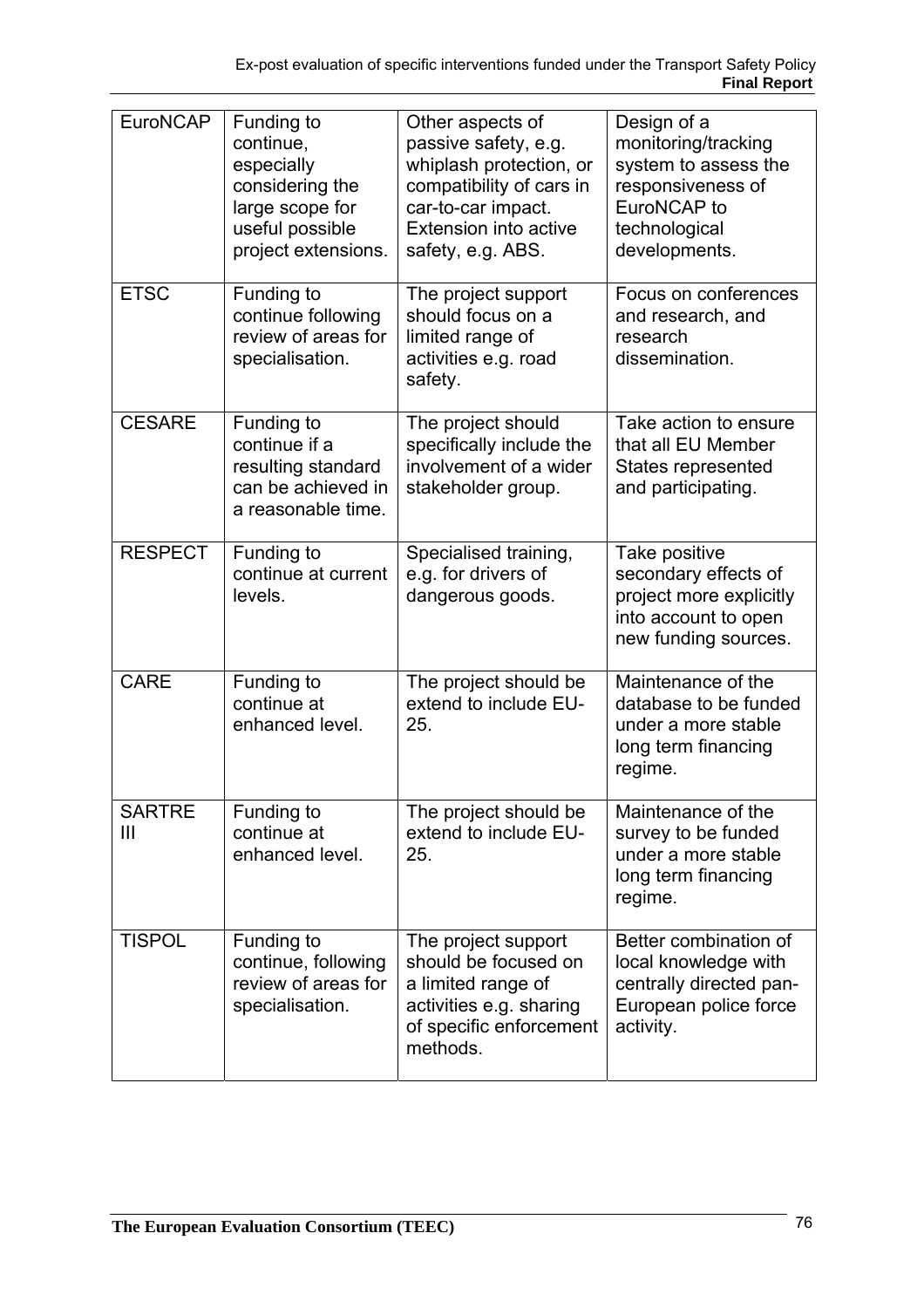| EuroNCAP | Funding to continue, especially considering the large scope for useful possible project extensions. | Other aspects of passive safety, e.g. whiplash protection, or compatibility of cars in car-to-car impact. Extension into active safety, e.g. ABS. | Design of a monitoring/tracking system to assess the responsiveness of EuroNCAP to technological developments. |
|---|---|---|---|
| ETSC | Funding to continue following review of areas for specialisation. | The project support should focus on a limited range of activities e.g. road safety. | Focus on conferences and research, and research dissemination. |
| CESARE | Funding to continue if a resulting standard can be achieved in a reasonable time. | The project should specifically include the involvement of a wider stakeholder group. | Take action to ensure that all EU Member States represented and participating. |
| RESPECT | Funding to continue at current levels. | Specialised training, e.g. for drivers of dangerous goods. | Take positive secondary effects of project more explicitly into account to open new funding sources. |
| CARE | Funding to continue at enhanced level. | The project should be extend to include EU-25. | Maintenance of the database to be funded under a more stable long term financing regime. |
| SARTRE III | Funding to continue at enhanced level. | The project should be extend to include EU-25. | Maintenance of the survey to be funded under a more stable long term financing regime. |
| TISPOL | Funding to continue, following review of areas for specialisation. | The project support should be focused on a limited range of activities e.g. sharing of specific enforcement methods. | Better combination of local knowledge with centrally directed pan-European police force activity. |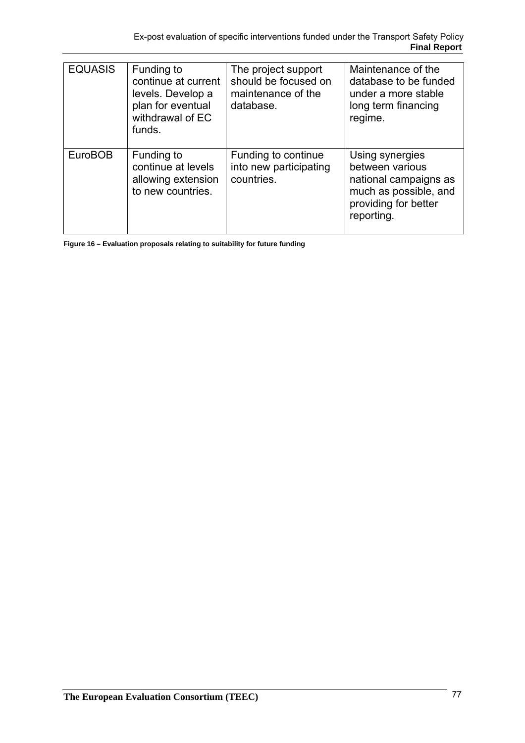| | | | |
|---|---|---|---|
| EQUASIS | Funding to continue at current levels. Develop a plan for eventual withdrawal of EC funds. | The project support should be focused on maintenance of the database. | Maintenance of the database to be funded under a more stable long term financing regime. |
| EuroBOB | Funding to continue at levels allowing extension to new countries. | Funding to continue into new participating countries. | Using synergies between various national campaigns as much as possible, and providing for better reporting. |

**Figure 16 – Evaluation proposals relating to suitability for future funding**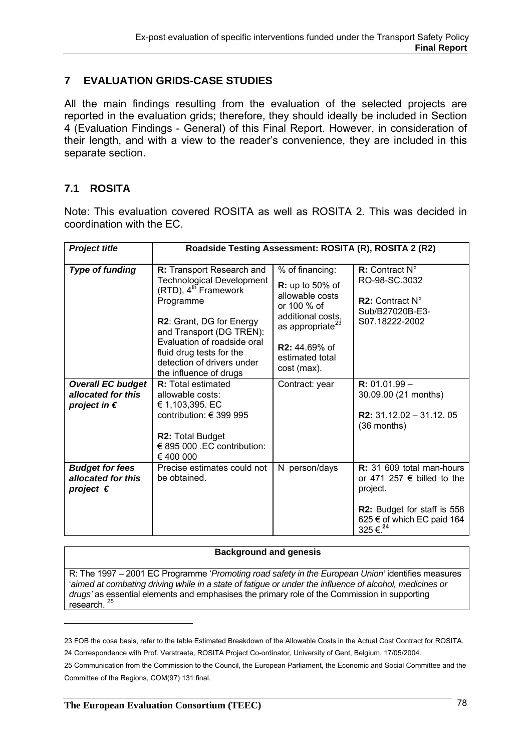## 7 EVALUATION GRIDS-CASE STUDIES

All the main findings resulting from the evaluation of the selected projects are reported in the evaluation grids; therefore, they should ideally be included in Section 4 (Evaluation Findings - General) of this Final Report. However, in consideration of their length, and with a view to the reader's convenience, they are included in this separate section.

### 7.1 ROSITA

Note: This evaluation covered ROSITA as well as ROSITA 2. This was decided in coordination with the EC.

| ***Project title*** | **Roadside Testing Assessment: ROSITA (R), ROSITA 2 (R2)** | | |
|---|---|---|---|
| ***Type of funding*** | **R:** Transport Research and Technological Development (RTD), 4th Framework Programme<br><br>**R2**: Grant, DG for Energy and Transport (DG TREN): Evaluation of roadside oral fluid drug tests for the detection of drivers under the influence of drugs | % of financing:<br><br>**R:** up to 50% of allowable costs or 100 % of additional costs, as appropriate[23]<br><br>**R2:** 44.69% of estimated total cost (max). | **R:** Contract N° RO-98-SC.3032<br><br>**R2:** Contract N° Sub/B27020B-E3-S07.18222-2002 |
| ***Overall EC budget allocated for this project in €*** | **R:** Total estimated allowable costs: € 1,103,395. EC contribution: € 399 995<br><br>**R2:** Total Budget € 895 000 .EC contribution: € 400 000 | Contract: year | **R:** 01.01.99 – 30.09.00 (21 months)<br><br>**R2:** 31.12.02 – 31.12. 05 (36 months) |
| ***Budget for fees allocated for this project €*** | Precise estimates could not be obtained. | N person/days | **R:** 31 609 total man-hours or 471 257 € billed to the project.<br><br>**R2:** Budget for staff is 558 625 € of which EC paid 164 325 €.**[24]** |

| **Background and genesis** |
|---|
| R: The 1997 – 2001 EC Programme '*Promoting road safety in the European Union'* identifies measures '*aimed at combating driving while in a state of fatigue or under the influence of alcohol, medicines or drugs'* as essential elements and emphasises the primary role of the Commission in supporting research. [25] |

---

23 FOB the cosa basis, refer to the table Estimated Breakdown of the Allowable Costs in the Actual Cost Contract for ROSITA.

24 Correspondence with Prof. Verstraete, ROSITA Project Co-ordinator, University of Gent, Belgium, 17/05/2004.

25 Communication from the Commission to the Council, the European Parliament, the Economic and Social Committee and the Committee of the Regions, COM(97) 131 final.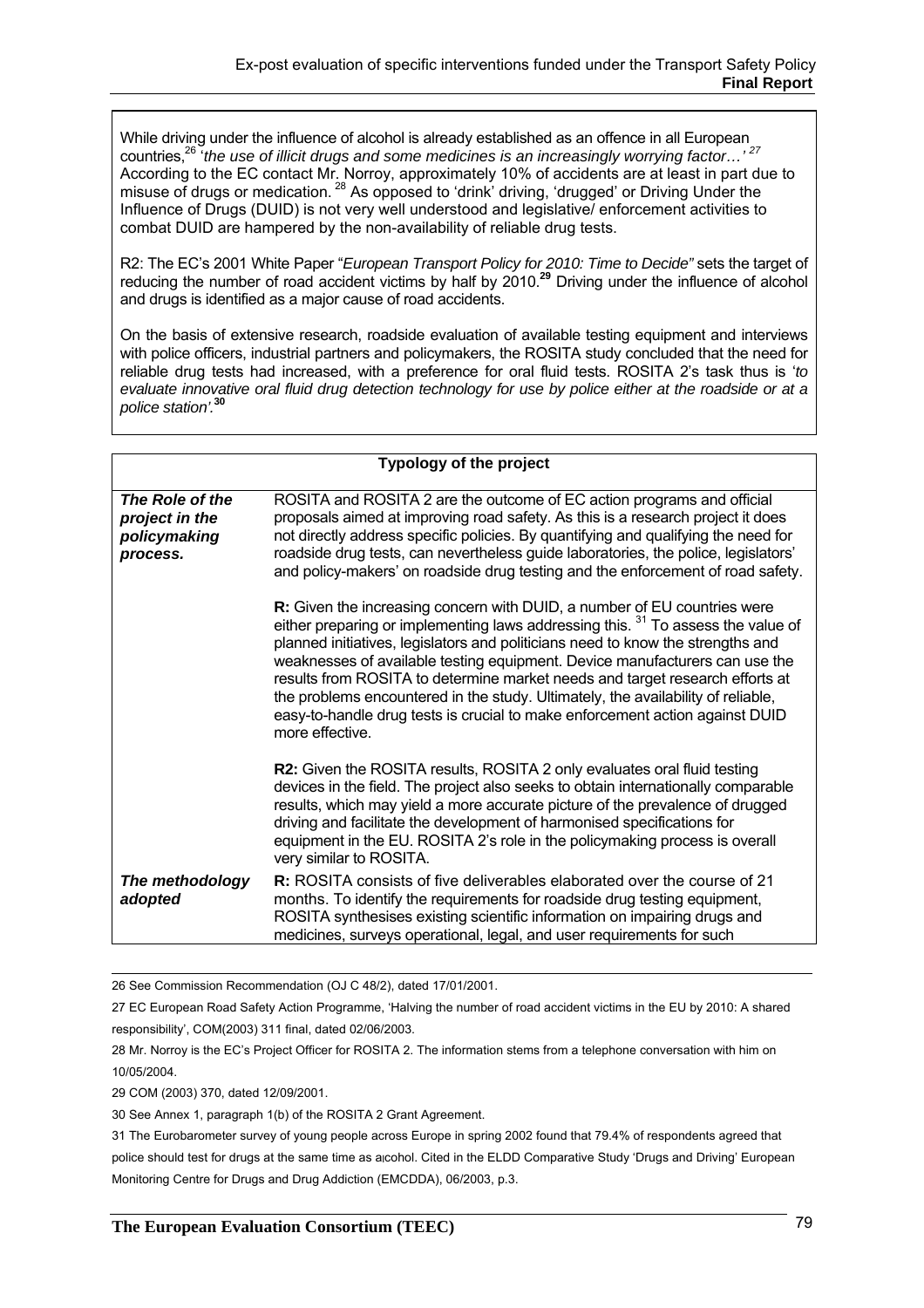While driving under the influence of alcohol is already established as an offence in all European countries,[26] '*the use of illicit drugs and some medicines is an increasingly worrying factor…*' [27] According to the EC contact Mr. Norroy, approximately 10% of accidents are at least in part due to misuse of drugs or medication. [28] As opposed to 'drink' driving, 'drugged' or Driving Under the Influence of Drugs (DUID) is not very well understood and legislative/ enforcement activities to combat DUID are hampered by the non-availability of reliable drug tests.

R2: The EC's 2001 White Paper "*European Transport Policy for 2010: Time to Decide"* sets the target of reducing the number of road accident victims by half by 2010.**[29]** Driving under the influence of alcohol and drugs is identified as a major cause of road accidents.

On the basis of extensive research, roadside evaluation of available testing equipment and interviews with police officers, industrial partners and policymakers, the ROSITA study concluded that the need for reliable drug tests had increased, with a preference for oral fluid tests. ROSITA 2's task thus is '*to evaluate innovative oral fluid drug detection technology for use by police either at the roadside or at a police station'.***[30]**

| **Typology of the project** | |
|---|---|
| ***The Role of the project in the policymaking process.*** | ROSITA and ROSITA 2 are the outcome of EC action programs and official proposals aimed at improving road safety. As this is a research project it does not directly address specific policies. By quantifying and qualifying the need for roadside drug tests, can nevertheless guide laboratories, the police, legislators' and policy-makers' on roadside drug testing and the enforcement of road safety.<br><br>**R:** Given the increasing concern with DUID, a number of EU countries were either preparing or implementing laws addressing this. [31] To assess the value of planned initiatives, legislators and politicians need to know the strengths and weaknesses of available testing equipment. Device manufacturers can use the results from ROSITA to determine market needs and target research efforts at the problems encountered in the study. Ultimately, the availability of reliable, easy-to-handle drug tests is crucial to make enforcement action against DUID more effective.<br><br>**R2:** Given the ROSITA results, ROSITA 2 only evaluates oral fluid testing devices in the field. The project also seeks to obtain internationally comparable results, which may yield a more accurate picture of the prevalence of drugged driving and facilitate the development of harmonised specifications for equipment in the EU. ROSITA 2's role in the policymaking process is overall very similar to ROSITA. |
| ***The methodology adopted*** | **R:** ROSITA consists of five deliverables elaborated over the course of 21 months. To identify the requirements for roadside drug testing equipment, ROSITA synthesises existing scientific information on impairing drugs and medicines, surveys operational, legal, and user requirements for such |

26 See Commission Recommendation (OJ C 48/2), dated 17/01/2001.

27 EC European Road Safety Action Programme, 'Halving the number of road accident victims in the EU by 2010: A shared responsibility', COM(2003) 311 final, dated 02/06/2003.

28 Mr. Norroy is the EC's Project Officer for ROSITA 2. The information stems from a telephone conversation with him on 10/05/2004.

29 COM (2003) 370, dated 12/09/2001.

30 See Annex 1, paragraph 1(b) of the ROSITA 2 Grant Agreement.

31 The Eurobarometer survey of young people across Europe in spring 2002 found that 79.4% of respondents agreed that police should test for drugs at the same time as alcohol. Cited in the ELDD Comparative Study 'Drugs and Driving' European Monitoring Centre for Drugs and Drug Addiction (EMCDDA), 06/2003, p.3.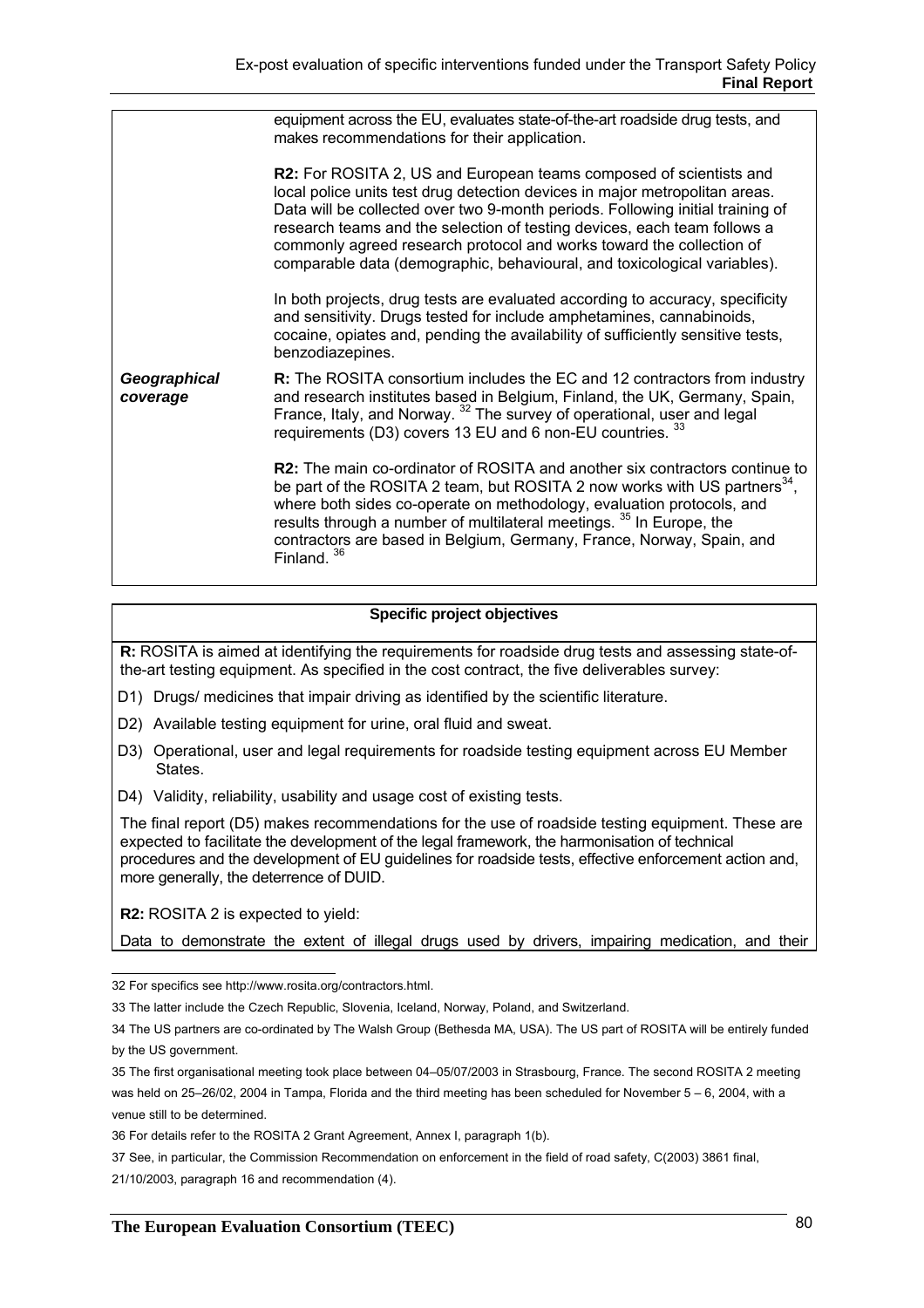| | |
|---|---|
| | equipment across the EU, evaluates state-of-the-art roadside drug tests, and makes recommendations for their application.<br><br>**R2:** For ROSITA 2, US and European teams composed of scientists and local police units test drug detection devices in major metropolitan areas. Data will be collected over two 9-month periods. Following initial training of research teams and the selection of testing devices, each team follows a commonly agreed research protocol and works toward the collection of comparable data (demographic, behavioural, and toxicological variables).<br><br>In both projects, drug tests are evaluated according to accuracy, specificity and sensitivity. Drugs tested for include amphetamines, cannabinoids, cocaine, opiates and, pending the availability of sufficiently sensitive tests, benzodiazepines. |
| ***Geographical coverage*** | **R:** The ROSITA consortium includes the EC and 12 contractors from industry and research institutes based in Belgium, Finland, the UK, Germany, Spain, France, Italy, and Norway. [32] The survey of operational, user and legal requirements (D3) covers 13 EU and 6 non-EU countries. [33]<br><br>**R2:** The main co-ordinator of ROSITA and another six contractors continue to be part of the ROSITA 2 team, but ROSITA 2 now works with US partners[34], where both sides co-operate on methodology, evaluation protocols, and results through a number of multilateral meetings. [35] In Europe, the contractors are based in Belgium, Germany, France, Norway, Spain, and Finland. [36] |

| **Specific project objectives** |
|---|
| **R:** ROSITA is aimed at identifying the requirements for roadside drug tests and assessing state-of-the-art testing equipment. As specified in the cost contract, the five deliverables survey:<br><br>D1) Drugs/ medicines that impair driving as identified by the scientific literature.<br>D2) Available testing equipment for urine, oral fluid and sweat.<br>D3) Operational, user and legal requirements for roadside testing equipment across EU Member States.<br>D4) Validity, reliability, usability and usage cost of existing tests.<br><br>The final report (D5) makes recommendations for the use of roadside testing equipment. These are expected to facilitate the development of the legal framework, the harmonisation of technical procedures and the development of EU guidelines for roadside tests, effective enforcement action and, more generally, the deterrence of DUID.<br><br>**R2:** ROSITA 2 is expected to yield:<br><br>Data to demonstrate the extent of illegal drugs used by drivers, impairing medication, and their |

---

32 For specifics see http://www.rosita.org/contractors.html.

33 The latter include the Czech Republic, Slovenia, Iceland, Norway, Poland, and Switzerland.

34 The US partners are co-ordinated by The Walsh Group (Bethesda MA, USA). The US part of ROSITA will be entirely funded by the US government.

35 The first organisational meeting took place between 04–05/07/2003 in Strasbourg, France. The second ROSITA 2 meeting was held on 25–26/02, 2004 in Tampa, Florida and the third meeting has been scheduled for November 5 – 6, 2004, with a venue still to be determined.

36 For details refer to the ROSITA 2 Grant Agreement, Annex I, paragraph 1(b).

37 See, in particular, the Commission Recommendation on enforcement in the field of road safety, C(2003) 3861 final, 21/10/2003, paragraph 16 and recommendation (4).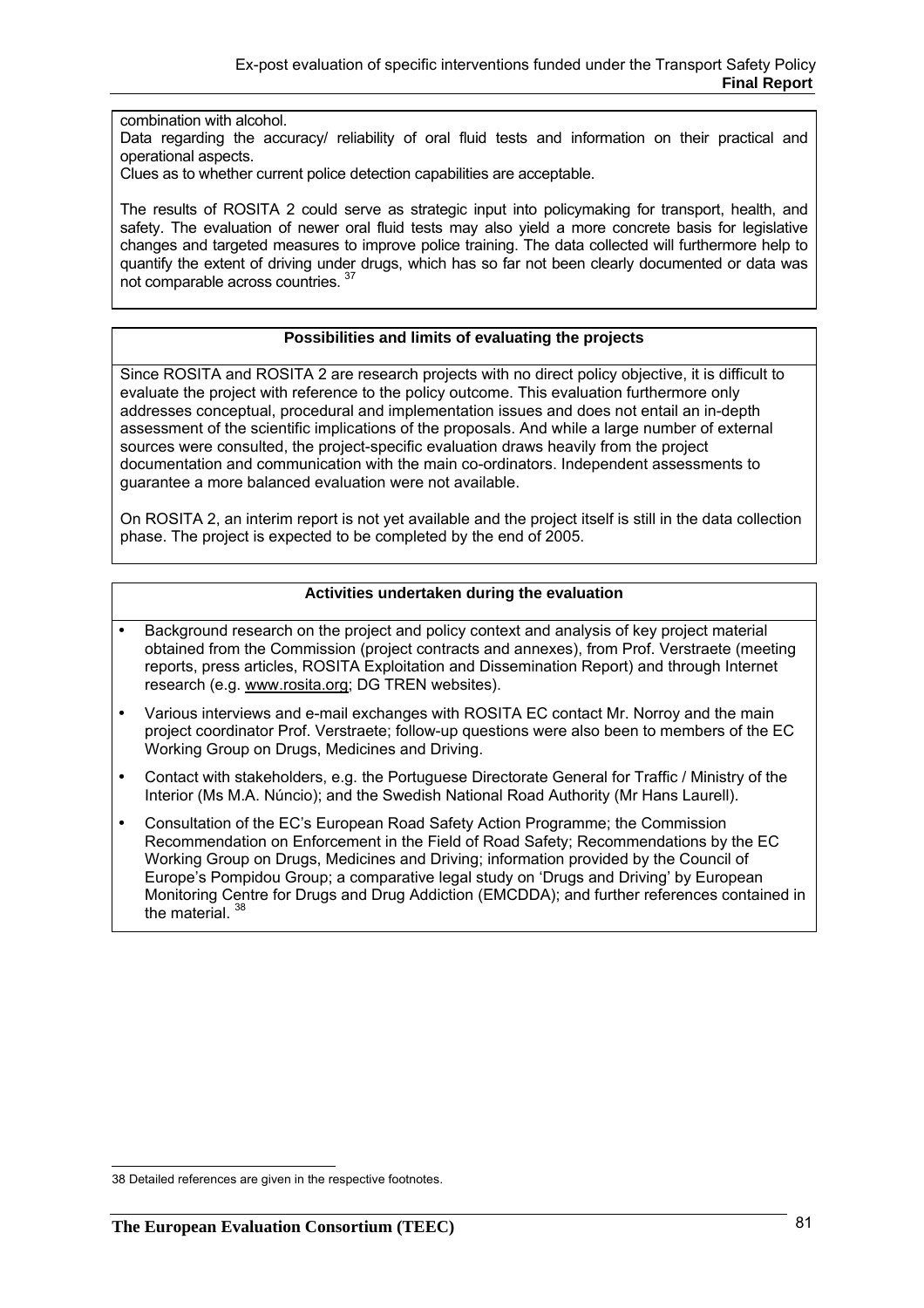combination with alcohol.

Data regarding the accuracy/ reliability of oral fluid tests and information on their practical and operational aspects.

Clues as to whether current police detection capabilities are acceptable.

The results of ROSITA 2 could serve as strategic input into policymaking for transport, health, and safety. The evaluation of newer oral fluid tests may also yield a more concrete basis for legislative changes and targeted measures to improve police training. The data collected will furthermore help to quantify the extent of driving under drugs, which has so far not been clearly documented or data was not comparable across countries. [37]

**Possibilities and limits of evaluating the projects**

Since ROSITA and ROSITA 2 are research projects with no direct policy objective, it is difficult to evaluate the project with reference to the policy outcome. This evaluation furthermore only addresses conceptual, procedural and implementation issues and does not entail an in-depth assessment of the scientific implications of the proposals. And while a large number of external sources were consulted, the project-specific evaluation draws heavily from the project documentation and communication with the main co-ordinators. Independent assessments to guarantee a more balanced evaluation were not available.

On ROSITA 2, an interim report is not yet available and the project itself is still in the data collection phase. The project is expected to be completed by the end of 2005.

**Activities undertaken during the evaluation**

- Background research on the project and policy context and analysis of key project material obtained from the Commission (project contracts and annexes), from Prof. Verstraete (meeting reports, press articles, ROSITA Exploitation and Dissemination Report) and through Internet research (e.g. www.rosita.org; DG TREN websites).
- Various interviews and e-mail exchanges with ROSITA EC contact Mr. Norroy and the main project coordinator Prof. Verstraete; follow-up questions were also been to members of the EC Working Group on Drugs, Medicines and Driving.
- Contact with stakeholders, e.g. the Portuguese Directorate General for Traffic / Ministry of the Interior (Ms M.A. Núncio); and the Swedish National Road Authority (Mr Hans Laurell).
- Consultation of the EC's European Road Safety Action Programme; the Commission Recommendation on Enforcement in the Field of Road Safety; Recommendations by the EC Working Group on Drugs, Medicines and Driving; information provided by the Council of Europe's Pompidou Group; a comparative legal study on 'Drugs and Driving' by European Monitoring Centre for Drugs and Drug Addiction (EMCDDA); and further references contained in the material. [38]

---

38 Detailed references are given in the respective footnotes.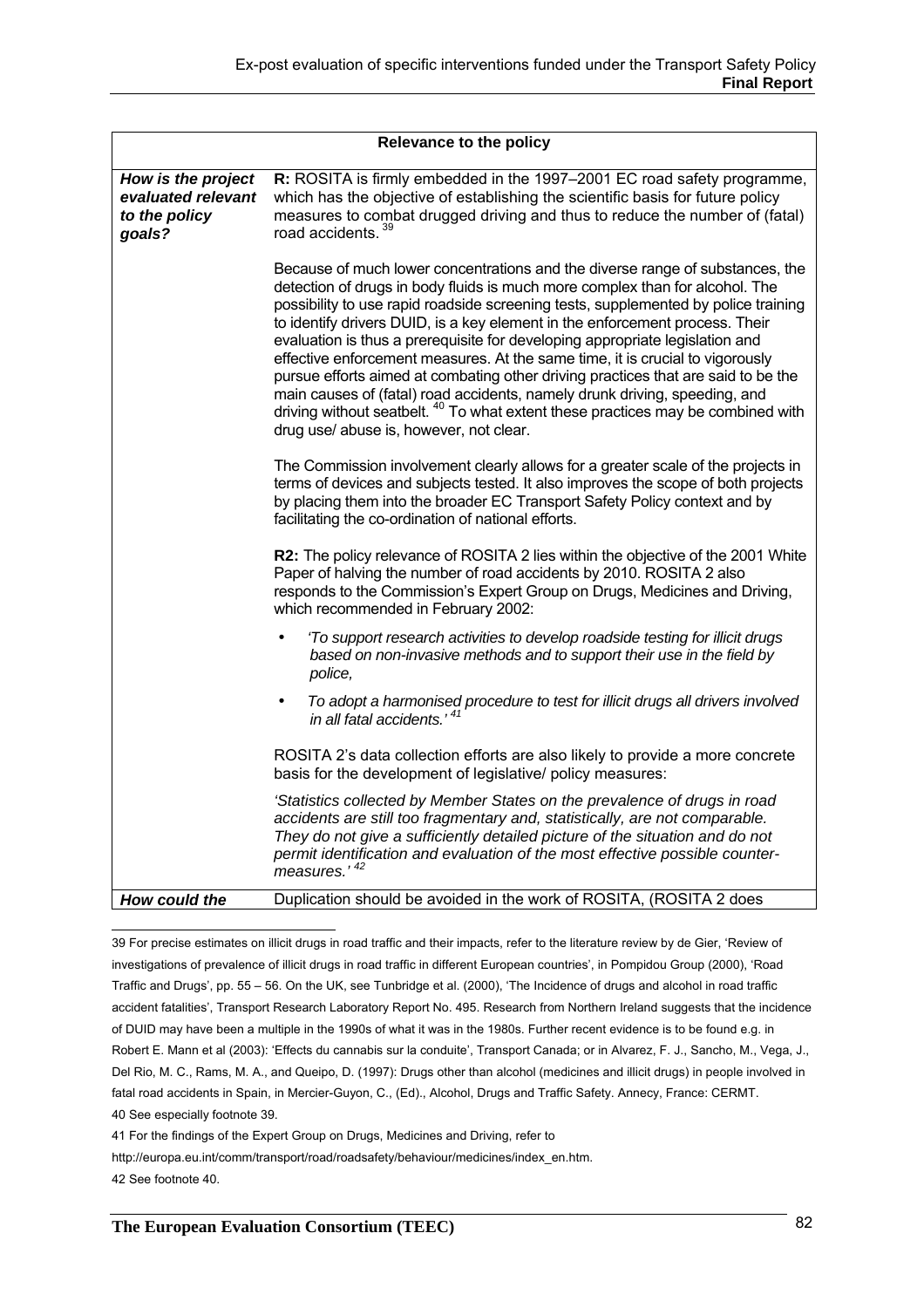| Relevance to the policy | |
|---|---|
| ***How is the project evaluated relevant to the policy goals?*** | **R:** ROSITA is firmly embedded in the 1997–2001 EC road safety programme, which has the objective of establishing the scientific basis for future policy measures to combat drugged driving and thus to reduce the number of (fatal) road accidents. [39]<br><br>Because of much lower concentrations and the diverse range of substances, the detection of drugs in body fluids is much more complex than for alcohol. The possibility to use rapid roadside screening tests, supplemented by police training to identify drivers DUID, is a key element in the enforcement process. Their evaluation is thus a prerequisite for developing appropriate legislation and effective enforcement measures. At the same time, it is crucial to vigorously pursue efforts aimed at combating other driving practices that are said to be the main causes of (fatal) road accidents, namely drunk driving, speeding, and driving without seatbelt. [40] To what extent these practices may be combined with drug use/ abuse is, however, not clear.<br><br>The Commission involvement clearly allows for a greater scale of the projects in terms of devices and subjects tested. It also improves the scope of both projects by placing them into the broader EC Transport Safety Policy context and by facilitating the co-ordination of national efforts.<br><br>**R2:** The policy relevance of ROSITA 2 lies within the objective of the 2001 White Paper of halving the number of road accidents by 2010. ROSITA 2 also responds to the Commission's Expert Group on Drugs, Medicines and Driving, which recommended in February 2002:<br><br>• *'To support research activities to develop roadside testing for illicit drugs based on non-invasive methods and to support their use in the field by police,*<br><br>• *To adopt a harmonised procedure to test for illicit drugs all drivers involved in all fatal accidents.'* [41]<br><br>ROSITA 2's data collection efforts are also likely to provide a more concrete basis for the development of legislative/ policy measures:<br><br>*'Statistics collected by Member States on the prevalence of drugs in road accidents are still too fragmentary and, statistically, are not comparable. They do not give a sufficiently detailed picture of the situation and do not permit identification and evaluation of the most effective possible counter-measures.'* [42] |
| ***How could the*** | Duplication should be avoided in the work of ROSITA, (ROSITA 2 does |

39 For precise estimates on illicit drugs in road traffic and their impacts, refer to the literature review by de Gier, 'Review of investigations of prevalence of illicit drugs in road traffic in different European countries', in Pompidou Group (2000), 'Road Traffic and Drugs', pp. 55 – 56. On the UK, see Tunbridge et al. (2000), 'The Incidence of drugs and alcohol in road traffic accident fatalities', Transport Research Laboratory Report No. 495. Research from Northern Ireland suggests that the incidence of DUID may have been a multiple in the 1990s of what it was in the 1980s. Further recent evidence is to be found e.g. in Robert E. Mann et al (2003): 'Effects du cannabis sur la conduite', Transport Canada; or in Alvarez, F. J., Sancho, M., Vega, J., Del Rio, M. C., Rams, M. A., and Queipo, D. (1997): Drugs other than alcohol (medicines and illicit drugs) in people involved in fatal road accidents in Spain, in Mercier-Guyon, C., (Ed)., Alcohol, Drugs and Traffic Safety. Annecy, France: CERMT.

40 See especially footnote 39.

41 For the findings of the Expert Group on Drugs, Medicines and Driving, refer to http://europa.eu.int/comm/transport/road/roadsafety/behaviour/medicines/index_en.htm.

42 See footnote 40.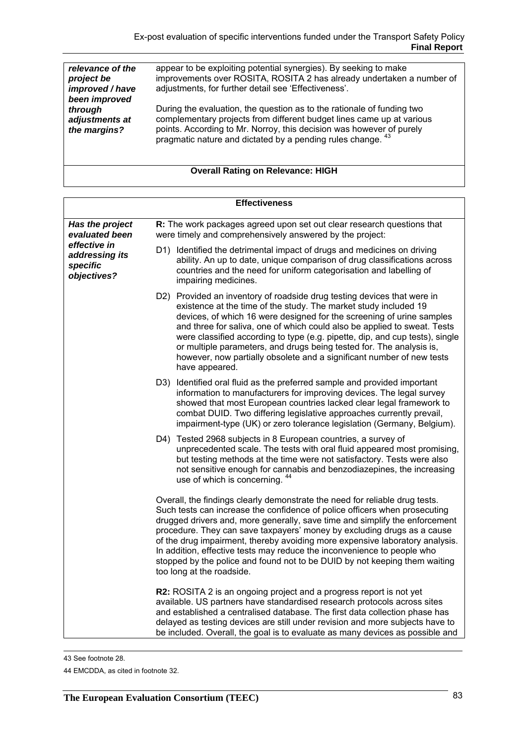| *relevance of the project be improved / have been improved through adjustments at the margins?* | appear to be exploiting potential synergies). By seeking to make improvements over ROSITA, ROSITA 2 has already undertaken a number of adjustments, for further detail see 'Effectiveness'.<br><br>During the evaluation, the question as to the rationale of funding two complementary projects from different budget lines came up at various points. According to Mr. Norroy, this decision was however of purely pragmatic nature and dictated by a pending rules change. [43] |
|---|---|
| **Overall Rating on Relevance: HIGH** | |

| **Effectiveness** | |
|---|---|
| ***Has the project evaluated been effective in addressing its specific objectives?*** | **R:** The work packages agreed upon set out clear research questions that were timely and comprehensively answered by the project:<br><br>D1) Identified the detrimental impact of drugs and medicines on driving ability. An up to date, unique comparison of drug classifications across countries and the need for uniform categorisation and labelling of impairing medicines.<br><br>D2) Provided an inventory of roadside drug testing devices that were in existence at the time of the study. The market study included 19 devices, of which 16 were designed for the screening of urine samples and three for saliva, one of which could also be applied to sweat. Tests were classified according to type (e.g. pipette, dip, and cup tests), single or multiple parameters, and drugs being tested for. The analysis is, however, now partially obsolete and a significant number of new tests have appeared.<br><br>D3) Identified oral fluid as the preferred sample and provided important information to manufacturers for improving devices. The legal survey showed that most European countries lacked clear legal framework to combat DUID. Two differing legislative approaches currently prevail, impairment-type (UK) or zero tolerance legislation (Germany, Belgium).<br><br>D4) Tested 2968 subjects in 8 European countries, a survey of unprecedented scale. The tests with oral fluid appeared most promising, but testing methods at the time were not satisfactory. Tests were also not sensitive enough for cannabis and benzodiazepines, the increasing use of which is concerning. [44]<br><br>Overall, the findings clearly demonstrate the need for reliable drug tests. Such tests can increase the confidence of police officers when prosecuting drugged drivers and, more generally, save time and simplify the enforcement procedure. They can save taxpayers' money by excluding drugs as a cause of the drug impairment, thereby avoiding more expensive laboratory analysis. In addition, effective tests may reduce the inconvenience to people who stopped by the police and found not to be DUID by not keeping them waiting too long at the roadside.<br><br>**R2:** ROSITA 2 is an ongoing project and a progress report is not yet available. US partners have standardised research protocols across sites and established a centralised database. The first data collection phase has delayed as testing devices are still under revision and more subjects have to be included. Overall, the goal is to evaluate as many devices as possible and |

43 See footnote 28.

44 EMCDDA, as cited in footnote 32.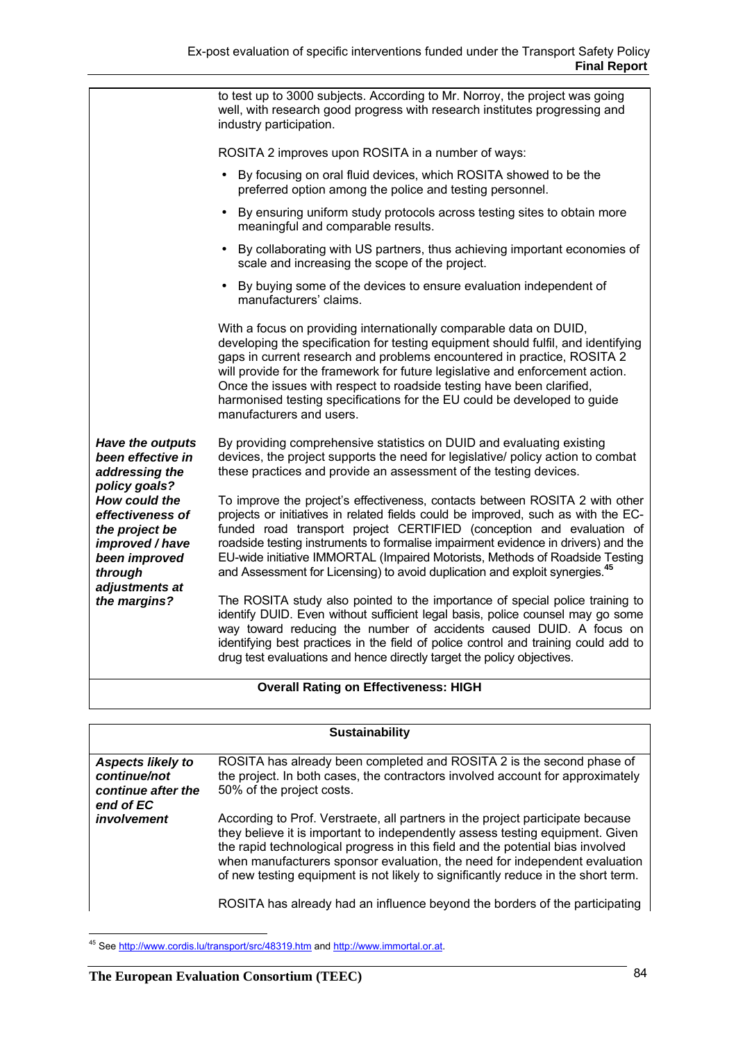| | |
|---|---|
| | to test up to 3000 subjects. According to Mr. Norroy, the project was going well, with research good progress with research institutes progressing and industry participation.<br><br>ROSITA 2 improves upon ROSITA in a number of ways:<br><br>• By focusing on oral fluid devices, which ROSITA showed to be the preferred option among the police and testing personnel.<br>• By ensuring uniform study protocols across testing sites to obtain more meaningful and comparable results.<br>• By collaborating with US partners, thus achieving important economies of scale and increasing the scope of the project.<br>• By buying some of the devices to ensure evaluation independent of manufacturers' claims.<br><br>With a focus on providing internationally comparable data on DUID, developing the specification for testing equipment should fulfil, and identifying gaps in current research and problems encountered in practice, ROSITA 2 will provide for the framework for future legislative and enforcement action. Once the issues with respect to roadside testing have been clarified, harmonised testing specifications for the EU could be developed to guide manufacturers and users. |
| ***Have the outputs been effective in addressing the policy goals? How could the effectiveness of the project be improved / have been improved through adjustments at the margins?*** | By providing comprehensive statistics on DUID and evaluating existing devices, the project supports the need for legislative/ policy action to combat these practices and provide an assessment of the testing devices.<br><br>To improve the project's effectiveness, contacts between ROSITA 2 with other projects or initiatives in related fields could be improved, such as with the EC-funded road transport project CERTIFIED (conception and evaluation of roadside testing instruments to formalise impairment evidence in drivers) and the EU-wide initiative IMMORTAL (Impaired Motorists, Methods of Roadside Testing and Assessment for Licensing) to avoid duplication and exploit synergies.[45]<br><br>The ROSITA study also pointed to the importance of special police training to identify DUID. Even without sufficient legal basis, police counsel may go some way toward reducing the number of accidents caused DUID. A focus on identifying best practices in the field of police control and training could add to drug test evaluations and hence directly target the policy objectives. |
| **Overall Rating on Effectiveness: HIGH** | |

| **Sustainability** | |
|---|---|
| ***Aspects likely to continue/not continue after the end of EC involvement*** | ROSITA has already been completed and ROSITA 2 is the second phase of the project. In both cases, the contractors involved account for approximately 50% of the project costs.<br><br>According to Prof. Verstraete, all partners in the project participate because they believe it is important to independently assess testing equipment. Given the rapid technological progress in this field and the potential bias involved when manufacturers sponsor evaluation, the need for independent evaluation of new testing equipment is not likely to significantly reduce in the short term.<br><br>ROSITA has already had an influence beyond the borders of the participating |

[45] See http://www.cordis.lu/transport/src/48319.htm and http://www.immortal.or.at.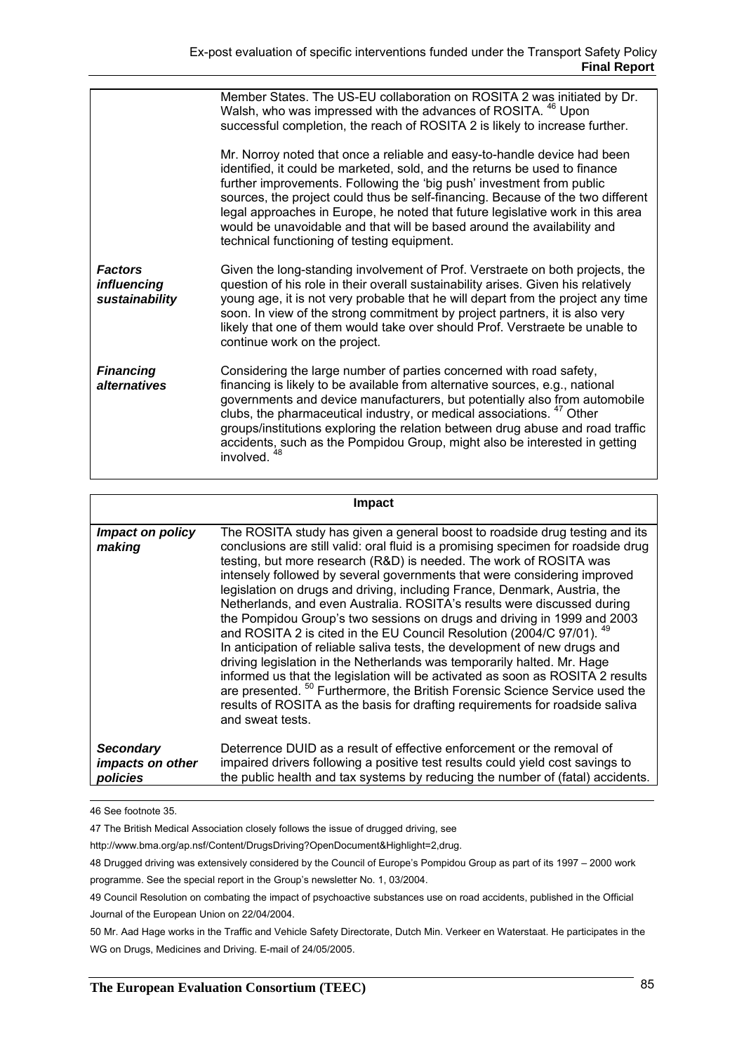| | |
|---|---|
| | Member States. The US-EU collaboration on ROSITA 2 was initiated by Dr. Walsh, who was impressed with the advances of ROSITA. [46] Upon successful completion, the reach of ROSITA 2 is likely to increase further.<br><br>Mr. Norroy noted that once a reliable and easy-to-handle device had been identified, it could be marketed, sold, and the returns be used to finance further improvements. Following the 'big push' investment from public sources, the project could thus be self-financing. Because of the two different legal approaches in Europe, he noted that future legislative work in this area would be unavoidable and that will be based around the availability and technical functioning of testing equipment. |
| ***Factors influencing sustainability*** | Given the long-standing involvement of Prof. Verstraete on both projects, the question of his role in their overall sustainability arises. Given his relatively young age, it is not very probable that he will depart from the project any time soon. In view of the strong commitment by project partners, it is also very likely that one of them would take over should Prof. Verstraete be unable to continue work on the project. |
| ***Financing alternatives*** | Considering the large number of parties concerned with road safety, financing is likely to be available from alternative sources, e.g., national governments and device manufacturers, but potentially also from automobile clubs, the pharmaceutical industry, or medical associations. [47] Other groups/institutions exploring the relation between drug abuse and road traffic accidents, such as the Pompidou Group, might also be interested in getting involved. [48] |

| **Impact** | |
|---|---|
| ***Impact on policy making*** | The ROSITA study has given a general boost to roadside drug testing and its conclusions are still valid: oral fluid is a promising specimen for roadside drug testing, but more research (R&D) is needed. The work of ROSITA was intensely followed by several governments that were considering improved legislation on drugs and driving, including France, Denmark, Austria, the Netherlands, and even Australia. ROSITA's results were discussed during the Pompidou Group's two sessions on drugs and driving in 1999 and 2003 and ROSITA 2 is cited in the EU Council Resolution (2004/C 97/01). [49] In anticipation of reliable saliva tests, the development of new drugs and driving legislation in the Netherlands was temporarily halted. Mr. Hage informed us that the legislation will be activated as soon as ROSITA 2 results are presented. [50] Furthermore, the British Forensic Science Service used the results of ROSITA as the basis for drafting requirements for roadside saliva and sweat tests. |
| ***Secondary impacts on other policies*** | Deterrence DUID as a result of effective enforcement or the removal of impaired drivers following a positive test results could yield cost savings to the public health and tax systems by reducing the number of (fatal) accidents. |

46 See footnote 35.

47 The British Medical Association closely follows the issue of drugged driving, see http://www.bma.org/ap.nsf/Content/DrugsDriving?OpenDocument&Highlight=2,drug.

48 Drugged driving was extensively considered by the Council of Europe's Pompidou Group as part of its 1997 – 2000 work programme. See the special report in the Group's newsletter No. 1, 03/2004.

49 Council Resolution on combating the impact of psychoactive substances use on road accidents, published in the Official Journal of the European Union on 22/04/2004.

50 Mr. Aad Hage works in the Traffic and Vehicle Safety Directorate, Dutch Min. Verkeer en Waterstaat. He participates in the WG on Drugs, Medicines and Driving. E-mail of 24/05/2005.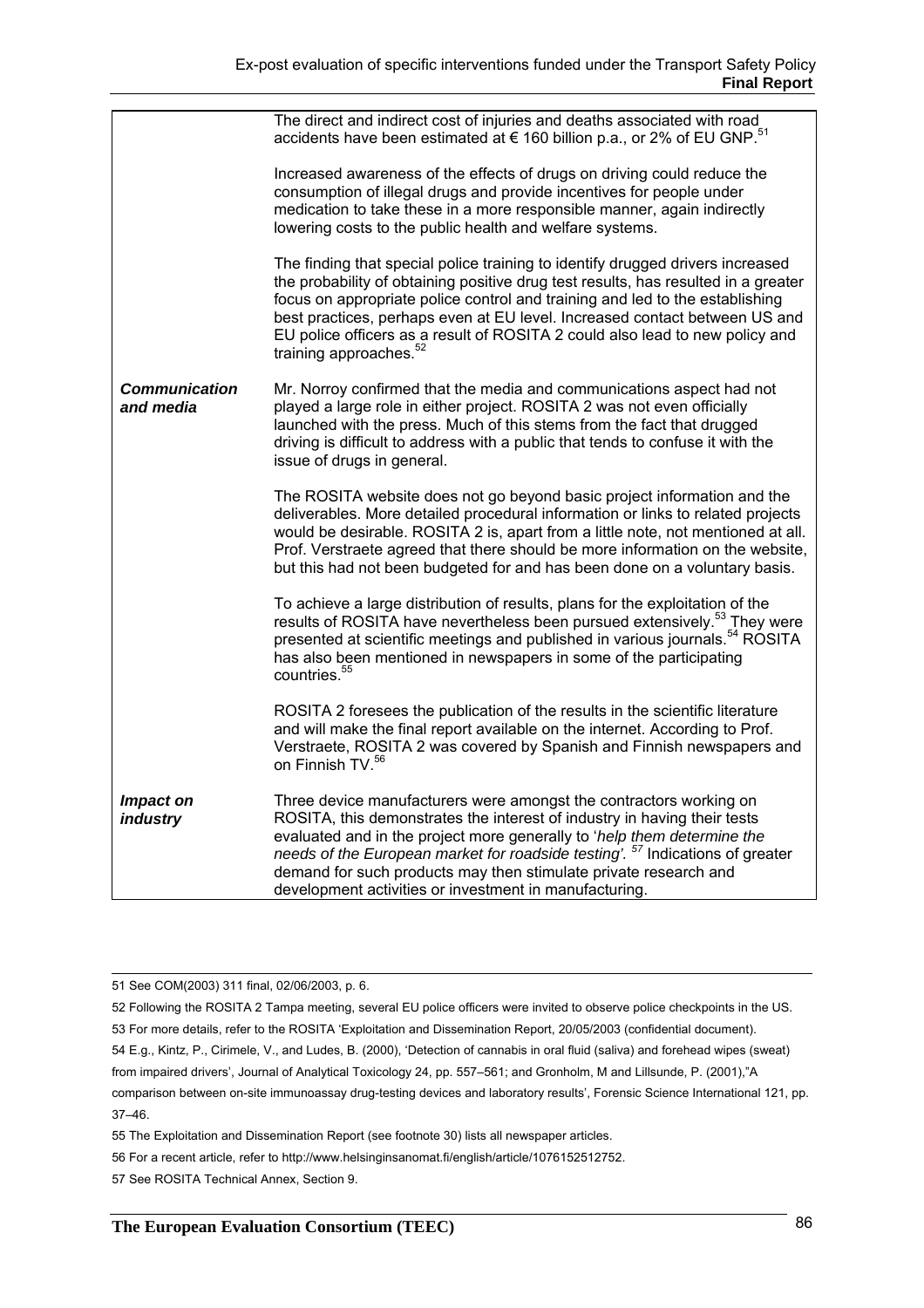| | |
|---|---|
| | The direct and indirect cost of injuries and deaths associated with road accidents have been estimated at € 160 billion p.a., or 2% of EU GNP.[51]<br><br>Increased awareness of the effects of drugs on driving could reduce the consumption of illegal drugs and provide incentives for people under medication to take these in a more responsible manner, again indirectly lowering costs to the public health and welfare systems.<br><br>The finding that special police training to identify drugged drivers increased the probability of obtaining positive drug test results, has resulted in a greater focus on appropriate police control and training and led to the establishing best practices, perhaps even at EU level. Increased contact between US and EU police officers as a result of ROSITA 2 could also lead to new policy and training approaches.[52] |
| ***Communication and media*** | Mr. Norroy confirmed that the media and communications aspect had not played a large role in either project. ROSITA 2 was not even officially launched with the press. Much of this stems from the fact that drugged driving is difficult to address with a public that tends to confuse it with the issue of drugs in general.<br><br>The ROSITA website does not go beyond basic project information and the deliverables. More detailed procedural information or links to related projects would be desirable. ROSITA 2 is, apart from a little note, not mentioned at all. Prof. Verstraete agreed that there should be more information on the website, but this had not been budgeted for and has been done on a voluntary basis.<br><br>To achieve a large distribution of results, plans for the exploitation of the results of ROSITA have nevertheless been pursued extensively.[53] They were presented at scientific meetings and published in various journals.[54] ROSITA has also been mentioned in newspapers in some of the participating countries.[55]<br><br>ROSITA 2 foresees the publication of the results in the scientific literature and will make the final report available on the internet. According to Prof. Verstraete, ROSITA 2 was covered by Spanish and Finnish newspapers and on Finnish TV.[56] |
| ***Impact on industry*** | Three device manufacturers were amongst the contractors working on ROSITA, this demonstrates the interest of industry in having their tests evaluated and in the project more generally to '*help them determine the needs of the European market for roadside testing'.*[57] Indications of greater demand for such products may then stimulate private research and development activities or investment in manufacturing. |

51 See COM(2003) 311 final, 02/06/2003, p. 6.

52 Following the ROSITA 2 Tampa meeting, several EU police officers were invited to observe police checkpoints in the US.

53 For more details, refer to the ROSITA 'Exploitation and Dissemination Report, 20/05/2003 (confidential document).

54 E.g., Kintz, P., Cirimele, V., and Ludes, B. (2000), 'Detection of cannabis in oral fluid (saliva) and forehead wipes (sweat) from impaired drivers', Journal of Analytical Toxicology 24, pp. 557–561; and Gronholm, M and Lillsunde, P. (2001),"A comparison between on-site immunoassay drug-testing devices and laboratory results', Forensic Science International 121, pp. 37–46.

55 The Exploitation and Dissemination Report (see footnote 30) lists all newspaper articles.

56 For a recent article, refer to http://www.helsinginsanomat.fi/english/article/1076152512752.

57 See ROSITA Technical Annex, Section 9.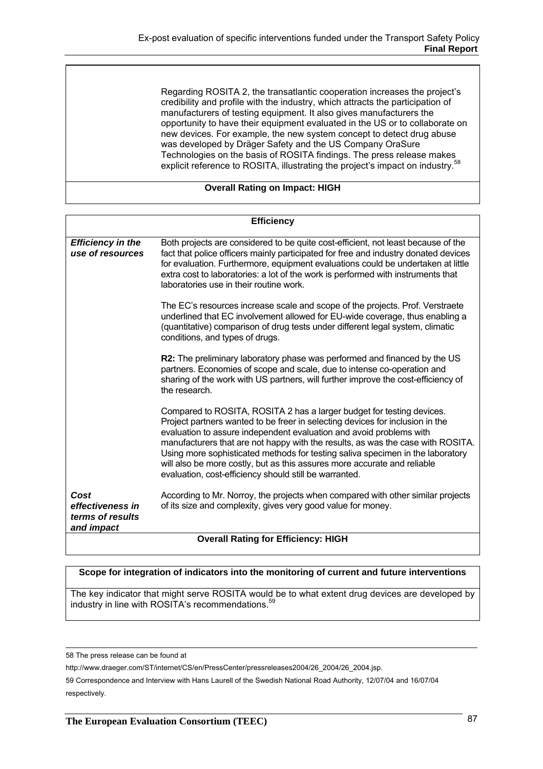| | |
|---|---|
| | Regarding ROSITA 2, the transatlantic cooperation increases the project's credibility and profile with the industry, which attracts the participation of manufacturers of testing equipment. It also gives manufacturers the opportunity to have their equipment evaluated in the US or to collaborate on new devices. For example, the new system concept to detect drug abuse was developed by Dräger Safety and the US Company OraSure Technologies on the basis of ROSITA findings. The press release makes explicit reference to ROSITA, illustrating the project's impact on industry.[58] |
| **Overall Rating on Impact: HIGH** | |

| **Efficiency** | |
|---|---|
| ***Efficiency in the use of resources*** | Both projects are considered to be quite cost-efficient, not least because of the fact that police officers mainly participated for free and industry donated devices for evaluation. Furthermore, equipment evaluations could be undertaken at little extra cost to laboratories: a lot of the work is performed with instruments that laboratories use in their routine work.<br><br>The EC's resources increase scale and scope of the projects. Prof. Verstraete underlined that EC involvement allowed for EU-wide coverage, thus enabling a (quantitative) comparison of drug tests under different legal system, climatic conditions, and types of drugs.<br><br>**R2:** The preliminary laboratory phase was performed and financed by the US partners. Economies of scope and scale, due to intense co-operation and sharing of the work with US partners, will further improve the cost-efficiency of the research.<br><br>Compared to ROSITA, ROSITA 2 has a larger budget for testing devices. Project partners wanted to be freer in selecting devices for inclusion in the evaluation to assure independent evaluation and avoid problems with manufacturers that are not happy with the results, as was the case with ROSITA. Using more sophisticated methods for testing saliva specimen in the laboratory will also be more costly, but as this assures more accurate and reliable evaluation, cost-efficiency should still be warranted. |
| ***Cost effectiveness in terms of results and impact*** | According to Mr. Norroy, the projects when compared with other similar projects of its size and complexity, gives very good value for money. |
| **Overall Rating for Efficiency: HIGH** | |

| **Scope for integration of indicators into the monitoring of current and future interventions** |
|---|
| The key indicator that might serve ROSITA would be to what extent drug devices are developed by industry in line with ROSITA's recommendations.[59] |

58 The press release can be found at http://www.draeger.com/ST/internet/CS/en/PressCenter/pressreleases2004/26_2004/26_2004.jsp.

59 Correspondence and Interview with Hans Laurell of the Swedish National Road Authority, 12/07/04 and 16/07/04 respectively.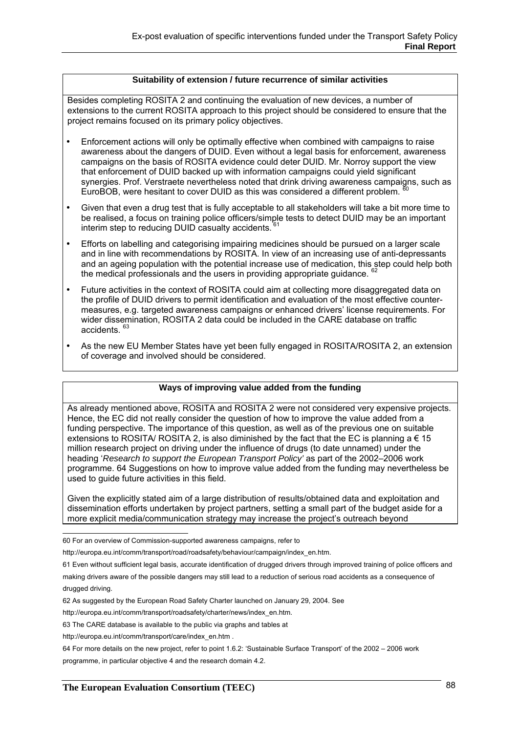**Suitability of extension / future recurrence of similar activities**

Besides completing ROSITA 2 and continuing the evaluation of new devices, a number of extensions to the current ROSITA approach to this project should be considered to ensure that the project remains focused on its primary policy objectives.

- Enforcement actions will only be optimally effective when combined with campaigns to raise awareness about the dangers of DUID. Even without a legal basis for enforcement, awareness campaigns on the basis of ROSITA evidence could deter DUID. Mr. Norroy support the view that enforcement of DUID backed up with information campaigns could yield significant synergies. Prof. Verstraete nevertheless noted that drink driving awareness campaigns, such as EuroBOB, were hesitant to cover DUID as this was considered a different problem. [60]
- Given that even a drug test that is fully acceptable to all stakeholders will take a bit more time to be realised, a focus on training police officers/simple tests to detect DUID may be an important interim step to reducing DUID casualty accidents. [61]
- Efforts on labelling and categorising impairing medicines should be pursued on a larger scale and in line with recommendations by ROSITA. In view of an increasing use of anti-depressants and an ageing population with the potential increase use of medication, this step could help both the medical professionals and the users in providing appropriate guidance. [62]
- Future activities in the context of ROSITA could aim at collecting more disaggregated data on the profile of DUID drivers to permit identification and evaluation of the most effective counter-measures, e.g. targeted awareness campaigns or enhanced drivers' license requirements. For wider dissemination, ROSITA 2 data could be included in the CARE database on traffic accidents. [63]
- As the new EU Member States have yet been fully engaged in ROSITA/ROSITA 2, an extension of coverage and involved should be considered.

**Ways of improving value added from the funding**

As already mentioned above, ROSITA and ROSITA 2 were not considered very expensive projects. Hence, the EC did not really consider the question of how to improve the value added from a funding perspective. The importance of this question, as well as of the previous one on suitable extensions to ROSITA/ ROSITA 2, is also diminished by the fact that the EC is planning a € 15 million research project on driving under the influence of drugs (to date unnamed) under the heading '*Research to support the European Transport Policy*' as part of the 2002–2006 work programme. 64 Suggestions on how to improve value added from the funding may nevertheless be used to guide future activities in this field.

Given the explicitly stated aim of a large distribution of results/obtained data and exploitation and dissemination efforts undertaken by project partners, setting a small part of the budget aside for a more explicit media/communication strategy may increase the project's outreach beyond

---

60 For an overview of Commission-supported awareness campaigns, refer to http://europa.eu.int/comm/transport/road/roadsafety/behaviour/campaign/index_en.htm.

61 Even without sufficient legal basis, accurate identification of drugged drivers through improved training of police officers and making drivers aware of the possible dangers may still lead to a reduction of serious road accidents as a consequence of drugged driving.

62 As suggested by the European Road Safety Charter launched on January 29, 2004. See http://europa.eu.int/comm/transport/roadsafety/charter/news/index_en.htm.

63 The CARE database is available to the public via graphs and tables at http://europa.eu.int/comm/transport/care/index_en.htm .

64 For more details on the new project, refer to point 1.6.2: 'Sustainable Surface Transport' of the 2002 – 2006 work programme, in particular objective 4 and the research domain 4.2.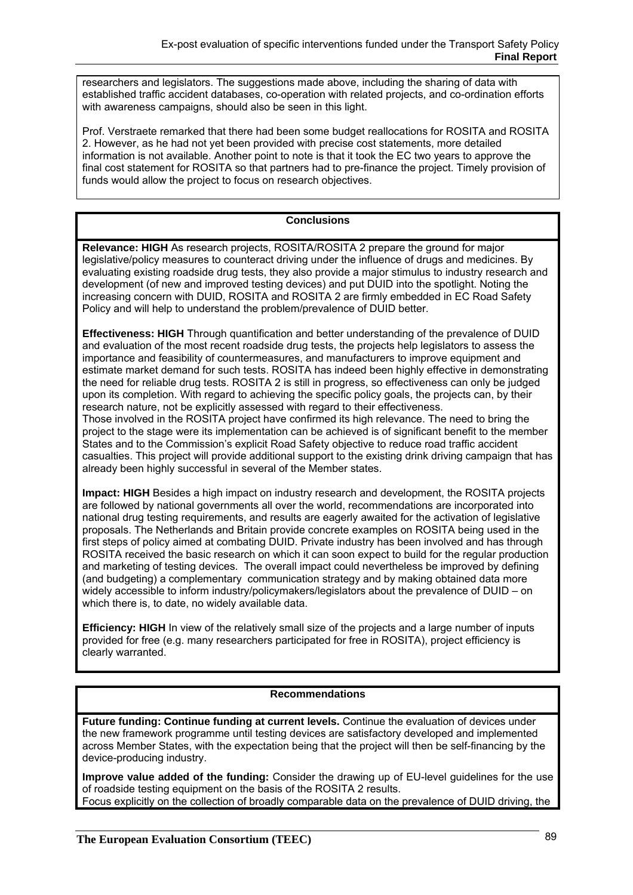researchers and legislators. The suggestions made above, including the sharing of data with established traffic accident databases, co-operation with related projects, and co-ordination efforts with awareness campaigns, should also be seen in this light.

Prof. Verstraete remarked that there had been some budget reallocations for ROSITA and ROSITA 2. However, as he had not yet been provided with precise cost statements, more detailed information is not available. Another point to note is that it took the EC two years to approve the final cost statement for ROSITA so that partners had to pre-finance the project. Timely provision of funds would allow the project to focus on research objectives.

### Conclusions

**Relevance: HIGH** As research projects, ROSITA/ROSITA 2 prepare the ground for major legislative/policy measures to counteract driving under the influence of drugs and medicines. By evaluating existing roadside drug tests, they also provide a major stimulus to industry research and development (of new and improved testing devices) and put DUID into the spotlight. Noting the increasing concern with DUID, ROSITA and ROSITA 2 are firmly embedded in EC Road Safety Policy and will help to understand the problem/prevalence of DUID better.

**Effectiveness: HIGH** Through quantification and better understanding of the prevalence of DUID and evaluation of the most recent roadside drug tests, the projects help legislators to assess the importance and feasibility of countermeasures, and manufacturers to improve equipment and estimate market demand for such tests. ROSITA has indeed been highly effective in demonstrating the need for reliable drug tests. ROSITA 2 is still in progress, so effectiveness can only be judged upon its completion. With regard to achieving the specific policy goals, the projects can, by their research nature, not be explicitly assessed with regard to their effectiveness.
Those involved in the ROSITA project have confirmed its high relevance. The need to bring the project to the stage were its implementation can be achieved is of significant benefit to the member States and to the Commission's explicit Road Safety objective to reduce road traffic accident casualties. This project will provide additional support to the existing drink driving campaign that has already been highly successful in several of the Member states.

**Impact: HIGH** Besides a high impact on industry research and development, the ROSITA projects are followed by national governments all over the world, recommendations are incorporated into national drug testing requirements, and results are eagerly awaited for the activation of legislative proposals. The Netherlands and Britain provide concrete examples on ROSITA being used in the first steps of policy aimed at combating DUID. Private industry has been involved and has through ROSITA received the basic research on which it can soon expect to build for the regular production and marketing of testing devices. The overall impact could nevertheless be improved by defining (and budgeting) a complementary communication strategy and by making obtained data more widely accessible to inform industry/policymakers/legislators about the prevalence of DUID – on which there is, to date, no widely available data.

**Efficiency: HIGH** In view of the relatively small size of the projects and a large number of inputs provided for free (e.g. many researchers participated for free in ROSITA), project efficiency is clearly warranted.

### Recommendations

**Future funding: Continue funding at current levels.** Continue the evaluation of devices under the new framework programme until testing devices are satisfactory developed and implemented across Member States, with the expectation being that the project will then be self-financing by the device-producing industry.

**Improve value added of the funding:** Consider the drawing up of EU-level guidelines for the use of roadside testing equipment on the basis of the ROSITA 2 results.
Focus explicitly on the collection of broadly comparable data on the prevalence of DUID driving, the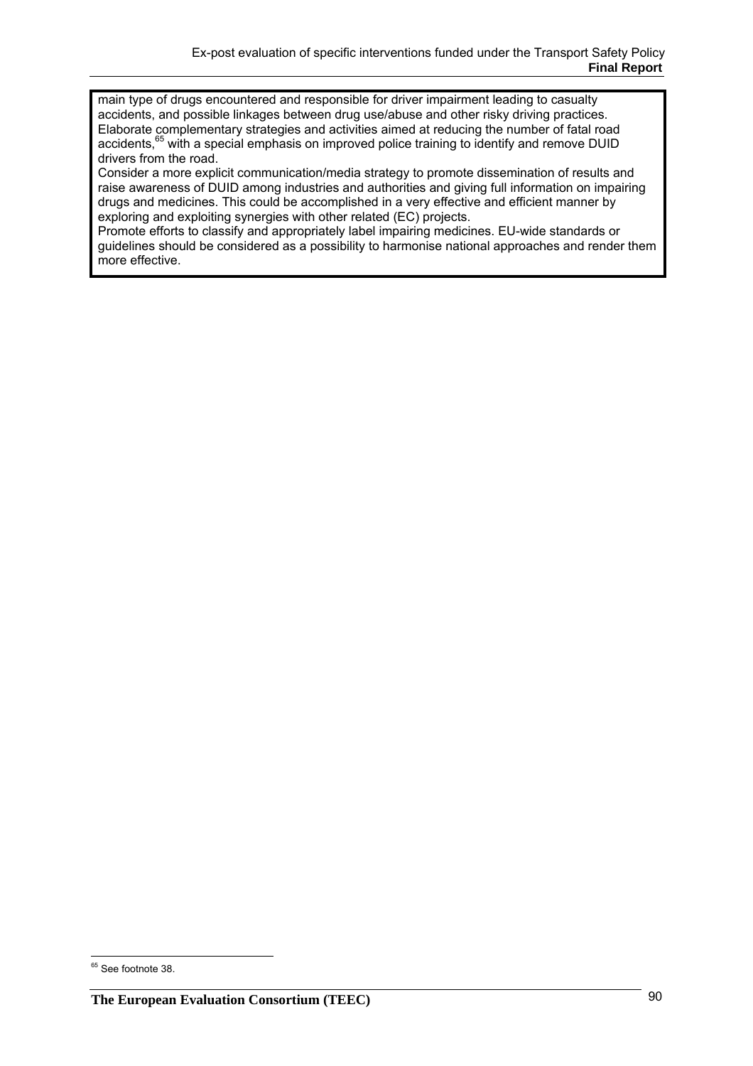main type of drugs encountered and responsible for driver impairment leading to casualty accidents, and possible linkages between drug use/abuse and other risky driving practices.

Elaborate complementary strategies and activities aimed at reducing the number of fatal road accidents,[65] with a special emphasis on improved police training to identify and remove DUID drivers from the road.

Consider a more explicit communication/media strategy to promote dissemination of results and raise awareness of DUID among industries and authorities and giving full information on impairing drugs and medicines. This could be accomplished in a very effective and efficient manner by exploring and exploiting synergies with other related (EC) projects.

Promote efforts to classify and appropriately label impairing medicines. EU-wide standards or guidelines should be considered as a possibility to harmonise national approaches and render them more effective.

[65] See footnote 38.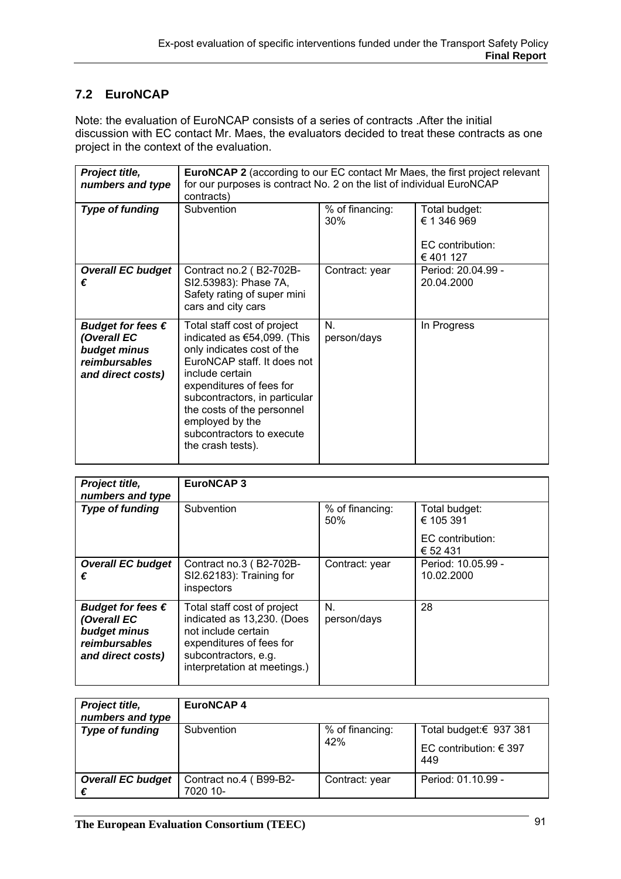## 7.2 EuroNCAP

Note: the evaluation of EuroNCAP consists of a series of contracts .After the initial discussion with EC contact Mr. Maes, the evaluators decided to treat these contracts as one project in the context of the evaluation.

| ***Project title, numbers and type*** | **EuroNCAP 2** (according to our EC contact Mr Maes, the first project relevant for our purposes is contract No. 2 on the list of individual EuroNCAP contracts) | | |
|---|---|---|---|
| ***Type of funding*** | Subvention | % of financing: 30% | Total budget: € 1 346 969<br><br>EC contribution: € 401 127 |
| ***Overall EC budget €*** | Contract no.2 ( B2-702B-SI2.53983): Phase 7A, Safety rating of super mini cars and city cars | Contract: year | Period: 20.04.99 - 20.04.2000 |
| ***Budget for fees € (Overall EC budget minus reimbursables and direct costs)*** | Total staff cost of project indicated as €54,099. (This only indicates cost of the EuroNCAP staff. It does not include certain expenditures of fees for subcontractors, in particular the costs of the personnel employed by the subcontractors to execute the crash tests). | N. person/days | In Progress |

| ***Project title, numbers and type*** | **EuroNCAP 3** | | |
|---|---|---|---|
| ***Type of funding*** | Subvention | % of financing: 50% | Total budget: € 105 391<br><br>EC contribution: € 52 431 |
| ***Overall EC budget €*** | Contract no.3 ( B2-702B-SI2.62183): Training for inspectors | Contract: year | Period: 10.05.99 - 10.02.2000 |
| ***Budget for fees € (Overall EC budget minus reimbursables and direct costs)*** | Total staff cost of project indicated as 13,230. (Does not include certain expenditures of fees for subcontractors, e.g. interpretation at meetings.) | N. person/days | 28 |

| ***Project title, numbers and type*** | **EuroNCAP 4** | | |
|---|---|---|---|
| ***Type of funding*** | Subvention | % of financing: 42% | Total budget:€ 937 381<br><br>EC contribution: € 397 449 |
| ***Overall EC budget €*** | Contract no.4 ( B99-B2-7020 10- | Contract: year | Period: 01.10.99 - |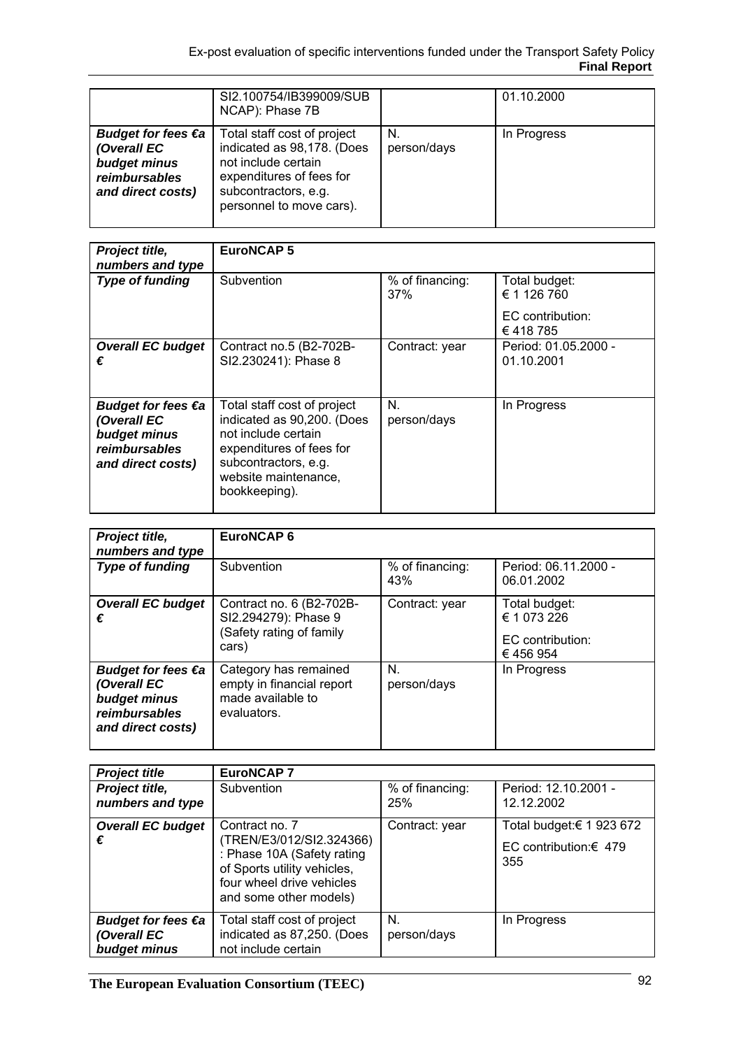| | SI2.100754/IB399009/SUB NCAP): Phase 7B | | 01.10.2000 |
|---|---|---|---|
| ***Budget for fees €a (Overall EC budget minus reimbursables and direct costs)*** | Total staff cost of project indicated as 98,178. (Does not include certain expenditures of fees for subcontractors, e.g. personnel to move cars). | N. person/days | In Progress |

| ***Project title, numbers and type*** | **EuroNCAP 5** | | |
|---|---|---|---|
| ***Type of funding*** | Subvention | % of financing: 37% | Total budget: € 1 126 760<br><br>EC contribution: € 418 785 |
| ***Overall EC budget €*** | Contract no.5 (B2-702B-SI2.230241): Phase 8 | Contract: year | Period: 01.05.2000 - 01.10.2001 |
| ***Budget for fees €a (Overall EC budget minus reimbursables and direct costs)*** | Total staff cost of project indicated as 90,200. (Does not include certain expenditures of fees for subcontractors, e.g. website maintenance, bookkeeping). | N. person/days | In Progress |

| ***Project title, numbers and type*** | **EuroNCAP 6** | | |
|---|---|---|---|
| ***Type of funding*** | Subvention | % of financing: 43% | Period: 06.11.2000 - 06.01.2002 |
| ***Overall EC budget €*** | Contract no. 6 (B2-702B-SI2.294279): Phase 9 (Safety rating of family cars) | Contract: year | Total budget: € 1 073 226<br><br>EC contribution: € 456 954 |
| ***Budget for fees €a (Overall EC budget minus reimbursables and direct costs)*** | Category has remained empty in financial report made available to evaluators. | N. person/days | In Progress |

| ***Project title*** | **EuroNCAP 7** | | |
|---|---|---|---|
| ***Project title, numbers and type*** | Subvention | % of financing: 25% | Period: 12.10.2001 - 12.12.2002 |
| ***Overall EC budget €*** | Contract no. 7 (TREN/E3/012/SI2.324366) : Phase 10A (Safety rating of Sports utility vehicles, four wheel drive vehicles and some other models) | Contract: year | Total budget:€ 1 923 672<br><br>EC contribution:€ 479 355 |
| ***Budget for fees €a (Overall EC budget minus*** | Total staff cost of project indicated as 87,250. (Does not include certain | N. person/days | In Progress |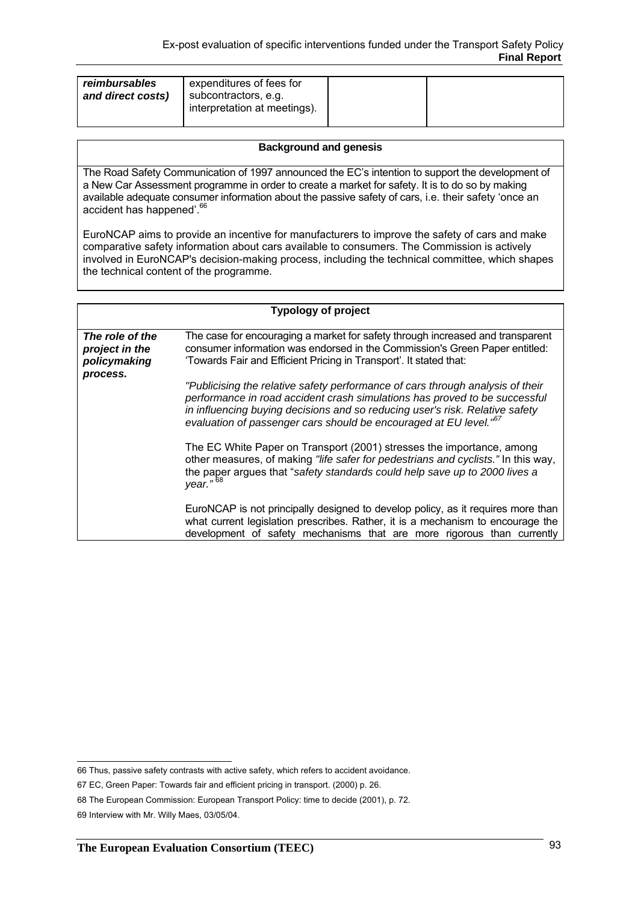| ***reimbursables and direct costs)*** | expenditures of fees for subcontractors, e.g. interpretation at meetings). | | |
|---|---|---|---|

| **Background and genesis** |
|---|
| The Road Safety Communication of 1997 announced the EC's intention to support the development of a New Car Assessment programme in order to create a market for safety. It is to do so by making available adequate consumer information about the passive safety of cars, i.e. their safety 'once an accident has happened'.[66]<br><br>EuroNCAP aims to provide an incentive for manufacturers to improve the safety of cars and make comparative safety information about cars available to consumers. The Commission is actively involved in EuroNCAP's decision-making process, including the technical committee, which shapes the technical content of the programme. |

| **Typology of project** | |
|---|---|
| ***The role of the project in the policymaking process.*** | The case for encouraging a market for safety through increased and transparent consumer information was endorsed in the Commission's Green Paper entitled: 'Towards Fair and Efficient Pricing in Transport'. It stated that:<br><br>*"Publicising the relative safety performance of cars through analysis of their performance in road accident crash simulations has proved to be successful in influencing buying decisions and so reducing user's risk. Relative safety evaluation of passenger cars should be encouraged at EU level."*[67]<br><br>The EC White Paper on Transport (2001) stresses the importance, among other measures, of making *"life safer for pedestrians and cyclists."* In this way, the paper argues that "*safety standards could help save up to 2000 lives a year."*[68]<br><br>EuroNCAP is not principally designed to develop policy, as it requires more than what current legislation prescribes. Rather, it is a mechanism to encourage the development of safety mechanisms that are more rigorous than currently |

66 Thus, passive safety contrasts with active safety, which refers to accident avoidance.

67 EC, Green Paper: Towards fair and efficient pricing in transport. (2000) p. 26.

68 The European Commission: European Transport Policy: time to decide (2001), p. 72.

69 Interview with Mr. Willy Maes, 03/05/04.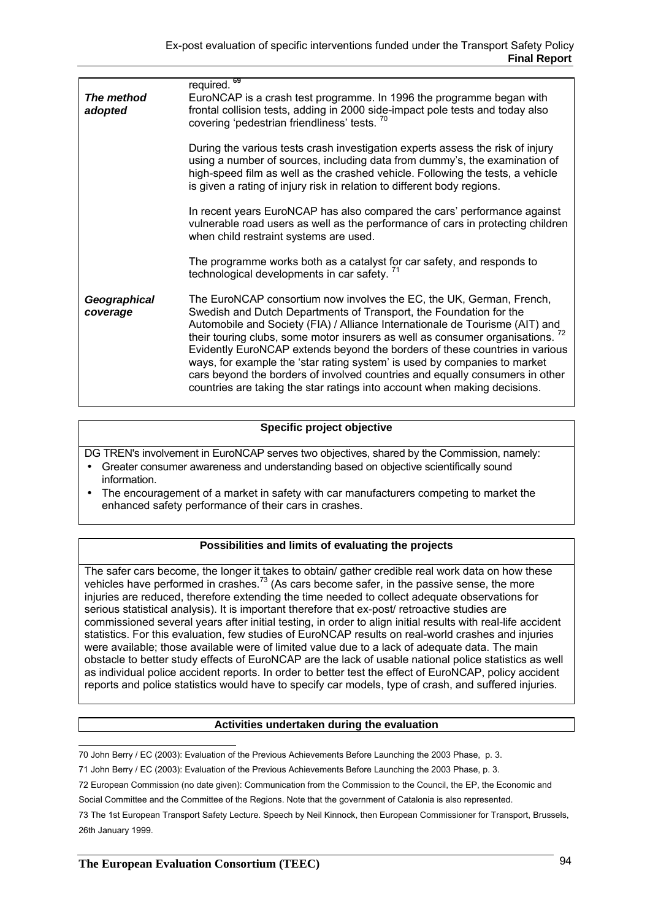| | |
|---|---|
| | required. [69] |
| ***The method adopted*** | EuroNCAP is a crash test programme. In 1996 the programme began with frontal collision tests, adding in 2000 side-impact pole tests and today also covering 'pedestrian friendliness' tests. [70]<br><br>During the various tests crash investigation experts assess the risk of injury using a number of sources, including data from dummy's, the examination of high-speed film as well as the crashed vehicle. Following the tests, a vehicle is given a rating of injury risk in relation to different body regions.<br><br>In recent years EuroNCAP has also compared the cars' performance against vulnerable road users as well as the performance of cars in protecting children when child restraint systems are used.<br><br>The programme works both as a catalyst for car safety, and responds to technological developments in car safety. [71] |
| ***Geographical coverage*** | The EuroNCAP consortium now involves the EC, the UK, German, French, Swedish and Dutch Departments of Transport, the Foundation for the Automobile and Society (FIA) / Alliance Internationale de Tourisme (AIT) and their touring clubs, some motor insurers as well as consumer organisations. [72] Evidently EuroNCAP extends beyond the borders of these countries in various ways, for example the 'star rating system' is used by companies to market cars beyond the borders of involved countries and equally consumers in other countries are taking the star ratings into account when making decisions. |

| **Specific project objective** |
|---|
| DG TREN's involvement in EuroNCAP serves two objectives, shared by the Commission, namely:<br>• Greater consumer awareness and understanding based on objective scientifically sound information.<br>• The encouragement of a market in safety with car manufacturers competing to market the enhanced safety performance of their cars in crashes. |

| **Possibilities and limits of evaluating the projects** |
|---|
| The safer cars become, the longer it takes to obtain/ gather credible real work data on how these vehicles have performed in crashes.[73] (As cars become safer, in the passive sense, the more injuries are reduced, therefore extending the time needed to collect adequate observations for serious statistical analysis). It is important therefore that ex-post/ retroactive studies are commissioned several years after initial testing, in order to align initial results with real-life accident statistics. For this evaluation, few studies of EuroNCAP results on real-world crashes and injuries were available; those available were of limited value due to a lack of adequate data. The main obstacle to better study effects of EuroNCAP are the lack of usable national police statistics as well as individual police accident reports. In order to better test the effect of EuroNCAP, policy accident reports and police statistics would have to specify car models, type of crash, and suffered injuries. |

| **Activities undertaken during the evaluation** |
|---|

70 John Berry / EC (2003): Evaluation of the Previous Achievements Before Launching the 2003 Phase, p. 3.

71 John Berry / EC (2003): Evaluation of the Previous Achievements Before Launching the 2003 Phase, p. 3.

72 European Commission (no date given): Communication from the Commission to the Council, the EP, the Economic and Social Committee and the Committee of the Regions. Note that the government of Catalonia is also represented.

73 The 1st European Transport Safety Lecture. Speech by Neil Kinnock, then European Commissioner for Transport, Brussels, 26th January 1999.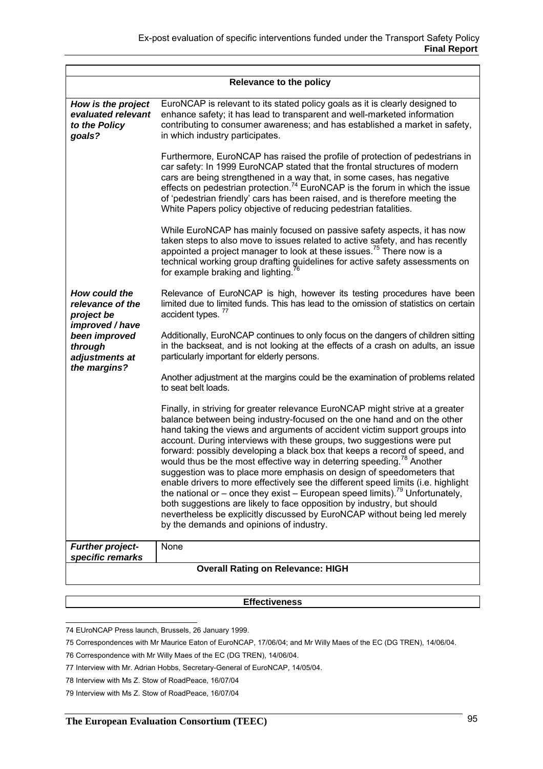| Relevance to the policy | |
|---|---|
| ***How is the project evaluated relevant to the Policy goals?*** | EuroNCAP is relevant to its stated policy goals as it is clearly designed to enhance safety; it has lead to transparent and well-marketed information contributing to consumer awareness; and has established a market in safety, in which industry participates.<br><br>Furthermore, EuroNCAP has raised the profile of protection of pedestrians in car safety: In 1999 EuroNCAP stated that the frontal structures of modern cars are being strengthened in a way that, in some cases, has negative effects on pedestrian protection.[74] EuroNCAP is the forum in which the issue of 'pedestrian friendly' cars has been raised, and is therefore meeting the White Papers policy objective of reducing pedestrian fatalities.<br><br>While EuroNCAP has mainly focused on passive safety aspects, it has now taken steps to also move to issues related to active safety, and has recently appointed a project manager to look at these issues.[75] There now is a technical working group drafting guidelines for active safety assessments on for example braking and lighting.[76] |
| ***How could the relevance of the project be improved / have been improved through adjustments at the margins?*** | Relevance of EuroNCAP is high, however its testing procedures have been limited due to limited funds. This has lead to the omission of statistics on certain accident types. [77]<br><br>Additionally, EuroNCAP continues to only focus on the dangers of children sitting in the backseat, and is not looking at the effects of a crash on adults, an issue particularly important for elderly persons.<br><br>Another adjustment at the margins could be the examination of problems related to seat belt loads.<br><br>Finally, in striving for greater relevance EuroNCAP might strive at a greater balance between being industry-focused on the one hand and on the other hand taking the views and arguments of accident victim support groups into account. During interviews with these groups, two suggestions were put forward: possibly developing a black box that keeps a record of speed, and would thus be the most effective way in deterring speeding.[78] Another suggestion was to place more emphasis on design of speedometers that enable drivers to more effectively see the different speed limits (i.e. highlight the national or – once they exist – European speed limits).[79] Unfortunately, both suggestions are likely to face opposition by industry, but should nevertheless be explicitly discussed by EuroNCAP without being led merely by the demands and opinions of industry. |
| ***Further project-specific remarks*** | None |
| **Overall Rating on Relevance: HIGH** | |

| Effectiveness |
|---|

74 EUroNCAP Press launch, Brussels, 26 January 1999.

75 Correspondences with Mr Maurice Eaton of EuroNCAP, 17/06/04; and Mr Willy Maes of the EC (DG TREN), 14/06/04.

76 Correspondence with Mr Willy Maes of the EC (DG TREN), 14/06/04.

77 Interview with Mr. Adrian Hobbs, Secretary-General of EuroNCAP, 14/05/04.

78 Interview with Ms Z. Stow of RoadPeace, 16/07/04

79 Interview with Ms Z. Stow of RoadPeace, 16/07/04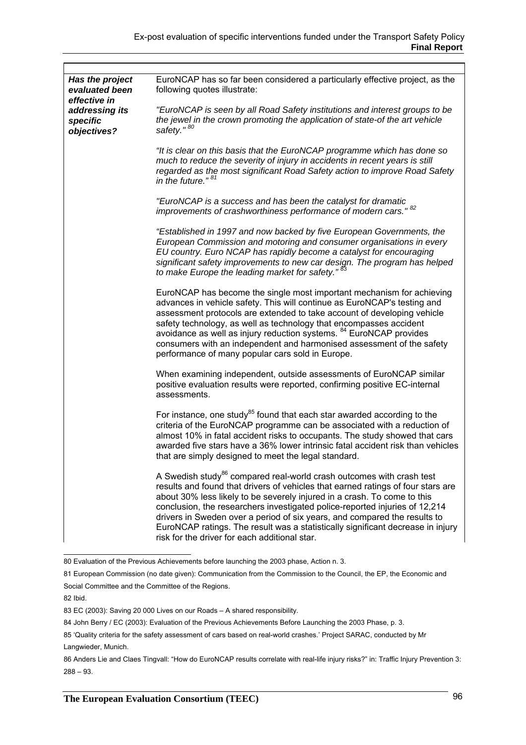| | |
|---|---|
| ***Has the project evaluated been effective in addressing its specific objectives?*** | EuroNCAP has so far been considered a particularly effective project, as the following quotes illustrate:<br><br>*"EuroNCAP is seen by all Road Safety institutions and interest groups to be the jewel in the crown promoting the application of state-of the art vehicle safety."* [80]<br><br>*"It is clear on this basis that the EuroNCAP programme which has done so much to reduce the severity of injury in accidents in recent years is still regarded as the most significant Road Safety action to improve Road Safety in the future."* [81]<br><br>*"EuroNCAP is a success and has been the catalyst for dramatic improvements of crashworthiness performance of modern cars."* [82]<br><br>*"Established in 1997 and now backed by five European Governments, the European Commission and motoring and consumer organisations in every EU country. Euro NCAP has rapidly become a catalyst for encouraging significant safety improvements to new car design. The program has helped to make Europe the leading market for safety."* [83]<br><br>EuroNCAP has become the single most important mechanism for achieving advances in vehicle safety. This will continue as EuroNCAP's testing and assessment protocols are extended to take account of developing vehicle safety technology, as well as technology that encompasses accident avoidance as well as injury reduction systems. [84] EuroNCAP provides consumers with an independent and harmonised assessment of the safety performance of many popular cars sold in Europe.<br><br>When examining independent, outside assessments of EuroNCAP similar positive evaluation results were reported, confirming positive EC-internal assessments.<br><br>For instance, one study[85] found that each star awarded according to the criteria of the EuroNCAP programme can be associated with a reduction of almost 10% in fatal accident risks to occupants. The study showed that cars awarded five stars have a 36% lower intrinsic fatal accident risk than vehicles that are simply designed to meet the legal standard.<br><br>A Swedish study[86] compared real-world crash outcomes with crash test results and found that drivers of vehicles that earned ratings of four stars are about 30% less likely to be severely injured in a crash. To come to this conclusion, the researchers investigated police-reported injuries of 12,214 drivers in Sweden over a period of six years, and compared the results to EuroNCAP ratings. The result was a statistically significant decrease in injury risk for the driver for each additional star. |

80 Evaluation of the Previous Achievements before launching the 2003 phase, Action n. 3.

81 European Commission (no date given): Communication from the Commission to the Council, the EP, the Economic and Social Committee and the Committee of the Regions.

82 Ibid.

83 EC (2003): Saving 20 000 Lives on our Roads – A shared responsibility.

84 John Berry / EC (2003): Evaluation of the Previous Achievements Before Launching the 2003 Phase, p. 3.

85 'Quality criteria for the safety assessment of cars based on real-world crashes.' Project SARAC, conducted by Mr Langwieder, Munich.

86 Anders Lie and Claes Tingvall: "How do EuroNCAP results correlate with real-life injury risks?" in: Traffic Injury Prevention 3: 288 – 93.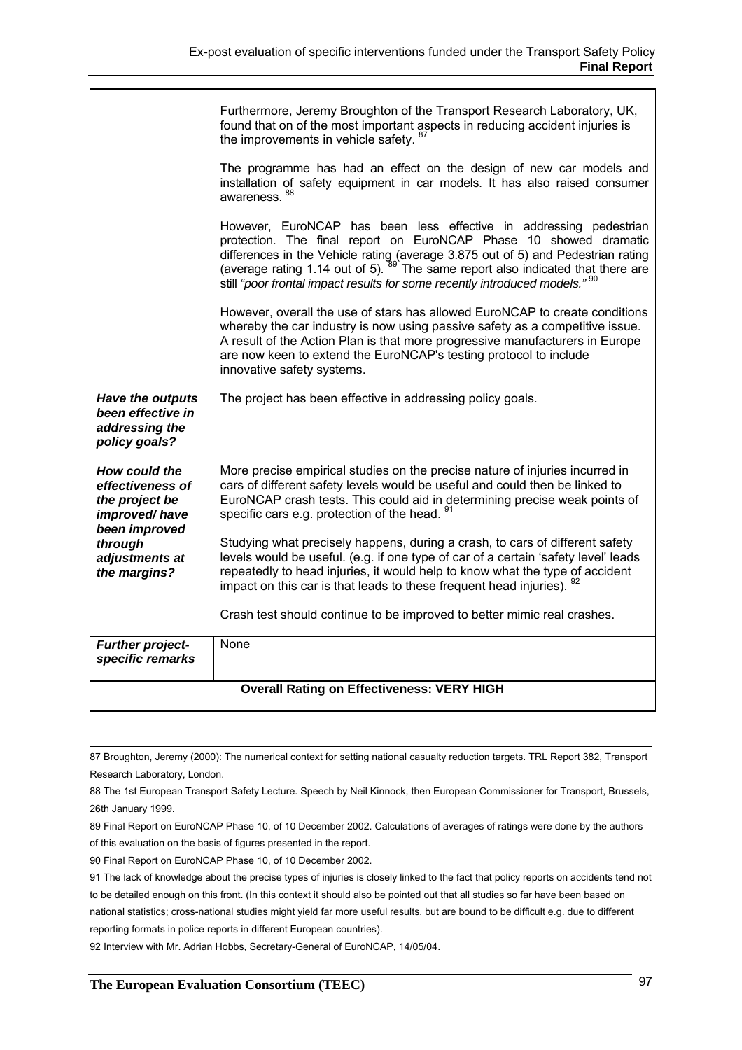| | |
|---|---|
| | Furthermore, Jeremy Broughton of the Transport Research Laboratory, UK, found that on of the most important aspects in reducing accident injuries is the improvements in vehicle safety. [87]<br><br>The programme has had an effect on the design of new car models and installation of safety equipment in car models. It has also raised consumer awareness. [88]<br><br>However, EuroNCAP has been less effective in addressing pedestrian protection. The final report on EuroNCAP Phase 10 showed dramatic differences in the Vehicle rating (average 3.875 out of 5) and Pedestrian rating (average rating 1.14 out of 5). [89] The same report also indicated that there are still *"poor frontal impact results for some recently introduced models."* [90]<br><br>However, overall the use of stars has allowed EuroNCAP to create conditions whereby the car industry is now using passive safety as a competitive issue. A result of the Action Plan is that more progressive manufacturers in Europe are now keen to extend the EuroNCAP's testing protocol to include innovative safety systems. |
| ***Have the outputs been effective in addressing the policy goals?*** | The project has been effective in addressing policy goals. |
| ***How could the effectiveness of the project be improved/ have been improved through adjustments at the margins?*** | More precise empirical studies on the precise nature of injuries incurred in cars of different safety levels would be useful and could then be linked to EuroNCAP crash tests. This could aid in determining precise weak points of specific cars e.g. protection of the head. [91]<br><br>Studying what precisely happens, during a crash, to cars of different safety levels would be useful. (e.g. if one type of car of a certain 'safety level' leads repeatedly to head injuries, it would help to know what the type of accident impact on this car is that leads to these frequent head injuries). [92]<br><br>Crash test should continue to be improved to better mimic real crashes. |
| ***Further project-specific remarks*** | None |
| **Overall Rating on Effectiveness: VERY HIGH** | |

87 Broughton, Jeremy (2000): The numerical context for setting national casualty reduction targets. TRL Report 382, Transport Research Laboratory, London.

88 The 1st European Transport Safety Lecture. Speech by Neil Kinnock, then European Commissioner for Transport, Brussels, 26th January 1999.

89 Final Report on EuroNCAP Phase 10, of 10 December 2002. Calculations of averages of ratings were done by the authors of this evaluation on the basis of figures presented in the report.

90 Final Report on EuroNCAP Phase 10, of 10 December 2002.

91 The lack of knowledge about the precise types of injuries is closely linked to the fact that policy reports on accidents tend not to be detailed enough on this front. (In this context it should also be pointed out that all studies so far have been based on national statistics; cross-national studies might yield far more useful results, but are bound to be difficult e.g. due to different reporting formats in police reports in different European countries).

92 Interview with Mr. Adrian Hobbs, Secretary-General of EuroNCAP, 14/05/04.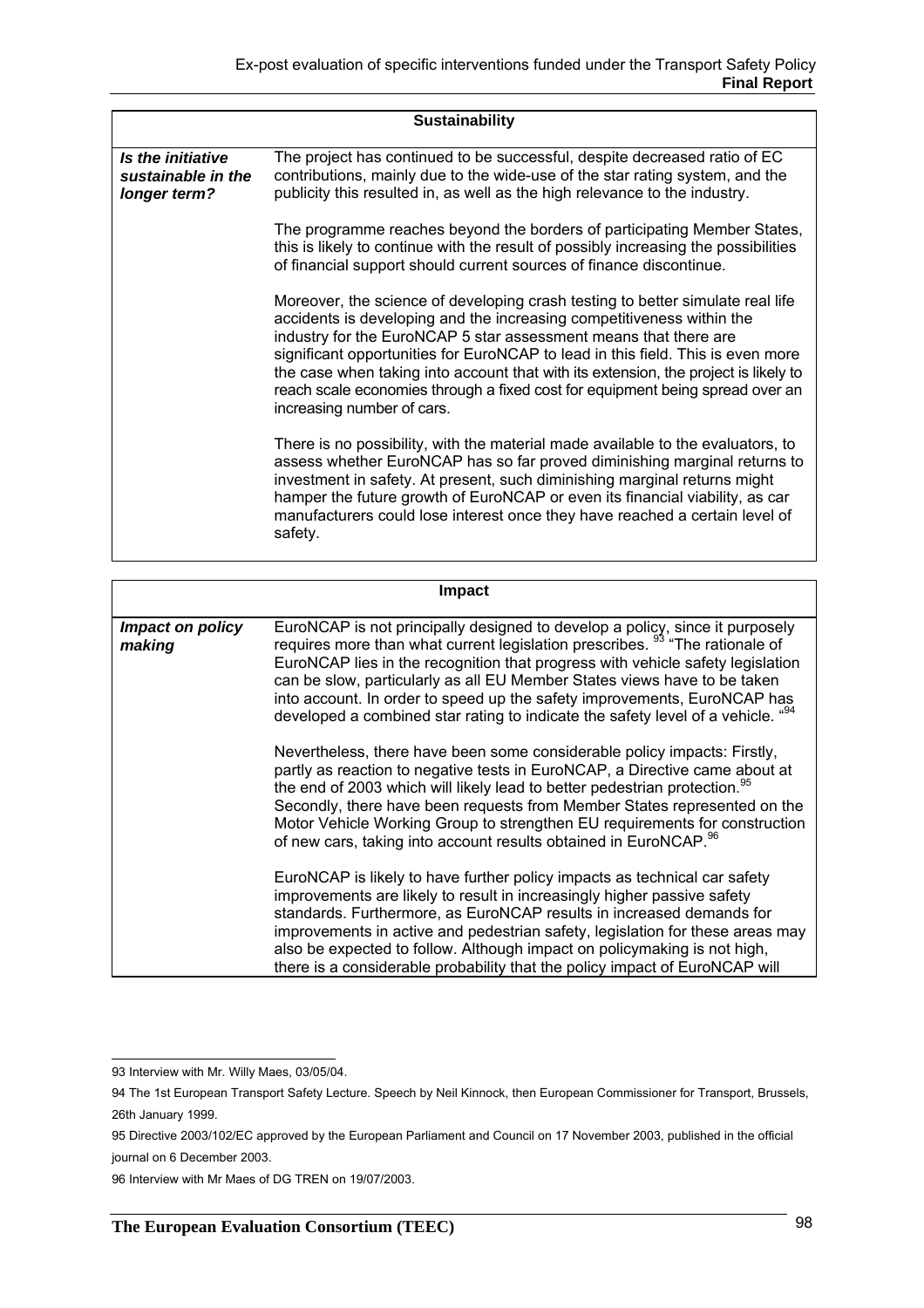| Sustainability | |
|---|---|
| ***Is the initiative sustainable in the longer term?*** | The project has continued to be successful, despite decreased ratio of EC contributions, mainly due to the wide-use of the star rating system, and the publicity this resulted in, as well as the high relevance to the industry.<br><br>The programme reaches beyond the borders of participating Member States, this is likely to continue with the result of possibly increasing the possibilities of financial support should current sources of finance discontinue.<br><br>Moreover, the science of developing crash testing to better simulate real life accidents is developing and the increasing competitiveness within the industry for the EuroNCAP 5 star assessment means that there are significant opportunities for EuroNCAP to lead in this field. This is even more the case when taking into account that with its extension, the project is likely to reach scale economies through a fixed cost for equipment being spread over an increasing number of cars.<br><br>There is no possibility, with the material made available to the evaluators, to assess whether EuroNCAP has so far proved diminishing marginal returns to investment in safety. At present, such diminishing marginal returns might hamper the future growth of EuroNCAP or even its financial viability, as car manufacturers could lose interest once they have reached a certain level of safety. |

| Impact | |
|---|---|
| ***Impact on policy making*** | EuroNCAP is not principally designed to develop a policy, since it purposely requires more than what current legislation prescribes. [93] "The rationale of EuroNCAP lies in the recognition that progress with vehicle safety legislation can be slow, particularly as all EU Member States views have to be taken into account. In order to speed up the safety improvements, EuroNCAP has developed a combined star rating to indicate the safety level of a vehicle. "[94]<br><br>Nevertheless, there have been some considerable policy impacts: Firstly, partly as reaction to negative tests in EuroNCAP, a Directive came about at the end of 2003 which will likely lead to better pedestrian protection.[95] Secondly, there have been requests from Member States represented on the Motor Vehicle Working Group to strengthen EU requirements for construction of new cars, taking into account results obtained in EuroNCAP.[96]<br><br>EuroNCAP is likely to have further policy impacts as technical car safety improvements are likely to result in increasingly higher passive safety standards. Furthermore, as EuroNCAP results in increased demands for improvements in active and pedestrian safety, legislation for these areas may also be expected to follow. Although impact on policymaking is not high, there is a considerable probability that the policy impact of EuroNCAP will |

93 Interview with Mr. Willy Maes, 03/05/04.

94 The 1st European Transport Safety Lecture. Speech by Neil Kinnock, then European Commissioner for Transport, Brussels, 26th January 1999.

95 Directive 2003/102/EC approved by the European Parliament and Council on 17 November 2003, published in the official journal on 6 December 2003.

96 Interview with Mr Maes of DG TREN on 19/07/2003.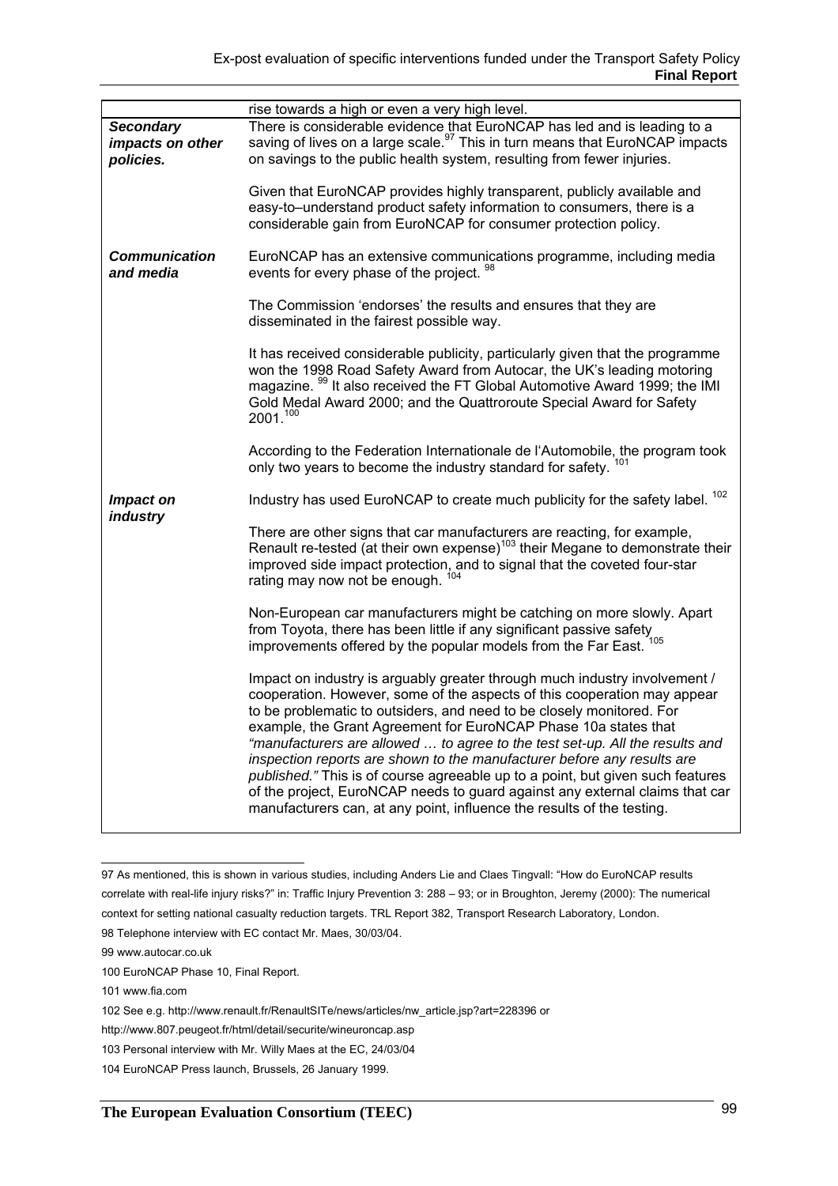| | |
|---|---|
| | rise towards a high or even a very high level. |
| ***Secondary impacts on other policies.*** | There is considerable evidence that EuroNCAP has led and is leading to a saving of lives on a large scale.[97] This in turn means that EuroNCAP impacts on savings to the public health system, resulting from fewer injuries.<br><br>Given that EuroNCAP provides highly transparent, publicly available and easy-to–understand product safety information to consumers, there is a considerable gain from EuroNCAP for consumer protection policy. |
| ***Communication and media*** | EuroNCAP has an extensive communications programme, including media events for every phase of the project. [98]<br><br>The Commission 'endorses' the results and ensures that they are disseminated in the fairest possible way.<br><br>It has received considerable publicity, particularly given that the programme won the 1998 Road Safety Award from Autocar, the UK's leading motoring magazine. [99] It also received the FT Global Automotive Award 1999; the IMI Gold Medal Award 2000; and the Quattroroute Special Award for Safety 2001.[100]<br><br>According to the Federation Internationale de l'Automobile, the program took only two years to become the industry standard for safety. [101] |
| ***Impact on industry*** | Industry has used EuroNCAP to create much publicity for the safety label. [102]<br><br>There are other signs that car manufacturers are reacting, for example, Renault re-tested (at their own expense)[103] their Megane to demonstrate their improved side impact protection, and to signal that the coveted four-star rating may now not be enough. [104]<br><br>Non-European car manufacturers might be catching on more slowly. Apart from Toyota, there has been little if any significant passive safety improvements offered by the popular models from the Far East. [105]<br><br>Impact on industry is arguably greater through much industry involvement / cooperation. However, some of the aspects of this cooperation may appear to be problematic to outsiders, and need to be closely monitored. For example, the Grant Agreement for EuroNCAP Phase 10a states that *"manufacturers are allowed … to agree to the test set-up. All the results and inspection reports are shown to the manufacturer before any results are published."* This is of course agreeable up to a point, but given such features of the project, EuroNCAP needs to guard against any external claims that car manufacturers can, at any point, influence the results of the testing. |

97 As mentioned, this is shown in various studies, including Anders Lie and Claes Tingvall: "How do EuroNCAP results correlate with real-life injury risks?" in: Traffic Injury Prevention 3: 288 – 93; or in Broughton, Jeremy (2000): The numerical context for setting national casualty reduction targets. TRL Report 382, Transport Research Laboratory, London.

98 Telephone interview with EC contact Mr. Maes, 30/03/04.

99 www.autocar.co.uk

100 EuroNCAP Phase 10, Final Report.

101 www.fia.com

102 See e.g. http://www.renault.fr/RenaultSITe/news/articles/nw_article.jsp?art=228396 or http://www.807.peugeot.fr/html/detail/securite/wineuroncap.asp

103 Personal interview with Mr. Willy Maes at the EC, 24/03/04

104 EuroNCAP Press launch, Brussels, 26 January 1999.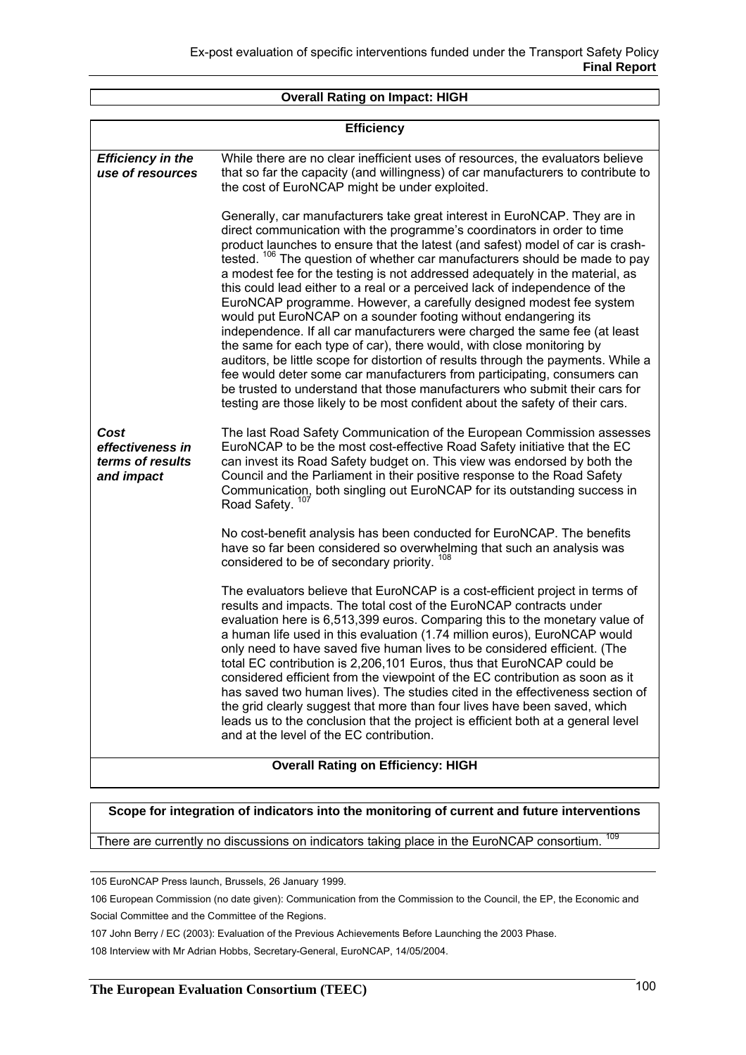**Overall Rating on Impact: HIGH**

| **Efficiency** | |
|---|---|
| ***Efficiency in the use of resources*** | While there are no clear inefficient uses of resources, the evaluators believe that so far the capacity (and willingness) of car manufacturers to contribute to the cost of EuroNCAP might be under exploited.<br><br>Generally, car manufacturers take great interest in EuroNCAP. They are in direct communication with the programme's coordinators in order to time product launches to ensure that the latest (and safest) model of car is crash-tested. [106] The question of whether car manufacturers should be made to pay a modest fee for the testing is not addressed adequately in the material, as this could lead either to a real or a perceived lack of independence of the EuroNCAP programme. However, a carefully designed modest fee system would put EuroNCAP on a sounder footing without endangering its independence. If all car manufacturers were charged the same fee (at least the same for each type of car), there would, with close monitoring by auditors, be little scope for distortion of results through the payments. While a fee would deter some car manufacturers from participating, consumers can be trusted to understand that those manufacturers who submit their cars for testing are those likely to be most confident about the safety of their cars. |
| ***Cost effectiveness in terms of results and impact*** | The last Road Safety Communication of the European Commission assesses EuroNCAP to be the most cost-effective Road Safety initiative that the EC can invest its Road Safety budget on. This view was endorsed by both the Council and the Parliament in their positive response to the Road Safety Communication, both singling out EuroNCAP for its outstanding success in Road Safety. [107]<br><br>No cost-benefit analysis has been conducted for EuroNCAP. The benefits have so far been considered so overwhelming that such an analysis was considered to be of secondary priority. [108]<br><br>The evaluators believe that EuroNCAP is a cost-efficient project in terms of results and impacts. The total cost of the EuroNCAP contracts under evaluation here is 6,513,399 euros. Comparing this to the monetary value of a human life used in this evaluation (1.74 million euros), EuroNCAP would only need to have saved five human lives to be considered efficient. (The total EC contribution is 2,206,101 Euros, thus that EuroNCAP could be considered efficient from the viewpoint of the EC contribution as soon as it has saved two human lives). The studies cited in the effectiveness section of the grid clearly suggest that more than four lives have been saved, which leads us to the conclusion that the project is efficient both at a general level and at the level of the EC contribution. |
| **Overall Rating on Efficiency: HIGH** | |

**Scope for integration of indicators into the monitoring of current and future interventions**

There are currently no discussions on indicators taking place in the EuroNCAP consortium. [109]

---

105 EuroNCAP Press launch, Brussels, 26 January 1999.

106 European Commission (no date given): Communication from the Commission to the Council, the EP, the Economic and Social Committee and the Committee of the Regions.

107 John Berry / EC (2003): Evaluation of the Previous Achievements Before Launching the 2003 Phase.

108 Interview with Mr Adrian Hobbs, Secretary-General, EuroNCAP, 14/05/2004.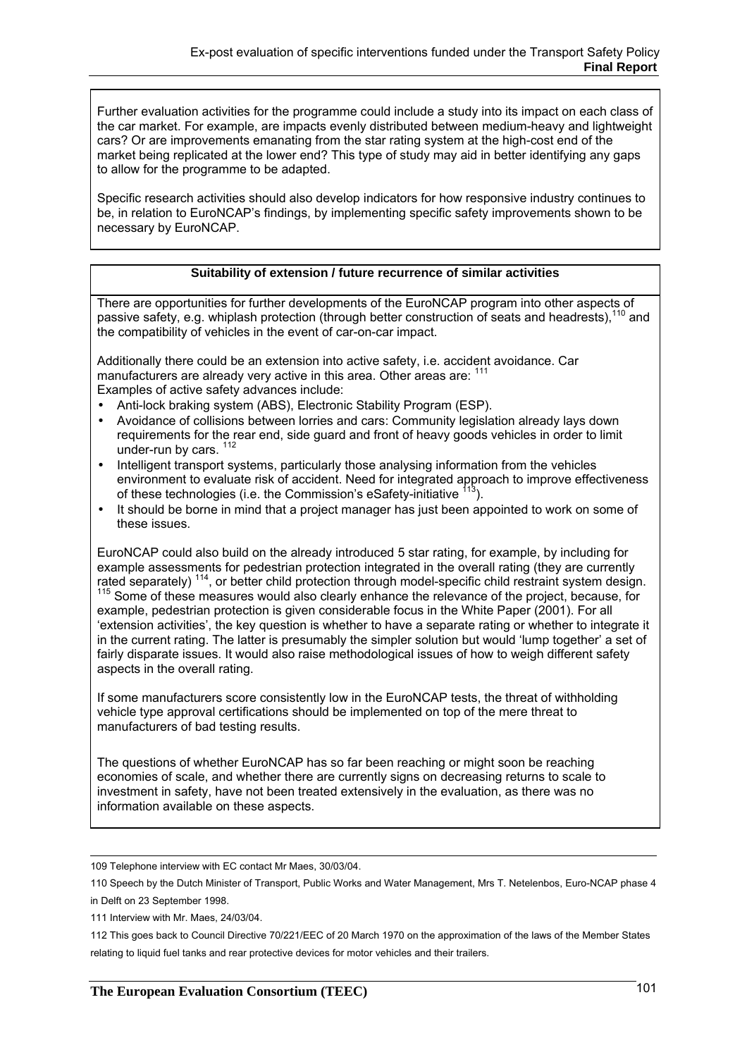Further evaluation activities for the programme could include a study into its impact on each class of the car market. For example, are impacts evenly distributed between medium-heavy and lightweight cars? Or are improvements emanating from the star rating system at the high-cost end of the market being replicated at the lower end? This type of study may aid in better identifying any gaps to allow for the programme to be adapted.

Specific research activities should also develop indicators for how responsive industry continues to be, in relation to EuroNCAP's findings, by implementing specific safety improvements shown to be necessary by EuroNCAP.

**Suitability of extension / future recurrence of similar activities**

There are opportunities for further developments of the EuroNCAP program into other aspects of passive safety, e.g. whiplash protection (through better construction of seats and headrests),[110] and the compatibility of vehicles in the event of car-on-car impact.

Additionally there could be an extension into active safety, i.e. accident avoidance. Car manufacturers are already very active in this area. Other areas are: [111]
Examples of active safety advances include:

- Anti-lock braking system (ABS), Electronic Stability Program (ESP).
- Avoidance of collisions between lorries and cars: Community legislation already lays down requirements for the rear end, side guard and front of heavy goods vehicles in order to limit under-run by cars. [112]
- Intelligent transport systems, particularly those analysing information from the vehicles environment to evaluate risk of accident. Need for integrated approach to improve effectiveness of these technologies (i.e. the Commission's eSafety-initiative [113]).
- It should be borne in mind that a project manager has just been appointed to work on some of these issues.

EuroNCAP could also build on the already introduced 5 star rating, for example, by including for example assessments for pedestrian protection integrated in the overall rating (they are currently rated separately) [114], or better child protection through model-specific child restraint system design. [115] Some of these measures would also clearly enhance the relevance of the project, because, for example, pedestrian protection is given considerable focus in the White Paper (2001). For all 'extension activities', the key question is whether to have a separate rating or whether to integrate it in the current rating. The latter is presumably the simpler solution but would 'lump together' a set of fairly disparate issues. It would also raise methodological issues of how to weigh different safety aspects in the overall rating.

If some manufacturers score consistently low in the EuroNCAP tests, the threat of withholding vehicle type approval certifications should be implemented on top of the mere threat to manufacturers of bad testing results.

The questions of whether EuroNCAP has so far been reaching or might soon be reaching economies of scale, and whether there are currently signs on decreasing returns to scale to investment in safety, have not been treated extensively in the evaluation, as there was no information available on these aspects.

---

109 Telephone interview with EC contact Mr Maes, 30/03/04.

110 Speech by the Dutch Minister of Transport, Public Works and Water Management, Mrs T. Netelenbos, Euro-NCAP phase 4 in Delft on 23 September 1998.

111 Interview with Mr. Maes, 24/03/04.

112 This goes back to Council Directive 70/221/EEC of 20 March 1970 on the approximation of the laws of the Member States relating to liquid fuel tanks and rear protective devices for motor vehicles and their trailers.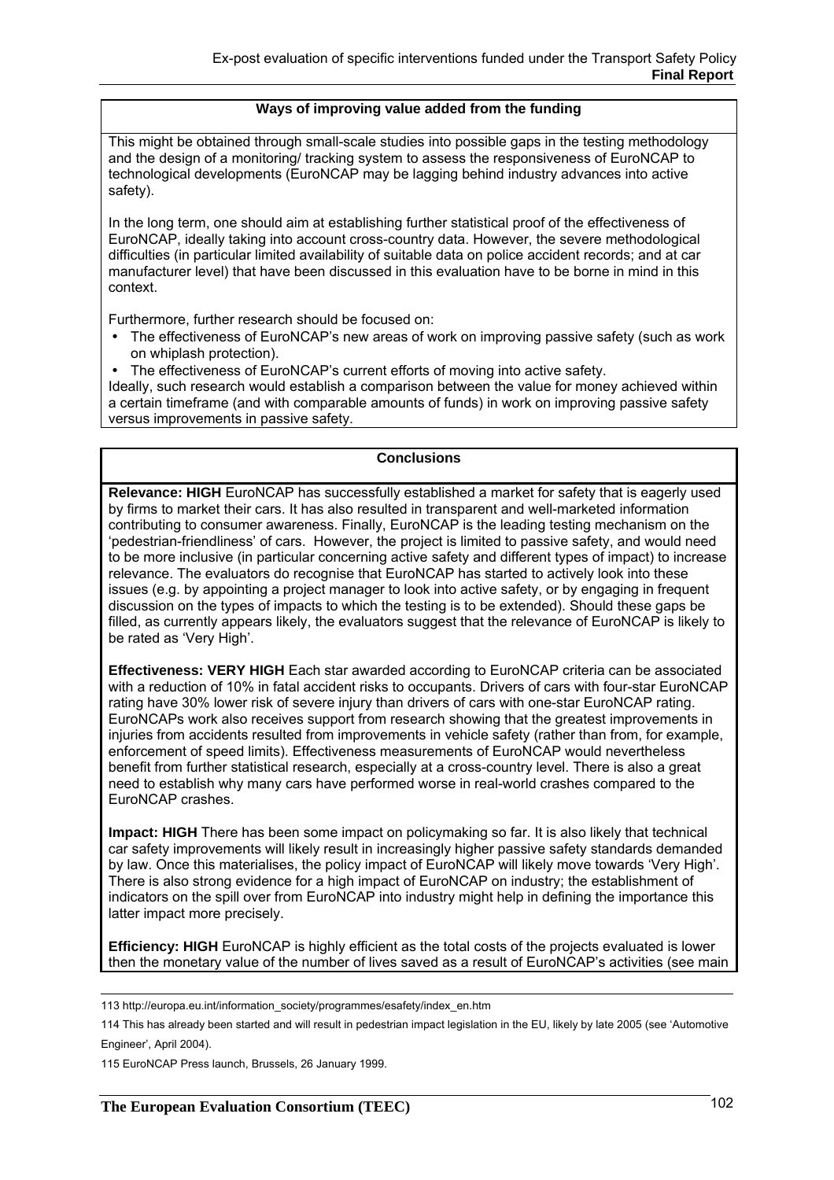**Ways of improving value added from the funding**

This might be obtained through small-scale studies into possible gaps in the testing methodology and the design of a monitoring/ tracking system to assess the responsiveness of EuroNCAP to technological developments (EuroNCAP may be lagging behind industry advances into active safety).

In the long term, one should aim at establishing further statistical proof of the effectiveness of EuroNCAP, ideally taking into account cross-country data. However, the severe methodological difficulties (in particular limited availability of suitable data on police accident records; and at car manufacturer level) that have been discussed in this evaluation have to be borne in mind in this context.

Furthermore, further research should be focused on:

- The effectiveness of EuroNCAP's new areas of work on improving passive safety (such as work on whiplash protection).
- The effectiveness of EuroNCAP's current efforts of moving into active safety.

Ideally, such research would establish a comparison between the value for money achieved within a certain timeframe (and with comparable amounts of funds) in work on improving passive safety versus improvements in passive safety.

**Conclusions**

**Relevance: HIGH** EuroNCAP has successfully established a market for safety that is eagerly used by firms to market their cars. It has also resulted in transparent and well-marketed information contributing to consumer awareness. Finally, EuroNCAP is the leading testing mechanism on the 'pedestrian-friendliness' of cars. However, the project is limited to passive safety, and would need to be more inclusive (in particular concerning active safety and different types of impact) to increase relevance. The evaluators do recognise that EuroNCAP has started to actively look into these issues (e.g. by appointing a project manager to look into active safety, or by engaging in frequent discussion on the types of impacts to which the testing is to be extended). Should these gaps be filled, as currently appears likely, the evaluators suggest that the relevance of EuroNCAP is likely to be rated as 'Very High'.

**Effectiveness: VERY HIGH** Each star awarded according to EuroNCAP criteria can be associated with a reduction of 10% in fatal accident risks to occupants. Drivers of cars with four-star EuroNCAP rating have 30% lower risk of severe injury than drivers of cars with one-star EuroNCAP rating. EuroNCAPs work also receives support from research showing that the greatest improvements in injuries from accidents resulted from improvements in vehicle safety (rather than from, for example, enforcement of speed limits). Effectiveness measurements of EuroNCAP would nevertheless benefit from further statistical research, especially at a cross-country level. There is also a great need to establish why many cars have performed worse in real-world crashes compared to the EuroNCAP crashes.

**Impact: HIGH** There has been some impact on policymaking so far. It is also likely that technical car safety improvements will likely result in increasingly higher passive safety standards demanded by law. Once this materialises, the policy impact of EuroNCAP will likely move towards 'Very High'. There is also strong evidence for a high impact of EuroNCAP on industry; the establishment of indicators on the spill over from EuroNCAP into industry might help in defining the importance this latter impact more precisely.

**Efficiency: HIGH** EuroNCAP is highly efficient as the total costs of the projects evaluated is lower then the monetary value of the number of lives saved as a result of EuroNCAP's activities (see main

---

113 http://europa.eu.int/information_society/programmes/esafety/index_en.htm

114 This has already been started and will result in pedestrian impact legislation in the EU, likely by late 2005 (see 'Automotive Engineer', April 2004).

115 EuroNCAP Press launch, Brussels, 26 January 1999.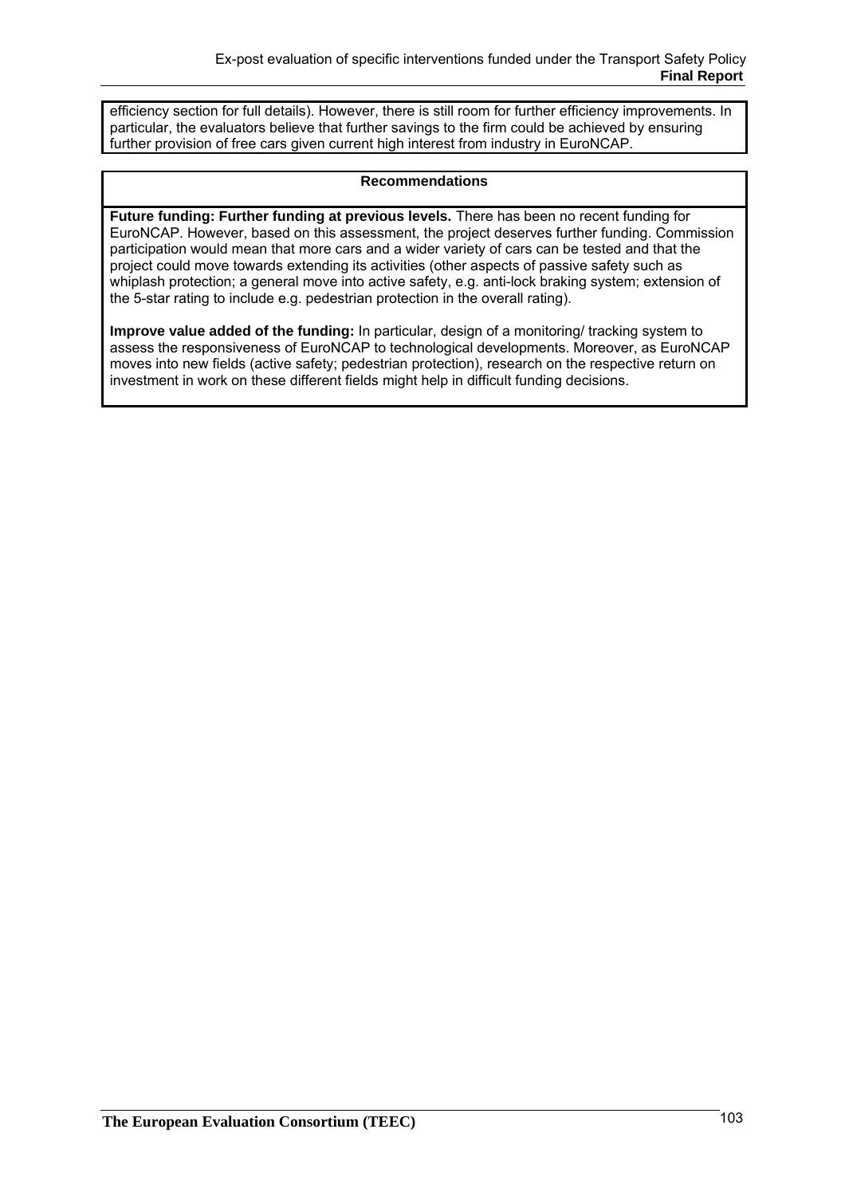efficiency section for full details). However, there is still room for further efficiency improvements. In particular, the evaluators believe that further savings to the firm could be achieved by ensuring further provision of free cars given current high interest from industry in EuroNCAP.

**Recommendations**

**Future funding: Further funding at previous levels.** There has been no recent funding for EuroNCAP. However, based on this assessment, the project deserves further funding. Commission participation would mean that more cars and a wider variety of cars can be tested and that the project could move towards extending its activities (other aspects of passive safety such as whiplash protection; a general move into active safety, e.g. anti-lock braking system; extension of the 5-star rating to include e.g. pedestrian protection in the overall rating).

**Improve value added of the funding:** In particular, design of a monitoring/ tracking system to assess the responsiveness of EuroNCAP to technological developments. Moreover, as EuroNCAP moves into new fields (active safety; pedestrian protection), research on the respective return on investment in work on these different fields might help in difficult funding decisions.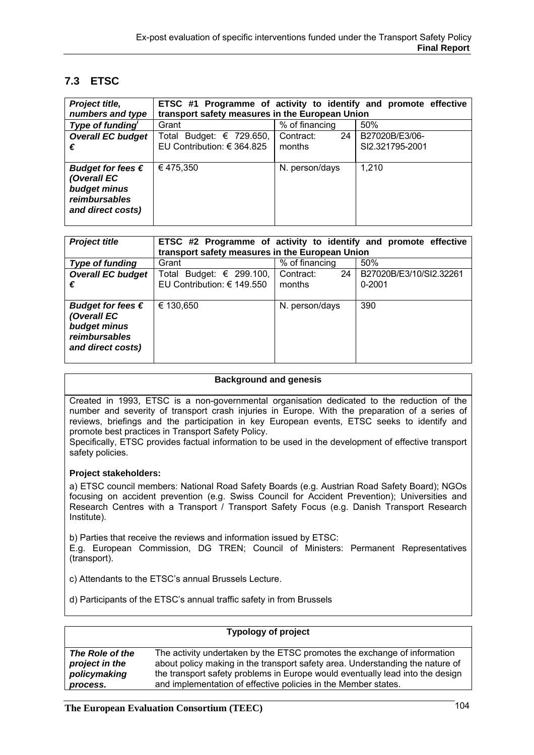## 7.3 ETSC

| *Project title, numbers and type* | **ETSC #1 Programme of activity to identify and promote effective transport safety measures in the European Union** | | |
|---|---|---|---|
| *Type of funding*[i] | Grant | % of financing | 50% |
| *Overall EC budget €* | Total Budget: € 729.650, EU Contribution: € 364.825 | Contract: 24 months | B27020B/E3/06-SI2.321795-2001 |
| *Budget for fees € (Overall EC budget minus reimbursables and direct costs)* | € 475,350 | N. person/days | 1,210 |

| *Project title* | **ETSC #2 Programme of activity to identify and promote effective transport safety measures in the European Union** | | |
|---|---|---|---|
| *Type of funding* | Grant | % of financing | 50% |
| *Overall EC budget €* | Total Budget: € 299.100, EU Contribution: € 149.550 | Contract: 24 months | B27020B/E3/10/SI2.32261 0-2001 |
| *Budget for fees € (Overall EC budget minus reimbursables and direct costs)* | € 130,650 | N. person/days | 390 |

**Background and genesis**

Created in 1993, ETSC is a non-governmental organisation dedicated to the reduction of the number and severity of transport crash injuries in Europe. With the preparation of a series of reviews, briefings and the participation in key European events, ETSC seeks to identify and promote best practices in Transport Safety Policy.

Specifically, ETSC provides factual information to be used in the development of effective transport safety policies.

**Project stakeholders:**

a) ETSC council members: National Road Safety Boards (e.g. Austrian Road Safety Board); NGOs focusing on accident prevention (e.g. Swiss Council for Accident Prevention); Universities and Research Centres with a Transport / Transport Safety Focus (e.g. Danish Transport Research Institute).

b) Parties that receive the reviews and information issued by ETSC:
E.g. European Commission, DG TREN; Council of Ministers: Permanent Representatives (transport).

c) Attendants to the ETSC's annual Brussels Lecture.

d) Participants of the ETSC's annual traffic safety in from Brussels

**Typology of project**

| | |
|---|---|
| ***The Role of the project in the policymaking process.*** | The activity undertaken by the ETSC promotes the exchange of information about policy making in the transport safety area. Understanding the nature of the transport safety problems in Europe would eventually lead into the design and implementation of effective policies in the Member states. |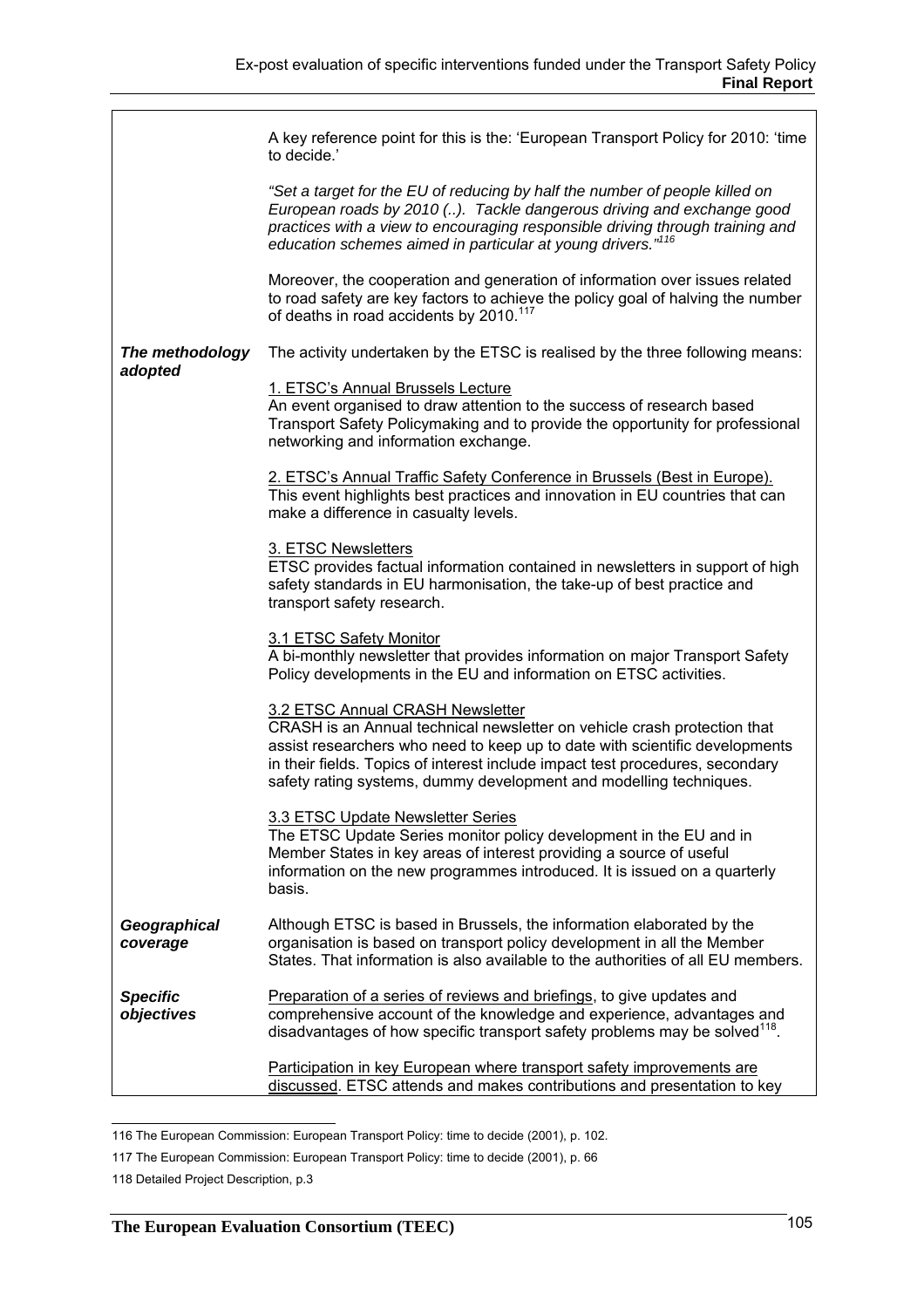| | |
|---|---|
| | A key reference point for this is the: 'European Transport Policy for 2010: 'time to decide.'<br><br>*"Set a target for the EU of reducing by half the number of people killed on European roads by 2010 (..). Tackle dangerous driving and exchange good practices with a view to encouraging responsible driving through training and education schemes aimed in particular at young drivers."*[116]<br><br>Moreover, the cooperation and generation of information over issues related to road safety are key factors to achieve the policy goal of halving the number of deaths in road accidents by 2010.[117] |
| ***The methodology adopted*** | The activity undertaken by the ETSC is realised by the three following means:<br><br><u>1. ETSC's Annual Brussels Lecture</u><br>An event organised to draw attention to the success of research based Transport Safety Policymaking and to provide the opportunity for professional networking and information exchange.<br><br><u>2. ETSC's Annual Traffic Safety Conference in Brussels (Best in Europe).</u><br>This event highlights best practices and innovation in EU countries that can make a difference in casualty levels.<br><br><u>3. ETSC Newsletters</u><br>ETSC provides factual information contained in newsletters in support of high safety standards in EU harmonisation, the take-up of best practice and transport safety research.<br><br><u>3.1 ETSC Safety Monitor</u><br>A bi-monthly newsletter that provides information on major Transport Safety Policy developments in the EU and information on ETSC activities.<br><br><u>3.2 ETSC Annual CRASH Newsletter</u><br>CRASH is an Annual technical newsletter on vehicle crash protection that assist researchers who need to keep up to date with scientific developments in their fields. Topics of interest include impact test procedures, secondary safety rating systems, dummy development and modelling techniques.<br><br><u>3.3 ETSC Update Newsletter Series</u><br>The ETSC Update Series monitor policy development in the EU and in Member States in key areas of interest providing a source of useful information on the new programmes introduced. It is issued on a quarterly basis. |
| ***Geographical coverage*** | Although ETSC is based in Brussels, the information elaborated by the organisation is based on transport policy development in all the Member States. That information is also available to the authorities of all EU members. |
| ***Specific objectives*** | <u>Preparation of a series of reviews and briefings</u>, to give updates and comprehensive account of the knowledge and experience, advantages and disadvantages of how specific transport safety problems may be solved[118].<br><br><u>Participation in key European where transport safety improvements are discussed</u>. ETSC attends and makes contributions and presentation to key |

116 The European Commission: European Transport Policy: time to decide (2001), p. 102.

117 The European Commission: European Transport Policy: time to decide (2001), p. 66

118 Detailed Project Description, p.3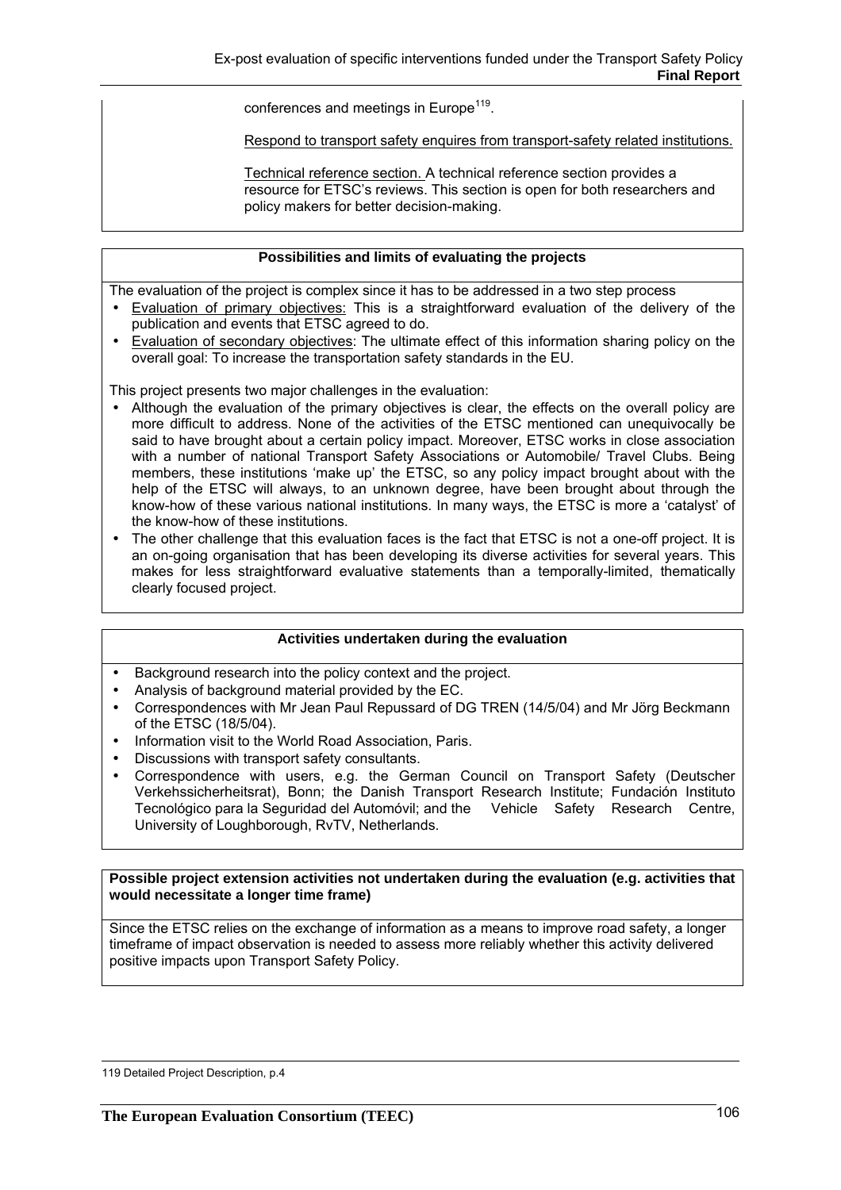conferences and meetings in Europe[119].

Respond to transport safety enquires from transport-safety related institutions.

Technical reference section. A technical reference section provides a resource for ETSC's reviews. This section is open for both researchers and policy makers for better decision-making.

**Possibilities and limits of evaluating the projects**

The evaluation of the project is complex since it has to be addressed in a two step process

- Evaluation of primary objectives: This is a straightforward evaluation of the delivery of the publication and events that ETSC agreed to do.
- Evaluation of secondary objectives: The ultimate effect of this information sharing policy on the overall goal: To increase the transportation safety standards in the EU.

This project presents two major challenges in the evaluation:

- Although the evaluation of the primary objectives is clear, the effects on the overall policy are more difficult to address. None of the activities of the ETSC mentioned can unequivocally be said to have brought about a certain policy impact. Moreover, ETSC works in close association with a number of national Transport Safety Associations or Automobile/ Travel Clubs. Being members, these institutions 'make up' the ETSC, so any policy impact brought about with the help of the ETSC will always, to an unknown degree, have been brought about through the know-how of these various national institutions. In many ways, the ETSC is more a 'catalyst' of the know-how of these institutions.
- The other challenge that this evaluation faces is the fact that ETSC is not a one-off project. It is an on-going organisation that has been developing its diverse activities for several years. This makes for less straightforward evaluative statements than a temporally-limited, thematically clearly focused project.

**Activities undertaken during the evaluation**

- Background research into the policy context and the project.
- Analysis of background material provided by the EC.
- Correspondences with Mr Jean Paul Repussard of DG TREN (14/5/04) and Mr Jörg Beckmann of the ETSC (18/5/04).
- Information visit to the World Road Association, Paris.
- Discussions with transport safety consultants.
- Correspondence with users, e.g. the German Council on Transport Safety (Deutscher Verkehssicherheitsrat), Bonn; the Danish Transport Research Institute; Fundación Instituto Tecnológico para la Seguridad del Automóvil; and the Vehicle Safety Research Centre, University of Loughborough, RvTV, Netherlands.

**Possible project extension activities not undertaken during the evaluation (e.g. activities that would necessitate a longer time frame)**

Since the ETSC relies on the exchange of information as a means to improve road safety, a longer timeframe of impact observation is needed to assess more reliably whether this activity delivered positive impacts upon Transport Safety Policy.

119 Detailed Project Description, p.4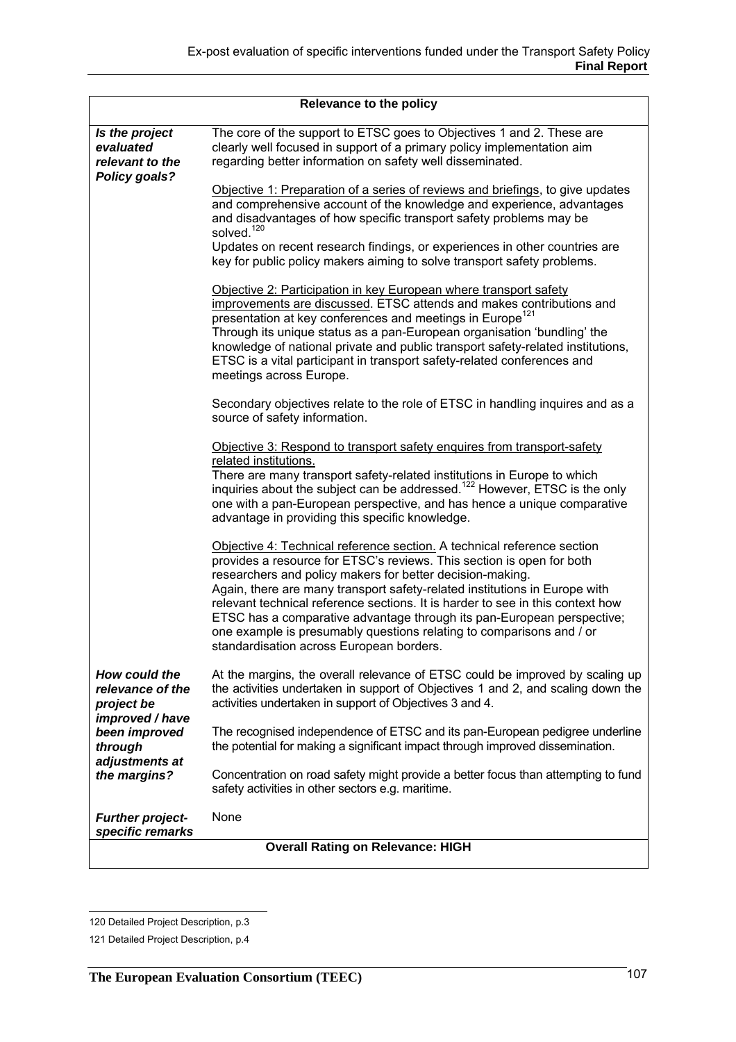| Relevance to the policy | |
|---|---|
| ***Is the project evaluated relevant to the Policy goals?*** | The core of the support to ETSC goes to Objectives 1 and 2. These are clearly well focused in support of a primary policy implementation aim regarding better information on safety well disseminated.<br><br>Objective 1: Preparation of a series of reviews and briefings, to give updates and comprehensive account of the knowledge and experience, advantages and disadvantages of how specific transport safety problems may be solved.[120]<br>Updates on recent research findings, or experiences in other countries are key for public policy makers aiming to solve transport safety problems.<br><br>Objective 2: Participation in key European where transport safety improvements are discussed. ETSC attends and makes contributions and presentation at key conferences and meetings in Europe[121]<br>Through its unique status as a pan-European organisation 'bundling' the knowledge of national private and public transport safety-related institutions, ETSC is a vital participant in transport safety-related conferences and meetings across Europe.<br><br>Secondary objectives relate to the role of ETSC in handling inquires and as a source of safety information.<br><br>Objective 3: Respond to transport safety enquires from transport-safety related institutions.<br>There are many transport safety-related institutions in Europe to which inquiries about the subject can be addressed.[122] However, ETSC is the only one with a pan-European perspective, and has hence a unique comparative advantage in providing this specific knowledge.<br><br>Objective 4: Technical reference section. A technical reference section provides a resource for ETSC's reviews. This section is open for both researchers and policy makers for better decision-making.<br>Again, there are many transport safety-related institutions in Europe with relevant technical reference sections. It is harder to see in this context how ETSC has a comparative advantage through its pan-European perspective; one example is presumably questions relating to comparisons and / or standardisation across European borders. |
| ***How could the relevance of the project be improved / have been improved through adjustments at the margins?*** | At the margins, the overall relevance of ETSC could be improved by scaling up the activities undertaken in support of Objectives 1 and 2, and scaling down the activities undertaken in support of Objectives 3 and 4.<br><br>The recognised independence of ETSC and its pan-European pedigree underline the potential for making a significant impact through improved dissemination.<br><br>Concentration on road safety might provide a better focus than attempting to fund safety activities in other sectors e.g. maritime. |
| ***Further project-specific remarks*** | None |
| **Overall Rating on Relevance: HIGH** | |

120 Detailed Project Description, p.3

121 Detailed Project Description, p.4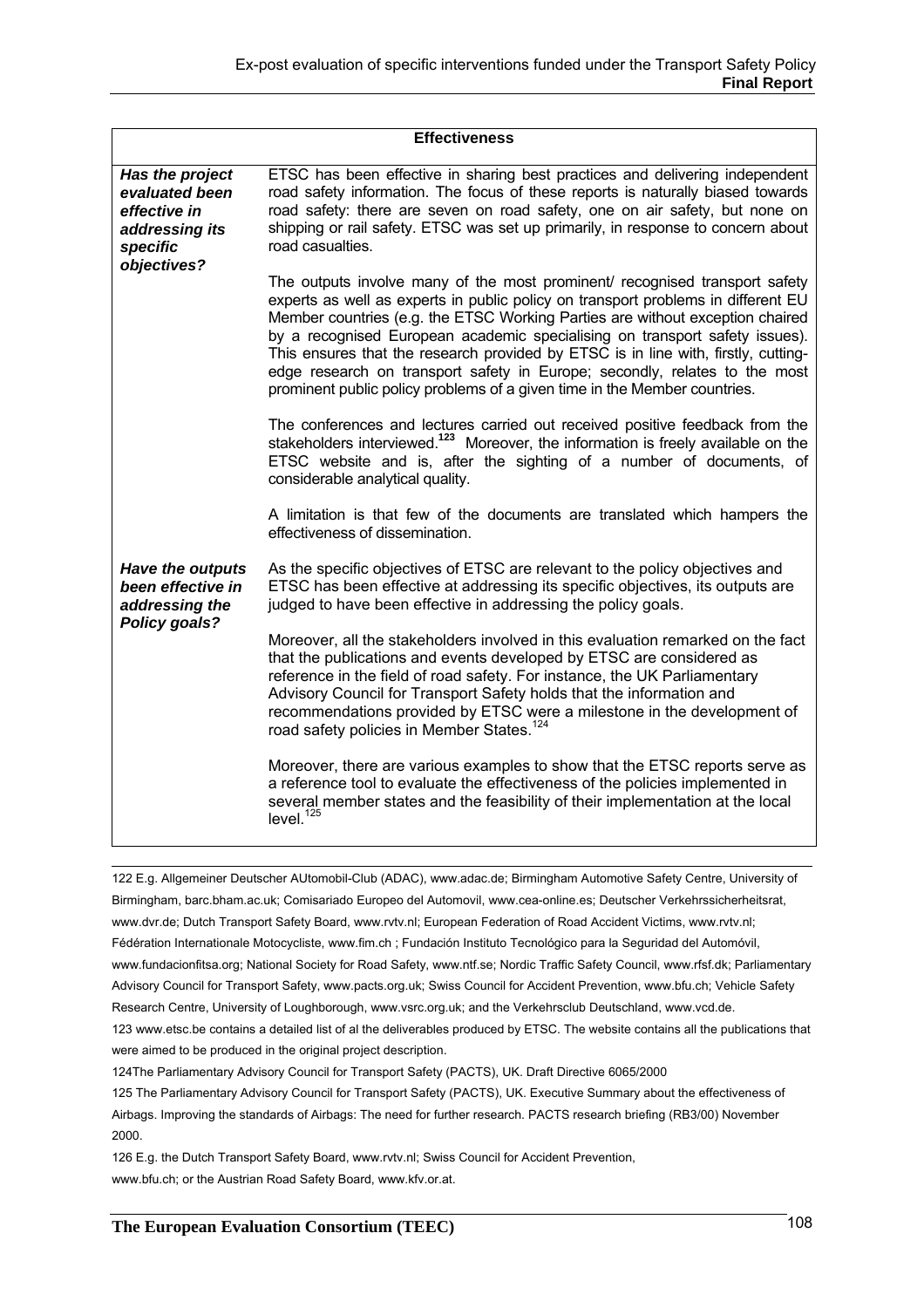| Effectiveness | |
|---|---|
| ***Has the project evaluated been effective in addressing its specific objectives?*** | ETSC has been effective in sharing best practices and delivering independent road safety information. The focus of these reports is naturally biased towards road safety: there are seven on road safety, one on air safety, but none on shipping or rail safety. ETSC was set up primarily, in response to concern about road casualties.<br><br>The outputs involve many of the most prominent/ recognised transport safety experts as well as experts in public policy on transport problems in different EU Member countries (e.g. the ETSC Working Parties are without exception chaired by a recognised European academic specialising on transport safety issues). This ensures that the research provided by ETSC is in line with, firstly, cutting-edge research on transport safety in Europe; secondly, relates to the most prominent public policy problems of a given time in the Member countries.<br><br>The conferences and lectures carried out received positive feedback from the stakeholders interviewed.[123] Moreover, the information is freely available on the ETSC website and is, after the sighting of a number of documents, of considerable analytical quality.<br><br>A limitation is that few of the documents are translated which hampers the effectiveness of dissemination. |
| ***Have the outputs been effective in addressing the Policy goals?*** | As the specific objectives of ETSC are relevant to the policy objectives and ETSC has been effective at addressing its specific objectives, its outputs are judged to have been effective in addressing the policy goals.<br><br>Moreover, all the stakeholders involved in this evaluation remarked on the fact that the publications and events developed by ETSC are considered as reference in the field of road safety. For instance, the UK Parliamentary Advisory Council for Transport Safety holds that the information and recommendations provided by ETSC were a milestone in the development of road safety policies in Member States.[124]<br><br>Moreover, there are various examples to show that the ETSC reports serve as a reference tool to evaluate the effectiveness of the policies implemented in several member states and the feasibility of their implementation at the local level.[125] |

122 E.g. Allgemeiner Deutscher AUtomobil-Club (ADAC), www.adac.de; Birmingham Automotive Safety Centre, University of Birmingham, barc.bham.ac.uk; Comisariado Europeo del Automovil, www.cea-online.es; Deutscher Verkehrssicherheitsrat, www.dvr.de; Dutch Transport Safety Board, www.rvtv.nl; European Federation of Road Accident Victims, www.rvtv.nl; Fédération Internationale Motocycliste, www.fim.ch ; Fundación Instituto Tecnológico para la Seguridad del Automóvil, www.fundacionfitsa.org; National Society for Road Safety, www.ntf.se; Nordic Traffic Safety Council, www.rfsf.dk; Parliamentary Advisory Council for Transport Safety, www.pacts.org.uk; Swiss Council for Accident Prevention, www.bfu.ch; Vehicle Safety Research Centre, University of Loughborough, www.vsrc.org.uk; and the Verkehrsclub Deutschland, www.vcd.de.

123 www.etsc.be contains a detailed list of al the deliverables produced by ETSC. The website contains all the publications that were aimed to be produced in the original project description.

124The Parliamentary Advisory Council for Transport Safety (PACTS), UK. Draft Directive 6065/2000

125 The Parliamentary Advisory Council for Transport Safety (PACTS), UK. Executive Summary about the effectiveness of Airbags. Improving the standards of Airbags: The need for further research. PACTS research briefing (RB3/00) November 2000.

126 E.g. the Dutch Transport Safety Board, www.rvtv.nl; Swiss Council for Accident Prevention, www.bfu.ch; or the Austrian Road Safety Board, www.kfv.or.at.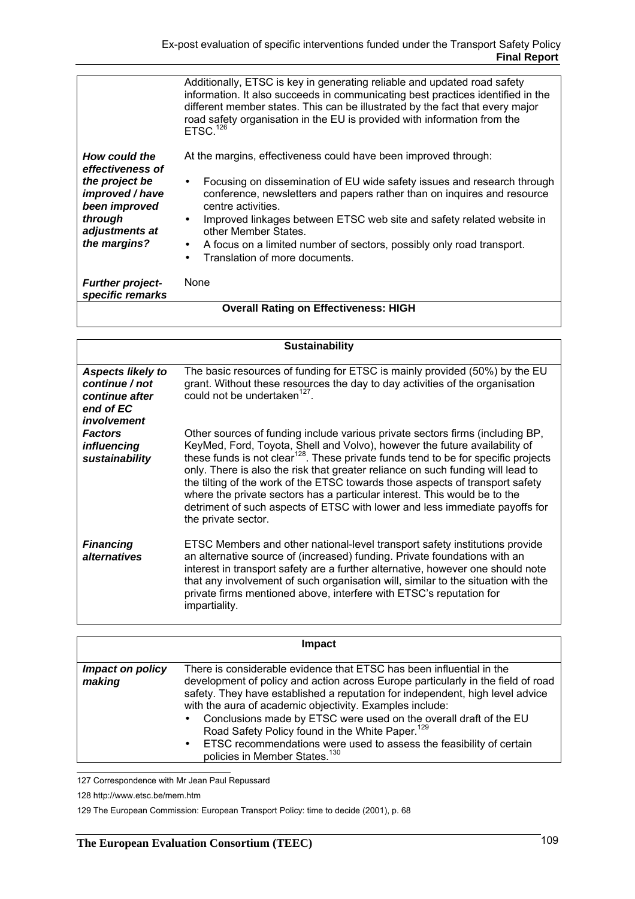| | |
|---|---|
| | Additionally, ETSC is key in generating reliable and updated road safety information. It also succeeds in communicating best practices identified in the different member states. This can be illustrated by the fact that every major road safety organisation in the EU is provided with information from the ETSC.[126] |
| ***How could the effectiveness of the project be improved / have been improved through adjustments at the margins?*** | At the margins, effectiveness could have been improved through:<br>• Focusing on dissemination of EU wide safety issues and research through conference, newsletters and papers rather than on inquires and resource centre activities.<br>• Improved linkages between ETSC web site and safety related website in other Member States.<br>• A focus on a limited number of sectors, possibly only road transport.<br>• Translation of more documents. |
| ***Further project-specific remarks*** | None |
| **Overall Rating on Effectiveness: HIGH** | |

| **Sustainability** | |
|---|---|
| ***Aspects likely to continue / not continue after end of EC involvement*** | The basic resources of funding for ETSC is mainly provided (50%) by the EU grant. Without these resources the day to day activities of the organisation could not be undertaken[127]. |
| ***Factors influencing sustainability*** | Other sources of funding include various private sectors firms (including BP, KeyMed, Ford, Toyota, Shell and Volvo), however the future availability of these funds is not clear[128]. These private funds tend to be for specific projects only. There is also the risk that greater reliance on such funding will lead to the tilting of the work of the ETSC towards those aspects of transport safety where the private sectors has a particular interest. This would be to the detriment of such aspects of ETSC with lower and less immediate payoffs for the private sector. |
| ***Financing alternatives*** | ETSC Members and other national-level transport safety institutions provide an alternative source of (increased) funding. Private foundations with an interest in transport safety are a further alternative, however one should note that any involvement of such organisation will, similar to the situation with the private firms mentioned above, interfere with ETSC's reputation for impartiality. |

| **Impact** | |
|---|---|
| ***Impact on policy making*** | There is considerable evidence that ETSC has been influential in the development of policy and action across Europe particularly in the field of road safety. They have established a reputation for independent, high level advice with the aura of academic objectivity. Examples include:<br>• Conclusions made by ETSC were used on the overall draft of the EU Road Safety Policy found in the White Paper.[129]<br>• ETSC recommendations were used to assess the feasibility of certain policies in Member States.[130] |

127 Correspondence with Mr Jean Paul Repussard

128 http://www.etsc.be/mem.htm

129 The European Commission: European Transport Policy: time to decide (2001), p. 68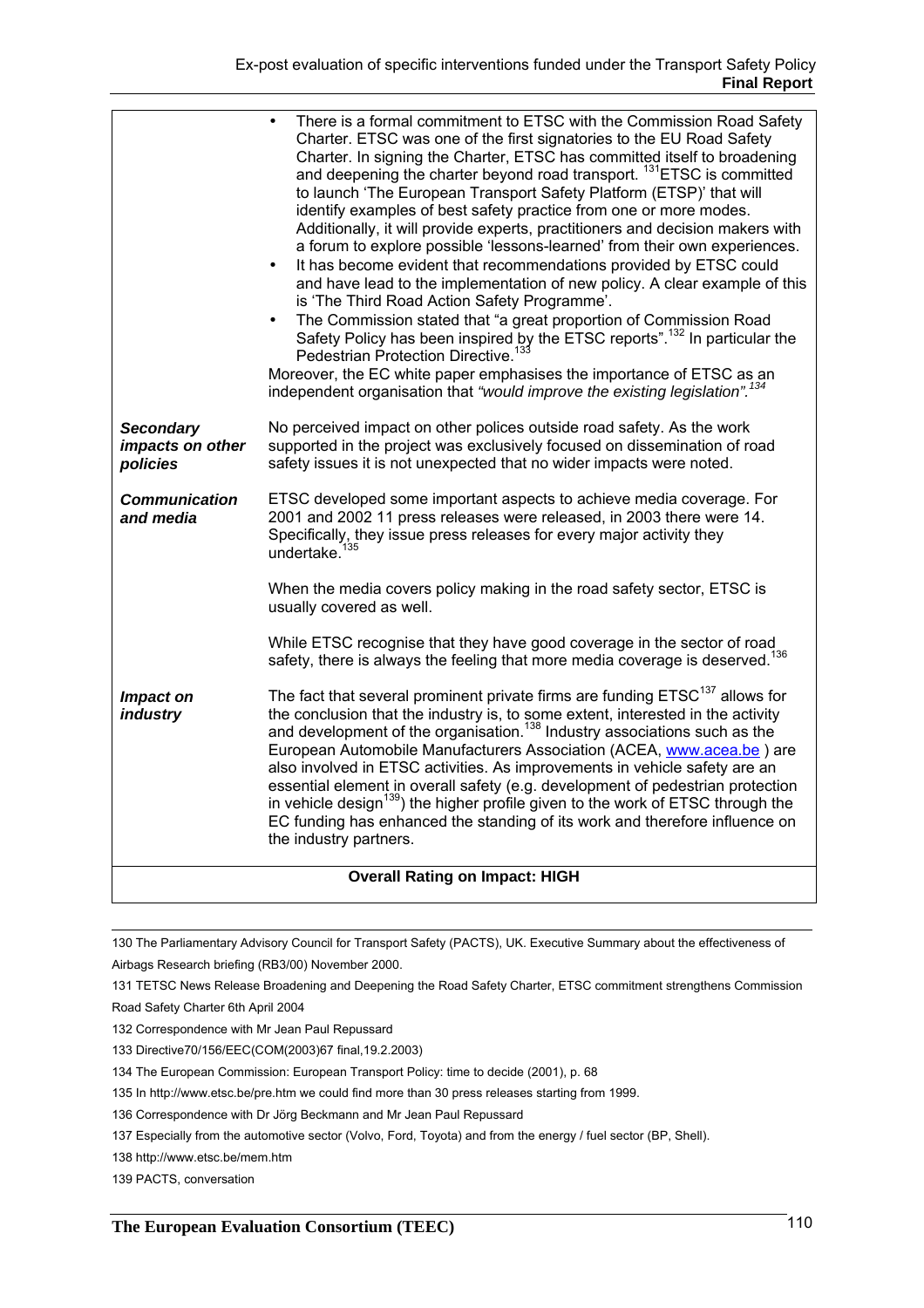| | |
|---|---|
| | • There is a formal commitment to ETSC with the Commission Road Safety Charter. ETSC was one of the first signatories to the EU Road Safety Charter. In signing the Charter, ETSC has committed itself to broadening and deepening the charter beyond road transport. [131]ETSC is committed to launch 'The European Transport Safety Platform (ETSP)' that will identify examples of best safety practice from one or more modes. Additionally, it will provide experts, practitioners and decision makers with a forum to explore possible 'lessons-learned' from their own experiences. <br> • It has become evident that recommendations provided by ETSC could and have lead to the implementation of new policy. A clear example of this is 'The Third Road Action Safety Programme'. <br> • The Commission stated that "a great proportion of Commission Road Safety Policy has been inspired by the ETSC reports".[132] In particular the Pedestrian Protection Directive.[133] <br> Moreover, the EC white paper emphasises the importance of ETSC as an independent organisation that *"would improve the existing legislation"*.[134] |
| ***Secondary impacts on other policies*** | No perceived impact on other polices outside road safety. As the work supported in the project was exclusively focused on dissemination of road safety issues it is not unexpected that no wider impacts were noted. |
| ***Communication and media*** | ETSC developed some important aspects to achieve media coverage. For 2001 and 2002 11 press releases were released, in 2003 there were 14. Specifically, they issue press releases for every major activity they undertake.[135] <br><br> When the media covers policy making in the road safety sector, ETSC is usually covered as well. <br><br> While ETSC recognise that they have good coverage in the sector of road safety, there is always the feeling that more media coverage is deserved.[136] |
| ***Impact on industry*** | The fact that several prominent private firms are funding ETSC[137] allows for the conclusion that the industry is, to some extent, interested in the activity and development of the organisation.[138] Industry associations such as the European Automobile Manufacturers Association (ACEA, www.acea.be ) are also involved in ETSC activities. As improvements in vehicle safety are an essential element in overall safety (e.g. development of pedestrian protection in vehicle design[139]) the higher profile given to the work of ETSC through the EC funding has enhanced the standing of its work and therefore influence on the industry partners. |
| **Overall Rating on Impact: HIGH** | |

130 The Parliamentary Advisory Council for Transport Safety (PACTS), UK. Executive Summary about the effectiveness of Airbags Research briefing (RB3/00) November 2000.

131 TETSC News Release Broadening and Deepening the Road Safety Charter, ETSC commitment strengthens Commission Road Safety Charter 6th April 2004

132 Correspondence with Mr Jean Paul Repussard

133 Directive70/156/EEC(COM(2003)67 final,19.2.2003)

134 The European Commission: European Transport Policy: time to decide (2001), p. 68

135 In http://www.etsc.be/pre.htm we could find more than 30 press releases starting from 1999.

136 Correspondence with Dr Jörg Beckmann and Mr Jean Paul Repussard

137 Especially from the automotive sector (Volvo, Ford, Toyota) and from the energy / fuel sector (BP, Shell).

138 http://www.etsc.be/mem.htm

139 PACTS, conversation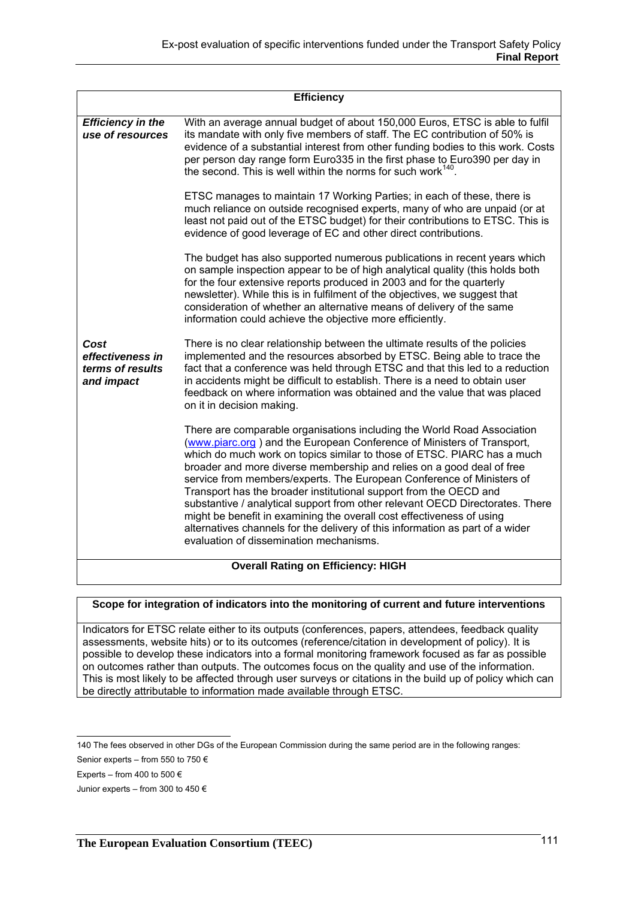| **Efficiency** | |
|---|---|
| ***Efficiency in the use of resources*** | With an average annual budget of about 150,000 Euros, ETSC is able to fulfil its mandate with only five members of staff. The EC contribution of 50% is evidence of a substantial interest from other funding bodies to this work. Costs per person day range form Euro335 in the first phase to Euro390 per day in the second. This is well within the norms for such work[140].<br><br>ETSC manages to maintain 17 Working Parties; in each of these, there is much reliance on outside recognised experts, many of who are unpaid (or at least not paid out of the ETSC budget) for their contributions to ETSC. This is evidence of good leverage of EC and other direct contributions.<br><br>The budget has also supported numerous publications in recent years which on sample inspection appear to be of high analytical quality (this holds both for the four extensive reports produced in 2003 and for the quarterly newsletter). While this is in fulfilment of the objectives, we suggest that consideration of whether an alternative means of delivery of the same information could achieve the objective more efficiently. |
| ***Cost effectiveness in terms of results and impact*** | There is no clear relationship between the ultimate results of the policies implemented and the resources absorbed by ETSC. Being able to trace the fact that a conference was held through ETSC and that this led to a reduction in accidents might be difficult to establish. There is a need to obtain user feedback on where information was obtained and the value that was placed on it in decision making.<br><br>There are comparable organisations including the World Road Association (www.piarc.org ) and the European Conference of Ministers of Transport, which do much work on topics similar to those of ETSC. PIARC has a much broader and more diverse membership and relies on a good deal of free service from members/experts. The European Conference of Ministers of Transport has the broader institutional support from the OECD and substantive / analytical support from other relevant OECD Directorates. There might be benefit in examining the overall cost effectiveness of using alternatives channels for the delivery of this information as part of a wider evaluation of dissemination mechanisms. |
| **Overall Rating on Efficiency: HIGH** | |

| **Scope for integration of indicators into the monitoring of current and future interventions** |
|---|
| Indicators for ETSC relate either to its outputs (conferences, papers, attendees, feedback quality assessments, website hits) or to its outcomes (reference/citation in development of policy). It is possible to develop these indicators into a formal monitoring framework focused as far as possible on outcomes rather than outputs. The outcomes focus on the quality and use of the information. This is most likely to be affected through user surveys or citations in the build up of policy which can be directly attributable to information made available through ETSC. |

140 The fees observed in other DGs of the European Commission during the same period are in the following ranges:

Senior experts – from 550 to 750 €

Experts – from 400 to 500 €

Junior experts – from 300 to 450 €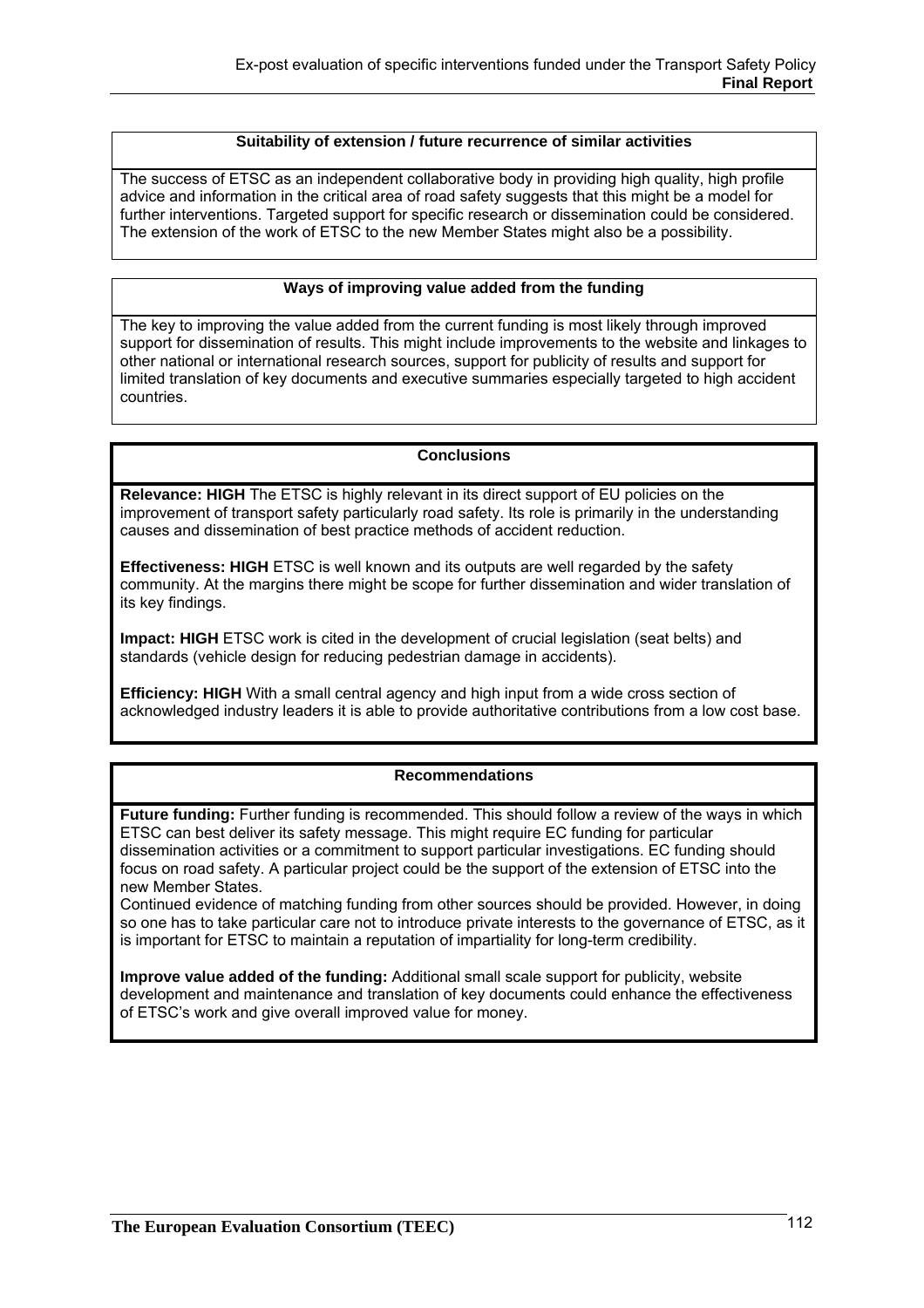### Suitability of extension / future recurrence of similar activities

The success of ETSC as an independent collaborative body in providing high quality, high profile advice and information in the critical area of road safety suggests that this might be a model for further interventions. Targeted support for specific research or dissemination could be considered. The extension of the work of ETSC to the new Member States might also be a possibility.

### Ways of improving value added from the funding

The key to improving the value added from the current funding is most likely through improved support for dissemination of results. This might include improvements to the website and linkages to other national or international research sources, support for publicity of results and support for limited translation of key documents and executive summaries especially targeted to high accident countries.

### Conclusions

**Relevance: HIGH** The ETSC is highly relevant in its direct support of EU policies on the improvement of transport safety particularly road safety. Its role is primarily in the understanding causes and dissemination of best practice methods of accident reduction.

**Effectiveness: HIGH** ETSC is well known and its outputs are well regarded by the safety community. At the margins there might be scope for further dissemination and wider translation of its key findings.

**Impact: HIGH** ETSC work is cited in the development of crucial legislation (seat belts) and standards (vehicle design for reducing pedestrian damage in accidents).

**Efficiency: HIGH** With a small central agency and high input from a wide cross section of acknowledged industry leaders it is able to provide authoritative contributions from a low cost base.

### Recommendations

**Future funding:** Further funding is recommended. This should follow a review of the ways in which ETSC can best deliver its safety message. This might require EC funding for particular dissemination activities or a commitment to support particular investigations. EC funding should focus on road safety. A particular project could be the support of the extension of ETSC into the new Member States.
Continued evidence of matching funding from other sources should be provided. However, in doing so one has to take particular care not to introduce private interests to the governance of ETSC, as it is important for ETSC to maintain a reputation of impartiality for long-term credibility.

**Improve value added of the funding:** Additional small scale support for publicity, website development and maintenance and translation of key documents could enhance the effectiveness of ETSC's work and give overall improved value for money.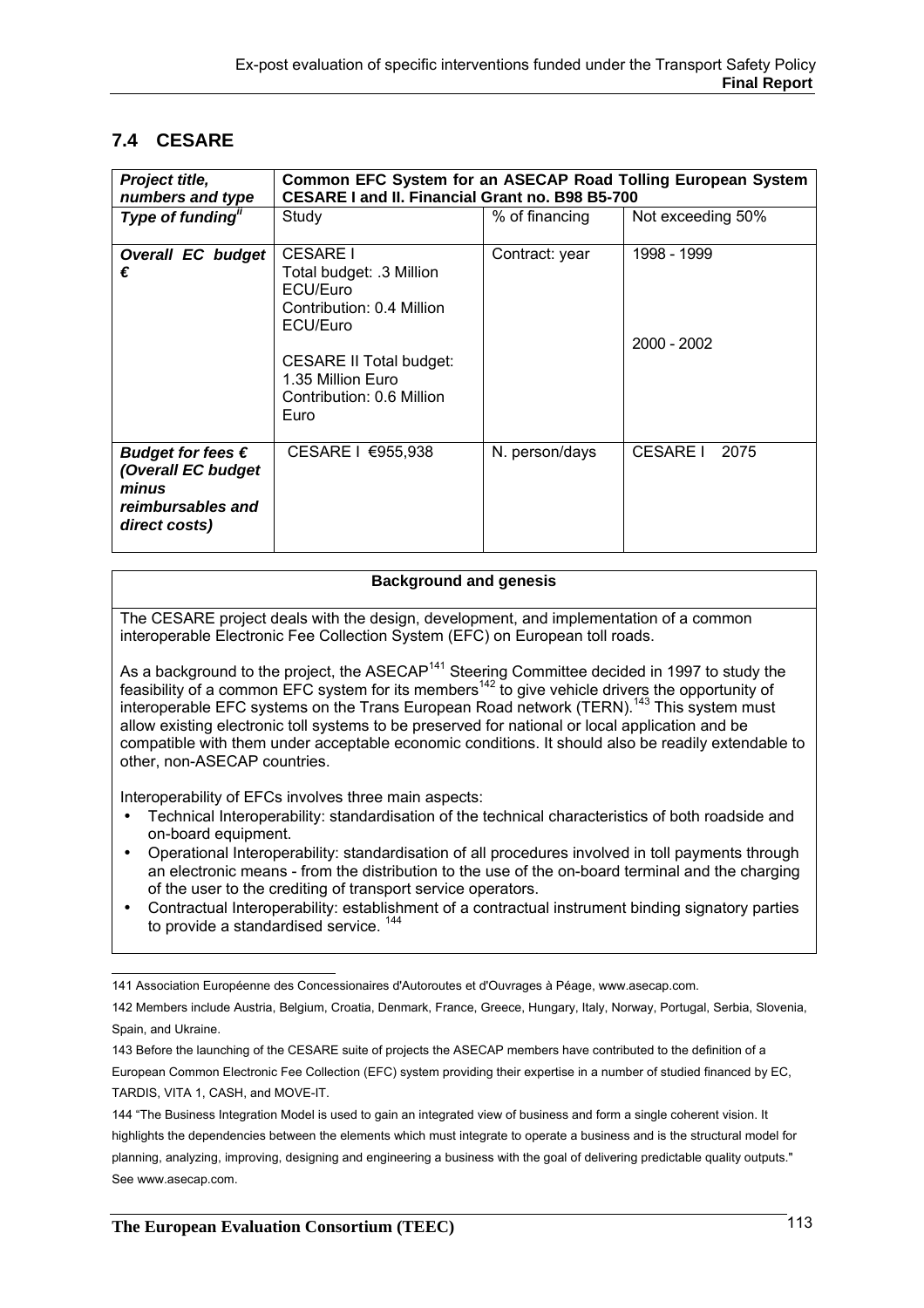## 7.4 CESARE

| *Project title, numbers and type* | **Common EFC System for an ASECAP Road Tolling European System CESARE I and II. Financial Grant no. B98 B5-700** | | |
|---|---|---|---|
| *Type of funding*[ii] | Study | % of financing | Not exceeding 50% |
| *Overall EC budget €* | CESARE I<br>Total budget: .3 Million ECU/Euro<br>Contribution: 0.4 Million ECU/Euro<br><br>CESARE II Total budget: 1.35 Million Euro<br>Contribution: 0.6 Million Euro | Contract: year | 1998 - 1999<br><br><br><br>2000 - 2002 |
| *Budget for fees € (Overall EC budget minus reimbursables and direct costs)* | CESARE I €955,938 | N. person/days | CESARE I 2075 |

| Background and genesis |
|---|
| The CESARE project deals with the design, development, and implementation of a common interoperable Electronic Fee Collection System (EFC) on European toll roads.<br><br>As a background to the project, the ASECAP[141] Steering Committee decided in 1997 to study the feasibility of a common EFC system for its members[142] to give vehicle drivers the opportunity of interoperable EFC systems on the Trans European Road network (TERN).[143] This system must allow existing electronic toll systems to be preserved for national or local application and be compatible with them under acceptable economic conditions. It should also be readily extendable to other, non-ASECAP countries.<br><br>Interoperability of EFCs involves three main aspects:<br>• Technical Interoperability: standardisation of the technical characteristics of both roadside and on-board equipment.<br>• Operational Interoperability: standardisation of all procedures involved in toll payments through an electronic means - from the distribution to the use of the on-board terminal and the charging of the user to the crediting of transport service operators.<br>• Contractual Interoperability: establishment of a contractual instrument binding signatory parties to provide a standardised service.[144] |

141 Association Européenne des Concessionaires d'Autoroutes et d'Ouvrages à Péage, www.asecap.com.

142 Members include Austria, Belgium, Croatia, Denmark, France, Greece, Hungary, Italy, Norway, Portugal, Serbia, Slovenia, Spain, and Ukraine.

143 Before the launching of the CESARE suite of projects the ASECAP members have contributed to the definition of a European Common Electronic Fee Collection (EFC) system providing their expertise in a number of studied financed by EC, TARDIS, VITA 1, CASH, and MOVE-IT.

144 "The Business Integration Model is used to gain an integrated view of business and form a single coherent vision. It highlights the dependencies between the elements which must integrate to operate a business and is the structural model for planning, analyzing, improving, designing and engineering a business with the goal of delivering predictable quality outputs." See www.asecap.com.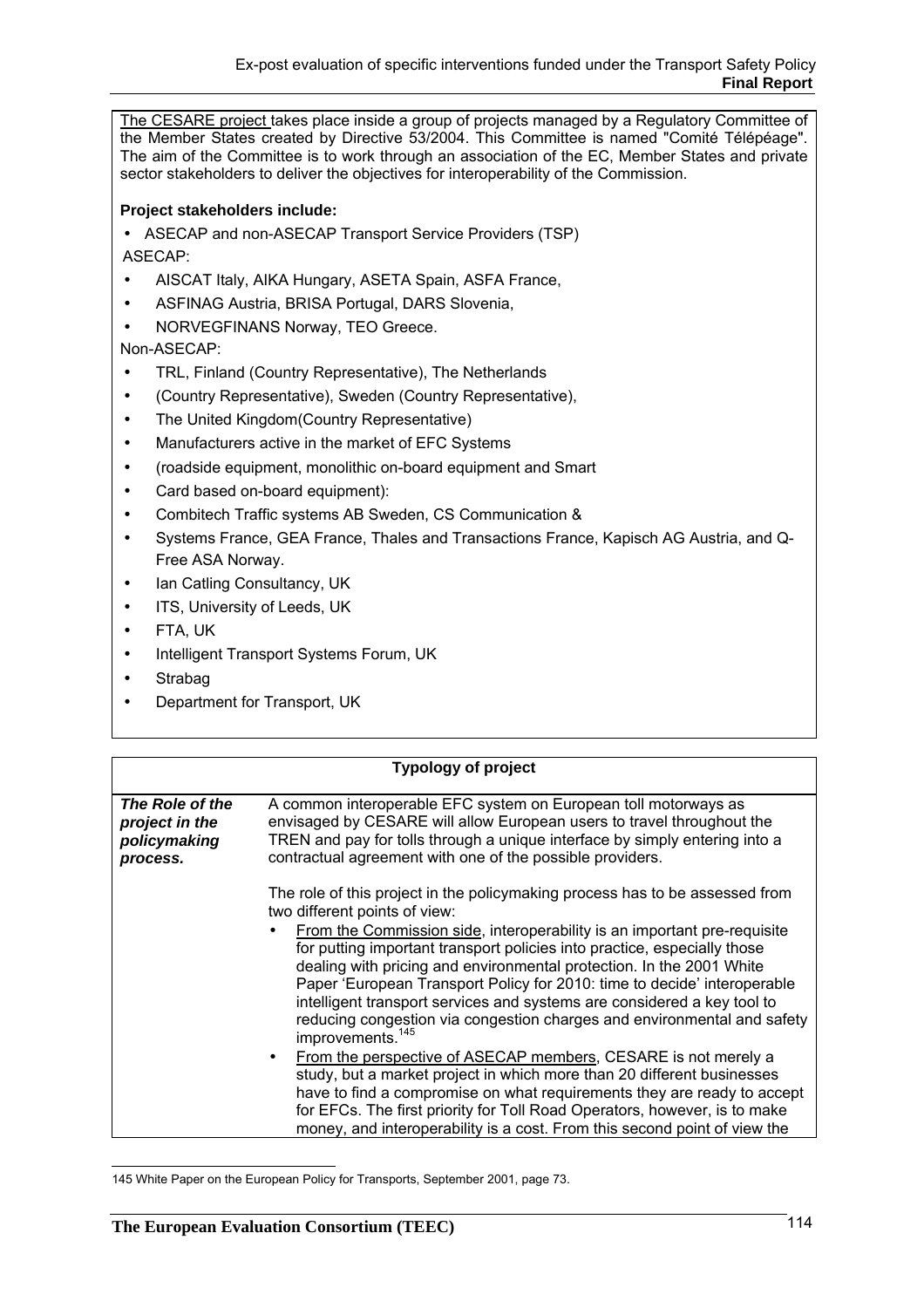The CESARE project takes place inside a group of projects managed by a Regulatory Committee of the Member States created by Directive 53/2004. This Committee is named "Comité Télépéage". The aim of the Committee is to work through an association of the EC, Member States and private sector stakeholders to deliver the objectives for interoperability of the Commission.

**Project stakeholders include:**

- ASECAP and non-ASECAP Transport Service Providers (TSP)

ASECAP:

- AISCAT Italy, AIKA Hungary, ASETA Spain, ASFA France,
- ASFINAG Austria, BRISA Portugal, DARS Slovenia,
- NORVEGFINANS Norway, TEO Greece.

Non-ASECAP:

- TRL, Finland (Country Representative), The Netherlands
- (Country Representative), Sweden (Country Representative),
- The United Kingdom(Country Representative)
- Manufacturers active in the market of EFC Systems
- (roadside equipment, monolithic on-board equipment and Smart
- Card based on-board equipment):
- Combitech Traffic systems AB Sweden, CS Communication &
- Systems France, GEA France, Thales and Transactions France, Kapisch AG Austria, and Q-Free ASA Norway.
- Ian Catling Consultancy, UK
- ITS, University of Leeds, UK
- FTA, UK
- Intelligent Transport Systems Forum, UK
- Strabag
- Department for Transport, UK

| Typology of project | |
|---|---|
| ***The Role of the project in the policymaking process.*** | A common interoperable EFC system on European toll motorways as envisaged by CESARE will allow European users to travel throughout the TREN and pay for tolls through a unique interface by simply entering into a contractual agreement with one of the possible providers.<br><br>The role of this project in the policymaking process has to be assessed from two different points of view:<br>• From the Commission side, interoperability is an important pre-requisite for putting important transport policies into practice, especially those dealing with pricing and environmental protection. In the 2001 White Paper 'European Transport Policy for 2010: time to decide' interoperable intelligent transport services and systems are considered a key tool to reducing congestion via congestion charges and environmental and safety improvements.[145]<br>• From the perspective of ASECAP members, CESARE is not merely a study, but a market project in which more than 20 different businesses have to find a compromise on what requirements they are ready to accept for EFCs. The first priority for Toll Road Operators, however, is to make money, and interoperability is a cost. From this second point of view the |

145 White Paper on the European Policy for Transports, September 2001, page 73.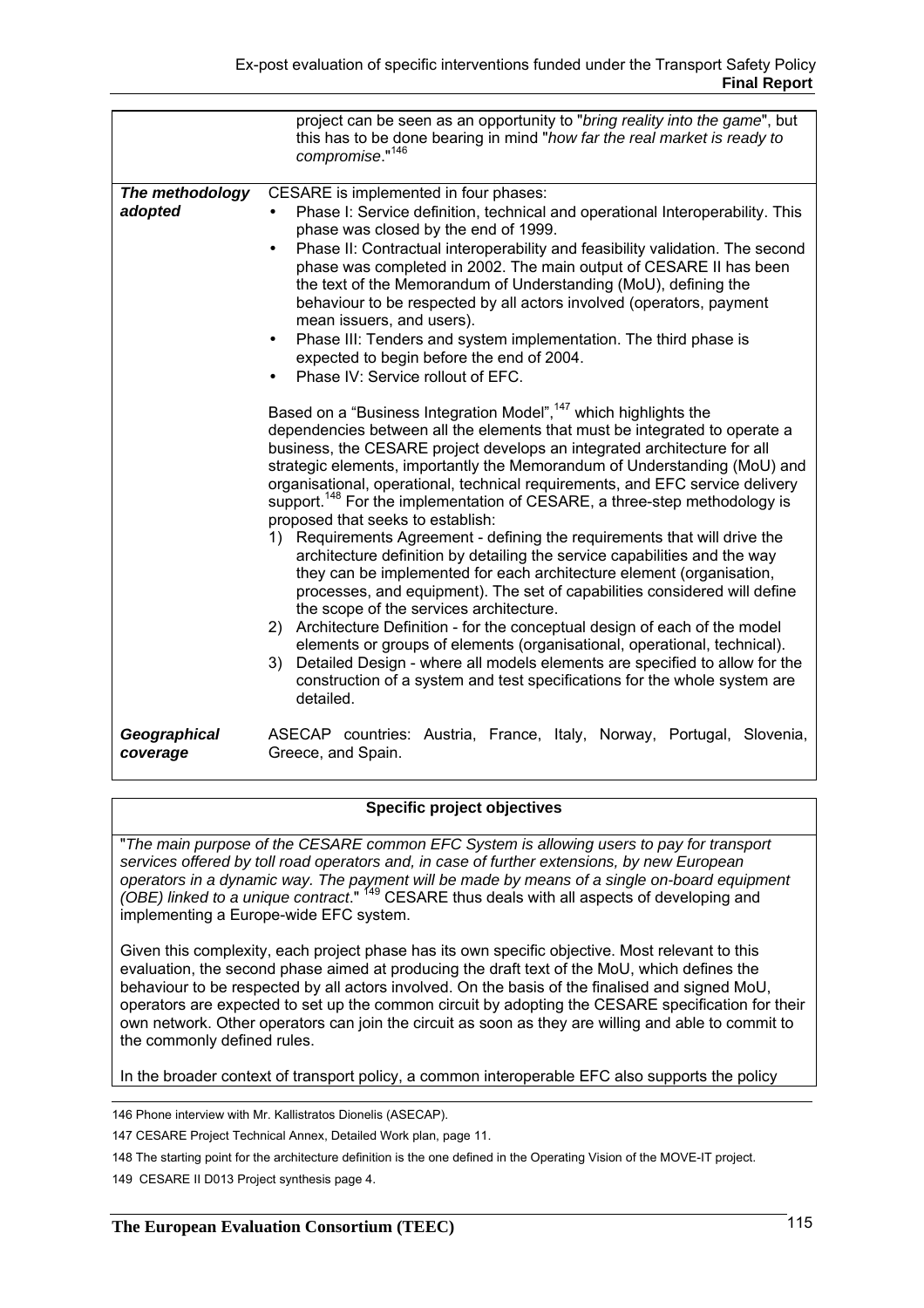| | |
|---|---|
| | project can be seen as an opportunity to "*bring reality into the game*", but this has to be done bearing in mind "*how far the real market is ready to compromise*."[146] |
| ***The methodology adopted*** | CESARE is implemented in four phases:<br>• Phase I: Service definition, technical and operational Interoperability. This phase was closed by the end of 1999.<br>• Phase II: Contractual interoperability and feasibility validation. The second phase was completed in 2002. The main output of CESARE II has been the text of the Memorandum of Understanding (MoU), defining the behaviour to be respected by all actors involved (operators, payment mean issuers, and users).<br>• Phase III: Tenders and system implementation. The third phase is expected to begin before the end of 2004.<br>• Phase IV: Service rollout of EFC.<br><br>Based on a "Business Integration Model",[147] which highlights the dependencies between all the elements that must be integrated to operate a business, the CESARE project develops an integrated architecture for all strategic elements, importantly the Memorandum of Understanding (MoU) and organisational, operational, technical requirements, and EFC service delivery support.[148] For the implementation of CESARE, a three-step methodology is proposed that seeks to establish:<br>1) Requirements Agreement - defining the requirements that will drive the architecture definition by detailing the service capabilities and the way they can be implemented for each architecture element (organisation, processes, and equipment). The set of capabilities considered will define the scope of the services architecture.<br>2) Architecture Definition - for the conceptual design of each of the model elements or groups of elements (organisational, operational, technical).<br>3) Detailed Design - where all models elements are specified to allow for the construction of a system and test specifications for the whole system are detailed. |
| ***Geographical coverage*** | ASECAP countries: Austria, France, Italy, Norway, Portugal, Slovenia, Greece, and Spain. |

| **Specific project objectives** |
|---|
| "*The main purpose of the CESARE common EFC System is allowing users to pay for transport services offered by toll road operators and, in case of further extensions, by new European operators in a dynamic way. The payment will be made by means of a single on-board equipment (OBE) linked to a unique contract*." [149] CESARE thus deals with all aspects of developing and implementing a Europe-wide EFC system.<br><br>Given this complexity, each project phase has its own specific objective. Most relevant to this evaluation, the second phase aimed at producing the draft text of the MoU, which defines the behaviour to be respected by all actors involved. On the basis of the finalised and signed MoU, operators are expected to set up the common circuit by adopting the CESARE specification for their own network. Other operators can join the circuit as soon as they are willing and able to commit to the commonly defined rules.<br><br>In the broader context of transport policy, a common interoperable EFC also supports the policy |

146 Phone interview with Mr. Kallistratos Dionelis (ASECAP).

147 CESARE Project Technical Annex, Detailed Work plan, page 11.

148 The starting point for the architecture definition is the one defined in the Operating Vision of the MOVE-IT project.

149 CESARE II D013 Project synthesis page 4.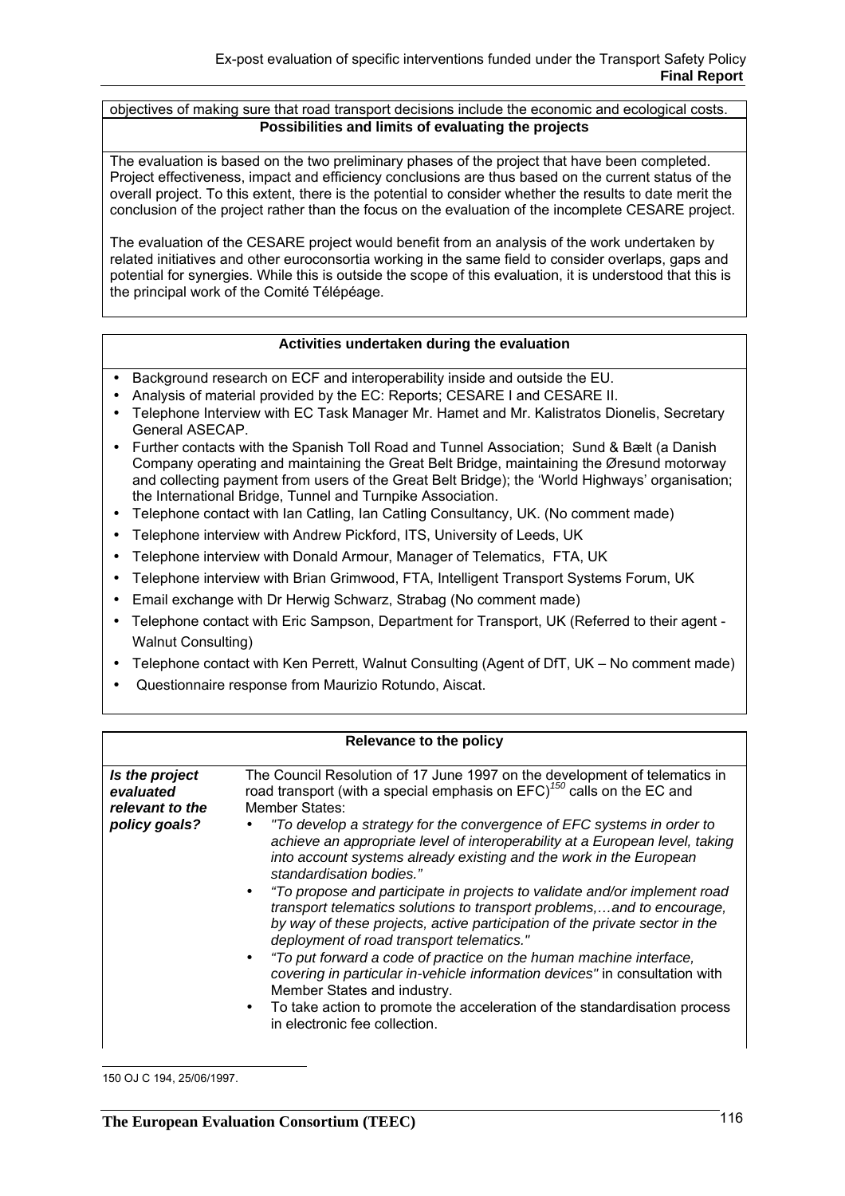objectives of making sure that road transport decisions include the economic and ecological costs.

**Possibilities and limits of evaluating the projects**

The evaluation is based on the two preliminary phases of the project that have been completed. Project effectiveness, impact and efficiency conclusions are thus based on the current status of the overall project. To this extent, there is the potential to consider whether the results to date merit the conclusion of the project rather than the focus on the evaluation of the incomplete CESARE project.

The evaluation of the CESARE project would benefit from an analysis of the work undertaken by related initiatives and other euroconsortia working in the same field to consider overlaps, gaps and potential for synergies. While this is outside the scope of this evaluation, it is understood that this is the principal work of the Comité Télépéage.

**Activities undertaken during the evaluation**

- Background research on ECF and interoperability inside and outside the EU.
- Analysis of material provided by the EC: Reports; CESARE I and CESARE II.
- Telephone Interview with EC Task Manager Mr. Hamet and Mr. Kalistratos Dionelis, Secretary General ASECAP.
- Further contacts with the Spanish Toll Road and Tunnel Association; Sund & Bælt (a Danish Company operating and maintaining the Great Belt Bridge, maintaining the Øresund motorway and collecting payment from users of the Great Belt Bridge); the 'World Highways' organisation; the International Bridge, Tunnel and Turnpike Association.
- Telephone contact with Ian Catling, Ian Catling Consultancy, UK. (No comment made)
- Telephone interview with Andrew Pickford, ITS, University of Leeds, UK
- Telephone interview with Donald Armour, Manager of Telematics, FTA, UK
- Telephone interview with Brian Grimwood, FTA, Intelligent Transport Systems Forum, UK
- Email exchange with Dr Herwig Schwarz, Strabag (No comment made)
- Telephone contact with Eric Sampson, Department for Transport, UK (Referred to their agent - Walnut Consulting)
- Telephone contact with Ken Perrett, Walnut Consulting (Agent of DfT, UK – No comment made)
- Questionnaire response from Maurizio Rotundo, Aiscat.

**Relevance to the policy**

| | |
|---|---|
| ***Is the project evaluated relevant to the policy goals?*** | The Council Resolution of 17 June 1997 on the development of telematics in road transport (with a special emphasis on EFC)[150] calls on the EC and Member States:<br>• *"To develop a strategy for the convergence of EFC systems in order to achieve an appropriate level of interoperability at a European level, taking into account systems already existing and the work in the European standardisation bodies."*<br>• *"To propose and participate in projects to validate and/or implement road transport telematics solutions to transport problems,…and to encourage, by way of these projects, active participation of the private sector in the deployment of road transport telematics."*<br>• *"To put forward a code of practice on the human machine interface, covering in particular in-vehicle information devices"* in consultation with Member States and industry.<br>• To take action to promote the acceleration of the standardisation process in electronic fee collection. |

150 OJ C 194, 25/06/1997.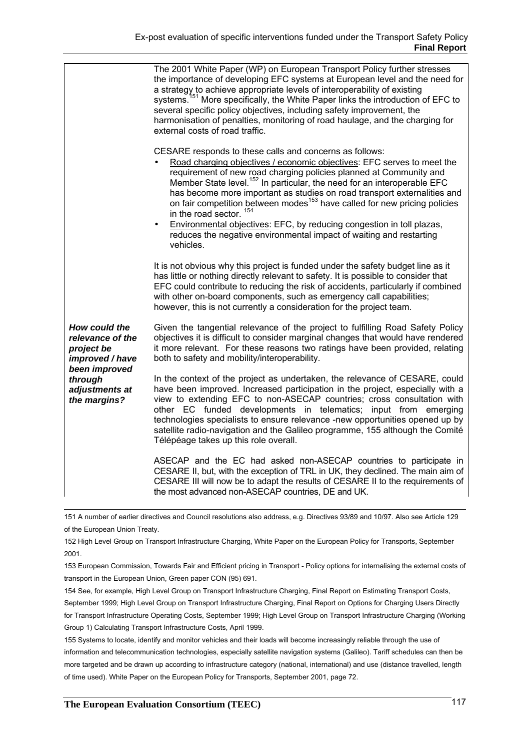| | |
|---|---|
| | The 2001 White Paper (WP) on European Transport Policy further stresses the importance of developing EFC systems at European level and the need for a strategy to achieve appropriate levels of interoperability of existing systems.[151] More specifically, the White Paper links the introduction of EFC to several specific policy objectives, including safety improvement, the harmonisation of penalties, monitoring of road haulage, and the charging for external costs of road traffic.<br><br>CESARE responds to these calls and concerns as follows:<br>• Road charging objectives / economic objectives: EFC serves to meet the requirement of new road charging policies planned at Community and Member State level.[152] In particular, the need for an interoperable EFC has become more important as studies on road transport externalities and on fair competition between modes[153] have called for new pricing policies in the road sector. [154]<br>• Environmental objectives: EFC, by reducing congestion in toll plazas, reduces the negative environmental impact of waiting and restarting vehicles.<br><br>It is not obvious why this project is funded under the safety budget line as it has little or nothing directly relevant to safety. It is possible to consider that EFC could contribute to reducing the risk of accidents, particularly if combined with other on-board components, such as emergency call capabilities; however, this is not currently a consideration for the project team. |
| ***How could the relevance of the project be improved / have been improved through adjustments at the margins?*** | Given the tangential relevance of the project to fulfilling Road Safety Policy objectives it is difficult to consider marginal changes that would have rendered it more relevant. For these reasons two ratings have been provided, relating both to safety and mobility/interoperability.<br><br>In the context of the project as undertaken, the relevance of CESARE, could have been improved. Increased participation in the project, especially with a view to extending EFC to non-ASECAP countries; cross consultation with other EC funded developments in telematics; input from emerging technologies specialists to ensure relevance -new opportunities opened up by satellite radio-navigation and the Galileo programme, 155 although the Comité Télépéage takes up this role overall.<br><br>ASECAP and the EC had asked non-ASECAP countries to participate in CESARE II, but, with the exception of TRL in UK, they declined. The main aim of CESARE III will now be to adapt the results of CESARE II to the requirements of the most advanced non-ASECAP countries, DE and UK. |

151 A number of earlier directives and Council resolutions also address, e.g. Directives 93/89 and 10/97. Also see Article 129 of the European Union Treaty.

152 High Level Group on Transport Infrastructure Charging, White Paper on the European Policy for Transports, September 2001.

153 European Commission, Towards Fair and Efficient pricing in Transport - Policy options for internalising the external costs of transport in the European Union, Green paper CON (95) 691.

154 See, for example, High Level Group on Transport Infrastructure Charging, Final Report on Estimating Transport Costs, September 1999; High Level Group on Transport Infrastructure Charging, Final Report on Options for Charging Users Directly for Transport Infrastructure Operating Costs, September 1999; High Level Group on Transport Infrastructure Charging (Working Group 1) Calculating Transport Infrastructure Costs, April 1999.

155 Systems to locate, identify and monitor vehicles and their loads will become increasingly reliable through the use of information and telecommunication technologies, especially satellite navigation systems (Galileo). Tariff schedules can then be more targeted and be drawn up according to infrastructure category (national, international) and use (distance travelled, length of time used). White Paper on the European Policy for Transports, September 2001, page 72.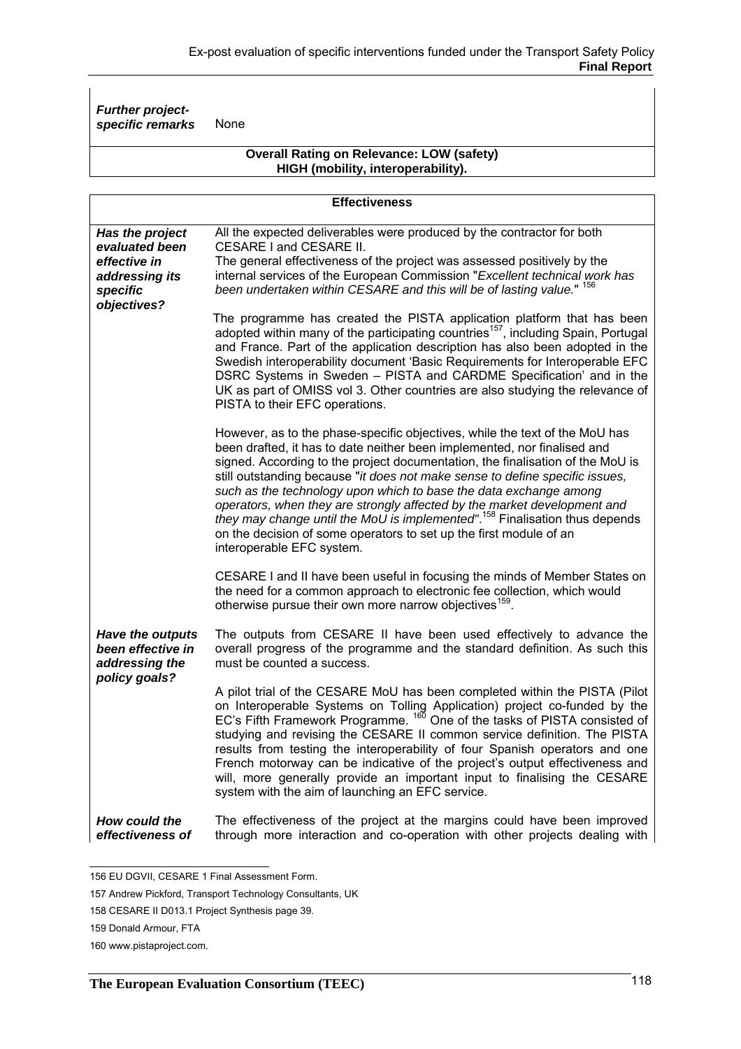| | |
|---|---|
| ***Further project-specific remarks*** | None |

| **Overall Rating on Relevance: LOW (safety) HIGH (mobility, interoperability).** |
|---|

| **Effectiveness** | |
|---|---|
| ***Has the project evaluated been effective in addressing its specific objectives?*** | All the expected deliverables were produced by the contractor for both CESARE I and CESARE II. The general effectiveness of the project was assessed positively by the internal services of the European Commission "*Excellent technical work has been undertaken within CESARE and this will be of lasting value.*" [156] <br><br> The programme has created the PISTA application platform that has been adopted within many of the participating countries[157], including Spain, Portugal and France. Part of the application description has also been adopted in the Swedish interoperability document 'Basic Requirements for Interoperable EFC DSRC Systems in Sweden – PISTA and CARDME Specification' and in the UK as part of OMISS vol 3. Other countries are also studying the relevance of PISTA to their EFC operations. <br><br> However, as to the phase-specific objectives, while the text of the MoU has been drafted, it has to date neither been implemented, nor finalised and signed. According to the project documentation, the finalisation of the MoU is still outstanding because "*it does not make sense to define specific issues, such as the technology upon which to base the data exchange among operators, when they are strongly affected by the market development and they may change until the MoU is implemented*".[158] Finalisation thus depends on the decision of some operators to set up the first module of an interoperable EFC system. <br><br> CESARE I and II have been useful in focusing the minds of Member States on the need for a common approach to electronic fee collection, which would otherwise pursue their own more narrow objectives[159]. |
| ***Have the outputs been effective in addressing the policy goals?*** | The outputs from CESARE II have been used effectively to advance the overall progress of the programme and the standard definition. As such this must be counted a success. <br><br> A pilot trial of the CESARE MoU has been completed within the PISTA (Pilot on Interoperable Systems on Tolling Application) project co-funded by the EC's Fifth Framework Programme. [160] One of the tasks of PISTA consisted of studying and revising the CESARE II common service definition. The PISTA results from testing the interoperability of four Spanish operators and one French motorway can be indicative of the project's output effectiveness and will, more generally provide an important input to finalising the CESARE system with the aim of launching an EFC service. |
| ***How could the effectiveness of*** | The effectiveness of the project at the margins could have been improved through more interaction and co-operation with other projects dealing with |

156 EU DGVII, CESARE 1 Final Assessment Form.

157 Andrew Pickford, Transport Technology Consultants, UK

158 CESARE II D013.1 Project Synthesis page 39.

159 Donald Armour, FTA

160 www.pistaproject.com.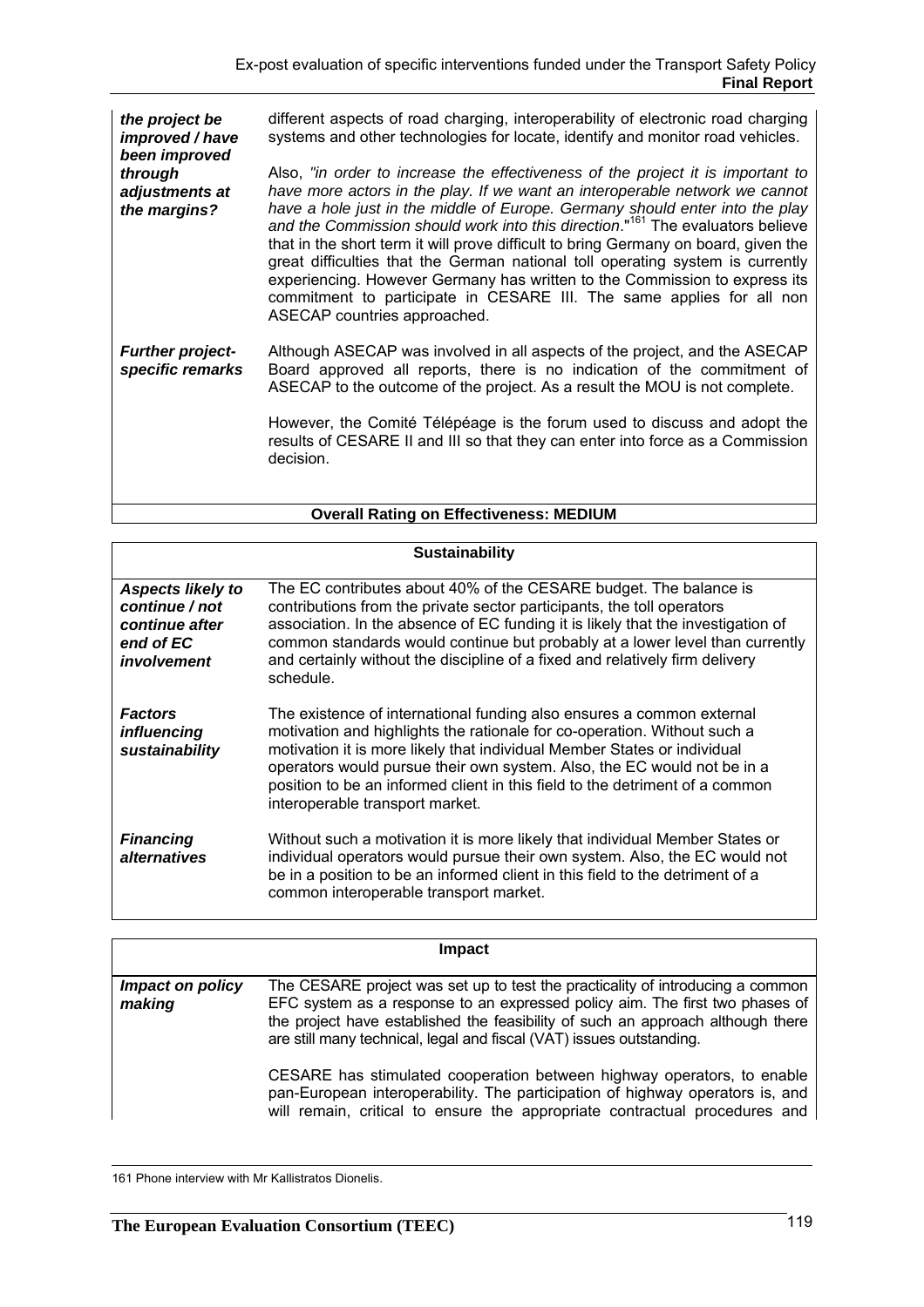| | |
|---|---|
| ***the project be improved / have been improved through adjustments at the margins?*** | different aspects of road charging, interoperability of electronic road charging systems and other technologies for locate, identify and monitor road vehicles.<br><br>Also, *"in order to increase the effectiveness of the project it is important to have more actors in the play. If we want an interoperable network we cannot have a hole just in the middle of Europe. Germany should enter into the play and the Commission should work into this direction*."[161] The evaluators believe that in the short term it will prove difficult to bring Germany on board, given the great difficulties that the German national toll operating system is currently experiencing. However Germany has written to the Commission to express its commitment to participate in CESARE III. The same applies for all non ASECAP countries approached. |
| ***Further project-specific remarks*** | Although ASECAP was involved in all aspects of the project, and the ASECAP Board approved all reports, there is no indication of the commitment of ASECAP to the outcome of the project. As a result the MOU is not complete.<br><br>However, the Comité Télépéage is the forum used to discuss and adopt the results of CESARE II and III so that they can enter into force as a Commission decision. |
| **Overall Rating on Effectiveness: MEDIUM** | |

| **Sustainability** | |
|---|---|
| ***Aspects likely to continue / not continue after end of EC involvement*** | The EC contributes about 40% of the CESARE budget. The balance is contributions from the private sector participants, the toll operators association. In the absence of EC funding it is likely that the investigation of common standards would continue but probably at a lower level than currently and certainly without the discipline of a fixed and relatively firm delivery schedule. |
| ***Factors influencing sustainability*** | The existence of international funding also ensures a common external motivation and highlights the rationale for co-operation. Without such a motivation it is more likely that individual Member States or individual operators would pursue their own system. Also, the EC would not be in a position to be an informed client in this field to the detriment of a common interoperable transport market. |
| ***Financing alternatives*** | Without such a motivation it is more likely that individual Member States or individual operators would pursue their own system. Also, the EC would not be in a position to be an informed client in this field to the detriment of a common interoperable transport market. |

| **Impact** | |
|---|---|
| ***Impact on policy making*** | The CESARE project was set up to test the practicality of introducing a common EFC system as a response to an expressed policy aim. The first two phases of the project have established the feasibility of such an approach although there are still many technical, legal and fiscal (VAT) issues outstanding.<br><br>CESARE has stimulated cooperation between highway operators, to enable pan-European interoperability. The participation of highway operators is, and will remain, critical to ensure the appropriate contractual procedures and |

161 Phone interview with Mr Kallistratos Dionelis.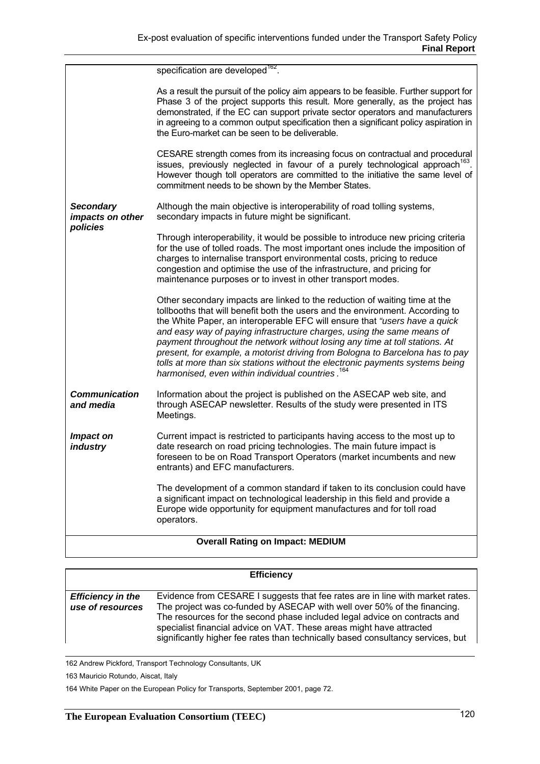| | |
|---|---|
| | specification are developed[162].<br><br>As a result the pursuit of the policy aim appears to be feasible. Further support for Phase 3 of the project supports this result. More generally, as the project has demonstrated, if the EC can support private sector operators and manufacturers in agreeing to a common output specification then a significant policy aspiration in the Euro-market can be seen to be deliverable.<br><br>CESARE strength comes from its increasing focus on contractual and procedural issues, previously neglected in favour of a purely technological approach[163]. However though toll operators are committed to the initiative the same level of commitment needs to be shown by the Member States. |
| ***Secondary impacts on other policies*** | Although the main objective is interoperability of road tolling systems, secondary impacts in future might be significant.<br><br>Through interoperability, it would be possible to introduce new pricing criteria for the use of tolled roads. The most important ones include the imposition of charges to internalise transport environmental costs, pricing to reduce congestion and optimise the use of the infrastructure, and pricing for maintenance purposes or to invest in other transport modes.<br><br>Other secondary impacts are linked to the reduction of waiting time at the tollbooths that will benefit both the users and the environment. According to the White Paper, an interoperable EFC will ensure that *"users have a quick and easy way of paying infrastructure charges, using the same means of payment throughout the network without losing any time at toll stations. At present, for example, a motorist driving from Bologna to Barcelona has to pay tolls at more than six stations without the electronic payments systems being harmonised, even within individual countries*.[164] |
| ***Communication and media*** | Information about the project is published on the ASECAP web site, and through ASECAP newsletter. Results of the study were presented in ITS Meetings. |
| ***Impact on industry*** | Current impact is restricted to participants having access to the most up to date research on road pricing technologies. The main future impact is foreseen to be on Road Transport Operators (market incumbents and new entrants) and EFC manufacturers.<br><br>The development of a common standard if taken to its conclusion could have a significant impact on technological leadership in this field and provide a Europe wide opportunity for equipment manufactures and for toll road operators. |
| **Overall Rating on Impact: MEDIUM** | |

| **Efficiency** | |
|---|---|
| ***Efficiency in the use of resources*** | Evidence from CESARE I suggests that fee rates are in line with market rates. The project was co-funded by ASECAP with well over 50% of the financing. The resources for the second phase included legal advice on contracts and specialist financial advice on VAT. These areas might have attracted significantly higher fee rates than technically based consultancy services, but |

162 Andrew Pickford, Transport Technology Consultants, UK

163 Mauricio Rotundo, Aiscat, Italy

164 White Paper on the European Policy for Transports, September 2001, page 72.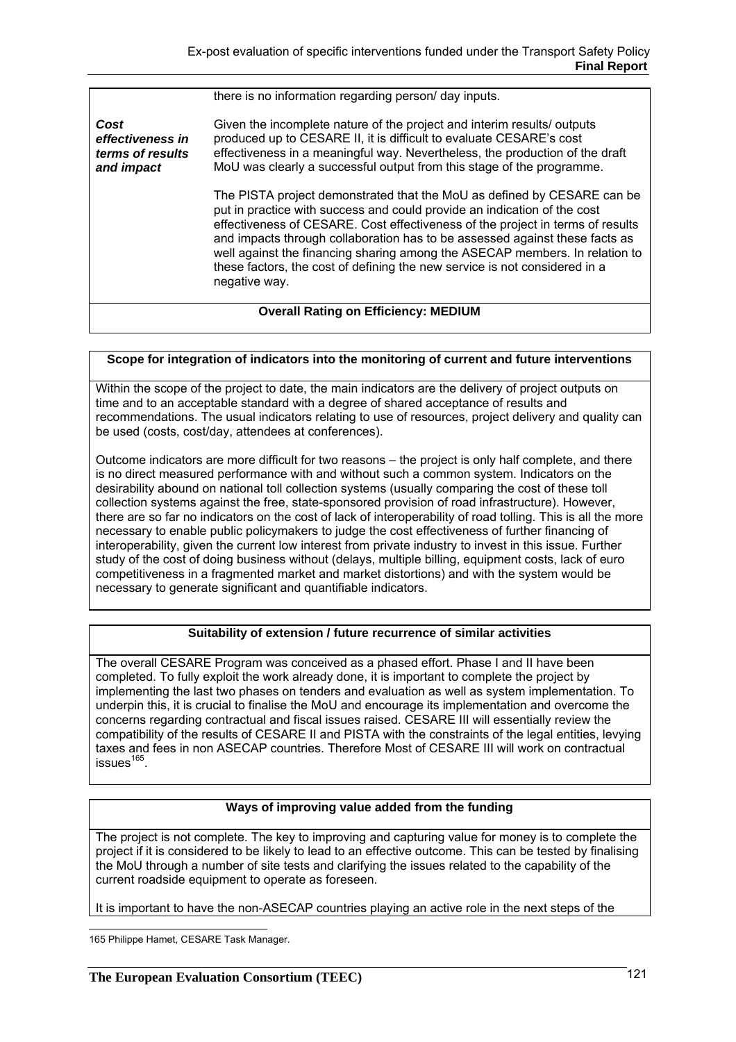| | |
|---|---|
| | there is no information regarding person/ day inputs. |
| ***Cost effectiveness in terms of results and impact*** | Given the incomplete nature of the project and interim results/ outputs produced up to CESARE II, it is difficult to evaluate CESARE's cost effectiveness in a meaningful way. Nevertheless, the production of the draft MoU was clearly a successful output from this stage of the programme.<br><br>The PISTA project demonstrated that the MoU as defined by CESARE can be put in practice with success and could provide an indication of the cost effectiveness of CESARE. Cost effectiveness of the project in terms of results and impacts through collaboration has to be assessed against these facts as well against the financing sharing among the ASECAP members. In relation to these factors, the cost of defining the new service is not considered in a negative way. |
| **Overall Rating on Efficiency: MEDIUM** | |

**Scope for integration of indicators into the monitoring of current and future interventions**

Within the scope of the project to date, the main indicators are the delivery of project outputs on time and to an acceptable standard with a degree of shared acceptance of results and recommendations. The usual indicators relating to use of resources, project delivery and quality can be used (costs, cost/day, attendees at conferences).

Outcome indicators are more difficult for two reasons – the project is only half complete, and there is no direct measured performance with and without such a common system. Indicators on the desirability abound on national toll collection systems (usually comparing the cost of these toll collection systems against the free, state-sponsored provision of road infrastructure). However, there are so far no indicators on the cost of lack of interoperability of road tolling. This is all the more necessary to enable public policymakers to judge the cost effectiveness of further financing of interoperability, given the current low interest from private industry to invest in this issue. Further study of the cost of doing business without (delays, multiple billing, equipment costs, lack of euro competitiveness in a fragmented market and market distortions) and with the system would be necessary to generate significant and quantifiable indicators.

**Suitability of extension / future recurrence of similar activities**

The overall CESARE Program was conceived as a phased effort. Phase I and II have been completed. To fully exploit the work already done, it is important to complete the project by implementing the last two phases on tenders and evaluation as well as system implementation. To underpin this, it is crucial to finalise the MoU and encourage its implementation and overcome the concerns regarding contractual and fiscal issues raised. CESARE III will essentially review the compatibility of the results of CESARE II and PISTA with the constraints of the legal entities, levying taxes and fees in non ASECAP countries. Therefore Most of CESARE III will work on contractual issues[165].

**Ways of improving value added from the funding**

The project is not complete. The key to improving and capturing value for money is to complete the project if it is considered to be likely to lead to an effective outcome. This can be tested by finalising the MoU through a number of site tests and clarifying the issues related to the capability of the current roadside equipment to operate as foreseen.

It is important to have the non-ASECAP countries playing an active role in the next steps of the

165 Philippe Hamet, CESARE Task Manager.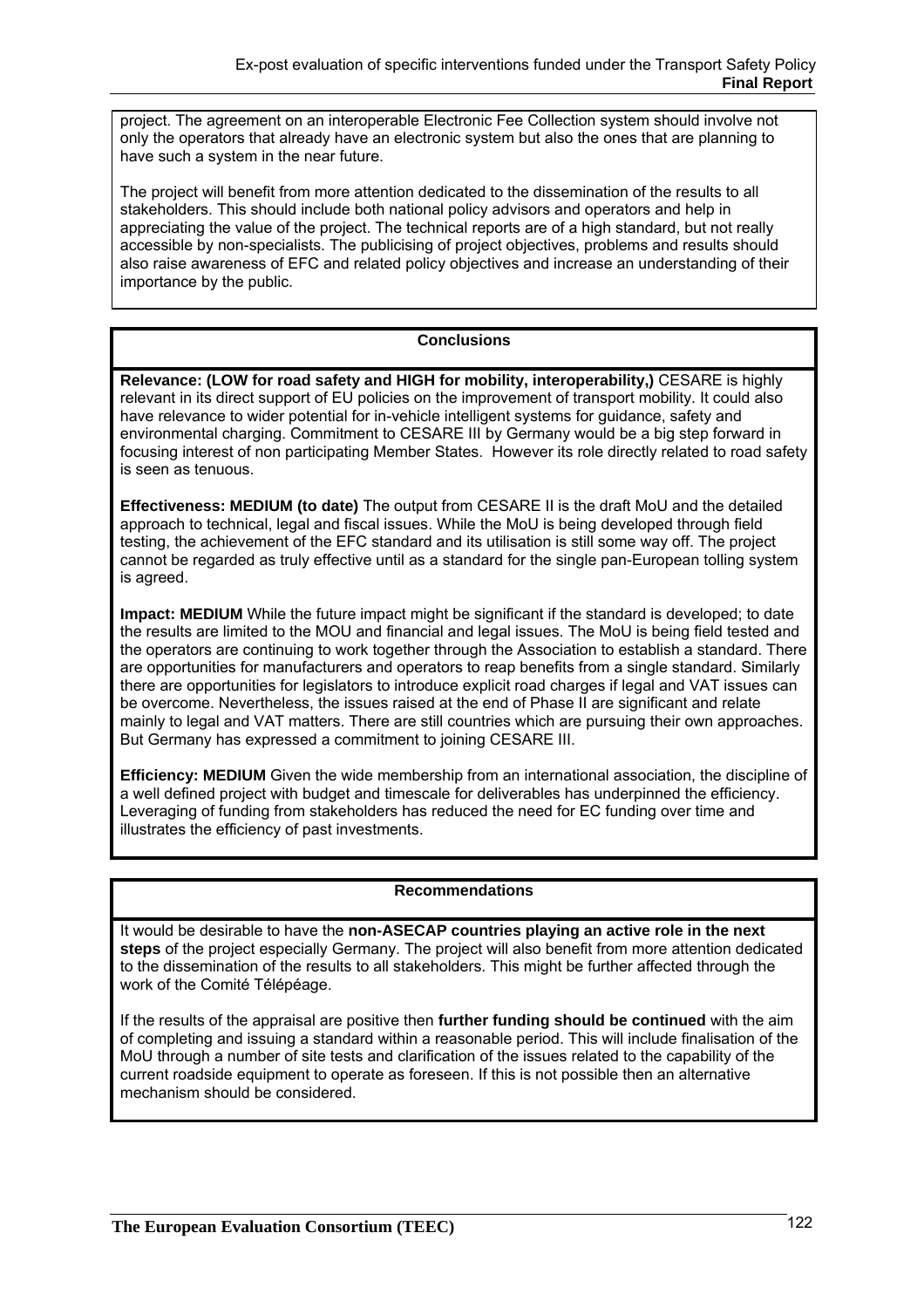project. The agreement on an interoperable Electronic Fee Collection system should involve not only the operators that already have an electronic system but also the ones that are planning to have such a system in the near future.

The project will benefit from more attention dedicated to the dissemination of the results to all stakeholders. This should include both national policy advisors and operators and help in appreciating the value of the project. The technical reports are of a high standard, but not really accessible by non-specialists. The publicising of project objectives, problems and results should also raise awareness of EFC and related policy objectives and increase an understanding of their importance by the public.

### Conclusions

**Relevance: (LOW for road safety and HIGH for mobility, interoperability,)** CESARE is highly relevant in its direct support of EU policies on the improvement of transport mobility. It could also have relevance to wider potential for in-vehicle intelligent systems for guidance, safety and environmental charging. Commitment to CESARE III by Germany would be a big step forward in focusing interest of non participating Member States. However its role directly related to road safety is seen as tenuous.

**Effectiveness: MEDIUM (to date)** The output from CESARE II is the draft MoU and the detailed approach to technical, legal and fiscal issues. While the MoU is being developed through field testing, the achievement of the EFC standard and its utilisation is still some way off. The project cannot be regarded as truly effective until as a standard for the single pan-European tolling system is agreed.

**Impact: MEDIUM** While the future impact might be significant if the standard is developed; to date the results are limited to the MOU and financial and legal issues. The MoU is being field tested and the operators are continuing to work together through the Association to establish a standard. There are opportunities for manufacturers and operators to reap benefits from a single standard. Similarly there are opportunities for legislators to introduce explicit road charges if legal and VAT issues can be overcome. Nevertheless, the issues raised at the end of Phase II are significant and relate mainly to legal and VAT matters. There are still countries which are pursuing their own approaches. But Germany has expressed a commitment to joining CESARE III.

**Efficiency: MEDIUM** Given the wide membership from an international association, the discipline of a well defined project with budget and timescale for deliverables has underpinned the efficiency. Leveraging of funding from stakeholders has reduced the need for EC funding over time and illustrates the efficiency of past investments.

### Recommendations

It would be desirable to have the **non-ASECAP countries playing an active role in the next steps** of the project especially Germany. The project will also benefit from more attention dedicated to the dissemination of the results to all stakeholders. This might be further affected through the work of the Comité Télépéage.

If the results of the appraisal are positive then **further funding should be continued** with the aim of completing and issuing a standard within a reasonable period. This will include finalisation of the MoU through a number of site tests and clarification of the issues related to the capability of the current roadside equipment to operate as foreseen. If this is not possible then an alternative mechanism should be considered.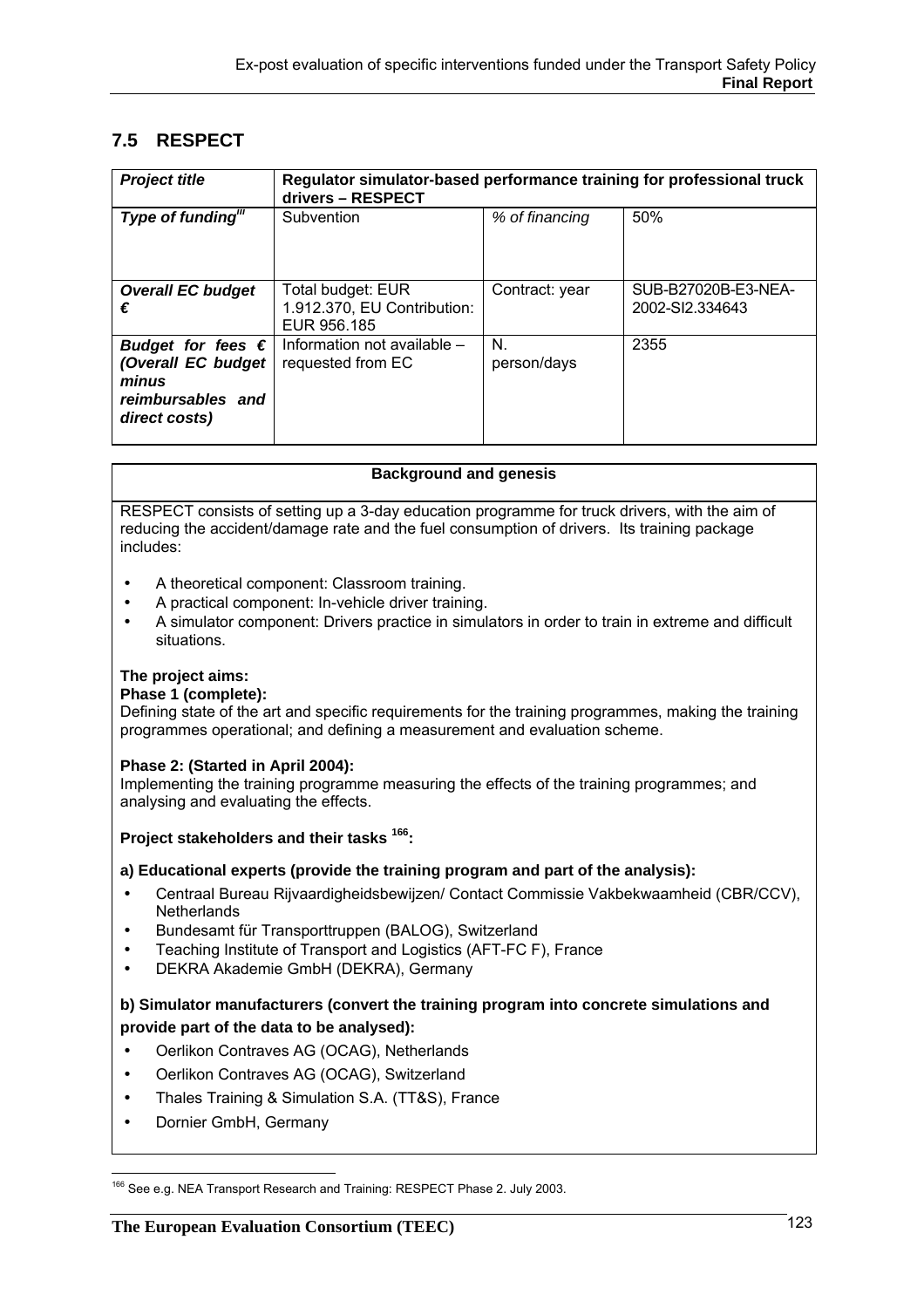## 7.5 RESPECT

| *Project title* | **Regulator simulator-based performance training for professional truck drivers – RESPECT** | | |
|---|---|---|---|
| ***Type of funding***[iii] | Subvention | *% of financing* | 50% |
| ***Overall EC budget €*** | Total budget: EUR 1.912.370, EU Contribution: EUR 956.185 | Contract: year | SUB-B27020B-E3-NEA-2002-SI2.334643 |
| ***Budget for fees € (Overall EC budget minus reimbursables and direct costs)*** | Information not available – requested from EC | N. person/days | 2355 |

**Background and genesis**

RESPECT consists of setting up a 3-day education programme for truck drivers, with the aim of reducing the accident/damage rate and the fuel consumption of drivers. Its training package includes:

- A theoretical component: Classroom training.
- A practical component: In-vehicle driver training.
- A simulator component: Drivers practice in simulators in order to train in extreme and difficult situations.

**The project aims:**

**Phase 1 (complete):**

Defining state of the art and specific requirements for the training programmes, making the training programmes operational; and defining a measurement and evaluation scheme.

**Phase 2: (Started in April 2004):**

Implementing the training programme measuring the effects of the training programmes; and analysing and evaluating the effects.

**Project stakeholders and their tasks [166]:**

**a) Educational experts (provide the training program and part of the analysis):**

- Centraal Bureau Rijvaardigheidsbewijzen/ Contact Commissie Vakbekwaamheid (CBR/CCV), Netherlands
- Bundesamt für Transporttruppen (BALOG), Switzerland
- Teaching Institute of Transport and Logistics (AFT-FC F), France
- DEKRA Akademie GmbH (DEKRA), Germany

**b) Simulator manufacturers (convert the training program into concrete simulations and provide part of the data to be analysed):**

- Oerlikon Contraves AG (OCAG), Netherlands
- Oerlikon Contraves AG (OCAG), Switzerland
- Thales Training & Simulation S.A. (TT&S), France
- Dornier GmbH, Germany

[166] See e.g. NEA Transport Research and Training: RESPECT Phase 2. July 2003.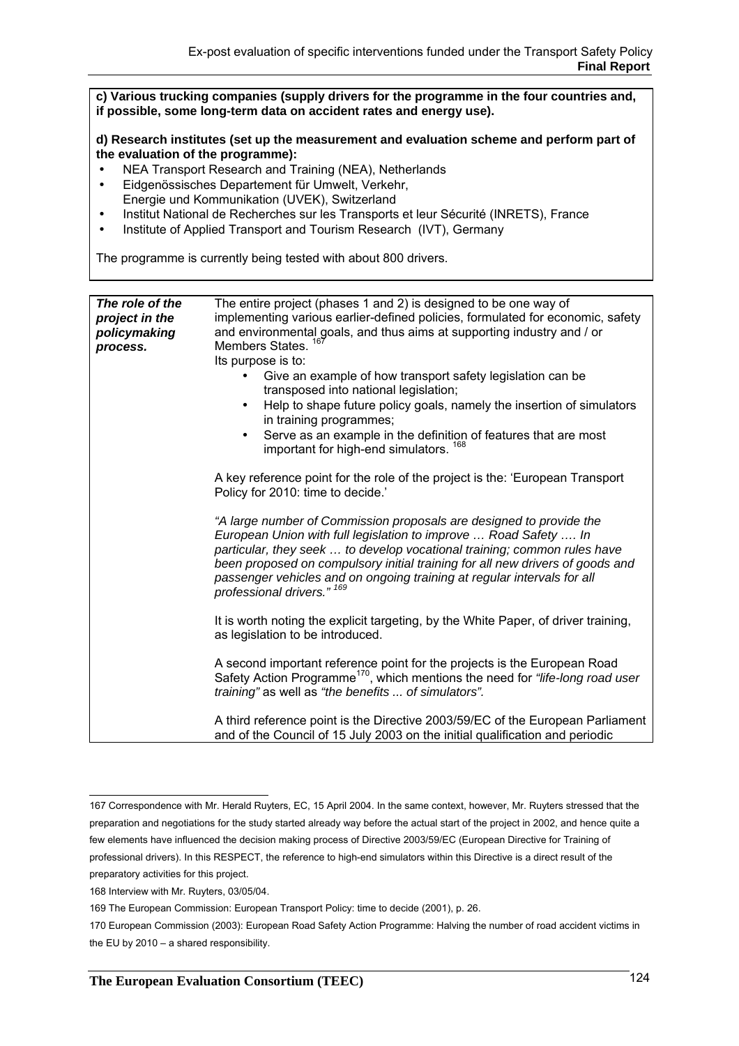**c) Various trucking companies (supply drivers for the programme in the four countries and, if possible, some long-term data on accident rates and energy use).**

**d) Research institutes (set up the measurement and evaluation scheme and perform part of the evaluation of the programme):**

- NEA Transport Research and Training (NEA), Netherlands
- Eidgenössisches Departement für Umwelt, Verkehr, Energie und Kommunikation (UVEK), Switzerland
- Institut National de Recherches sur les Transports et leur Sécurité (INRETS), France
- Institute of Applied Transport and Tourism Research (IVT), Germany

The programme is currently being tested with about 800 drivers.

| | |
|---|---|
| ***The role of the project in the policymaking process.*** | The entire project (phases 1 and 2) is designed to be one way of implementing various earlier-defined policies, formulated for economic, safety and environmental goals, and thus aims at supporting industry and / or Members States. [167]<br>Its purpose is to:<br>• Give an example of how transport safety legislation can be transposed into national legislation;<br>• Help to shape future policy goals, namely the insertion of simulators in training programmes;<br>• Serve as an example in the definition of features that are most important for high-end simulators. [168]<br><br>A key reference point for the role of the project is the: 'European Transport Policy for 2010: time to decide.'<br><br>*"A large number of Commission proposals are designed to provide the European Union with full legislation to improve … Road Safety …. In particular, they seek … to develop vocational training; common rules have been proposed on compulsory initial training for all new drivers of goods and passenger vehicles and on ongoing training at regular intervals for all professional drivers." [169]*<br><br>It is worth noting the explicit targeting, by the White Paper, of driver training, as legislation to be introduced.<br><br>A second important reference point for the projects is the European Road Safety Action Programme[170], which mentions the need for *"life-long road user training"* as well as *"the benefits ... of simulators".*<br><br>A third reference point is the Directive 2003/59/EC of the European Parliament and of the Council of 15 July 2003 on the initial qualification and periodic |

167 Correspondence with Mr. Herald Ruyters, EC, 15 April 2004. In the same context, however, Mr. Ruyters stressed that the preparation and negotiations for the study started already way before the actual start of the project in 2002, and hence quite a few elements have influenced the decision making process of Directive 2003/59/EC (European Directive for Training of professional drivers). In this RESPECT, the reference to high-end simulators within this Directive is a direct result of the preparatory activities for this project.

168 Interview with Mr. Ruyters, 03/05/04.

169 The European Commission: European Transport Policy: time to decide (2001), p. 26.

170 European Commission (2003): European Road Safety Action Programme: Halving the number of road accident victims in the EU by 2010 – a shared responsibility.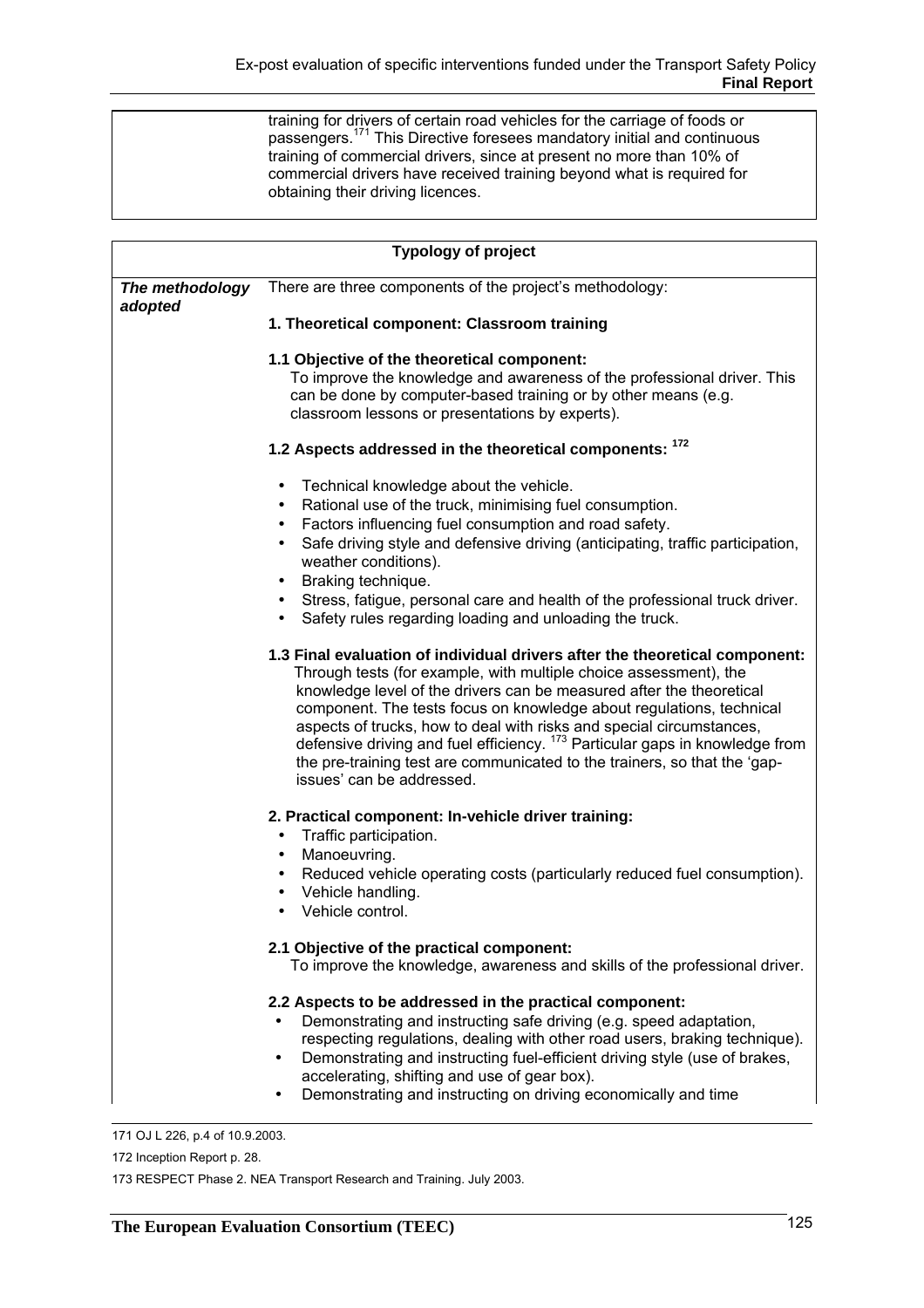| | |
|---|---|
| | training for drivers of certain road vehicles for the carriage of foods or passengers.[171] This Directive foresees mandatory initial and continuous training of commercial drivers, since at present no more than 10% of commercial drivers have received training beyond what is required for obtaining their driving licences. |

| Typology of project | |
|---|---|
| ***The methodology adopted*** | There are three components of the project's methodology:<br><br>**1. Theoretical component: Classroom training**<br><br>**1.1 Objective of the theoretical component:**<br>To improve the knowledge and awareness of the professional driver. This can be done by computer-based training or by other means (e.g. classroom lessons or presentations by experts).<br><br>**1.2 Aspects addressed in the theoretical components:** [172]<br><br>• Technical knowledge about the vehicle.<br>• Rational use of the truck, minimising fuel consumption.<br>• Factors influencing fuel consumption and road safety.<br>• Safe driving style and defensive driving (anticipating, traffic participation, weather conditions).<br>• Braking technique.<br>• Stress, fatigue, personal care and health of the professional truck driver.<br>• Safety rules regarding loading and unloading the truck.<br><br>**1.3 Final evaluation of individual drivers after the theoretical component:**<br>Through tests (for example, with multiple choice assessment), the knowledge level of the drivers can be measured after the theoretical component. The tests focus on knowledge about regulations, technical aspects of trucks, how to deal with risks and special circumstances, defensive driving and fuel efficiency. [173] Particular gaps in knowledge from the pre-training test are communicated to the trainers, so that the 'gap-issues' can be addressed.<br><br>**2. Practical component: In-vehicle driver training:**<br>• Traffic participation.<br>• Manoeuvring.<br>• Reduced vehicle operating costs (particularly reduced fuel consumption).<br>• Vehicle handling.<br>• Vehicle control.<br><br>**2.1 Objective of the practical component:**<br>To improve the knowledge, awareness and skills of the professional driver.<br><br>**2.2 Aspects to be addressed in the practical component:**<br>• Demonstrating and instructing safe driving (e.g. speed adaptation, respecting regulations, dealing with other road users, braking technique).<br>• Demonstrating and instructing fuel-efficient driving style (use of brakes, accelerating, shifting and use of gear box).<br>• Demonstrating and instructing on driving economically and time |

171 OJ L 226, p.4 of 10.9.2003.

172 Inception Report p. 28.

173 RESPECT Phase 2. NEA Transport Research and Training. July 2003.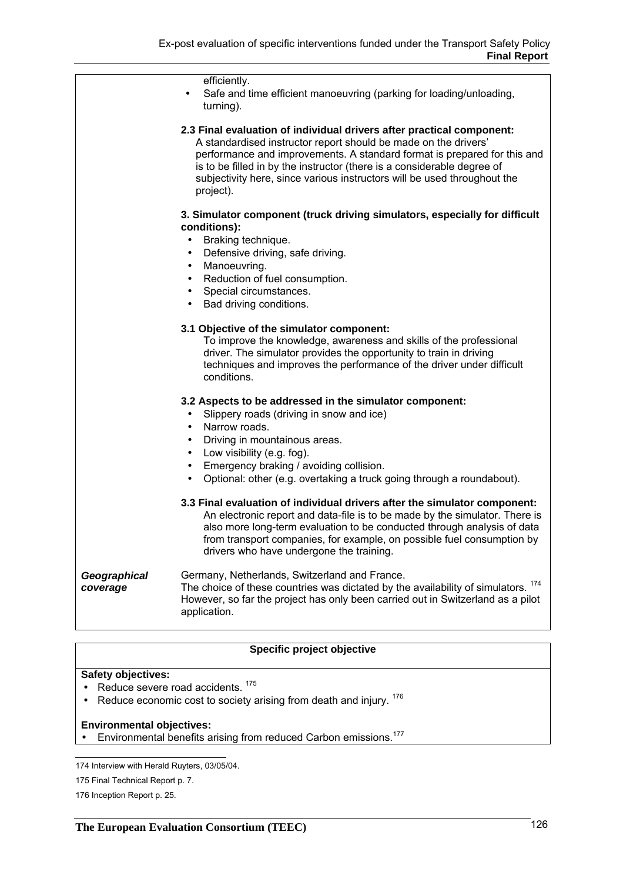| | |
|---|---|
| | efficiently.<br>• Safe and time efficient manoeuvring (parking for loading/unloading, turning).<br><br>**2.3 Final evaluation of individual drivers after practical component:**<br>A standardised instructor report should be made on the drivers' performance and improvements. A standard format is prepared for this and is to be filled in by the instructor (there is a considerable degree of subjectivity here, since various instructors will be used throughout the project).<br><br>**3. Simulator component (truck driving simulators, especially for difficult conditions):**<br>• Braking technique.<br>• Defensive driving, safe driving.<br>• Manoeuvring.<br>• Reduction of fuel consumption.<br>• Special circumstances.<br>• Bad driving conditions.<br><br>**3.1 Objective of the simulator component:**<br>To improve the knowledge, awareness and skills of the professional driver. The simulator provides the opportunity to train in driving techniques and improves the performance of the driver under difficult conditions.<br><br>**3.2 Aspects to be addressed in the simulator component:**<br>• Slippery roads (driving in snow and ice)<br>• Narrow roads.<br>• Driving in mountainous areas.<br>• Low visibility (e.g. fog).<br>• Emergency braking / avoiding collision.<br>• Optional: other (e.g. overtaking a truck going through a roundabout).<br><br>**3.3 Final evaluation of individual drivers after the simulator component:**<br>An electronic report and data-file is to be made by the simulator. There is also more long-term evaluation to be conducted through analysis of data from transport companies, for example, on possible fuel consumption by drivers who have undergone the training. |
| ***Geographical coverage*** | Germany, Netherlands, Switzerland and France.<br>The choice of these countries was dictated by the availability of simulators. [174]<br>However, so far the project has only been carried out in Switzerland as a pilot application. |

| **Specific project objective** |
|---|
| **Safety objectives:**<br>• Reduce severe road accidents. [175]<br>• Reduce economic cost to society arising from death and injury. [176]<br><br>**Environmental objectives:**<br>• Environmental benefits arising from reduced Carbon emissions.[177] |

174 Interview with Herald Ruyters, 03/05/04.

175 Final Technical Report p. 7.

176 Inception Report p. 25.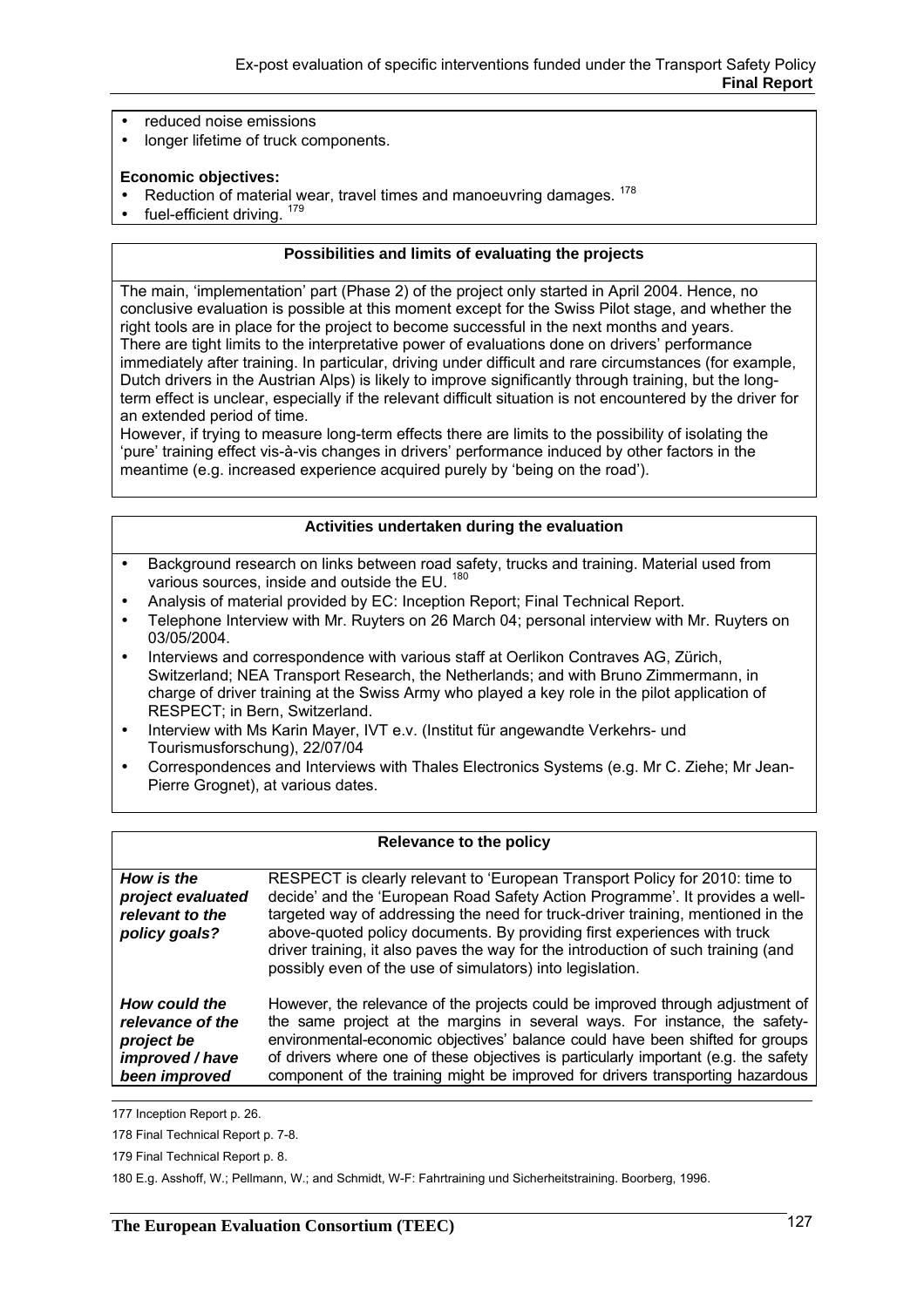- reduced noise emissions
- longer lifetime of truck components.

**Economic objectives:**

- Reduction of material wear, travel times and manoeuvring damages. [178]
- fuel-efficient driving. [179]

**Possibilities and limits of evaluating the projects**

The main, 'implementation' part (Phase 2) of the project only started in April 2004. Hence, no conclusive evaluation is possible at this moment except for the Swiss Pilot stage, and whether the right tools are in place for the project to become successful in the next months and years.
There are tight limits to the interpretative power of evaluations done on drivers' performance immediately after training. In particular, driving under difficult and rare circumstances (for example, Dutch drivers in the Austrian Alps) is likely to improve significantly through training, but the long-term effect is unclear, especially if the relevant difficult situation is not encountered by the driver for an extended period of time.
However, if trying to measure long-term effects there are limits to the possibility of isolating the 'pure' training effect vis-à-vis changes in drivers' performance induced by other factors in the meantime (e.g. increased experience acquired purely by 'being on the road').

**Activities undertaken during the evaluation**

- Background research on links between road safety, trucks and training. Material used from various sources, inside and outside the EU. [180]
- Analysis of material provided by EC: Inception Report; Final Technical Report.
- Telephone Interview with Mr. Ruyters on 26 March 04; personal interview with Mr. Ruyters on 03/05/2004.
- Interviews and correspondence with various staff at Oerlikon Contraves AG, Zürich, Switzerland; NEA Transport Research, the Netherlands; and with Bruno Zimmermann, in charge of driver training at the Swiss Army who played a key role in the pilot application of RESPECT; in Bern, Switzerland.
- Interview with Ms Karin Mayer, IVT e.v. (Institut für angewandte Verkehrs- und Tourismusforschung), 22/07/04
- Correspondences and Interviews with Thales Electronics Systems (e.g. Mr C. Ziehe; Mr Jean-Pierre Grognet), at various dates.

**Relevance to the policy**

| | |
|---|---|
| ***How is the project evaluated relevant to the policy goals?*** | RESPECT is clearly relevant to 'European Transport Policy for 2010: time to decide' and the 'European Road Safety Action Programme'. It provides a well-targeted way of addressing the need for truck-driver training, mentioned in the above-quoted policy documents. By providing first experiences with truck driver training, it also paves the way for the introduction of such training (and possibly even of the use of simulators) into legislation. |
| ***How could the relevance of the project be improved / have been improved*** | However, the relevance of the projects could be improved through adjustment of the same project at the margins in several ways. For instance, the safety-environmental-economic objectives' balance could have been shifted for groups of drivers where one of these objectives is particularly important (e.g. the safety component of the training might be improved for drivers transporting hazardous |

177 Inception Report p. 26.

178 Final Technical Report p. 7-8.

179 Final Technical Report p. 8.

180 E.g. Asshoff, W.; Pellmann, W.; and Schmidt, W-F: Fahrtraining und Sicherheitstraining. Boorberg, 1996.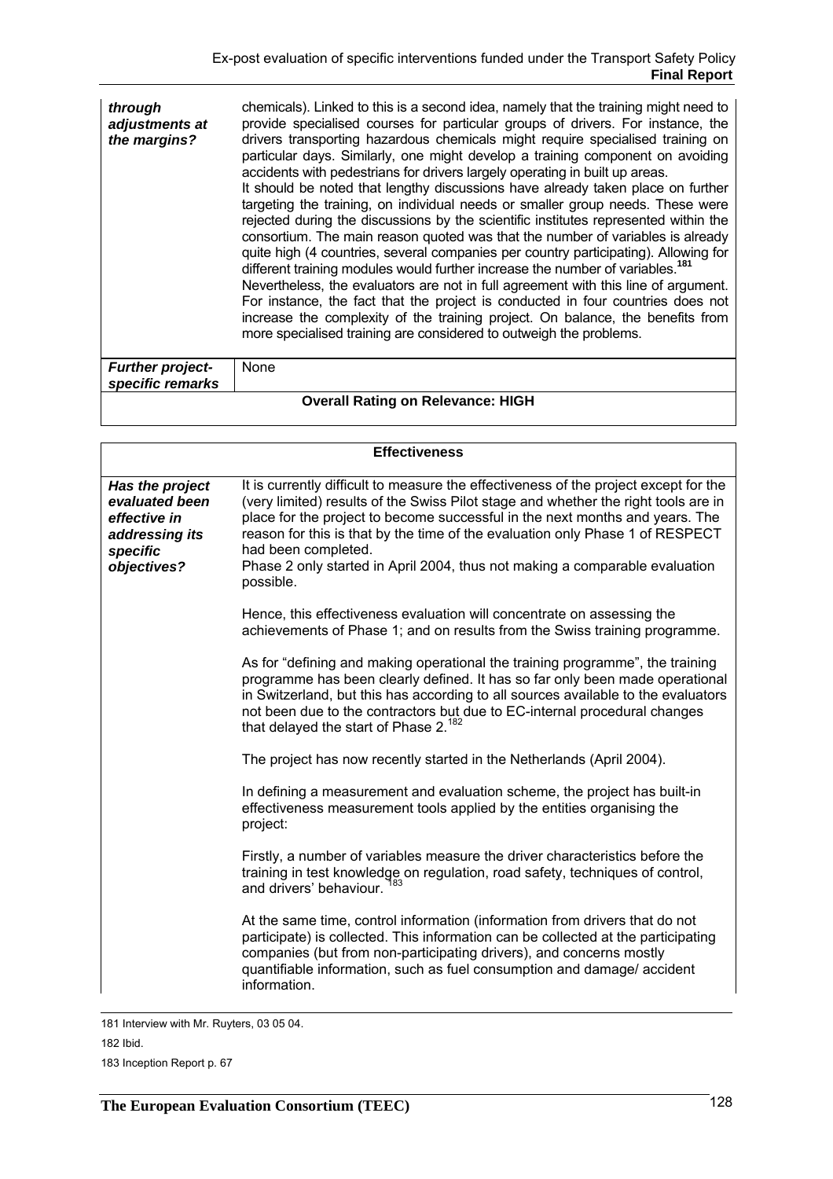| | |
|---|---|
| ***through adjustments at the margins?*** | chemicals). Linked to this is a second idea, namely that the training might need to provide specialised courses for particular groups of drivers. For instance, the drivers transporting hazardous chemicals might require specialised training on particular days. Similarly, one might develop a training component on avoiding accidents with pedestrians for drivers largely operating in built up areas.<br>It should be noted that lengthy discussions have already taken place on further targeting the training, on individual needs or smaller group needs. These were rejected during the discussions by the scientific institutes represented within the consortium. The main reason quoted was that the number of variables is already quite high (4 countries, several companies per country participating). Allowing for different training modules would further increase the number of variables.[181]<br>Nevertheless, the evaluators are not in full agreement with this line of argument. For instance, the fact that the project is conducted in four countries does not increase the complexity of the training project. On balance, the benefits from more specialised training are considered to outweigh the problems. |
| ***Further project-specific remarks*** | None |
| **Overall Rating on Relevance: HIGH** | |

| **Effectiveness** | |
|---|---|
| ***Has the project evaluated been effective in addressing its specific objectives?*** | It is currently difficult to measure the effectiveness of the project except for the (very limited) results of the Swiss Pilot stage and whether the right tools are in place for the project to become successful in the next months and years. The reason for this is that by the time of the evaluation only Phase 1 of RESPECT had been completed.<br>Phase 2 only started in April 2004, thus not making a comparable evaluation possible.<br><br>Hence, this effectiveness evaluation will concentrate on assessing the achievements of Phase 1; and on results from the Swiss training programme.<br><br>As for "defining and making operational the training programme", the training programme has been clearly defined. It has so far only been made operational in Switzerland, but this has according to all sources available to the evaluators not been due to the contractors but due to EC-internal procedural changes that delayed the start of Phase 2.[182]<br><br>The project has now recently started in the Netherlands (April 2004).<br><br>In defining a measurement and evaluation scheme, the project has built-in effectiveness measurement tools applied by the entities organising the project:<br><br>Firstly, a number of variables measure the driver characteristics before the training in test knowledge on regulation, road safety, techniques of control, and drivers' behaviour.[183]<br><br>At the same time, control information (information from drivers that do not participate) is collected. This information can be collected at the participating companies (but from non-participating drivers), and concerns mostly quantifiable information, such as fuel consumption and damage/ accident information. |

181 Interview with Mr. Ruyters, 03 05 04.

182 Ibid.

183 Inception Report p. 67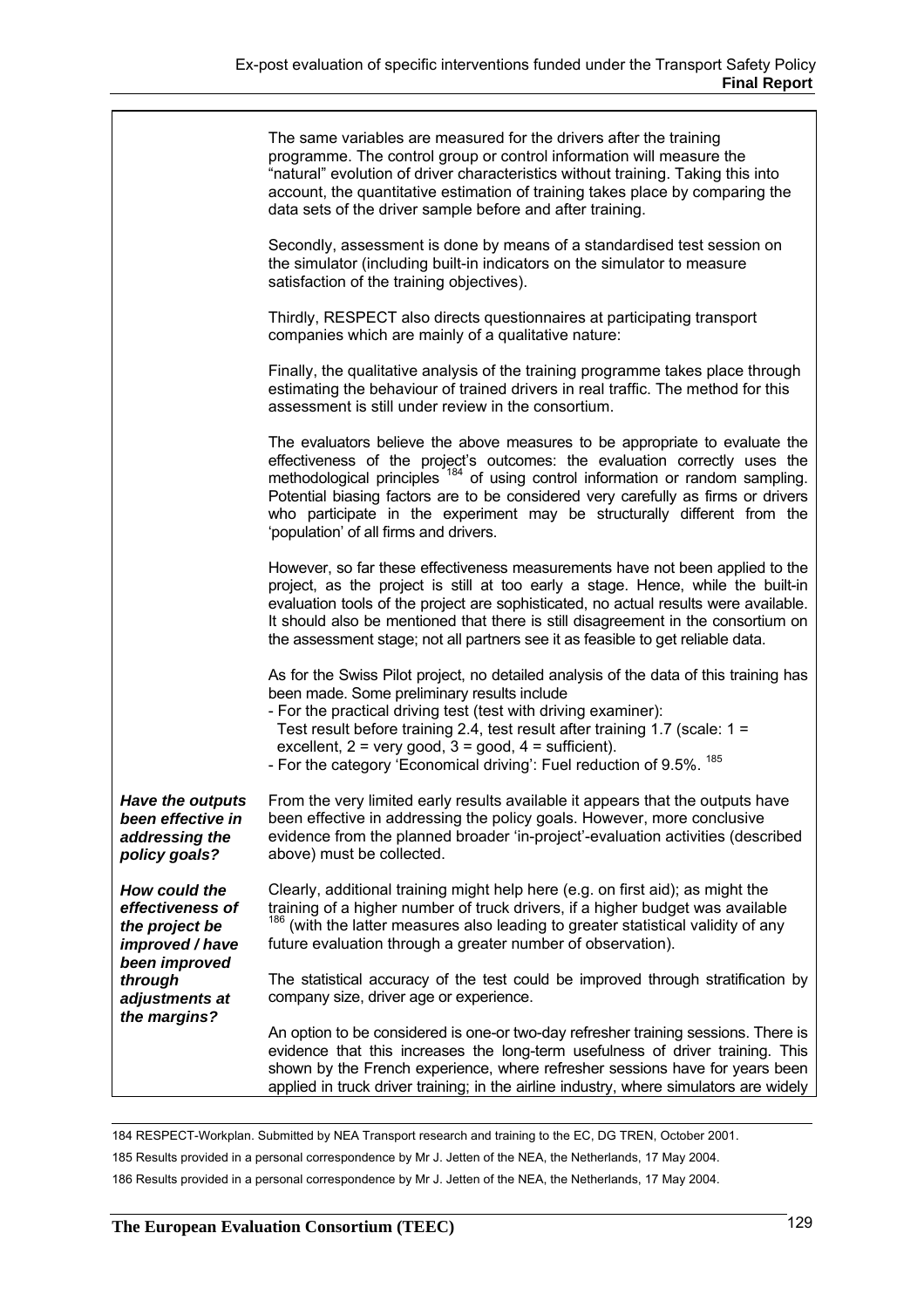| | |
|---|---|
| | The same variables are measured for the drivers after the training programme. The control group or control information will measure the "natural" evolution of driver characteristics without training. Taking this into account, the quantitative estimation of training takes place by comparing the data sets of the driver sample before and after training.<br><br>Secondly, assessment is done by means of a standardised test session on the simulator (including built-in indicators on the simulator to measure satisfaction of the training objectives).<br><br>Thirdly, RESPECT also directs questionnaires at participating transport companies which are mainly of a qualitative nature:<br><br>Finally, the qualitative analysis of the training programme takes place through estimating the behaviour of trained drivers in real traffic. The method for this assessment is still under review in the consortium.<br><br>The evaluators believe the above measures to be appropriate to evaluate the effectiveness of the project's outcomes: the evaluation correctly uses the methodological principles [184] of using control information or random sampling. Potential biasing factors are to be considered very carefully as firms or drivers who participate in the experiment may be structurally different from the 'population' of all firms and drivers.<br><br>However, so far these effectiveness measurements have not been applied to the project, as the project is still at too early a stage. Hence, while the built-in evaluation tools of the project are sophisticated, no actual results were available. It should also be mentioned that there is still disagreement in the consortium on the assessment stage; not all partners see it as feasible to get reliable data.<br><br>As for the Swiss Pilot project, no detailed analysis of the data of this training has been made. Some preliminary results include<br>- For the practical driving test (test with driving examiner):<br>Test result before training 2.4, test result after training 1.7 (scale: 1 = excellent, 2 = very good, 3 = good, 4 = sufficient).<br>- For the category 'Economical driving': Fuel reduction of 9.5%. [185] |
| ***Have the outputs been effective in addressing the policy goals?*** | From the very limited early results available it appears that the outputs have been effective in addressing the policy goals. However, more conclusive evidence from the planned broader 'in-project'-evaluation activities (described above) must be collected. |
| ***How could the effectiveness of the project be improved / have been improved through adjustments at the margins?*** | Clearly, additional training might help here (e.g. on first aid); as might the training of a higher number of truck drivers, if a higher budget was available [186] (with the latter measures also leading to greater statistical validity of any future evaluation through a greater number of observation).<br><br>The statistical accuracy of the test could be improved through stratification by company size, driver age or experience.<br><br>An option to be considered is one-or two-day refresher training sessions. There is evidence that this increases the long-term usefulness of driver training. This shown by the French experience, where refresher sessions have for years been applied in truck driver training; in the airline industry, where simulators are widely |

184 RESPECT-Workplan. Submitted by NEA Transport research and training to the EC, DG TREN, October 2001.

185 Results provided in a personal correspondence by Mr J. Jetten of the NEA, the Netherlands, 17 May 2004.

186 Results provided in a personal correspondence by Mr J. Jetten of the NEA, the Netherlands, 17 May 2004.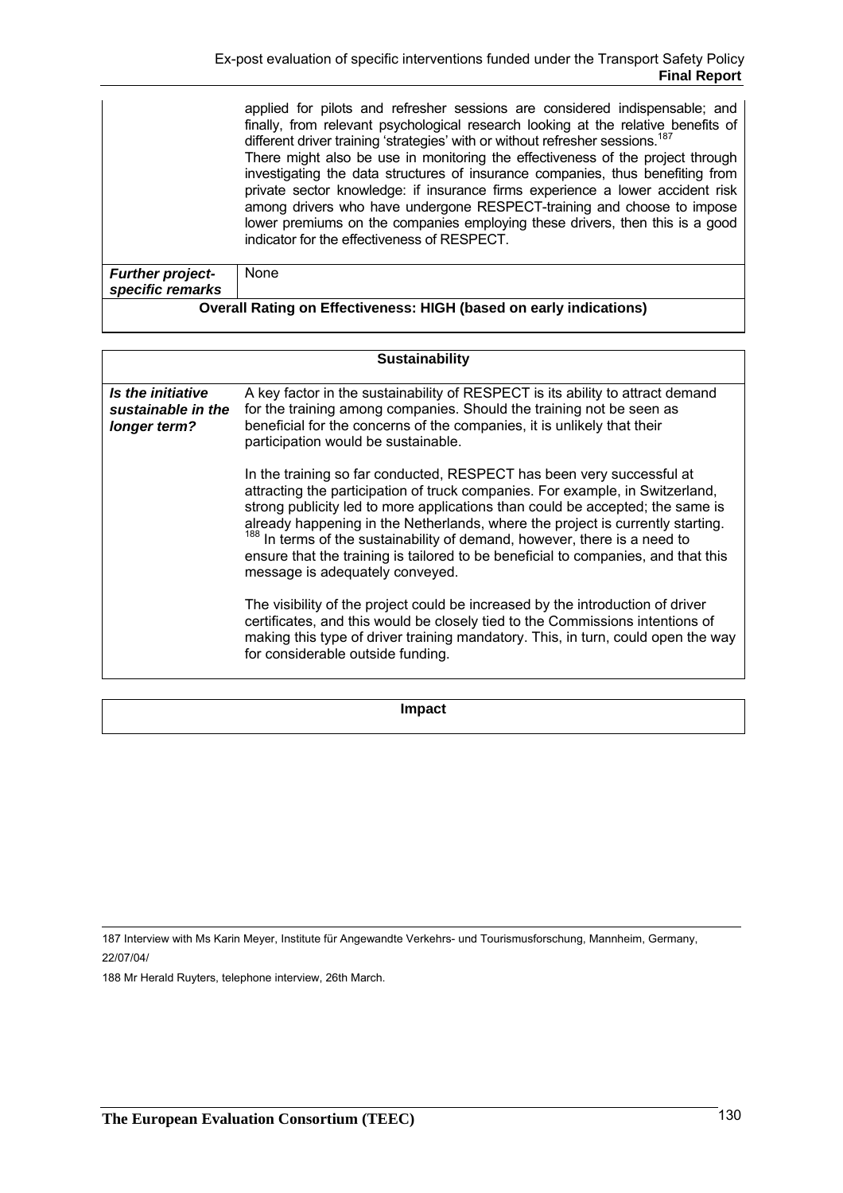| | |
|---|---|
| | applied for pilots and refresher sessions are considered indispensable; and finally, from relevant psychological research looking at the relative benefits of different driver training 'strategies' with or without refresher sessions.[187]<br>There might also be use in monitoring the effectiveness of the project through investigating the data structures of insurance companies, thus benefiting from private sector knowledge: if insurance firms experience a lower accident risk among drivers who have undergone RESPECT-training and choose to impose lower premiums on the companies employing these drivers, then this is a good indicator for the effectiveness of RESPECT. |
| ***Further project-specific remarks*** | None |
| **Overall Rating on Effectiveness: HIGH (based on early indications)** | |

| **Sustainability** | |
|---|---|
| ***Is the initiative sustainable in the longer term?*** | A key factor in the sustainability of RESPECT is its ability to attract demand for the training among companies. Should the training not be seen as beneficial for the concerns of the companies, it is unlikely that their participation would be sustainable.<br><br>In the training so far conducted, RESPECT has been very successful at attracting the participation of truck companies. For example, in Switzerland, strong publicity led to more applications than could be accepted; the same is already happening in the Netherlands, where the project is currently starting.[188] In terms of the sustainability of demand, however, there is a need to ensure that the training is tailored to be beneficial to companies, and that this message is adequately conveyed.<br><br>The visibility of the project could be increased by the introduction of driver certificates, and this would be closely tied to the Commissions intentions of making this type of driver training mandatory. This, in turn, could open the way for considerable outside funding. |

| **Impact** |
|---|

187 Interview with Ms Karin Meyer, Institute für Angewandte Verkehrs- und Tourismusforschung, Mannheim, Germany, 22/07/04/

188 Mr Herald Ruyters, telephone interview, 26th March.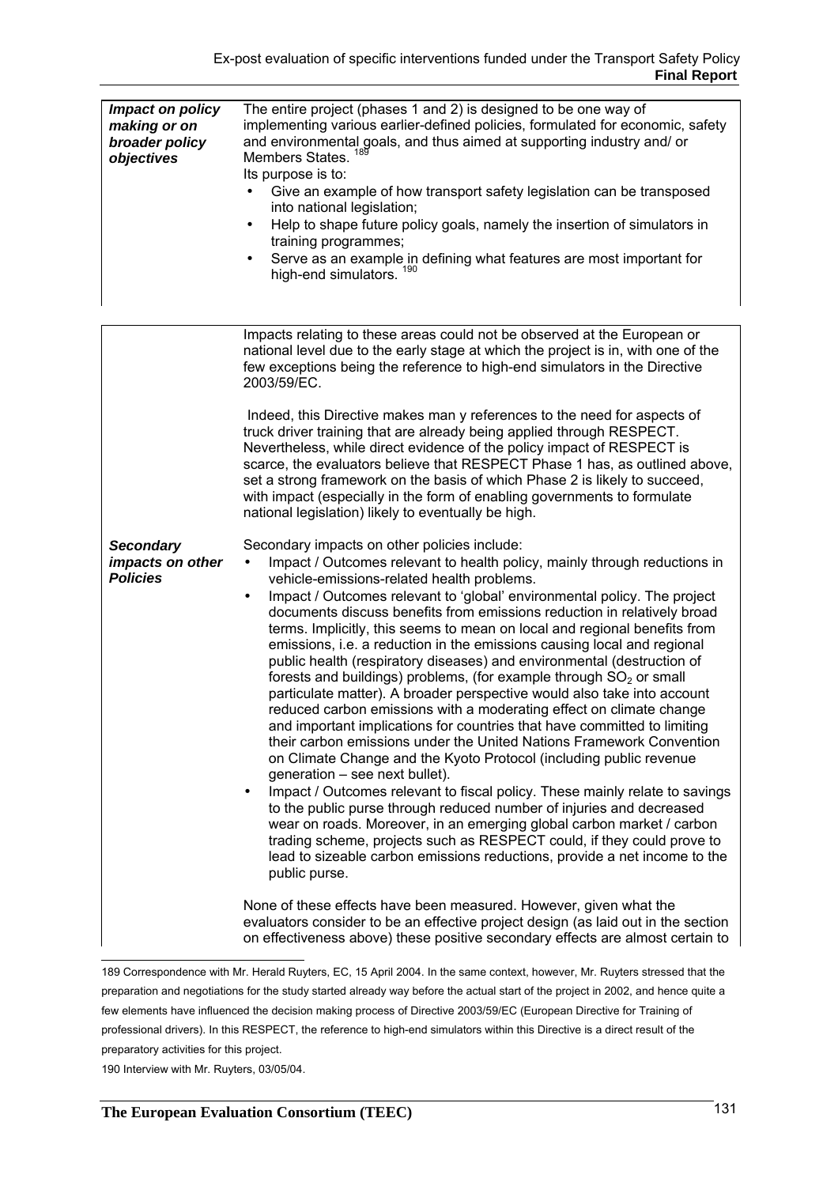| | |
|---|---|
| ***Impact on policy making or on broader policy objectives*** | The entire project (phases 1 and 2) is designed to be one way of implementing various earlier-defined policies, formulated for economic, safety and environmental goals, and thus aimed at supporting industry and/ or Members States. [189] <br> Its purpose is to: <br> • Give an example of how transport safety legislation can be transposed into national legislation; <br> • Help to shape future policy goals, namely the insertion of simulators in training programmes; <br> • Serve as an example in defining what features are most important for high-end simulators. [190] |

| | |
|---|---|
| | Impacts relating to these areas could not be observed at the European or national level due to the early stage at which the project is in, with one of the few exceptions being the reference to high-end simulators in the Directive 2003/59/EC. <br><br> Indeed, this Directive makes man y references to the need for aspects of truck driver training that are already being applied through RESPECT. Nevertheless, while direct evidence of the policy impact of RESPECT is scarce, the evaluators believe that RESPECT Phase 1 has, as outlined above, set a strong framework on the basis of which Phase 2 is likely to succeed, with impact (especially in the form of enabling governments to formulate national legislation) likely to eventually be high. |
| ***Secondary impacts on other Policies*** | Secondary impacts on other policies include: <br> • Impact / Outcomes relevant to health policy, mainly through reductions in vehicle-emissions-related health problems. <br> • Impact / Outcomes relevant to 'global' environmental policy. The project documents discuss benefits from emissions reduction in relatively broad terms. Implicitly, this seems to mean on local and regional benefits from emissions, i.e. a reduction in the emissions causing local and regional public health (respiratory diseases) and environmental (destruction of forests and buildings) problems, (for example through $SO_2$ or small particulate matter). A broader perspective would also take into account reduced carbon emissions with a moderating effect on climate change and important implications for countries that have committed to limiting their carbon emissions under the United Nations Framework Convention on Climate Change and the Kyoto Protocol (including public revenue generation – see next bullet). <br> • Impact / Outcomes relevant to fiscal policy. These mainly relate to savings to the public purse through reduced number of injuries and decreased wear on roads. Moreover, in an emerging global carbon market / carbon trading scheme, projects such as RESPECT could, if they could prove to lead to sizeable carbon emissions reductions, provide a net income to the public purse. <br><br> None of these effects have been measured. However, given what the evaluators consider to be an effective project design (as laid out in the section on effectiveness above) these positive secondary effects are almost certain to |

189 Correspondence with Mr. Herald Ruyters, EC, 15 April 2004. In the same context, however, Mr. Ruyters stressed that the preparation and negotiations for the study started already way before the actual start of the project in 2002, and hence quite a few elements have influenced the decision making process of Directive 2003/59/EC (European Directive for Training of professional drivers). In this RESPECT, the reference to high-end simulators within this Directive is a direct result of the preparatory activities for this project.

190 Interview with Mr. Ruyters, 03/05/04.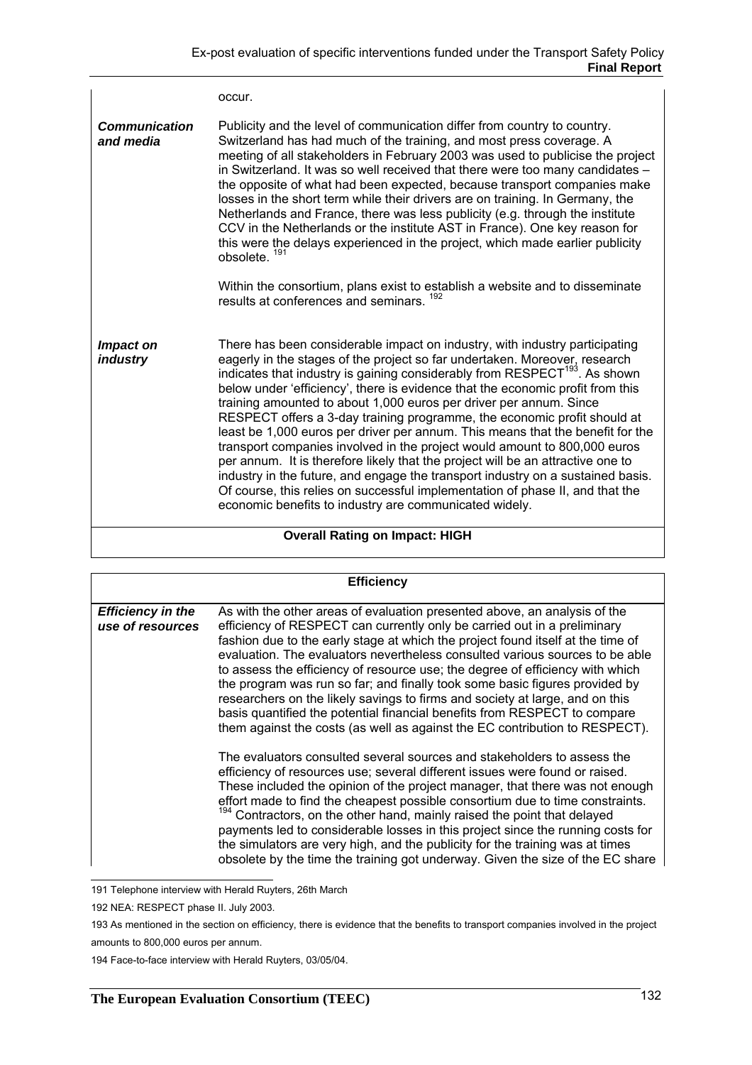| | |
|---|---|
| | occur. |
| ***Communication and media*** | Publicity and the level of communication differ from country to country. Switzerland has had much of the training, and most press coverage. A meeting of all stakeholders in February 2003 was used to publicise the project in Switzerland. It was so well received that there were too many candidates – the opposite of what had been expected, because transport companies make losses in the short term while their drivers are on training. In Germany, the Netherlands and France, there was less publicity (e.g. through the institute CCV in the Netherlands or the institute AST in France). One key reason for this were the delays experienced in the project, which made earlier publicity obsolete. [191]<br><br>Within the consortium, plans exist to establish a website and to disseminate results at conferences and seminars. [192] |
| ***Impact on industry*** | There has been considerable impact on industry, with industry participating eagerly in the stages of the project so far undertaken. Moreover, research indicates that industry is gaining considerably from RESPECT[193]. As shown below under 'efficiency', there is evidence that the economic profit from this training amounted to about 1,000 euros per driver per annum. Since RESPECT offers a 3-day training programme, the economic profit should at least be 1,000 euros per driver per annum. This means that the benefit for the transport companies involved in the project would amount to 800,000 euros per annum. It is therefore likely that the project will be an attractive one to industry in the future, and engage the transport industry on a sustained basis. Of course, this relies on successful implementation of phase II, and that the economic benefits to industry are communicated widely. |
| **Overall Rating on Impact: HIGH** | |

| **Efficiency** | |
|---|---|
| ***Efficiency in the use of resources*** | As with the other areas of evaluation presented above, an analysis of the efficiency of RESPECT can currently only be carried out in a preliminary fashion due to the early stage at which the project found itself at the time of evaluation. The evaluators nevertheless consulted various sources to be able to assess the efficiency of resource use; the degree of efficiency with which the program was run so far; and finally took some basic figures provided by researchers on the likely savings to firms and society at large, and on this basis quantified the potential financial benefits from RESPECT to compare them against the costs (as well as against the EC contribution to RESPECT).<br><br>The evaluators consulted several sources and stakeholders to assess the efficiency of resources use; several different issues were found or raised. These included the opinion of the project manager, that there was not enough effort made to find the cheapest possible consortium due to time constraints. [194] Contractors, on the other hand, mainly raised the point that delayed payments led to considerable losses in this project since the running costs for the simulators are very high, and the publicity for the training was at times obsolete by the time the training got underway. Given the size of the EC share |

191 Telephone interview with Herald Ruyters, 26th March

192 NEA: RESPECT phase II. July 2003.

193 As mentioned in the section on efficiency, there is evidence that the benefits to transport companies involved in the project amounts to 800,000 euros per annum.

194 Face-to-face interview with Herald Ruyters, 03/05/04.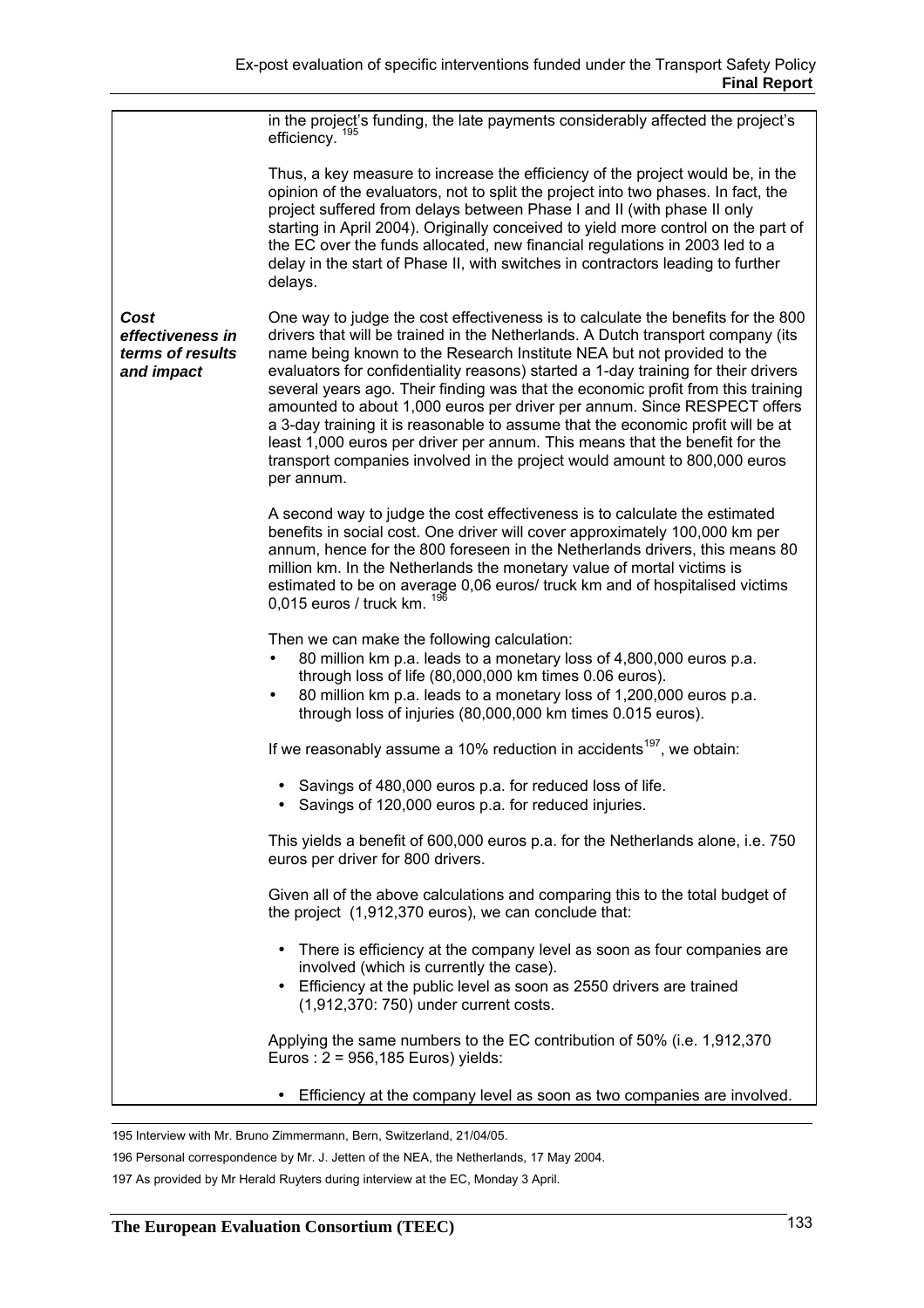| | |
|---|---|
| | in the project's funding, the late payments considerably affected the project's efficiency. [195]<br><br>Thus, a key measure to increase the efficiency of the project would be, in the opinion of the evaluators, not to split the project into two phases. In fact, the project suffered from delays between Phase I and II (with phase II only starting in April 2004). Originally conceived to yield more control on the part of the EC over the funds allocated, new financial regulations in 2003 led to a delay in the start of Phase II, with switches in contractors leading to further delays. |
| ***Cost effectiveness in terms of results and impact*** | One way to judge the cost effectiveness is to calculate the benefits for the 800 drivers that will be trained in the Netherlands. A Dutch transport company (its name being known to the Research Institute NEA but not provided to the evaluators for confidentiality reasons) started a 1-day training for their drivers several years ago. Their finding was that the economic profit from this training amounted to about 1,000 euros per driver per annum. Since RESPECT offers a 3-day training it is reasonable to assume that the economic profit will be at least 1,000 euros per driver per annum. This means that the benefit for the transport companies involved in the project would amount to 800,000 euros per annum.<br><br>A second way to judge the cost effectiveness is to calculate the estimated benefits in social cost. One driver will cover approximately 100,000 km per annum, hence for the 800 foreseen in the Netherlands drivers, this means 80 million km. In the Netherlands the monetary value of mortal victims is estimated to be on average 0,06 euros/ truck km and of hospitalised victims 0,015 euros / truck km. [196]<br><br>Then we can make the following calculation:<br>• 80 million km p.a. leads to a monetary loss of 4,800,000 euros p.a. through loss of life (80,000,000 km times 0.06 euros).<br>• 80 million km p.a. leads to a monetary loss of 1,200,000 euros p.a. through loss of injuries (80,000,000 km times 0.015 euros).<br><br>If we reasonably assume a 10% reduction in accidents[197], we obtain:<br><br>• Savings of 480,000 euros p.a. for reduced loss of life.<br>• Savings of 120,000 euros p.a. for reduced injuries.<br><br>This yields a benefit of 600,000 euros p.a. for the Netherlands alone, i.e. 750 euros per driver for 800 drivers.<br><br>Given all of the above calculations and comparing this to the total budget of the project (1,912,370 euros), we can conclude that:<br><br>• There is efficiency at the company level as soon as four companies are involved (which is currently the case).<br>• Efficiency at the public level as soon as 2550 drivers are trained (1,912,370: 750) under current costs.<br><br>Applying the same numbers to the EC contribution of 50% (i.e. 1,912,370 Euros : 2 = 956,185 Euros) yields:<br><br>• Efficiency at the company level as soon as two companies are involved. |

195 Interview with Mr. Bruno Zimmermann, Bern, Switzerland, 21/04/05.

196 Personal correspondence by Mr. J. Jetten of the NEA, the Netherlands, 17 May 2004.

197 As provided by Mr Herald Ruyters during interview at the EC, Monday 3 April.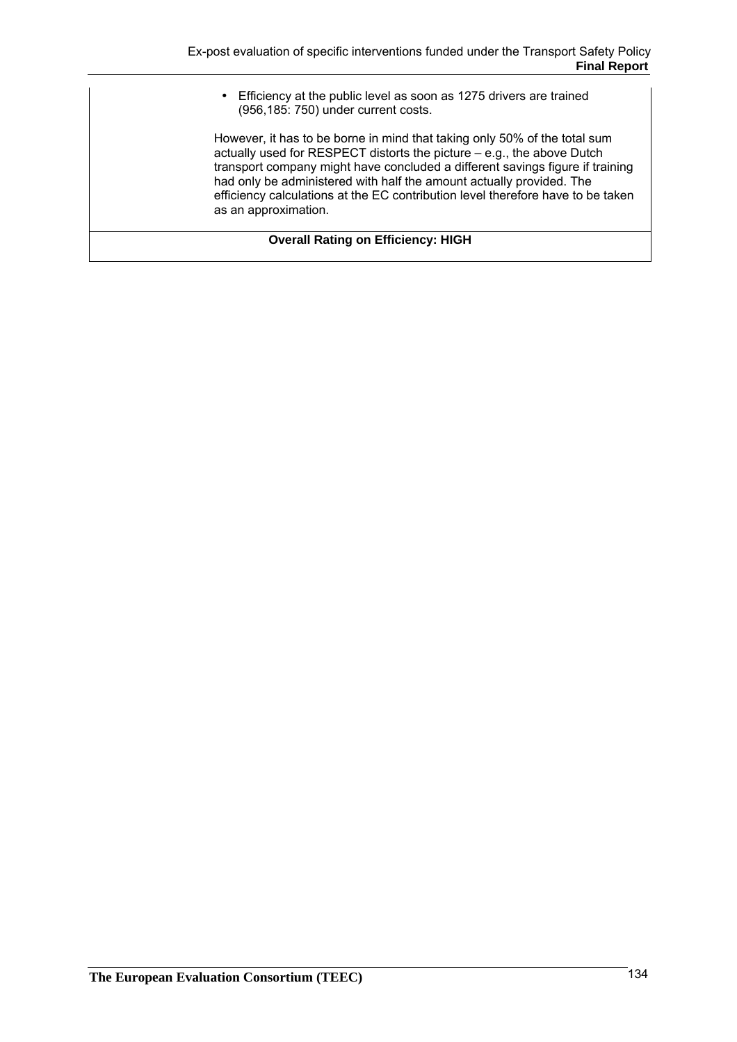| | |
|---|---|
| | • Efficiency at the public level as soon as 1275 drivers are trained (956,185: 750) under current costs.<br><br>However, it has to be borne in mind that taking only 50% of the total sum actually used for RESPECT distorts the picture – e.g., the above Dutch transport company might have concluded a different savings figure if training had only be administered with half the amount actually provided. The efficiency calculations at the EC contribution level therefore have to be taken as an approximation. |
| **Overall Rating on Efficiency: HIGH** | |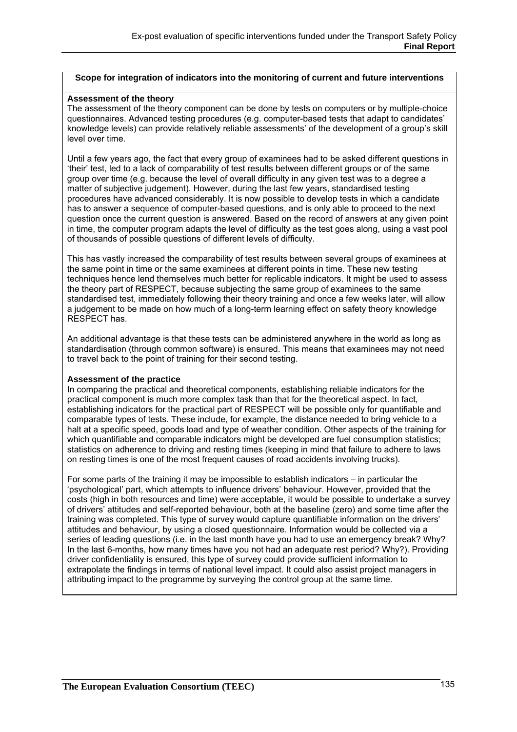**Scope for integration of indicators into the monitoring of current and future interventions**

**Assessment of the theory**

The assessment of the theory component can be done by tests on computers or by multiple-choice questionnaires. Advanced testing procedures (e.g. computer-based tests that adapt to candidates' knowledge levels) can provide relatively reliable assessments' of the development of a group's skill level over time.

Until a few years ago, the fact that every group of examinees had to be asked different questions in 'their' test, led to a lack of comparability of test results between different groups or of the same group over time (e.g. because the level of overall difficulty in any given test was to a degree a matter of subjective judgement). However, during the last few years, standardised testing procedures have advanced considerably. It is now possible to develop tests in which a candidate has to answer a sequence of computer-based questions, and is only able to proceed to the next question once the current question is answered. Based on the record of answers at any given point in time, the computer program adapts the level of difficulty as the test goes along, using a vast pool of thousands of possible questions of different levels of difficulty.

This has vastly increased the comparability of test results between several groups of examinees at the same point in time or the same examinees at different points in time. These new testing techniques hence lend themselves much better for replicable indicators. It might be used to assess the theory part of RESPECT, because subjecting the same group of examinees to the same standardised test, immediately following their theory training and once a few weeks later, will allow a judgement to be made on how much of a long-term learning effect on safety theory knowledge RESPECT has.

An additional advantage is that these tests can be administered anywhere in the world as long as standardisation (through common software) is ensured. This means that examinees may not need to travel back to the point of training for their second testing.

**Assessment of the practice**

In comparing the practical and theoretical components, establishing reliable indicators for the practical component is much more complex task than that for the theoretical aspect. In fact, establishing indicators for the practical part of RESPECT will be possible only for quantifiable and comparable types of tests. These include, for example, the distance needed to bring vehicle to a halt at a specific speed, goods load and type of weather condition. Other aspects of the training for which quantifiable and comparable indicators might be developed are fuel consumption statistics; statistics on adherence to driving and resting times (keeping in mind that failure to adhere to laws on resting times is one of the most frequent causes of road accidents involving trucks).

For some parts of the training it may be impossible to establish indicators – in particular the 'psychological' part, which attempts to influence drivers' behaviour. However, provided that the costs (high in both resources and time) were acceptable, it would be possible to undertake a survey of drivers' attitudes and self-reported behaviour, both at the baseline (zero) and some time after the training was completed. This type of survey would capture quantifiable information on the drivers' attitudes and behaviour, by using a closed questionnaire. Information would be collected via a series of leading questions (i.e. in the last month have you had to use an emergency break? Why? In the last 6-months, how many times have you not had an adequate rest period? Why?). Providing driver confidentiality is ensured, this type of survey could provide sufficient information to extrapolate the findings in terms of national level impact. It could also assist project managers in attributing impact to the programme by surveying the control group at the same time.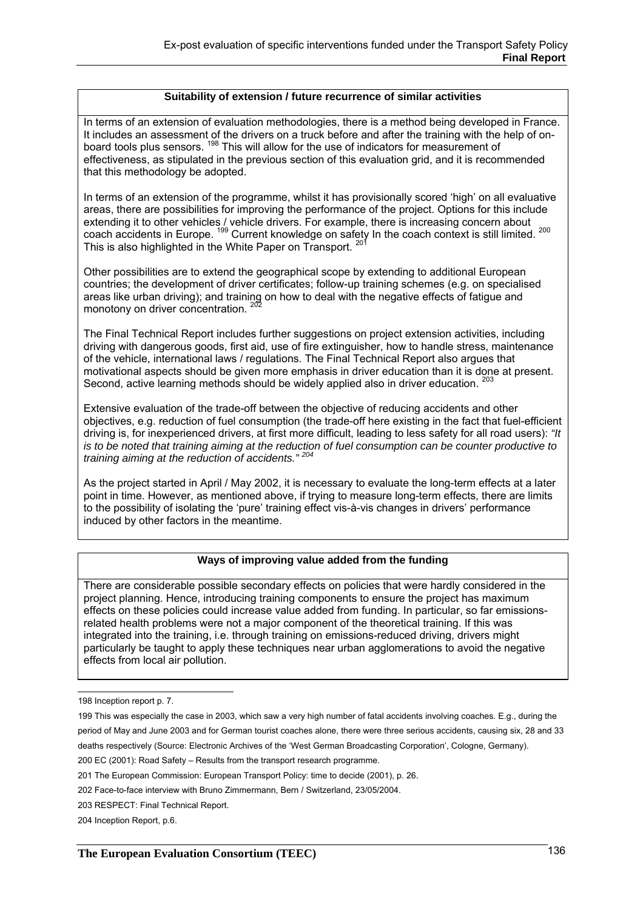**Suitability of extension / future recurrence of similar activities**

In terms of an extension of evaluation methodologies, there is a method being developed in France. It includes an assessment of the drivers on a truck before and after the training with the help of on-board tools plus sensors. [198] This will allow for the use of indicators for measurement of effectiveness, as stipulated in the previous section of this evaluation grid, and it is recommended that this methodology be adopted.

In terms of an extension of the programme, whilst it has provisionally scored 'high' on all evaluative areas, there are possibilities for improving the performance of the project. Options for this include extending it to other vehicles / vehicle drivers. For example, there is increasing concern about coach accidents in Europe. [199] Current knowledge on safety In the coach context is still limited. [200] This is also highlighted in the White Paper on Transport. [201]

Other possibilities are to extend the geographical scope by extending to additional European countries; the development of driver certificates; follow-up training schemes (e.g. on specialised areas like urban driving); and training on how to deal with the negative effects of fatigue and monotony on driver concentration. [202]

The Final Technical Report includes further suggestions on project extension activities, including driving with dangerous goods, first aid, use of fire extinguisher, how to handle stress, maintenance of the vehicle, international laws / regulations. The Final Technical Report also argues that motivational aspects should be given more emphasis in driver education than it is done at present. Second, active learning methods should be widely applied also in driver education. [203]

Extensive evaluation of the trade-off between the objective of reducing accidents and other objectives, e.g. reduction of fuel consumption (the trade-off here existing in the fact that fuel-efficient driving is, for inexperienced drivers, at first more difficult, leading to less safety for all road users): *"It is to be noted that training aiming at the reduction of fuel consumption can be counter productive to training aiming at the reduction of accidents."* [204]

As the project started in April / May 2002, it is necessary to evaluate the long-term effects at a later point in time. However, as mentioned above, if trying to measure long-term effects, there are limits to the possibility of isolating the 'pure' training effect vis-à-vis changes in drivers' performance induced by other factors in the meantime.

**Ways of improving value added from the funding**

There are considerable possible secondary effects on policies that were hardly considered in the project planning. Hence, introducing training components to ensure the project has maximum effects on these policies could increase value added from funding. In particular, so far emissions-related health problems were not a major component of the theoretical training. If this was integrated into the training, i.e. through training on emissions-reduced driving, drivers might particularly be taught to apply these techniques near urban agglomerations to avoid the negative effects from local air pollution.

---

198 Inception report p. 7.

199 This was especially the case in 2003, which saw a very high number of fatal accidents involving coaches. E.g., during the period of May and June 2003 and for German tourist coaches alone, there were three serious accidents, causing six, 28 and 33 deaths respectively (Source: Electronic Archives of the 'West German Broadcasting Corporation', Cologne, Germany).

200 EC (2001): Road Safety – Results from the transport research programme.

201 The European Commission: European Transport Policy: time to decide (2001), p. 26.

202 Face-to-face interview with Bruno Zimmermann, Bern / Switzerland, 23/05/2004.

203 RESPECT: Final Technical Report.

204 Inception Report, p.6.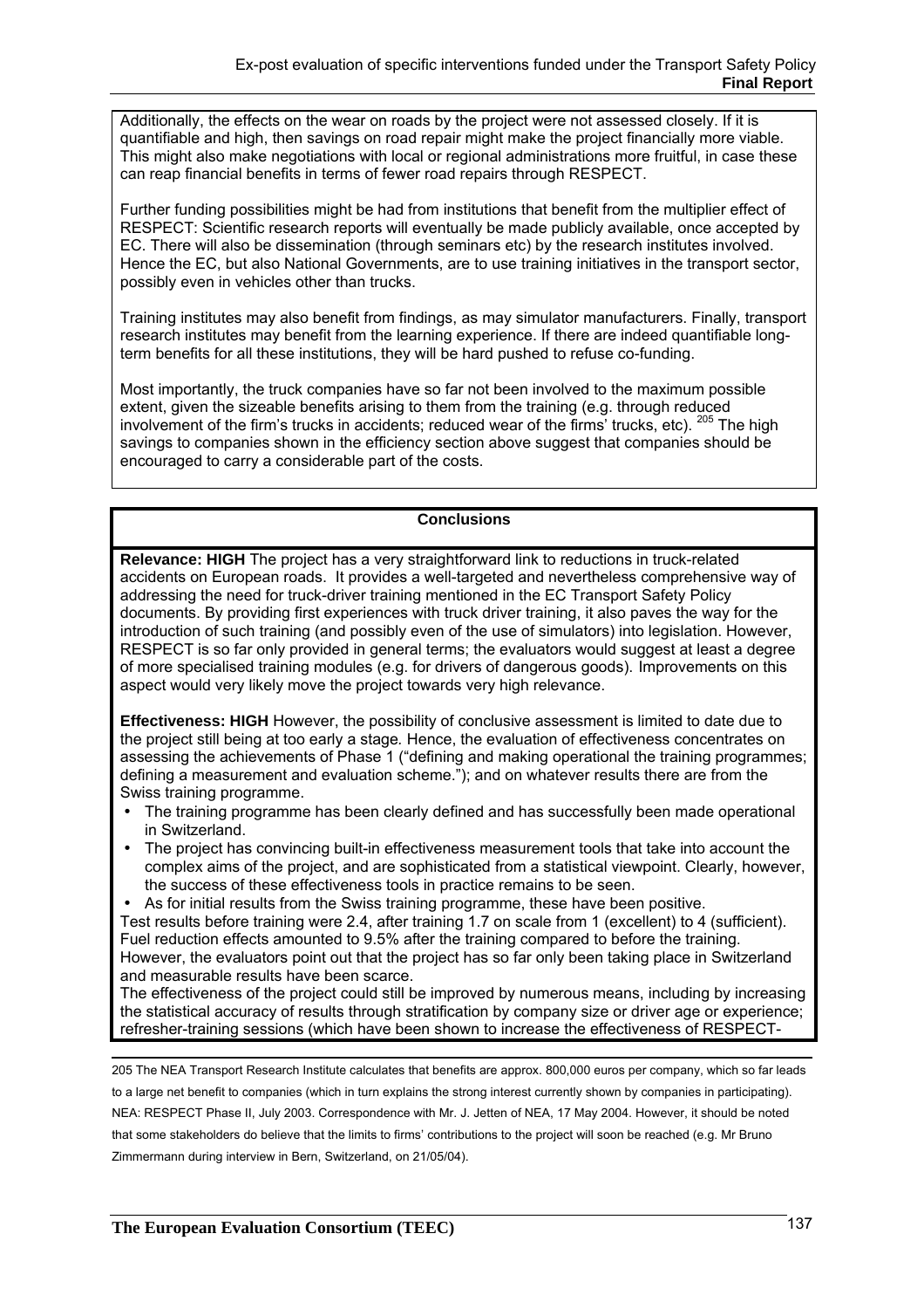Additionally, the effects on the wear on roads by the project were not assessed closely. If it is quantifiable and high, then savings on road repair might make the project financially more viable. This might also make negotiations with local or regional administrations more fruitful, in case these can reap financial benefits in terms of fewer road repairs through RESPECT.

Further funding possibilities might be had from institutions that benefit from the multiplier effect of RESPECT: Scientific research reports will eventually be made publicly available, once accepted by EC. There will also be dissemination (through seminars etc) by the research institutes involved. Hence the EC, but also National Governments, are to use training initiatives in the transport sector, possibly even in vehicles other than trucks.

Training institutes may also benefit from findings, as may simulator manufacturers. Finally, transport research institutes may benefit from the learning experience. If there are indeed quantifiable long-term benefits for all these institutions, they will be hard pushed to refuse co-funding.

Most importantly, the truck companies have so far not been involved to the maximum possible extent, given the sizeable benefits arising to them from the training (e.g. through reduced involvement of the firm's trucks in accidents; reduced wear of the firms' trucks, etc). [205] The high savings to companies shown in the efficiency section above suggest that companies should be encouraged to carry a considerable part of the costs.

**Conclusions**

**Relevance: HIGH** The project has a very straightforward link to reductions in truck-related accidents on European roads. It provides a well-targeted and nevertheless comprehensive way of addressing the need for truck-driver training mentioned in the EC Transport Safety Policy documents. By providing first experiences with truck driver training, it also paves the way for the introduction of such training (and possibly even of the use of simulators) into legislation. However, RESPECT is so far only provided in general terms; the evaluators would suggest at least a degree of more specialised training modules (e.g. for drivers of dangerous goods). Improvements on this aspect would very likely move the project towards very high relevance.

**Effectiveness: HIGH** However, the possibility of conclusive assessment is limited to date due to the project still being at too early a stage. Hence, the evaluation of effectiveness concentrates on assessing the achievements of Phase 1 ("defining and making operational the training programmes; defining a measurement and evaluation scheme."); and on whatever results there are from the Swiss training programme.

- The training programme has been clearly defined and has successfully been made operational in Switzerland.
- The project has convincing built-in effectiveness measurement tools that take into account the complex aims of the project, and are sophisticated from a statistical viewpoint. Clearly, however, the success of these effectiveness tools in practice remains to be seen.
- As for initial results from the Swiss training programme, these have been positive.

Test results before training were 2.4, after training 1.7 on scale from 1 (excellent) to 4 (sufficient). Fuel reduction effects amounted to 9.5% after the training compared to before the training. However, the evaluators point out that the project has so far only been taking place in Switzerland and measurable results have been scarce.

The effectiveness of the project could still be improved by numerous means, including by increasing the statistical accuracy of results through stratification by company size or driver age or experience; refresher-training sessions (which have been shown to increase the effectiveness of RESPECT-

205 The NEA Transport Research Institute calculates that benefits are approx. 800,000 euros per company, which so far leads to a large net benefit to companies (which in turn explains the strong interest currently shown by companies in participating). NEA: RESPECT Phase II, July 2003. Correspondence with Mr. J. Jetten of NEA, 17 May 2004. However, it should be noted that some stakeholders do believe that the limits to firms' contributions to the project will soon be reached (e.g. Mr Bruno Zimmermann during interview in Bern, Switzerland, on 21/05/04).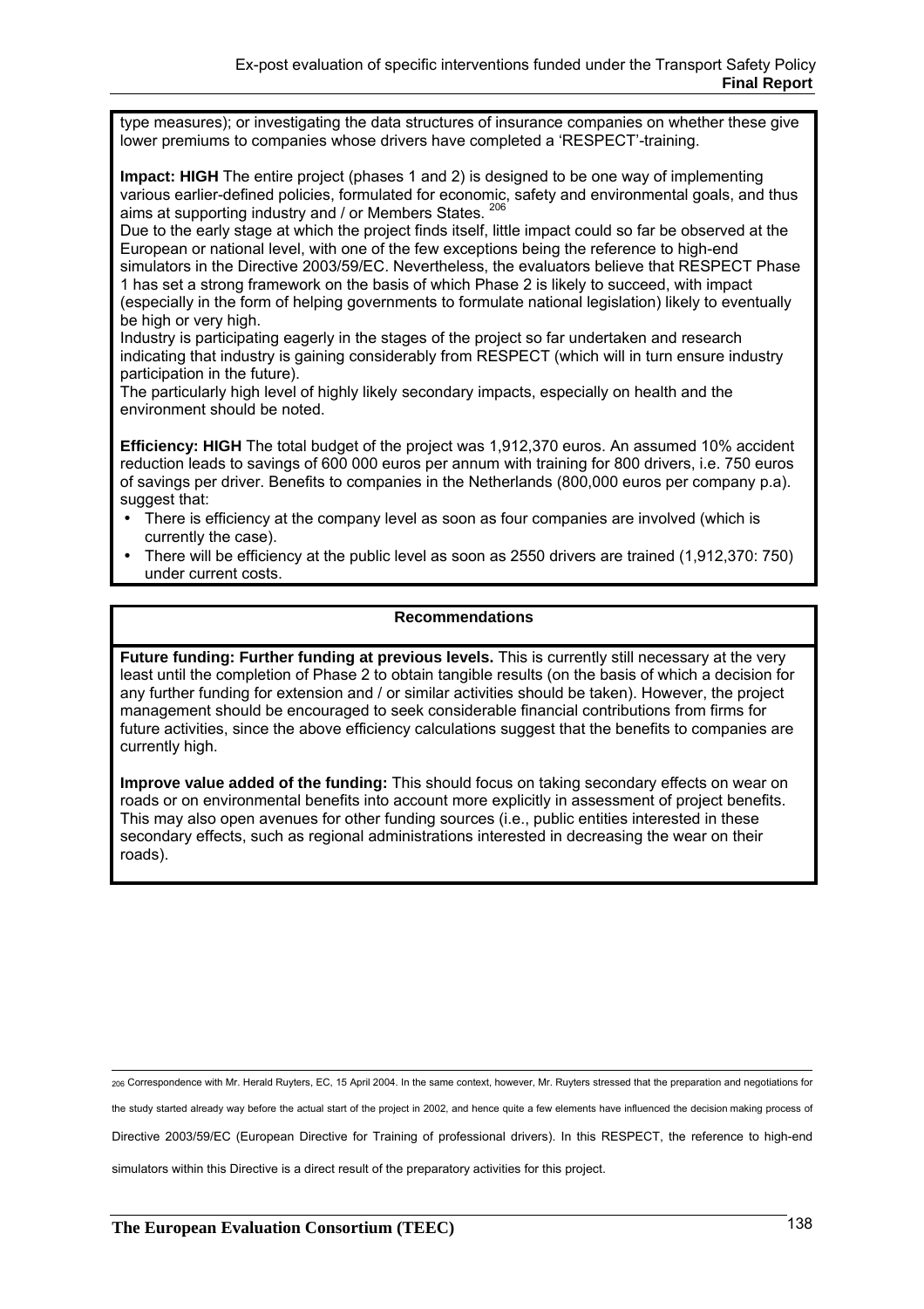type measures); or investigating the data structures of insurance companies on whether these give lower premiums to companies whose drivers have completed a 'RESPECT'-training.

**Impact: HIGH** The entire project (phases 1 and 2) is designed to be one way of implementing various earlier-defined policies, formulated for economic, safety and environmental goals, and thus aims at supporting industry and / or Members States. [206]

Due to the early stage at which the project finds itself, little impact could so far be observed at the European or national level, with one of the few exceptions being the reference to high-end simulators in the Directive 2003/59/EC. Nevertheless, the evaluators believe that RESPECT Phase 1 has set a strong framework on the basis of which Phase 2 is likely to succeed, with impact (especially in the form of helping governments to formulate national legislation) likely to eventually be high or very high.

Industry is participating eagerly in the stages of the project so far undertaken and research indicating that industry is gaining considerably from RESPECT (which will in turn ensure industry participation in the future).

The particularly high level of highly likely secondary impacts, especially on health and the environment should be noted.

**Efficiency: HIGH** The total budget of the project was 1,912,370 euros. An assumed 10% accident reduction leads to savings of 600 000 euros per annum with training for 800 drivers, i.e. 750 euros of savings per driver. Benefits to companies in the Netherlands (800,000 euros per company p.a). suggest that:

- There is efficiency at the company level as soon as four companies are involved (which is currently the case).
- There will be efficiency at the public level as soon as 2550 drivers are trained (1,912,370: 750) under current costs.

**Recommendations**

**Future funding: Further funding at previous levels.** This is currently still necessary at the very least until the completion of Phase 2 to obtain tangible results (on the basis of which a decision for any further funding for extension and / or similar activities should be taken). However, the project management should be encouraged to seek considerable financial contributions from firms for future activities, since the above efficiency calculations suggest that the benefits to companies are currently high.

**Improve value added of the funding:** This should focus on taking secondary effects on wear on roads or on environmental benefits into account more explicitly in assessment of project benefits. This may also open avenues for other funding sources (i.e., public entities interested in these secondary effects, such as regional administrations interested in decreasing the wear on their roads).

---

[206] Correspondence with Mr. Herald Ruyters, EC, 15 April 2004. In the same context, however, Mr. Ruyters stressed that the preparation and negotiations for the study started already way before the actual start of the project in 2002, and hence quite a few elements have influenced the decision making process of Directive 2003/59/EC (European Directive for Training of professional drivers). In this RESPECT, the reference to high-end simulators within this Directive is a direct result of the preparatory activities for this project.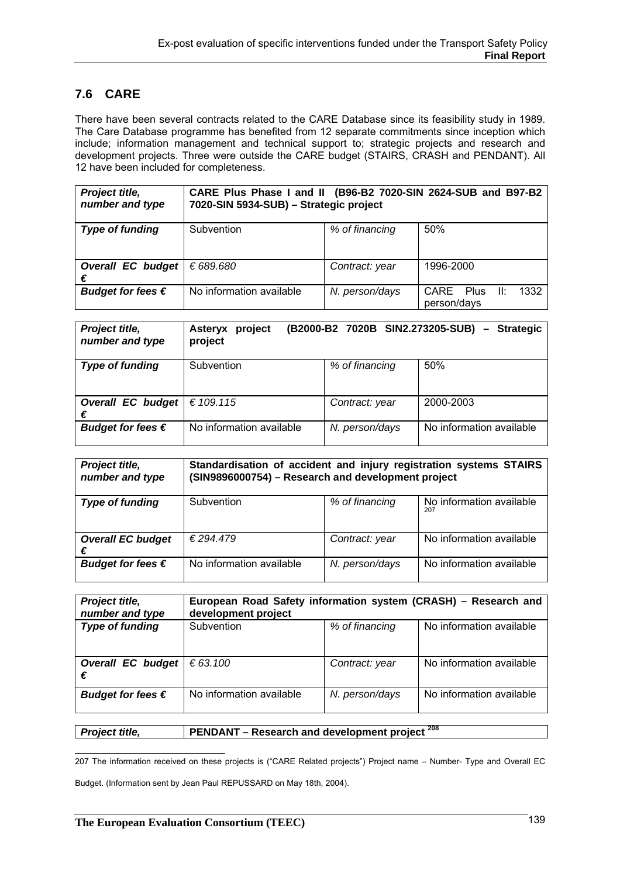## 7.6 CARE

There have been several contracts related to the CARE Database since its feasibility study in 1989. The Care Database programme has benefited from 12 separate commitments since inception which include; information management and technical support to; strategic projects and research and development projects. Three were outside the CARE budget (STAIRS, CRASH and PENDANT). All 12 have been included for completeness.

| *Project title, number and type* | **CARE Plus Phase I and II (B96-B2 7020-SIN 2624-SUB and B97-B2 7020-SIN 5934-SUB) – Strategic project** | | |
|---|---|---|---|
| ***Type of funding*** | Subvention | *% of financing* | 50% |
| ***Overall EC budget €*** | *€ 689.680* | *Contract: year* | 1996-2000 |
| ***Budget for fees €*** | No information available | *N. person/days* | CARE Plus II: 1332 person/days |

| *Project title, number and type* | **Asteryx project (B2000-B2 7020B SIN2.273205-SUB) – Strategic project** | | |
|---|---|---|---|
| ***Type of funding*** | Subvention | *% of financing* | 50% |
| ***Overall EC budget €*** | *€ 109.115* | *Contract: year* | 2000-2003 |
| ***Budget for fees €*** | No information available | *N. person/days* | No information available |

| *Project title, number and type* | **Standardisation of accident and injury registration systems STAIRS (SIN9896000754) – Research and development project** | | |
|---|---|---|---|
| ***Type of funding*** | Subvention | *% of financing* | No information available [207] |
| ***Overall EC budget €*** | *€ 294.479* | *Contract: year* | No information available |
| ***Budget for fees €*** | No information available | *N. person/days* | No information available |

| *Project title, number and type* | **European Road Safety information system (CRASH) – Research and development project** | | |
|---|---|---|---|
| ***Type of funding*** | Subvention | *% of financing* | No information available |
| ***Overall EC budget €*** | *€ 63.100* | *Contract: year* | No information available |
| ***Budget for fees €*** | No information available | *N. person/days* | No information available |

| *Project title,* | **PENDANT – Research and development project [208]** |
|---|---|

207 The information received on these projects is ("CARE Related projects") Project name – Number- Type and Overall EC Budget. (Information sent by Jean Paul REPUSSARD on May 18th, 2004).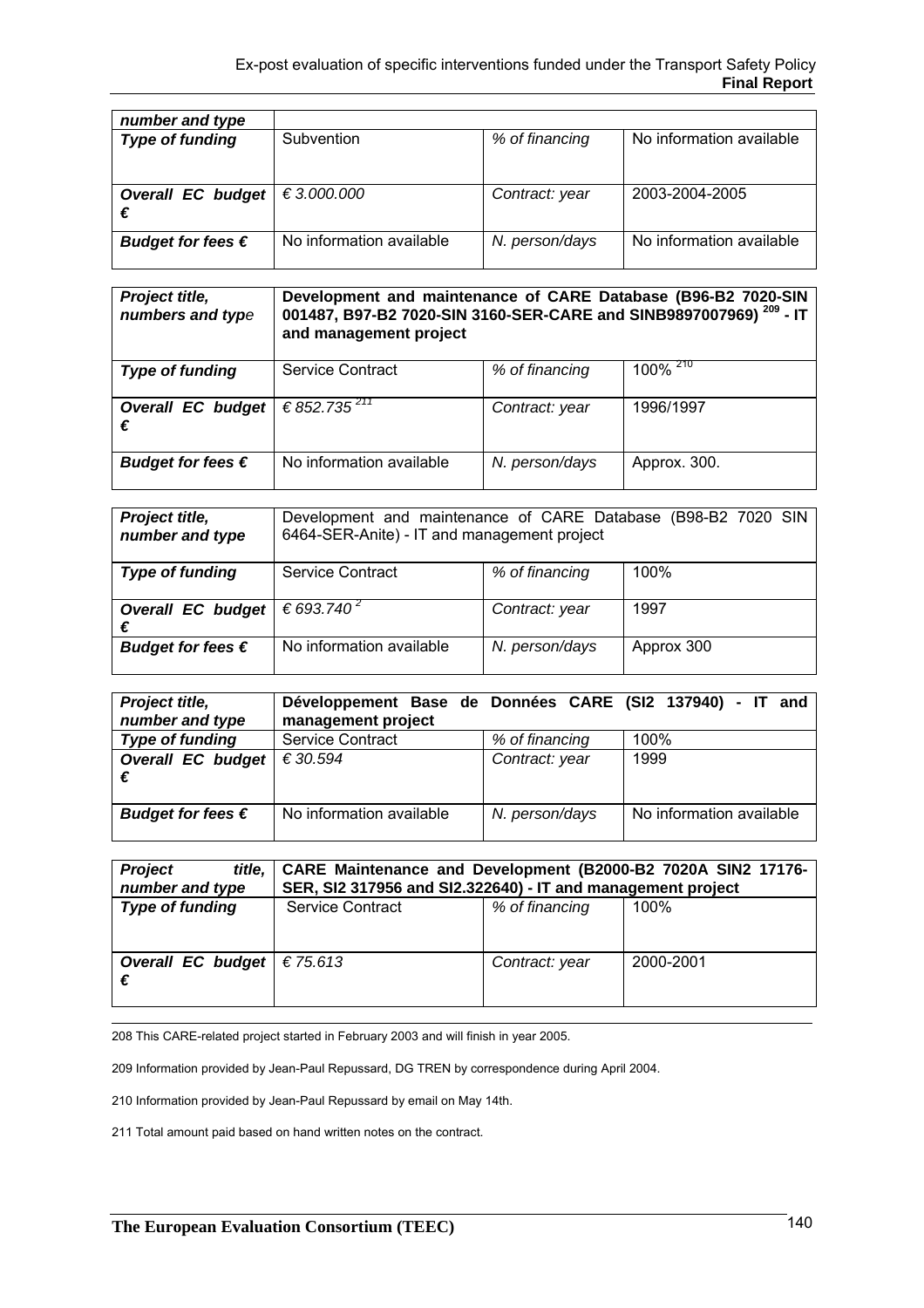| *number and type* | | | |
|---|---|---|---|
| ***Type of funding*** | Subvention | *% of financing* | No information available |
| ***Overall EC budget €*** | *€ 3.000.000* | *Contract: year* | 2003-2004-2005 |
| ***Budget for fees €*** | No information available | *N. person/days* | No information available |

| ***Project title, numbers and type*** | **Development and maintenance of CARE Database (B96-B2 7020-SIN 001487, B97-B2 7020-SIN 3160-SER-CARE and SINB9897007969) [209] - IT and management project** | | |
|---|---|---|---|
| ***Type of funding*** | Service Contract | *% of financing* | 100% [210] |
| ***Overall EC budget €*** | *€ 852.735* [211] | *Contract: year* | 1996/1997 |
| ***Budget for fees €*** | No information available | *N. person/days* | Approx. 300. |

| ***Project title, number and type*** | Development and maintenance of CARE Database (B98-B2 7020 SIN 6464-SER-Anite) - IT and management project | | |
|---|---|---|---|
| ***Type of funding*** | Service Contract | *% of financing* | 100% |
| ***Overall EC budget €*** | *€ 693.740* [2] | *Contract: year* | 1997 |
| ***Budget for fees €*** | No information available | *N. person/days* | Approx 300 |

| ***Project title, number and type*** | **Développement Base de Données CARE (SI2 137940) - IT and management project** | | |
|---|---|---|---|
| ***Type of funding*** | Service Contract | *% of financing* | 100% |
| ***Overall EC budget €*** | *€ 30.594* | *Contract: year* | 1999 |
| ***Budget for fees €*** | No information available | *N. person/days* | No information available |

| ***Project title, number and type*** | **CARE Maintenance and Development (B2000-B2 7020A SIN2 17176-SER, SI2 317956 and SI2.322640) - IT and management project** | | |
|---|---|---|---|
| ***Type of funding*** | Service Contract | *% of financing* | 100% |
| ***Overall EC budget €*** | *€ 75.613* | *Contract: year* | 2000-2001 |

208 This CARE-related project started in February 2003 and will finish in year 2005.

209 Information provided by Jean-Paul Repussard, DG TREN by correspondence during April 2004.

210 Information provided by Jean-Paul Repussard by email on May 14th.

211 Total amount paid based on hand written notes on the contract.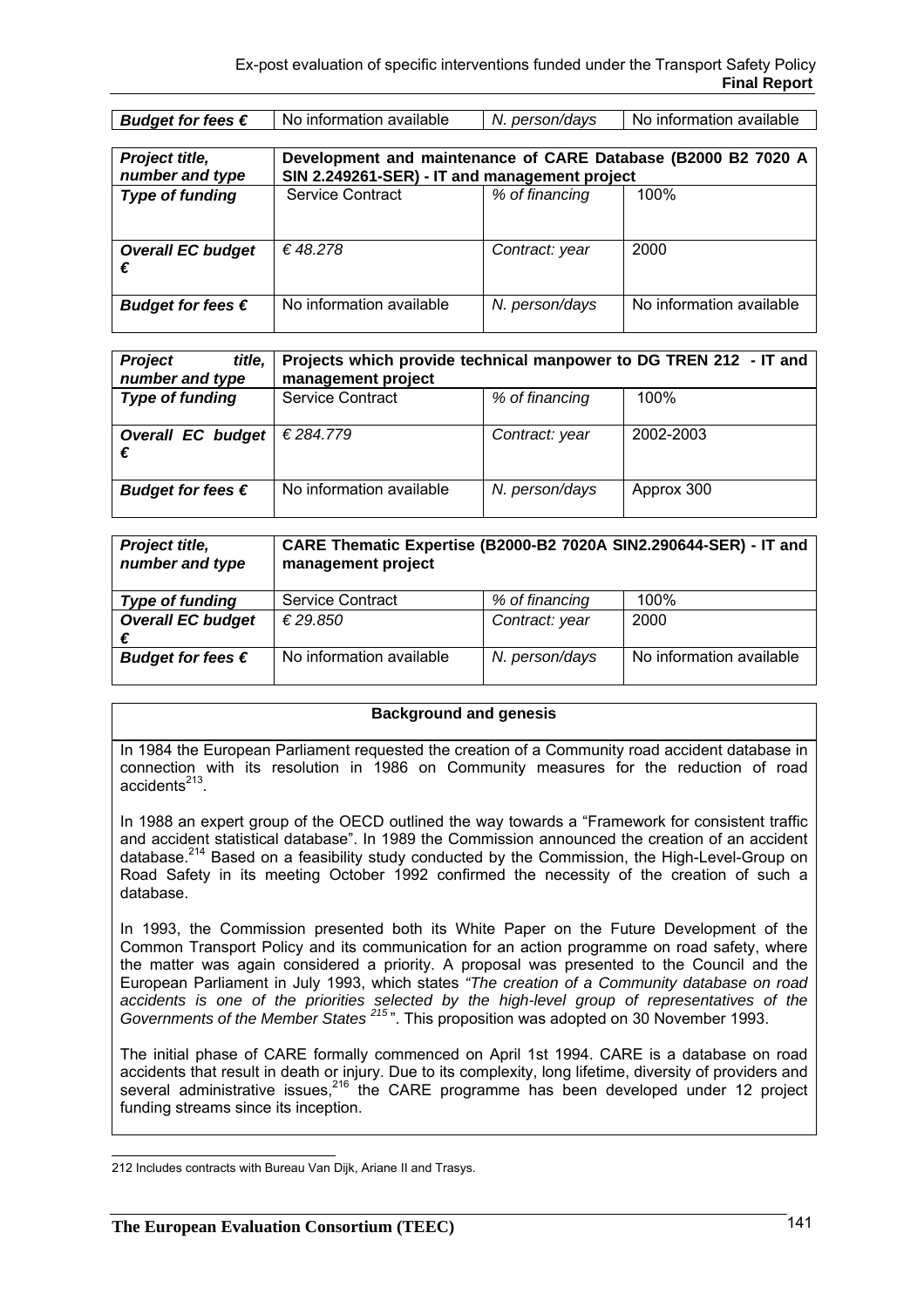| *Budget for fees €* | No information available | *N. person/days* | No information available |
|---|---|---|---|

| *Project title, number and type* | **Development and maintenance of CARE Database (B2000 B2 7020 A SIN 2.249261-SER) - IT and management project** | | |
|---|---|---|---|
| *Type of funding* | Service Contract | *% of financing* | 100% |
| *Overall EC budget €* | *€ 48.278* | *Contract: year* | 2000 |
| *Budget for fees €* | No information available | *N. person/days* | No information available |

| *Project title, number and type* | **Projects which provide technical manpower to DG TREN 212 - IT and management project** | | |
|---|---|---|---|
| *Type of funding* | Service Contract | *% of financing* | 100% |
| *Overall EC budget €* | *€ 284.779* | *Contract: year* | 2002-2003 |
| *Budget for fees €* | No information available | *N. person/days* | Approx 300 |

| *Project title, number and type* | **CARE Thematic Expertise (B2000-B2 7020A SIN2.290644-SER) - IT and management project** | | |
|---|---|---|---|
| *Type of funding* | Service Contract | *% of financing* | 100% |
| *Overall EC budget €* | *€ 29.850* | *Contract: year* | 2000 |
| *Budget for fees €* | No information available | *N. person/days* | No information available |

**Background and genesis**

In 1984 the European Parliament requested the creation of a Community road accident database in connection with its resolution in 1986 on Community measures for the reduction of road accidents[213].

In 1988 an expert group of the OECD outlined the way towards a "Framework for consistent traffic and accident statistical database". In 1989 the Commission announced the creation of an accident database.[214] Based on a feasibility study conducted by the Commission, the High-Level-Group on Road Safety in its meeting October 1992 confirmed the necessity of the creation of such a database.

In 1993, the Commission presented both its White Paper on the Future Development of the Common Transport Policy and its communication for an action programme on road safety, where the matter was again considered a priority. A proposal was presented to the Council and the European Parliament in July 1993, which states *"The creation of a Community database on road accidents is one of the priorities selected by the high-level group of representatives of the Governments of the Member States [215]"*. This proposition was adopted on 30 November 1993.

The initial phase of CARE formally commenced on April 1st 1994. CARE is a database on road accidents that result in death or injury. Due to its complexity, long lifetime, diversity of providers and several administrative issues,[216] the CARE programme has been developed under 12 project funding streams since its inception.

212 Includes contracts with Bureau Van Dijk, Ariane II and Trasys.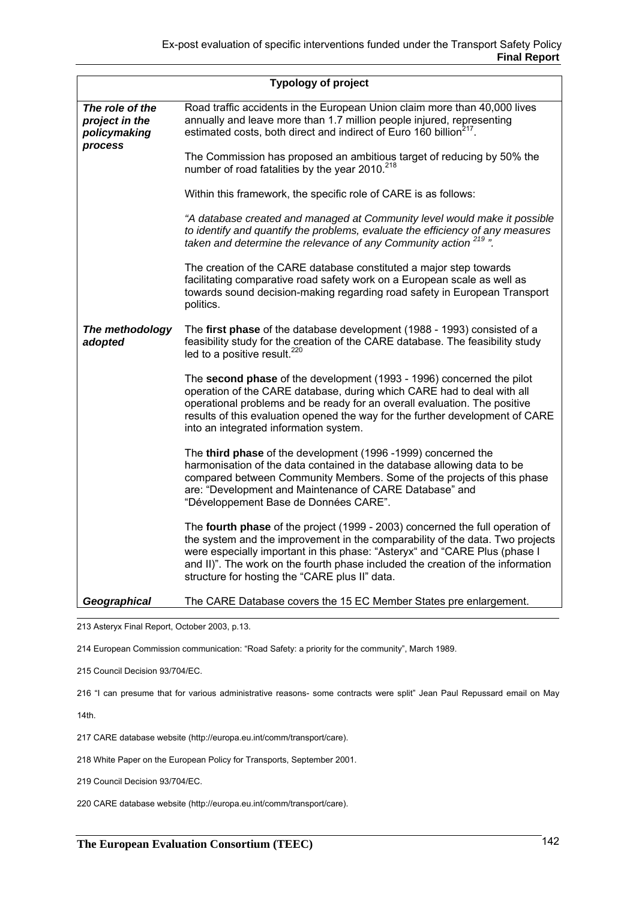| Typology of project | |
|---|---|
| ***The role of the project in the policymaking process*** | Road traffic accidents in the European Union claim more than 40,000 lives annually and leave more than 1.7 million people injured, representing estimated costs, both direct and indirect of Euro 160 billion[217].<br><br>The Commission has proposed an ambitious target of reducing by 50% the number of road fatalities by the year 2010.[218]<br><br>Within this framework, the specific role of CARE is as follows:<br><br>*"A database created and managed at Community level would make it possible to identify and quantify the problems, evaluate the efficiency of any measures taken and determine the relevance of any Community action [219] ".*<br><br>The creation of the CARE database constituted a major step towards facilitating comparative road safety work on a European scale as well as towards sound decision-making regarding road safety in European Transport politics. |
| ***The methodology adopted*** | The **first phase** of the database development (1988 - 1993) consisted of a feasibility study for the creation of the CARE database. The feasibility study led to a positive result.[220]<br><br>The **second phase** of the development (1993 - 1996) concerned the pilot operation of the CARE database, during which CARE had to deal with all operational problems and be ready for an overall evaluation. The positive results of this evaluation opened the way for the further development of CARE into an integrated information system.<br><br>The **third phase** of the development (1996 -1999) concerned the harmonisation of the data contained in the database allowing data to be compared between Community Members. Some of the projects of this phase are: "Development and Maintenance of CARE Database" and "Développement Base de Données CARE".<br><br>The **fourth phase** of the project (1999 - 2003) concerned the full operation of the system and the improvement in the comparability of the data. Two projects were especially important in this phase: "Asteryx" and "CARE Plus (phase I and II)". The work on the fourth phase included the creation of the information structure for hosting the "CARE plus II" data. |
| ***Geographical*** | The CARE Database covers the 15 EC Member States pre enlargement. |

213 Asteryx Final Report, October 2003, p.13.

214 European Commission communication: "Road Safety: a priority for the community", March 1989.

215 Council Decision 93/704/EC.

216 "I can presume that for various administrative reasons- some contracts were split" Jean Paul Repussard email on May 14th.

217 CARE database website (http://europa.eu.int/comm/transport/care).

218 White Paper on the European Policy for Transports, September 2001.

219 Council Decision 93/704/EC.

220 CARE database website (http://europa.eu.int/comm/transport/care).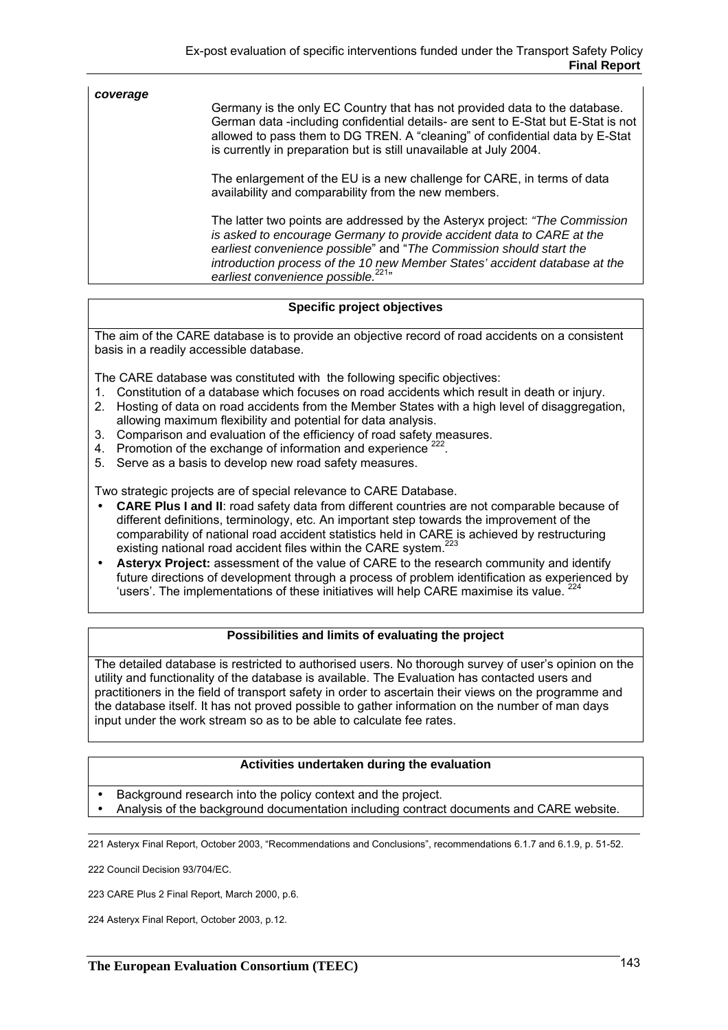| *coverage* | Germany is the only EC Country that has not provided data to the database. German data -including confidential details- are sent to E-Stat but E-Stat is not allowed to pass them to DG TREN. A "cleaning" of confidential data by E-Stat is currently in preparation but is still unavailable at July 2004.<br><br>The enlargement of the EU is a new challenge for CARE, in terms of data availability and comparability from the new members.<br><br>The latter two points are addressed by the Asteryx project: *"The Commission is asked to encourage Germany to provide accident data to CARE at the earliest convenience possible*" and "*The Commission should start the introduction process of the 10 new Member States' accident database at the earliest convenience possible.*[221]" |
|---|---|

**Specific project objectives**

The aim of the CARE database is to provide an objective record of road accidents on a consistent basis in a readily accessible database.

The CARE database was constituted with the following specific objectives:

1. Constitution of a database which focuses on road accidents which result in death or injury.
2. Hosting of data on road accidents from the Member States with a high level of disaggregation, allowing maximum flexibility and potential for data analysis.
3. Comparison and evaluation of the efficiency of road safety measures.
4. Promotion of the exchange of information and experience [222].
5. Serve as a basis to develop new road safety measures.

Two strategic projects are of special relevance to CARE Database.

- **CARE Plus I and II**: road safety data from different countries are not comparable because of different definitions, terminology, etc. An important step towards the improvement of the comparability of national road accident statistics held in CARE is achieved by restructuring existing national road accident files within the CARE system.[223]
- **Asteryx Project:** assessment of the value of CARE to the research community and identify future directions of development through a process of problem identification as experienced by 'users'. The implementations of these initiatives will help CARE maximise its value. [224]

**Possibilities and limits of evaluating the project**

The detailed database is restricted to authorised users. No thorough survey of user's opinion on the utility and functionality of the database is available. The Evaluation has contacted users and practitioners in the field of transport safety in order to ascertain their views on the programme and the database itself. It has not proved possible to gather information on the number of man days input under the work stream so as to be able to calculate fee rates.

**Activities undertaken during the evaluation**

- Background research into the policy context and the project.
- Analysis of the background documentation including contract documents and CARE website.

221 Asteryx Final Report, October 2003, "Recommendations and Conclusions", recommendations 6.1.7 and 6.1.9, p. 51-52.

222 Council Decision 93/704/EC.

223 CARE Plus 2 Final Report, March 2000, p.6.

224 Asteryx Final Report, October 2003, p.12.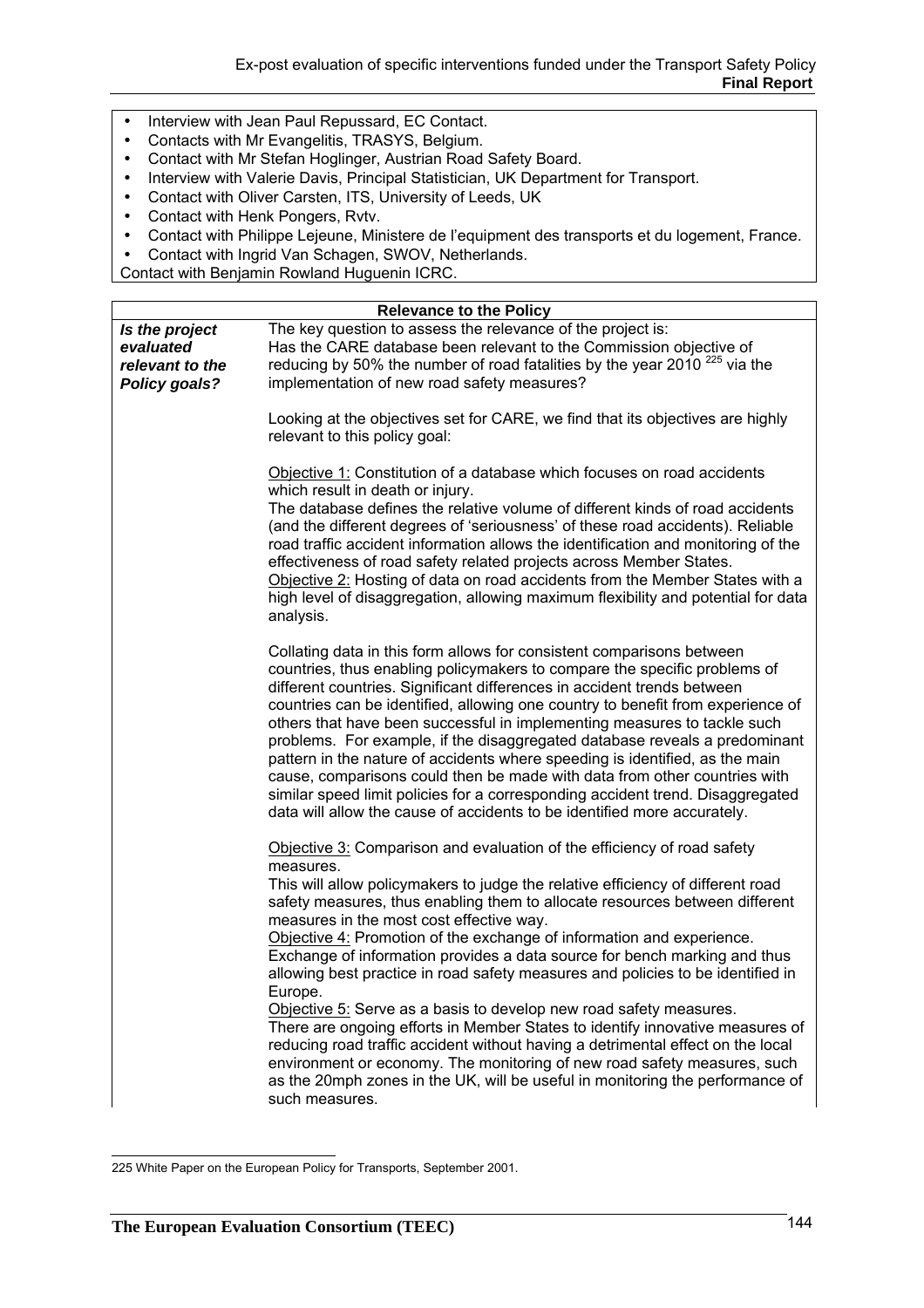- Interview with Jean Paul Repussard, EC Contact.
- Contacts with Mr Evangelitis, TRASYS, Belgium.
- Contact with Mr Stefan Hoglinger, Austrian Road Safety Board.
- Interview with Valerie Davis, Principal Statistician, UK Department for Transport.
- Contact with Oliver Carsten, ITS, University of Leeds, UK
- Contact with Henk Pongers, Rvtv.
- Contact with Philippe Lejeune, Ministere de l'equipment des transports et du logement, France.
- Contact with Ingrid Van Schagen, SWOV, Netherlands.

Contact with Benjamin Rowland Huguenin ICRC.

| **Relevance to the Policy** | |
|---|---|
| ***Is the project evaluated relevant to the Policy goals?*** | The key question to assess the relevance of the project is:<br>Has the CARE database been relevant to the Commission objective of reducing by 50% the number of road fatalities by the year 2010 [225] via the implementation of new road safety measures?<br><br>Looking at the objectives set for CARE, we find that its objectives are highly relevant to this policy goal:<br><br>Objective 1: Constitution of a database which focuses on road accidents which result in death or injury.<br>The database defines the relative volume of different kinds of road accidents (and the different degrees of 'seriousness' of these road accidents). Reliable road traffic accident information allows the identification and monitoring of the effectiveness of road safety related projects across Member States.<br>Objective 2: Hosting of data on road accidents from the Member States with a high level of disaggregation, allowing maximum flexibility and potential for data analysis.<br><br>Collating data in this form allows for consistent comparisons between countries, thus enabling policymakers to compare the specific problems of different countries. Significant differences in accident trends between countries can be identified, allowing one country to benefit from experience of others that have been successful in implementing measures to tackle such problems. For example, if the disaggregated database reveals a predominant pattern in the nature of accidents where speeding is identified, as the main cause, comparisons could then be made with data from other countries with similar speed limit policies for a corresponding accident trend. Disaggregated data will allow the cause of accidents to be identified more accurately.<br><br>Objective 3: Comparison and evaluation of the efficiency of road safety measures.<br>This will allow policymakers to judge the relative efficiency of different road safety measures, thus enabling them to allocate resources between different measures in the most cost effective way.<br>Objective 4: Promotion of the exchange of information and experience.<br>Exchange of information provides a data source for bench marking and thus allowing best practice in road safety measures and policies to be identified in Europe.<br>Objective 5: Serve as a basis to develop new road safety measures.<br>There are ongoing efforts in Member States to identify innovative measures of reducing road traffic accident without having a detrimental effect on the local environment or economy. The monitoring of new road safety measures, such as the 20mph zones in the UK, will be useful in monitoring the performance of such measures. |

225 White Paper on the European Policy for Transports, September 2001.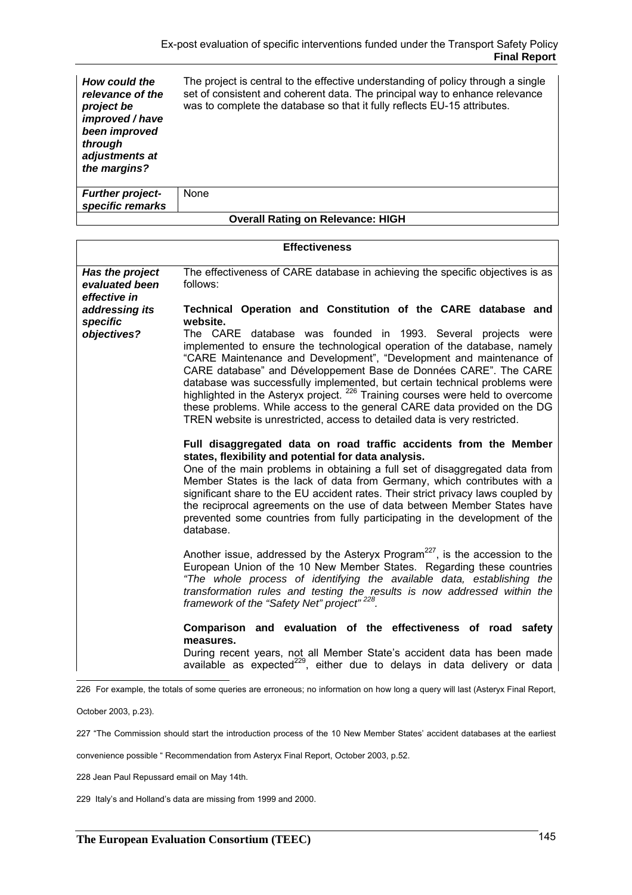| | |
|---|---|
| ***How could the relevance of the project be improved / have been improved through adjustments at the margins?*** | The project is central to the effective understanding of policy through a single set of consistent and coherent data. The principal way to enhance relevance was to complete the database so that it fully reflects EU-15 attributes. |
| ***Further project-specific remarks*** | None |
| **Overall Rating on Relevance: HIGH** | |

| **Effectiveness** | |
|---|---|
| ***Has the project evaluated been effective in addressing its specific objectives?*** | The effectiveness of CARE database in achieving the specific objectives is as follows:<br><br>**Technical Operation and Constitution of the CARE database and website.**<br>The CARE database was founded in 1993. Several projects were implemented to ensure the technological operation of the database, namely "CARE Maintenance and Development", "Development and maintenance of CARE database" and Développement Base de Données CARE". The CARE database was successfully implemented, but certain technical problems were highlighted in the Asteryx project. [226] Training courses were held to overcome these problems. While access to the general CARE data provided on the DG TREN website is unrestricted, access to detailed data is very restricted.<br><br>**Full disaggregated data on road traffic accidents from the Member states, flexibility and potential for data analysis.**<br>One of the main problems in obtaining a full set of disaggregated data from Member States is the lack of data from Germany, which contributes with a significant share to the EU accident rates. Their strict privacy laws coupled by the reciprocal agreements on the use of data between Member States have prevented some countries from fully participating in the development of the database.<br><br>Another issue, addressed by the Asteryx Program[227], is the accession to the European Union of the 10 New Member States. Regarding these countries *"The whole process of identifying the available data, establishing the transformation rules and testing the results is now addressed within the framework of the "Safety Net" project"* [228].<br><br>**Comparison and evaluation of the effectiveness of road safety measures.**<br>During recent years, not all Member State's accident data has been made available as expected[229], either due to delays in data delivery or data |

226 For example, the totals of some queries are erroneous; no information on how long a query will last (Asteryx Final Report, October 2003, p.23).

227 "The Commission should start the introduction process of the 10 New Member States' accident databases at the earliest convenience possible " Recommendation from Asteryx Final Report, October 2003, p.52.

228 Jean Paul Repussard email on May 14th.

229 Italy's and Holland's data are missing from 1999 and 2000.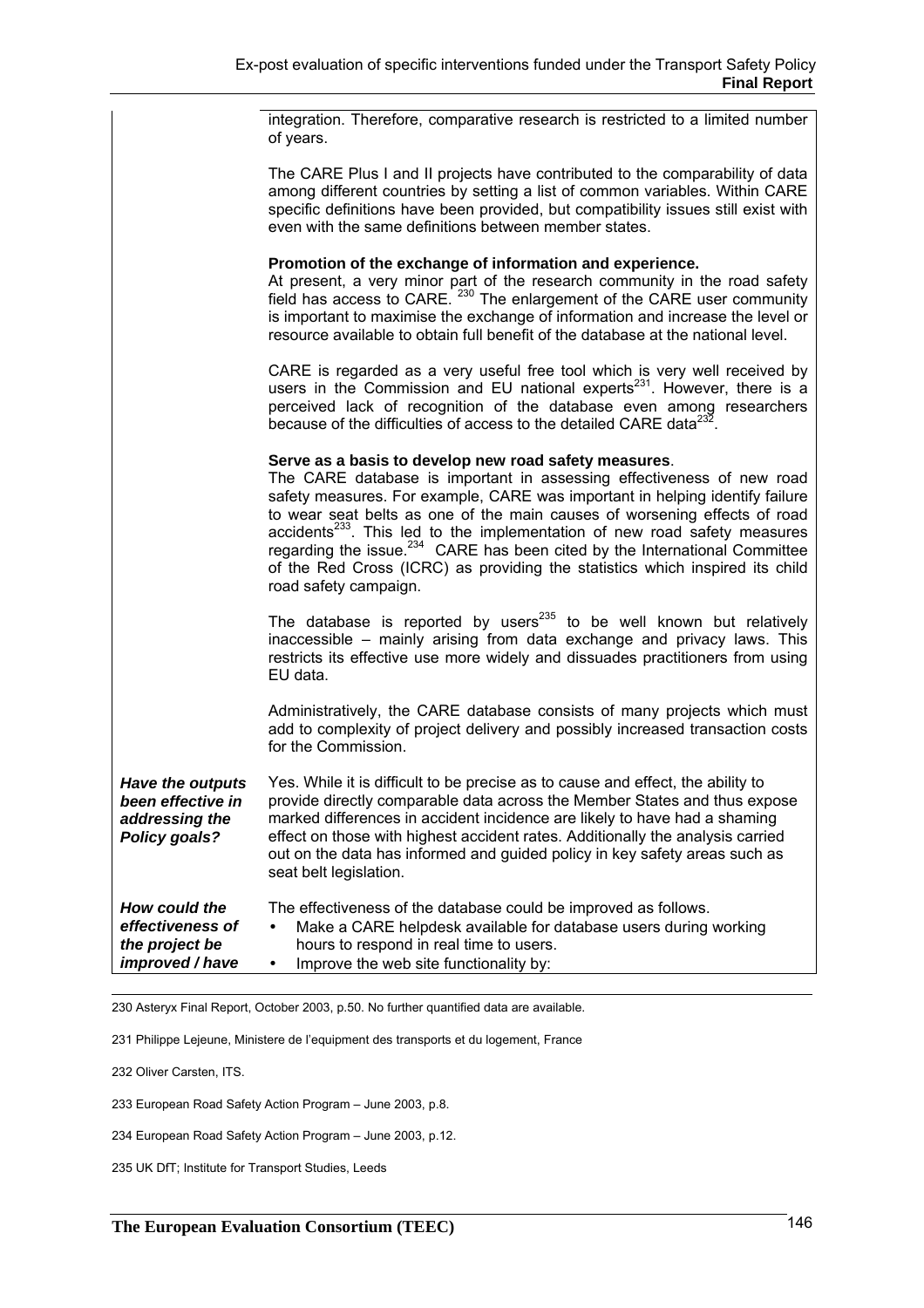| | |
|---|---|
| | integration. Therefore, comparative research is restricted to a limited number of years.<br><br>The CARE Plus I and II projects have contributed to the comparability of data among different countries by setting a list of common variables. Within CARE specific definitions have been provided, but compatibility issues still exist with even with the same definitions between member states.<br><br>**Promotion of the exchange of information and experience.**<br>At present, a very minor part of the research community in the road safety field has access to CARE. [230] The enlargement of the CARE user community is important to maximise the exchange of information and increase the level or resource available to obtain full benefit of the database at the national level.<br><br>CARE is regarded as a very useful free tool which is very well received by users in the Commission and EU national experts[231]. However, there is a perceived lack of recognition of the database even among researchers because of the difficulties of access to the detailed CARE data[232].<br><br>**Serve as a basis to develop new road safety measures**.<br>The CARE database is important in assessing effectiveness of new road safety measures. For example, CARE was important in helping identify failure to wear seat belts as one of the main causes of worsening effects of road accidents[233]. This led to the implementation of new road safety measures regarding the issue.[234] CARE has been cited by the International Committee of the Red Cross (ICRC) as providing the statistics which inspired its child road safety campaign.<br><br>The database is reported by users[235] to be well known but relatively inaccessible – mainly arising from data exchange and privacy laws. This restricts its effective use more widely and dissuades practitioners from using EU data.<br><br>Administratively, the CARE database consists of many projects which must add to complexity of project delivery and possibly increased transaction costs for the Commission. |
| ***Have the outputs been effective in addressing the Policy goals?*** | Yes. While it is difficult to be precise as to cause and effect, the ability to provide directly comparable data across the Member States and thus expose marked differences in accident incidence are likely to have had a shaming effect on those with highest accident rates. Additionally the analysis carried out on the data has informed and guided policy in key safety areas such as seat belt legislation. |
| ***How could the effectiveness of the project be improved / have*** | The effectiveness of the database could be improved as follows.<br>• Make a CARE helpdesk available for database users during working hours to respond in real time to users.<br>• Improve the web site functionality by: |

230 Asteryx Final Report, October 2003, p.50. No further quantified data are available.

231 Philippe Lejeune, Ministere de l'equipment des transports et du logement, France

232 Oliver Carsten, ITS.

233 European Road Safety Action Program – June 2003, p.8.

234 European Road Safety Action Program – June 2003, p.12.

235 UK DfT; Institute for Transport Studies, Leeds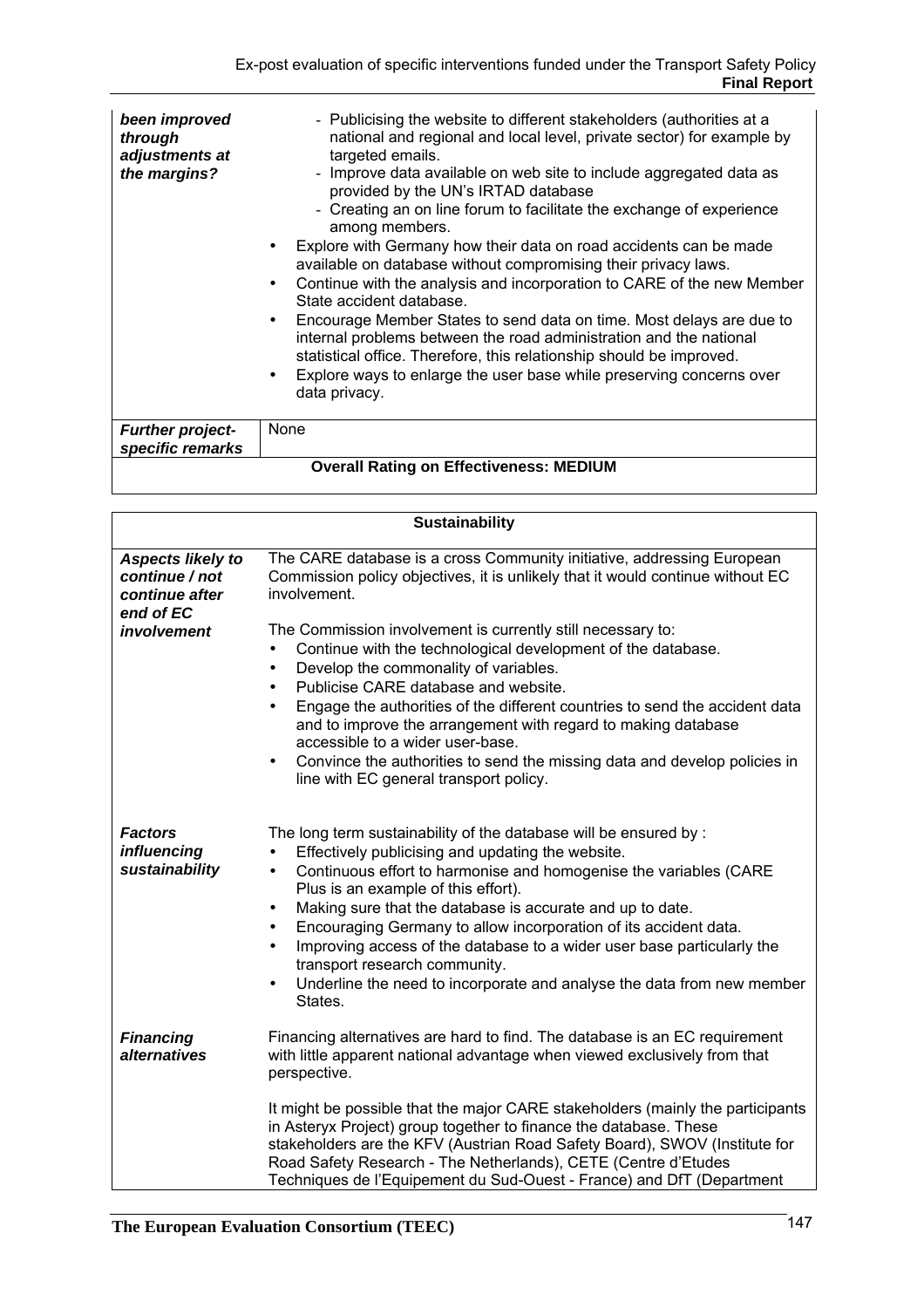| | |
|---|---|
| ***been improved through adjustments at the margins?*** | - Publicising the website to different stakeholders (authorities at a national and regional and local level, private sector) for example by targeted emails.<br>- Improve data available on web site to include aggregated data as provided by the UN's IRTAD database<br>- Creating an on line forum to facilitate the exchange of experience among members.<br>• Explore with Germany how their data on road accidents can be made available on database without compromising their privacy laws.<br>• Continue with the analysis and incorporation to CARE of the new Member State accident database.<br>• Encourage Member States to send data on time. Most delays are due to internal problems between the road administration and the national statistical office. Therefore, this relationship should be improved.<br>• Explore ways to enlarge the user base while preserving concerns over data privacy. |
| ***Further project-specific remarks*** | None |
| **Overall Rating on Effectiveness: MEDIUM** | |

| **Sustainability** | |
|---|---|
| ***Aspects likely to continue / not continue after end of EC involvement*** | The CARE database is a cross Community initiative, addressing European Commission policy objectives, it is unlikely that it would continue without EC involvement.<br><br>The Commission involvement is currently still necessary to:<br>• Continue with the technological development of the database.<br>• Develop the commonality of variables.<br>• Publicise CARE database and website.<br>• Engage the authorities of the different countries to send the accident data and to improve the arrangement with regard to making database accessible to a wider user-base.<br>• Convince the authorities to send the missing data and develop policies in line with EC general transport policy. |
| ***Factors influencing sustainability*** | The long term sustainability of the database will be ensured by :<br>• Effectively publicising and updating the website.<br>• Continuous effort to harmonise and homogenise the variables (CARE Plus is an example of this effort).<br>• Making sure that the database is accurate and up to date.<br>• Encouraging Germany to allow incorporation of its accident data.<br>• Improving access of the database to a wider user base particularly the transport research community.<br>• Underline the need to incorporate and analyse the data from new member States. |
| ***Financing alternatives*** | Financing alternatives are hard to find. The database is an EC requirement with little apparent national advantage when viewed exclusively from that perspective.<br><br>It might be possible that the major CARE stakeholders (mainly the participants in Asteryx Project) group together to finance the database. These stakeholders are the KFV (Austrian Road Safety Board), SWOV (Institute for Road Safety Research - The Netherlands), CETE (Centre d'Etudes Techniques de l'Equipement du Sud-Ouest - France) and DfT (Department |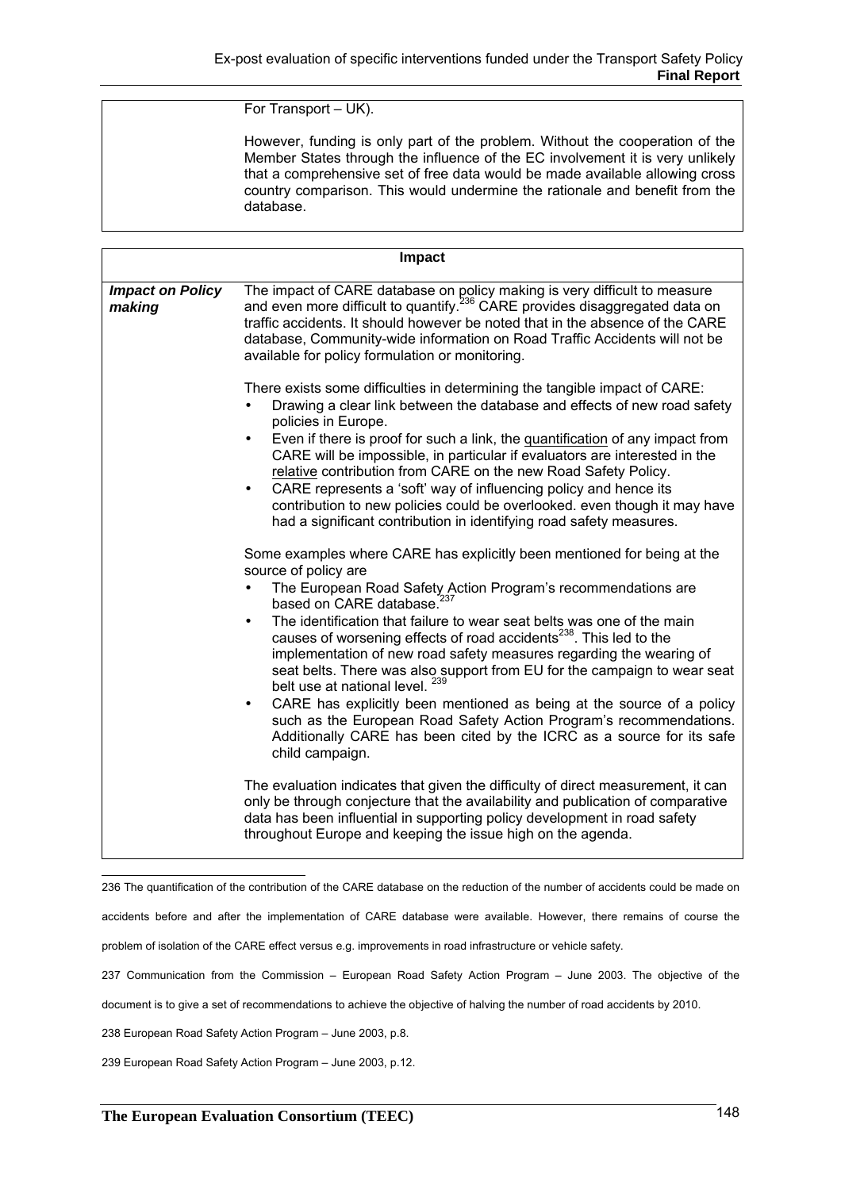| | |
|---|---|
| | For Transport – UK).<br><br>However, funding is only part of the problem. Without the cooperation of the Member States through the influence of the EC involvement it is very unlikely that a comprehensive set of free data would be made available allowing cross country comparison. This would undermine the rationale and benefit from the database. |

| **Impact** | |
|---|---|
| ***Impact on Policy making*** | The impact of CARE database on policy making is very difficult to measure and even more difficult to quantify.[236] CARE provides disaggregated data on traffic accidents. It should however be noted that in the absence of the CARE database, Community-wide information on Road Traffic Accidents will not be available for policy formulation or monitoring.<br><br>There exists some difficulties in determining the tangible impact of CARE:<br>• Drawing a clear link between the database and effects of new road safety policies in Europe.<br>• Even if there is proof for such a link, the quantification of any impact from CARE will be impossible, in particular if evaluators are interested in the relative contribution from CARE on the new Road Safety Policy.<br>• CARE represents a 'soft' way of influencing policy and hence its contribution to new policies could be overlooked. even though it may have had a significant contribution in identifying road safety measures.<br><br>Some examples where CARE has explicitly been mentioned for being at the source of policy are<br>• The European Road Safety Action Program's recommendations are based on CARE database.[237]<br>• The identification that failure to wear seat belts was one of the main causes of worsening effects of road accidents[238]. This led to the implementation of new road safety measures regarding the wearing of seat belts. There was also support from EU for the campaign to wear seat belt use at national level. [239]<br>• CARE has explicitly been mentioned as being at the source of a policy such as the European Road Safety Action Program's recommendations. Additionally CARE has been cited by the ICRC as a source for its safe child campaign.<br><br>The evaluation indicates that given the difficulty of direct measurement, it can only be through conjecture that the availability and publication of comparative data has been influential in supporting policy development in road safety throughout Europe and keeping the issue high on the agenda. |

236 The quantification of the contribution of the CARE database on the reduction of the number of accidents could be made on accidents before and after the implementation of CARE database were available. However, there remains of course the problem of isolation of the CARE effect versus e.g. improvements in road infrastructure or vehicle safety.

237 Communication from the Commission – European Road Safety Action Program – June 2003. The objective of the document is to give a set of recommendations to achieve the objective of halving the number of road accidents by 2010.

238 European Road Safety Action Program – June 2003, p.8.

239 European Road Safety Action Program – June 2003, p.12.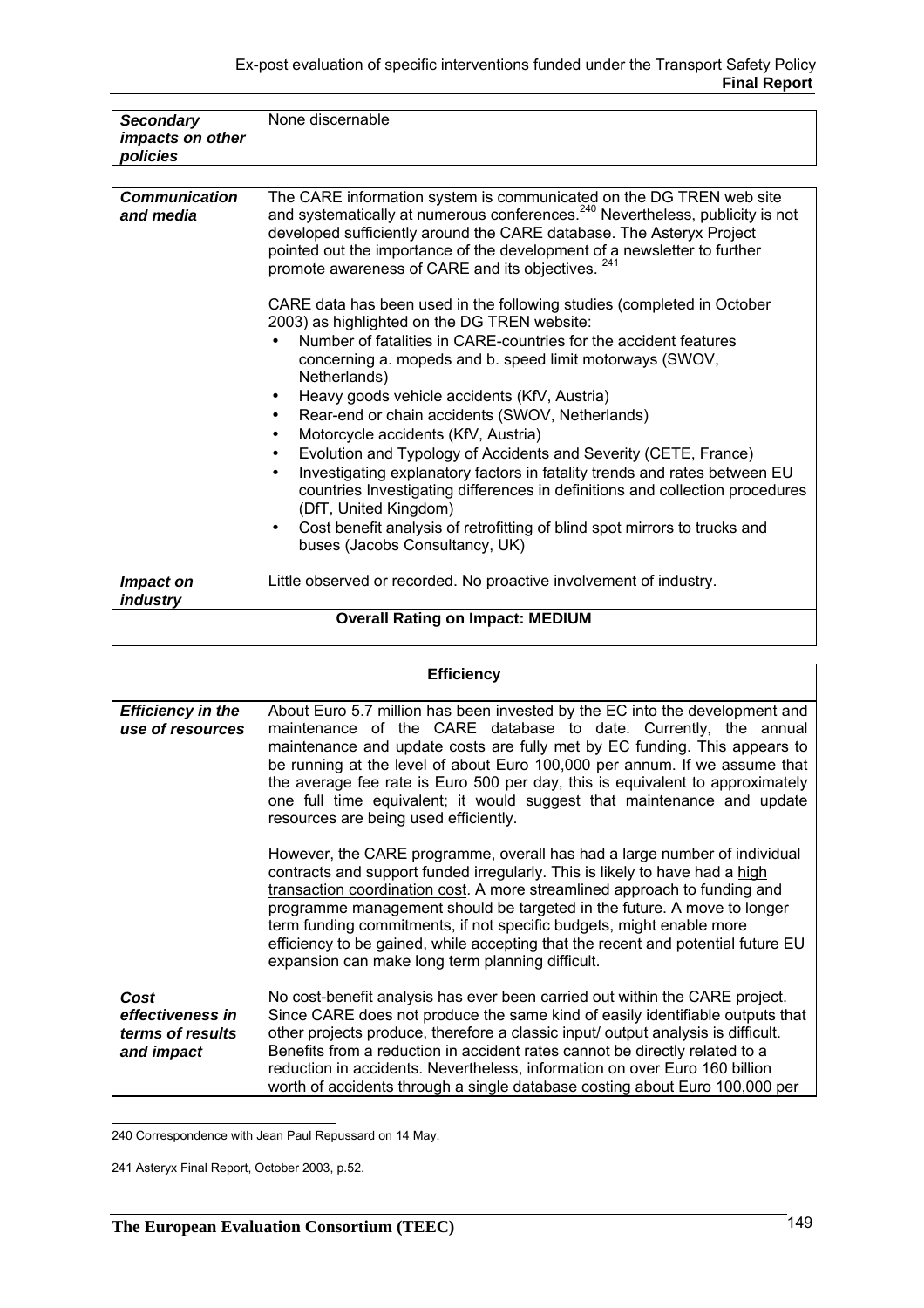| | |
|---|---|
| ***Secondary impacts on other policies*** | None discernable |

| | |
|---|---|
| ***Communication and media*** | The CARE information system is communicated on the DG TREN web site and systematically at numerous conferences.[240] Nevertheless, publicity is not developed sufficiently around the CARE database. The Asteryx Project pointed out the importance of the development of a newsletter to further promote awareness of CARE and its objectives. [241]<br><br>CARE data has been used in the following studies (completed in October 2003) as highlighted on the DG TREN website:<br>• Number of fatalities in CARE-countries for the accident features concerning a. mopeds and b. speed limit motorways (SWOV, Netherlands)<br>• Heavy goods vehicle accidents (KfV, Austria)<br>• Rear-end or chain accidents (SWOV, Netherlands)<br>• Motorcycle accidents (KfV, Austria)<br>• Evolution and Typology of Accidents and Severity (CETE, France)<br>• Investigating explanatory factors in fatality trends and rates between EU countries Investigating differences in definitions and collection procedures (DfT, United Kingdom)<br>• Cost benefit analysis of retrofitting of blind spot mirrors to trucks and buses (Jacobs Consultancy, UK) |
| ***Impact on industry*** | Little observed or recorded. No proactive involvement of industry. |
| **Overall Rating on Impact: MEDIUM** | |

| **Efficiency** | |
|---|---|
| ***Efficiency in the use of resources*** | About Euro 5.7 million has been invested by the EC into the development and maintenance of the CARE database to date. Currently, the annual maintenance and update costs are fully met by EC funding. This appears to be running at the level of about Euro 100,000 per annum. If we assume that the average fee rate is Euro 500 per day, this is equivalent to approximately one full time equivalent; it would suggest that maintenance and update resources are being used efficiently.<br><br>However, the CARE programme, overall has had a large number of individual contracts and support funded irregularly. This is likely to have had a high transaction coordination cost. A more streamlined approach to funding and programme management should be targeted in the future. A move to longer term funding commitments, if not specific budgets, might enable more efficiency to be gained, while accepting that the recent and potential future EU expansion can make long term planning difficult. |
| ***Cost effectiveness in terms of results and impact*** | No cost-benefit analysis has ever been carried out within the CARE project. Since CARE does not produce the same kind of easily identifiable outputs that other projects produce, therefore a classic input/ output analysis is difficult. Benefits from a reduction in accident rates cannot be directly related to a reduction in accidents. Nevertheless, information on over Euro 160 billion worth of accidents through a single database costing about Euro 100,000 per |

240 Correspondence with Jean Paul Repussard on 14 May.

241 Asteryx Final Report, October 2003, p.52.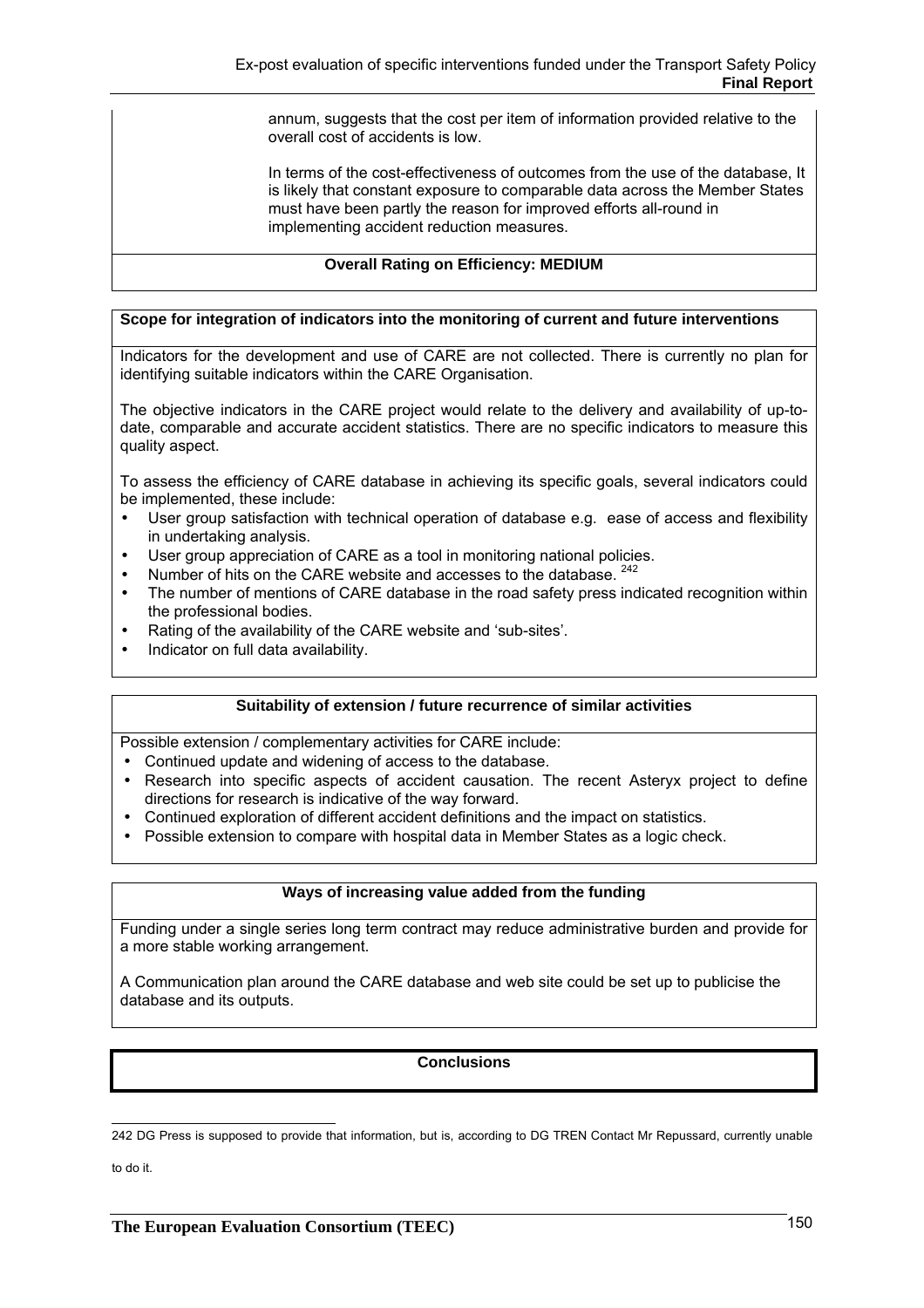annum, suggests that the cost per item of information provided relative to the overall cost of accidents is low.

In terms of the cost-effectiveness of outcomes from the use of the database, It is likely that constant exposure to comparable data across the Member States must have been partly the reason for improved efforts all-round in implementing accident reduction measures.

**Overall Rating on Efficiency: MEDIUM**

**Scope for integration of indicators into the monitoring of current and future interventions**

Indicators for the development and use of CARE are not collected. There is currently no plan for identifying suitable indicators within the CARE Organisation.

The objective indicators in the CARE project would relate to the delivery and availability of up-to-date, comparable and accurate accident statistics. There are no specific indicators to measure this quality aspect.

To assess the efficiency of CARE database in achieving its specific goals, several indicators could be implemented, these include:

- User group satisfaction with technical operation of database e.g. ease of access and flexibility in undertaking analysis.
- User group appreciation of CARE as a tool in monitoring national policies.
- Number of hits on the CARE website and accesses to the database. [242]
- The number of mentions of CARE database in the road safety press indicated recognition within the professional bodies.
- Rating of the availability of the CARE website and 'sub-sites'.
- Indicator on full data availability.

**Suitability of extension / future recurrence of similar activities**

Possible extension / complementary activities for CARE include:

- Continued update and widening of access to the database.
- Research into specific aspects of accident causation. The recent Asteryx project to define directions for research is indicative of the way forward.
- Continued exploration of different accident definitions and the impact on statistics.
- Possible extension to compare with hospital data in Member States as a logic check.

**Ways of increasing value added from the funding**

Funding under a single series long term contract may reduce administrative burden and provide for a more stable working arrangement.

A Communication plan around the CARE database and web site could be set up to publicise the database and its outputs.

**Conclusions**

242 DG Press is supposed to provide that information, but is, according to DG TREN Contact Mr Repussard, currently unable to do it.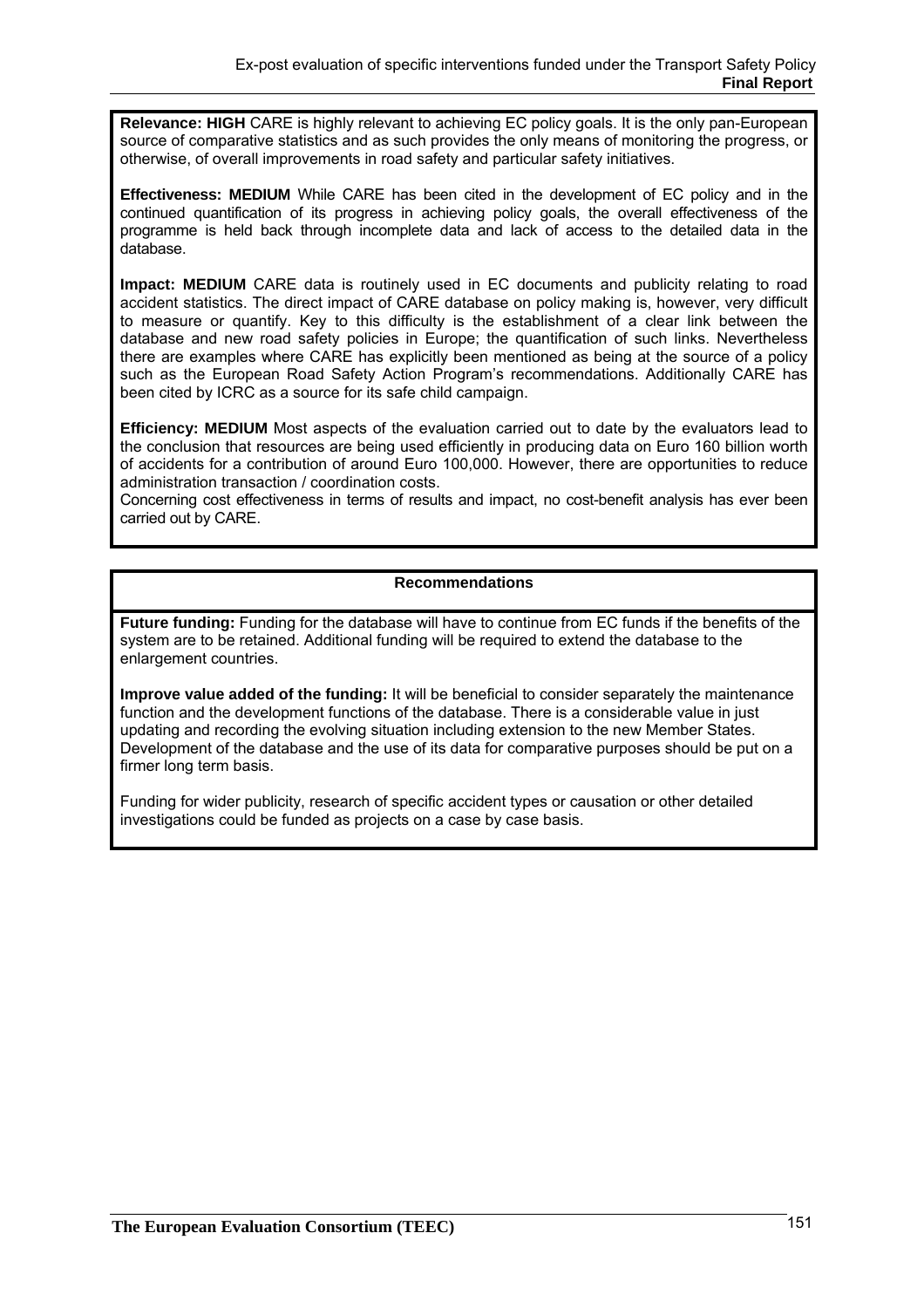**Relevance: HIGH** CARE is highly relevant to achieving EC policy goals. It is the only pan-European source of comparative statistics and as such provides the only means of monitoring the progress, or otherwise, of overall improvements in road safety and particular safety initiatives.

**Effectiveness: MEDIUM** While CARE has been cited in the development of EC policy and in the continued quantification of its progress in achieving policy goals, the overall effectiveness of the programme is held back through incomplete data and lack of access to the detailed data in the database.

**Impact: MEDIUM** CARE data is routinely used in EC documents and publicity relating to road accident statistics. The direct impact of CARE database on policy making is, however, very difficult to measure or quantify. Key to this difficulty is the establishment of a clear link between the database and new road safety policies in Europe; the quantification of such links. Nevertheless there are examples where CARE has explicitly been mentioned as being at the source of a policy such as the European Road Safety Action Program's recommendations. Additionally CARE has been cited by ICRC as a source for its safe child campaign.

**Efficiency: MEDIUM** Most aspects of the evaluation carried out to date by the evaluators lead to the conclusion that resources are being used efficiently in producing data on Euro 160 billion worth of accidents for a contribution of around Euro 100,000. However, there are opportunities to reduce administration transaction / coordination costs.
Concerning cost effectiveness in terms of results and impact, no cost-benefit analysis has ever been carried out by CARE.

**Recommendations**

**Future funding:** Funding for the database will have to continue from EC funds if the benefits of the system are to be retained. Additional funding will be required to extend the database to the enlargement countries.

**Improve value added of the funding:** It will be beneficial to consider separately the maintenance function and the development functions of the database. There is a considerable value in just updating and recording the evolving situation including extension to the new Member States. Development of the database and the use of its data for comparative purposes should be put on a firmer long term basis.

Funding for wider publicity, research of specific accident types or causation or other detailed investigations could be funded as projects on a case by case basis.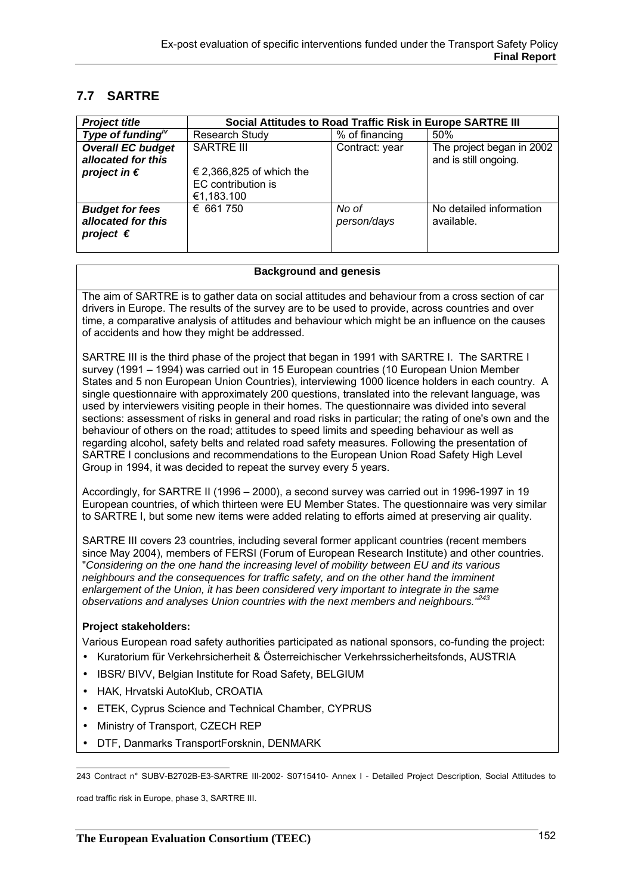## 7.7 SARTRE

| *Project title* | Social Attitudes to Road Traffic Risk in Europe SARTRE III | | |
|---|---|---|---|
| *Type of funding*[iv] | Research Study | % of financing | 50% |
| *Overall EC budget allocated for this project in €* | SARTRE III<br><br>€ 2,366,825 of which the EC contribution is €1,183.100 | Contract: year | The project began in 2002 and is still ongoing. |
| *Budget for fees allocated for this project €* | € 661 750 | *No of person/days* | No detailed information available. |

**Background and genesis**

The aim of SARTRE is to gather data on social attitudes and behaviour from a cross section of car drivers in Europe. The results of the survey are to be used to provide, across countries and over time, a comparative analysis of attitudes and behaviour which might be an influence on the causes of accidents and how they might be addressed.

SARTRE III is the third phase of the project that began in 1991 with SARTRE I. The SARTRE I survey (1991 – 1994) was carried out in 15 European countries (10 European Union Member States and 5 non European Union Countries), interviewing 1000 licence holders in each country. A single questionnaire with approximately 200 questions, translated into the relevant language, was used by interviewers visiting people in their homes. The questionnaire was divided into several sections: assessment of risks in general and road risks in particular; the rating of one's own and the behaviour of others on the road; attitudes to speed limits and speeding behaviour as well as regarding alcohol, safety belts and related road safety measures. Following the presentation of SARTRE I conclusions and recommendations to the European Union Road Safety High Level Group in 1994, it was decided to repeat the survey every 5 years.

Accordingly, for SARTRE II (1996 – 2000), a second survey was carried out in 1996-1997 in 19 European countries, of which thirteen were EU Member States. The questionnaire was very similar to SARTRE I, but some new items were added relating to efforts aimed at preserving air quality.

SARTRE III covers 23 countries, including several former applicant countries (recent members since May 2004), members of FERSI (Forum of European Research Institute) and other countries. "*Considering on the one hand the increasing level of mobility between EU and its various neighbours and the consequences for traffic safety, and on the other hand the imminent enlargement of the Union, it has been considered very important to integrate in the same observations and analyses Union countries with the next members and neighbours.*"[243]

**Project stakeholders:**

Various European road safety authorities participated as national sponsors, co-funding the project:

- Kuratorium für Verkehrsicherheit & Österreichischer Verkehrssicherheitsfonds, AUSTRIA
- IBSR/ BIVV, Belgian Institute for Road Safety, BELGIUM
- HAK, Hrvatski AutoKlub, CROATIA
- ETEK, Cyprus Science and Technical Chamber, CYPRUS
- Ministry of Transport, CZECH REP
- DTF, Danmarks TransportForsknin, DENMARK

---

243 Contract n° SUBV-B2702B-E3-SARTRE III-2002- S0715410- Annex I - Detailed Project Description, Social Attitudes to road traffic risk in Europe, phase 3, SARTRE III.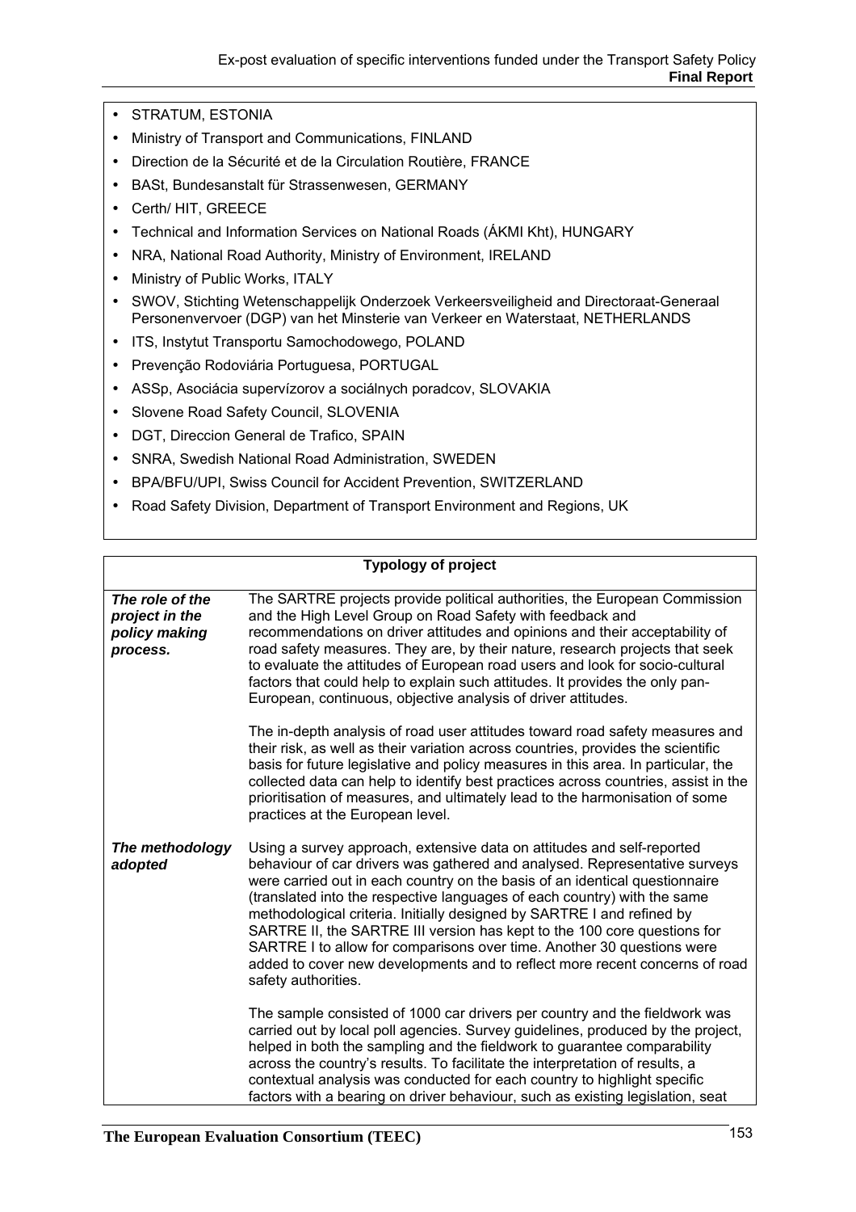- STRATUM, ESTONIA
- Ministry of Transport and Communications, FINLAND
- Direction de la Sécurité et de la Circulation Routière, FRANCE
- BASt, Bundesanstalt für Strassenwesen, GERMANY
- Certh/ HIT, GREECE
- Technical and Information Services on National Roads (ÁKMI Kht), HUNGARY
- NRA, National Road Authority, Ministry of Environment, IRELAND
- Ministry of Public Works, ITALY
- SWOV, Stichting Wetenschappelijk Onderzoek Verkeersveiligheid and Directoraat-Generaal Personenvervoer (DGP) van het Minsterie van Verkeer en Waterstaat, NETHERLANDS
- ITS, Instytut Transportu Samochodowego, POLAND
- Prevenção Rodoviária Portuguesa, PORTUGAL
- ASSp, Asociácia supervízorov a sociálnych poradcov, SLOVAKIA
- Slovene Road Safety Council, SLOVENIA
- DGT, Direccion General de Trafico, SPAIN
- SNRA, Swedish National Road Administration, SWEDEN
- BPA/BFU/UPI, Swiss Council for Accident Prevention, SWITZERLAND
- Road Safety Division, Department of Transport Environment and Regions, UK

| **Typology of project** | |
|---|---|
| ***The role of the project in the policy making process.*** | The SARTRE projects provide political authorities, the European Commission and the High Level Group on Road Safety with feedback and recommendations on driver attitudes and opinions and their acceptability of road safety measures. They are, by their nature, research projects that seek to evaluate the attitudes of European road users and look for socio-cultural factors that could help to explain such attitudes. It provides the only pan-European, continuous, objective analysis of driver attitudes.<br><br>The in-depth analysis of road user attitudes toward road safety measures and their risk, as well as their variation across countries, provides the scientific basis for future legislative and policy measures in this area. In particular, the collected data can help to identify best practices across countries, assist in the prioritisation of measures, and ultimately lead to the harmonisation of some practices at the European level. |
| ***The methodology adopted*** | Using a survey approach, extensive data on attitudes and self-reported behaviour of car drivers was gathered and analysed. Representative surveys were carried out in each country on the basis of an identical questionnaire (translated into the respective languages of each country) with the same methodological criteria. Initially designed by SARTRE I and refined by SARTRE II, the SARTRE III version has kept to the 100 core questions for SARTRE I to allow for comparisons over time. Another 30 questions were added to cover new developments and to reflect more recent concerns of road safety authorities.<br><br>The sample consisted of 1000 car drivers per country and the fieldwork was carried out by local poll agencies. Survey guidelines, produced by the project, helped in both the sampling and the fieldwork to guarantee comparability across the country's results. To facilitate the interpretation of results, a contextual analysis was conducted for each country to highlight specific factors with a bearing on driver behaviour, such as existing legislation, seat |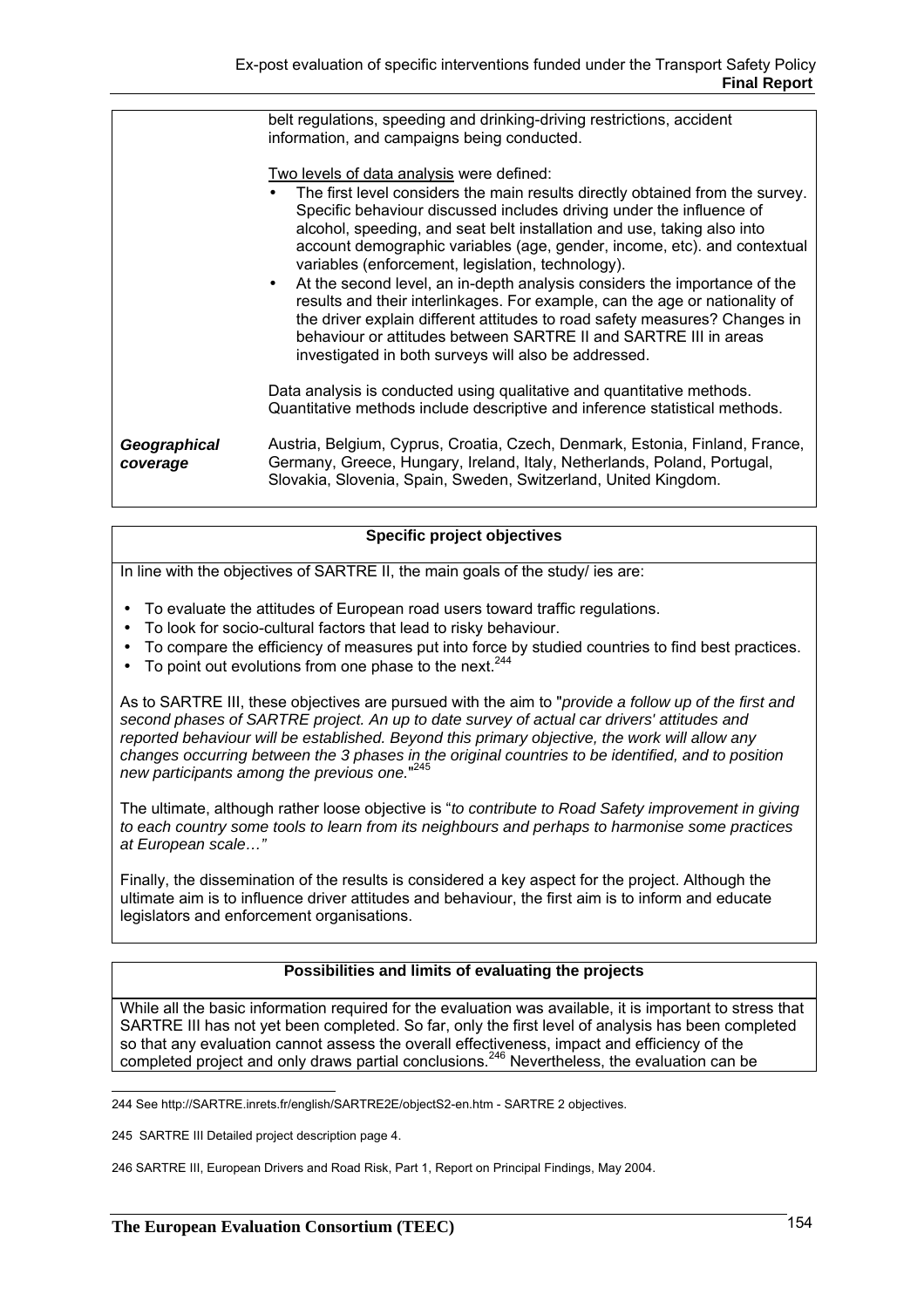| | |
|---|---|
| | belt regulations, speeding and drinking-driving restrictions, accident information, and campaigns being conducted.<br><br>Two levels of data analysis were defined:<br>• The first level considers the main results directly obtained from the survey. Specific behaviour discussed includes driving under the influence of alcohol, speeding, and seat belt installation and use, taking also into account demographic variables (age, gender, income, etc). and contextual variables (enforcement, legislation, technology).<br>• At the second level, an in-depth analysis considers the importance of the results and their interlinkages. For example, can the age or nationality of the driver explain different attitudes to road safety measures? Changes in behaviour or attitudes between SARTRE II and SARTRE III in areas investigated in both surveys will also be addressed.<br><br>Data analysis is conducted using qualitative and quantitative methods. Quantitative methods include descriptive and inference statistical methods. |
| ***Geographical coverage*** | Austria, Belgium, Cyprus, Croatia, Czech, Denmark, Estonia, Finland, France, Germany, Greece, Hungary, Ireland, Italy, Netherlands, Poland, Portugal, Slovakia, Slovenia, Spain, Sweden, Switzerland, United Kingdom. |

**Specific project objectives**

In line with the objectives of SARTRE II, the main goals of the study/ ies are:

- To evaluate the attitudes of European road users toward traffic regulations.
- To look for socio-cultural factors that lead to risky behaviour.
- To compare the efficiency of measures put into force by studied countries to find best practices.
- To point out evolutions from one phase to the next.[244]

As to SARTRE III, these objectives are pursued with the aim to "*provide a follow up of the first and second phases of SARTRE project. An up to date survey of actual car drivers' attitudes and reported behaviour will be established. Beyond this primary objective, the work will allow any changes occurring between the 3 phases in the original countries to be identified, and to position new participants among the previous one.*"[245]

The ultimate, although rather loose objective is "*to contribute to Road Safety improvement in giving to each country some tools to learn from its neighbours and perhaps to harmonise some practices at European scale…"*

Finally, the dissemination of the results is considered a key aspect for the project. Although the ultimate aim is to influence driver attitudes and behaviour, the first aim is to inform and educate legislators and enforcement organisations.

**Possibilities and limits of evaluating the projects**

While all the basic information required for the evaluation was available, it is important to stress that SARTRE III has not yet been completed. So far, only the first level of analysis has been completed so that any evaluation cannot assess the overall effectiveness, impact and efficiency of the completed project and only draws partial conclusions.[246] Nevertheless, the evaluation can be

---

244 See http://SARTRE.inrets.fr/english/SARTRE2E/objectS2-en.htm - SARTRE 2 objectives.

245 SARTRE III Detailed project description page 4.

246 SARTRE III, European Drivers and Road Risk, Part 1, Report on Principal Findings, May 2004.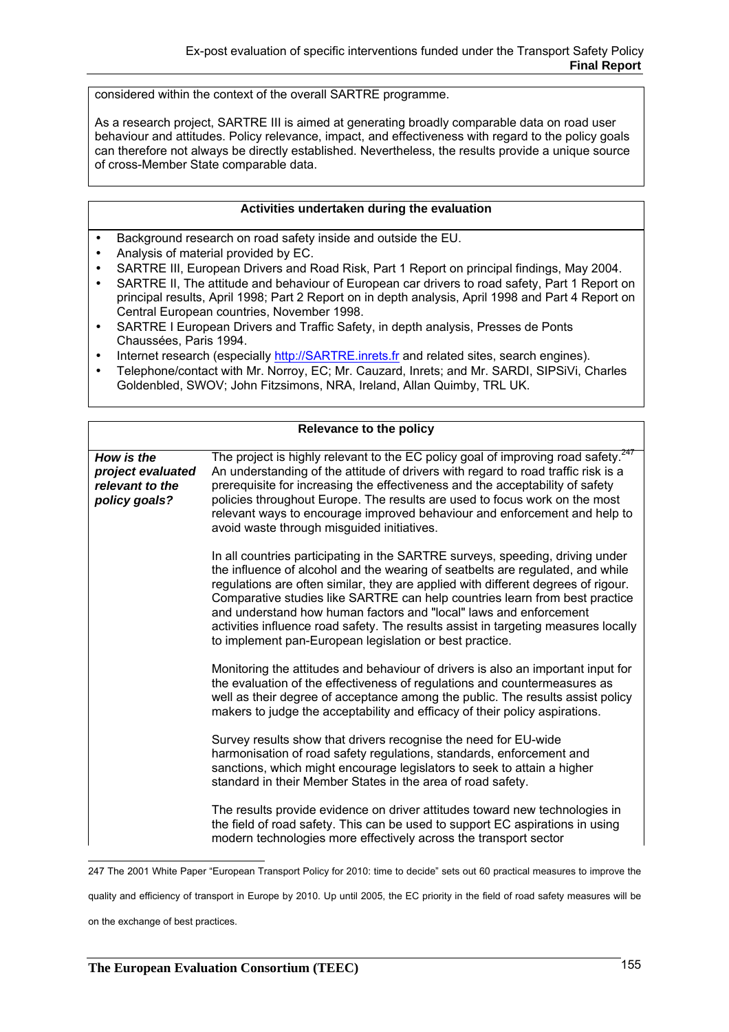considered within the context of the overall SARTRE programme.

As a research project, SARTRE III is aimed at generating broadly comparable data on road user behaviour and attitudes. Policy relevance, impact, and effectiveness with regard to the policy goals can therefore not always be directly established. Nevertheless, the results provide a unique source of cross-Member State comparable data.

**Activities undertaken during the evaluation**

- Background research on road safety inside and outside the EU.
- Analysis of material provided by EC.
- SARTRE III, European Drivers and Road Risk, Part 1 Report on principal findings, May 2004.
- SARTRE II, The attitude and behaviour of European car drivers to road safety, Part 1 Report on principal results, April 1998; Part 2 Report on in depth analysis, April 1998 and Part 4 Report on Central European countries, November 1998.
- SARTRE I European Drivers and Traffic Safety, in depth analysis, Presses de Ponts Chaussées, Paris 1994.
- Internet research (especially http://SARTRE.inrets.fr and related sites, search engines).
- Telephone/contact with Mr. Norroy, EC; Mr. Cauzard, Inrets; and Mr. SARDI, SIPSiVi, Charles Goldenbled, SWOV; John Fitzsimons, NRA, Ireland, Allan Quimby, TRL UK.

**Relevance to the policy**

| | |
|---|---|
| ***How is the project evaluated relevant to the policy goals?*** | The project is highly relevant to the EC policy goal of improving road safety.[247] An understanding of the attitude of drivers with regard to road traffic risk is a prerequisite for increasing the effectiveness and the acceptability of safety policies throughout Europe. The results are used to focus work on the most relevant ways to encourage improved behaviour and enforcement and help to avoid waste through misguided initiatives.<br><br>In all countries participating in the SARTRE surveys, speeding, driving under the influence of alcohol and the wearing of seatbelts are regulated, and while regulations are often similar, they are applied with different degrees of rigour. Comparative studies like SARTRE can help countries learn from best practice and understand how human factors and "local" laws and enforcement activities influence road safety. The results assist in targeting measures locally to implement pan-European legislation or best practice.<br><br>Monitoring the attitudes and behaviour of drivers is also an important input for the evaluation of the effectiveness of regulations and countermeasures as well as their degree of acceptance among the public. The results assist policy makers to judge the acceptability and efficacy of their policy aspirations.<br><br>Survey results show that drivers recognise the need for EU-wide harmonisation of road safety regulations, standards, enforcement and sanctions, which might encourage legislators to seek to attain a higher standard in their Member States in the area of road safety.<br><br>The results provide evidence on driver attitudes toward new technologies in the field of road safety. This can be used to support EC aspirations in using modern technologies more effectively across the transport sector |

247 The 2001 White Paper "European Transport Policy for 2010: time to decide" sets out 60 practical measures to improve the quality and efficiency of transport in Europe by 2010. Up until 2005, the EC priority in the field of road safety measures will be on the exchange of best practices.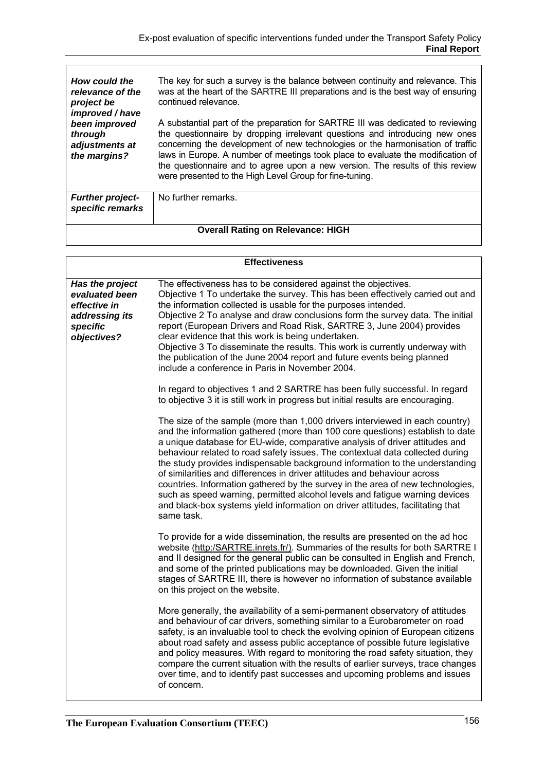| | |
|---|---|
| ***How could the relevance of the project be improved / have been improved through adjustments at the margins?*** | The key for such a survey is the balance between continuity and relevance. This was at the heart of the SARTRE III preparations and is the best way of ensuring continued relevance.<br><br>A substantial part of the preparation for SARTRE III was dedicated to reviewing the questionnaire by dropping irrelevant questions and introducing new ones concerning the development of new technologies or the harmonisation of traffic laws in Europe. A number of meetings took place to evaluate the modification of the questionnaire and to agree upon a new version. The results of this review were presented to the High Level Group for fine-tuning. |
| ***Further project-specific remarks*** | No further remarks. |
| **Overall Rating on Relevance: HIGH** | |

| **Effectiveness** | |
|---|---|
| ***Has the project evaluated been effective in addressing its specific objectives?*** | The effectiveness has to be considered against the objectives.<br>Objective 1 To undertake the survey. This has been effectively carried out and the information collected is usable for the purposes intended.<br>Objective 2 To analyse and draw conclusions form the survey data. The initial report (European Drivers and Road Risk, SARTRE 3, June 2004) provides clear evidence that this work is being undertaken.<br>Objective 3 To disseminate the results. This work is currently underway with the publication of the June 2004 report and future events being planned include a conference in Paris in November 2004.<br><br>In regard to objectives 1 and 2 SARTRE has been fully successful. In regard to objective 3 it is still work in progress but initial results are encouraging.<br><br>The size of the sample (more than 1,000 drivers interviewed in each country) and the information gathered (more than 100 core questions) establish to date a unique database for EU-wide, comparative analysis of driver attitudes and behaviour related to road safety issues. The contextual data collected during the study provides indispensable background information to the understanding of similarities and differences in driver attitudes and behaviour across countries. Information gathered by the survey in the area of new technologies, such as speed warning, permitted alcohol levels and fatigue warning devices and black-box systems yield information on driver attitudes, facilitating that same task.<br><br>To provide for a wide dissemination, the results are presented on the ad hoc website (http:/SARTRE.inrets.fr/). Summaries of the results for both SARTRE I and II designed for the general public can be consulted in English and French, and some of the printed publications may be downloaded. Given the initial stages of SARTRE III, there is however no information of substance available on this project on the website.<br><br>More generally, the availability of a semi-permanent observatory of attitudes and behaviour of car drivers, something similar to a Eurobarometer on road safety, is an invaluable tool to check the evolving opinion of European citizens about road safety and assess public acceptance of possible future legislative and policy measures. With regard to monitoring the road safety situation, they compare the current situation with the results of earlier surveys, trace changes over time, and to identify past successes and upcoming problems and issues of concern. |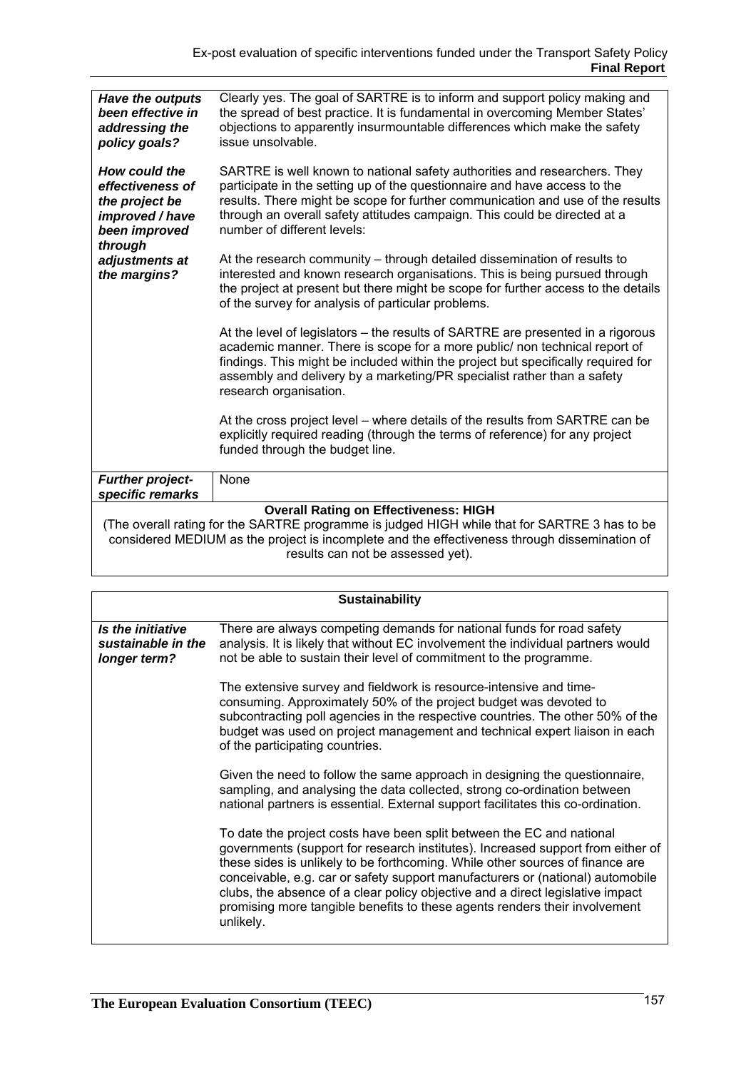| | |
|---|---|
| ***Have the outputs been effective in addressing the policy goals?*** | Clearly yes. The goal of SARTRE is to inform and support policy making and the spread of best practice. It is fundamental in overcoming Member States' objections to apparently insurmountable differences which make the safety issue unsolvable. |
| ***How could the effectiveness of the project be improved / have been improved through adjustments at the margins?*** | SARTRE is well known to national safety authorities and researchers. They participate in the setting up of the questionnaire and have access to the results. There might be scope for further communication and use of the results through an overall safety attitudes campaign. This could be directed at a number of different levels:<br><br>At the research community – through detailed dissemination of results to interested and known research organisations. This is being pursued through the project at present but there might be scope for further access to the details of the survey for analysis of particular problems.<br><br>At the level of legislators – the results of SARTRE are presented in a rigorous academic manner. There is scope for a more public/ non technical report of findings. This might be included within the project but specifically required for assembly and delivery by a marketing/PR specialist rather than a safety research organisation.<br><br>At the cross project level – where details of the results from SARTRE can be explicitly required reading (through the terms of reference) for any project funded through the budget line. |
| ***Further project-specific remarks*** | None |

**Overall Rating on Effectiveness: HIGH**

(The overall rating for the SARTRE programme is judged HIGH while that for SARTRE 3 has to be considered MEDIUM as the project is incomplete and the effectiveness through dissemination of results can not be assessed yet).

| **Sustainability** | |
|---|---|
| ***Is the initiative sustainable in the longer term?*** | There are always competing demands for national funds for road safety analysis. It is likely that without EC involvement the individual partners would not be able to sustain their level of commitment to the programme.<br><br>The extensive survey and fieldwork is resource-intensive and time-consuming. Approximately 50% of the project budget was devoted to subcontracting poll agencies in the respective countries. The other 50% of the budget was used on project management and technical expert liaison in each of the participating countries.<br><br>Given the need to follow the same approach in designing the questionnaire, sampling, and analysing the data collected, strong co-ordination between national partners is essential. External support facilitates this co-ordination.<br><br>To date the project costs have been split between the EC and national governments (support for research institutes). Increased support from either of these sides is unlikely to be forthcoming. While other sources of finance are conceivable, e.g. car or safety support manufacturers or (national) automobile clubs, the absence of a clear policy objective and a direct legislative impact promising more tangible benefits to these agents renders their involvement unlikely. |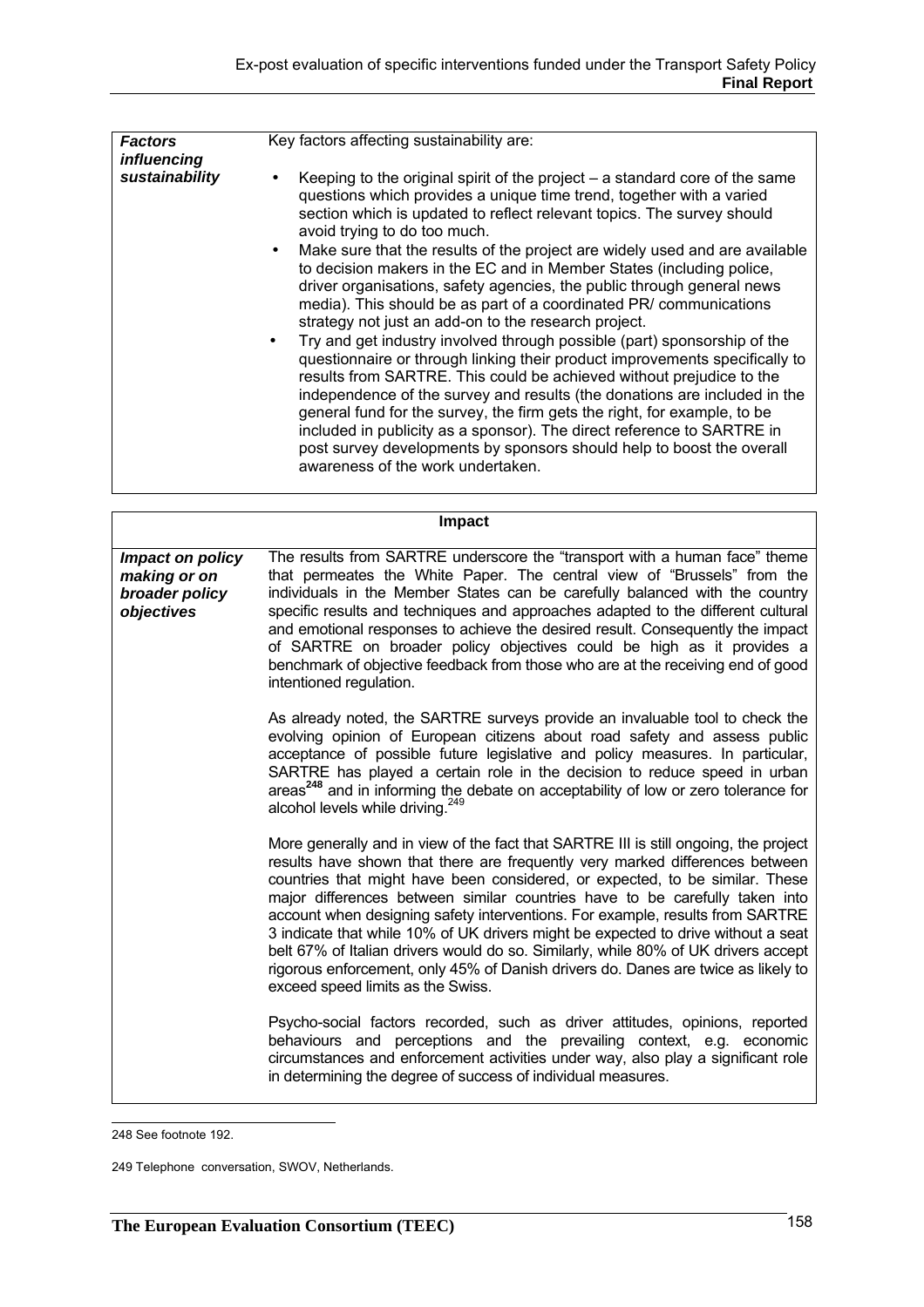| *Factors influencing sustainability* | Key factors affecting sustainability are:<br><br>• Keeping to the original spirit of the project – a standard core of the same questions which provides a unique time trend, together with a varied section which is updated to reflect relevant topics. The survey should avoid trying to do too much.<br>• Make sure that the results of the project are widely used and are available to decision makers in the EC and in Member States (including police, driver organisations, safety agencies, the public through general news media). This should be as part of a coordinated PR/ communications strategy not just an add-on to the research project.<br>• Try and get industry involved through possible (part) sponsorship of the questionnaire or through linking their product improvements specifically to results from SARTRE. This could be achieved without prejudice to the independence of the survey and results (the donations are included in the general fund for the survey, the firm gets the right, for example, to be included in publicity as a sponsor). The direct reference to SARTRE in post survey developments by sponsors should help to boost the overall awareness of the work undertaken. |
|---|---|

| **Impact** | |
|---|---|
| *Impact on policy making or on broader policy objectives* | The results from SARTRE underscore the "transport with a human face" theme that permeates the White Paper. The central view of "Brussels" from the individuals in the Member States can be carefully balanced with the country specific results and techniques and approaches adapted to the different cultural and emotional responses to achieve the desired result. Consequently the impact of SARTRE on broader policy objectives could be high as it provides a benchmark of objective feedback from those who are at the receiving end of good intentioned regulation.<br><br>As already noted, the SARTRE surveys provide an invaluable tool to check the evolving opinion of European citizens about road safety and assess public acceptance of possible future legislative and policy measures. In particular, SARTRE has played a certain role in the decision to reduce speed in urban areas[248] and in informing the debate on acceptability of low or zero tolerance for alcohol levels while driving.[249]<br><br>More generally and in view of the fact that SARTRE III is still ongoing, the project results have shown that there are frequently very marked differences between countries that might have been considered, or expected, to be similar. These major differences between similar countries have to be carefully taken into account when designing safety interventions. For example, results from SARTRE 3 indicate that while 10% of UK drivers might be expected to drive without a seat belt 67% of Italian drivers would do so. Similarly, while 80% of UK drivers accept rigorous enforcement, only 45% of Danish drivers do. Danes are twice as likely to exceed speed limits as the Swiss.<br><br>Psycho-social factors recorded, such as driver attitudes, opinions, reported behaviours and perceptions and the prevailing context, e.g. economic circumstances and enforcement activities under way, also play a significant role in determining the degree of success of individual measures. |

248 See footnote 192.

249 Telephone conversation, SWOV, Netherlands.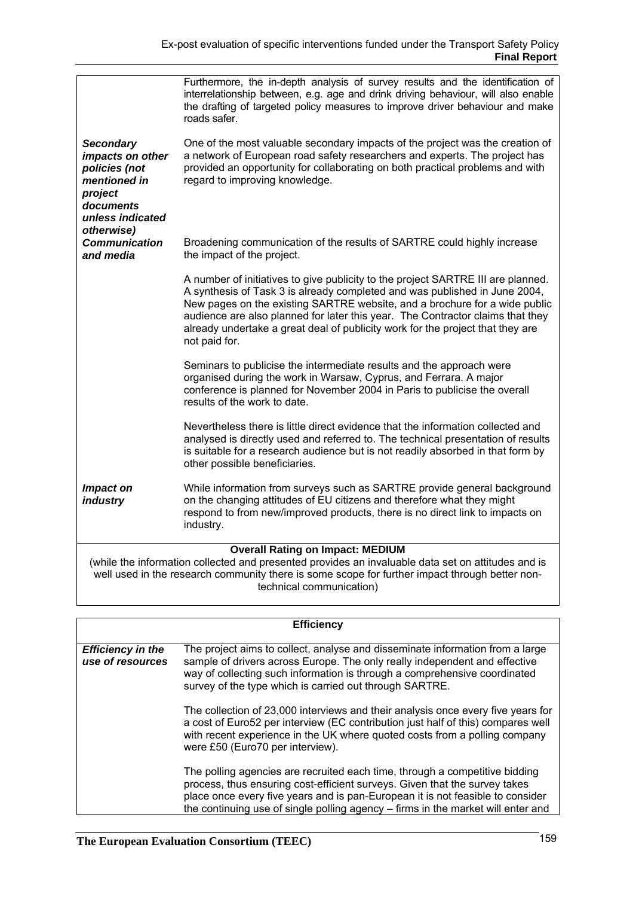| | |
|---|---|
| | Furthermore, the in-depth analysis of survey results and the identification of interrelationship between, e.g. age and drink driving behaviour, will also enable the drafting of targeted policy measures to improve driver behaviour and make roads safer. |
| ***Secondary impacts on other policies (not mentioned in project documents unless indicated otherwise)*** | One of the most valuable secondary impacts of the project was the creation of a network of European road safety researchers and experts. The project has provided an opportunity for collaborating on both practical problems and with regard to improving knowledge. |
| ***Communication and media*** | Broadening communication of the results of SARTRE could highly increase the impact of the project.<br><br>A number of initiatives to give publicity to the project SARTRE III are planned. A synthesis of Task 3 is already completed and was published in June 2004, New pages on the existing SARTRE website, and a brochure for a wide public audience are also planned for later this year. The Contractor claims that they already undertake a great deal of publicity work for the project that they are not paid for.<br><br>Seminars to publicise the intermediate results and the approach were organised during the work in Warsaw, Cyprus, and Ferrara. A major conference is planned for November 2004 in Paris to publicise the overall results of the work to date.<br><br>Nevertheless there is little direct evidence that the information collected and analysed is directly used and referred to. The technical presentation of results is suitable for a research audience but is not readily absorbed in that form by other possible beneficiaries. |
| ***Impact on industry*** | While information from surveys such as SARTRE provide general background on the changing attitudes of EU citizens and therefore what they might respond to from new/improved products, there is no direct link to impacts on industry. |
| **Overall Rating on Impact: MEDIUM**<br>(while the information collected and presented provides an invaluable data set on attitudes and is well used in the research community there is some scope for further impact through better non-technical communication) | |

| **Efficiency** | |
|---|---|
| ***Efficiency in the use of resources*** | The project aims to collect, analyse and disseminate information from a large sample of drivers across Europe. The only really independent and effective way of collecting such information is through a comprehensive coordinated survey of the type which is carried out through SARTRE.<br><br>The collection of 23,000 interviews and their analysis once every five years for a cost of Euro52 per interview (EC contribution just half of this) compares well with recent experience in the UK where quoted costs from a polling company were £50 (Euro70 per interview).<br><br>The polling agencies are recruited each time, through a competitive bidding process, thus ensuring cost-efficient surveys. Given that the survey takes place once every five years and is pan-European it is not feasible to consider the continuing use of single polling agency – firms in the market will enter and |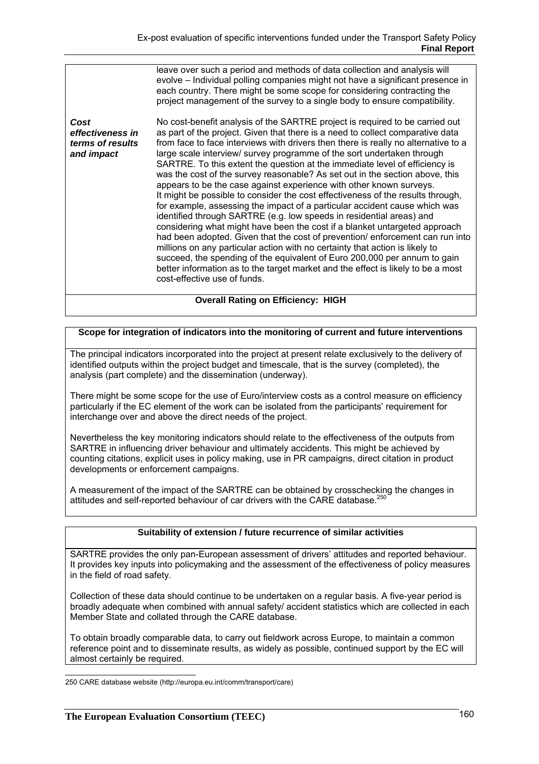| | |
|---|---|
| | leave over such a period and methods of data collection and analysis will evolve – Individual polling companies might not have a significant presence in each country. There might be some scope for considering contracting the project management of the survey to a single body to ensure compatibility. |
| ***Cost effectiveness in terms of results and impact*** | No cost-benefit analysis of the SARTRE project is required to be carried out as part of the project. Given that there is a need to collect comparative data from face to face interviews with drivers then there is really no alternative to a large scale interview/ survey programme of the sort undertaken through SARTRE. To this extent the question at the immediate level of efficiency is was the cost of the survey reasonable? As set out in the section above, this appears to be the case against experience with other known surveys. It might be possible to consider the cost effectiveness of the results through, for example, assessing the impact of a particular accident cause which was identified through SARTRE (e.g. low speeds in residential areas) and considering what might have been the cost if a blanket untargeted approach had been adopted. Given that the cost of prevention/ enforcement can run into millions on any particular action with no certainty that action is likely to succeed, the spending of the equivalent of Euro 200,000 per annum to gain better information as to the target market and the effect is likely to be a most cost-effective use of funds. |
| **Overall Rating on Efficiency: HIGH** | |

**Scope for integration of indicators into the monitoring of current and future interventions**

The principal indicators incorporated into the project at present relate exclusively to the delivery of identified outputs within the project budget and timescale, that is the survey (completed), the analysis (part complete) and the dissemination (underway).

There might be some scope for the use of Euro/interview costs as a control measure on efficiency particularly if the EC element of the work can be isolated from the participants' requirement for interchange over and above the direct needs of the project.

Nevertheless the key monitoring indicators should relate to the effectiveness of the outputs from SARTRE in influencing driver behaviour and ultimately accidents. This might be achieved by counting citations, explicit uses in policy making, use in PR campaigns, direct citation in product developments or enforcement campaigns.

A measurement of the impact of the SARTRE can be obtained by crosschecking the changes in attitudes and self-reported behaviour of car drivers with the CARE database.[250]

**Suitability of extension / future recurrence of similar activities**

SARTRE provides the only pan-European assessment of drivers' attitudes and reported behaviour. It provides key inputs into policymaking and the assessment of the effectiveness of policy measures in the field of road safety.

Collection of these data should continue to be undertaken on a regular basis. A five-year period is broadly adequate when combined with annual safety/ accident statistics which are collected in each Member State and collated through the CARE database.

To obtain broadly comparable data, to carry out fieldwork across Europe, to maintain a common reference point and to disseminate results, as widely as possible, continued support by the EC will almost certainly be required.

250 CARE database website (http://europa.eu.int/comm/transport/care)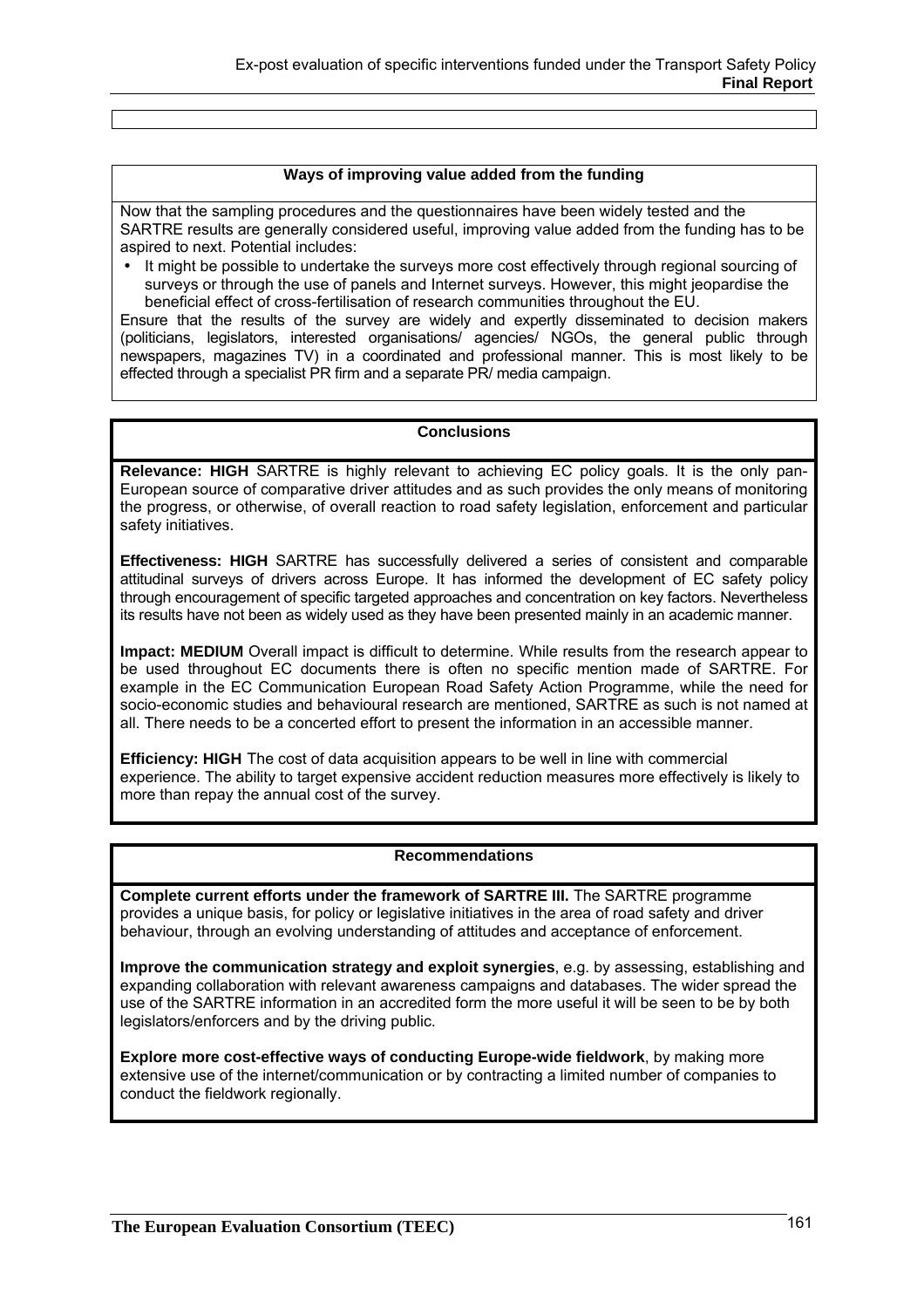### Ways of improving value added from the funding

Now that the sampling procedures and the questionnaires have been widely tested and the SARTRE results are generally considered useful, improving value added from the funding has to be aspired to next. Potential includes:

- It might be possible to undertake the surveys more cost effectively through regional sourcing of surveys or through the use of panels and Internet surveys. However, this might jeopardise the beneficial effect of cross-fertilisation of research communities throughout the EU.

Ensure that the results of the survey are widely and expertly disseminated to decision makers (politicians, legislators, interested organisations/ agencies/ NGOs, the general public through newspapers, magazines TV) in a coordinated and professional manner. This is most likely to be effected through a specialist PR firm and a separate PR/ media campaign.

### Conclusions

**Relevance: HIGH** SARTRE is highly relevant to achieving EC policy goals. It is the only pan-European source of comparative driver attitudes and as such provides the only means of monitoring the progress, or otherwise, of overall reaction to road safety legislation, enforcement and particular safety initiatives.

**Effectiveness: HIGH** SARTRE has successfully delivered a series of consistent and comparable attitudinal surveys of drivers across Europe. It has informed the development of EC safety policy through encouragement of specific targeted approaches and concentration on key factors. Nevertheless its results have not been as widely used as they have been presented mainly in an academic manner.

**Impact: MEDIUM** Overall impact is difficult to determine. While results from the research appear to be used throughout EC documents there is often no specific mention made of SARTRE. For example in the EC Communication European Road Safety Action Programme, while the need for socio-economic studies and behavioural research are mentioned, SARTRE as such is not named at all. There needs to be a concerted effort to present the information in an accessible manner.

**Efficiency: HIGH** The cost of data acquisition appears to be well in line with commercial experience. The ability to target expensive accident reduction measures more effectively is likely to more than repay the annual cost of the survey.

### Recommendations

**Complete current efforts under the framework of SARTRE III.** The SARTRE programme provides a unique basis, for policy or legislative initiatives in the area of road safety and driver behaviour, through an evolving understanding of attitudes and acceptance of enforcement.

**Improve the communication strategy and exploit synergies**, e.g. by assessing, establishing and expanding collaboration with relevant awareness campaigns and databases. The wider spread the use of the SARTRE information in an accredited form the more useful it will be seen to be by both legislators/enforcers and by the driving public.

**Explore more cost-effective ways of conducting Europe-wide fieldwork**, by making more extensive use of the internet/communication or by contracting a limited number of companies to conduct the fieldwork regionally.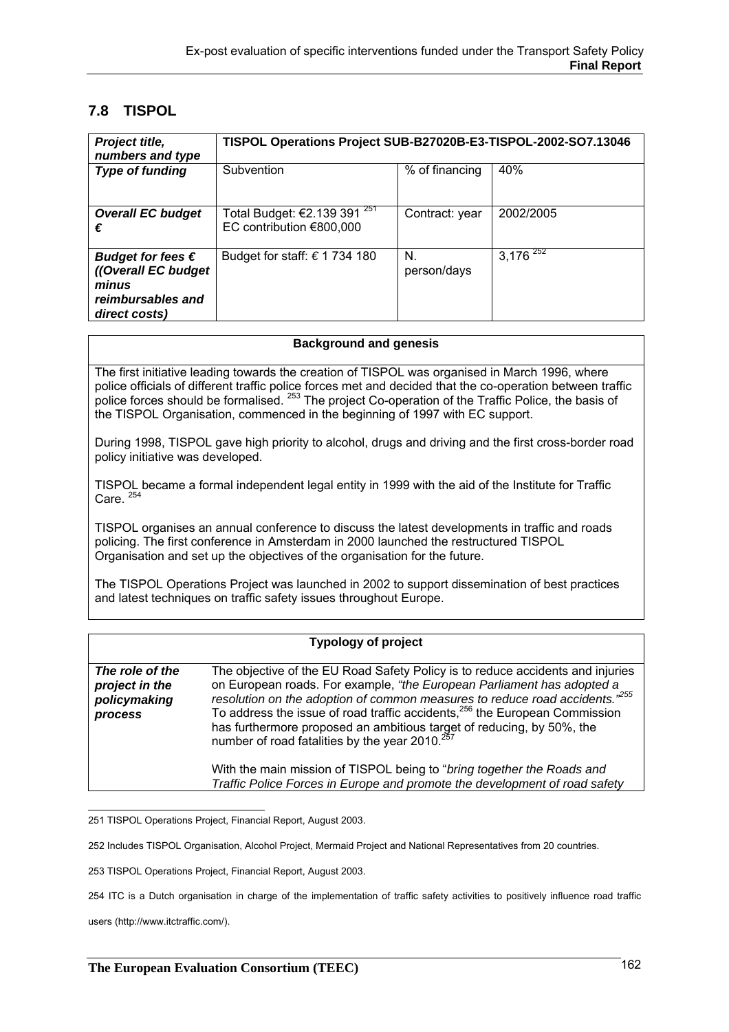## 7.8 TISPOL

| *Project title, numbers and type* | **TISPOL Operations Project SUB-B27020B-E3-TISPOL-2002-SO7.13046** | | |
|---|---|---|---|
| ***Type of funding*** | Subvention | % of financing | 40% |
| ***Overall EC budget €*** | Total Budget: €2.139 391 [251] EC contribution €800,000 | Contract: year | 2002/2005 |
| ***Budget for fees € ((Overall EC budget minus reimbursables and direct costs)*** | Budget for staff: € 1 734 180 | N. person/days | 3,176 [252] |

| **Background and genesis** |
|---|
| The first initiative leading towards the creation of TISPOL was organised in March 1996, where police officials of different traffic police forces met and decided that the co-operation between traffic police forces should be formalised. [253] The project Co-operation of the Traffic Police, the basis of the TISPOL Organisation, commenced in the beginning of 1997 with EC support. <br><br> During 1998, TISPOL gave high priority to alcohol, drugs and driving and the first cross-border road policy initiative was developed. <br><br> TISPOL became a formal independent legal entity in 1999 with the aid of the Institute for Traffic Care. [254] <br><br> TISPOL organises an annual conference to discuss the latest developments in traffic and roads policing. The first conference in Amsterdam in 2000 launched the restructured TISPOL Organisation and set up the objectives of the organisation for the future. <br><br> The TISPOL Operations Project was launched in 2002 to support dissemination of best practices and latest techniques on traffic safety issues throughout Europe. |

| **Typology of project** | |
|---|---|
| ***The role of the project in the policymaking process*** | The objective of the EU Road Safety Policy is to reduce accidents and injuries on European roads. For example, *"the European Parliament has adopted a resolution on the adoption of common measures to reduce road accidents."*[255] To address the issue of road traffic accidents,[256] the European Commission has furthermore proposed an ambitious target of reducing, by 50%, the number of road fatalities by the year 2010.[257] <br><br> With the main mission of TISPOL being to "*bring together the Roads and Traffic Police Forces in Europe and promote the development of road safety* |

251 TISPOL Operations Project, Financial Report, August 2003.

252 Includes TISPOL Organisation, Alcohol Project, Mermaid Project and National Representatives from 20 countries.

253 TISPOL Operations Project, Financial Report, August 2003.

254 ITC is a Dutch organisation in charge of the implementation of traffic safety activities to positively influence road traffic users (http://www.itctraffic.com/).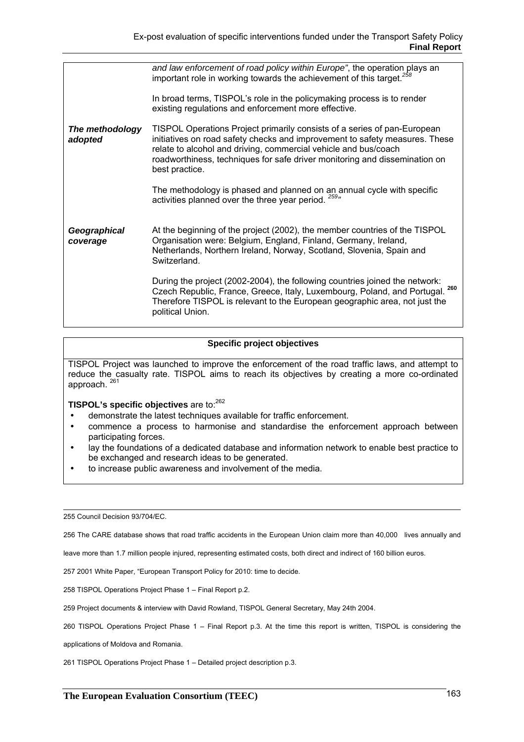| | |
|---|---|
| | *and law enforcement of road policy within Europe"*, the operation plays an important role in working towards the achievement of this target.[258]<br><br>In broad terms, TISPOL's role in the policymaking process is to render existing regulations and enforcement more effective. |
| ***The methodology adopted*** | TISPOL Operations Project primarily consists of a series of pan-European initiatives on road safety checks and improvement to safety measures. These relate to alcohol and driving, commercial vehicle and bus/coach roadworthiness, techniques for safe driver monitoring and dissemination on best practice.<br><br>The methodology is phased and planned on an annual cycle with specific activities planned over the three year period. [259]" |
| ***Geographical coverage*** | At the beginning of the project (2002), the member countries of the TISPOL Organisation were: Belgium, England, Finland, Germany, Ireland, Netherlands, Northern Ireland, Norway, Scotland, Slovenia, Spain and Switzerland.<br><br>During the project (2002-2004), the following countries joined the network: Czech Republic, France, Greece, Italy, Luxembourg, Poland, and Portugal. [260] Therefore TISPOL is relevant to the European geographic area, not just the political Union. |

**Specific project objectives**

TISPOL Project was launched to improve the enforcement of the road traffic laws, and attempt to reduce the casualty rate. TISPOL aims to reach its objectives by creating a more co-ordinated approach. [261]

**TISPOL's specific objectives** are to:[262]

- demonstrate the latest techniques available for traffic enforcement.
- commence a process to harmonise and standardise the enforcement approach between participating forces.
- lay the foundations of a dedicated database and information network to enable best practice to be exchanged and research ideas to be generated.
- to increase public awareness and involvement of the media.

---

255 Council Decision 93/704/EC.

256 The CARE database shows that road traffic accidents in the European Union claim more than 40,000 lives annually and leave more than 1.7 million people injured, representing estimated costs, both direct and indirect of 160 billion euros.

257 2001 White Paper, "European Transport Policy for 2010: time to decide.

258 TISPOL Operations Project Phase 1 – Final Report p.2.

259 Project documents & interview with David Rowland, TISPOL General Secretary, May 24th 2004.

260 TISPOL Operations Project Phase 1 – Final Report p.3. At the time this report is written, TISPOL is considering the applications of Moldova and Romania.

261 TISPOL Operations Project Phase 1 – Detailed project description p.3.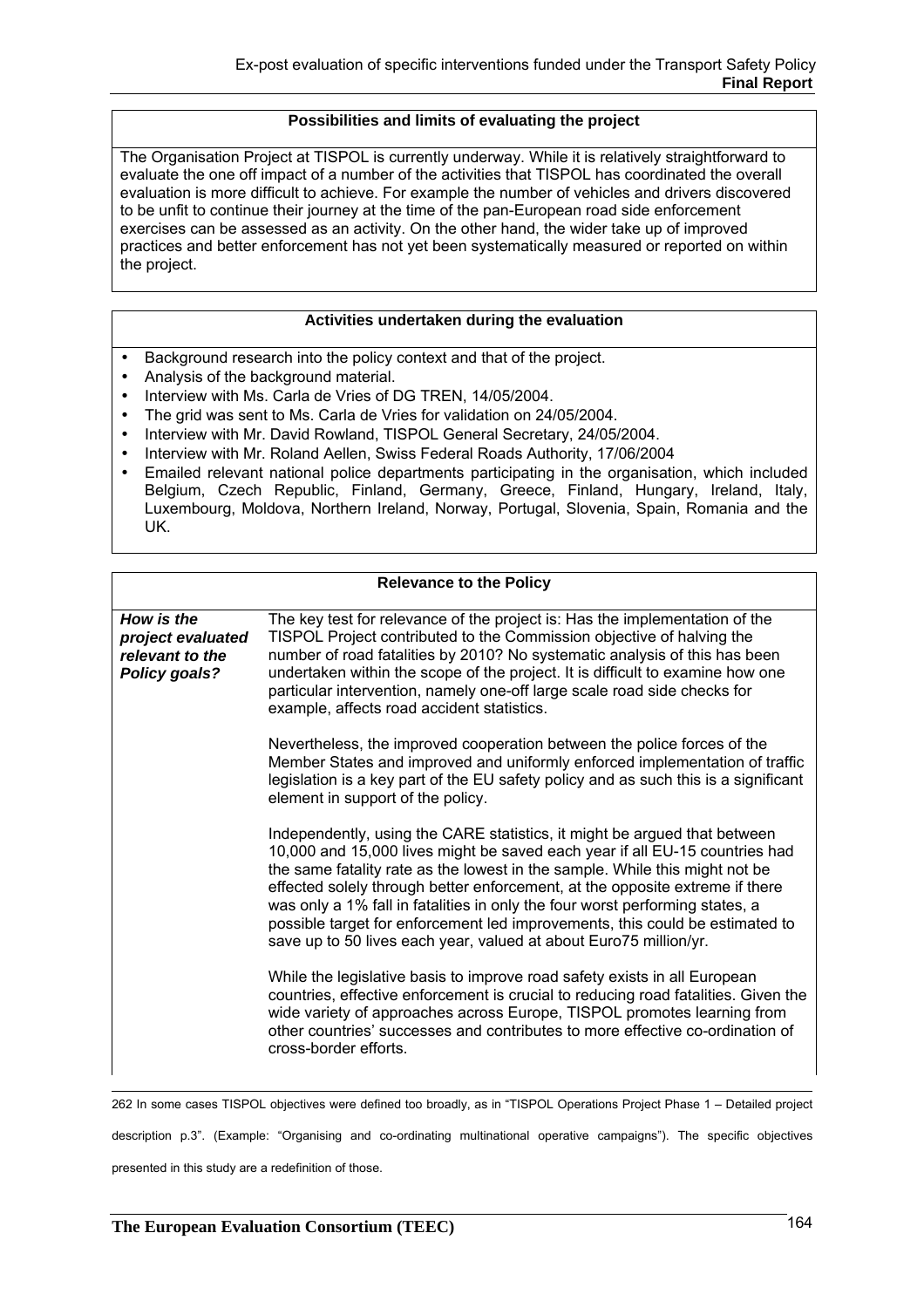### Possibilities and limits of evaluating the project

The Organisation Project at TISPOL is currently underway. While it is relatively straightforward to evaluate the one off impact of a number of the activities that TISPOL has coordinated the overall evaluation is more difficult to achieve. For example the number of vehicles and drivers discovered to be unfit to continue their journey at the time of the pan-European road side enforcement exercises can be assessed as an activity. On the other hand, the wider take up of improved practices and better enforcement has not yet been systematically measured or reported on within the project.

### Activities undertaken during the evaluation

- Background research into the policy context and that of the project.
- Analysis of the background material.
- Interview with Ms. Carla de Vries of DG TREN, 14/05/2004.
- The grid was sent to Ms. Carla de Vries for validation on 24/05/2004.
- Interview with Mr. David Rowland, TISPOL General Secretary, 24/05/2004.
- Interview with Mr. Roland Aellen, Swiss Federal Roads Authority, 17/06/2004
- Emailed relevant national police departments participating in the organisation, which included Belgium, Czech Republic, Finland, Germany, Greece, Finland, Hungary, Ireland, Italy, Luxembourg, Moldova, Northern Ireland, Norway, Portugal, Slovenia, Spain, Romania and the UK.

### Relevance to the Policy

| | |
|---|---|
| ***How is the project evaluated relevant to the Policy goals?*** | The key test for relevance of the project is: Has the implementation of the TISPOL Project contributed to the Commission objective of halving the number of road fatalities by 2010? No systematic analysis of this has been undertaken within the scope of the project. It is difficult to examine how one particular intervention, namely one-off large scale road side checks for example, affects road accident statistics.<br><br>Nevertheless, the improved cooperation between the police forces of the Member States and improved and uniformly enforced implementation of traffic legislation is a key part of the EU safety policy and as such this is a significant element in support of the policy.<br><br>Independently, using the CARE statistics, it might be argued that between 10,000 and 15,000 lives might be saved each year if all EU-15 countries had the same fatality rate as the lowest in the sample. While this might not be effected solely through better enforcement, at the opposite extreme if there was only a 1% fall in fatalities in only the four worst performing states, a possible target for enforcement led improvements, this could be estimated to save up to 50 lives each year, valued at about Euro75 million/yr.<br><br>While the legislative basis to improve road safety exists in all European countries, effective enforcement is crucial to reducing road fatalities. Given the wide variety of approaches across Europe, TISPOL promotes learning from other countries' successes and contributes to more effective co-ordination of cross-border efforts. |

262 In some cases TISPOL objectives were defined too broadly, as in "TISPOL Operations Project Phase 1 – Detailed project description p.3". (Example: "Organising and co-ordinating multinational operative campaigns"). The specific objectives presented in this study are a redefinition of those.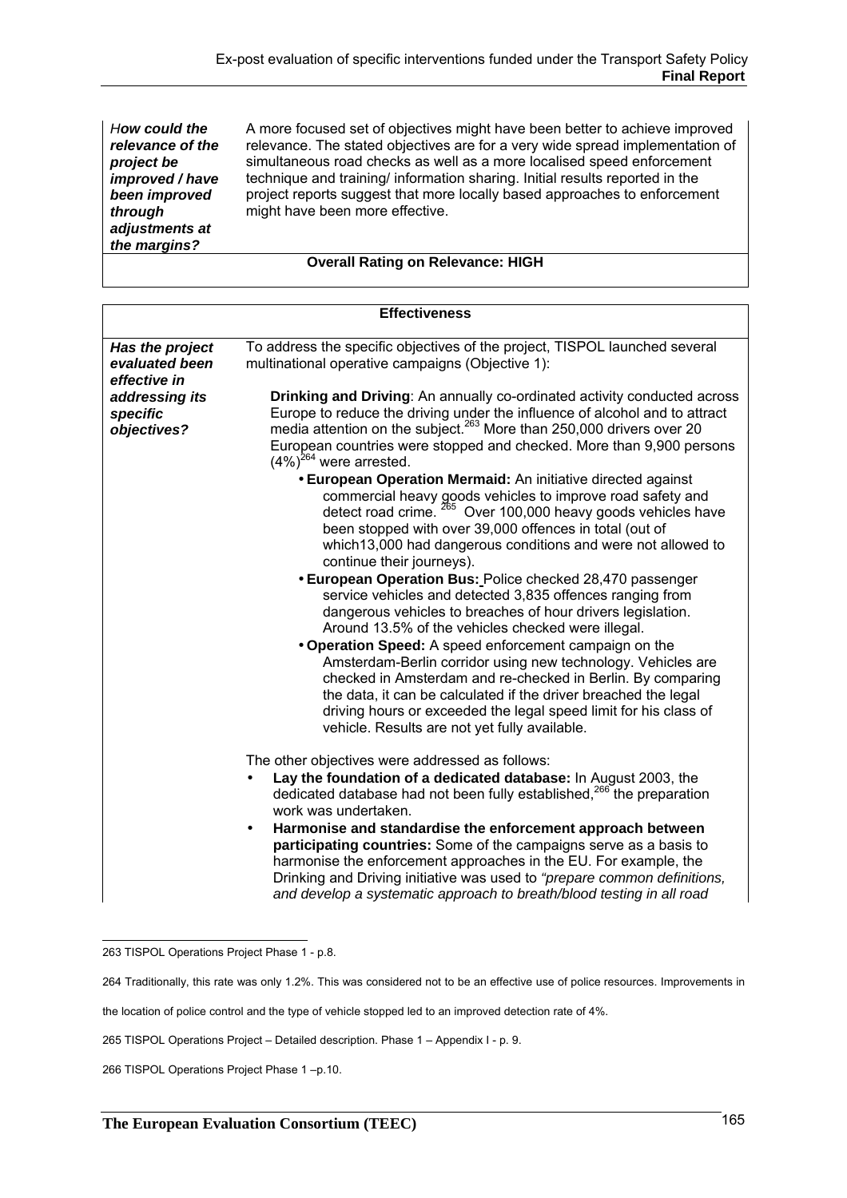| *How could the relevance of the project be improved / have been improved through adjustments at the margins?* | A more focused set of objectives might have been better to achieve improved relevance. The stated objectives are for a very wide spread implementation of simultaneous road checks as well as a more localised speed enforcement technique and training/ information sharing. Initial results reported in the project reports suggest that more locally based approaches to enforcement might have been more effective. |
|---|---|
| **Overall Rating on Relevance: HIGH** | |

| **Effectiveness** | |
|---|---|
| ***Has the project evaluated been effective in addressing its specific objectives?*** | To address the specific objectives of the project, TISPOL launched several multinational operative campaigns (Objective 1):<br><br>**Drinking and Driving**: An annually co-ordinated activity conducted across Europe to reduce the driving under the influence of alcohol and to attract media attention on the subject.[263] More than 250,000 drivers over 20 European countries were stopped and checked. More than 9,900 persons (4%)[264] were arrested.<br>• **European Operation Mermaid:** An initiative directed against commercial heavy goods vehicles to improve road safety and detect road crime. [265] Over 100,000 heavy goods vehicles have been stopped with over 39,000 offences in total (out of which13,000 had dangerous conditions and were not allowed to continue their journeys).<br>• **European Operation Bus:** Police checked 28,470 passenger service vehicles and detected 3,835 offences ranging from dangerous vehicles to breaches of hour drivers legislation. Around 13.5% of the vehicles checked were illegal.<br>• **Operation Speed:** A speed enforcement campaign on the Amsterdam-Berlin corridor using new technology. Vehicles are checked in Amsterdam and re-checked in Berlin. By comparing the data, it can be calculated if the driver breached the legal driving hours or exceeded the legal speed limit for his class of vehicle. Results are not yet fully available.<br><br>The other objectives were addressed as follows:<br>• **Lay the foundation of a dedicated database:** In August 2003, the dedicated database had not been fully established,[266] the preparation work was undertaken.<br>• **Harmonise and standardise the enforcement approach between participating countries:** Some of the campaigns serve as a basis to harmonise the enforcement approaches in the EU. For example, the Drinking and Driving initiative was used to *"prepare common definitions, and develop a systematic approach to breath/blood testing in all road* |

263 TISPOL Operations Project Phase 1 - p.8.

264 Traditionally, this rate was only 1.2%. This was considered not to be an effective use of police resources. Improvements in the location of police control and the type of vehicle stopped led to an improved detection rate of 4%.

265 TISPOL Operations Project – Detailed description. Phase 1 – Appendix I - p. 9.

266 TISPOL Operations Project Phase 1 –p.10.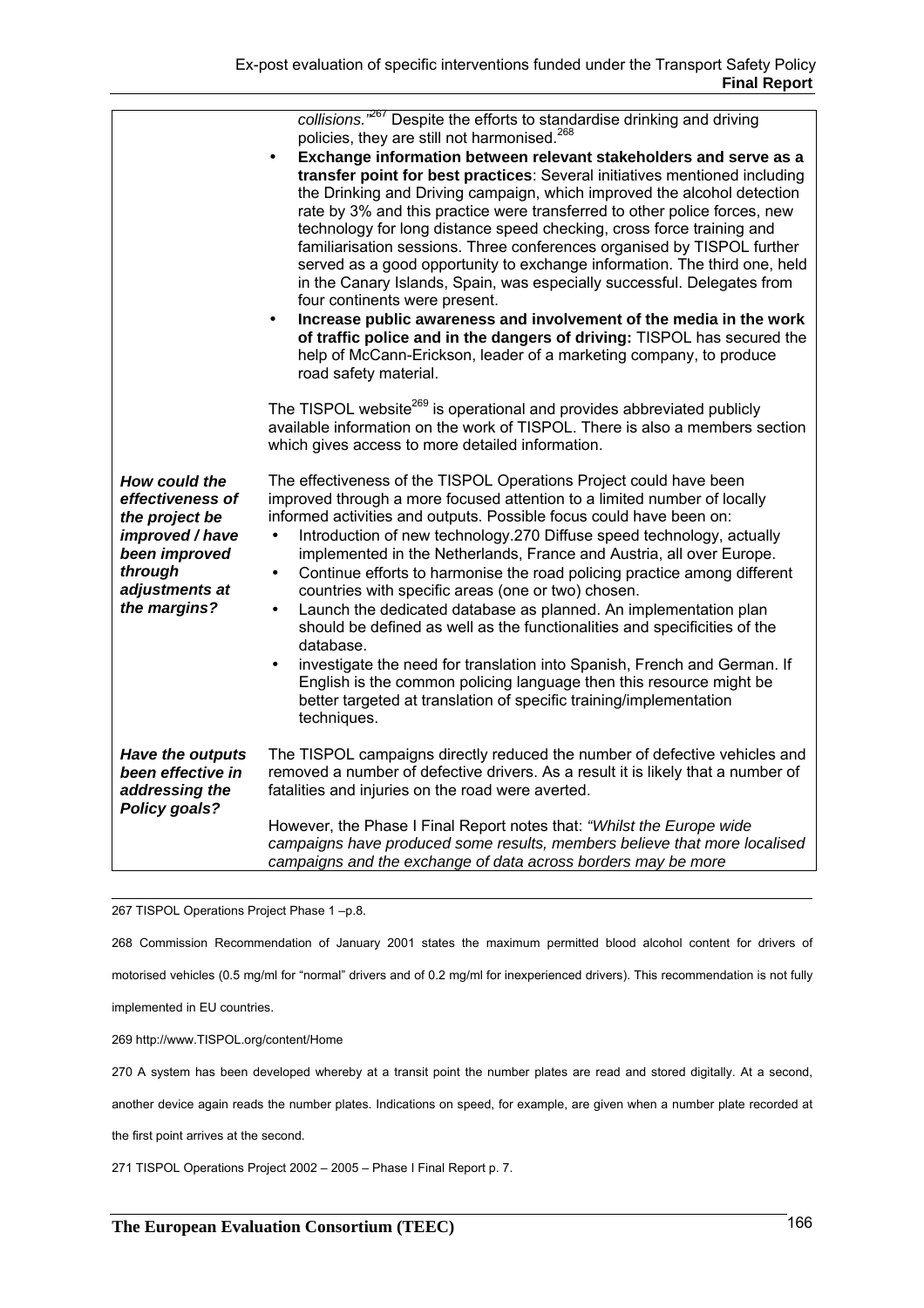| | |
|---|---|
| | *collisions."*[267] Despite the efforts to standardise drinking and driving policies, they are still not harmonised.[268]<br>• **Exchange information between relevant stakeholders and serve as a transfer point for best practices**: Several initiatives mentioned including the Drinking and Driving campaign, which improved the alcohol detection rate by 3% and this practice were transferred to other police forces, new technology for long distance speed checking, cross force training and familiarisation sessions. Three conferences organised by TISPOL further served as a good opportunity to exchange information. The third one, held in the Canary Islands, Spain, was especially successful. Delegates from four continents were present.<br>• **Increase public awareness and involvement of the media in the work of traffic police and in the dangers of driving:** TISPOL has secured the help of McCann-Erickson, leader of a marketing company, to produce road safety material.<br><br>The TISPOL website[269] is operational and provides abbreviated publicly available information on the work of TISPOL. There is also a members section which gives access to more detailed information. |
| ***How could the effectiveness of the project be improved / have been improved through adjustments at the margins?*** | The effectiveness of the TISPOL Operations Project could have been improved through a more focused attention to a limited number of locally informed activities and outputs. Possible focus could have been on:<br>• Introduction of new technology.270 Diffuse speed technology, actually implemented in the Netherlands, France and Austria, all over Europe.<br>• Continue efforts to harmonise the road policing practice among different countries with specific areas (one or two) chosen.<br>• Launch the dedicated database as planned. An implementation plan should be defined as well as the functionalities and specificities of the database.<br>• investigate the need for translation into Spanish, French and German. If English is the common policing language then this resource might be better targeted at translation of specific training/implementation techniques. |
| ***Have the outputs been effective in addressing the Policy goals?*** | The TISPOL campaigns directly reduced the number of defective vehicles and removed a number of defective drivers. As a result it is likely that a number of fatalities and injuries on the road were averted.<br><br>However, the Phase I Final Report notes that: *"Whilst the Europe wide campaigns have produced some results, members believe that more localised campaigns and the exchange of data across borders may be more* |

267 TISPOL Operations Project Phase 1 –p.8.

268 Commission Recommendation of January 2001 states the maximum permitted blood alcohol content for drivers of motorised vehicles (0.5 mg/ml for "normal" drivers and of 0.2 mg/ml for inexperienced drivers). This recommendation is not fully implemented in EU countries.

269 http://www.TISPOL.org/content/Home

270 A system has been developed whereby at a transit point the number plates are read and stored digitally. At a second, another device again reads the number plates. Indications on speed, for example, are given when a number plate recorded at the first point arrives at the second.

271 TISPOL Operations Project 2002 – 2005 – Phase I Final Report p. 7.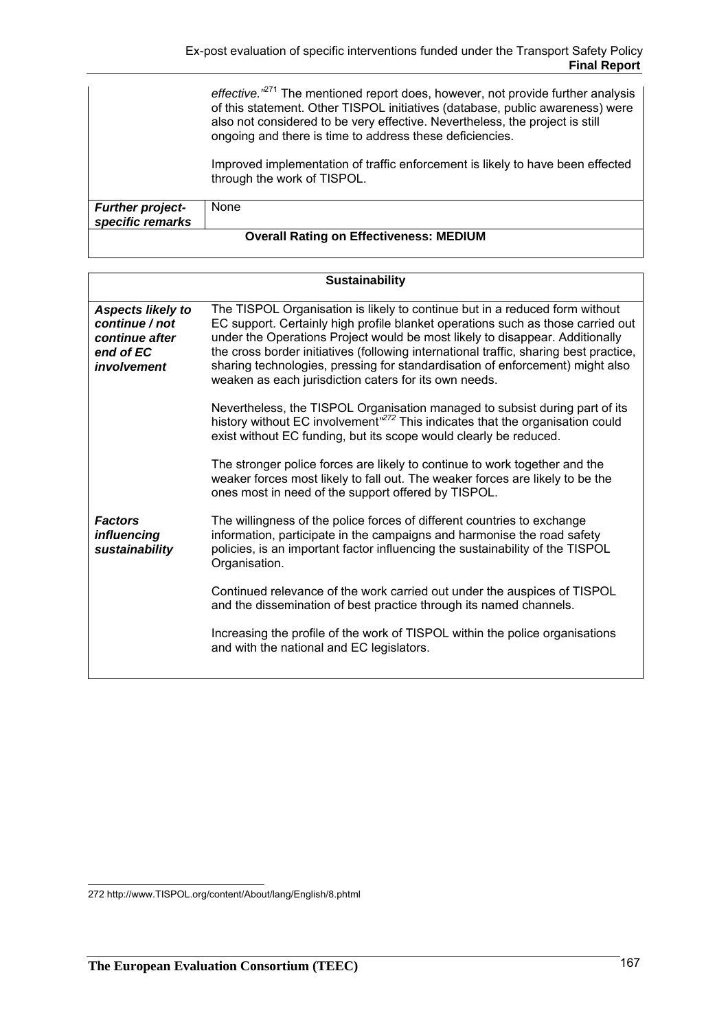| | |
|---|---|
| | *effective."*[271] The mentioned report does, however, not provide further analysis of this statement. Other TISPOL initiatives (database, public awareness) were also not considered to be very effective. Nevertheless, the project is still ongoing and there is time to address these deficiencies.<br><br>Improved implementation of traffic enforcement is likely to have been effected through the work of TISPOL. |
| ***Further project-specific remarks*** | None |
| **Overall Rating on Effectiveness: MEDIUM** | |

| **Sustainability** | |
|---|---|
| ***Aspects likely to continue / not continue after end of EC involvement*** | The TISPOL Organisation is likely to continue but in a reduced form without EC support. Certainly high profile blanket operations such as those carried out under the Operations Project would be most likely to disappear. Additionally the cross border initiatives (following international traffic, sharing best practice, sharing technologies, pressing for standardisation of enforcement) might also weaken as each jurisdiction caters for its own needs.<br><br>Nevertheless, the TISPOL Organisation managed to subsist during part of its history without EC involvement"[272] This indicates that the organisation could exist without EC funding, but its scope would clearly be reduced.<br><br>The stronger police forces are likely to continue to work together and the weaker forces most likely to fall out. The weaker forces are likely to be the ones most in need of the support offered by TISPOL. |
| ***Factors influencing sustainability*** | The willingness of the police forces of different countries to exchange information, participate in the campaigns and harmonise the road safety policies, is an important factor influencing the sustainability of the TISPOL Organisation.<br><br>Continued relevance of the work carried out under the auspices of TISPOL and the dissemination of best practice through its named channels.<br><br>Increasing the profile of the work of TISPOL within the police organisations and with the national and EC legislators. |

272 http://www.TISPOL.org/content/About/lang/English/8.phtml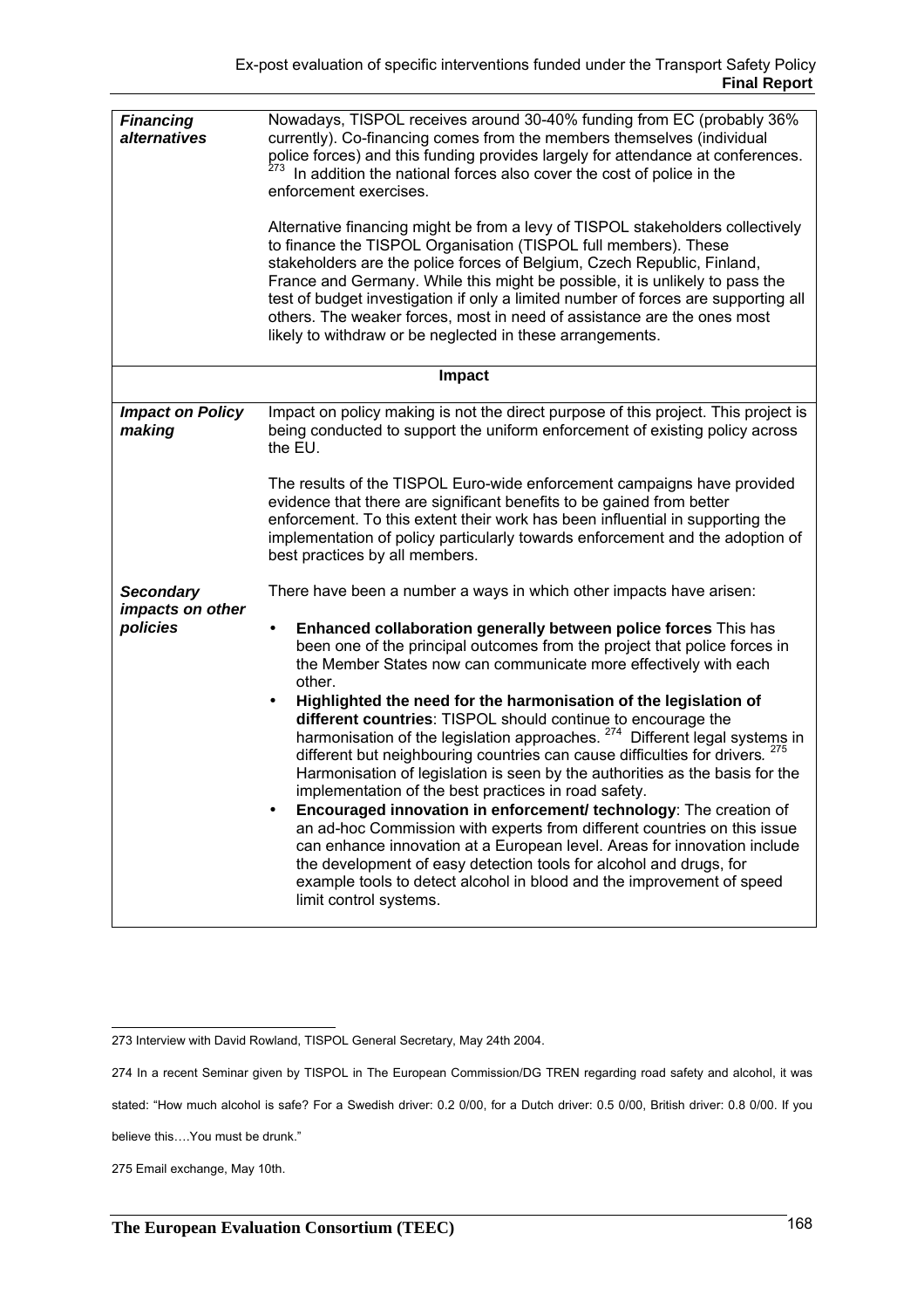| | |
|---|---|
| ***Financing alternatives*** | Nowadays, TISPOL receives around 30-40% funding from EC (probably 36% currently). Co-financing comes from the members themselves (individual police forces) and this funding provides largely for attendance at conferences.[273] In addition the national forces also cover the cost of police in the enforcement exercises.<br><br>Alternative financing might be from a levy of TISPOL stakeholders collectively to finance the TISPOL Organisation (TISPOL full members). These stakeholders are the police forces of Belgium, Czech Republic, Finland, France and Germany. While this might be possible, it is unlikely to pass the test of budget investigation if only a limited number of forces are supporting all others. The weaker forces, most in need of assistance are the ones most likely to withdraw or be neglected in these arrangements. |
| **Impact** | |
| ***Impact on Policy making*** | Impact on policy making is not the direct purpose of this project. This project is being conducted to support the uniform enforcement of existing policy across the EU.<br><br>The results of the TISPOL Euro-wide enforcement campaigns have provided evidence that there are significant benefits to be gained from better enforcement. To this extent their work has been influential in supporting the implementation of policy particularly towards enforcement and the adoption of best practices by all members. |
| ***Secondary impacts on other policies*** | There have been a number a ways in which other impacts have arisen:<br><br>• **Enhanced collaboration generally between police forces** This has been one of the principal outcomes from the project that police forces in the Member States now can communicate more effectively with each other.<br>• **Highlighted the need for the harmonisation of the legislation of different countries**: TISPOL should continue to encourage the harmonisation of the legislation approaches.[274] Different legal systems in different but neighbouring countries can cause difficulties for drivers.[275] Harmonisation of legislation is seen by the authorities as the basis for the implementation of the best practices in road safety.<br>• **Encouraged innovation in enforcement/ technology**: The creation of an ad-hoc Commission with experts from different countries on this issue can enhance innovation at a European level. Areas for innovation include the development of easy detection tools for alcohol and drugs, for example tools to detect alcohol in blood and the improvement of speed limit control systems. |

273 Interview with David Rowland, TISPOL General Secretary, May 24th 2004.

274 In a recent Seminar given by TISPOL in The European Commission/DG TREN regarding road safety and alcohol, it was stated: "How much alcohol is safe? For a Swedish driver: 0.2 0/00, for a Dutch driver: 0.5 0/00, British driver: 0.8 0/00. If you believe this….You must be drunk."

275 Email exchange, May 10th.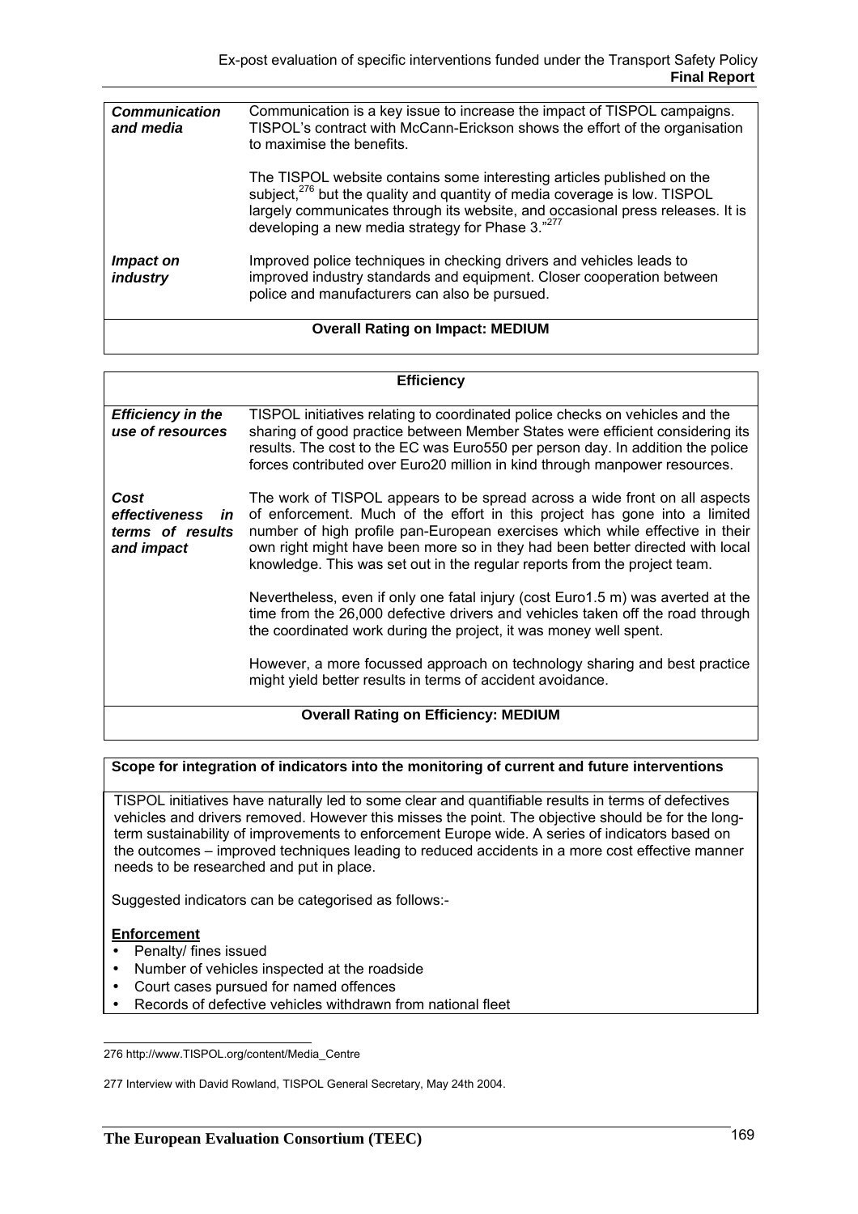| | |
|---|---|
| ***Communication and media*** | Communication is a key issue to increase the impact of TISPOL campaigns. TISPOL's contract with McCann-Erickson shows the effort of the organisation to maximise the benefits.<br><br>The TISPOL website contains some interesting articles published on the subject,[276] but the quality and quantity of media coverage is low. TISPOL largely communicates through its website, and occasional press releases. It is developing a new media strategy for Phase 3."[277] |
| ***Impact on industry*** | Improved police techniques in checking drivers and vehicles leads to improved industry standards and equipment. Closer cooperation between police and manufacturers can also be pursued. |
| **Overall Rating on Impact: MEDIUM** | |

| **Efficiency** | |
|---|---|
| ***Efficiency in the use of resources*** | TISPOL initiatives relating to coordinated police checks on vehicles and the sharing of good practice between Member States were efficient considering its results. The cost to the EC was Euro550 per person day. In addition the police forces contributed over Euro20 million in kind through manpower resources. |
| ***Cost effectiveness in terms of results and impact*** | The work of TISPOL appears to be spread across a wide front on all aspects of enforcement. Much of the effort in this project has gone into a limited number of high profile pan-European exercises which while effective in their own right might have been more so in they had been better directed with local knowledge. This was set out in the regular reports from the project team.<br><br>Nevertheless, even if only one fatal injury (cost Euro1.5 m) was averted at the time from the 26,000 defective drivers and vehicles taken off the road through the coordinated work during the project, it was money well spent.<br><br>However, a more focussed approach on technology sharing and best practice might yield better results in terms of accident avoidance. |
| **Overall Rating on Efficiency: MEDIUM** | |

**Scope for integration of indicators into the monitoring of current and future interventions**

TISPOL initiatives have naturally led to some clear and quantifiable results in terms of defectives vehicles and drivers removed. However this misses the point. The objective should be for the long-term sustainability of improvements to enforcement Europe wide. A series of indicators based on the outcomes – improved techniques leading to reduced accidents in a more cost effective manner needs to be researched and put in place.

Suggested indicators can be categorised as follows:-

**Enforcement**

- Penalty/ fines issued
- Number of vehicles inspected at the roadside
- Court cases pursued for named offences
- Records of defective vehicles withdrawn from national fleet

---

276 http://www.TISPOL.org/content/Media_Centre

277 Interview with David Rowland, TISPOL General Secretary, May 24th 2004.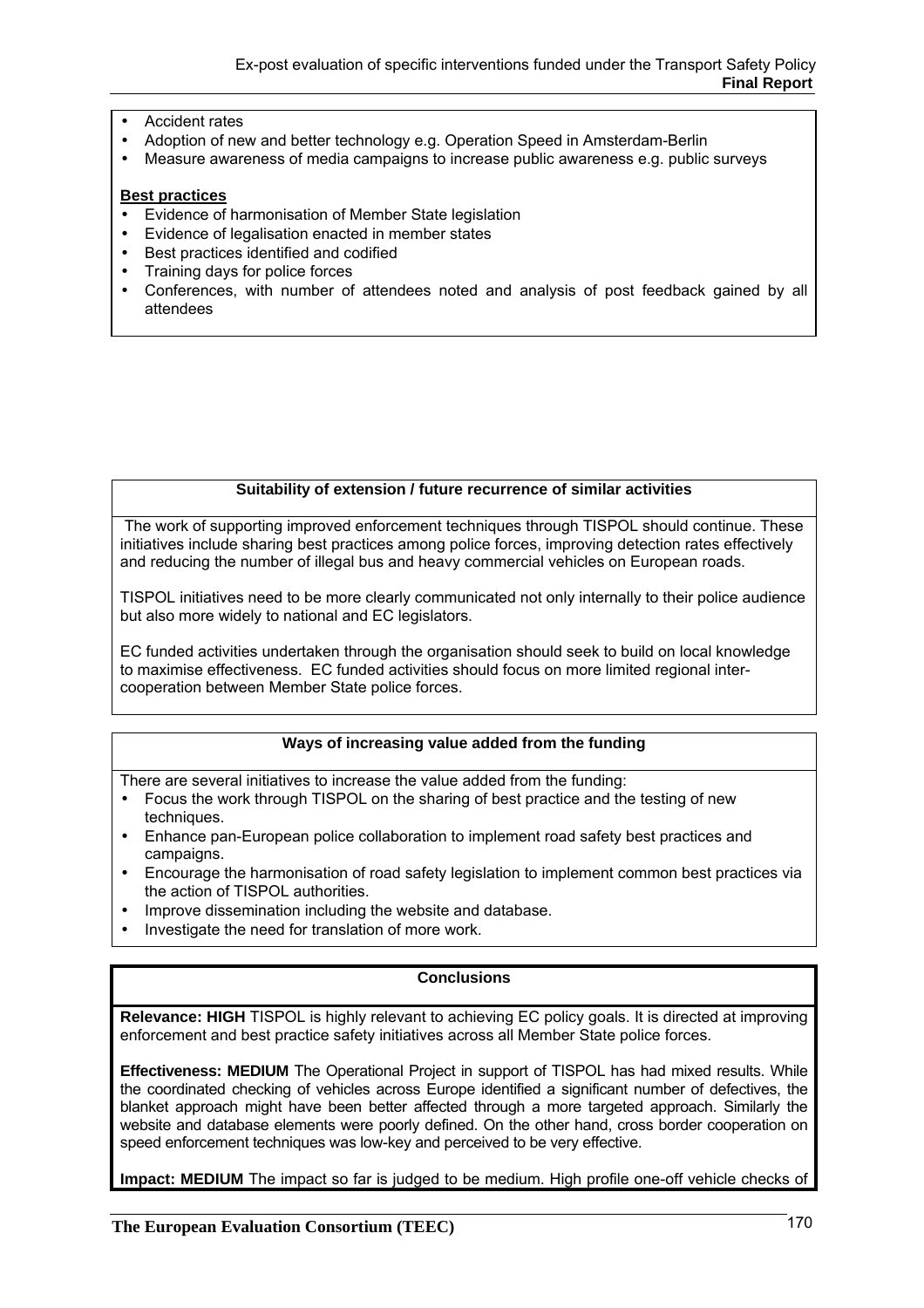- Accident rates
- Adoption of new and better technology e.g. Operation Speed in Amsterdam-Berlin
- Measure awareness of media campaigns to increase public awareness e.g. public surveys

**Best practices**

- Evidence of harmonisation of Member State legislation
- Evidence of legalisation enacted in member states
- Best practices identified and codified
- Training days for police forces
- Conferences, with number of attendees noted and analysis of post feedback gained by all attendees

**Suitability of extension / future recurrence of similar activities**

The work of supporting improved enforcement techniques through TISPOL should continue. These initiatives include sharing best practices among police forces, improving detection rates effectively and reducing the number of illegal bus and heavy commercial vehicles on European roads.

TISPOL initiatives need to be more clearly communicated not only internally to their police audience but also more widely to national and EC legislators.

EC funded activities undertaken through the organisation should seek to build on local knowledge to maximise effectiveness. EC funded activities should focus on more limited regional inter-cooperation between Member State police forces.

**Ways of increasing value added from the funding**

There are several initiatives to increase the value added from the funding:

- Focus the work through TISPOL on the sharing of best practice and the testing of new techniques.
- Enhance pan-European police collaboration to implement road safety best practices and campaigns.
- Encourage the harmonisation of road safety legislation to implement common best practices via the action of TISPOL authorities.
- Improve dissemination including the website and database.
- Investigate the need for translation of more work.

**Conclusions**

**Relevance: HIGH** TISPOL is highly relevant to achieving EC policy goals. It is directed at improving enforcement and best practice safety initiatives across all Member State police forces.

**Effectiveness: MEDIUM** The Operational Project in support of TISPOL has had mixed results. While the coordinated checking of vehicles across Europe identified a significant number of defectives, the blanket approach might have been better affected through a more targeted approach. Similarly the website and database elements were poorly defined. On the other hand, cross border cooperation on speed enforcement techniques was low-key and perceived to be very effective.

**Impact: MEDIUM** The impact so far is judged to be medium. High profile one-off vehicle checks of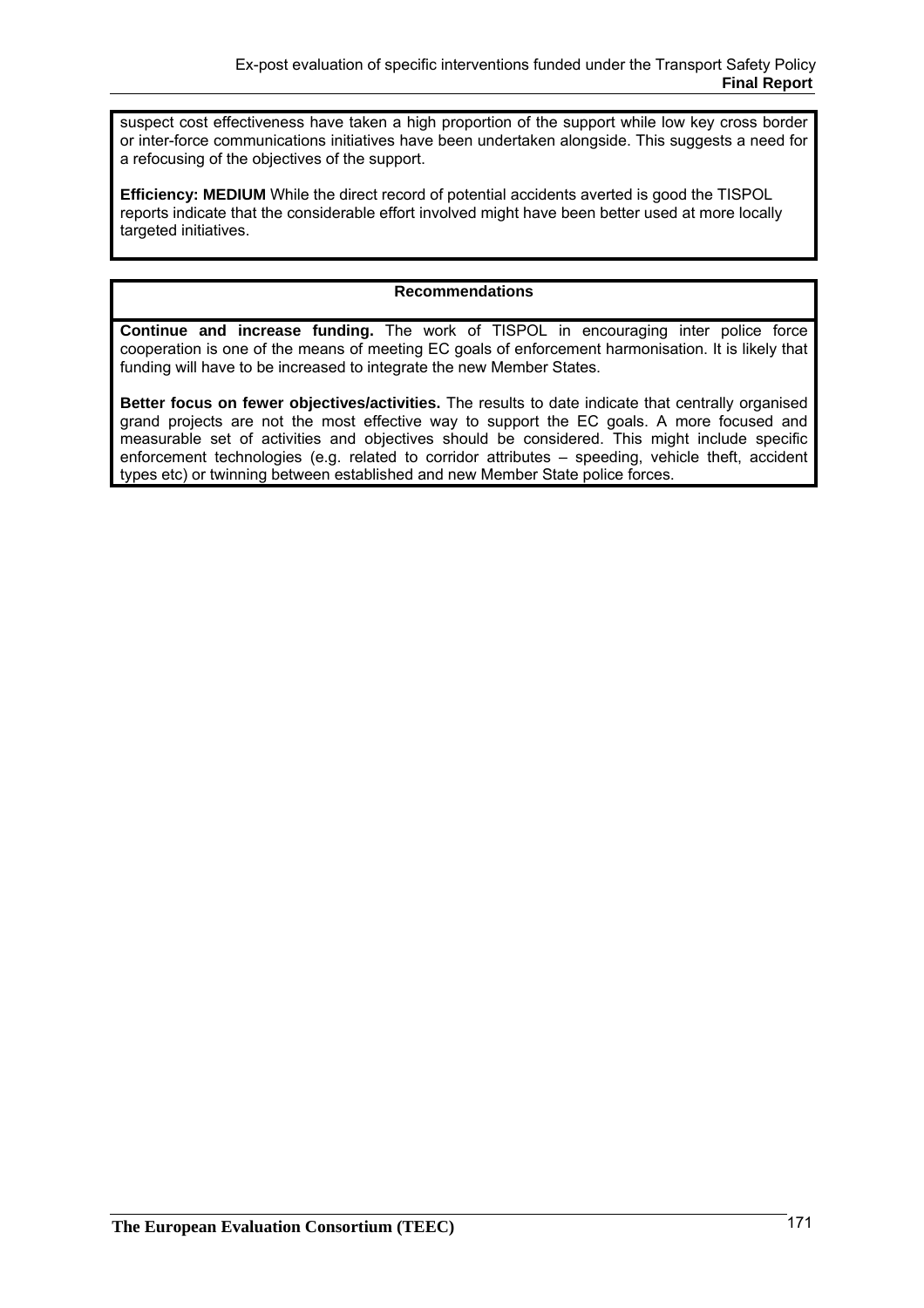suspect cost effectiveness have taken a high proportion of the support while low key cross border or inter-force communications initiatives have been undertaken alongside. This suggests a need for a refocusing of the objectives of the support.

**Efficiency: MEDIUM** While the direct record of potential accidents averted is good the TISPOL reports indicate that the considerable effort involved might have been better used at more locally targeted initiatives.

**Recommendations**

**Continue and increase funding.** The work of TISPOL in encouraging inter police force cooperation is one of the means of meeting EC goals of enforcement harmonisation. It is likely that funding will have to be increased to integrate the new Member States.

**Better focus on fewer objectives/activities.** The results to date indicate that centrally organised grand projects are not the most effective way to support the EC goals. A more focused and measurable set of activities and objectives should be considered. This might include specific enforcement technologies (e.g. related to corridor attributes – speeding, vehicle theft, accident types etc) or twinning between established and new Member State police forces.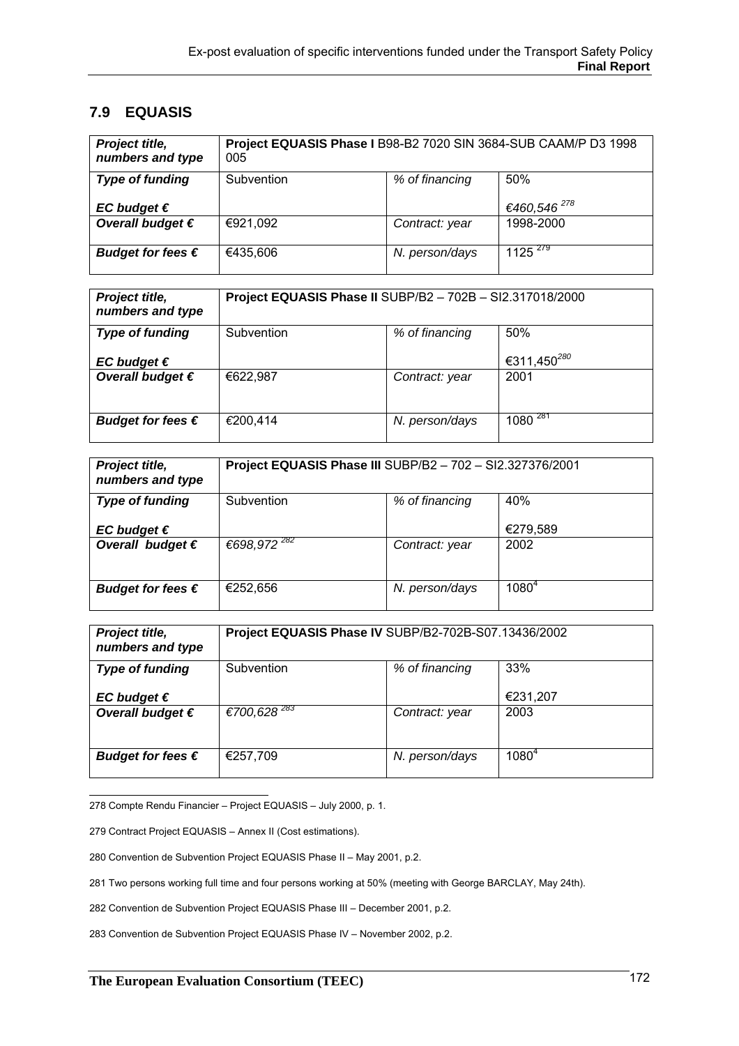## 7.9 EQUASIS

| *Project title, numbers and type* | **Project EQUASIS Phase I** B98-B2 7020 SIN 3684-SUB CAAM/P D3 1998 005 | | |
|---|---|---|---|
| ***Type of funding*** | Subvention | *% of financing* | 50% |
| ***EC budget €*** | | | *€460,546* [278] |
| ***Overall budget €*** | €921,092 | *Contract: year* | 1998-2000 |
| ***Budget for fees €*** | €435,606 | *N. person/days* | 1125 [279] |

| *Project title, numbers and type* | **Project EQUASIS Phase II** SUBP/B2 – 702B – SI2.317018/2000 | | |
|---|---|---|---|
| ***Type of funding*** | Subvention | *% of financing* | 50% |
| ***EC budget €*** | | | €311,450[280] |
| ***Overall budget €*** | €622,987 | *Contract: year* | 2001 |
| ***Budget for fees €*** | €200,414 | *N. person/days* | 1080 [281] |

| *Project title, numbers and type* | **Project EQUASIS Phase III** SUBP/B2 – 702 – SI2.327376/2001 | | |
|---|---|---|---|
| ***Type of funding*** | Subvention | *% of financing* | 40% |
| ***EC budget €*** | | | €279,589 |
| ***Overall budget €*** | *€698,972* [282] | *Contract: year* | 2002 |
| ***Budget for fees €*** | €252,656 | *N. person/days* | 1080[4] |

| *Project title, numbers and type* | **Project EQUASIS Phase IV** SUBP/B2-702B-S07.13436/2002 | | |
|---|---|---|---|
| ***Type of funding*** | Subvention | *% of financing* | 33% |
| ***EC budget €*** | | | €231,207 |
| ***Overall budget €*** | *€700,628* [283] | *Contract: year* | 2003 |
| ***Budget for fees €*** | €257,709 | *N. person/days* | 1080[4] |

278 Compte Rendu Financier – Project EQUASIS – July 2000, p. 1.

279 Contract Project EQUASIS – Annex II (Cost estimations).

280 Convention de Subvention Project EQUASIS Phase II – May 2001, p.2.

281 Two persons working full time and four persons working at 50% (meeting with George BARCLAY, May 24th).

282 Convention de Subvention Project EQUASIS Phase III – December 2001, p.2.

283 Convention de Subvention Project EQUASIS Phase IV – November 2002, p.2.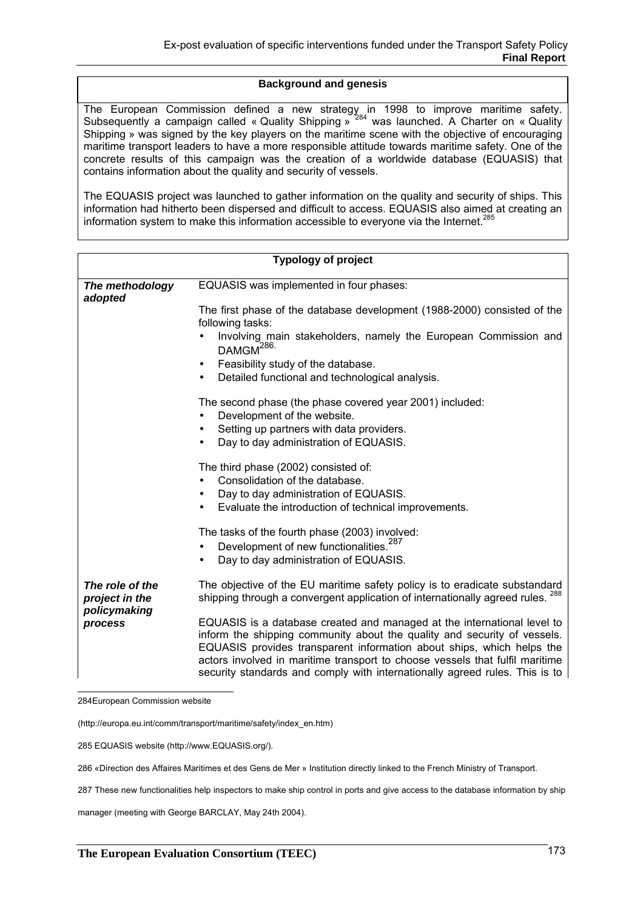| **Background and genesis** |
|---|
| The European Commission defined a new strategy in 1998 to improve maritime safety. Subsequently a campaign called « Quality Shipping » [284] was launched. A Charter on « Quality Shipping » was signed by the key players on the maritime scene with the objective of encouraging maritime transport leaders to have a more responsible attitude towards maritime safety. One of the concrete results of this campaign was the creation of a worldwide database (EQUASIS) that contains information about the quality and security of vessels.<br><br>The EQUASIS project was launched to gather information on the quality and security of ships. This information had hitherto been dispersed and difficult to access. EQUASIS also aimed at creating an information system to make this information accessible to everyone via the Internet.[285] |

| **Typology of project** | |
|---|---|
| ***The methodology adopted*** | EQUASIS was implemented in four phases:<br><br>The first phase of the database development (1988-2000) consisted of the following tasks:<br>• Involving main stakeholders, namely the European Commission and DAMGM[286].<br>• Feasibility study of the database.<br>• Detailed functional and technological analysis.<br><br>The second phase (the phase covered year 2001) included:<br>• Development of the website.<br>• Setting up partners with data providers.<br>• Day to day administration of EQUASIS.<br><br>The third phase (2002) consisted of:<br>• Consolidation of the database.<br>• Day to day administration of EQUASIS.<br>• Evaluate the introduction of technical improvements.<br><br>The tasks of the fourth phase (2003) involved:<br>• Development of new functionalities.[287]<br>• Day to day administration of EQUASIS. |
| ***The role of the project in the policymaking process*** | The objective of the EU maritime safety policy is to eradicate substandard shipping through a convergent application of internationally agreed rules. [288]<br><br>EQUASIS is a database created and managed at the international level to inform the shipping community about the quality and security of vessels. EQUASIS provides transparent information about ships, which helps the actors involved in maritime transport to choose vessels that fulfil maritime security standards and comply with internationally agreed rules. This is to |

284 European Commission website (http://europa.eu.int/comm/transport/maritime/safety/index_en.htm)

285 EQUASIS website (http://www.EQUASIS.org/).

286 «Direction des Affaires Maritimes et des Gens de Mer » Institution directly linked to the French Ministry of Transport.

287 These new functionalities help inspectors to make ship control in ports and give access to the database information by ship manager (meeting with George BARCLAY, May 24th 2004).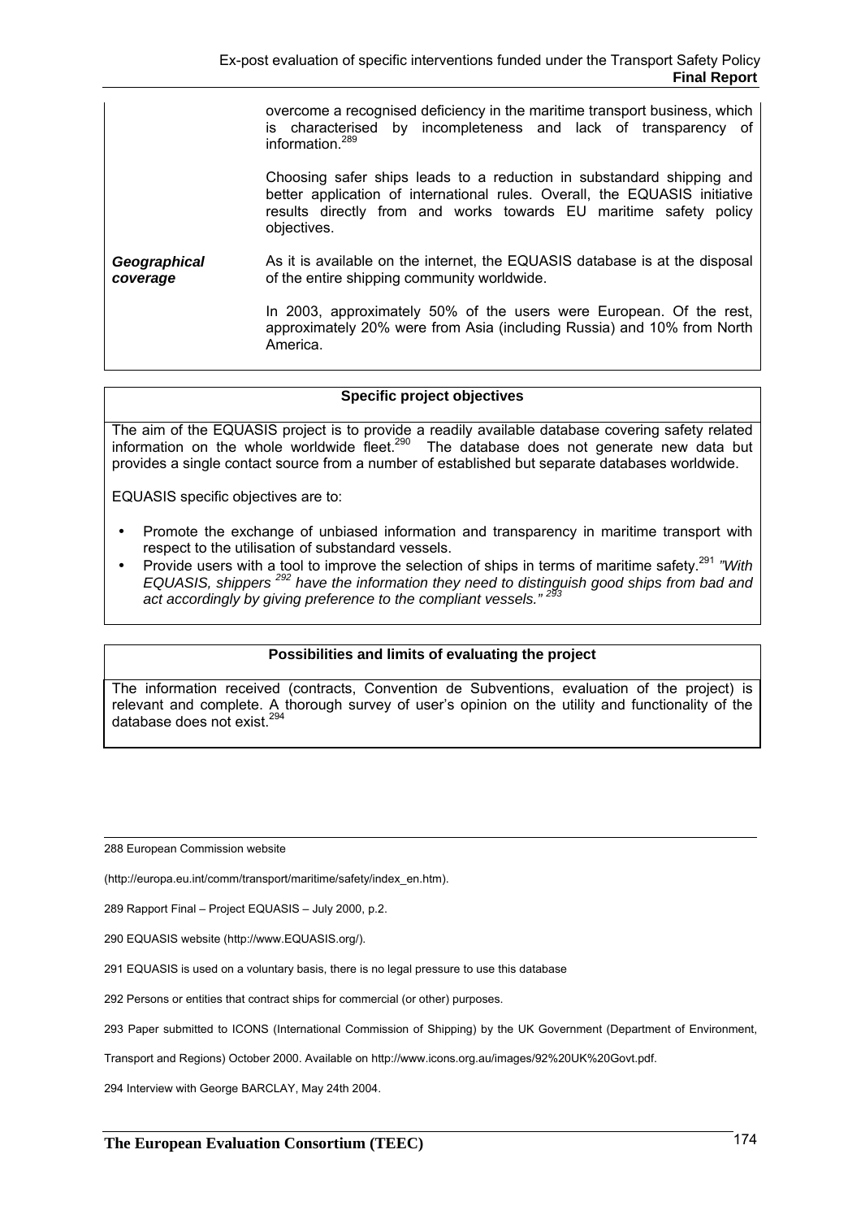| | |
|---|---|
| | overcome a recognised deficiency in the maritime transport business, which is characterised by incompleteness and lack of transparency of information.[289]<br><br>Choosing safer ships leads to a reduction in substandard shipping and better application of international rules. Overall, the EQUASIS initiative results directly from and works towards EU maritime safety policy objectives. |
| ***Geographical coverage*** | As it is available on the internet, the EQUASIS database is at the disposal of the entire shipping community worldwide.<br><br>In 2003, approximately 50% of the users were European. Of the rest, approximately 20% were from Asia (including Russia) and 10% from North America. |

**Specific project objectives**

The aim of the EQUASIS project is to provide a readily available database covering safety related information on the whole worldwide fleet.[290] The database does not generate new data but provides a single contact source from a number of established but separate databases worldwide.

EQUASIS specific objectives are to:

- Promote the exchange of unbiased information and transparency in maritime transport with respect to the utilisation of substandard vessels.
- Provide users with a tool to improve the selection of ships in terms of maritime safety.[291] *"With EQUASIS, shippers [292] have the information they need to distinguish good ships from bad and act accordingly by giving preference to the compliant vessels." [293]*

**Possibilities and limits of evaluating the project**

The information received (contracts, Convention de Subventions, evaluation of the project) is relevant and complete. A thorough survey of user's opinion on the utility and functionality of the database does not exist.[294]

---

288 European Commission website

(http://europa.eu.int/comm/transport/maritime/safety/index_en.htm).

289 Rapport Final – Project EQUASIS – July 2000, p.2.

290 EQUASIS website (http://www.EQUASIS.org/).

291 EQUASIS is used on a voluntary basis, there is no legal pressure to use this database

292 Persons or entities that contract ships for commercial (or other) purposes.

293 Paper submitted to ICONS (International Commission of Shipping) by the UK Government (Department of Environment, Transport and Regions) October 2000. Available on http://www.icons.org.au/images/92%20UK%20Govt.pdf.

294 Interview with George BARCLAY, May 24th 2004.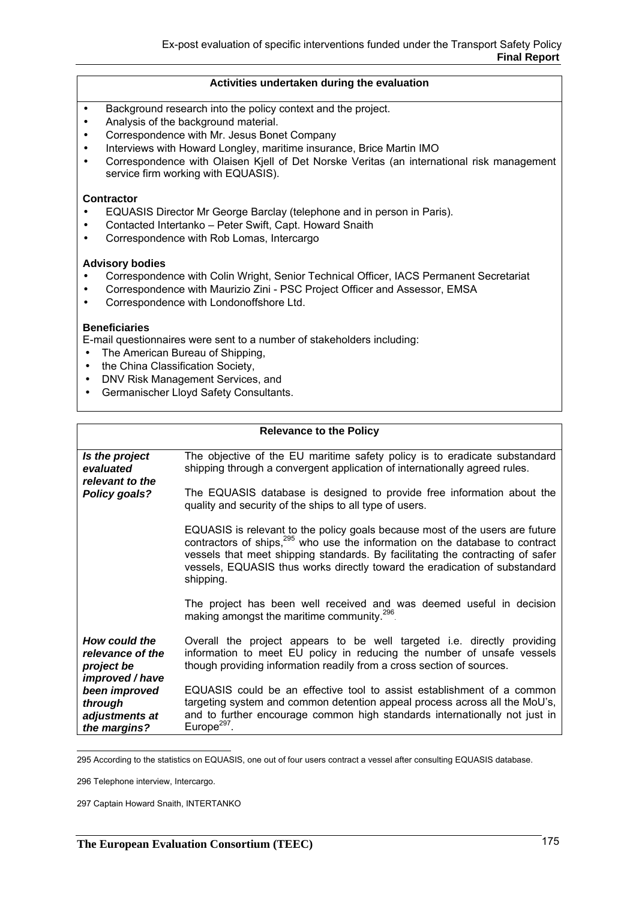**Activities undertaken during the evaluation**

- Background research into the policy context and the project.
- Analysis of the background material.
- Correspondence with Mr. Jesus Bonet Company
- Interviews with Howard Longley, maritime insurance, Brice Martin IMO
- Correspondence with Olaisen Kjell of Det Norske Veritas (an international risk management service firm working with EQUASIS).

**Contractor**

- EQUASIS Director Mr George Barclay (telephone and in person in Paris).
- Contacted Intertanko – Peter Swift, Capt. Howard Snaith
- Correspondence with Rob Lomas, Intercargo

**Advisory bodies**

- Correspondence with Colin Wright, Senior Technical Officer, IACS Permanent Secretariat
- Correspondence with Maurizio Zini - PSC Project Officer and Assessor, EMSA
- Correspondence with Londonoffshore Ltd.

**Beneficiaries**

E-mail questionnaires were sent to a number of stakeholders including:

- The American Bureau of Shipping,
- the China Classification Society,
- DNV Risk Management Services, and
- Germanischer Lloyd Safety Consultants.

| **Relevance to the Policy** | |
|---|---|
| ***Is the project evaluated relevant to the Policy goals?*** | The objective of the EU maritime safety policy is to eradicate substandard shipping through a convergent application of internationally agreed rules.<br><br>The EQUASIS database is designed to provide free information about the quality and security of the ships to all type of users.<br><br>EQUASIS is relevant to the policy goals because most of the users are future contractors of ships,[295] who use the information on the database to contract vessels that meet shipping standards. By facilitating the contracting of safer vessels, EQUASIS thus works directly toward the eradication of substandard shipping.<br><br>The project has been well received and was deemed useful in decision making amongst the maritime community.[296] |
| ***How could the relevance of the project be improved / have been improved through adjustments at the margins?*** | Overall the project appears to be well targeted i.e. directly providing information to meet EU policy in reducing the number of unsafe vessels though providing information readily from a cross section of sources.<br><br>EQUASIS could be an effective tool to assist establishment of a common targeting system and common detention appeal process across all the MoU's, and to further encourage common high standards internationally not just in Europe[297]. |

295 According to the statistics on EQUASIS, one out of four users contract a vessel after consulting EQUASIS database.

296 Telephone interview, Intercargo.

297 Captain Howard Snaith, INTERTANKO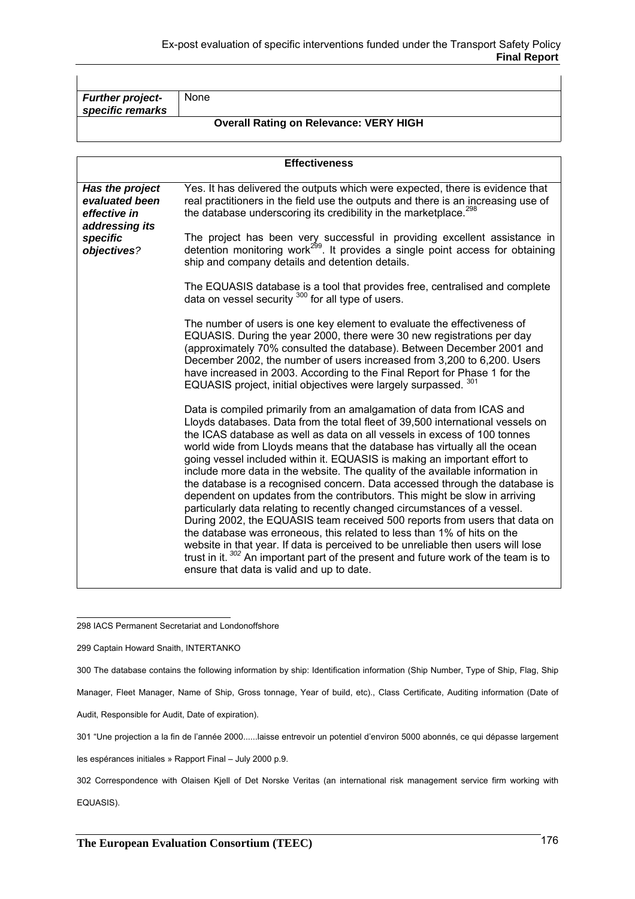| | |
|---|---|
| *Further project-specific remarks* | None |
| **Overall Rating on Relevance: VERY HIGH** | |

| **Effectiveness** | |
|---|---|
| ***Has the project evaluated been effective in addressing its specific objectives?*** | Yes. It has delivered the outputs which were expected, there is evidence that real practitioners in the field use the outputs and there is an increasing use of the database underscoring its credibility in the marketplace.[298]<br><br>The project has been very successful in providing excellent assistance in detention monitoring work[299]. It provides a single point access for obtaining ship and company details and detention details.<br><br>The EQUASIS database is a tool that provides free, centralised and complete data on vessel security [300] for all type of users.<br><br>The number of users is one key element to evaluate the effectiveness of EQUASIS. During the year 2000, there were 30 new registrations per day (approximately 70% consulted the database). Between December 2001 and December 2002, the number of users increased from 3,200 to 6,200. Users have increased in 2003. According to the Final Report for Phase 1 for the EQUASIS project, initial objectives were largely surpassed. [301]<br><br>Data is compiled primarily from an amalgamation of data from ICAS and Lloyds databases. Data from the total fleet of 39,500 international vessels on the ICAS database as well as data on all vessels in excess of 100 tonnes world wide from Lloyds means that the database has virtually all the ocean going vessel included within it. EQUASIS is making an important effort to include more data in the website. The quality of the available information in the database is a recognised concern. Data accessed through the database is dependent on updates from the contributors. This might be slow in arriving particularly data relating to recently changed circumstances of a vessel. During 2002, the EQUASIS team received 500 reports from users that data on the database was erroneous, this related to less than 1% of hits on the website in that year. If data is perceived to be unreliable then users will lose trust in it. [302] An important part of the present and future work of the team is to ensure that data is valid and up to date. |

298 IACS Permanent Secretariat and Londonoffshore

299 Captain Howard Snaith, INTERTANKO

300 The database contains the following information by ship: Identification information (Ship Number, Type of Ship, Flag, Ship Manager, Fleet Manager, Name of Ship, Gross tonnage, Year of build, etc)., Class Certificate, Auditing information (Date of Audit, Responsible for Audit, Date of expiration).

301 "Une projection a la fin de l'année 2000......laisse entrevoir un potentiel d'environ 5000 abonnés, ce qui dépasse largement les espérances initiales » Rapport Final – July 2000 p.9.

302 Correspondence with Olaisen Kjell of Det Norske Veritas (an international risk management service firm working with EQUASIS).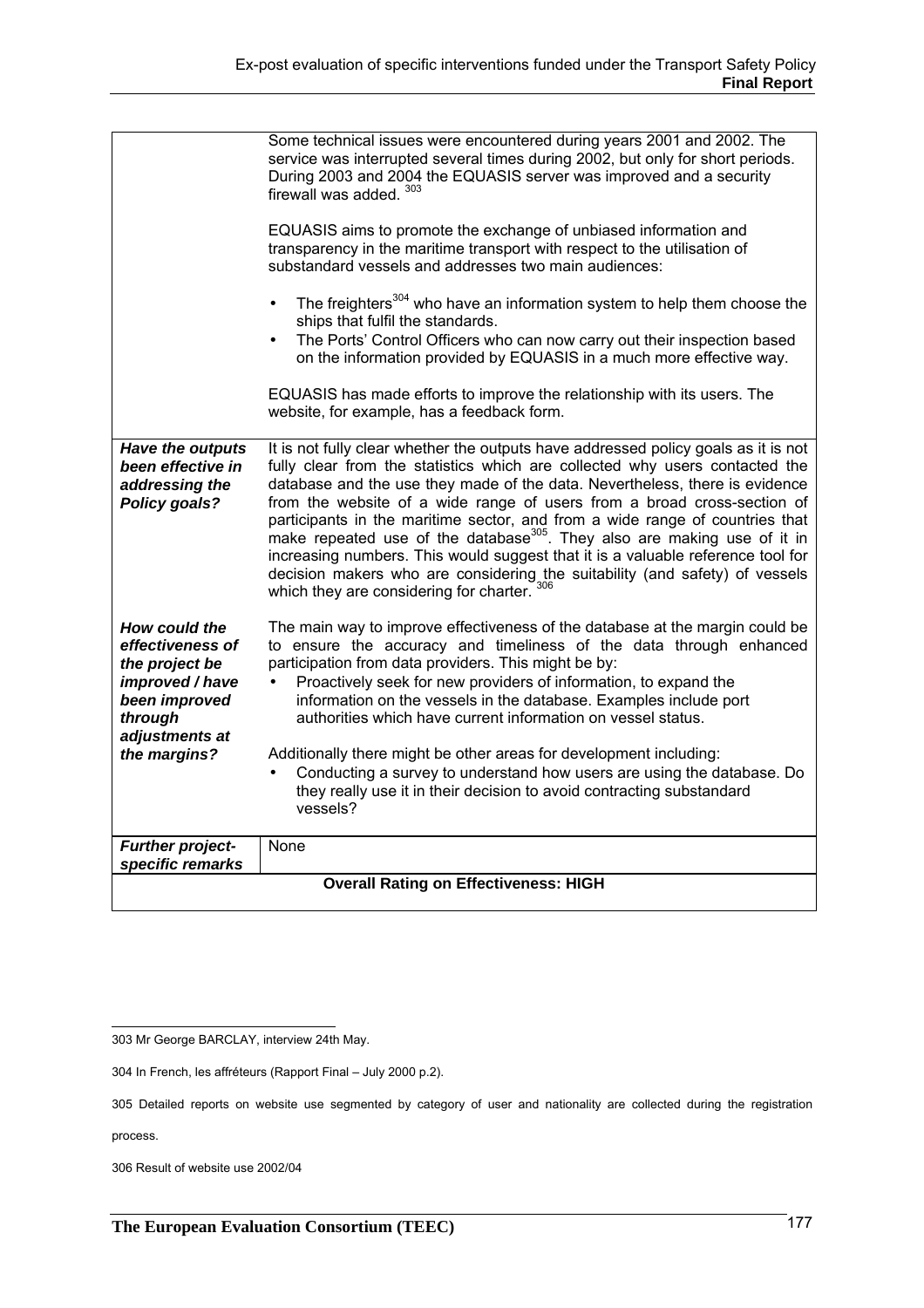| | |
|---|---|
| | Some technical issues were encountered during years 2001 and 2002. The service was interrupted several times during 2002, but only for short periods. During 2003 and 2004 the EQUASIS server was improved and a security firewall was added. [303]<br><br>EQUASIS aims to promote the exchange of unbiased information and transparency in the maritime transport with respect to the utilisation of substandard vessels and addresses two main audiences:<br><br>• The freighters[304] who have an information system to help them choose the ships that fulfil the standards.<br>• The Ports' Control Officers who can now carry out their inspection based on the information provided by EQUASIS in a much more effective way.<br><br>EQUASIS has made efforts to improve the relationship with its users. The website, for example, has a feedback form. |
| ***Have the outputs been effective in addressing the Policy goals?*** | It is not fully clear whether the outputs have addressed policy goals as it is not fully clear from the statistics which are collected why users contacted the database and the use they made of the data. Nevertheless, there is evidence from the website of a wide range of users from a broad cross-section of participants in the maritime sector, and from a wide range of countries that make repeated use of the database[305]. They also are making use of it in increasing numbers. This would suggest that it is a valuable reference tool for decision makers who are considering the suitability (and safety) of vessels which they are considering for charter. [306] |
| ***How could the effectiveness of the project be improved / have been improved through adjustments at the margins?*** | The main way to improve effectiveness of the database at the margin could be to ensure the accuracy and timeliness of the data through enhanced participation from data providers. This might be by:<br>• Proactively seek for new providers of information, to expand the information on the vessels in the database. Examples include port authorities which have current information on vessel status.<br><br>Additionally there might be other areas for development including:<br>• Conducting a survey to understand how users are using the database. Do they really use it in their decision to avoid contracting substandard vessels? |
| ***Further project-specific remarks*** | None |
| **Overall Rating on Effectiveness: HIGH** | |

303 Mr George BARCLAY, interview 24th May.

304 In French, les affréteurs (Rapport Final – July 2000 p.2).

305 Detailed reports on website use segmented by category of user and nationality are collected during the registration process.

306 Result of website use 2002/04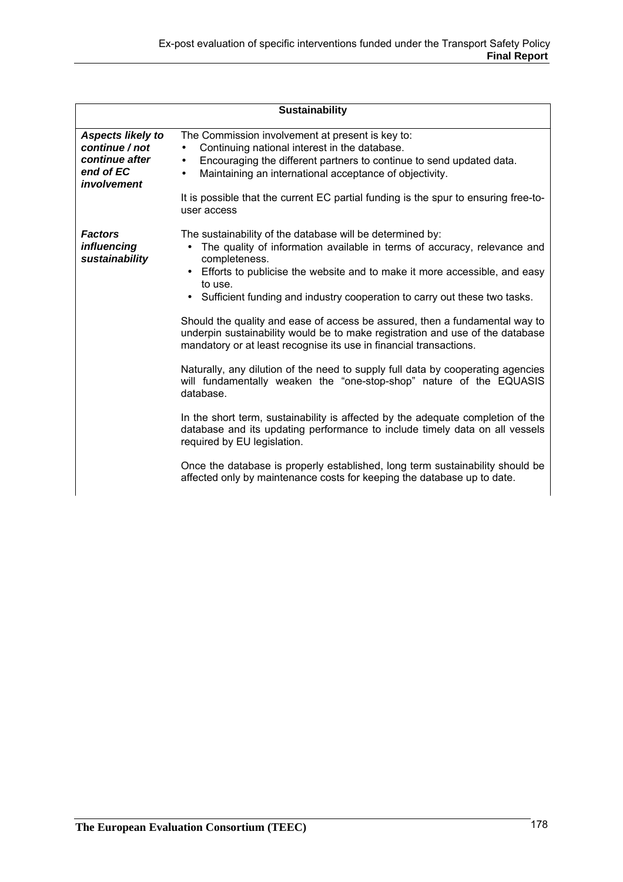| Sustainability | |
|---|---|
| ***Aspects likely to continue / not continue after end of EC involvement*** | The Commission involvement at present is key to:<br>• Continuing national interest in the database.<br>• Encouraging the different partners to continue to send updated data.<br>• Maintaining an international acceptance of objectivity.<br><br>It is possible that the current EC partial funding is the spur to ensuring free-to-user access |
| ***Factors influencing sustainability*** | The sustainability of the database will be determined by:<br>• The quality of information available in terms of accuracy, relevance and completeness.<br>• Efforts to publicise the website and to make it more accessible, and easy to use.<br>• Sufficient funding and industry cooperation to carry out these two tasks.<br><br>Should the quality and ease of access be assured, then a fundamental way to underpin sustainability would be to make registration and use of the database mandatory or at least recognise its use in financial transactions.<br><br>Naturally, any dilution of the need to supply full data by cooperating agencies will fundamentally weaken the "one-stop-shop" nature of the EQUASIS database.<br><br>In the short term, sustainability is affected by the adequate completion of the database and its updating performance to include timely data on all vessels required by EU legislation.<br><br>Once the database is properly established, long term sustainability should be affected only by maintenance costs for keeping the database up to date. |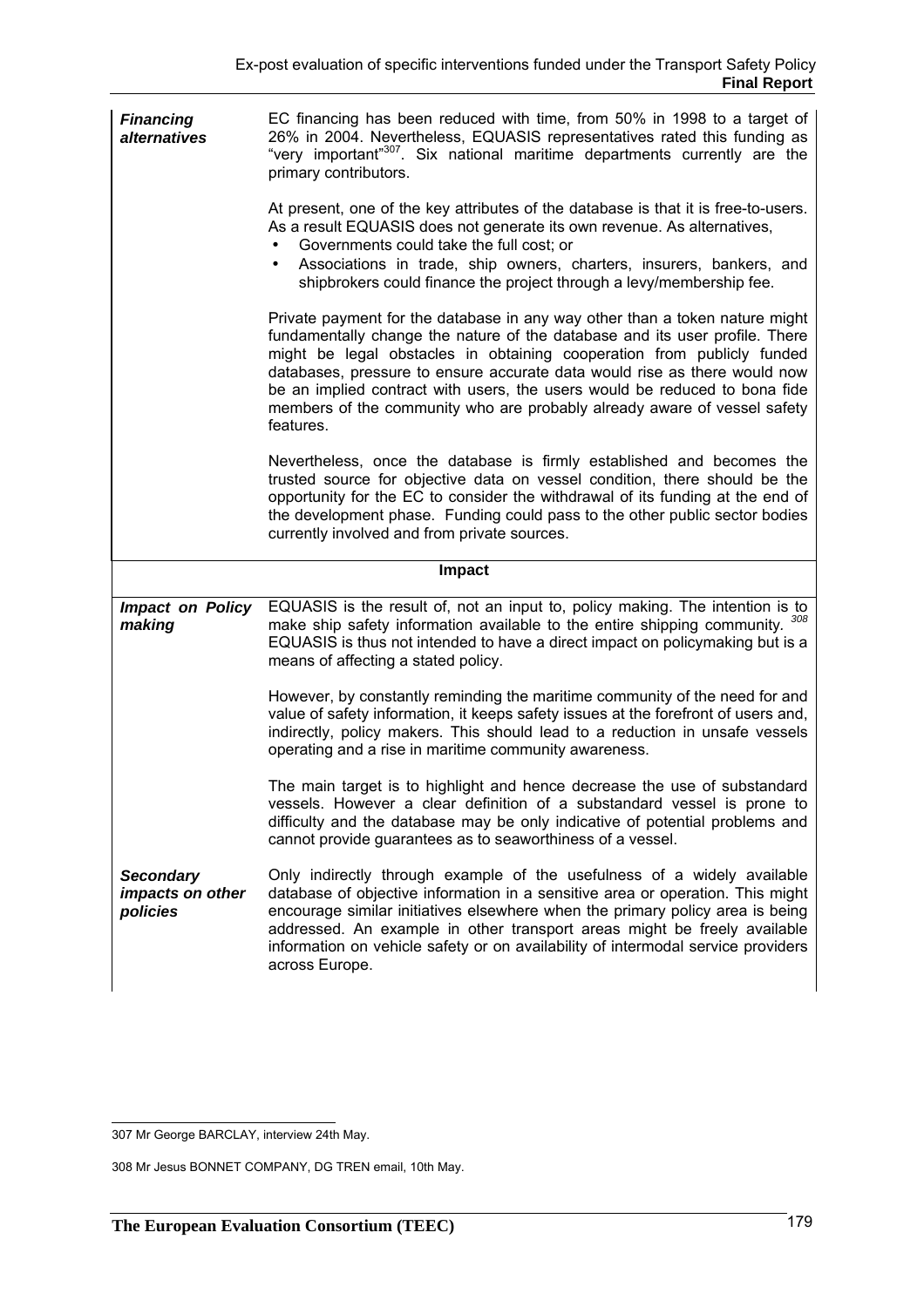| | |
|---|---|
| ***Financing alternatives*** | EC financing has been reduced with time, from 50% in 1998 to a target of 26% in 2004. Nevertheless, EQUASIS representatives rated this funding as "very important"[307]. Six national maritime departments currently are the primary contributors.<br><br>At present, one of the key attributes of the database is that it is free-to-users. As a result EQUASIS does not generate its own revenue. As alternatives,<br>• Governments could take the full cost; or<br>• Associations in trade, ship owners, charters, insurers, bankers, and shipbrokers could finance the project through a levy/membership fee.<br><br>Private payment for the database in any way other than a token nature might fundamentally change the nature of the database and its user profile. There might be legal obstacles in obtaining cooperation from publicly funded databases, pressure to ensure accurate data would rise as there would now be an implied contract with users, the users would be reduced to bona fide members of the community who are probably already aware of vessel safety features.<br><br>Nevertheless, once the database is firmly established and becomes the trusted source for objective data on vessel condition, there should be the opportunity for the EC to consider the withdrawal of its funding at the end of the development phase. Funding could pass to the other public sector bodies currently involved and from private sources. |
| | **Impact** |
| ***Impact on Policy making*** | EQUASIS is the result of, not an input to, policy making. The intention is to make ship safety information available to the entire shipping community. [308] EQUASIS is thus not intended to have a direct impact on policymaking but is a means of affecting a stated policy.<br><br>However, by constantly reminding the maritime community of the need for and value of safety information, it keeps safety issues at the forefront of users and, indirectly, policy makers. This should lead to a reduction in unsafe vessels operating and a rise in maritime community awareness.<br><br>The main target is to highlight and hence decrease the use of substandard vessels. However a clear definition of a substandard vessel is prone to difficulty and the database may be only indicative of potential problems and cannot provide guarantees as to seaworthiness of a vessel. |
| ***Secondary impacts on other policies*** | Only indirectly through example of the usefulness of a widely available database of objective information in a sensitive area or operation. This might encourage similar initiatives elsewhere when the primary policy area is being addressed. An example in other transport areas might be freely available information on vehicle safety or on availability of intermodal service providers across Europe. |

307 Mr George BARCLAY, interview 24th May.

308 Mr Jesus BONNET COMPANY, DG TREN email, 10th May.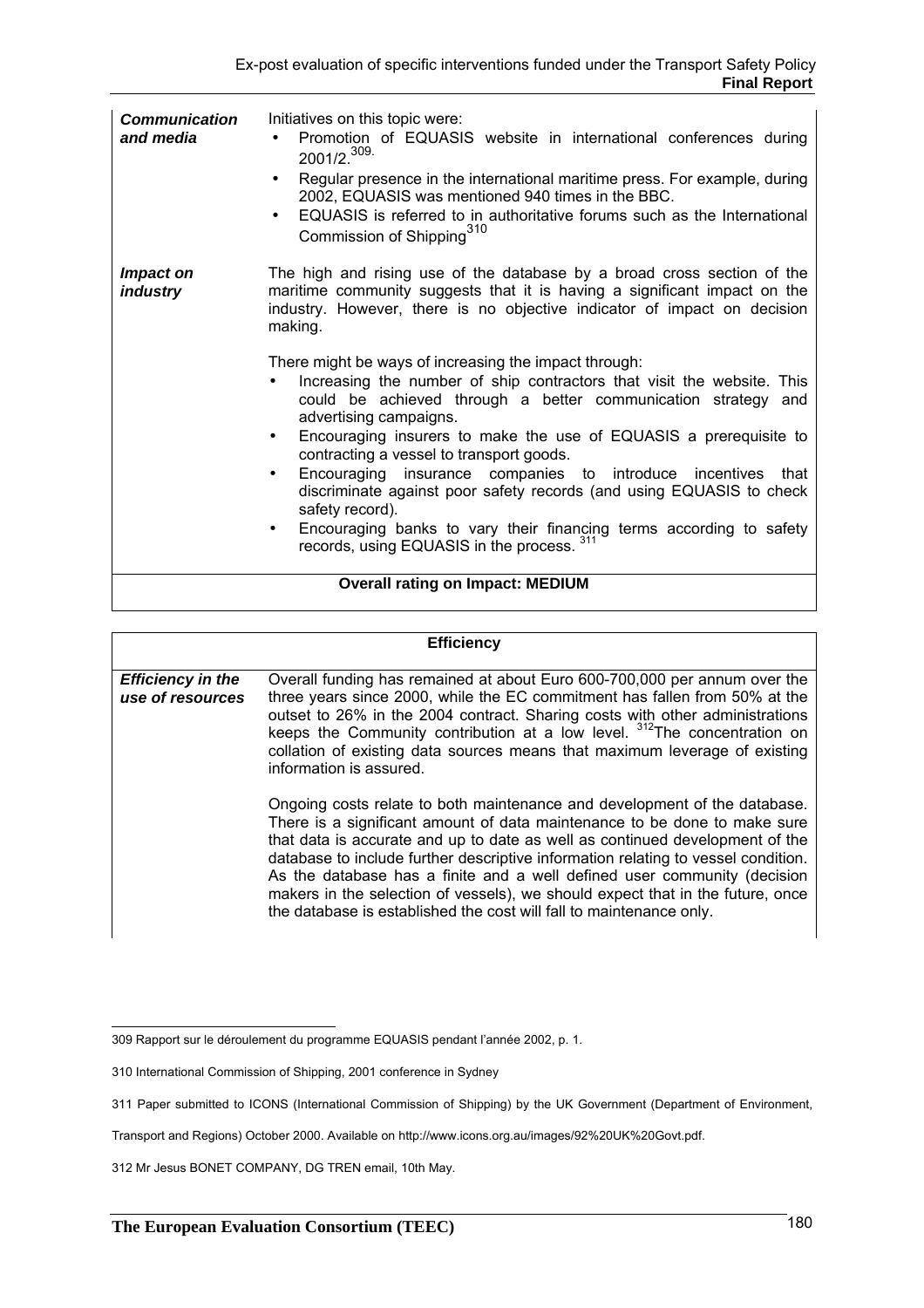| | |
|---|---|
| ***Communication and media*** | Initiatives on this topic were:<br>• Promotion of EQUASIS website in international conferences during 2001/2.[309]<br>• Regular presence in the international maritime press. For example, during 2002, EQUASIS was mentioned 940 times in the BBC.<br>• EQUASIS is referred to in authoritative forums such as the International Commission of Shipping[310] |
| ***Impact on industry*** | The high and rising use of the database by a broad cross section of the maritime community suggests that it is having a significant impact on the industry. However, there is no objective indicator of impact on decision making.<br><br>There might be ways of increasing the impact through:<br>• Increasing the number of ship contractors that visit the website. This could be achieved through a better communication strategy and advertising campaigns.<br>• Encouraging insurers to make the use of EQUASIS a prerequisite to contracting a vessel to transport goods.<br>• Encouraging insurance companies to introduce incentives that discriminate against poor safety records (and using EQUASIS to check safety record).<br>• Encouraging banks to vary their financing terms according to safety records, using EQUASIS in the process.[311] |
| **Overall rating on Impact: MEDIUM** | |

| **Efficiency** | |
|---|---|
| ***Efficiency in the use of resources*** | Overall funding has remained at about Euro 600-700,000 per annum over the three years since 2000, while the EC commitment has fallen from 50% at the outset to 26% in the 2004 contract. Sharing costs with other administrations keeps the Community contribution at a low level. [312]The concentration on collation of existing data sources means that maximum leverage of existing information is assured.<br><br>Ongoing costs relate to both maintenance and development of the database. There is a significant amount of data maintenance to be done to make sure that data is accurate and up to date as well as continued development of the database to include further descriptive information relating to vessel condition. As the database has a finite and a well defined user community (decision makers in the selection of vessels), we should expect that in the future, once the database is established the cost will fall to maintenance only. |

309 Rapport sur le déroulement du programme EQUASIS pendant l'année 2002, p. 1.

310 International Commission of Shipping, 2001 conference in Sydney

311 Paper submitted to ICONS (International Commission of Shipping) by the UK Government (Department of Environment, Transport and Regions) October 2000. Available on http://www.icons.org.au/images/92%20UK%20Govt.pdf.

312 Mr Jesus BONET COMPANY, DG TREN email, 10th May.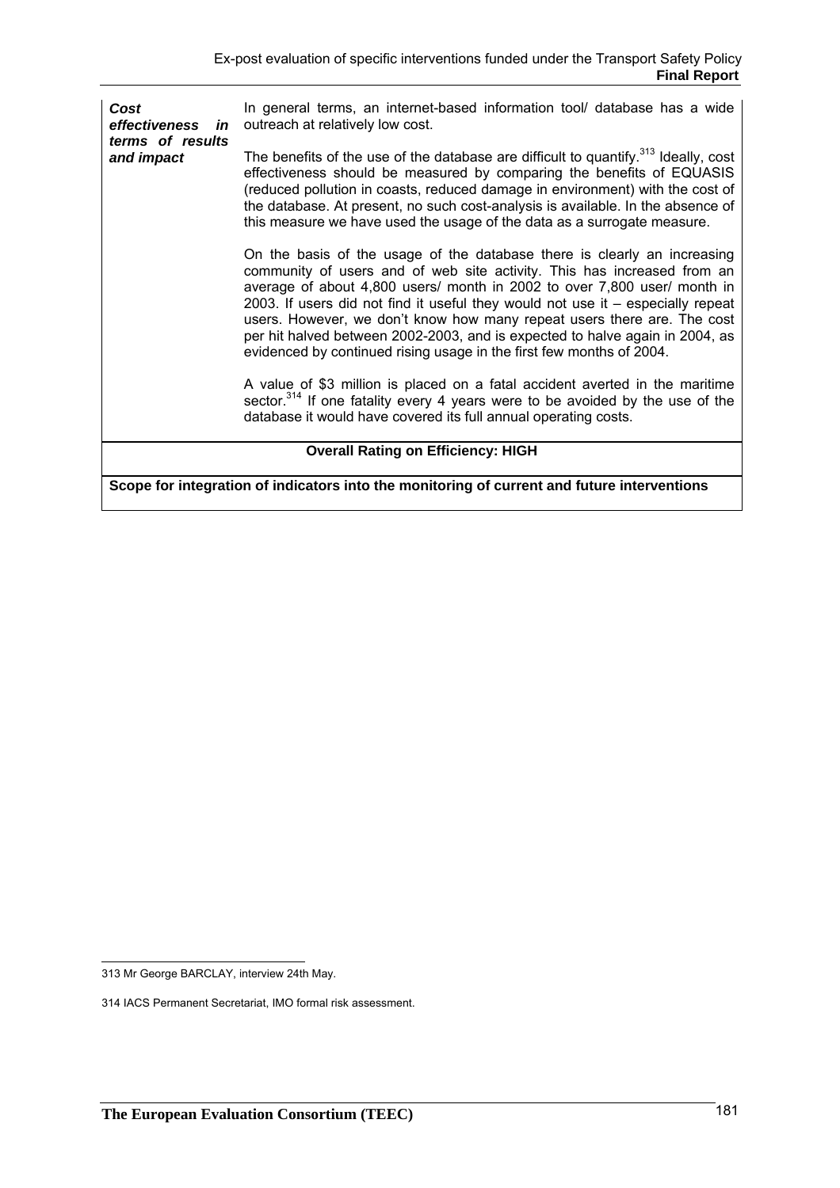| | |
|---|---|
| ***Cost effectiveness in terms of results and impact*** | In general terms, an internet-based information tool/ database has a wide outreach at relatively low cost.<br><br>The benefits of the use of the database are difficult to quantify.[313] Ideally, cost effectiveness should be measured by comparing the benefits of EQUASIS (reduced pollution in coasts, reduced damage in environment) with the cost of the database. At present, no such cost-analysis is available. In the absence of this measure we have used the usage of the data as a surrogate measure.<br><br>On the basis of the usage of the database there is clearly an increasing community of users and of web site activity. This has increased from an average of about 4,800 users/ month in 2002 to over 7,800 user/ month in 2003. If users did not find it useful they would not use it – especially repeat users. However, we don't know how many repeat users there are. The cost per hit halved between 2002-2003, and is expected to halve again in 2004, as evidenced by continued rising usage in the first few months of 2004.<br><br>A value of $3 million is placed on a fatal accident averted in the maritime sector.[314] If one fatality every 4 years were to be avoided by the use of the database it would have covered its full annual operating costs. |
| **Overall Rating on Efficiency: HIGH** | |
| **Scope for integration of indicators into the monitoring of current and future interventions** | |

313 Mr George BARCLAY, interview 24th May.

314 IACS Permanent Secretariat, IMO formal risk assessment.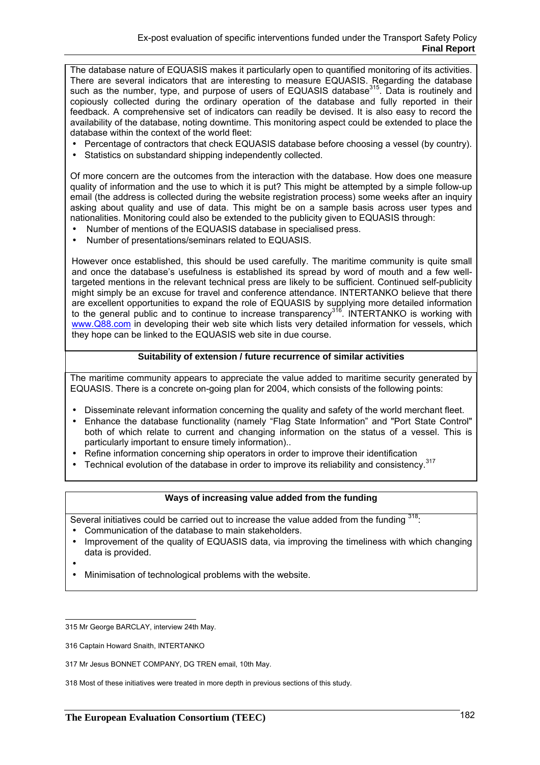The database nature of EQUASIS makes it particularly open to quantified monitoring of its activities. There are several indicators that are interesting to measure EQUASIS. Regarding the database such as the number, type, and purpose of users of EQUASIS database[315]. Data is routinely and copiously collected during the ordinary operation of the database and fully reported in their feedback. A comprehensive set of indicators can readily be devised. It is also easy to record the availability of the database, noting downtime. This monitoring aspect could be extended to place the database within the context of the world fleet:

- Percentage of contractors that check EQUASIS database before choosing a vessel (by country).
- Statistics on substandard shipping independently collected.

Of more concern are the outcomes from the interaction with the database. How does one measure quality of information and the use to which it is put? This might be attempted by a simple follow-up email (the address is collected during the website registration process) some weeks after an inquiry asking about quality and use of data. This might be on a sample basis across user types and nationalities. Monitoring could also be extended to the publicity given to EQUASIS through:

- Number of mentions of the EQUASIS database in specialised press.
- Number of presentations/seminars related to EQUASIS.

However once established, this should be used carefully. The maritime community is quite small and once the database's usefulness is established its spread by word of mouth and a few well-targeted mentions in the relevant technical press are likely to be sufficient. Continued self-publicity might simply be an excuse for travel and conference attendance. INTERTANKO believe that there are excellent opportunities to expand the role of EQUASIS by supplying more detailed information to the general public and to continue to increase transparency[316]. INTERTANKO is working with www.Q88.com in developing their web site which lists very detailed information for vessels, which they hope can be linked to the EQUASIS web site in due course.

**Suitability of extension / future recurrence of similar activities**

The maritime community appears to appreciate the value added to maritime security generated by EQUASIS. There is a concrete on-going plan for 2004, which consists of the following points:

- Disseminate relevant information concerning the quality and safety of the world merchant fleet.
- Enhance the database functionality (namely "Flag State Information" and "Port State Control" both of which relate to current and changing information on the status of a vessel. This is particularly important to ensure timely information)..
- Refine information concerning ship operators in order to improve their identification
- Technical evolution of the database in order to improve its reliability and consistency.[317]

**Ways of increasing value added from the funding**

Several initiatives could be carried out to increase the value added from the funding [318]:

- Communication of the database to main stakeholders.
- Improvement of the quality of EQUASIS data, via improving the timeliness with which changing data is provided.
- 
- Minimisation of technological problems with the website.

---

315 Mr George BARCLAY, interview 24th May.

316 Captain Howard Snaith, INTERTANKO

317 Mr Jesus BONNET COMPANY, DG TREN email, 10th May.

318 Most of these initiatives were treated in more depth in previous sections of this study.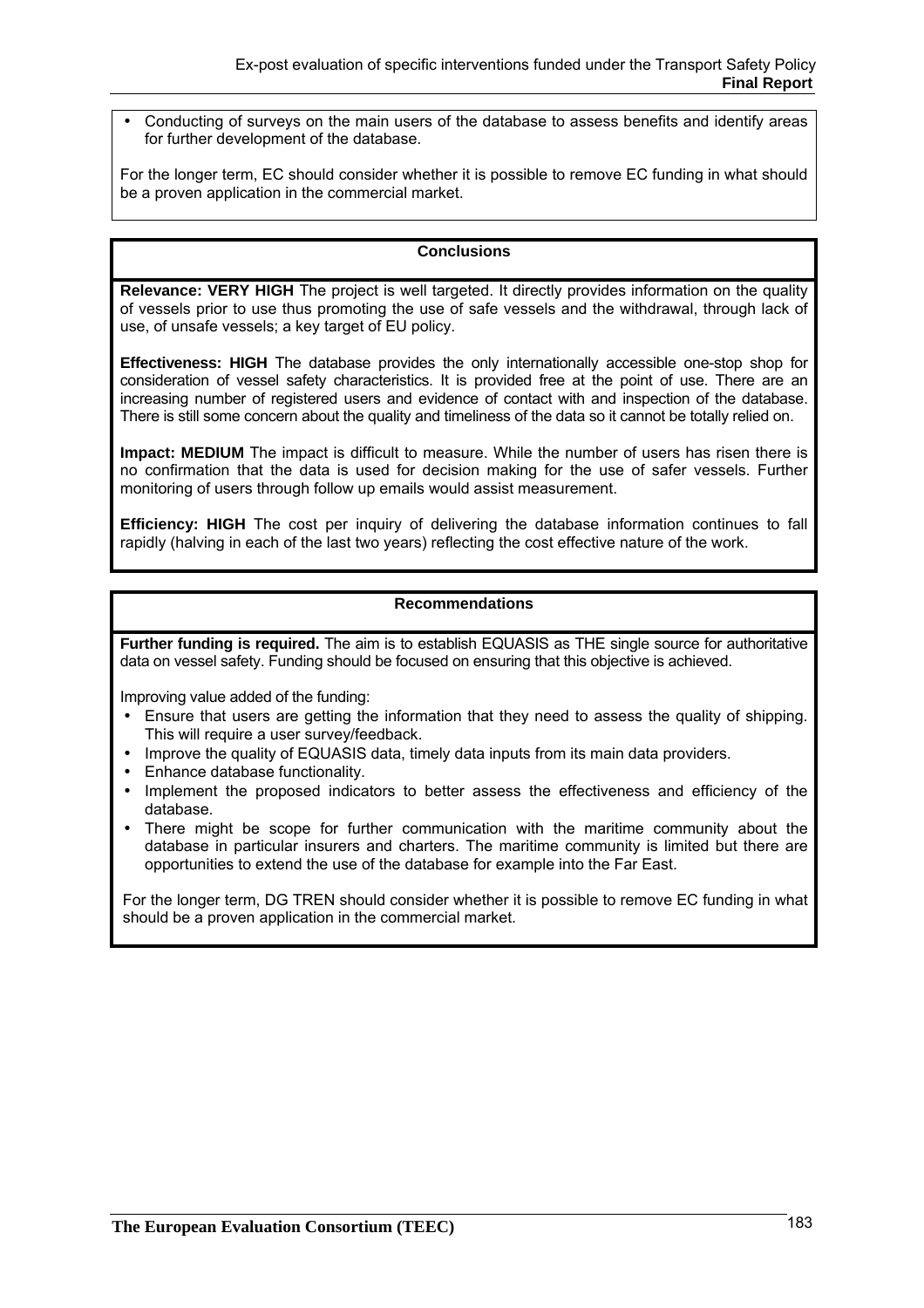- Conducting of surveys on the main users of the database to assess benefits and identify areas for further development of the database.

For the longer term, EC should consider whether it is possible to remove EC funding in what should be a proven application in the commercial market.

**Conclusions**

**Relevance: VERY HIGH** The project is well targeted. It directly provides information on the quality of vessels prior to use thus promoting the use of safe vessels and the withdrawal, through lack of use, of unsafe vessels; a key target of EU policy.

**Effectiveness: HIGH** The database provides the only internationally accessible one-stop shop for consideration of vessel safety characteristics. It is provided free at the point of use. There are an increasing number of registered users and evidence of contact with and inspection of the database. There is still some concern about the quality and timeliness of the data so it cannot be totally relied on.

**Impact: MEDIUM** The impact is difficult to measure. While the number of users has risen there is no confirmation that the data is used for decision making for the use of safer vessels. Further monitoring of users through follow up emails would assist measurement.

**Efficiency: HIGH** The cost per inquiry of delivering the database information continues to fall rapidly (halving in each of the last two years) reflecting the cost effective nature of the work.

**Recommendations**

**Further funding is required.** The aim is to establish EQUASIS as THE single source for authoritative data on vessel safety. Funding should be focused on ensuring that this objective is achieved.

Improving value added of the funding:

- Ensure that users are getting the information that they need to assess the quality of shipping. This will require a user survey/feedback.
- Improve the quality of EQUASIS data, timely data inputs from its main data providers.
- Enhance database functionality.
- Implement the proposed indicators to better assess the effectiveness and efficiency of the database.
- There might be scope for further communication with the maritime community about the database in particular insurers and charters. The maritime community is limited but there are opportunities to extend the use of the database for example into the Far East.

For the longer term, DG TREN should consider whether it is possible to remove EC funding in what should be a proven application in the commercial market.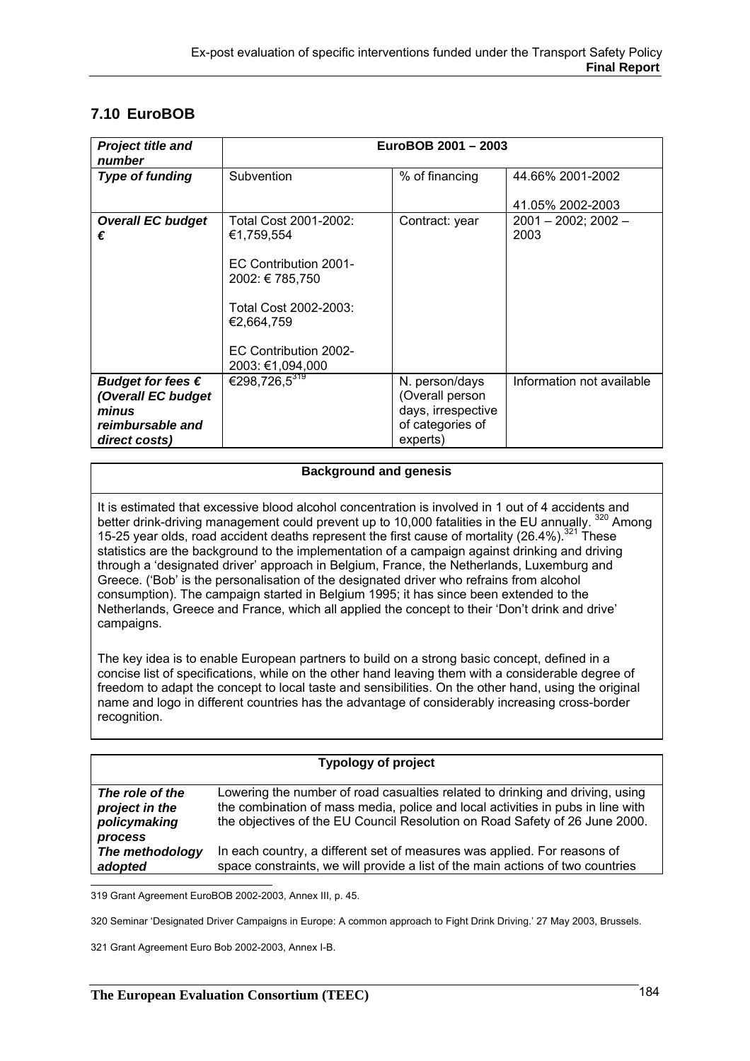## 7.10 EuroBOB

| *Project title and number* | EuroBOB 2001 – 2003 | | |
|---|---|---|---|
| ***Type of funding*** | Subvention | % of financing | 44.66% 2001-2002<br><br>41.05% 2002-2003 |
| ***Overall EC budget €*** | Total Cost 2001-2002: €1,759,554<br><br>EC Contribution 2001-2002: € 785,750<br><br>Total Cost 2002-2003: €2,664,759<br><br>EC Contribution 2002-2003: €1,094,000 | Contract: year | 2001 – 2002; 2002 – 2003 |
| ***Budget for fees € (Overall EC budget minus reimbursable and direct costs)*** | €298,726,5[319] | N. person/days (Overall person days, irrespective of categories of experts) | Information not available |

| **Background and genesis** |
|---|
| It is estimated that excessive blood alcohol concentration is involved in 1 out of 4 accidents and better drink-driving management could prevent up to 10,000 fatalities in the EU annually.[320] Among 15-25 year olds, road accident deaths represent the first cause of mortality (26.4%).[321] These statistics are the background to the implementation of a campaign against drinking and driving through a 'designated driver' approach in Belgium, France, the Netherlands, Luxemburg and Greece. ('Bob' is the personalisation of the designated driver who refrains from alcohol consumption). The campaign started in Belgium 1995; it has since been extended to the Netherlands, Greece and France, which all applied the concept to their 'Don't drink and drive' campaigns.<br><br>The key idea is to enable European partners to build on a strong basic concept, defined in a concise list of specifications, while on the other hand leaving them with a considerable degree of freedom to adapt the concept to local taste and sensibilities. On the other hand, using the original name and logo in different countries has the advantage of considerably increasing cross-border recognition. |

| **Typology of project** | |
|---|---|
| ***The role of the project in the policymaking process*** | Lowering the number of road casualties related to drinking and driving, using the combination of mass media, police and local activities in pubs in line with the objectives of the EU Council Resolution on Road Safety of 26 June 2000. |
| ***The methodology adopted*** | In each country, a different set of measures was applied. For reasons of space constraints, we will provide a list of the main actions of two countries |

319 Grant Agreement EuroBOB 2002-2003, Annex III, p. 45.

320 Seminar 'Designated Driver Campaigns in Europe: A common approach to Fight Drink Driving.' 27 May 2003, Brussels.

321 Grant Agreement Euro Bob 2002-2003, Annex I-B.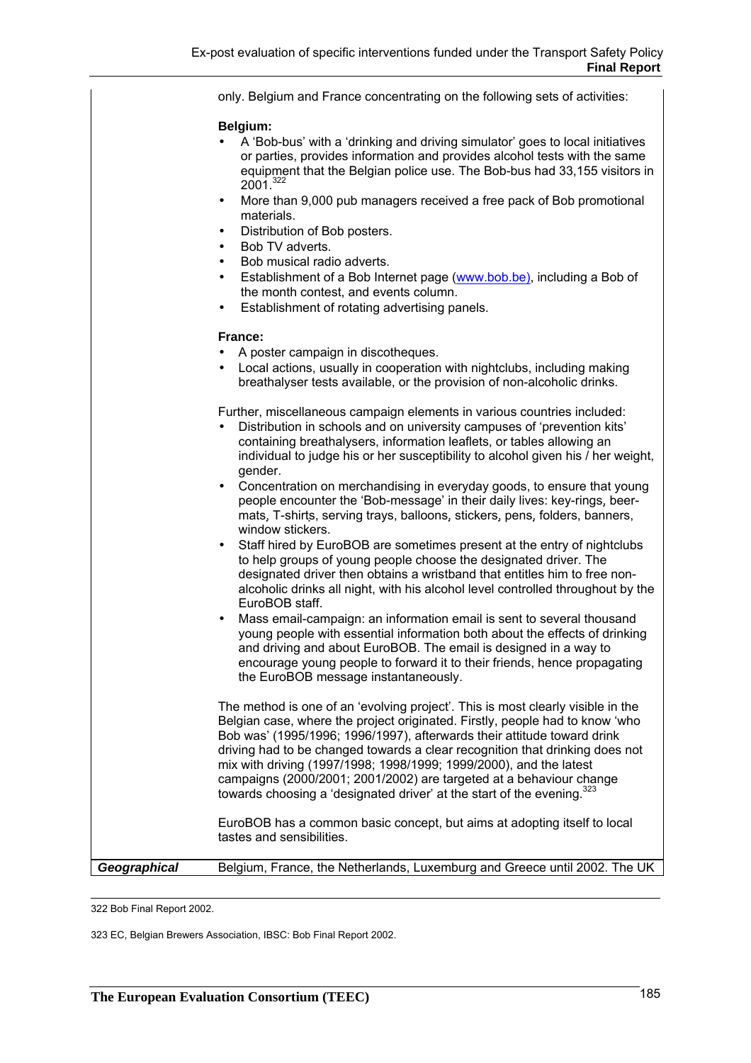| | only. Belgium and France concentrating on the following sets of activities:<br><br>**Belgium:**<br>• A 'Bob-bus' with a 'drinking and driving simulator' goes to local initiatives or parties, provides information and provides alcohol tests with the same equipment that the Belgian police use. The Bob-bus had 33,155 visitors in 2001.[322]<br>• More than 9,000 pub managers received a free pack of Bob promotional materials.<br>• Distribution of Bob posters.<br>• Bob TV adverts.<br>• Bob musical radio adverts.<br>• Establishment of a Bob Internet page (www.bob.be), including a Bob of the month contest, and events column.<br>• Establishment of rotating advertising panels.<br><br>**France:**<br>• A poster campaign in discotheques.<br>• Local actions, usually in cooperation with nightclubs, including making breathalyser tests available, or the provision of non-alcoholic drinks.<br><br>Further, miscellaneous campaign elements in various countries included:<br>• Distribution in schools and on university campuses of 'prevention kits' containing breathalysers, information leaflets, or tables allowing an individual to judge his or her susceptibility to alcohol given his / her weight, gender.<br>• Concentration on merchandising in everyday goods, to ensure that young people encounter the 'Bob-message' in their daily lives: key-rings, beer-mats, T-shirts, serving trays, balloons, stickers, pens, folders, banners, window stickers.<br>• Staff hired by EuroBOB are sometimes present at the entry of nightclubs to help groups of young people choose the designated driver. The designated driver then obtains a wristband that entitles him to free non-alcoholic drinks all night, with his alcohol level controlled throughout by the EuroBOB staff.<br>• Mass email-campaign: an information email is sent to several thousand young people with essential information both about the effects of drinking and driving and about EuroBOB. The email is designed in a way to encourage young people to forward it to their friends, hence propagating the EuroBOB message instantaneously.<br><br>The method is one of an 'evolving project'. This is most clearly visible in the Belgian case, where the project originated. Firstly, people had to know 'who Bob was' (1995/1996; 1996/1997), afterwards their attitude toward drink driving had to be changed towards a clear recognition that drinking does not mix with driving (1997/1998; 1998/1999; 1999/2000), and the latest campaigns (2000/2001; 2001/2002) are targeted at a behaviour change towards choosing a 'designated driver' at the start of the evening.[323]<br><br>EuroBOB has a common basic concept, but aims at adopting itself to local tastes and sensibilities. |
|---|---|
| ***Geographical*** | Belgium, France, the Netherlands, Luxemburg and Greece until 2002. The UK |

322 Bob Final Report 2002.

323 EC, Belgian Brewers Association, IBSC: Bob Final Report 2002.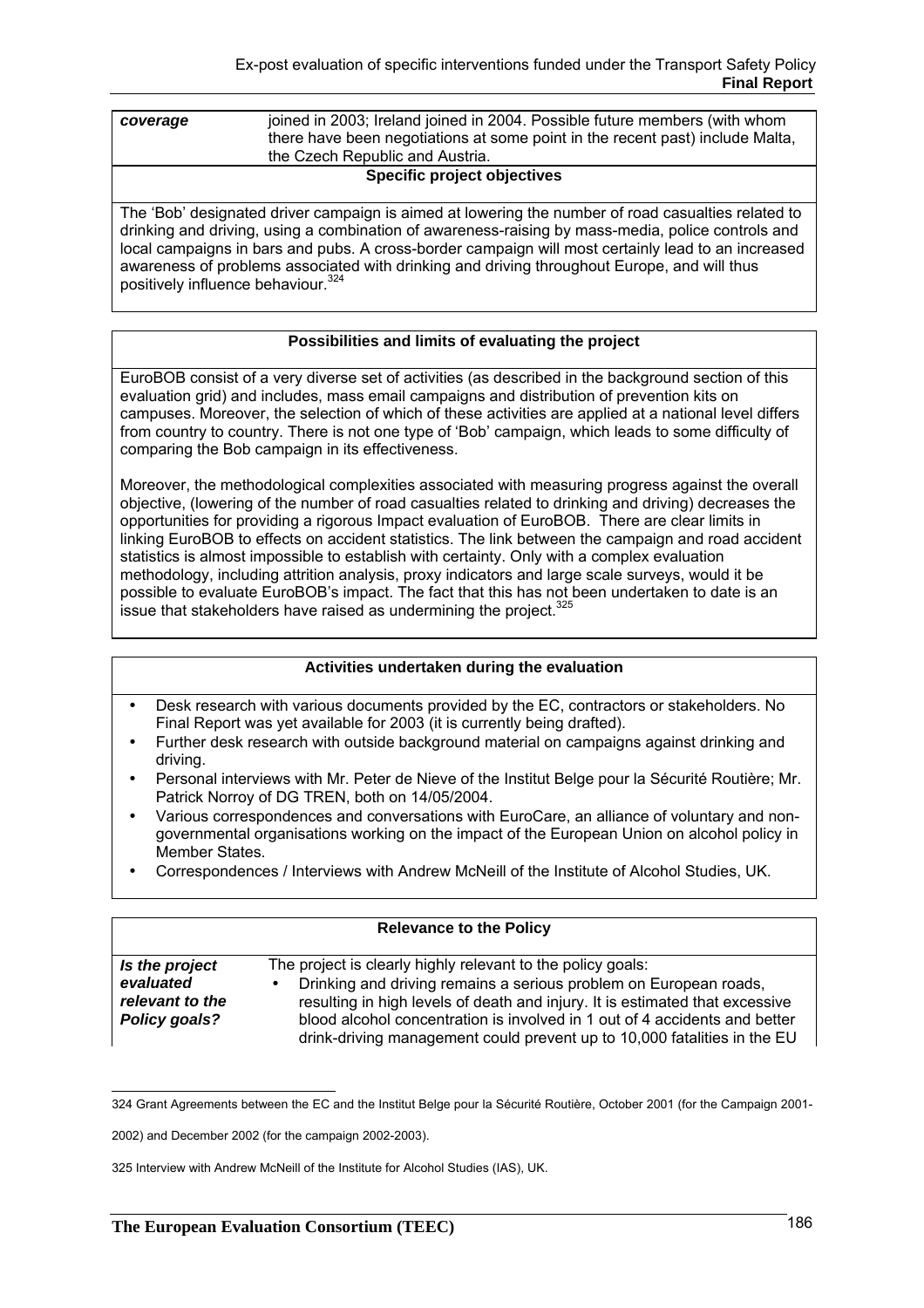| *coverage* | joined in 2003; Ireland joined in 2004. Possible future members (with whom there have been negotiations at some point in the recent past) include Malta, the Czech Republic and Austria. |
|---|---|

**Specific project objectives**

The 'Bob' designated driver campaign is aimed at lowering the number of road casualties related to drinking and driving, using a combination of awareness-raising by mass-media, police controls and local campaigns in bars and pubs. A cross-border campaign will most certainly lead to an increased awareness of problems associated with drinking and driving throughout Europe, and will thus positively influence behaviour.[324]

**Possibilities and limits of evaluating the project**

EuroBOB consist of a very diverse set of activities (as described in the background section of this evaluation grid) and includes, mass email campaigns and distribution of prevention kits on campuses. Moreover, the selection of which of these activities are applied at a national level differs from country to country. There is not one type of 'Bob' campaign, which leads to some difficulty of comparing the Bob campaign in its effectiveness.

Moreover, the methodological complexities associated with measuring progress against the overall objective, (lowering of the number of road casualties related to drinking and driving) decreases the opportunities for providing a rigorous Impact evaluation of EuroBOB. There are clear limits in linking EuroBOB to effects on accident statistics. The link between the campaign and road accident statistics is almost impossible to establish with certainty. Only with a complex evaluation methodology, including attrition analysis, proxy indicators and large scale surveys, would it be possible to evaluate EuroBOB's impact. The fact that this has not been undertaken to date is an issue that stakeholders have raised as undermining the project.[325]

**Activities undertaken during the evaluation**

- Desk research with various documents provided by the EC, contractors or stakeholders. No Final Report was yet available for 2003 (it is currently being drafted).
- Further desk research with outside background material on campaigns against drinking and driving.
- Personal interviews with Mr. Peter de Nieve of the Institut Belge pour la Sécurité Routière; Mr. Patrick Norroy of DG TREN, both on 14/05/2004.
- Various correspondences and conversations with EuroCare, an alliance of voluntary and non-governmental organisations working on the impact of the European Union on alcohol policy in Member States.
- Correspondences / Interviews with Andrew McNeill of the Institute of Alcohol Studies, UK.

**Relevance to the Policy**

| ***Is the project evaluated relevant to the Policy goals?*** | The project is clearly highly relevant to the policy goals:<br>• Drinking and driving remains a serious problem on European roads, resulting in high levels of death and injury. It is estimated that excessive blood alcohol concentration is involved in 1 out of 4 accidents and better drink-driving management could prevent up to 10,000 fatalities in the EU |
|---|---|

324 Grant Agreements between the EC and the Institut Belge pour la Sécurité Routière, October 2001 (for the Campaign 2001-2002) and December 2002 (for the campaign 2002-2003).

325 Interview with Andrew McNeill of the Institute for Alcohol Studies (IAS), UK.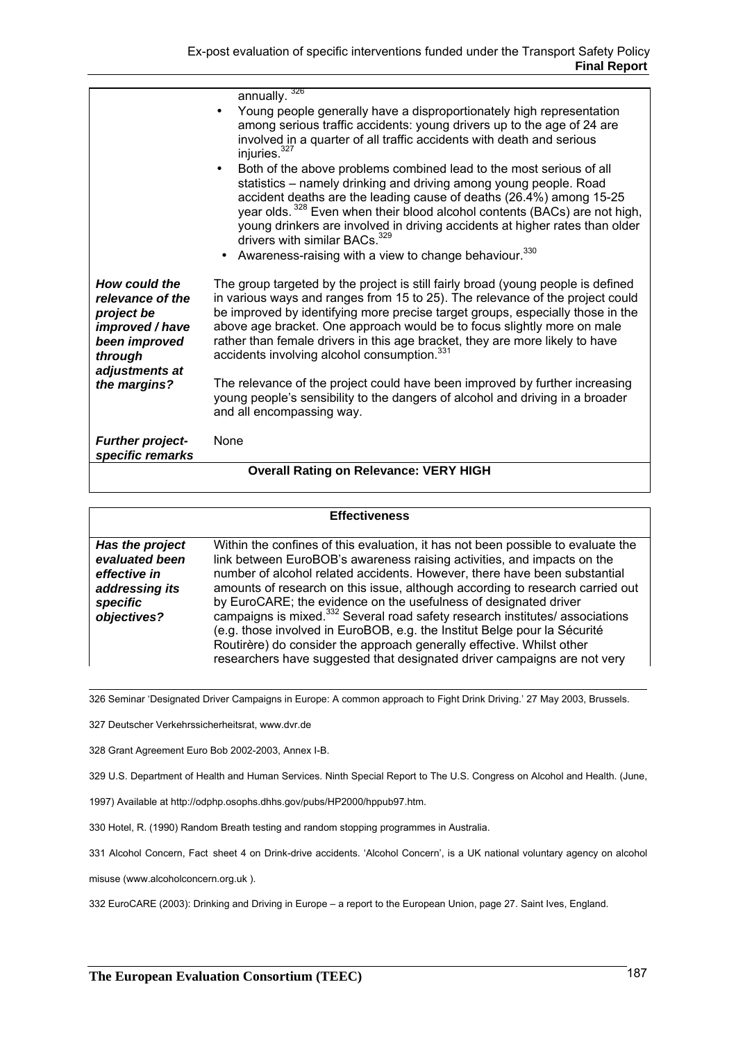| | |
|---|---|
| | annually.[326]<br>• Young people generally have a disproportionately high representation among serious traffic accidents: young drivers up to the age of 24 are involved in a quarter of all traffic accidents with death and serious injuries.[327]<br>• Both of the above problems combined lead to the most serious of all statistics – namely drinking and driving among young people. Road accident deaths are the leading cause of deaths (26.4%) among 15-25 year olds.[328] Even when their blood alcohol contents (BACs) are not high, young drinkers are involved in driving accidents at higher rates than older drivers with similar BACs.[329]<br>• Awareness-raising with a view to change behaviour.[330] |
| ***How could the relevance of the project be improved / have been improved through adjustments at the margins?*** | The group targeted by the project is still fairly broad (young people is defined in various ways and ranges from 15 to 25). The relevance of the project could be improved by identifying more precise target groups, especially those in the above age bracket. One approach would be to focus slightly more on male rather than female drivers in this age bracket, they are more likely to have accidents involving alcohol consumption.[331]<br><br>The relevance of the project could have been improved by further increasing young people's sensibility to the dangers of alcohol and driving in a broader and all encompassing way. |
| ***Further project-specific remarks*** | None |
| **Overall Rating on Relevance: VERY HIGH** | |

| **Effectiveness** | |
|---|---|
| ***Has the project evaluated been effective in addressing its specific objectives?*** | Within the confines of this evaluation, it has not been possible to evaluate the link between EuroBOB's awareness raising activities, and impacts on the number of alcohol related accidents. However, there have been substantial amounts of research on this issue, although according to research carried out by EuroCARE; the evidence on the usefulness of designated driver campaigns is mixed.[332] Several road safety research institutes/ associations (e.g. those involved in EuroBOB, e.g. the Institut Belge pour la Sécurité Routirère) do consider the approach generally effective. Whilst other researchers have suggested that designated driver campaigns are not very |

326 Seminar 'Designated Driver Campaigns in Europe: A common approach to Fight Drink Driving.' 27 May 2003, Brussels.

327 Deutscher Verkehrssicherheitsrat, www.dvr.de

328 Grant Agreement Euro Bob 2002-2003, Annex I-B.

329 U.S. Department of Health and Human Services. Ninth Special Report to The U.S. Congress on Alcohol and Health. (June, 1997) Available at http://odphp.osophs.dhhs.gov/pubs/HP2000/hppub97.htm.

330 Hotel, R. (1990) Random Breath testing and random stopping programmes in Australia.

331 Alcohol Concern, Fact sheet 4 on Drink-drive accidents. 'Alcohol Concern', is a UK national voluntary agency on alcohol misuse (www.alcoholconcern.org.uk ).

332 EuroCARE (2003): Drinking and Driving in Europe – a report to the European Union, page 27. Saint Ives, England.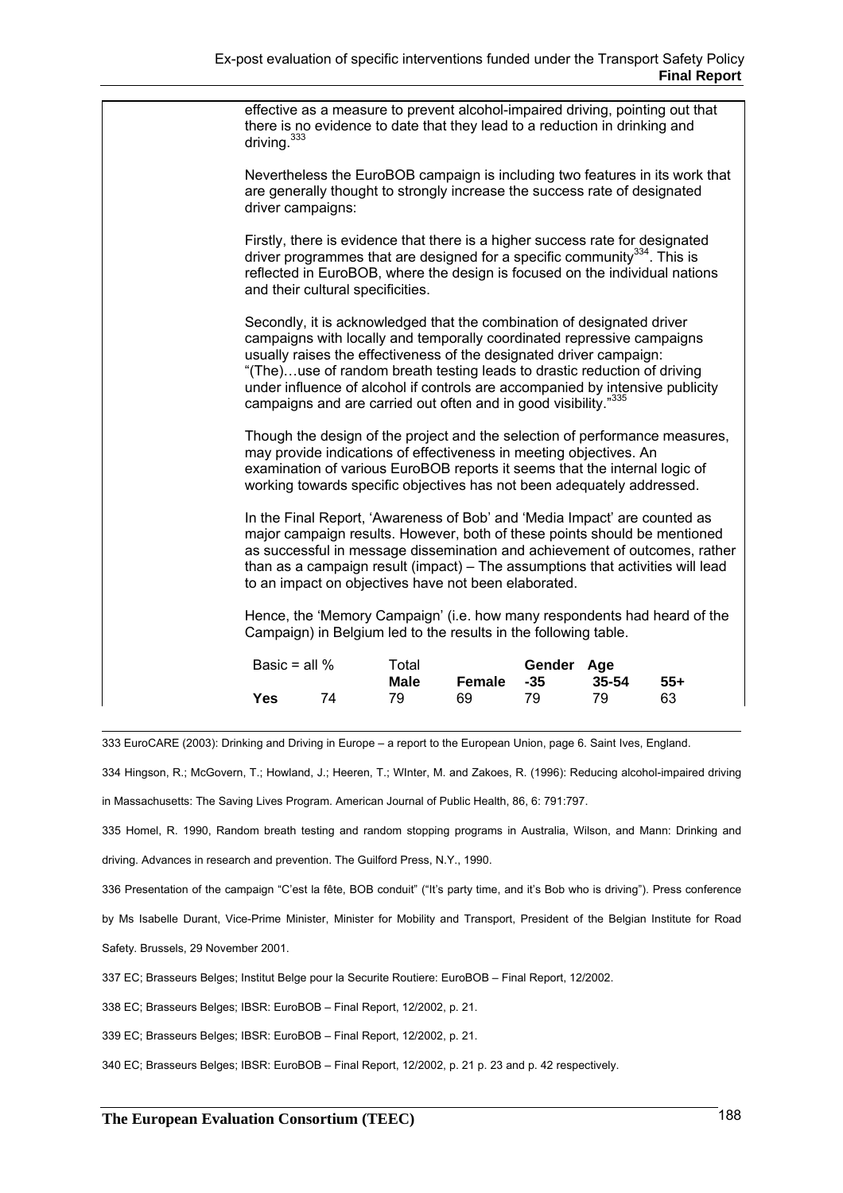effective as a measure to prevent alcohol-impaired driving, pointing out that there is no evidence to date that they lead to a reduction in drinking and driving.[333]

Nevertheless the EuroBOB campaign is including two features in its work that are generally thought to strongly increase the success rate of designated driver campaigns:

Firstly, there is evidence that there is a higher success rate for designated driver programmes that are designed for a specific community[334]. This is reflected in EuroBOB, where the design is focused on the individual nations and their cultural specificities.

Secondly, it is acknowledged that the combination of designated driver campaigns with locally and temporally coordinated repressive campaigns usually raises the effectiveness of the designated driver campaign: "(The)…use of random breath testing leads to drastic reduction of driving under influence of alcohol if controls are accompanied by intensive publicity campaigns and are carried out often and in good visibility."[335]

Though the design of the project and the selection of performance measures, may provide indications of effectiveness in meeting objectives. An examination of various EuroBOB reports it seems that the internal logic of working towards specific objectives has not been adequately addressed.

In the Final Report, 'Awareness of Bob' and 'Media Impact' are counted as major campaign results. However, both of these points should be mentioned as successful in message dissemination and achievement of outcomes, rather than as a campaign result (impact) – The assumptions that activities will lead to an impact on objectives have not been elaborated.

Hence, the 'Memory Campaign' (i.e. how many respondents had heard of the Campaign) in Belgium led to the results in the following table.

| Basic = all % | Total | Gender | | Age | | |
|---|---|---|---|---|---|---|
| | | **Male** | **Female** | **-35** | **35-54** | **55+** |
| **Yes** | 74 | 79 | 69 | 79 | 79 | 63 |

---

333 EuroCARE (2003): Drinking and Driving in Europe – a report to the European Union, page 6. Saint Ives, England.

334 Hingson, R.; McGovern, T.; Howland, J.; Heeren, T.; WInter, M. and Zakoes, R. (1996): Reducing alcohol-impaired driving in Massachusetts: The Saving Lives Program. American Journal of Public Health, 86, 6: 791:797.

335 Homel, R. 1990, Random breath testing and random stopping programs in Australia, Wilson, and Mann: Drinking and driving. Advances in research and prevention. The Guilford Press, N.Y., 1990.

336 Presentation of the campaign "C'est la fête, BOB conduit" ("It's party time, and it's Bob who is driving"). Press conference by Ms Isabelle Durant, Vice-Prime Minister, Minister for Mobility and Transport, President of the Belgian Institute for Road Safety. Brussels, 29 November 2001.

337 EC; Brasseurs Belges; Institut Belge pour la Securite Routiere: EuroBOB – Final Report, 12/2002.

338 EC; Brasseurs Belges; IBSR: EuroBOB – Final Report, 12/2002, p. 21.

339 EC; Brasseurs Belges; IBSR: EuroBOB – Final Report, 12/2002, p. 21.

340 EC; Brasseurs Belges; IBSR: EuroBOB – Final Report, 12/2002, p. 21 p. 23 and p. 42 respectively.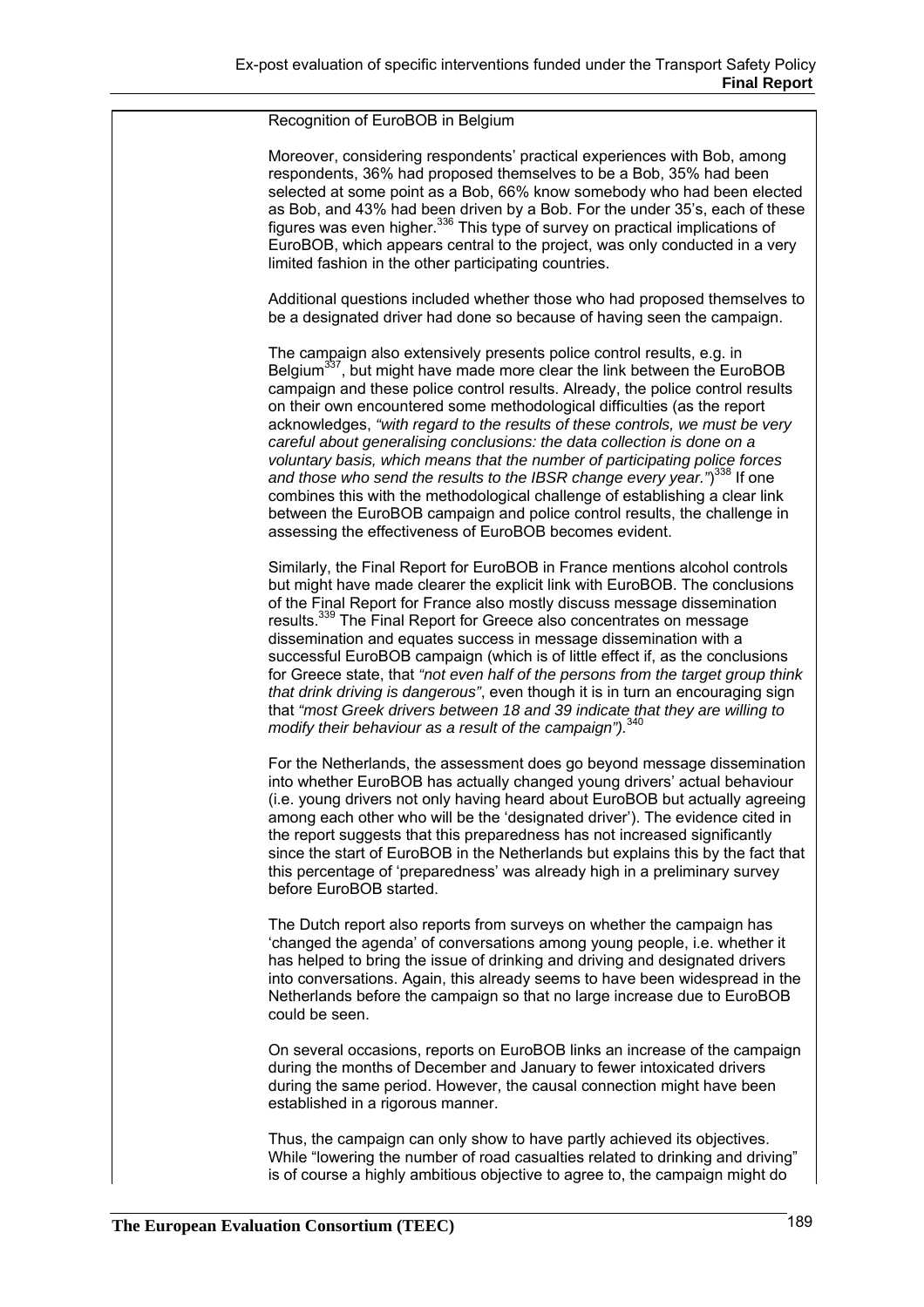Recognition of EuroBOB in Belgium

Moreover, considering respondents' practical experiences with Bob, among respondents, 36% had proposed themselves to be a Bob, 35% had been selected at some point as a Bob, 66% know somebody who had been elected as Bob, and 43% had been driven by a Bob. For the under 35's, each of these figures was even higher.[336] This type of survey on practical implications of EuroBOB, which appears central to the project, was only conducted in a very limited fashion in the other participating countries.

Additional questions included whether those who had proposed themselves to be a designated driver had done so because of having seen the campaign.

The campaign also extensively presents police control results, e.g. in Belgium[337], but might have made more clear the link between the EuroBOB campaign and these police control results. Already, the police control results on their own encountered some methodological difficulties (as the report acknowledges, *"with regard to the results of these controls, we must be very careful about generalising conclusions: the data collection is done on a voluntary basis, which means that the number of participating police forces and those who send the results to the IBSR change every year."*)[338] If one combines this with the methodological challenge of establishing a clear link between the EuroBOB campaign and police control results, the challenge in assessing the effectiveness of EuroBOB becomes evident.

Similarly, the Final Report for EuroBOB in France mentions alcohol controls but might have made clearer the explicit link with EuroBOB. The conclusions of the Final Report for France also mostly discuss message dissemination results.[339] The Final Report for Greece also concentrates on message dissemination and equates success in message dissemination with a successful EuroBOB campaign (which is of little effect if, as the conclusions for Greece state, that *"not even half of the persons from the target group think that drink driving is dangerous"*, even though it is in turn an encouraging sign that *"most Greek drivers between 18 and 39 indicate that they are willing to modify their behaviour as a result of the campaign").*[340]

For the Netherlands, the assessment does go beyond message dissemination into whether EuroBOB has actually changed young drivers' actual behaviour (i.e. young drivers not only having heard about EuroBOB but actually agreeing among each other who will be the 'designated driver'). The evidence cited in the report suggests that this preparedness has not increased significantly since the start of EuroBOB in the Netherlands but explains this by the fact that this percentage of 'preparedness' was already high in a preliminary survey before EuroBOB started.

The Dutch report also reports from surveys on whether the campaign has 'changed the agenda' of conversations among young people, i.e. whether it has helped to bring the issue of drinking and driving and designated drivers into conversations. Again, this already seems to have been widespread in the Netherlands before the campaign so that no large increase due to EuroBOB could be seen.

On several occasions, reports on EuroBOB links an increase of the campaign during the months of December and January to fewer intoxicated drivers during the same period. However, the causal connection might have been established in a rigorous manner.

Thus, the campaign can only show to have partly achieved its objectives. While "lowering the number of road casualties related to drinking and driving" is of course a highly ambitious objective to agree to, the campaign might do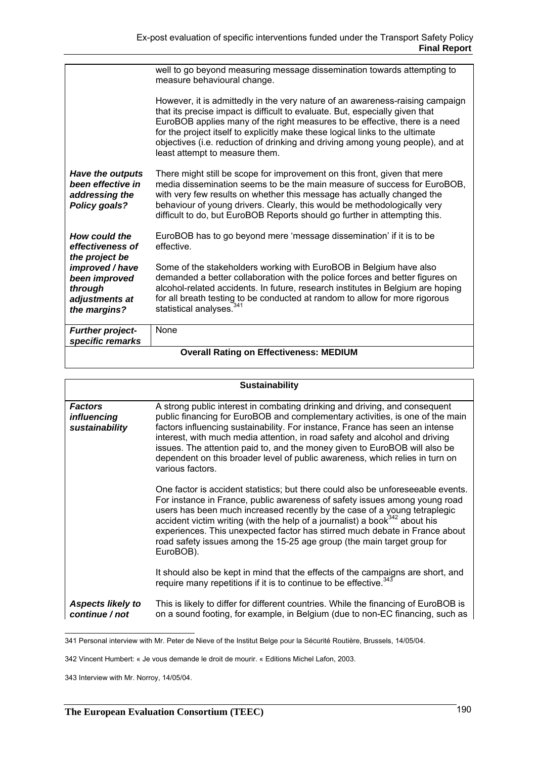| | |
|---|---|
| | well to go beyond measuring message dissemination towards attempting to measure behavioural change.<br><br>However, it is admittedly in the very nature of an awareness-raising campaign that its precise impact is difficult to evaluate. But, especially given that EuroBOB applies many of the right measures to be effective, there is a need for the project itself to explicitly make these logical links to the ultimate objectives (i.e. reduction of drinking and driving among young people), and at least attempt to measure them. |
| ***Have the outputs been effective in addressing the Policy goals?*** | There might still be scope for improvement on this front, given that mere media dissemination seems to be the main measure of success for EuroBOB, with very few results on whether this message has actually changed the behaviour of young drivers. Clearly, this would be methodologically very difficult to do, but EuroBOB Reports should go further in attempting this. |
| ***How could the effectiveness of the project be improved / have been improved through adjustments at the margins?*** | EuroBOB has to go beyond mere 'message dissemination' if it is to be effective.<br><br>Some of the stakeholders working with EuroBOB in Belgium have also demanded a better collaboration with the police forces and better figures on alcohol-related accidents. In future, research institutes in Belgium are hoping for all breath testing to be conducted at random to allow for more rigorous statistical analyses.[341] |
| ***Further project-specific remarks*** | None |
| **Overall Rating on Effectiveness: MEDIUM** | |

| **Sustainability** | |
|---|---|
| ***Factors influencing sustainability*** | A strong public interest in combating drinking and driving, and consequent public financing for EuroBOB and complementary activities, is one of the main factors influencing sustainability. For instance, France has seen an intense interest, with much media attention, in road safety and alcohol and driving issues. The attention paid to, and the money given to EuroBOB will also be dependent on this broader level of public awareness, which relies in turn on various factors.<br><br>One factor is accident statistics; but there could also be unforeseeable events. For instance in France, public awareness of safety issues among young road users has been much increased recently by the case of a young tetraplegic accident victim writing (with the help of a journalist) a book[342] about his experiences. This unexpected factor has stirred much debate in France about road safety issues among the 15-25 age group (the main target group for EuroBOB).<br><br>It should also be kept in mind that the effects of the campaigns are short, and require many repetitions if it is to continue to be effective.[343] |
| ***Aspects likely to continue / not*** | This is likely to differ for different countries. While the financing of EuroBOB is on a sound footing, for example, in Belgium (due to non-EC financing, such as |

341 Personal interview with Mr. Peter de Nieve of the Institut Belge pour la Sécurité Routière, Brussels, 14/05/04.

342 Vincent Humbert: « Je vous demande le droit de mourir. « Editions Michel Lafon, 2003.

343 Interview with Mr. Norroy, 14/05/04.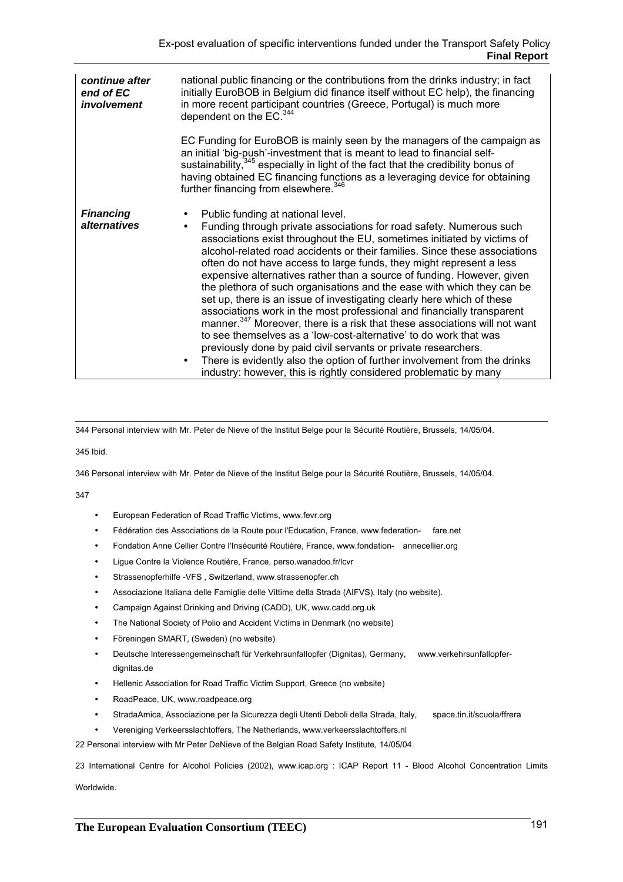| *continue after end of EC involvement* | national public financing or the contributions from the drinks industry; in fact initially EuroBOB in Belgium did finance itself without EC help), the financing in more recent participant countries (Greece, Portugal) is much more dependent on the EC.[344]<br><br>EC Funding for EuroBOB is mainly seen by the managers of the campaign as an initial 'big-push'-investment that is meant to lead to financial self-sustainability,[345] especially in light of the fact that the credibility bonus of having obtained EC financing functions as a leveraging device for obtaining further financing from elsewhere.[346] |
|---|---|
| ***Financing alternatives*** | • Public funding at national level.<br>• Funding through private associations for road safety. Numerous such associations exist throughout the EU, sometimes initiated by victims of alcohol-related road accidents or their families. Since these associations often do not have access to large funds, they might represent a less expensive alternatives rather than a source of funding. However, given the plethora of such organisations and the ease with which they can be set up, there is an issue of investigating clearly here which of these associations work in the most professional and financially transparent manner.[347] Moreover, there is a risk that these associations will not want to see themselves as a 'low-cost-alternative' to do work that was previously done by paid civil servants or private researchers.<br>• There is evidently also the option of further involvement from the drinks industry: however, this is rightly considered problematic by many |

344 Personal interview with Mr. Peter de Nieve of the Institut Belge pour la Sécurité Routière, Brussels, 14/05/04.

345 Ibid.

346 Personal interview with Mr. Peter de Nieve of the Institut Belge pour la Sécurité Routière, Brussels, 14/05/04.

347

- European Federation of Road Traffic Victims, www.fevr.org
- Fédération des Associations de la Route pour l'Education, France, www.federation- fare.net
- Fondation Anne Cellier Contre l'Insécurité Routière, France, www.fondation- annecellier.org
- Ligue Contre la Violence Routière, France, perso.wanadoo.fr/lcvr
- Strassenopferhilfe -VFS , Switzerland, www.strassenopfer.ch
- Associazione Italiana delle Famiglie delle Vittime della Strada (AIFVS), Italy (no website).
- Campaign Against Drinking and Driving (CADD), UK, www.cadd.org.uk
- The National Society of Polio and Accident Victims in Denmark (no website)
- Föreningen SMART, (Sweden) (no website)
- Deutsche Interessengemeinschaft für Verkehrsunfallopfer (Dignitas), Germany, www.verkehrsunfallopfer-dignitas.de
- Hellenic Association for Road Traffic Victim Support, Greece (no website)
- RoadPeace, UK, www.roadpeace.org
- StradaAmica, Associazione per la Sicurezza degli Utenti Deboli della Strada, Italy, space.tin.it/scuola/ffrera
- Vereniging Verkeersslachtoffers, The Netherlands, www.verkeersslachtoffers.nl

22 Personal interview with Mr Peter DeNieve of the Belgian Road Safety Institute, 14/05/04.

23 International Centre for Alcohol Policies (2002), www.icap.org : ICAP Report 11 - Blood Alcohol Concentration Limits Worldwide.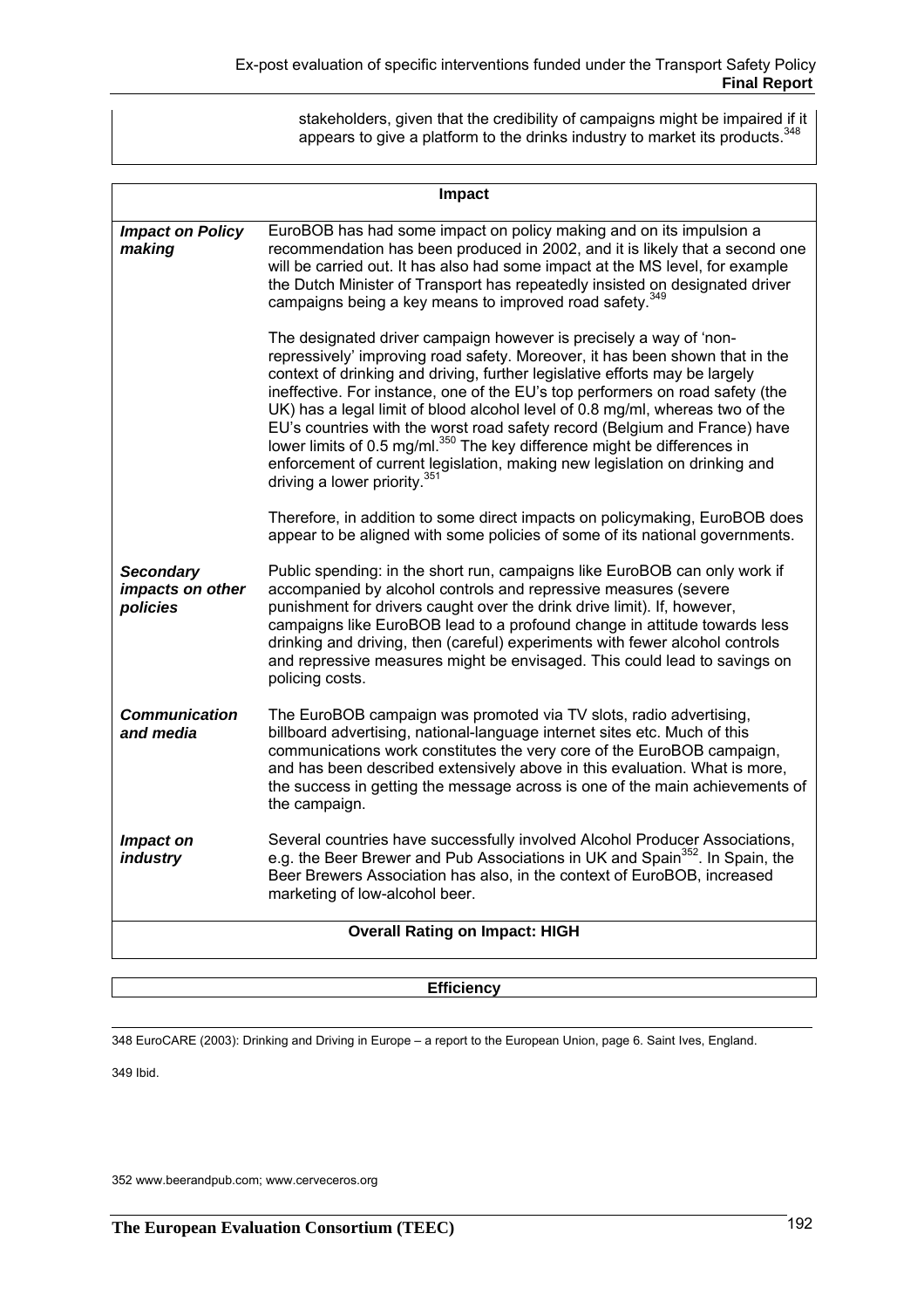| | stakeholders, given that the credibility of campaigns might be impaired if it appears to give a platform to the drinks industry to market its products.[348] |
|---|---|

| **Impact** | |
|---|---|
| ***Impact on Policy making*** | EuroBOB has had some impact on policy making and on its impulsion a recommendation has been produced in 2002, and it is likely that a second one will be carried out. It has also had some impact at the MS level, for example the Dutch Minister of Transport has repeatedly insisted on designated driver campaigns being a key means to improved road safety.[349]<br><br>The designated driver campaign however is precisely a way of 'non-repressively' improving road safety. Moreover, it has been shown that in the context of drinking and driving, further legislative efforts may be largely ineffective. For instance, one of the EU's top performers on road safety (the UK) has a legal limit of blood alcohol level of 0.8 mg/ml, whereas two of the EU's countries with the worst road safety record (Belgium and France) have lower limits of 0.5 mg/ml.[350] The key difference might be differences in enforcement of current legislation, making new legislation on drinking and driving a lower priority.[351]<br><br>Therefore, in addition to some direct impacts on policymaking, EuroBOB does appear to be aligned with some policies of some of its national governments. |
| ***Secondary impacts on other policies*** | Public spending: in the short run, campaigns like EuroBOB can only work if accompanied by alcohol controls and repressive measures (severe punishment for drivers caught over the drink drive limit). If, however, campaigns like EuroBOB lead to a profound change in attitude towards less drinking and driving, then (careful) experiments with fewer alcohol controls and repressive measures might be envisaged. This could lead to savings on policing costs. |
| ***Communication and media*** | The EuroBOB campaign was promoted via TV slots, radio advertising, billboard advertising, national-language internet sites etc. Much of this communications work constitutes the very core of the EuroBOB campaign, and has been described extensively above in this evaluation. What is more, the success in getting the message across is one of the main achievements of the campaign. |
| ***Impact on industry*** | Several countries have successfully involved Alcohol Producer Associations, e.g. the Beer Brewer and Pub Associations in UK and Spain[352]. In Spain, the Beer Brewers Association has also, in the context of EuroBOB, increased marketing of low-alcohol beer. |
| **Overall Rating on Impact: HIGH** | |

| **Efficiency** |
|---|

348 EuroCARE (2003): Drinking and Driving in Europe – a report to the European Union, page 6. Saint Ives, England.

349 Ibid.

352 www.beerandpub.com; www.cerveceros.org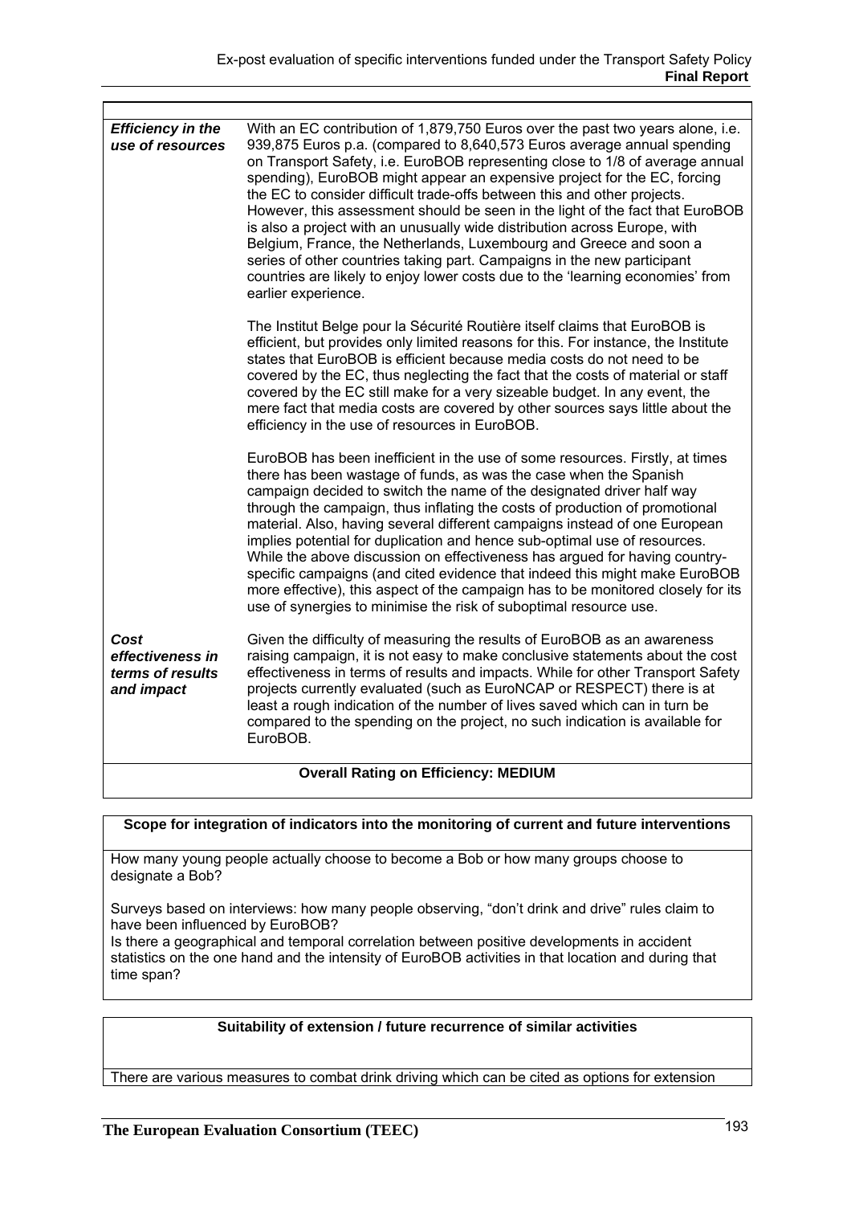| | |
|---|---|
| ***Efficiency in the use of resources*** | With an EC contribution of 1,879,750 Euros over the past two years alone, i.e. 939,875 Euros p.a. (compared to 8,640,573 Euros average annual spending on Transport Safety, i.e. EuroBOB representing close to 1/8 of average annual spending), EuroBOB might appear an expensive project for the EC, forcing the EC to consider difficult trade-offs between this and other projects. However, this assessment should be seen in the light of the fact that EuroBOB is also a project with an unusually wide distribution across Europe, with Belgium, France, the Netherlands, Luxembourg and Greece and soon a series of other countries taking part. Campaigns in the new participant countries are likely to enjoy lower costs due to the 'learning economies' from earlier experience.<br><br>The Institut Belge pour la Sécurité Routière itself claims that EuroBOB is efficient, but provides only limited reasons for this. For instance, the Institute states that EuroBOB is efficient because media costs do not need to be covered by the EC, thus neglecting the fact that the costs of material or staff covered by the EC still make for a very sizeable budget. In any event, the mere fact that media costs are covered by other sources says little about the efficiency in the use of resources in EuroBOB.<br><br>EuroBOB has been inefficient in the use of some resources. Firstly, at times there has been wastage of funds, as was the case when the Spanish campaign decided to switch the name of the designated driver half way through the campaign, thus inflating the costs of production of promotional material. Also, having several different campaigns instead of one European implies potential for duplication and hence sub-optimal use of resources. While the above discussion on effectiveness has argued for having country-specific campaigns (and cited evidence that indeed this might make EuroBOB more effective), this aspect of the campaign has to be monitored closely for its use of synergies to minimise the risk of suboptimal resource use. |
| ***Cost effectiveness in terms of results and impact*** | Given the difficulty of measuring the results of EuroBOB as an awareness raising campaign, it is not easy to make conclusive statements about the cost effectiveness in terms of results and impacts. While for other Transport Safety projects currently evaluated (such as EuroNCAP or RESPECT) there is at least a rough indication of the number of lives saved which can in turn be compared to the spending on the project, no such indication is available for EuroBOB. |
| **Overall Rating on Efficiency: MEDIUM** | |

| **Scope for integration of indicators into the monitoring of current and future interventions** |
|---|
| How many young people actually choose to become a Bob or how many groups choose to designate a Bob?<br><br>Surveys based on interviews: how many people observing, "don't drink and drive" rules claim to have been influenced by EuroBOB?<br>Is there a geographical and temporal correlation between positive developments in accident statistics on the one hand and the intensity of EuroBOB activities in that location and during that time span? |

| **Suitability of extension / future recurrence of similar activities** |
|---|
| There are various measures to combat drink driving which can be cited as options for extension |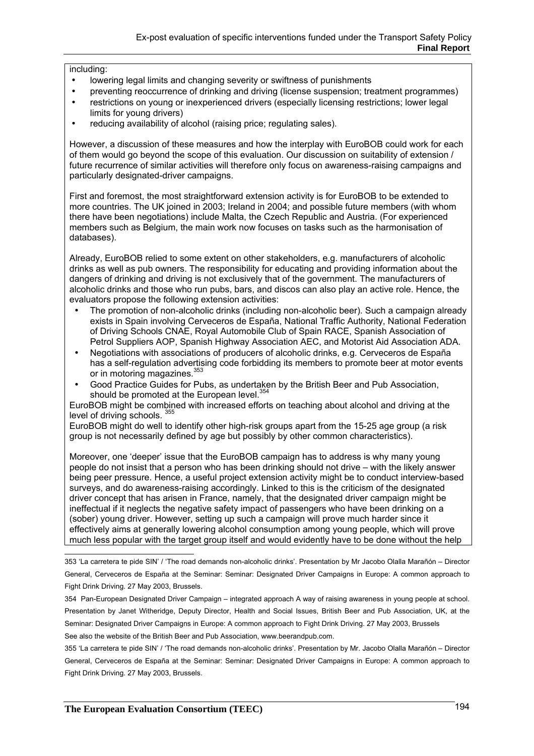including:

- lowering legal limits and changing severity or swiftness of punishments
- preventing reoccurrence of drinking and driving (license suspension; treatment programmes)
- restrictions on young or inexperienced drivers (especially licensing restrictions; lower legal limits for young drivers)
- reducing availability of alcohol (raising price; regulating sales).

However, a discussion of these measures and how the interplay with EuroBOB could work for each of them would go beyond the scope of this evaluation. Our discussion on suitability of extension / future recurrence of similar activities will therefore only focus on awareness-raising campaigns and particularly designated-driver campaigns.

First and foremost, the most straightforward extension activity is for EuroBOB to be extended to more countries. The UK joined in 2003; Ireland in 2004; and possible future members (with whom there have been negotiations) include Malta, the Czech Republic and Austria. (For experienced members such as Belgium, the main work now focuses on tasks such as the harmonisation of databases).

Already, EuroBOB relied to some extent on other stakeholders, e.g. manufacturers of alcoholic drinks as well as pub owners. The responsibility for educating and providing information about the dangers of drinking and driving is not exclusively that of the government. The manufacturers of alcoholic drinks and those who run pubs, bars, and discos can also play an active role. Hence, the evaluators propose the following extension activities:

- The promotion of non-alcoholic drinks (including non-alcoholic beer). Such a campaign already exists in Spain involving Cerveceros de España, National Traffic Authority, National Federation of Driving Schools CNAE, Royal Automobile Club of Spain RACE, Spanish Association of Petrol Suppliers AOP, Spanish Highway Association AEC, and Motorist Aid Association ADA.
- Negotiations with associations of producers of alcoholic drinks, e.g. Cerveceros de España has a self-regulation advertising code forbidding its members to promote beer at motor events or in motoring magazines.[353]
- Good Practice Guides for Pubs, as undertaken by the British Beer and Pub Association, should be promoted at the European level.[354]

EuroBOB might be combined with increased efforts on teaching about alcohol and driving at the level of driving schools.[355]

EuroBOB might do well to identify other high-risk groups apart from the 15-25 age group (a risk group is not necessarily defined by age but possibly by other common characteristics).

Moreover, one 'deeper' issue that the EuroBOB campaign has to address is why many young people do not insist that a person who has been drinking should not drive – with the likely answer being peer pressure. Hence, a useful project extension activity might be to conduct interview-based surveys, and do awareness-raising accordingly. Linked to this is the criticism of the designated driver concept that has arisen in France, namely, that the designated driver campaign might be ineffectual if it neglects the negative safety impact of passengers who have been drinking on a (sober) young driver. However, setting up such a campaign will prove much harder since it effectively aims at generally lowering alcohol consumption among young people, which will prove much less popular with the target group itself and would evidently have to be done without the help

---

353 'La carretera te pide SIN' / 'The road demands non-alcoholic drinks'. Presentation by Mr Jacobo Olalla Marañón – Director General, Cerveceros de España at the Seminar: Seminar: Designated Driver Campaigns in Europe: A common approach to Fight Drink Driving. 27 May 2003, Brussels.

354 Pan-European Designated Driver Campaign – integrated approach A way of raising awareness in young people at school. Presentation by Janet Witheridge, Deputy Director, Health and Social Issues, British Beer and Pub Association, UK, at the Seminar: Designated Driver Campaigns in Europe: A common approach to Fight Drink Driving. 27 May 2003, Brussels

See also the website of the British Beer and Pub Association, www.beerandpub.com.

355 'La carretera te pide SIN' / 'The road demands non-alcoholic drinks'. Presentation by Mr. Jacobo Olalla Marañón – Director General, Cerveceros de España at the Seminar: Seminar: Designated Driver Campaigns in Europe: A common approach to Fight Drink Driving. 27 May 2003, Brussels.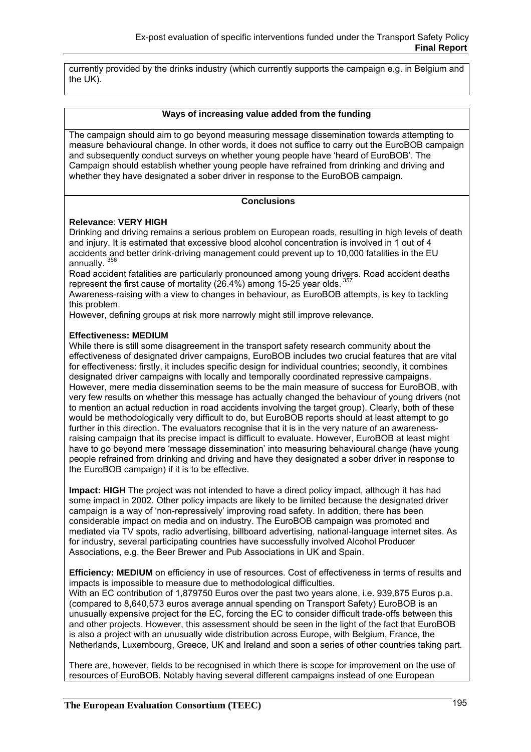currently provided by the drinks industry (which currently supports the campaign e.g. in Belgium and the UK).

**Ways of increasing value added from the funding**

The campaign should aim to go beyond measuring message dissemination towards attempting to measure behavioural change. In other words, it does not suffice to carry out the EuroBOB campaign and subsequently conduct surveys on whether young people have 'heard of EuroBOB'. The Campaign should establish whether young people have refrained from drinking and driving and whether they have designated a sober driver in response to the EuroBOB campaign.

**Conclusions**

**Relevance**: **VERY HIGH**
Drinking and driving remains a serious problem on European roads, resulting in high levels of death and injury. It is estimated that excessive blood alcohol concentration is involved in 1 out of 4 accidents and better drink-driving management could prevent up to 10,000 fatalities in the EU annually. [356]
Road accident fatalities are particularly pronounced among young drivers. Road accident deaths represent the first cause of mortality (26.4%) among 15-25 year olds. [357]
Awareness-raising with a view to changes in behaviour, as EuroBOB attempts, is key to tackling this problem.
However, defining groups at risk more narrowly might still improve relevance.

**Effectiveness: MEDIUM**
While there is still some disagreement in the transport safety research community about the effectiveness of designated driver campaigns, EuroBOB includes two crucial features that are vital for effectiveness: firstly, it includes specific design for individual countries; secondly, it combines designated driver campaigns with locally and temporally coordinated repressive campaigns. However, mere media dissemination seems to be the main measure of success for EuroBOB, with very few results on whether this message has actually changed the behaviour of young drivers (not to mention an actual reduction in road accidents involving the target group). Clearly, both of these would be methodologically very difficult to do, but EuroBOB reports should at least attempt to go further in this direction. The evaluators recognise that it is in the very nature of an awareness-raising campaign that its precise impact is difficult to evaluate. However, EuroBOB at least might have to go beyond mere 'message dissemination' into measuring behavioural change (have young people refrained from drinking and driving and have they designated a sober driver in response to the EuroBOB campaign) if it is to be effective.

**Impact: HIGH** The project was not intended to have a direct policy impact, although it has had some impact in 2002. Other policy impacts are likely to be limited because the designated driver campaign is a way of 'non-repressively' improving road safety. In addition, there has been considerable impact on media and on industry. The EuroBOB campaign was promoted and mediated via TV spots, radio advertising, billboard advertising, national-language internet sites. As for industry, several participating countries have successfully involved Alcohol Producer Associations, e.g. the Beer Brewer and Pub Associations in UK and Spain.

**Efficiency: MEDIUM** on efficiency in use of resources. Cost of effectiveness in terms of results and impacts is impossible to measure due to methodological difficulties.
With an EC contribution of 1,879750 Euros over the past two years alone, i.e. 939,875 Euros p.a. (compared to 8,640,573 euros average annual spending on Transport Safety) EuroBOB is an unusually expensive project for the EC, forcing the EC to consider difficult trade-offs between this and other projects. However, this assessment should be seen in the light of the fact that EuroBOB is also a project with an unusually wide distribution across Europe, with Belgium, France, the Netherlands, Luxembourg, Greece, UK and Ireland and soon a series of other countries taking part.

There are, however, fields to be recognised in which there is scope for improvement on the use of resources of EuroBOB. Notably having several different campaigns instead of one European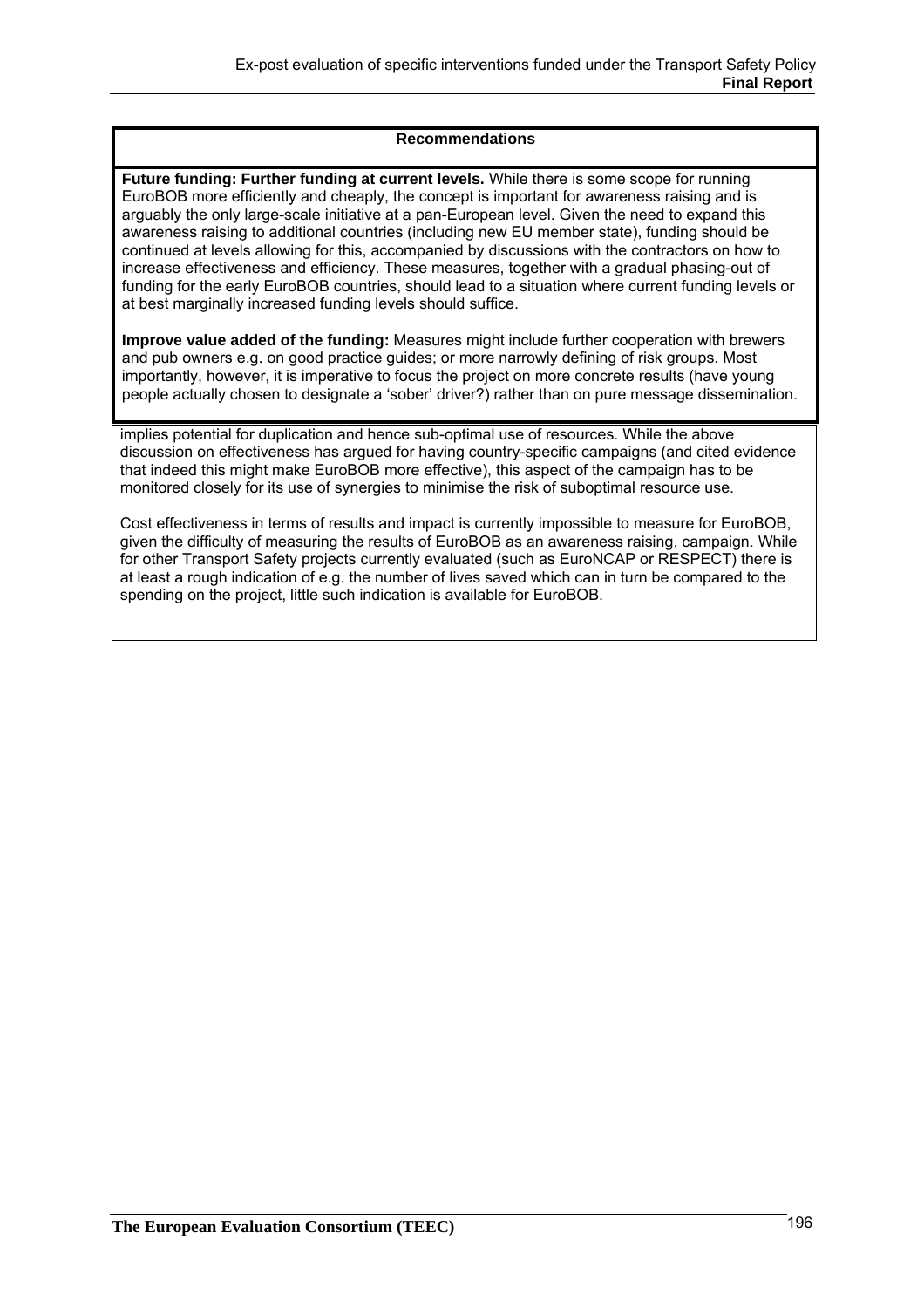**Recommendations**

**Future funding: Further funding at current levels.** While there is some scope for running EuroBOB more efficiently and cheaply, the concept is important for awareness raising and is arguably the only large-scale initiative at a pan-European level. Given the need to expand this awareness raising to additional countries (including new EU member state), funding should be continued at levels allowing for this, accompanied by discussions with the contractors on how to increase effectiveness and efficiency. These measures, together with a gradual phasing-out of funding for the early EuroBOB countries, should lead to a situation where current funding levels or at best marginally increased funding levels should suffice.

**Improve value added of the funding:** Measures might include further cooperation with brewers and pub owners e.g. on good practice guides; or more narrowly defining of risk groups. Most importantly, however, it is imperative to focus the project on more concrete results (have young people actually chosen to designate a 'sober' driver?) rather than on pure message dissemination.

implies potential for duplication and hence sub-optimal use of resources. While the above discussion on effectiveness has argued for having country-specific campaigns (and cited evidence that indeed this might make EuroBOB more effective), this aspect of the campaign has to be monitored closely for its use of synergies to minimise the risk of suboptimal resource use.

Cost effectiveness in terms of results and impact is currently impossible to measure for EuroBOB, given the difficulty of measuring the results of EuroBOB as an awareness raising, campaign. While for other Transport Safety projects currently evaluated (such as EuroNCAP or RESPECT) there is at least a rough indication of e.g. the number of lives saved which can in turn be compared to the spending on the project, little such indication is available for EuroBOB.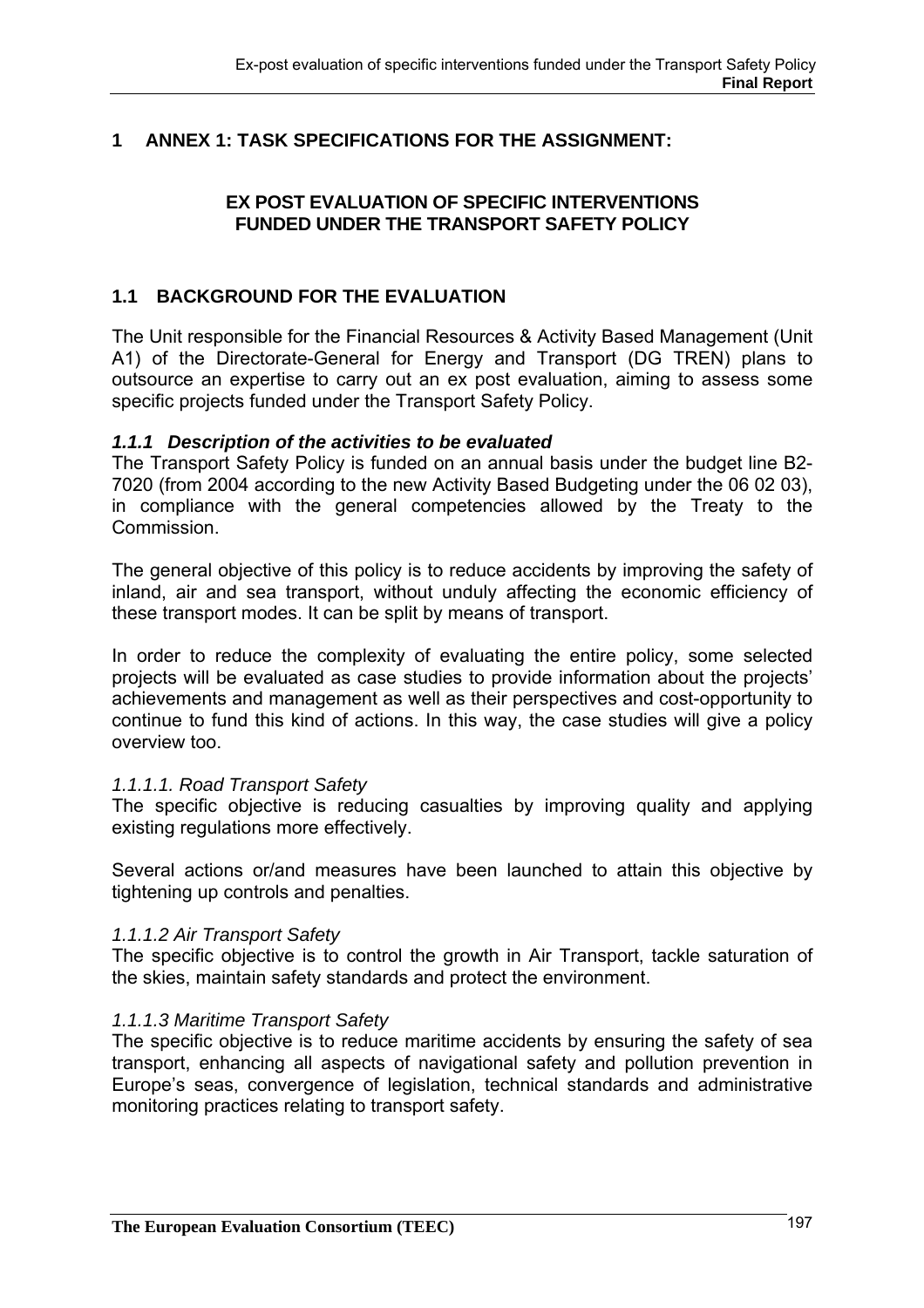# 1 ANNEX 1: TASK SPECIFICATIONS FOR THE ASSIGNMENT:

**EX POST EVALUATION OF SPECIFIC INTERVENTIONS FUNDED UNDER THE TRANSPORT SAFETY POLICY**

## 1.1 BACKGROUND FOR THE EVALUATION

The Unit responsible for the Financial Resources & Activity Based Management (Unit A1) of the Directorate-General for Energy and Transport (DG TREN) plans to outsource an expertise to carry out an ex post evaluation, aiming to assess some specific projects funded under the Transport Safety Policy.

### *1.1.1 Description of the activities to be evaluated*

The Transport Safety Policy is funded on an annual basis under the budget line B2-7020 (from 2004 according to the new Activity Based Budgeting under the 06 02 03), in compliance with the general competencies allowed by the Treaty to the Commission.

The general objective of this policy is to reduce accidents by improving the safety of inland, air and sea transport, without unduly affecting the economic efficiency of these transport modes. It can be split by means of transport.

In order to reduce the complexity of evaluating the entire policy, some selected projects will be evaluated as case studies to provide information about the projects' achievements and management as well as their perspectives and cost-opportunity to continue to fund this kind of actions. In this way, the case studies will give a policy overview too.

*1.1.1.1. Road Transport Safety*

The specific objective is reducing casualties by improving quality and applying existing regulations more effectively.

Several actions or/and measures have been launched to attain this objective by tightening up controls and penalties.

*1.1.1.2 Air Transport Safety*

The specific objective is to control the growth in Air Transport, tackle saturation of the skies, maintain safety standards and protect the environment.

*1.1.1.3 Maritime Transport Safety*

The specific objective is to reduce maritime accidents by ensuring the safety of sea transport, enhancing all aspects of navigational safety and pollution prevention in Europe's seas, convergence of legislation, technical standards and administrative monitoring practices relating to transport safety.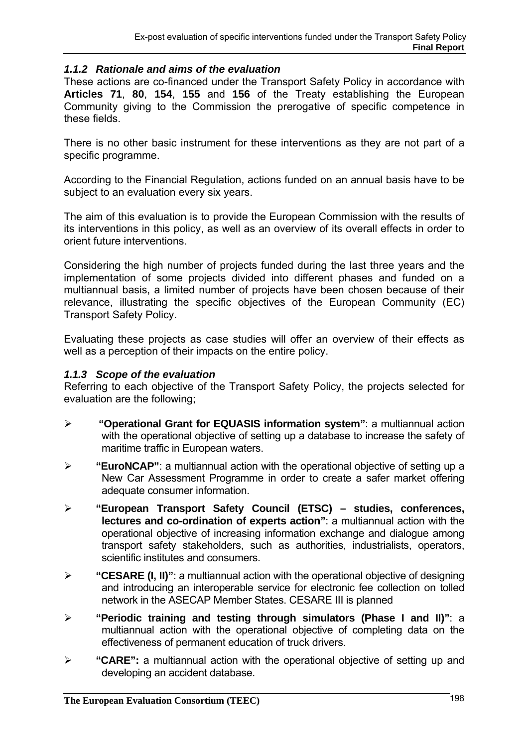### *1.1.2 Rationale and aims of the evaluation*

These actions are co-financed under the Transport Safety Policy in accordance with **Articles 71**, **80**, **154**, **155** and **156** of the Treaty establishing the European Community giving to the Commission the prerogative of specific competence in these fields.

There is no other basic instrument for these interventions as they are not part of a specific programme.

According to the Financial Regulation, actions funded on an annual basis have to be subject to an evaluation every six years.

The aim of this evaluation is to provide the European Commission with the results of its interventions in this policy, as well as an overview of its overall effects in order to orient future interventions.

Considering the high number of projects funded during the last three years and the implementation of some projects divided into different phases and funded on a multiannual basis, a limited number of projects have been chosen because of their relevance, illustrating the specific objectives of the European Community (EC) Transport Safety Policy.

Evaluating these projects as case studies will offer an overview of their effects as well as a perception of their impacts on the entire policy.

### *1.1.3 Scope of the evaluation*

Referring to each objective of the Transport Safety Policy, the projects selected for evaluation are the following;

- **"Operational Grant for EQUASIS information system"**: a multiannual action with the operational objective of setting up a database to increase the safety of maritime traffic in European waters.
- **"EuroNCAP"**: a multiannual action with the operational objective of setting up a New Car Assessment Programme in order to create a safer market offering adequate consumer information.
- **"European Transport Safety Council (ETSC) – studies, conferences, lectures and co-ordination of experts action"**: a multiannual action with the operational objective of increasing information exchange and dialogue among transport safety stakeholders, such as authorities, industrialists, operators, scientific institutes and consumers.
- **"CESARE (I, II)"**: a multiannual action with the operational objective of designing and introducing an interoperable service for electronic fee collection on tolled network in the ASECAP Member States. CESARE III is planned
- **"Periodic training and testing through simulators (Phase I and II)"**: a multiannual action with the operational objective of completing data on the effectiveness of permanent education of truck drivers.
- **"CARE":** a multiannual action with the operational objective of setting up and developing an accident database.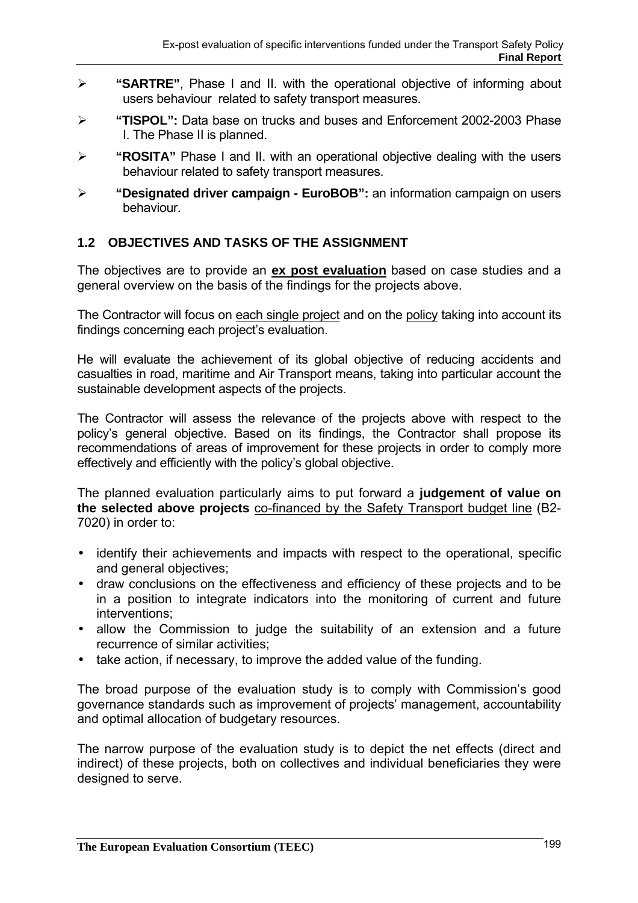- **"SARTRE"**, Phase I and II. with the operational objective of informing about users behaviour related to safety transport measures.
- **"TISPOL":** Data base on trucks and buses and Enforcement 2002-2003 Phase I. The Phase II is planned.
- **"ROSITA"** Phase I and II. with an operational objective dealing with the users behaviour related to safety transport measures.
- **"Designated driver campaign - EuroBOB":** an information campaign on users behaviour.

## 1.2 OBJECTIVES AND TASKS OF THE ASSIGNMENT

The objectives are to provide an **ex post evaluation** based on case studies and a general overview on the basis of the findings for the projects above.

The Contractor will focus on each single project and on the policy taking into account its findings concerning each project's evaluation.

He will evaluate the achievement of its global objective of reducing accidents and casualties in road, maritime and Air Transport means, taking into particular account the sustainable development aspects of the projects.

The Contractor will assess the relevance of the projects above with respect to the policy's general objective. Based on its findings, the Contractor shall propose its recommendations of areas of improvement for these projects in order to comply more effectively and efficiently with the policy's global objective.

The planned evaluation particularly aims to put forward a **judgement of value on the selected above projects** co-financed by the Safety Transport budget line (B2-7020) in order to:

- identify their achievements and impacts with respect to the operational, specific and general objectives;
- draw conclusions on the effectiveness and efficiency of these projects and to be in a position to integrate indicators into the monitoring of current and future interventions;
- allow the Commission to judge the suitability of an extension and a future recurrence of similar activities;
- take action, if necessary, to improve the added value of the funding.

The broad purpose of the evaluation study is to comply with Commission's good governance standards such as improvement of projects' management, accountability and optimal allocation of budgetary resources.

The narrow purpose of the evaluation study is to depict the net effects (direct and indirect) of these projects, both on collectives and individual beneficiaries they were designed to serve.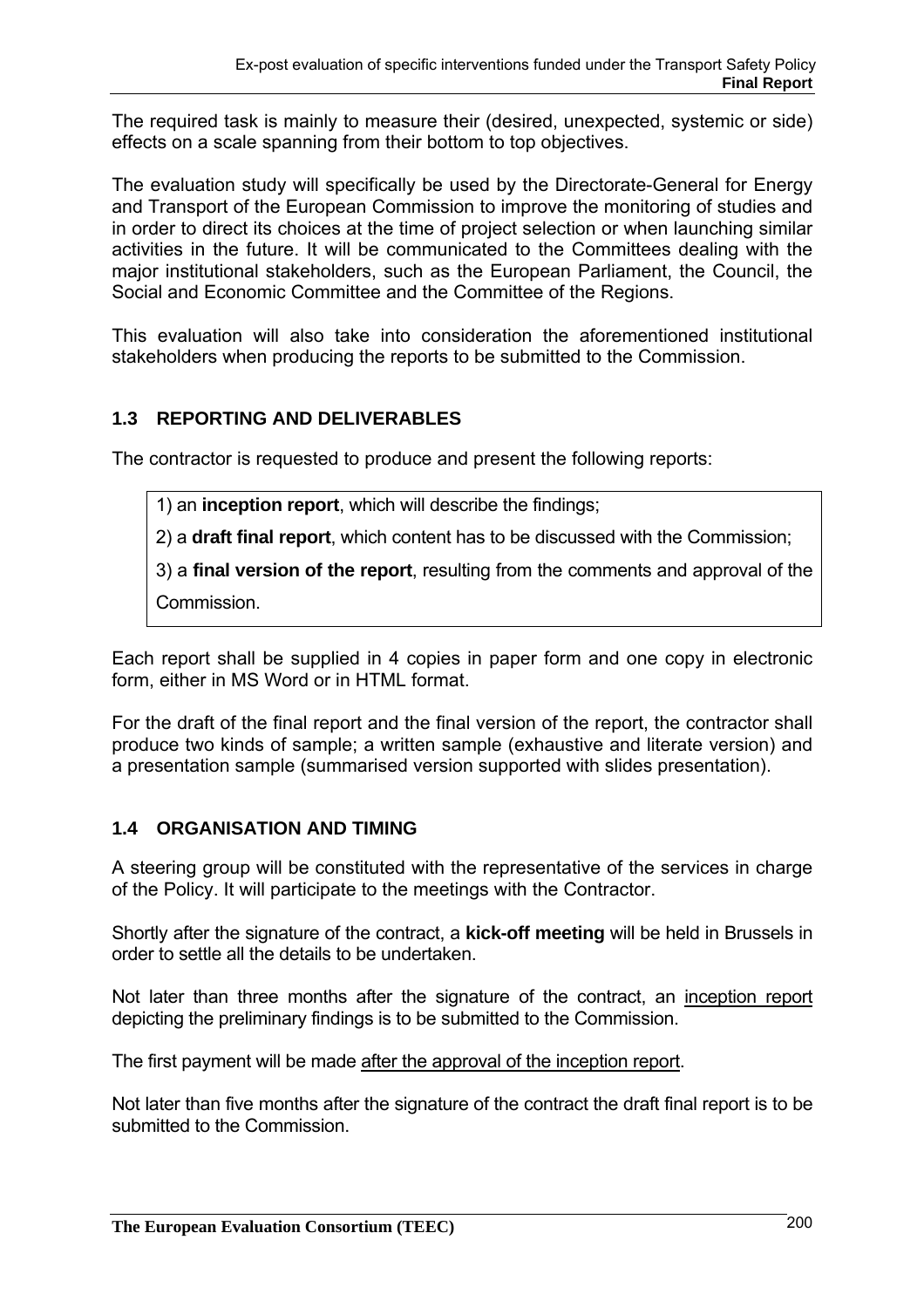The required task is mainly to measure their (desired, unexpected, systemic or side) effects on a scale spanning from their bottom to top objectives.

The evaluation study will specifically be used by the Directorate-General for Energy and Transport of the European Commission to improve the monitoring of studies and in order to direct its choices at the time of project selection or when launching similar activities in the future. It will be communicated to the Committees dealing with the major institutional stakeholders, such as the European Parliament, the Council, the Social and Economic Committee and the Committee of the Regions.

This evaluation will also take into consideration the aforementioned institutional stakeholders when producing the reports to be submitted to the Commission.

### 1.3 REPORTING AND DELIVERABLES

The contractor is requested to produce and present the following reports:

1) an **inception report**, which will describe the findings;

2) a **draft final report**, which content has to be discussed with the Commission;

3) a **final version of the report**, resulting from the comments and approval of the Commission.

Each report shall be supplied in 4 copies in paper form and one copy in electronic form, either in MS Word or in HTML format.

For the draft of the final report and the final version of the report, the contractor shall produce two kinds of sample; a written sample (exhaustive and literate version) and a presentation sample (summarised version supported with slides presentation).

### 1.4 ORGANISATION AND TIMING

A steering group will be constituted with the representative of the services in charge of the Policy. It will participate to the meetings with the Contractor.

Shortly after the signature of the contract, a **kick-off meeting** will be held in Brussels in order to settle all the details to be undertaken.

Not later than three months after the signature of the contract, an inception report depicting the preliminary findings is to be submitted to the Commission.

The first payment will be made after the approval of the inception report.

Not later than five months after the signature of the contract the draft final report is to be submitted to the Commission.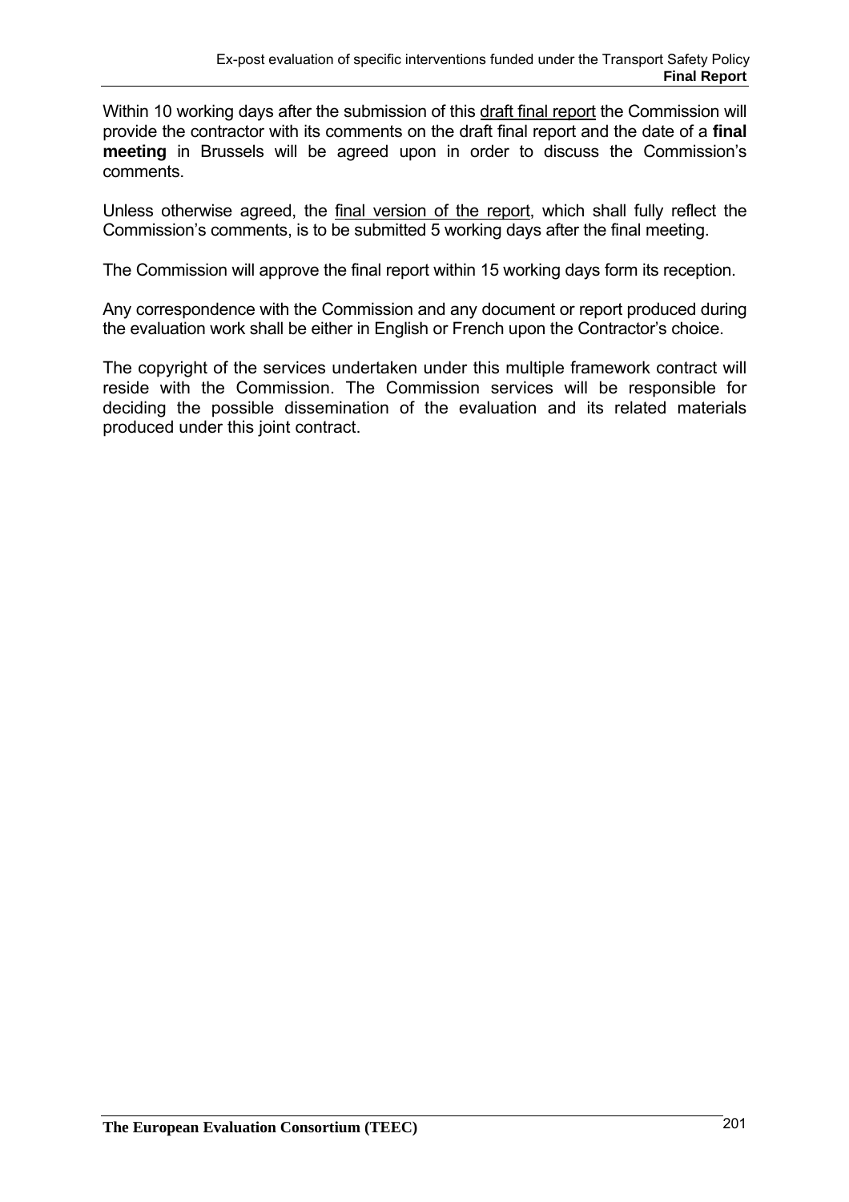Within 10 working days after the submission of this draft final report the Commission will provide the contractor with its comments on the draft final report and the date of a **final meeting** in Brussels will be agreed upon in order to discuss the Commission's comments.

Unless otherwise agreed, the final version of the report, which shall fully reflect the Commission's comments, is to be submitted 5 working days after the final meeting.

The Commission will approve the final report within 15 working days form its reception.

Any correspondence with the Commission and any document or report produced during the evaluation work shall be either in English or French upon the Contractor's choice.

The copyright of the services undertaken under this multiple framework contract will reside with the Commission. The Commission services will be responsible for deciding the possible dissemination of the evaluation and its related materials produced under this joint contract.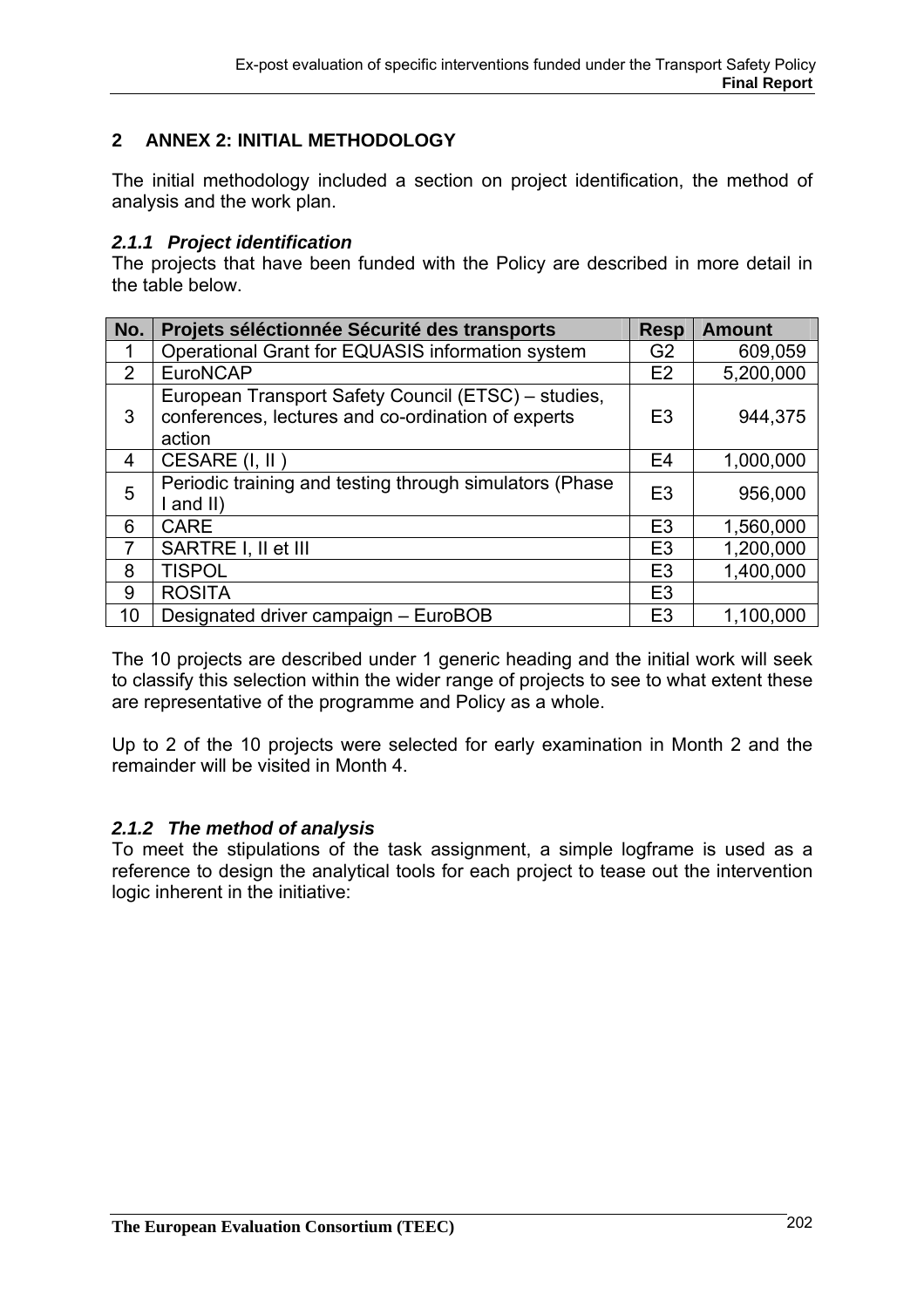## 2 ANNEX 2: INITIAL METHODOLOGY

The initial methodology included a section on project identification, the method of analysis and the work plan.

### *2.1.1 Project identification*

The projects that have been funded with the Policy are described in more detail in the table below.

| No. | Projets séléctionnée Sécurité des transports | Resp | Amount |
|---|---|---|---|
| 1 | Operational Grant for EQUASIS information system | G2 | 609,059 |
| 2 | EuroNCAP | E2 | 5,200,000 |
| 3 | European Transport Safety Council (ETSC) – studies, conferences, lectures and co-ordination of experts action | E3 | 944,375 |
| 4 | CESARE (I, II ) | E4 | 1,000,000 |
| 5 | Periodic training and testing through simulators (Phase I and II) | E3 | 956,000 |
| 6 | CARE | E3 | 1,560,000 |
| 7 | SARTRE I, II et III | E3 | 1,200,000 |
| 8 | TISPOL | E3 | 1,400,000 |
| 9 | ROSITA | E3 | |
| 10 | Designated driver campaign – EuroBOB | E3 | 1,100,000 |

The 10 projects are described under 1 generic heading and the initial work will seek to classify this selection within the wider range of projects to see to what extent these are representative of the programme and Policy as a whole.

Up to 2 of the 10 projects were selected for early examination in Month 2 and the remainder will be visited in Month 4.

### *2.1.2 The method of analysis*

To meet the stipulations of the task assignment, a simple logframe is used as a reference to design the analytical tools for each project to tease out the intervention logic inherent in the initiative: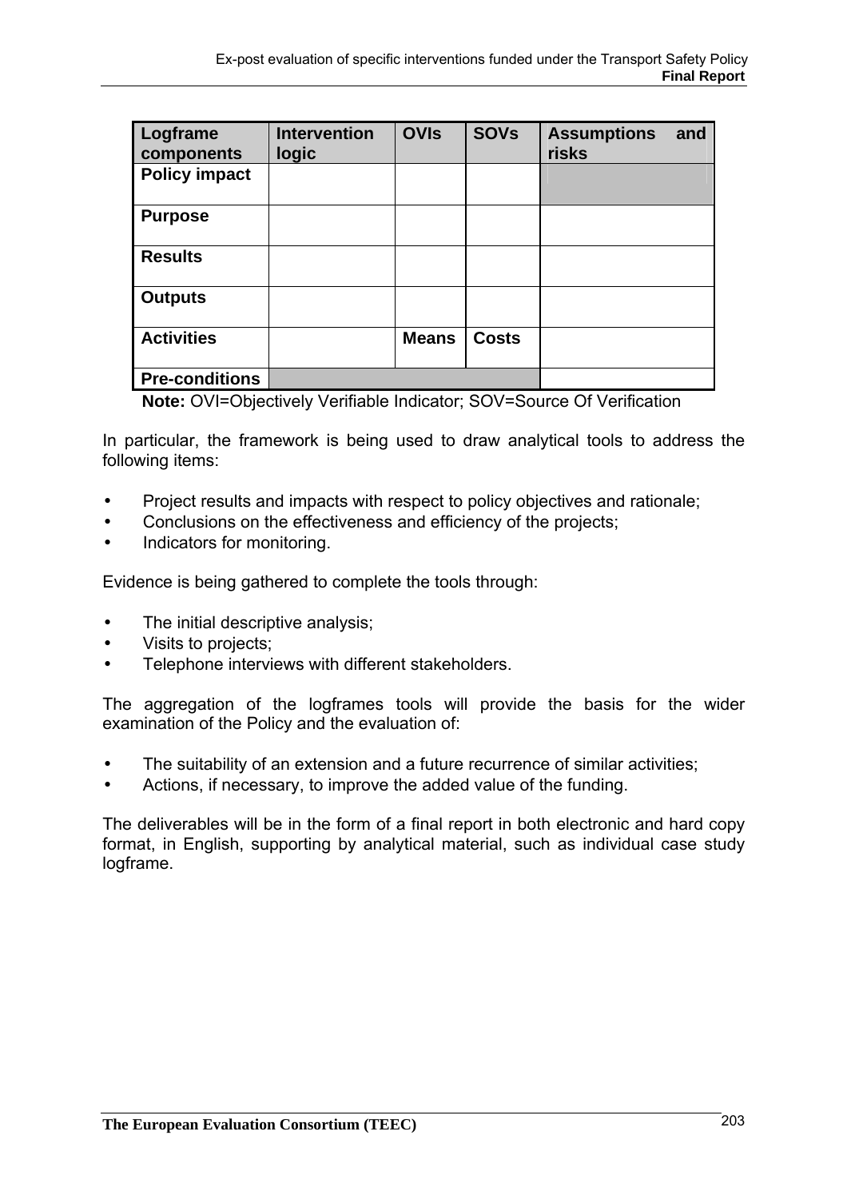| Logframe components | Intervention logic | OVIs | SOVs | Assumptions and risks |
|---|---|---|---|---|
| **Policy impact** | | | | |
| **Purpose** | | | | |
| **Results** | | | | |
| **Outputs** | | | | |
| **Activities** | | **Means** | **Costs** | |
| **Pre-conditions** | | | | |

**Note:** OVI=Objectively Verifiable Indicator; SOV=Source Of Verification

In particular, the framework is being used to draw analytical tools to address the following items:

- Project results and impacts with respect to policy objectives and rationale;
- Conclusions on the effectiveness and efficiency of the projects;
- Indicators for monitoring.

Evidence is being gathered to complete the tools through:

- The initial descriptive analysis;
- Visits to projects;
- Telephone interviews with different stakeholders.

The aggregation of the logframes tools will provide the basis for the wider examination of the Policy and the evaluation of:

- The suitability of an extension and a future recurrence of similar activities;
- Actions, if necessary, to improve the added value of the funding.

The deliverables will be in the form of a final report in both electronic and hard copy format, in English, supporting by analytical material, such as individual case study logframe.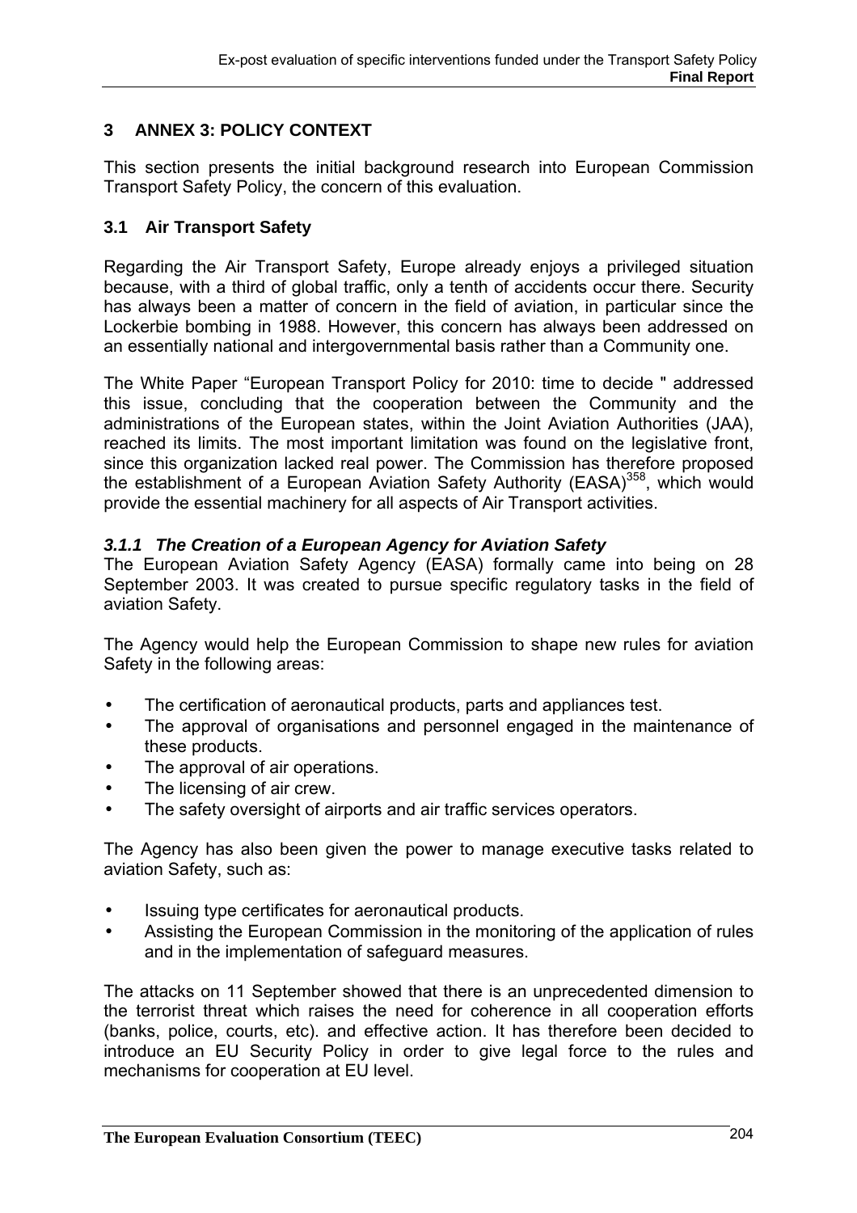## 3 ANNEX 3: POLICY CONTEXT

This section presents the initial background research into European Commission Transport Safety Policy, the concern of this evaluation.

### 3.1 Air Transport Safety

Regarding the Air Transport Safety, Europe already enjoys a privileged situation because, with a third of global traffic, only a tenth of accidents occur there. Security has always been a matter of concern in the field of aviation, in particular since the Lockerbie bombing in 1988. However, this concern has always been addressed on an essentially national and intergovernmental basis rather than a Community one.

The White Paper "European Transport Policy for 2010: time to decide " addressed this issue, concluding that the cooperation between the Community and the administrations of the European states, within the Joint Aviation Authorities (JAA), reached its limits. The most important limitation was found on the legislative front, since this organization lacked real power. The Commission has therefore proposed the establishment of a European Aviation Safety Authority (EASA)[358], which would provide the essential machinery for all aspects of Air Transport activities.

#### *3.1.1 The Creation of a European Agency for Aviation Safety*

The European Aviation Safety Agency (EASA) formally came into being on 28 September 2003. It was created to pursue specific regulatory tasks in the field of aviation Safety.

The Agency would help the European Commission to shape new rules for aviation Safety in the following areas:

- The certification of aeronautical products, parts and appliances test.
- The approval of organisations and personnel engaged in the maintenance of these products.
- The approval of air operations.
- The licensing of air crew.
- The safety oversight of airports and air traffic services operators.

The Agency has also been given the power to manage executive tasks related to aviation Safety, such as:

- Issuing type certificates for aeronautical products.
- Assisting the European Commission in the monitoring of the application of rules and in the implementation of safeguard measures.

The attacks on 11 September showed that there is an unprecedented dimension to the terrorist threat which raises the need for coherence in all cooperation efforts (banks, police, courts, etc). and effective action. It has therefore been decided to introduce an EU Security Policy in order to give legal force to the rules and mechanisms for cooperation at EU level.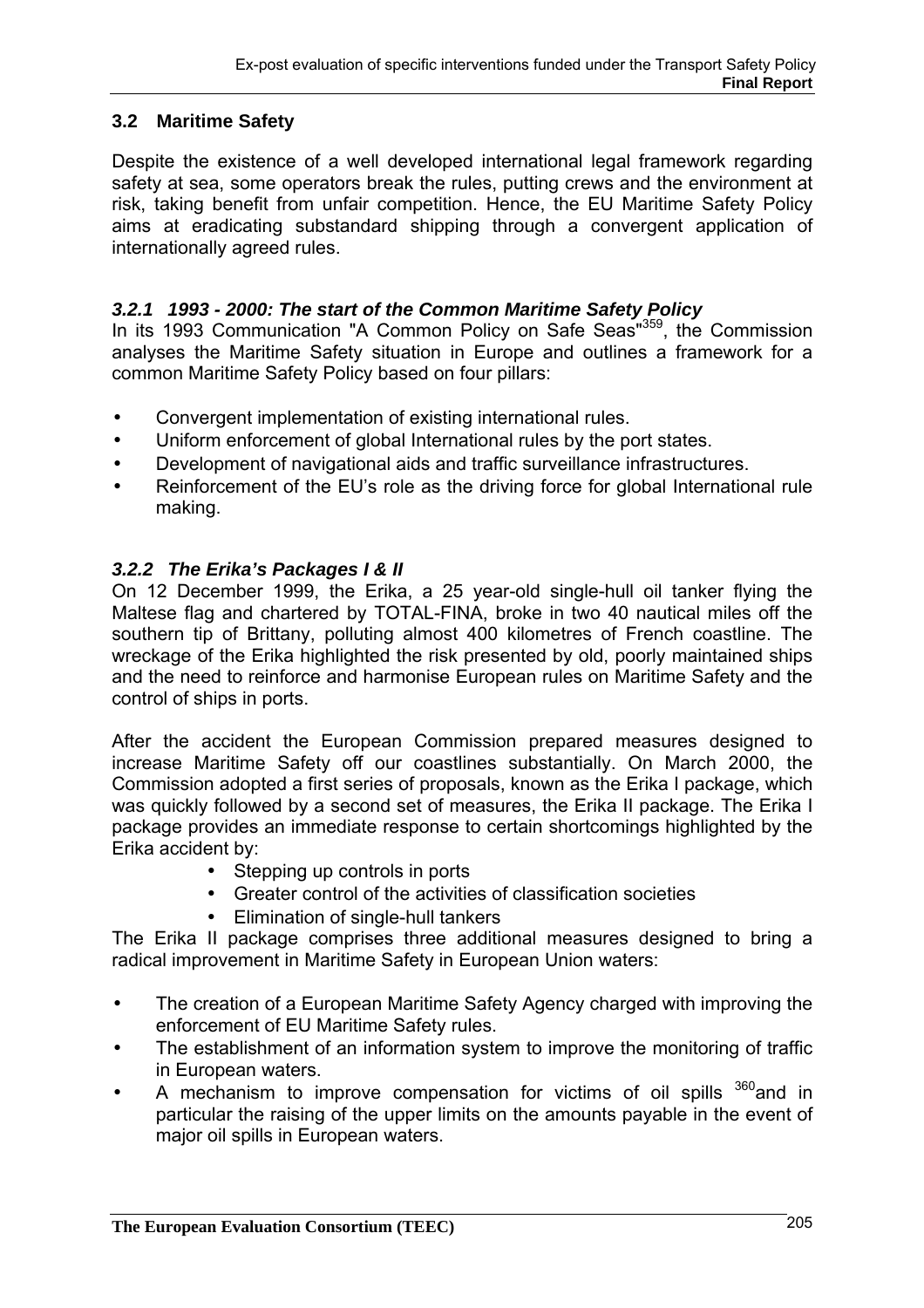## 3.2 Maritime Safety

Despite the existence of a well developed international legal framework regarding safety at sea, some operators break the rules, putting crews and the environment at risk, taking benefit from unfair competition. Hence, the EU Maritime Safety Policy aims at eradicating substandard shipping through a convergent application of internationally agreed rules.

### *3.2.1 1993 - 2000: The start of the Common Maritime Safety Policy*

In its 1993 Communication "A Common Policy on Safe Seas"[359], the Commission analyses the Maritime Safety situation in Europe and outlines a framework for a common Maritime Safety Policy based on four pillars:

- Convergent implementation of existing international rules.
- Uniform enforcement of global International rules by the port states.
- Development of navigational aids and traffic surveillance infrastructures.
- Reinforcement of the EU's role as the driving force for global International rule making.

### *3.2.2 The Erika's Packages I & II*

On 12 December 1999, the Erika, a 25 year-old single-hull oil tanker flying the Maltese flag and chartered by TOTAL-FINA, broke in two 40 nautical miles off the southern tip of Brittany, polluting almost 400 kilometres of French coastline. The wreckage of the Erika highlighted the risk presented by old, poorly maintained ships and the need to reinforce and harmonise European rules on Maritime Safety and the control of ships in ports.

After the accident the European Commission prepared measures designed to increase Maritime Safety off our coastlines substantially. On March 2000, the Commission adopted a first series of proposals, known as the Erika I package, which was quickly followed by a second set of measures, the Erika II package. The Erika I package provides an immediate response to certain shortcomings highlighted by the Erika accident by:

- Stepping up controls in ports
- Greater control of the activities of classification societies
- Elimination of single-hull tankers

The Erika II package comprises three additional measures designed to bring a radical improvement in Maritime Safety in European Union waters:

- The creation of a European Maritime Safety Agency charged with improving the enforcement of EU Maritime Safety rules.
- The establishment of an information system to improve the monitoring of traffic in European waters.
- A mechanism to improve compensation for victims of oil spills [360] and in particular the raising of the upper limits on the amounts payable in the event of major oil spills in European waters.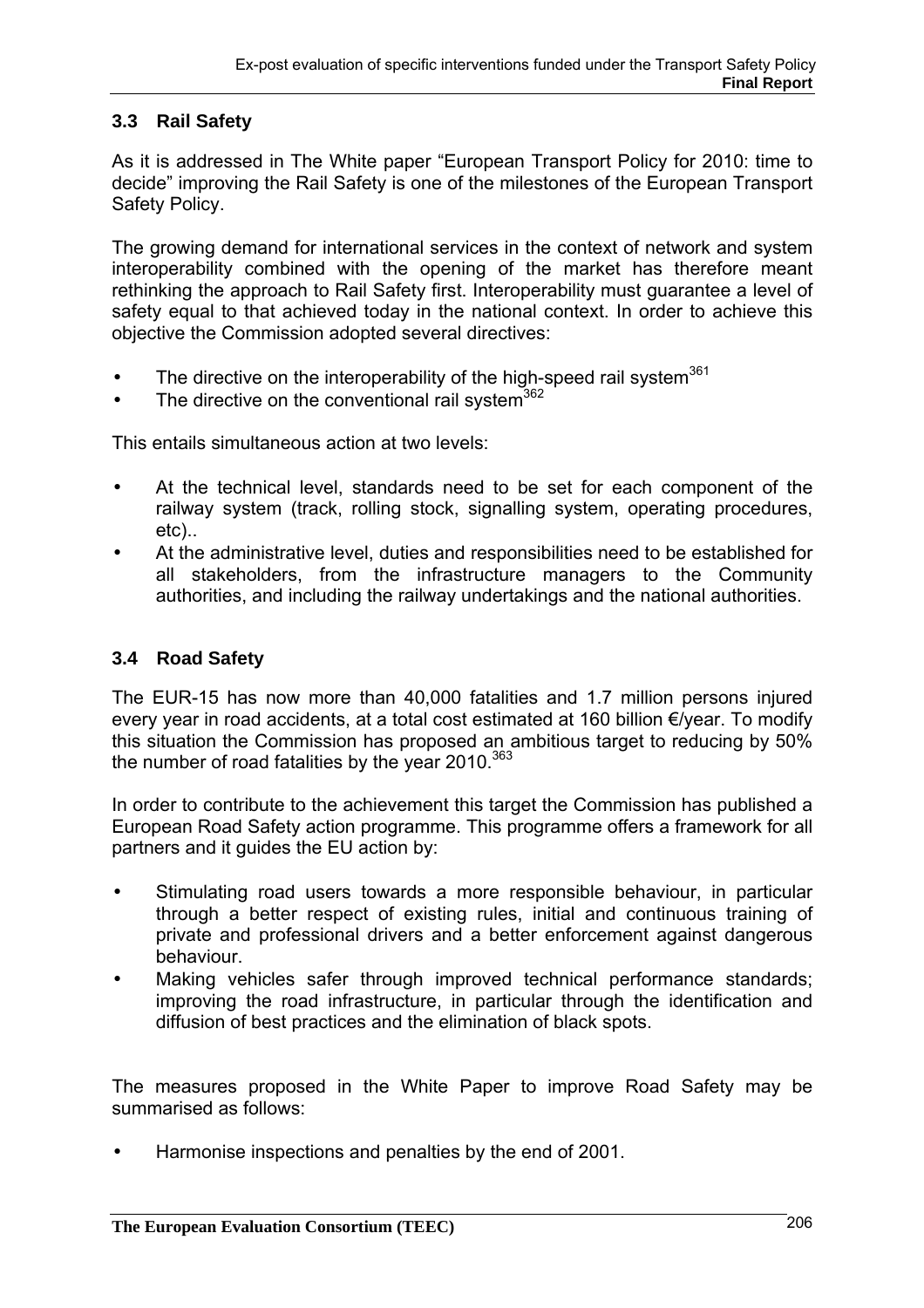### 3.3 Rail Safety

As it is addressed in The White paper "European Transport Policy for 2010: time to decide" improving the Rail Safety is one of the milestones of the European Transport Safety Policy.

The growing demand for international services in the context of network and system interoperability combined with the opening of the market has therefore meant rethinking the approach to Rail Safety first. Interoperability must guarantee a level of safety equal to that achieved today in the national context. In order to achieve this objective the Commission adopted several directives:

- The directive on the interoperability of the high-speed rail system[361]
- The directive on the conventional rail system[362]

This entails simultaneous action at two levels:

- At the technical level, standards need to be set for each component of the railway system (track, rolling stock, signalling system, operating procedures, etc)..
- At the administrative level, duties and responsibilities need to be established for all stakeholders, from the infrastructure managers to the Community authorities, and including the railway undertakings and the national authorities.

### 3.4 Road Safety

The EUR-15 has now more than 40,000 fatalities and 1.7 million persons injured every year in road accidents, at a total cost estimated at 160 billion €/year. To modify this situation the Commission has proposed an ambitious target to reducing by 50% the number of road fatalities by the year 2010.[363]

In order to contribute to the achievement this target the Commission has published a European Road Safety action programme. This programme offers a framework for all partners and it guides the EU action by:

- Stimulating road users towards a more responsible behaviour, in particular through a better respect of existing rules, initial and continuous training of private and professional drivers and a better enforcement against dangerous behaviour.
- Making vehicles safer through improved technical performance standards; improving the road infrastructure, in particular through the identification and diffusion of best practices and the elimination of black spots.

The measures proposed in the White Paper to improve Road Safety may be summarised as follows:

- Harmonise inspections and penalties by the end of 2001.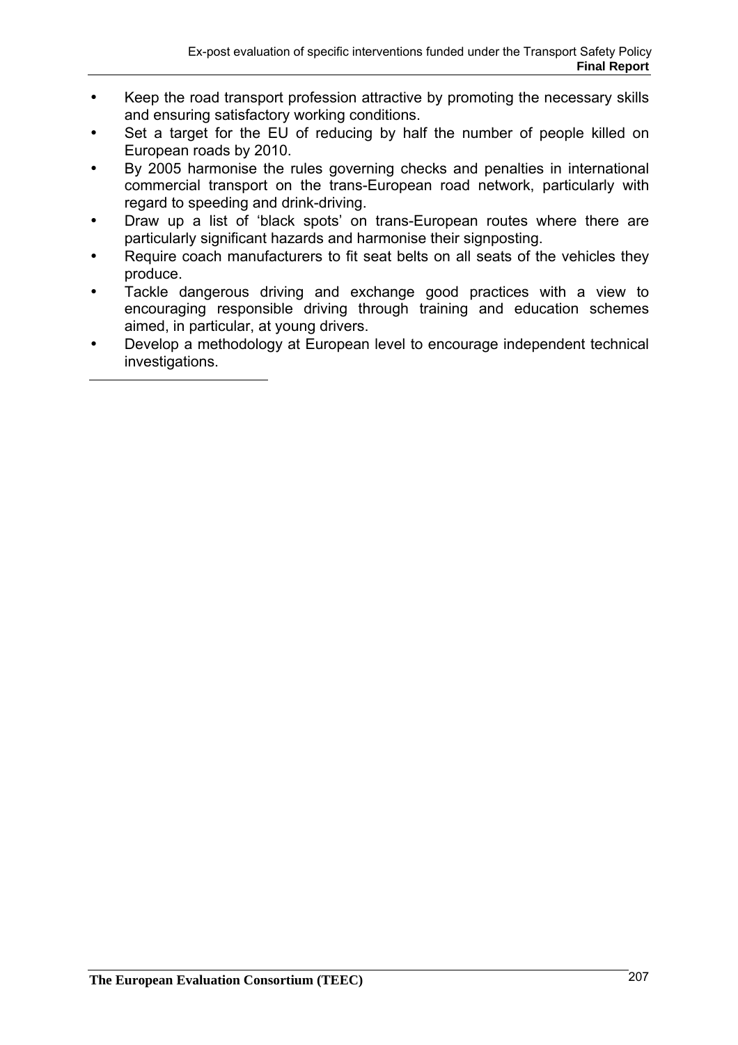- Keep the road transport profession attractive by promoting the necessary skills and ensuring satisfactory working conditions.
- Set a target for the EU of reducing by half the number of people killed on European roads by 2010.
- By 2005 harmonise the rules governing checks and penalties in international commercial transport on the trans-European road network, particularly with regard to speeding and drink-driving.
- Draw up a list of 'black spots' on trans-European routes where there are particularly significant hazards and harmonise their signposting.
- Require coach manufacturers to fit seat belts on all seats of the vehicles they produce.
- Tackle dangerous driving and exchange good practices with a view to encouraging responsible driving through training and education schemes aimed, in particular, at young drivers.
- Develop a methodology at European level to encourage independent technical investigations.